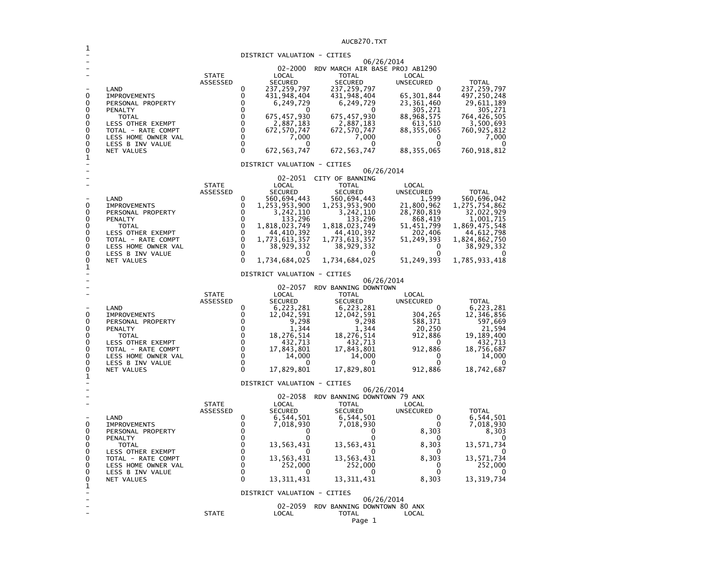AUCB270.TXT

## DISTRICT VALUATION - CITIES

06/26/2014

### 02-2000 RDV MARCH AIR BASE PROJ AB1290

| | STATE ASSESSED | LOCAL SECURED | TOTAL SECURED | LOCAL UNSECURED | TOTAL |
|---|---|---|---|---|---|
| LAND | 0 | 237,259,797 | 237,259,797 | 0 | 237,259,797 |
| IMPROVEMENTS | 0 | 431,948,404 | 431,948,404 | 65,301,844 | 497,250,248 |
| PERSONAL PROPERTY | 0 | 6,249,729 | 6,249,729 | 23,361,460 | 29,611,189 |
| PENALTY | 0 | 0 | 0 | 305,271 | 305,271 |
| TOTAL | 0 | 675,457,930 | 675,457,930 | 88,968,575 | 764,426,505 |
| LESS OTHER EXEMPT | 0 | 2,887,183 | 2,887,183 | 613,510 | 3,500,693 |
| TOTAL - RATE COMPT | 0 | 672,570,747 | 672,570,747 | 88,355,065 | 760,925,812 |
| LESS HOME OWNER VAL | 0 | 7,000 | 7,000 | 0 | 7,000 |
| LESS B INV VALUE | 0 | 0 | 0 | 0 | 0 |
| NET VALUES | 0 | 672,563,747 | 672,563,747 | 88,355,065 | 760,918,812 |

## DISTRICT VALUATION - CITIES

06/26/2014

### 02-2051 CITY OF BANNING

| | STATE ASSESSED | LOCAL SECURED | TOTAL SECURED | LOCAL UNSECURED | TOTAL |
|---|---|---|---|---|---|
| LAND | 0 | 560,694,443 | 560,694,443 | 1,599 | 560,696,042 |
| IMPROVEMENTS | 0 | 1,253,953,900 | 1,253,953,900 | 21,800,962 | 1,275,754,862 |
| PERSONAL PROPERTY | 0 | 3,242,110 | 3,242,110 | 28,780,819 | 32,022,929 |
| PENALTY | 0 | 133,296 | 133,296 | 868,419 | 1,001,715 |
| TOTAL | 0 | 1,818,023,749 | 1,818,023,749 | 51,451,799 | 1,869,475,548 |
| LESS OTHER EXEMPT | 0 | 44,410,392 | 44,410,392 | 202,406 | 44,612,798 |
| TOTAL - RATE COMPT | 0 | 1,773,613,357 | 1,773,613,357 | 51,249,393 | 1,824,862,750 |
| LESS HOME OWNER VAL | 0 | 38,929,332 | 38,929,332 | 0 | 38,929,332 |
| LESS B INV VALUE | 0 | 0 | 0 | 0 | 0 |
| NET VALUES | 0 | 1,734,684,025 | 1,734,684,025 | 51,249,393 | 1,785,933,418 |

## DISTRICT VALUATION - CITIES

06/26/2014

### 02-2057 RDV BANNING DOWNTOWN

| | STATE ASSESSED | LOCAL SECURED | TOTAL SECURED | LOCAL UNSECURED | TOTAL |
|---|---|---|---|---|---|
| LAND | 0 | 6,223,281 | 6,223,281 | 0 | 6,223,281 |
| IMPROVEMENTS | 0 | 12,042,591 | 12,042,591 | 304,265 | 12,346,856 |
| PERSONAL PROPERTY | 0 | 9,298 | 9,298 | 588,371 | 597,669 |
| PENALTY | 0 | 1,344 | 1,344 | 20,250 | 21,594 |
| TOTAL | 0 | 18,276,514 | 18,276,514 | 912,886 | 19,189,400 |
| LESS OTHER EXEMPT | 0 | 432,713 | 432,713 | 0 | 432,713 |
| TOTAL - RATE COMPT | 0 | 17,843,801 | 17,843,801 | 912,886 | 18,756,687 |
| LESS HOME OWNER VAL | 0 | 14,000 | 14,000 | 0 | 14,000 |
| LESS B INV VALUE | 0 | 0 | 0 | 0 | 0 |
| NET VALUES | 0 | 17,829,801 | 17,829,801 | 912,886 | 18,742,687 |

## DISTRICT VALUATION - CITIES

06/26/2014

### 02-2058 RDV BANNING DOWNTOWN 79 ANX

| | STATE ASSESSED | LOCAL SECURED | TOTAL SECURED | LOCAL UNSECURED | TOTAL |
|---|---|---|---|---|---|
| LAND | 0 | 6,544,501 | 6,544,501 | 0 | 6,544,501 |
| IMPROVEMENTS | 0 | 7,018,930 | 7,018,930 | 0 | 7,018,930 |
| PERSONAL PROPERTY | 0 | 0 | 0 | 8,303 | 8,303 |
| PENALTY | 0 | 0 | 0 | 0 | 0 |
| TOTAL | 0 | 13,563,431 | 13,563,431 | 8,303 | 13,571,734 |
| LESS OTHER EXEMPT | 0 | 0 | 0 | 0 | 0 |
| TOTAL - RATE COMPT | 0 | 13,563,431 | 13,563,431 | 8,303 | 13,571,734 |
| LESS HOME OWNER VAL | 0 | 252,000 | 252,000 | 0 | 252,000 |
| LESS B INV VALUE | 0 | 0 | 0 | 0 | 0 |
| NET VALUES | 0 | 13,311,431 | 13,311,431 | 8,303 | 13,319,734 |

## DISTRICT VALUATION - CITIES

06/26/2014

### 02-2059 RDV BANNING DOWNTOWN 80 ANX

| | STATE | LOCAL | TOTAL | LOCAL | |
|---|---|---|---|---|---|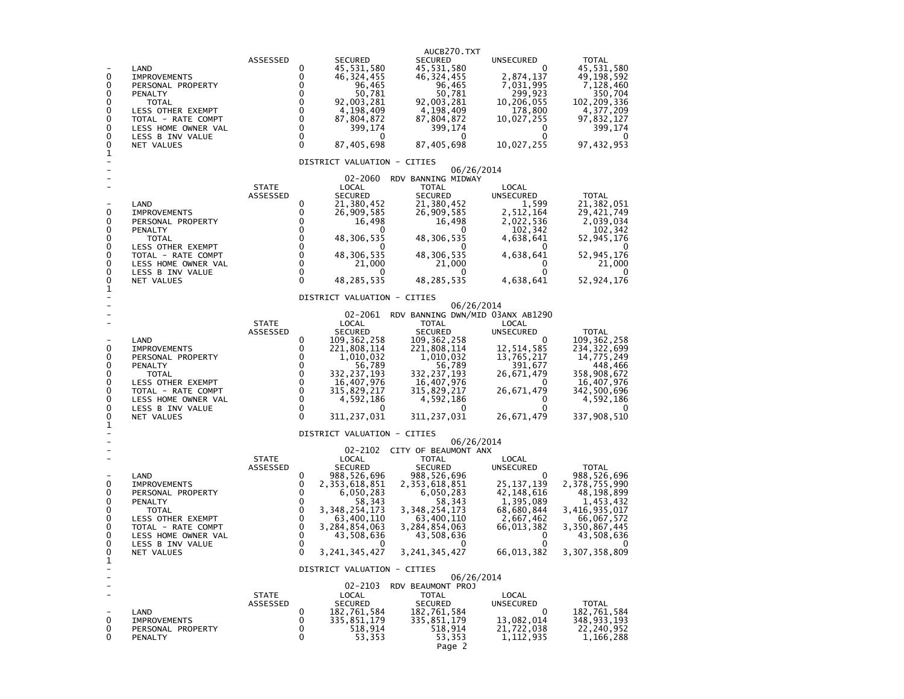| | | STATE ASSESSED | LOCAL SECURED | TOTAL SECURED | LOCAL UNSECURED | TOTAL |
|---|---|---|---|---|---|---|
| - | LAND | 0 | 45,531,580 | 45,531,580 | 0 | 45,531,580 |
| 0 | IMPROVEMENTS | 0 | 46,324,455 | 46,324,455 | 2,874,137 | 49,198,592 |
| 0 | PERSONAL PROPERTY | 0 | 96,465 | 96,465 | 7,031,995 | 7,128,460 |
| 0 | PENALTY | 0 | 50,781 | 50,781 | 299,923 | 350,704 |
| 0 | TOTAL | 0 | 92,003,281 | 92,003,281 | 10,206,055 | 102,209,336 |
| 0 | LESS OTHER EXEMPT | 0 | 4,198,409 | 4,198,409 | 178,800 | 4,377,209 |
| 0 | TOTAL - RATE COMPT | 0 | 87,804,872 | 87,804,872 | 10,027,255 | 97,832,127 |
| 0 | LESS HOME OWNER VAL | 0 | 399,174 | 399,174 | 0 | 399,174 |
| 0 | LESS B INV VALUE | 0 | 0 | 0 | 0 | 0 |
| 0 | NET VALUES | 0 | 87,405,698 | 87,405,698 | 10,027,255 | 97,432,953 |

1

DISTRICT VALUATION - CITIES

06/26/2014

02-2060 RDV BANNING MIDWAY

| | | STATE ASSESSED | LOCAL SECURED | TOTAL SECURED | LOCAL UNSECURED | TOTAL |
|---|---|---|---|---|---|---|
| - | LAND | 0 | 21,380,452 | 21,380,452 | 1,599 | 21,382,051 |
| 0 | IMPROVEMENTS | 0 | 26,909,585 | 26,909,585 | 2,512,164 | 29,421,749 |
| 0 | PERSONAL PROPERTY | 0 | 16,498 | 16,498 | 2,022,536 | 2,039,034 |
| 0 | PENALTY | 0 | 0 | 0 | 102,342 | 102,342 |
| 0 | TOTAL | 0 | 48,306,535 | 48,306,535 | 4,638,641 | 52,945,176 |
| 0 | LESS OTHER EXEMPT | 0 | 0 | 0 | 0 | 0 |
| 0 | TOTAL - RATE COMPT | 0 | 48,306,535 | 48,306,535 | 4,638,641 | 52,945,176 |
| 0 | LESS HOME OWNER VAL | 0 | 21,000 | 21,000 | 0 | 21,000 |
| 0 | LESS B INV VALUE | 0 | 0 | 0 | 0 | 0 |
| 0 | NET VALUES | 0 | 48,285,535 | 48,285,535 | 4,638,641 | 52,924,176 |

1

DISTRICT VALUATION - CITIES

06/26/2014

02-2061 RDV BANNING DWN/MID 03ANX AB1290

| | | STATE ASSESSED | LOCAL SECURED | TOTAL SECURED | LOCAL UNSECURED | TOTAL |
|---|---|---|---|---|---|---|
| - | LAND | 0 | 109,362,258 | 109,362,258 | 0 | 109,362,258 |
| 0 | IMPROVEMENTS | 0 | 221,808,114 | 221,808,114 | 12,514,585 | 234,322,699 |
| 0 | PERSONAL PROPERTY | 0 | 1,010,032 | 1,010,032 | 13,765,217 | 14,775,249 |
| 0 | PENALTY | 0 | 56,789 | 56,789 | 391,677 | 448,466 |
| 0 | TOTAL | 0 | 332,237,193 | 332,237,193 | 26,671,479 | 358,908,672 |
| 0 | LESS OTHER EXEMPT | 0 | 16,407,976 | 16,407,976 | 0 | 16,407,976 |
| 0 | TOTAL - RATE COMPT | 0 | 315,829,217 | 315,829,217 | 26,671,479 | 342,500,696 |
| 0 | LESS HOME OWNER VAL | 0 | 4,592,186 | 4,592,186 | 0 | 4,592,186 |
| 0 | LESS B INV VALUE | 0 | 0 | 0 | 0 | 0 |
| 0 | NET VALUES | 0 | 311,237,031 | 311,237,031 | 26,671,479 | 337,908,510 |

1

DISTRICT VALUATION - CITIES

06/26/2014

02-2102 CITY OF BEAUMONT ANX

| | | STATE ASSESSED | LOCAL SECURED | TOTAL SECURED | LOCAL UNSECURED | TOTAL |
|---|---|---|---|---|---|---|
| - | LAND | 0 | 988,526,696 | 988,526,696 | 0 | 988,526,696 |
| 0 | IMPROVEMENTS | 0 | 2,353,618,851 | 2,353,618,851 | 25,137,139 | 2,378,755,990 |
| 0 | PERSONAL PROPERTY | 0 | 6,050,283 | 6,050,283 | 42,148,616 | 48,198,899 |
| 0 | PENALTY | 0 | 58,343 | 58,343 | 1,395,089 | 1,453,432 |
| 0 | TOTAL | 0 | 3,348,254,173 | 3,348,254,173 | 68,680,844 | 3,416,935,017 |
| 0 | LESS OTHER EXEMPT | 0 | 63,400,110 | 63,400,110 | 2,667,462 | 66,067,572 |
| 0 | TOTAL - RATE COMPT | 0 | 3,284,854,063 | 3,284,854,063 | 66,013,382 | 3,350,867,445 |
| 0 | LESS HOME OWNER VAL | 0 | 43,508,636 | 43,508,636 | 0 | 43,508,636 |
| 0 | LESS B INV VALUE | 0 | 0 | 0 | 0 | 0 |
| 0 | NET VALUES | 0 | 3,241,345,427 | 3,241,345,427 | 66,013,382 | 3,307,358,809 |

1

DISTRICT VALUATION - CITIES

06/26/2014

02-2103 RDV BEAUMONT PROJ

| | | STATE ASSESSED | LOCAL SECURED | TOTAL SECURED | LOCAL UNSECURED | TOTAL |
|---|---|---|---|---|---|---|
| - | LAND | 0 | 182,761,584 | 182,761,584 | 0 | 182,761,584 |
| 0 | IMPROVEMENTS | 0 | 335,851,179 | 335,851,179 | 13,082,014 | 348,933,193 |
| 0 | PERSONAL PROPERTY | 0 | 518,914 | 518,914 | 21,722,038 | 22,240,952 |
| 0 | PENALTY | 0 | 53,353 | 53,353 | 1,112,935 | 1,166,288 |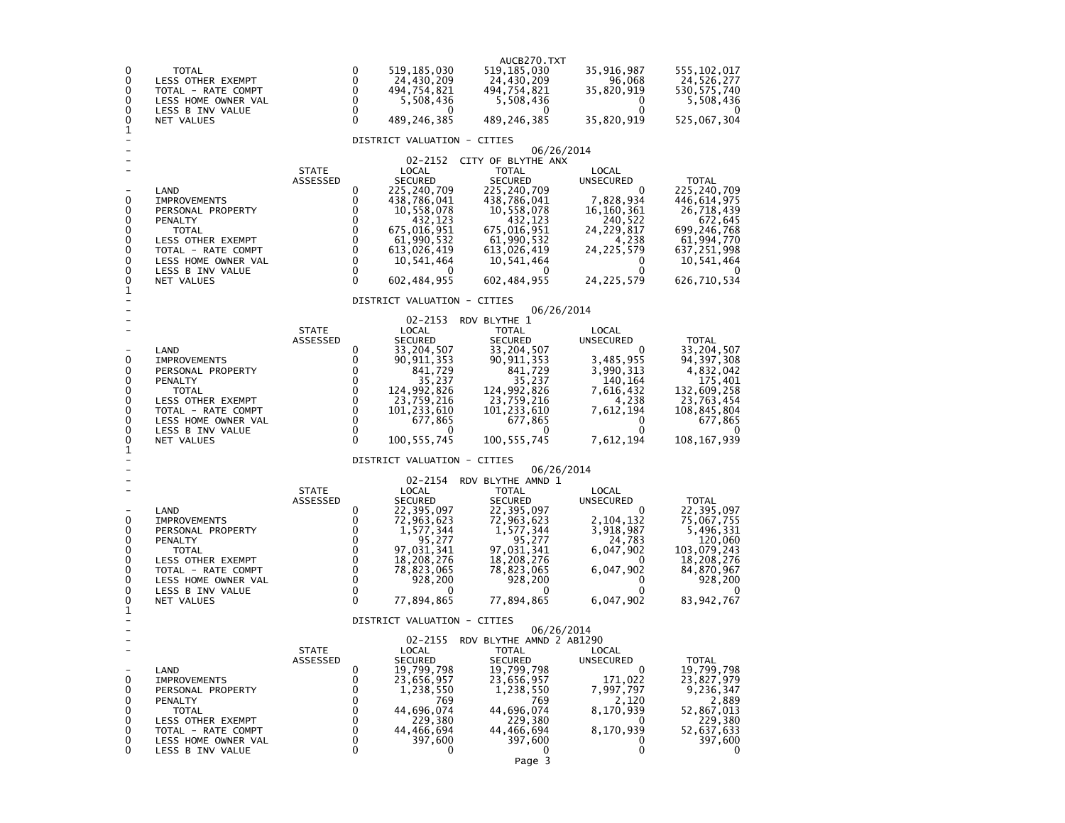AUCB270.TXT

| | | STATE ASSESSED | LOCAL SECURED | TOTAL SECURED | LOCAL UNSECURED | TOTAL |
|---|---|---|---|---|---|---|
| 0 | TOTAL | 0 | 519,185,030 | 519,185,030 | 35,916,987 | 555,102,017 |
| 0 | LESS OTHER EXEMPT | 0 | 24,430,209 | 24,430,209 | 96,068 | 24,526,277 |
| 0 | TOTAL - RATE COMPT | 0 | 494,754,821 | 494,754,821 | 35,820,919 | 530,575,740 |
| 0 | LESS HOME OWNER VAL | 0 | 5,508,436 | 5,508,436 | 0 | 5,508,436 |
| 0 | LESS B INV VALUE | 0 | 0 | 0 | 0 | 0 |
| 0 | NET VALUES | 0 | 489,246,385 | 489,246,385 | 35,820,919 | 525,067,304 |

1

DISTRICT VALUATION - CITIES

06/26/2014

02-2152 CITY OF BLYTHE ANX

| | | STATE ASSESSED | LOCAL SECURED | TOTAL SECURED | LOCAL UNSECURED | TOTAL |
|---|---|---|---|---|---|---|
| - | LAND | 0 | 225,240,709 | 225,240,709 | 0 | 225,240,709 |
| 0 | IMPROVEMENTS | 0 | 438,786,041 | 438,786,041 | 7,828,934 | 446,614,975 |
| 0 | PERSONAL PROPERTY | 0 | 10,558,078 | 10,558,078 | 16,160,361 | 26,718,439 |
| 0 | PENALTY | 0 | 432,123 | 432,123 | 240,522 | 672,645 |
| 0 | TOTAL | 0 | 675,016,951 | 675,016,951 | 24,229,817 | 699,246,768 |
| 0 | LESS OTHER EXEMPT | 0 | 61,990,532 | 61,990,532 | 4,238 | 61,994,770 |
| 0 | TOTAL - RATE COMPT | 0 | 613,026,419 | 613,026,419 | 24,225,579 | 637,251,998 |
| 0 | LESS HOME OWNER VAL | 0 | 10,541,464 | 10,541,464 | 0 | 10,541,464 |
| 0 | LESS B INV VALUE | 0 | 0 | 0 | 0 | 0 |
| 0 | NET VALUES | 0 | 602,484,955 | 602,484,955 | 24,225,579 | 626,710,534 |

1

DISTRICT VALUATION - CITIES

06/26/2014

02-2153 RDV BLYTHE 1

| | | STATE ASSESSED | LOCAL SECURED | TOTAL SECURED | LOCAL UNSECURED | TOTAL |
|---|---|---|---|---|---|---|
| - | LAND | 0 | 33,204,507 | 33,204,507 | 0 | 33,204,507 |
| 0 | IMPROVEMENTS | 0 | 90,911,353 | 90,911,353 | 3,485,955 | 94,397,308 |
| 0 | PERSONAL PROPERTY | 0 | 841,729 | 841,729 | 3,990,313 | 4,832,042 |
| 0 | PENALTY | 0 | 35,237 | 35,237 | 140,164 | 175,401 |
| 0 | TOTAL | 0 | 124,992,826 | 124,992,826 | 7,616,432 | 132,609,258 |
| 0 | LESS OTHER EXEMPT | 0 | 23,759,216 | 23,759,216 | 4,238 | 23,763,454 |
| 0 | TOTAL - RATE COMPT | 0 | 101,233,610 | 101,233,610 | 7,612,194 | 108,845,804 |
| 0 | LESS HOME OWNER VAL | 0 | 677,865 | 677,865 | 0 | 677,865 |
| 0 | LESS B INV VALUE | 0 | 0 | 0 | 0 | 0 |
| 0 | NET VALUES | 0 | 100,555,745 | 100,555,745 | 7,612,194 | 108,167,939 |

1

DISTRICT VALUATION - CITIES

06/26/2014

02-2154 RDV BLYTHE AMND 1

| | | STATE ASSESSED | LOCAL SECURED | TOTAL SECURED | LOCAL UNSECURED | TOTAL |
|---|---|---|---|---|---|---|
| - | LAND | 0 | 22,395,097 | 22,395,097 | 0 | 22,395,097 |
| 0 | IMPROVEMENTS | 0 | 72,963,623 | 72,963,623 | 2,104,132 | 75,067,755 |
| 0 | PERSONAL PROPERTY | 0 | 1,577,344 | 1,577,344 | 3,918,987 | 5,496,331 |
| 0 | PENALTY | 0 | 95,277 | 95,277 | 24,783 | 120,060 |
| 0 | TOTAL | 0 | 97,031,341 | 97,031,341 | 6,047,902 | 103,079,243 |
| 0 | LESS OTHER EXEMPT | 0 | 18,208,276 | 18,208,276 | 0 | 18,208,276 |
| 0 | TOTAL - RATE COMPT | 0 | 78,823,065 | 78,823,065 | 6,047,902 | 84,870,967 |
| 0 | LESS HOME OWNER VAL | 0 | 928,200 | 928,200 | 0 | 928,200 |
| 0 | LESS B INV VALUE | 0 | 0 | 0 | 0 | 0 |
| 0 | NET VALUES | 0 | 77,894,865 | 77,894,865 | 6,047,902 | 83,942,767 |

1

DISTRICT VALUATION - CITIES

06/26/2014

02-2155 RDV BLYTHE AMND 2 AB1290

| | | STATE ASSESSED | LOCAL SECURED | TOTAL SECURED | LOCAL UNSECURED | TOTAL |
|---|---|---|---|---|---|---|
| - | LAND | 0 | 19,799,798 | 19,799,798 | 0 | 19,799,798 |
| 0 | IMPROVEMENTS | 0 | 23,656,957 | 23,656,957 | 171,022 | 23,827,979 |
| 0 | PERSONAL PROPERTY | 0 | 1,238,550 | 1,238,550 | 7,997,797 | 9,236,347 |
| 0 | PENALTY | 0 | 769 | 769 | 2,120 | 2,889 |
| 0 | TOTAL | 0 | 44,696,074 | 44,696,074 | 8,170,939 | 52,867,013 |
| 0 | LESS OTHER EXEMPT | 0 | 229,380 | 229,380 | 0 | 229,380 |
| 0 | TOTAL - RATE COMPT | 0 | 44,466,694 | 44,466,694 | 8,170,939 | 52,637,633 |
| 0 | LESS HOME OWNER VAL | 0 | 397,600 | 397,600 | 0 | 397,600 |
| 0 | LESS B INV VALUE | 0 | 0 | 0 | 0 | 0 |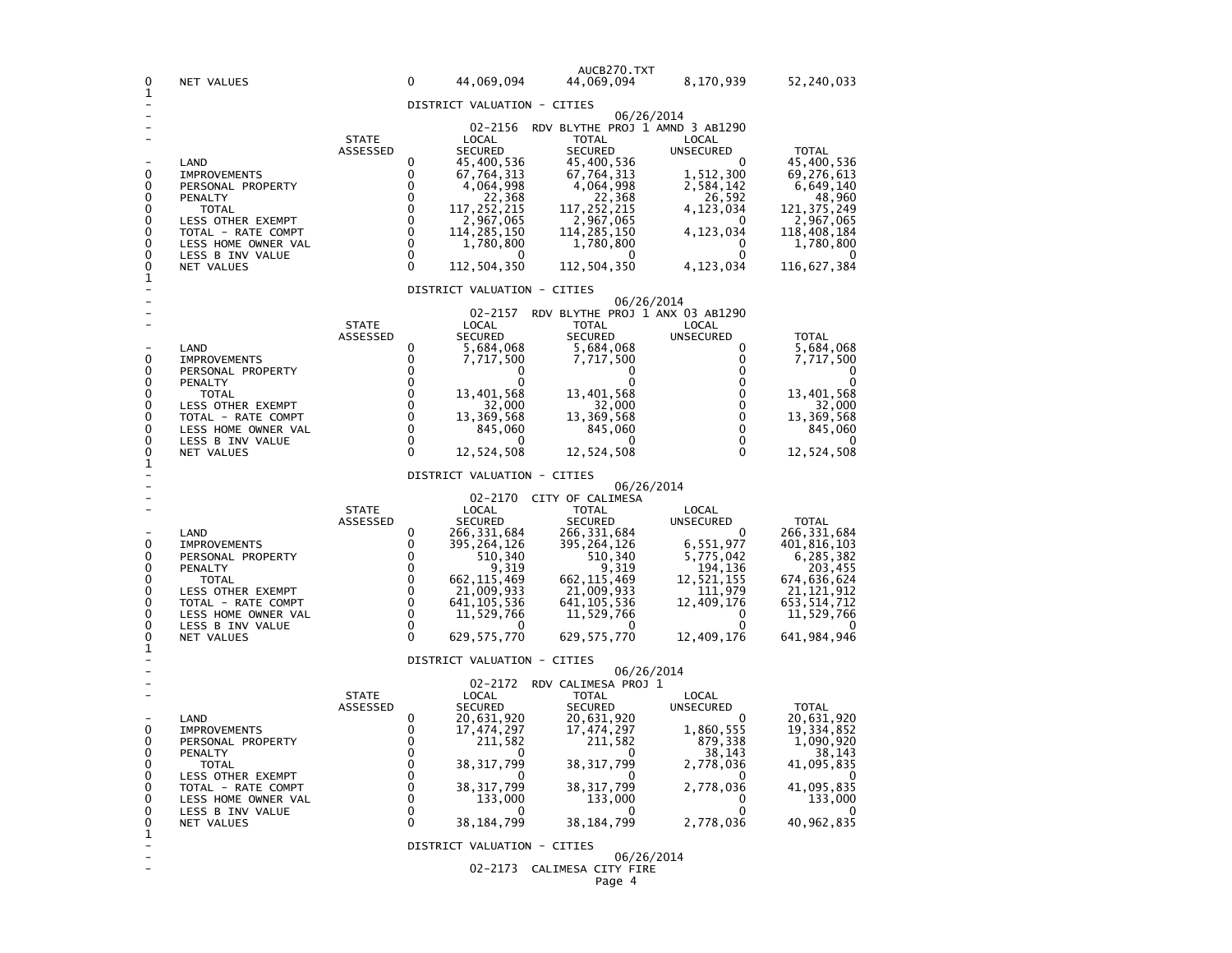| | STATE ASSESSED | LOCAL SECURED | TOTAL SECURED | LOCAL UNSECURED | TOTAL |
|---|---|---|---|---|---|
| NET VALUES | 0 | 44,069,094 | 44,069,094 | 8,170,939 | 52,240,033 |

DISTRICT VALUATION - CITIES

06/26/2014

02-2156 RDV BLYTHE PROJ 1 AMND 3 AB1290

| | STATE ASSESSED | LOCAL SECURED | TOTAL SECURED | LOCAL UNSECURED | TOTAL |
|---|---|---|---|---|---|
| LAND | 0 | 45,400,536 | 45,400,536 | 0 | 45,400,536 |
| IMPROVEMENTS | 0 | 67,764,313 | 67,764,313 | 1,512,300 | 69,276,613 |
| PERSONAL PROPERTY | 0 | 4,064,998 | 4,064,998 | 2,584,142 | 6,649,140 |
| PENALTY | 0 | 22,368 | 22,368 | 26,592 | 48,960 |
| TOTAL | 0 | 117,252,215 | 117,252,215 | 4,123,034 | 121,375,249 |
| LESS OTHER EXEMPT | 0 | 2,967,065 | 2,967,065 | 0 | 2,967,065 |
| TOTAL - RATE COMPT | 0 | 114,285,150 | 114,285,150 | 4,123,034 | 118,408,184 |
| LESS HOME OWNER VAL | 0 | 1,780,800 | 1,780,800 | 0 | 1,780,800 |
| LESS B INV VALUE | 0 | 0 | 0 | 0 | 0 |
| NET VALUES | 0 | 112,504,350 | 112,504,350 | 4,123,034 | 116,627,384 |

DISTRICT VALUATION - CITIES

06/26/2014

02-2157 RDV BLYTHE PROJ 1 ANX 03 AB1290

| | STATE ASSESSED | LOCAL SECURED | TOTAL SECURED | LOCAL UNSECURED | TOTAL |
|---|---|---|---|---|---|
| LAND | 0 | 5,684,068 | 5,684,068 | 0 | 5,684,068 |
| IMPROVEMENTS | 0 | 7,717,500 | 7,717,500 | 0 | 7,717,500 |
| PERSONAL PROPERTY | 0 | 0 | 0 | 0 | 0 |
| PENALTY | 0 | 0 | 0 | 0 | 0 |
| TOTAL | 0 | 13,401,568 | 13,401,568 | 0 | 13,401,568 |
| LESS OTHER EXEMPT | 0 | 32,000 | 32,000 | 0 | 32,000 |
| TOTAL - RATE COMPT | 0 | 13,369,568 | 13,369,568 | 0 | 13,369,568 |
| LESS HOME OWNER VAL | 0 | 845,060 | 845,060 | 0 | 845,060 |
| LESS B INV VALUE | 0 | 0 | 0 | 0 | 0 |
| NET VALUES | 0 | 12,524,508 | 12,524,508 | 0 | 12,524,508 |

DISTRICT VALUATION - CITIES

06/26/2014

02-2170 CITY OF CALIMESA

| | STATE ASSESSED | LOCAL SECURED | TOTAL SECURED | LOCAL UNSECURED | TOTAL |
|---|---|---|---|---|---|
| LAND | 0 | 266,331,684 | 266,331,684 | 0 | 266,331,684 |
| IMPROVEMENTS | 0 | 395,264,126 | 395,264,126 | 6,551,977 | 401,816,103 |
| PERSONAL PROPERTY | 0 | 510,340 | 510,340 | 5,775,042 | 6,285,382 |
| PENALTY | 0 | 9,319 | 9,319 | 194,136 | 203,455 |
| TOTAL | 0 | 662,115,469 | 662,115,469 | 12,521,155 | 674,636,624 |
| LESS OTHER EXEMPT | 0 | 21,009,933 | 21,009,933 | 111,979 | 21,121,912 |
| TOTAL - RATE COMPT | 0 | 641,105,536 | 641,105,536 | 12,409,176 | 653,514,712 |
| LESS HOME OWNER VAL | 0 | 11,529,766 | 11,529,766 | 0 | 11,529,766 |
| LESS B INV VALUE | 0 | 0 | 0 | 0 | 0 |
| NET VALUES | 0 | 629,575,770 | 629,575,770 | 12,409,176 | 641,984,946 |

DISTRICT VALUATION - CITIES

06/26/2014

02-2172 RDV CALIMESA PROJ 1

| | STATE ASSESSED | LOCAL SECURED | TOTAL SECURED | LOCAL UNSECURED | TOTAL |
|---|---|---|---|---|---|
| LAND | 0 | 20,631,920 | 20,631,920 | 0 | 20,631,920 |
| IMPROVEMENTS | 0 | 17,474,297 | 17,474,297 | 1,860,555 | 19,334,852 |
| PERSONAL PROPERTY | 0 | 211,582 | 211,582 | 879,338 | 1,090,920 |
| PENALTY | 0 | 0 | 0 | 38,143 | 38,143 |
| TOTAL | 0 | 38,317,799 | 38,317,799 | 2,778,036 | 41,095,835 |
| LESS OTHER EXEMPT | 0 | 0 | 0 | 0 | 0 |
| TOTAL - RATE COMPT | 0 | 38,317,799 | 38,317,799 | 2,778,036 | 41,095,835 |
| LESS HOME OWNER VAL | 0 | 133,000 | 133,000 | 0 | 133,000 |
| LESS B INV VALUE | 0 | 0 | 0 | 0 | 0 |
| NET VALUES | 0 | 38,184,799 | 38,184,799 | 2,778,036 | 40,962,835 |

DISTRICT VALUATION - CITIES

06/26/2014

02-2173 CALIMESA CITY FIRE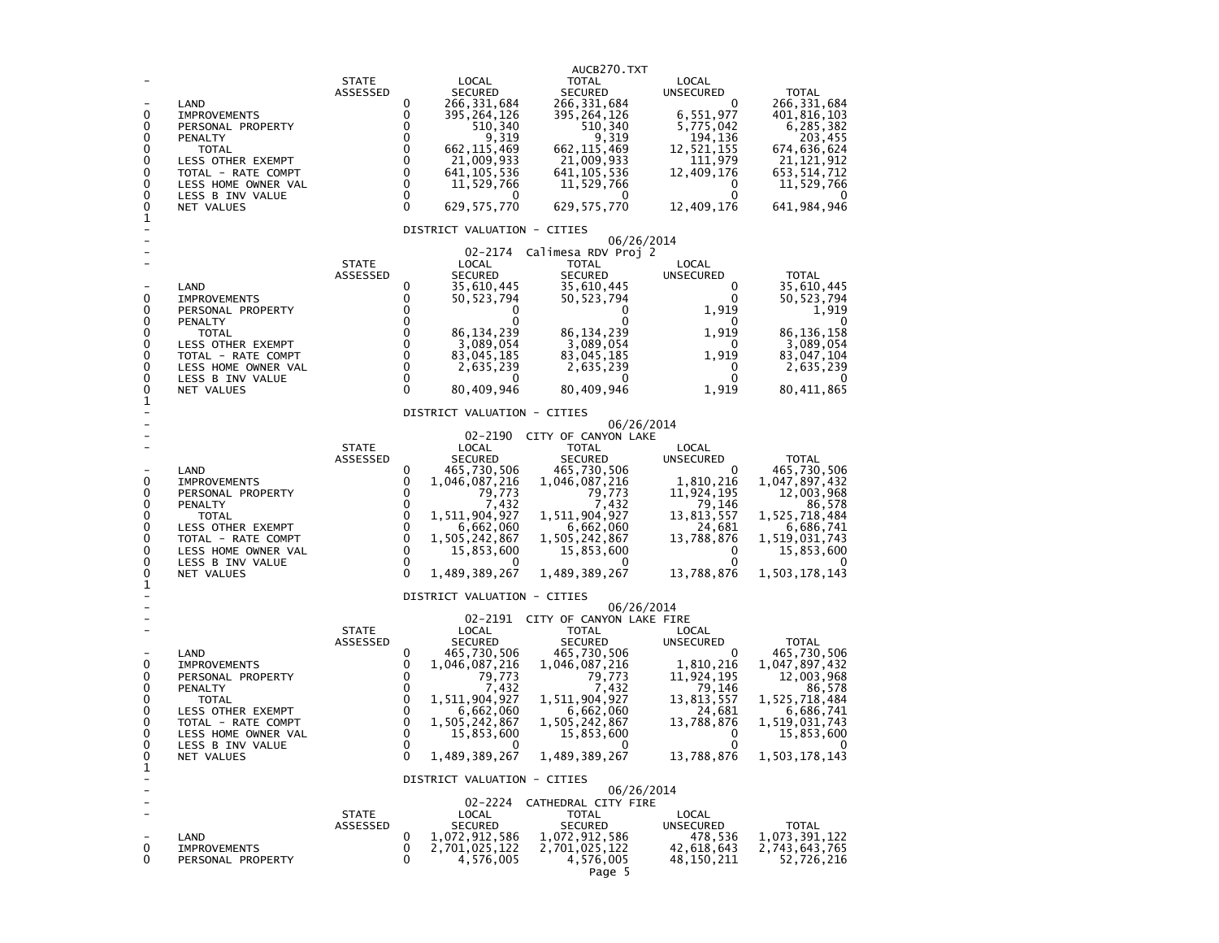| | STATE ASSESSED | LOCAL SECURED | TOTAL SECURED | LOCAL UNSECURED | TOTAL |
|---|---|---|---|---|---|
| LAND | 0 | 266,331,684 | 266,331,684 | 0 | 266,331,684 |
| IMPROVEMENTS | 0 | 395,264,126 | 395,264,126 | 6,551,977 | 401,816,103 |
| PERSONAL PROPERTY | 0 | 510,340 | 510,340 | 5,775,042 | 6,285,382 |
| PENALTY | 0 | 9,319 | 9,319 | 194,136 | 203,455 |
| TOTAL | 0 | 662,115,469 | 662,115,469 | 12,521,155 | 674,636,624 |
| LESS OTHER EXEMPT | 0 | 21,009,933 | 21,009,933 | 111,979 | 21,121,912 |
| TOTAL - RATE COMPT | 0 | 641,105,536 | 641,105,536 | 12,409,176 | 653,514,712 |
| LESS HOME OWNER VAL | 0 | 11,529,766 | 11,529,766 | 0 | 11,529,766 |
| LESS B INV VALUE | 0 | 0 | 0 | 0 | 0 |
| NET VALUES | 0 | 629,575,770 | 629,575,770 | 12,409,176 | 641,984,946 |

DISTRICT VALUATION - CITIES

06/26/2014

02-2174 Calimesa RDV Proj 2

| | STATE ASSESSED | LOCAL SECURED | TOTAL SECURED | LOCAL UNSECURED | TOTAL |
|---|---|---|---|---|---|
| LAND | 0 | 35,610,445 | 35,610,445 | 0 | 35,610,445 |
| IMPROVEMENTS | 0 | 50,523,794 | 50,523,794 | 0 | 50,523,794 |
| PERSONAL PROPERTY | 0 | 0 | 0 | 1,919 | 1,919 |
| PENALTY | 0 | 0 | 0 | 0 | 0 |
| TOTAL | 0 | 86,134,239 | 86,134,239 | 1,919 | 86,136,158 |
| LESS OTHER EXEMPT | 0 | 3,089,054 | 3,089,054 | 0 | 3,089,054 |
| TOTAL - RATE COMPT | 0 | 83,045,185 | 83,045,185 | 1,919 | 83,047,104 |
| LESS HOME OWNER VAL | 0 | 2,635,239 | 2,635,239 | 0 | 2,635,239 |
| LESS B INV VALUE | 0 | 0 | 0 | 0 | 0 |
| NET VALUES | 0 | 80,409,946 | 80,409,946 | 1,919 | 80,411,865 |

DISTRICT VALUATION - CITIES

06/26/2014

02-2190 CITY OF CANYON LAKE

| | STATE ASSESSED | LOCAL SECURED | TOTAL SECURED | LOCAL UNSECURED | TOTAL |
|---|---|---|---|---|---|
| LAND | 0 | 465,730,506 | 465,730,506 | 0 | 465,730,506 |
| IMPROVEMENTS | 0 | 1,046,087,216 | 1,046,087,216 | 1,810,216 | 1,047,897,432 |
| PERSONAL PROPERTY | 0 | 79,773 | 79,773 | 11,924,195 | 12,003,968 |
| PENALTY | 0 | 7,432 | 7,432 | 79,146 | 86,578 |
| TOTAL | 0 | 1,511,904,927 | 1,511,904,927 | 13,813,557 | 1,525,718,484 |
| LESS OTHER EXEMPT | 0 | 6,662,060 | 6,662,060 | 24,681 | 6,686,741 |
| TOTAL - RATE COMPT | 0 | 1,505,242,867 | 1,505,242,867 | 13,788,876 | 1,519,031,743 |
| LESS HOME OWNER VAL | 0 | 15,853,600 | 15,853,600 | 0 | 15,853,600 |
| LESS B INV VALUE | 0 | 0 | 0 | 0 | 0 |
| NET VALUES | 0 | 1,489,389,267 | 1,489,389,267 | 13,788,876 | 1,503,178,143 |

DISTRICT VALUATION - CITIES

06/26/2014

02-2191 CITY OF CANYON LAKE FIRE

| | STATE ASSESSED | LOCAL SECURED | TOTAL SECURED | LOCAL UNSECURED | TOTAL |
|---|---|---|---|---|---|
| LAND | 0 | 465,730,506 | 465,730,506 | 0 | 465,730,506 |
| IMPROVEMENTS | 0 | 1,046,087,216 | 1,046,087,216 | 1,810,216 | 1,047,897,432 |
| PERSONAL PROPERTY | 0 | 79,773 | 79,773 | 11,924,195 | 12,003,968 |
| PENALTY | 0 | 7,432 | 7,432 | 79,146 | 86,578 |
| TOTAL | 0 | 1,511,904,927 | 1,511,904,927 | 13,813,557 | 1,525,718,484 |
| LESS OTHER EXEMPT | 0 | 6,662,060 | 6,662,060 | 24,681 | 6,686,741 |
| TOTAL - RATE COMPT | 0 | 1,505,242,867 | 1,505,242,867 | 13,788,876 | 1,519,031,743 |
| LESS HOME OWNER VAL | 0 | 15,853,600 | 15,853,600 | 0 | 15,853,600 |
| LESS B INV VALUE | 0 | 0 | 0 | 0 | 0 |
| NET VALUES | 0 | 1,489,389,267 | 1,489,389,267 | 13,788,876 | 1,503,178,143 |

DISTRICT VALUATION - CITIES

06/26/2014

02-2224 CATHEDRAL CITY FIRE

| | STATE ASSESSED | LOCAL SECURED | TOTAL SECURED | LOCAL UNSECURED | TOTAL |
|---|---|---|---|---|---|
| LAND | 0 | 1,072,912,586 | 1,072,912,586 | 478,536 | 1,073,391,122 |
| IMPROVEMENTS | 0 | 2,701,025,122 | 2,701,025,122 | 42,618,643 | 2,743,643,765 |
| PERSONAL PROPERTY | 0 | 4,576,005 | 4,576,005 | 48,150,211 | 52,726,216 |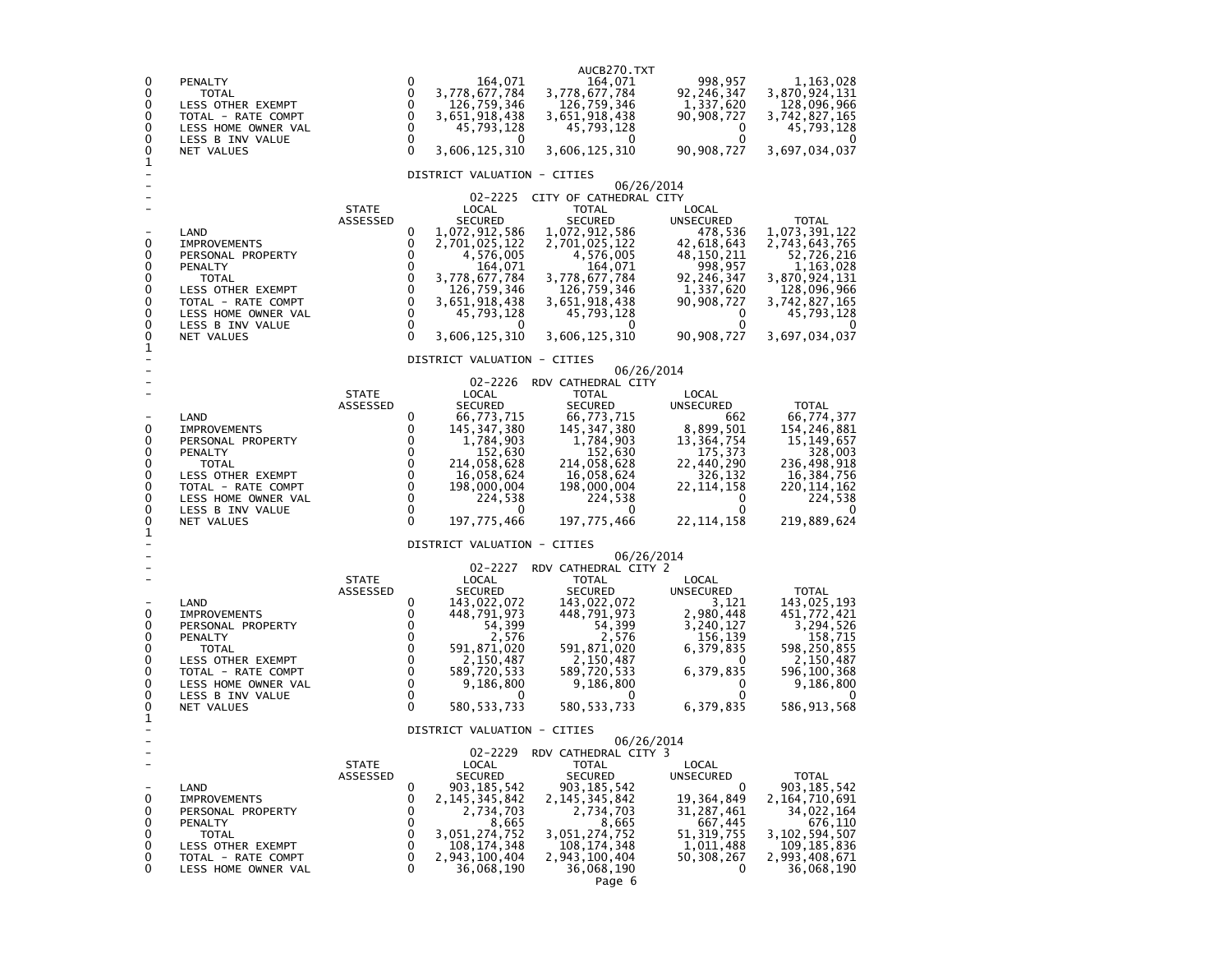| | | STATE ASSESSED | LOCAL SECURED | TOTAL SECURED | LOCAL UNSECURED | TOTAL |
|---|---|---|---|---|---|---|
| 0 | PENALTY | 0 | 164,071 | 164,071 | 998,957 | 1,163,028 |
| 0 | TOTAL | 0 | 3,778,677,784 | 3,778,677,784 | 92,246,347 | 3,870,924,131 |
| 0 | LESS OTHER EXEMPT | 0 | 126,759,346 | 126,759,346 | 1,337,620 | 128,096,966 |
| 0 | TOTAL - RATE COMPT | 0 | 3,651,918,438 | 3,651,918,438 | 90,908,727 | 3,742,827,165 |
| 0 | LESS HOME OWNER VAL | 0 | 45,793,128 | 45,793,128 | 0 | 45,793,128 |
| 0 | LESS B INV VALUE | 0 | 0 | 0 | 0 | 0 |
| 0 | NET VALUES | 0 | 3,606,125,310 | 3,606,125,310 | 90,908,727 | 3,697,034,037 |

1

DISTRICT VALUATION - CITIES

06/26/2014

02-2225 CITY OF CATHEDRAL CITY

| | | STATE ASSESSED | LOCAL SECURED | TOTAL SECURED | LOCAL UNSECURED | TOTAL |
|---|---|---|---|---|---|---|
| - | LAND | 0 | 1,072,912,586 | 1,072,912,586 | 478,536 | 1,073,391,122 |
| 0 | IMPROVEMENTS | 0 | 2,701,025,122 | 2,701,025,122 | 42,618,643 | 2,743,643,765 |
| 0 | PERSONAL PROPERTY | 0 | 4,576,005 | 4,576,005 | 48,150,211 | 52,726,216 |
| 0 | PENALTY | 0 | 164,071 | 164,071 | 998,957 | 1,163,028 |
| 0 | TOTAL | 0 | 3,778,677,784 | 3,778,677,784 | 92,246,347 | 3,870,924,131 |
| 0 | LESS OTHER EXEMPT | 0 | 126,759,346 | 126,759,346 | 1,337,620 | 128,096,966 |
| 0 | TOTAL - RATE COMPT | 0 | 3,651,918,438 | 3,651,918,438 | 90,908,727 | 3,742,827,165 |
| 0 | LESS HOME OWNER VAL | 0 | 45,793,128 | 45,793,128 | 0 | 45,793,128 |
| 0 | LESS B INV VALUE | 0 | 0 | 0 | 0 | 0 |
| 0 | NET VALUES | 0 | 3,606,125,310 | 3,606,125,310 | 90,908,727 | 3,697,034,037 |

1

DISTRICT VALUATION - CITIES

06/26/2014

02-2226 RDV CATHEDRAL CITY

| | | STATE ASSESSED | LOCAL SECURED | TOTAL SECURED | LOCAL UNSECURED | TOTAL |
|---|---|---|---|---|---|---|
| - | LAND | 0 | 66,773,715 | 66,773,715 | 662 | 66,774,377 |
| 0 | IMPROVEMENTS | 0 | 145,347,380 | 145,347,380 | 8,899,501 | 154,246,881 |
| 0 | PERSONAL PROPERTY | 0 | 1,784,903 | 1,784,903 | 13,364,754 | 15,149,657 |
| 0 | PENALTY | 0 | 152,630 | 152,630 | 175,373 | 328,003 |
| 0 | TOTAL | 0 | 214,058,628 | 214,058,628 | 22,440,290 | 236,498,918 |
| 0 | LESS OTHER EXEMPT | 0 | 16,058,624 | 16,058,624 | 326,132 | 16,384,756 |
| 0 | TOTAL - RATE COMPT | 0 | 198,000,004 | 198,000,004 | 22,114,158 | 220,114,162 |
| 0 | LESS HOME OWNER VAL | 0 | 224,538 | 224,538 | 0 | 224,538 |
| 0 | LESS B INV VALUE | 0 | 0 | 0 | 0 | 0 |
| 0 | NET VALUES | 0 | 197,775,466 | 197,775,466 | 22,114,158 | 219,889,624 |

1

DISTRICT VALUATION - CITIES

06/26/2014

02-2227 RDV CATHEDRAL CITY 2

| | | STATE ASSESSED | LOCAL SECURED | TOTAL SECURED | LOCAL UNSECURED | TOTAL |
|---|---|---|---|---|---|---|
| - | LAND | 0 | 143,022,072 | 143,022,072 | 3,121 | 143,025,193 |
| 0 | IMPROVEMENTS | 0 | 448,791,973 | 448,791,973 | 2,980,448 | 451,772,421 |
| 0 | PERSONAL PROPERTY | 0 | 54,399 | 54,399 | 3,240,127 | 3,294,526 |
| 0 | PENALTY | 0 | 2,576 | 2,576 | 156,139 | 158,715 |
| 0 | TOTAL | 0 | 591,871,020 | 591,871,020 | 6,379,835 | 598,250,855 |
| 0 | LESS OTHER EXEMPT | 0 | 2,150,487 | 2,150,487 | 0 | 2,150,487 |
| 0 | TOTAL - RATE COMPT | 0 | 589,720,533 | 589,720,533 | 6,379,835 | 596,100,368 |
| 0 | LESS HOME OWNER VAL | 0 | 9,186,800 | 9,186,800 | 0 | 9,186,800 |
| 0 | LESS B INV VALUE | 0 | 0 | 0 | 0 | 0 |
| 0 | NET VALUES | 0 | 580,533,733 | 580,533,733 | 6,379,835 | 586,913,568 |

1

DISTRICT VALUATION - CITIES

06/26/2014

02-2229 RDV CATHEDRAL CITY 3

| | | STATE ASSESSED | LOCAL SECURED | TOTAL SECURED | LOCAL UNSECURED | TOTAL |
|---|---|---|---|---|---|---|
| - | LAND | 0 | 903,185,542 | 903,185,542 | 0 | 903,185,542 |
| 0 | IMPROVEMENTS | 0 | 2,145,345,842 | 2,145,345,842 | 19,364,849 | 2,164,710,691 |
| 0 | PERSONAL PROPERTY | 0 | 2,734,703 | 2,734,703 | 31,287,461 | 34,022,164 |
| 0 | PENALTY | 0 | 8,665 | 8,665 | 667,445 | 676,110 |
| 0 | TOTAL | 0 | 3,051,274,752 | 3,051,274,752 | 51,319,755 | 3,102,594,507 |
| 0 | LESS OTHER EXEMPT | 0 | 108,174,348 | 108,174,348 | 1,011,488 | 109,185,836 |
| 0 | TOTAL - RATE COMPT | 0 | 2,943,100,404 | 2,943,100,404 | 50,308,267 | 2,993,408,671 |
| 0 | LESS HOME OWNER VAL | 0 | 36,068,190 | 36,068,190 | 0 | 36,068,190 |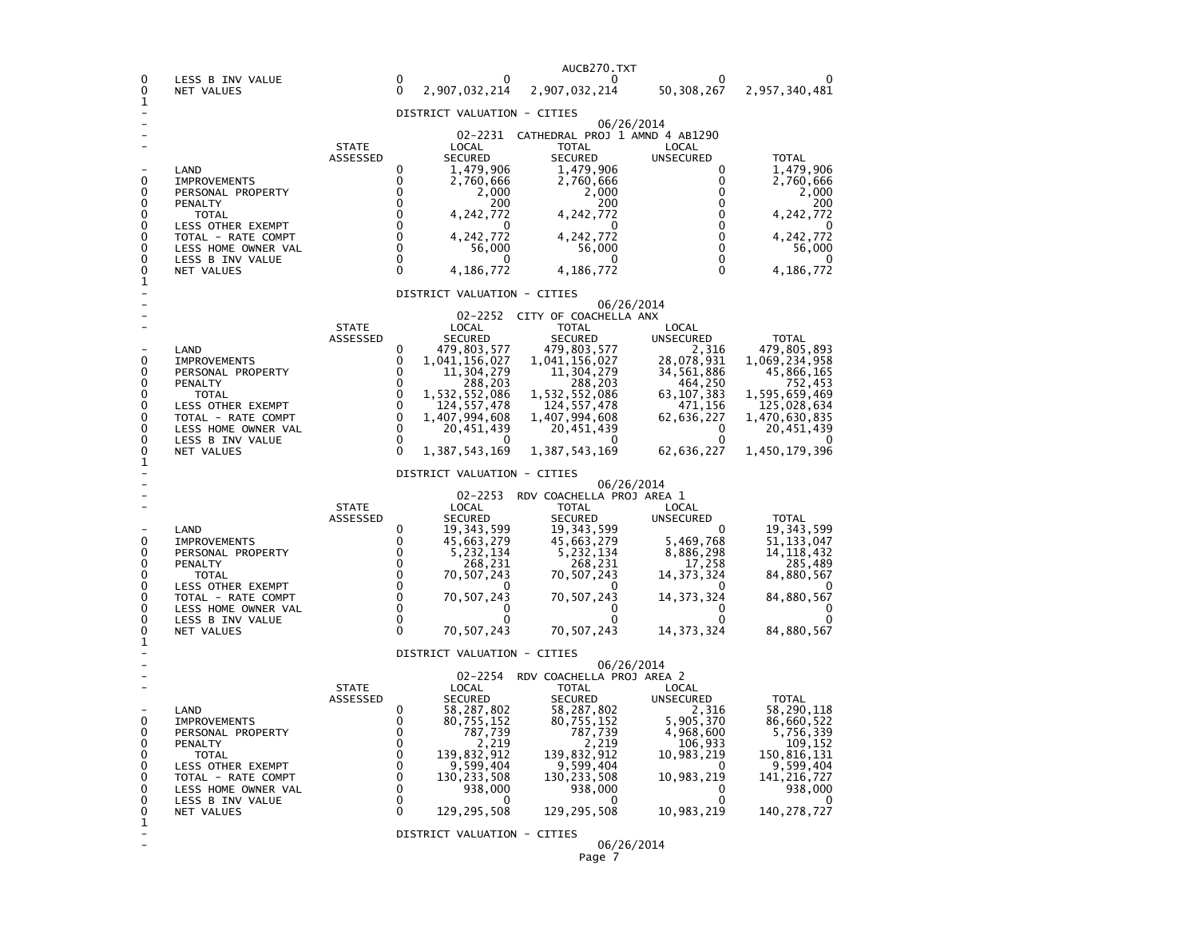| | | STATE ASSESSED | LOCAL SECURED | TOTAL SECURED | LOCAL UNSECURED | TOTAL |
|---|---|---|---|---|---|---|
| 0 | LESS B INV VALUE | 0 | 0 | 0 | 0 | 0 |
| 0 | NET VALUES | 0 | 2,907,032,214 | 2,907,032,214 | 50,308,267 | 2,957,340,481 |

DISTRICT VALUATION - CITIES

06/26/2014

02-2231 CATHEDRAL PROJ 1 AMND 4 AB1290

| | | STATE ASSESSED | LOCAL SECURED | TOTAL SECURED | LOCAL UNSECURED | TOTAL |
|---|---|---|---|---|---|---|
| - | LAND | 0 | 1,479,906 | 1,479,906 | 0 | 1,479,906 |
| 0 | IMPROVEMENTS | 0 | 2,760,666 | 2,760,666 | 0 | 2,760,666 |
| 0 | PERSONAL PROPERTY | 0 | 2,000 | 2,000 | 0 | 2,000 |
| 0 | PENALTY | 0 | 200 | 200 | 0 | 200 |
| 0 | TOTAL | 0 | 4,242,772 | 4,242,772 | 0 | 4,242,772 |
| 0 | LESS OTHER EXEMPT | 0 | 0 | 0 | 0 | 0 |
| 0 | TOTAL - RATE COMPT | 0 | 4,242,772 | 4,242,772 | 0 | 4,242,772 |
| 0 | LESS HOME OWNER VAL | 0 | 56,000 | 56,000 | 0 | 56,000 |
| 0 | LESS B INV VALUE | 0 | 0 | 0 | 0 | 0 |
| 0 | NET VALUES | 0 | 4,186,772 | 4,186,772 | 0 | 4,186,772 |

DISTRICT VALUATION - CITIES

06/26/2014

02-2252 CITY OF COACHELLA ANX

| | | STATE ASSESSED | LOCAL SECURED | TOTAL SECURED | LOCAL UNSECURED | TOTAL |
|---|---|---|---|---|---|---|
| - | LAND | 0 | 479,803,577 | 479,803,577 | 2,316 | 479,805,893 |
| 0 | IMPROVEMENTS | 0 | 1,041,156,027 | 1,041,156,027 | 28,078,931 | 1,069,234,958 |
| 0 | PERSONAL PROPERTY | 0 | 11,304,279 | 11,304,279 | 34,561,886 | 45,866,165 |
| 0 | PENALTY | 0 | 288,203 | 288,203 | 464,250 | 752,453 |
| 0 | TOTAL | 0 | 1,532,552,086 | 1,532,552,086 | 63,107,383 | 1,595,659,469 |
| 0 | LESS OTHER EXEMPT | 0 | 124,557,478 | 124,557,478 | 471,156 | 125,028,634 |
| 0 | TOTAL - RATE COMPT | 0 | 1,407,994,608 | 1,407,994,608 | 62,636,227 | 1,470,630,835 |
| 0 | LESS HOME OWNER VAL | 0 | 20,451,439 | 20,451,439 | 0 | 20,451,439 |
| 0 | LESS B INV VALUE | 0 | 0 | 0 | 0 | 0 |
| 0 | NET VALUES | 0 | 1,387,543,169 | 1,387,543,169 | 62,636,227 | 1,450,179,396 |

DISTRICT VALUATION - CITIES

06/26/2014

02-2253 RDV COACHELLA PROJ AREA 1

| | | STATE ASSESSED | LOCAL SECURED | TOTAL SECURED | LOCAL UNSECURED | TOTAL |
|---|---|---|---|---|---|---|
| - | LAND | 0 | 19,343,599 | 19,343,599 | 0 | 19,343,599 |
| 0 | IMPROVEMENTS | 0 | 45,663,279 | 45,663,279 | 5,469,768 | 51,133,047 |
| 0 | PERSONAL PROPERTY | 0 | 5,232,134 | 5,232,134 | 8,886,298 | 14,118,432 |
| 0 | PENALTY | 0 | 268,231 | 268,231 | 17,258 | 285,489 |
| 0 | TOTAL | 0 | 70,507,243 | 70,507,243 | 14,373,324 | 84,880,567 |
| 0 | LESS OTHER EXEMPT | 0 | 0 | 0 | 0 | 0 |
| 0 | TOTAL - RATE COMPT | 0 | 70,507,243 | 70,507,243 | 14,373,324 | 84,880,567 |
| 0 | LESS HOME OWNER VAL | 0 | 0 | 0 | 0 | 0 |
| 0 | LESS B INV VALUE | 0 | 0 | 0 | 0 | 0 |
| 0 | NET VALUES | 0 | 70,507,243 | 70,507,243 | 14,373,324 | 84,880,567 |

DISTRICT VALUATION - CITIES

06/26/2014

02-2254 RDV COACHELLA PROJ AREA 2

| | | STATE ASSESSED | LOCAL SECURED | TOTAL SECURED | LOCAL UNSECURED | TOTAL |
|---|---|---|---|---|---|---|
| - | LAND | 0 | 58,287,802 | 58,287,802 | 2,316 | 58,290,118 |
| 0 | IMPROVEMENTS | 0 | 80,755,152 | 80,755,152 | 5,905,370 | 86,660,522 |
| 0 | PERSONAL PROPERTY | 0 | 787,739 | 787,739 | 4,968,600 | 5,756,339 |
| 0 | PENALTY | 0 | 2,219 | 2,219 | 106,933 | 109,152 |
| 0 | TOTAL | 0 | 139,832,912 | 139,832,912 | 10,983,219 | 150,816,131 |
| 0 | LESS OTHER EXEMPT | 0 | 9,599,404 | 9,599,404 | 0 | 9,599,404 |
| 0 | TOTAL - RATE COMPT | 0 | 130,233,508 | 130,233,508 | 10,983,219 | 141,216,727 |
| 0 | LESS HOME OWNER VAL | 0 | 938,000 | 938,000 | 0 | 938,000 |
| 0 | LESS B INV VALUE | 0 | 0 | 0 | 0 | 0 |
| 0 | NET VALUES | 0 | 129,295,508 | 129,295,508 | 10,983,219 | 140,278,727 |

DISTRICT VALUATION - CITIES

06/26/2014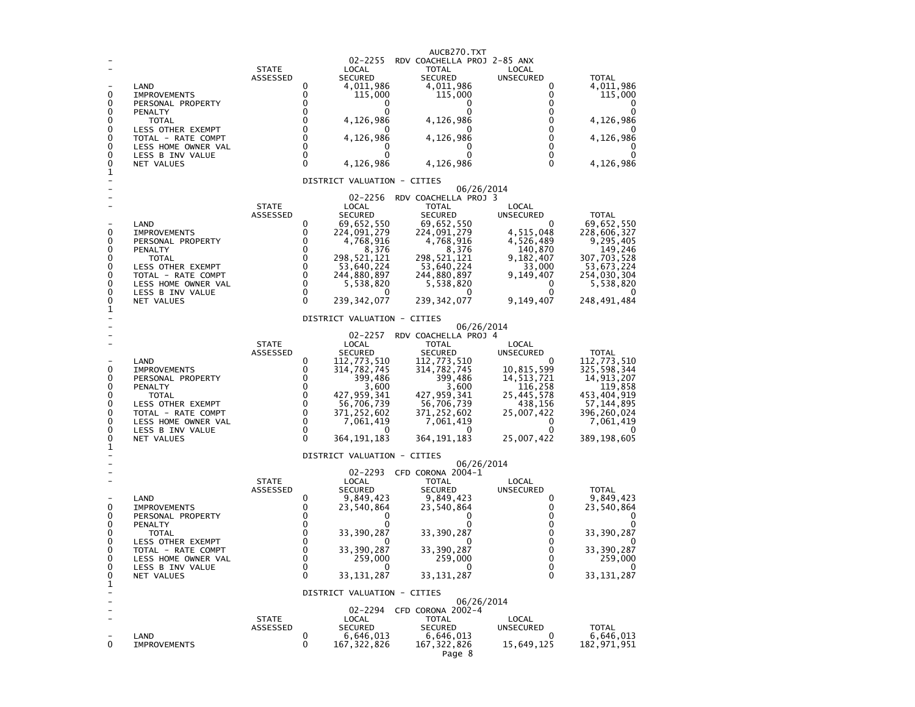## 02-2255 RDV COACHELLA PROJ 2-85 ANX

| | STATE ASSESSED | LOCAL SECURED | TOTAL SECURED | LOCAL UNSECURED | TOTAL |
|---|---|---|---|---|---|
| LAND | 0 | 4,011,986 | 4,011,986 | 0 | 4,011,986 |
| IMPROVEMENTS | 0 | 115,000 | 115,000 | 0 | 115,000 |
| PERSONAL PROPERTY | 0 | 0 | 0 | 0 | 0 |
| PENALTY | 0 | 0 | 0 | 0 | 0 |
| TOTAL | 0 | 4,126,986 | 4,126,986 | 0 | 4,126,986 |
| LESS OTHER EXEMPT | 0 | 0 | 0 | 0 | 0 |
| TOTAL - RATE COMPT | 0 | 4,126,986 | 4,126,986 | 0 | 4,126,986 |
| LESS HOME OWNER VAL | 0 | 0 | 0 | 0 | 0 |
| LESS B INV VALUE | 0 | 0 | 0 | 0 | 0 |
| NET VALUES | 0 | 4,126,986 | 4,126,986 | 0 | 4,126,986 |

DISTRICT VALUATION - CITIES

06/26/2014

## 02-2256 RDV COACHELLA PROJ 3

| | STATE ASSESSED | LOCAL SECURED | TOTAL SECURED | LOCAL UNSECURED | TOTAL |
|---|---|---|---|---|---|
| LAND | 0 | 69,652,550 | 69,652,550 | 0 | 69,652,550 |
| IMPROVEMENTS | 0 | 224,091,279 | 224,091,279 | 4,515,048 | 228,606,327 |
| PERSONAL PROPERTY | 0 | 4,768,916 | 4,768,916 | 4,526,489 | 9,295,405 |
| PENALTY | 0 | 8,376 | 8,376 | 140,870 | 149,246 |
| TOTAL | 0 | 298,521,121 | 298,521,121 | 9,182,407 | 307,703,528 |
| LESS OTHER EXEMPT | 0 | 53,640,224 | 53,640,224 | 33,000 | 53,673,224 |
| TOTAL - RATE COMPT | 0 | 244,880,897 | 244,880,897 | 9,149,407 | 254,030,304 |
| LESS HOME OWNER VAL | 0 | 5,538,820 | 5,538,820 | 0 | 5,538,820 |
| LESS B INV VALUE | 0 | 0 | 0 | 0 | 0 |
| NET VALUES | 0 | 239,342,077 | 239,342,077 | 9,149,407 | 248,491,484 |

DISTRICT VALUATION - CITIES

06/26/2014

## 02-2257 RDV COACHELLA PROJ 4

| | STATE ASSESSED | LOCAL SECURED | TOTAL SECURED | LOCAL UNSECURED | TOTAL |
|---|---|---|---|---|---|
| LAND | 0 | 112,773,510 | 112,773,510 | 0 | 112,773,510 |
| IMPROVEMENTS | 0 | 314,782,745 | 314,782,745 | 10,815,599 | 325,598,344 |
| PERSONAL PROPERTY | 0 | 399,486 | 399,486 | 14,513,721 | 14,913,207 |
| PENALTY | 0 | 3,600 | 3,600 | 116,258 | 119,858 |
| TOTAL | 0 | 427,959,341 | 427,959,341 | 25,445,578 | 453,404,919 |
| LESS OTHER EXEMPT | 0 | 56,706,739 | 56,706,739 | 438,156 | 57,144,895 |
| TOTAL - RATE COMPT | 0 | 371,252,602 | 371,252,602 | 25,007,422 | 396,260,024 |
| LESS HOME OWNER VAL | 0 | 7,061,419 | 7,061,419 | 0 | 7,061,419 |
| LESS B INV VALUE | 0 | 0 | 0 | 0 | 0 |
| NET VALUES | 0 | 364,191,183 | 364,191,183 | 25,007,422 | 389,198,605 |

DISTRICT VALUATION - CITIES

06/26/2014

## 02-2293 CFD CORONA 2004-1

| | STATE ASSESSED | LOCAL SECURED | TOTAL SECURED | LOCAL UNSECURED | TOTAL |
|---|---|---|---|---|---|
| LAND | 0 | 9,849,423 | 9,849,423 | 0 | 9,849,423 |
| IMPROVEMENTS | 0 | 23,540,864 | 23,540,864 | 0 | 23,540,864 |
| PERSONAL PROPERTY | 0 | 0 | 0 | 0 | 0 |
| PENALTY | 0 | 0 | 0 | 0 | 0 |
| TOTAL | 0 | 33,390,287 | 33,390,287 | 0 | 33,390,287 |
| LESS OTHER EXEMPT | 0 | 0 | 0 | 0 | 0 |
| TOTAL - RATE COMPT | 0 | 33,390,287 | 33,390,287 | 0 | 33,390,287 |
| LESS HOME OWNER VAL | 0 | 259,000 | 259,000 | 0 | 259,000 |
| LESS B INV VALUE | 0 | 0 | 0 | 0 | 0 |
| NET VALUES | 0 | 33,131,287 | 33,131,287 | 0 | 33,131,287 |

DISTRICT VALUATION - CITIES

06/26/2014

## 02-2294 CFD CORONA 2002-4

| | STATE ASSESSED | LOCAL SECURED | TOTAL SECURED | LOCAL UNSECURED | TOTAL |
|---|---|---|---|---|---|
| LAND | 0 | 6,646,013 | 6,646,013 | 0 | 6,646,013 |
| IMPROVEMENTS | 0 | 167,322,826 | 167,322,826 | 15,649,125 | 182,971,951 |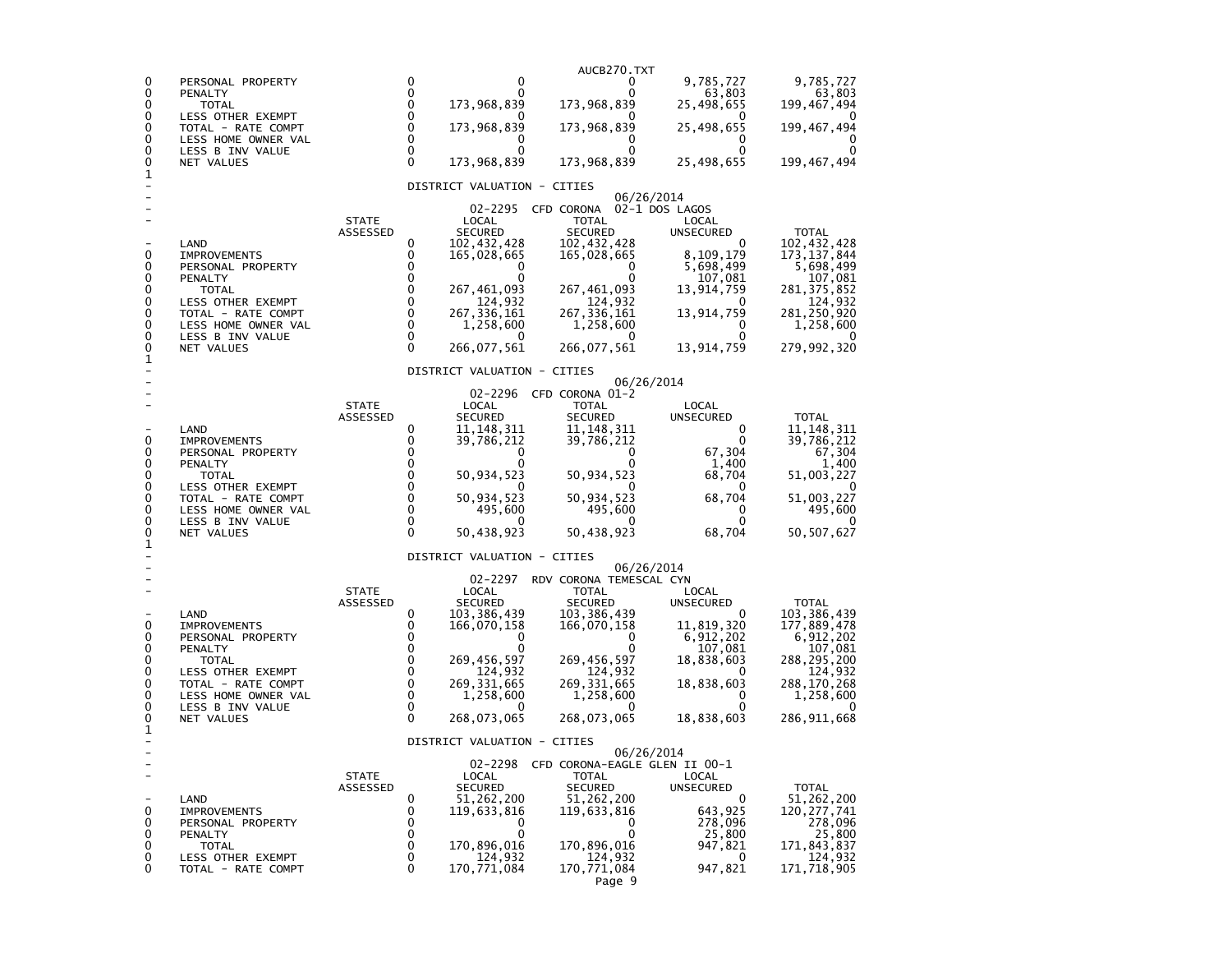| | | STATE ASSESSED | LOCAL SECURED | TOTAL SECURED | LOCAL UNSECURED | TOTAL |
|---|---|---|---|---|---|---|
| 0 | PERSONAL PROPERTY | 0 | 0 | 0 | 9,785,727 | 9,785,727 |
| 0 | PENALTY | 0 | 0 | 0 | 63,803 | 63,803 |
| 0 | TOTAL | 0 | 173,968,839 | 173,968,839 | 25,498,655 | 199,467,494 |
| 0 | LESS OTHER EXEMPT | 0 | 0 | 0 | 0 | 0 |
| 0 | TOTAL - RATE COMPT | 0 | 173,968,839 | 173,968,839 | 25,498,655 | 199,467,494 |
| 0 | LESS HOME OWNER VAL | 0 | 0 | 0 | 0 | 0 |
| 0 | LESS B INV VALUE | 0 | 0 | 0 | 0 | 0 |
| 0 | NET VALUES | 0 | 173,968,839 | 173,968,839 | 25,498,655 | 199,467,494 |

1

DISTRICT VALUATION - CITIES

06/26/2014

02-2295 CFD CORONA 02-1 DOS LAGOS

| | | STATE ASSESSED | LOCAL SECURED | TOTAL SECURED | LOCAL UNSECURED | TOTAL |
|---|---|---|---|---|---|---|
| - | LAND | 0 | 102,432,428 | 102,432,428 | 0 | 102,432,428 |
| 0 | IMPROVEMENTS | 0 | 165,028,665 | 165,028,665 | 8,109,179 | 173,137,844 |
| 0 | PERSONAL PROPERTY | 0 | 0 | 0 | 5,698,499 | 5,698,499 |
| 0 | PENALTY | 0 | 0 | 0 | 107,081 | 107,081 |
| 0 | TOTAL | 0 | 267,461,093 | 267,461,093 | 13,914,759 | 281,375,852 |
| 0 | LESS OTHER EXEMPT | 0 | 124,932 | 124,932 | 0 | 124,932 |
| 0 | TOTAL - RATE COMPT | 0 | 267,336,161 | 267,336,161 | 13,914,759 | 281,250,920 |
| 0 | LESS HOME OWNER VAL | 0 | 1,258,600 | 1,258,600 | 0 | 1,258,600 |
| 0 | LESS B INV VALUE | 0 | 0 | 0 | 0 | 0 |
| 0 | NET VALUES | 0 | 266,077,561 | 266,077,561 | 13,914,759 | 279,992,320 |

1

DISTRICT VALUATION - CITIES

06/26/2014

02-2296 CFD CORONA 01-2

| | | STATE ASSESSED | LOCAL SECURED | TOTAL SECURED | LOCAL UNSECURED | TOTAL |
|---|---|---|---|---|---|---|
| - | LAND | 0 | 11,148,311 | 11,148,311 | 0 | 11,148,311 |
| 0 | IMPROVEMENTS | 0 | 39,786,212 | 39,786,212 | 0 | 39,786,212 |
| 0 | PERSONAL PROPERTY | 0 | 0 | 0 | 67,304 | 67,304 |
| 0 | PENALTY | 0 | 0 | 0 | 1,400 | 1,400 |
| 0 | TOTAL | 0 | 50,934,523 | 50,934,523 | 68,704 | 51,003,227 |
| 0 | LESS OTHER EXEMPT | 0 | 0 | 0 | 0 | 0 |
| 0 | TOTAL - RATE COMPT | 0 | 50,934,523 | 50,934,523 | 68,704 | 51,003,227 |
| 0 | LESS HOME OWNER VAL | 0 | 495,600 | 495,600 | 0 | 495,600 |
| 0 | LESS B INV VALUE | 0 | 0 | 0 | 0 | 0 |
| 0 | NET VALUES | 0 | 50,438,923 | 50,438,923 | 68,704 | 50,507,627 |

1

DISTRICT VALUATION - CITIES

06/26/2014

02-2297 RDV CORONA TEMESCAL CYN

| | | STATE ASSESSED | LOCAL SECURED | TOTAL SECURED | LOCAL UNSECURED | TOTAL |
|---|---|---|---|---|---|---|
| - | LAND | 0 | 103,386,439 | 103,386,439 | 0 | 103,386,439 |
| 0 | IMPROVEMENTS | 0 | 166,070,158 | 166,070,158 | 11,819,320 | 177,889,478 |
| 0 | PERSONAL PROPERTY | 0 | 0 | 0 | 6,912,202 | 6,912,202 |
| 0 | PENALTY | 0 | 0 | 0 | 107,081 | 107,081 |
| 0 | TOTAL | 0 | 269,456,597 | 269,456,597 | 18,838,603 | 288,295,200 |
| 0 | LESS OTHER EXEMPT | 0 | 124,932 | 124,932 | 0 | 124,932 |
| 0 | TOTAL - RATE COMPT | 0 | 269,331,665 | 269,331,665 | 18,838,603 | 288,170,268 |
| 0 | LESS HOME OWNER VAL | 0 | 1,258,600 | 1,258,600 | 0 | 1,258,600 |
| 0 | LESS B INV VALUE | 0 | 0 | 0 | 0 | 0 |
| 0 | NET VALUES | 0 | 268,073,065 | 268,073,065 | 18,838,603 | 286,911,668 |

1

DISTRICT VALUATION - CITIES

06/26/2014

02-2298 CFD CORONA-EAGLE GLEN II 00-1

| | | STATE ASSESSED | LOCAL SECURED | TOTAL SECURED | LOCAL UNSECURED | TOTAL |
|---|---|---|---|---|---|---|
| - | LAND | 0 | 51,262,200 | 51,262,200 | 0 | 51,262,200 |
| 0 | IMPROVEMENTS | 0 | 119,633,816 | 119,633,816 | 643,925 | 120,277,741 |
| 0 | PERSONAL PROPERTY | 0 | 0 | 0 | 278,096 | 278,096 |
| 0 | PENALTY | 0 | 0 | 0 | 25,800 | 25,800 |
| 0 | TOTAL | 0 | 170,896,016 | 170,896,016 | 947,821 | 171,843,837 |
| 0 | LESS OTHER EXEMPT | 0 | 124,932 | 124,932 | 0 | 124,932 |
| 0 | TOTAL - RATE COMPT | 0 | 170,771,084 | 170,771,084 | 947,821 | 171,718,905 |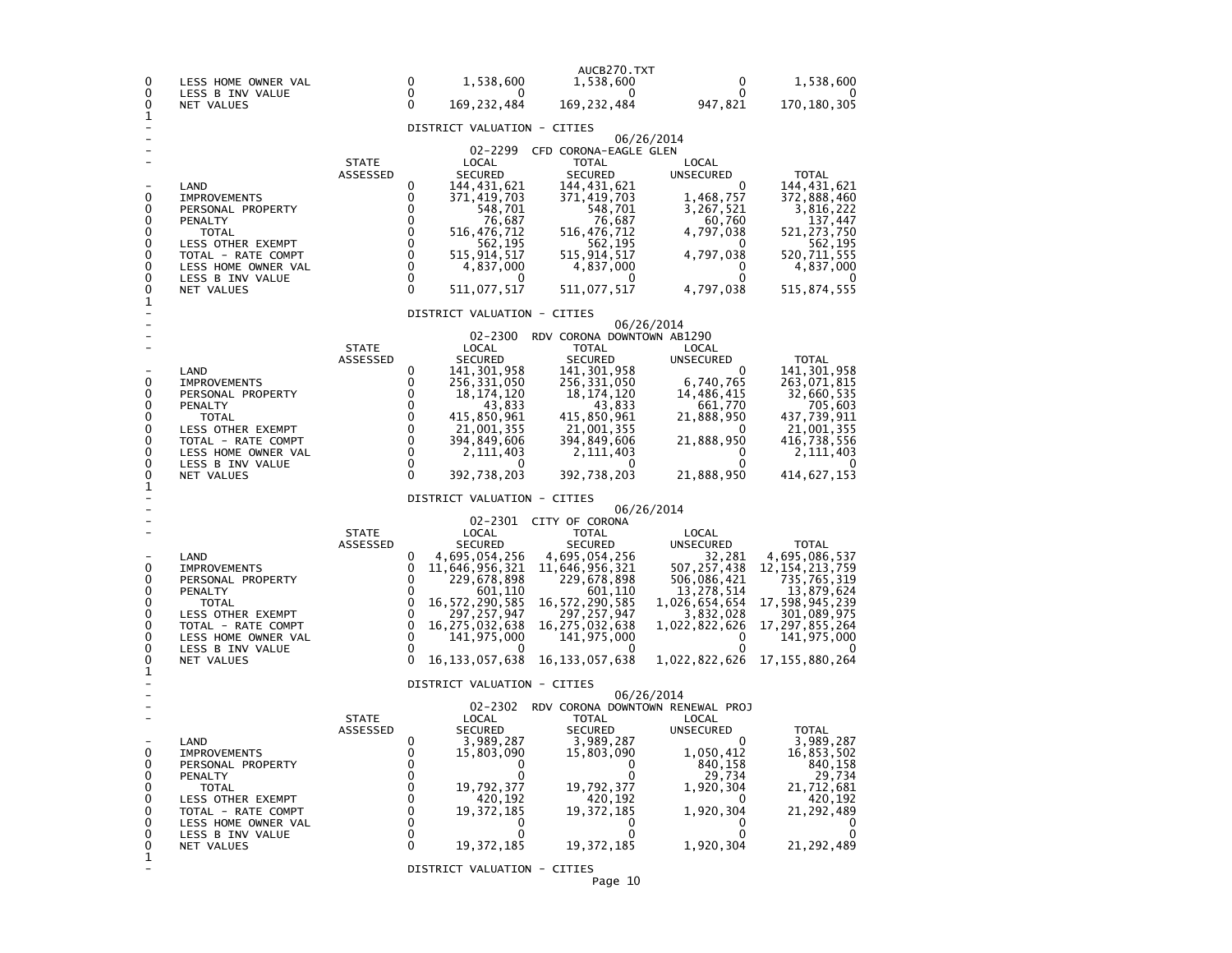| | | STATE ASSESSED | LOCAL SECURED | TOTAL SECURED | LOCAL UNSECURED | TOTAL |
|---|---|---|---|---|---|---|
| 0 | LESS HOME OWNER VAL | 0 | 1,538,600 | 1,538,600 | 0 | 1,538,600 |
| 0 | LESS B INV VALUE | 0 | 0 | 0 | 0 | 0 |
| 0 | NET VALUES | 0 | 169,232,484 | 169,232,484 | 947,821 | 170,180,305 |

1

DISTRICT VALUATION - CITIES

06/26/2014

02-2299 CFD CORONA-EAGLE GLEN

| | | STATE ASSESSED | LOCAL SECURED | TOTAL SECURED | LOCAL UNSECURED | TOTAL |
|---|---|---|---|---|---|---|
| - | LAND | 0 | 144,431,621 | 144,431,621 | 0 | 144,431,621 |
| 0 | IMPROVEMENTS | 0 | 371,419,703 | 371,419,703 | 1,468,757 | 372,888,460 |
| 0 | PERSONAL PROPERTY | 0 | 548,701 | 548,701 | 3,267,521 | 3,816,222 |
| 0 | PENALTY | 0 | 76,687 | 76,687 | 60,760 | 137,447 |
| 0 | TOTAL | 0 | 516,476,712 | 516,476,712 | 4,797,038 | 521,273,750 |
| 0 | LESS OTHER EXEMPT | 0 | 562,195 | 562,195 | 0 | 562,195 |
| 0 | TOTAL - RATE COMPT | 0 | 515,914,517 | 515,914,517 | 4,797,038 | 520,711,555 |
| 0 | LESS HOME OWNER VAL | 0 | 4,837,000 | 4,837,000 | 0 | 4,837,000 |
| 0 | LESS B INV VALUE | 0 | 0 | 0 | 0 | 0 |
| 0 | NET VALUES | 0 | 511,077,517 | 511,077,517 | 4,797,038 | 515,874,555 |

1

DISTRICT VALUATION - CITIES

06/26/2014

02-2300 RDV CORONA DOWNTOWN AB1290

| | | STATE ASSESSED | LOCAL SECURED | TOTAL SECURED | LOCAL UNSECURED | TOTAL |
|---|---|---|---|---|---|---|
| - | LAND | 0 | 141,301,958 | 141,301,958 | 0 | 141,301,958 |
| 0 | IMPROVEMENTS | 0 | 256,331,050 | 256,331,050 | 6,740,765 | 263,071,815 |
| 0 | PERSONAL PROPERTY | 0 | 18,174,120 | 18,174,120 | 14,486,415 | 32,660,535 |
| 0 | PENALTY | 0 | 43,833 | 43,833 | 661,770 | 705,603 |
| 0 | TOTAL | 0 | 415,850,961 | 415,850,961 | 21,888,950 | 437,739,911 |
| 0 | LESS OTHER EXEMPT | 0 | 21,001,355 | 21,001,355 | 0 | 21,001,355 |
| 0 | TOTAL - RATE COMPT | 0 | 394,849,606 | 394,849,606 | 21,888,950 | 416,738,556 |
| 0 | LESS HOME OWNER VAL | 0 | 2,111,403 | 2,111,403 | 0 | 2,111,403 |
| 0 | LESS B INV VALUE | 0 | 0 | 0 | 0 | 0 |
| 0 | NET VALUES | 0 | 392,738,203 | 392,738,203 | 21,888,950 | 414,627,153 |

1

DISTRICT VALUATION - CITIES

06/26/2014

02-2301 CITY OF CORONA

| | | STATE ASSESSED | LOCAL SECURED | TOTAL SECURED | LOCAL UNSECURED | TOTAL |
|---|---|---|---|---|---|---|
| - | LAND | 0 | 4,695,054,256 | 4,695,054,256 | 32,281 | 4,695,086,537 |
| 0 | IMPROVEMENTS | 0 | 11,646,956,321 | 11,646,956,321 | 507,257,438 | 12,154,213,759 |
| 0 | PERSONAL PROPERTY | 0 | 229,678,898 | 229,678,898 | 506,086,421 | 735,765,319 |
| 0 | PENALTY | 0 | 601,110 | 601,110 | 13,278,514 | 13,879,624 |
| 0 | TOTAL | 0 | 16,572,290,585 | 16,572,290,585 | 1,026,654,654 | 17,598,945,239 |
| 0 | LESS OTHER EXEMPT | 0 | 297,257,947 | 297,257,947 | 3,832,028 | 301,089,975 |
| 0 | TOTAL - RATE COMPT | 0 | 16,275,032,638 | 16,275,032,638 | 1,022,822,626 | 17,297,855,264 |
| 0 | LESS HOME OWNER VAL | 0 | 141,975,000 | 141,975,000 | 0 | 141,975,000 |
| 0 | LESS B INV VALUE | 0 | 0 | 0 | 0 | 0 |
| 0 | NET VALUES | 0 | 16,133,057,638 | 16,133,057,638 | 1,022,822,626 | 17,155,880,264 |

1

DISTRICT VALUATION - CITIES

06/26/2014

02-2302 RDV CORONA DOWNTOWN RENEWAL PROJ

| | | STATE ASSESSED | LOCAL SECURED | TOTAL SECURED | LOCAL UNSECURED | TOTAL |
|---|---|---|---|---|---|---|
| - | LAND | 0 | 3,989,287 | 3,989,287 | 0 | 3,989,287 |
| 0 | IMPROVEMENTS | 0 | 15,803,090 | 15,803,090 | 1,050,412 | 16,853,502 |
| 0 | PERSONAL PROPERTY | 0 | 0 | 0 | 840,158 | 840,158 |
| 0 | PENALTY | 0 | 0 | 0 | 29,734 | 29,734 |
| 0 | TOTAL | 0 | 19,792,377 | 19,792,377 | 1,920,304 | 21,712,681 |
| 0 | LESS OTHER EXEMPT | 0 | 420,192 | 420,192 | 0 | 420,192 |
| 0 | TOTAL - RATE COMPT | 0 | 19,372,185 | 19,372,185 | 1,920,304 | 21,292,489 |
| 0 | LESS HOME OWNER VAL | 0 | 0 | 0 | 0 | 0 |
| 0 | LESS B INV VALUE | 0 | 0 | 0 | 0 | 0 |
| 0 | NET VALUES | 0 | 19,372,185 | 19,372,185 | 1,920,304 | 21,292,489 |

1

DISTRICT VALUATION - CITIES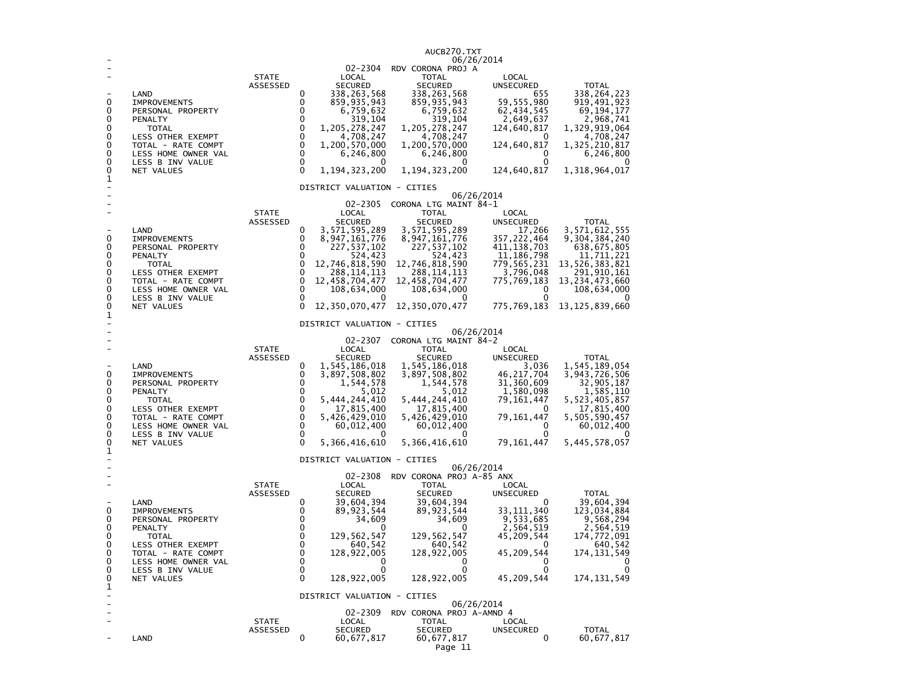AUCB270.TXT

06/26/2014

02-2304 RDV CORONA PROJ A

| | STATE ASSESSED | LOCAL SECURED | TOTAL SECURED | LOCAL UNSECURED | TOTAL |
|---|---|---|---|---|---|
| LAND | 0 | 338,263,568 | 338,263,568 | 655 | 338,264,223 |
| IMPROVEMENTS | 0 | 859,935,943 | 859,935,943 | 59,555,980 | 919,491,923 |
| PERSONAL PROPERTY | 0 | 6,759,632 | 6,759,632 | 62,434,545 | 69,194,177 |
| PENALTY | 0 | 319,104 | 319,104 | 2,649,637 | 2,968,741 |
| TOTAL | 0 | 1,205,278,247 | 1,205,278,247 | 124,640,817 | 1,329,919,064 |
| LESS OTHER EXEMPT | 0 | 4,708,247 | 4,708,247 | 0 | 4,708,247 |
| TOTAL - RATE COMPT | 0 | 1,200,570,000 | 1,200,570,000 | 124,640,817 | 1,325,210,817 |
| LESS HOME OWNER VAL | 0 | 6,246,800 | 6,246,800 | 0 | 6,246,800 |
| LESS B INV VALUE | 0 | 0 | 0 | 0 | 0 |
| NET VALUES | 0 | 1,194,323,200 | 1,194,323,200 | 124,640,817 | 1,318,964,017 |

DISTRICT VALUATION - CITIES

06/26/2014

02-2305 CORONA LTG MAINT 84-1

| | STATE ASSESSED | LOCAL SECURED | TOTAL SECURED | LOCAL UNSECURED | TOTAL |
|---|---|---|---|---|---|
| LAND | 0 | 3,571,595,289 | 3,571,595,289 | 17,266 | 3,571,612,555 |
| IMPROVEMENTS | 0 | 8,947,161,776 | 8,947,161,776 | 357,222,464 | 9,304,384,240 |
| PERSONAL PROPERTY | 0 | 227,537,102 | 227,537,102 | 411,138,703 | 638,675,805 |
| PENALTY | 0 | 524,423 | 524,423 | 11,186,798 | 11,711,221 |
| TOTAL | 0 | 12,746,818,590 | 12,746,818,590 | 779,565,231 | 13,526,383,821 |
| LESS OTHER EXEMPT | 0 | 288,114,113 | 288,114,113 | 3,796,048 | 291,910,161 |
| TOTAL - RATE COMPT | 0 | 12,458,704,477 | 12,458,704,477 | 775,769,183 | 13,234,473,660 |
| LESS HOME OWNER VAL | 0 | 108,634,000 | 108,634,000 | 0 | 108,634,000 |
| LESS B INV VALUE | 0 | 0 | 0 | 0 | 0 |
| NET VALUES | 0 | 12,350,070,477 | 12,350,070,477 | 775,769,183 | 13,125,839,660 |

DISTRICT VALUATION - CITIES

06/26/2014

02-2307 CORONA LTG MAINT 84-2

| | STATE ASSESSED | LOCAL SECURED | TOTAL SECURED | LOCAL UNSECURED | TOTAL |
|---|---|---|---|---|---|
| LAND | 0 | 1,545,186,018 | 1,545,186,018 | 3,036 | 1,545,189,054 |
| IMPROVEMENTS | 0 | 3,897,508,802 | 3,897,508,802 | 46,217,704 | 3,943,726,506 |
| PERSONAL PROPERTY | 0 | 1,544,578 | 1,544,578 | 31,360,609 | 32,905,187 |
| PENALTY | 0 | 5,012 | 5,012 | 1,580,098 | 1,585,110 |
| TOTAL | 0 | 5,444,244,410 | 5,444,244,410 | 79,161,447 | 5,523,405,857 |
| LESS OTHER EXEMPT | 0 | 17,815,400 | 17,815,400 | 0 | 17,815,400 |
| TOTAL - RATE COMPT | 0 | 5,426,429,010 | 5,426,429,010 | 79,161,447 | 5,505,590,457 |
| LESS HOME OWNER VAL | 0 | 60,012,400 | 60,012,400 | 0 | 60,012,400 |
| LESS B INV VALUE | 0 | 0 | 0 | 0 | 0 |
| NET VALUES | 0 | 5,366,416,610 | 5,366,416,610 | 79,161,447 | 5,445,578,057 |

DISTRICT VALUATION - CITIES

06/26/2014

02-2308 RDV CORONA PROJ A-85 ANX

| | STATE ASSESSED | LOCAL SECURED | TOTAL SECURED | LOCAL UNSECURED | TOTAL |
|---|---|---|---|---|---|
| LAND | 0 | 39,604,394 | 39,604,394 | 0 | 39,604,394 |
| IMPROVEMENTS | 0 | 89,923,544 | 89,923,544 | 33,111,340 | 123,034,884 |
| PERSONAL PROPERTY | 0 | 34,609 | 34,609 | 9,533,685 | 9,568,294 |
| PENALTY | 0 | 0 | 0 | 2,564,519 | 2,564,519 |
| TOTAL | 0 | 129,562,547 | 129,562,547 | 45,209,544 | 174,772,091 |
| LESS OTHER EXEMPT | 0 | 640,542 | 640,542 | 0 | 640,542 |
| TOTAL - RATE COMPT | 0 | 128,922,005 | 128,922,005 | 45,209,544 | 174,131,549 |
| LESS HOME OWNER VAL | 0 | 0 | 0 | 0 | 0 |
| LESS B INV VALUE | 0 | 0 | 0 | 0 | 0 |
| NET VALUES | 0 | 128,922,005 | 128,922,005 | 45,209,544 | 174,131,549 |

DISTRICT VALUATION - CITIES

06/26/2014

02-2309 RDV CORONA PROJ A-AMND 4

| | STATE ASSESSED | LOCAL SECURED | TOTAL SECURED | LOCAL UNSECURED | TOTAL |
|---|---|---|---|---|---|
| LAND | 0 | 60,677,817 | 60,677,817 | 0 | 60,677,817 |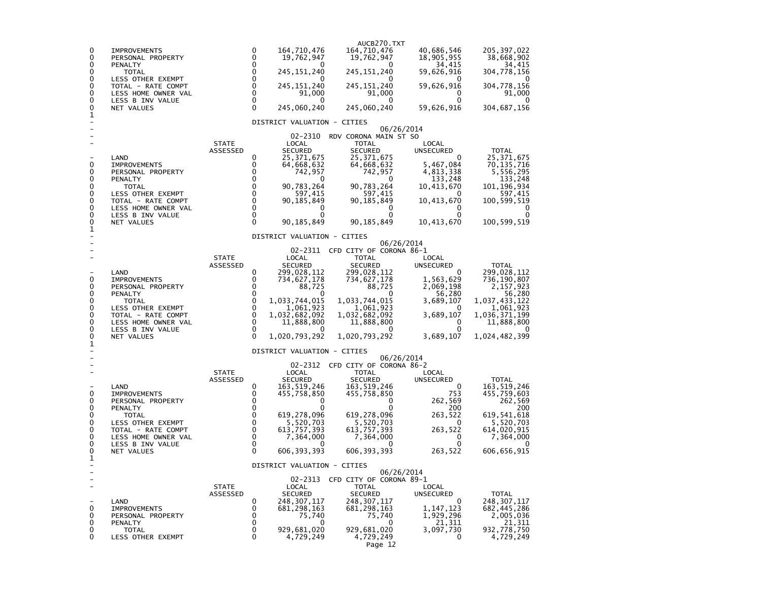| | | STATE ASSESSED | LOCAL SECURED | TOTAL SECURED | LOCAL UNSECURED | TOTAL |
|---|---|---|---|---|---|---|
| 0 | IMPROVEMENTS | 0 | 164,710,476 | 164,710,476 | 40,686,546 | 205,397,022 |
| 0 | PERSONAL PROPERTY | 0 | 19,762,947 | 19,762,947 | 18,905,955 | 38,668,902 |
| 0 | PENALTY | 0 | 0 | 0 | 34,415 | 34,415 |
| 0 | TOTAL | 0 | 245,151,240 | 245,151,240 | 59,626,916 | 304,778,156 |
| 0 | LESS OTHER EXEMPT | 0 | 0 | 0 | 0 | 0 |
| 0 | TOTAL - RATE COMPT | 0 | 245,151,240 | 245,151,240 | 59,626,916 | 304,778,156 |
| 0 | LESS HOME OWNER VAL | 0 | 91,000 | 91,000 | 0 | 91,000 |
| 0 | LESS B INV VALUE | 0 | 0 | 0 | 0 | 0 |
| 0 | NET VALUES | 0 | 245,060,240 | 245,060,240 | 59,626,916 | 304,687,156 |

1

DISTRICT VALUATION - CITIES

06/26/2014

02-2310 RDV CORONA MAIN ST SO

| | | STATE ASSESSED | LOCAL SECURED | TOTAL SECURED | LOCAL UNSECURED | TOTAL |
|---|---|---|---|---|---|---|
| - | LAND | 0 | 25,371,675 | 25,371,675 | 0 | 25,371,675 |
| 0 | IMPROVEMENTS | 0 | 64,668,632 | 64,668,632 | 5,467,084 | 70,135,716 |
| 0 | PERSONAL PROPERTY | 0 | 742,957 | 742,957 | 4,813,338 | 5,556,295 |
| 0 | PENALTY | 0 | 0 | 0 | 133,248 | 133,248 |
| 0 | TOTAL | 0 | 90,783,264 | 90,783,264 | 10,413,670 | 101,196,934 |
| 0 | LESS OTHER EXEMPT | 0 | 597,415 | 597,415 | 0 | 597,415 |
| 0 | TOTAL - RATE COMPT | 0 | 90,185,849 | 90,185,849 | 10,413,670 | 100,599,519 |
| 0 | LESS HOME OWNER VAL | 0 | 0 | 0 | 0 | 0 |
| 0 | LESS B INV VALUE | 0 | 0 | 0 | 0 | 0 |
| 0 | NET VALUES | 0 | 90,185,849 | 90,185,849 | 10,413,670 | 100,599,519 |

1

DISTRICT VALUATION - CITIES

06/26/2014

02-2311 CFD CITY OF CORONA 86-1

| | | STATE ASSESSED | LOCAL SECURED | TOTAL SECURED | LOCAL UNSECURED | TOTAL |
|---|---|---|---|---|---|---|
| - | LAND | 0 | 299,028,112 | 299,028,112 | 0 | 299,028,112 |
| 0 | IMPROVEMENTS | 0 | 734,627,178 | 734,627,178 | 1,563,629 | 736,190,807 |
| 0 | PERSONAL PROPERTY | 0 | 88,725 | 88,725 | 2,069,198 | 2,157,923 |
| 0 | PENALTY | 0 | 0 | 0 | 56,280 | 56,280 |
| 0 | TOTAL | 0 | 1,033,744,015 | 1,033,744,015 | 3,689,107 | 1,037,433,122 |
| 0 | LESS OTHER EXEMPT | 0 | 1,061,923 | 1,061,923 | 0 | 1,061,923 |
| 0 | TOTAL - RATE COMPT | 0 | 1,032,682,092 | 1,032,682,092 | 3,689,107 | 1,036,371,199 |
| 0 | LESS HOME OWNER VAL | 0 | 11,888,800 | 11,888,800 | 0 | 11,888,800 |
| 0 | LESS B INV VALUE | 0 | 0 | 0 | 0 | 0 |
| 0 | NET VALUES | 0 | 1,020,793,292 | 1,020,793,292 | 3,689,107 | 1,024,482,399 |

1

DISTRICT VALUATION - CITIES

06/26/2014

02-2312 CFD CITY OF CORONA 86-2

| | | STATE ASSESSED | LOCAL SECURED | TOTAL SECURED | LOCAL UNSECURED | TOTAL |
|---|---|---|---|---|---|---|
| - | LAND | 0 | 163,519,246 | 163,519,246 | 0 | 163,519,246 |
| 0 | IMPROVEMENTS | 0 | 455,758,850 | 455,758,850 | 753 | 455,759,603 |
| 0 | PERSONAL PROPERTY | 0 | 0 | 0 | 262,569 | 262,569 |
| 0 | PENALTY | 0 | 0 | 0 | 200 | 200 |
| 0 | TOTAL | 0 | 619,278,096 | 619,278,096 | 263,522 | 619,541,618 |
| 0 | LESS OTHER EXEMPT | 0 | 5,520,703 | 5,520,703 | 0 | 5,520,703 |
| 0 | TOTAL - RATE COMPT | 0 | 613,757,393 | 613,757,393 | 263,522 | 614,020,915 |
| 0 | LESS HOME OWNER VAL | 0 | 7,364,000 | 7,364,000 | 0 | 7,364,000 |
| 0 | LESS B INV VALUE | 0 | 0 | 0 | 0 | 0 |
| 0 | NET VALUES | 0 | 606,393,393 | 606,393,393 | 263,522 | 606,656,915 |

1

DISTRICT VALUATION - CITIES

06/26/2014

02-2313 CFD CITY OF CORONA 89-1

| | | STATE ASSESSED | LOCAL SECURED | TOTAL SECURED | LOCAL UNSECURED | TOTAL |
|---|---|---|---|---|---|---|
| - | LAND | 0 | 248,307,117 | 248,307,117 | 0 | 248,307,117 |
| 0 | IMPROVEMENTS | 0 | 681,298,163 | 681,298,163 | 1,147,123 | 682,445,286 |
| 0 | PERSONAL PROPERTY | 0 | 75,740 | 75,740 | 1,929,296 | 2,005,036 |
| 0 | PENALTY | 0 | 0 | 0 | 21,311 | 21,311 |
| 0 | TOTAL | 0 | 929,681,020 | 929,681,020 | 3,097,730 | 932,778,750 |
| 0 | LESS OTHER EXEMPT | 0 | 4,729,249 | 4,729,249 | 0 | 4,729,249 |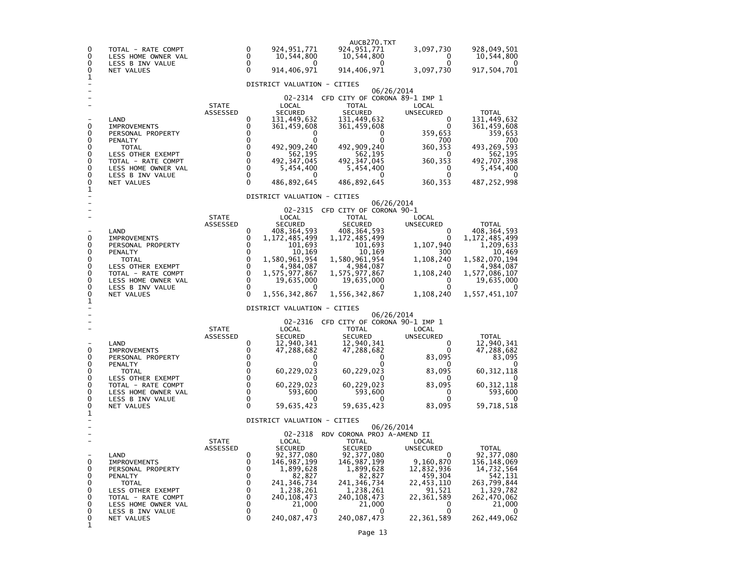AUCB270.TXT

| | | STATE ASSESSED | LOCAL SECURED | TOTAL SECURED | LOCAL UNSECURED | TOTAL |
|---|---|---|---|---|---|---|
| 0 | TOTAL - RATE COMPT | 0 | 924,951,771 | 924,951,771 | 3,097,730 | 928,049,501 |
| 0 | LESS HOME OWNER VAL | 0 | 10,544,800 | 10,544,800 | 0 | 10,544,800 |
| 0 | LESS B INV VALUE | 0 | 0 | 0 | 0 | 0 |
| 0 | NET VALUES | 0 | 914,406,971 | 914,406,971 | 3,097,730 | 917,504,701 |

1

DISTRICT VALUATION - CITIES

06/26/2014

02-2314 CFD CITY OF CORONA 89-1 IMP 1

| | | STATE ASSESSED | LOCAL SECURED | TOTAL SECURED | LOCAL UNSECURED | TOTAL |
|---|---|---|---|---|---|---|
| - | LAND | 0 | 131,449,632 | 131,449,632 | 0 | 131,449,632 |
| 0 | IMPROVEMENTS | 0 | 361,459,608 | 361,459,608 | 0 | 361,459,608 |
| 0 | PERSONAL PROPERTY | 0 | 0 | 0 | 359,653 | 359,653 |
| 0 | PENALTY | 0 | 0 | 0 | 700 | 700 |
| 0 | TOTAL | 0 | 492,909,240 | 492,909,240 | 360,353 | 493,269,593 |
| 0 | LESS OTHER EXEMPT | 0 | 562,195 | 562,195 | 0 | 562,195 |
| 0 | TOTAL - RATE COMPT | 0 | 492,347,045 | 492,347,045 | 360,353 | 492,707,398 |
| 0 | LESS HOME OWNER VAL | 0 | 5,454,400 | 5,454,400 | 0 | 5,454,400 |
| 0 | LESS B INV VALUE | 0 | 0 | 0 | 0 | 0 |
| 0 | NET VALUES | 0 | 486,892,645 | 486,892,645 | 360,353 | 487,252,998 |

1

DISTRICT VALUATION - CITIES

06/26/2014

02-2315 CFD CITY OF CORONA 90-1

| | | STATE ASSESSED | LOCAL SECURED | TOTAL SECURED | LOCAL UNSECURED | TOTAL |
|---|---|---|---|---|---|---|
| - | LAND | 0 | 408,364,593 | 408,364,593 | 0 | 408,364,593 |
| 0 | IMPROVEMENTS | 0 | 1,172,485,499 | 1,172,485,499 | 0 | 1,172,485,499 |
| 0 | PERSONAL PROPERTY | 0 | 101,693 | 101,693 | 1,107,940 | 1,209,633 |
| 0 | PENALTY | 0 | 10,169 | 10,169 | 300 | 10,469 |
| 0 | TOTAL | 0 | 1,580,961,954 | 1,580,961,954 | 1,108,240 | 1,582,070,194 |
| 0 | LESS OTHER EXEMPT | 0 | 4,984,087 | 4,984,087 | 0 | 4,984,087 |
| 0 | TOTAL - RATE COMPT | 0 | 1,575,977,867 | 1,575,977,867 | 1,108,240 | 1,577,086,107 |
| 0 | LESS HOME OWNER VAL | 0 | 19,635,000 | 19,635,000 | 0 | 19,635,000 |
| 0 | LESS B INV VALUE | 0 | 0 | 0 | 0 | 0 |
| 0 | NET VALUES | 0 | 1,556,342,867 | 1,556,342,867 | 1,108,240 | 1,557,451,107 |

1

DISTRICT VALUATION - CITIES

06/26/2014

02-2316 CFD CITY OF CORONA 90-1 IMP 1

| | | STATE ASSESSED | LOCAL SECURED | TOTAL SECURED | LOCAL UNSECURED | TOTAL |
|---|---|---|---|---|---|---|
| - | LAND | 0 | 12,940,341 | 12,940,341 | 0 | 12,940,341 |
| 0 | IMPROVEMENTS | 0 | 47,288,682 | 47,288,682 | 0 | 47,288,682 |
| 0 | PERSONAL PROPERTY | 0 | 0 | 0 | 83,095 | 83,095 |
| 0 | PENALTY | 0 | 0 | 0 | 0 | 0 |
| 0 | TOTAL | 0 | 60,229,023 | 60,229,023 | 83,095 | 60,312,118 |
| 0 | LESS OTHER EXEMPT | 0 | 0 | 0 | 0 | 0 |
| 0 | TOTAL - RATE COMPT | 0 | 60,229,023 | 60,229,023 | 83,095 | 60,312,118 |
| 0 | LESS HOME OWNER VAL | 0 | 593,600 | 593,600 | 0 | 593,600 |
| 0 | LESS B INV VALUE | 0 | 0 | 0 | 0 | 0 |
| 0 | NET VALUES | 0 | 59,635,423 | 59,635,423 | 83,095 | 59,718,518 |

1

DISTRICT VALUATION - CITIES

06/26/2014

02-2318 RDV CORONA PROJ A-AMEND II

| | | STATE ASSESSED | LOCAL SECURED | TOTAL SECURED | LOCAL UNSECURED | TOTAL |
|---|---|---|---|---|---|---|
| - | LAND | 0 | 92,377,080 | 92,377,080 | 0 | 92,377,080 |
| 0 | IMPROVEMENTS | 0 | 146,987,199 | 146,987,199 | 9,160,870 | 156,148,069 |
| 0 | PERSONAL PROPERTY | 0 | 1,899,628 | 1,899,628 | 12,832,936 | 14,732,564 |
| 0 | PENALTY | 0 | 82,827 | 82,827 | 459,304 | 542,131 |
| 0 | TOTAL | 0 | 241,346,734 | 241,346,734 | 22,453,110 | 263,799,844 |
| 0 | LESS OTHER EXEMPT | 0 | 1,238,261 | 1,238,261 | 91,521 | 1,329,782 |
| 0 | TOTAL - RATE COMPT | 0 | 240,108,473 | 240,108,473 | 22,361,589 | 262,470,062 |
| 0 | LESS HOME OWNER VAL | 0 | 21,000 | 21,000 | 0 | 21,000 |
| 0 | LESS B INV VALUE | 0 | 0 | 0 | 0 | 0 |
| 0 | NET VALUES | 0 | 240,087,473 | 240,087,473 | 22,361,589 | 262,449,062 |

1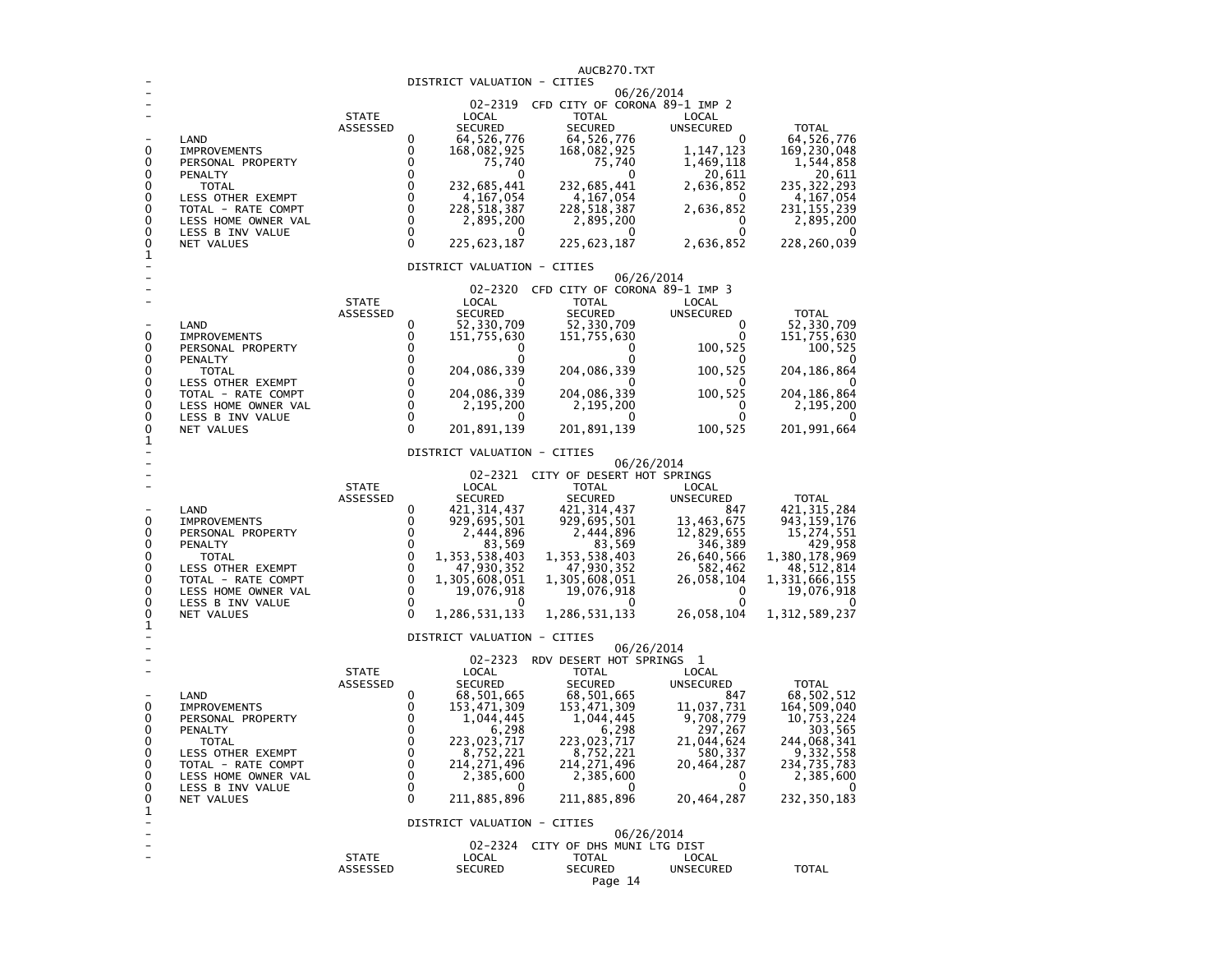## DISTRICT VALUATION - CITIES

06/26/2014

### 02-2319 CFD CITY OF CORONA 89-1 IMP 2

| | STATE ASSESSED | LOCAL SECURED | TOTAL SECURED | LOCAL UNSECURED | TOTAL |
|---|---|---|---|---|---|
| LAND | 0 | 64,526,776 | 64,526,776 | 0 | 64,526,776 |
| IMPROVEMENTS | 0 | 168,082,925 | 168,082,925 | 1,147,123 | 169,230,048 |
| PERSONAL PROPERTY | 0 | 75,740 | 75,740 | 1,469,118 | 1,544,858 |
| PENALTY | 0 | 0 | 0 | 20,611 | 20,611 |
| TOTAL | 0 | 232,685,441 | 232,685,441 | 2,636,852 | 235,322,293 |
| LESS OTHER EXEMPT | 0 | 4,167,054 | 4,167,054 | 0 | 4,167,054 |
| TOTAL - RATE COMPT | 0 | 228,518,387 | 228,518,387 | 2,636,852 | 231,155,239 |
| LESS HOME OWNER VAL | 0 | 2,895,200 | 2,895,200 | 0 | 2,895,200 |
| LESS B INV VALUE | 0 | 0 | 0 | 0 | 0 |
| NET VALUES | 0 | 225,623,187 | 225,623,187 | 2,636,852 | 228,260,039 |

## DISTRICT VALUATION - CITIES

06/26/2014

### 02-2320 CFD CITY OF CORONA 89-1 IMP 3

| | STATE ASSESSED | LOCAL SECURED | TOTAL SECURED | LOCAL UNSECURED | TOTAL |
|---|---|---|---|---|---|
| LAND | 0 | 52,330,709 | 52,330,709 | 0 | 52,330,709 |
| IMPROVEMENTS | 0 | 151,755,630 | 151,755,630 | 0 | 151,755,630 |
| PERSONAL PROPERTY | 0 | 0 | 0 | 100,525 | 100,525 |
| PENALTY | 0 | 0 | 0 | 0 | 0 |
| TOTAL | 0 | 204,086,339 | 204,086,339 | 100,525 | 204,186,864 |
| LESS OTHER EXEMPT | 0 | 0 | 0 | 0 | 0 |
| TOTAL - RATE COMPT | 0 | 204,086,339 | 204,086,339 | 100,525 | 204,186,864 |
| LESS HOME OWNER VAL | 0 | 2,195,200 | 2,195,200 | 0 | 2,195,200 |
| LESS B INV VALUE | 0 | 0 | 0 | 0 | 0 |
| NET VALUES | 0 | 201,891,139 | 201,891,139 | 100,525 | 201,991,664 |

## DISTRICT VALUATION - CITIES

06/26/2014

### 02-2321 CITY OF DESERT HOT SPRINGS

| | STATE ASSESSED | LOCAL SECURED | TOTAL SECURED | LOCAL UNSECURED | TOTAL |
|---|---|---|---|---|---|
| LAND | 0 | 421,314,437 | 421,314,437 | 847 | 421,315,284 |
| IMPROVEMENTS | 0 | 929,695,501 | 929,695,501 | 13,463,675 | 943,159,176 |
| PERSONAL PROPERTY | 0 | 2,444,896 | 2,444,896 | 12,829,655 | 15,274,551 |
| PENALTY | 0 | 83,569 | 83,569 | 346,389 | 429,958 |
| TOTAL | 0 | 1,353,538,403 | 1,353,538,403 | 26,640,566 | 1,380,178,969 |
| LESS OTHER EXEMPT | 0 | 47,930,352 | 47,930,352 | 582,462 | 48,512,814 |
| TOTAL - RATE COMPT | 0 | 1,305,608,051 | 1,305,608,051 | 26,058,104 | 1,331,666,155 |
| LESS HOME OWNER VAL | 0 | 19,076,918 | 19,076,918 | 0 | 19,076,918 |
| LESS B INV VALUE | 0 | 0 | 0 | 0 | 0 |
| NET VALUES | 0 | 1,286,531,133 | 1,286,531,133 | 26,058,104 | 1,312,589,237 |

## DISTRICT VALUATION - CITIES

06/26/2014

### 02-2323 RDV DESERT HOT SPRINGS 1

| | STATE ASSESSED | LOCAL SECURED | TOTAL SECURED | LOCAL UNSECURED | TOTAL |
|---|---|---|---|---|---|
| LAND | 0 | 68,501,665 | 68,501,665 | 847 | 68,502,512 |
| IMPROVEMENTS | 0 | 153,471,309 | 153,471,309 | 11,037,731 | 164,509,040 |
| PERSONAL PROPERTY | 0 | 1,044,445 | 1,044,445 | 9,708,779 | 10,753,224 |
| PENALTY | 0 | 6,298 | 6,298 | 297,267 | 303,565 |
| TOTAL | 0 | 223,023,717 | 223,023,717 | 21,044,624 | 244,068,341 |
| LESS OTHER EXEMPT | 0 | 8,752,221 | 8,752,221 | 580,337 | 9,332,558 |
| TOTAL - RATE COMPT | 0 | 214,271,496 | 214,271,496 | 20,464,287 | 234,735,783 |
| LESS HOME OWNER VAL | 0 | 2,385,600 | 2,385,600 | 0 | 2,385,600 |
| LESS B INV VALUE | 0 | 0 | 0 | 0 | 0 |
| NET VALUES | 0 | 211,885,896 | 211,885,896 | 20,464,287 | 232,350,183 |

## DISTRICT VALUATION - CITIES

06/26/2014

### 02-2324 CITY OF DHS MUNI LTG DIST

| | STATE ASSESSED | LOCAL SECURED | TOTAL SECURED | LOCAL UNSECURED | TOTAL |
|---|---|---|---|---|---|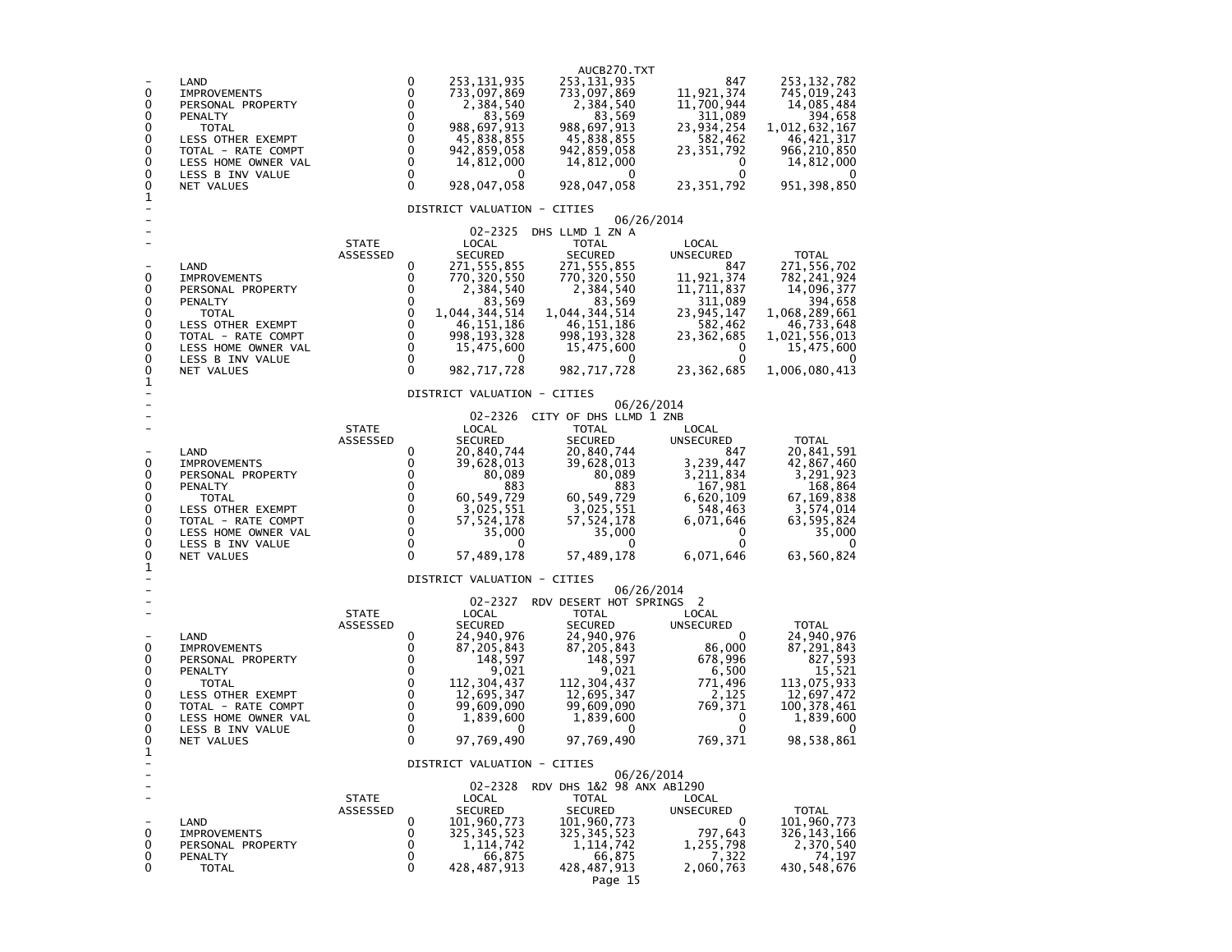| | | STATE ASSESSED | LOCAL SECURED | TOTAL SECURED | LOCAL UNSECURED | TOTAL |
|---|---|---|---|---|---|---|
| - | LAND | 0 | 253,131,935 | 253,131,935 | 847 | 253,132,782 |
| 0 | IMPROVEMENTS | 0 | 733,097,869 | 733,097,869 | 11,921,374 | 745,019,243 |
| 0 | PERSONAL PROPERTY | 0 | 2,384,540 | 2,384,540 | 11,700,944 | 14,085,484 |
| 0 | PENALTY | 0 | 83,569 | 83,569 | 311,089 | 394,658 |
| 0 | TOTAL | 0 | 988,697,913 | 988,697,913 | 23,934,254 | 1,012,632,167 |
| 0 | LESS OTHER EXEMPT | 0 | 45,838,855 | 45,838,855 | 582,462 | 46,421,317 |
| 0 | TOTAL - RATE COMPT | 0 | 942,859,058 | 942,859,058 | 23,351,792 | 966,210,850 |
| 0 | LESS HOME OWNER VAL | 0 | 14,812,000 | 14,812,000 | 0 | 14,812,000 |
| 0 | LESS B INV VALUE | 0 | 0 | 0 | 0 | 0 |
| 0 | NET VALUES | 0 | 928,047,058 | 928,047,058 | 23,351,792 | 951,398,850 |

1

DISTRICT VALUATION - CITIES
06/26/2014
02-2325 DHS LLMD 1 ZN A

| | | STATE ASSESSED | LOCAL SECURED | TOTAL SECURED | LOCAL UNSECURED | TOTAL |
|---|---|---|---|---|---|---|
| - | LAND | 0 | 271,555,855 | 271,555,855 | 847 | 271,556,702 |
| 0 | IMPROVEMENTS | 0 | 770,320,550 | 770,320,550 | 11,921,374 | 782,241,924 |
| 0 | PERSONAL PROPERTY | 0 | 2,384,540 | 2,384,540 | 11,711,837 | 14,096,377 |
| 0 | PENALTY | 0 | 83,569 | 83,569 | 311,089 | 394,658 |
| 0 | TOTAL | 0 | 1,044,344,514 | 1,044,344,514 | 23,945,147 | 1,068,289,661 |
| 0 | LESS OTHER EXEMPT | 0 | 46,151,186 | 46,151,186 | 582,462 | 46,733,648 |
| 0 | TOTAL - RATE COMPT | 0 | 998,193,328 | 998,193,328 | 23,362,685 | 1,021,556,013 |
| 0 | LESS HOME OWNER VAL | 0 | 15,475,600 | 15,475,600 | 0 | 15,475,600 |
| 0 | LESS B INV VALUE | 0 | 0 | 0 | 0 | 0 |
| 0 | NET VALUES | 0 | 982,717,728 | 982,717,728 | 23,362,685 | 1,006,080,413 |

1

DISTRICT VALUATION - CITIES
06/26/2014
02-2326 CITY OF DHS LLMD 1 ZNB

| | | STATE ASSESSED | LOCAL SECURED | TOTAL SECURED | LOCAL UNSECURED | TOTAL |
|---|---|---|---|---|---|---|
| - | LAND | 0 | 20,840,744 | 20,840,744 | 847 | 20,841,591 |
| 0 | IMPROVEMENTS | 0 | 39,628,013 | 39,628,013 | 3,239,447 | 42,867,460 |
| 0 | PERSONAL PROPERTY | 0 | 80,089 | 80,089 | 3,211,834 | 3,291,923 |
| 0 | PENALTY | 0 | 883 | 883 | 167,981 | 168,864 |
| 0 | TOTAL | 0 | 60,549,729 | 60,549,729 | 6,620,109 | 67,169,838 |
| 0 | LESS OTHER EXEMPT | 0 | 3,025,551 | 3,025,551 | 548,463 | 3,574,014 |
| 0 | TOTAL - RATE COMPT | 0 | 57,524,178 | 57,524,178 | 6,071,646 | 63,595,824 |
| 0 | LESS HOME OWNER VAL | 0 | 35,000 | 35,000 | 0 | 35,000 |
| 0 | LESS B INV VALUE | 0 | 0 | 0 | 0 | 0 |
| 0 | NET VALUES | 0 | 57,489,178 | 57,489,178 | 6,071,646 | 63,560,824 |

1

DISTRICT VALUATION - CITIES
06/26/2014
02-2327 RDV DESERT HOT SPRINGS 2

| | | STATE ASSESSED | LOCAL SECURED | TOTAL SECURED | LOCAL UNSECURED | TOTAL |
|---|---|---|---|---|---|---|
| - | LAND | 0 | 24,940,976 | 24,940,976 | 0 | 24,940,976 |
| 0 | IMPROVEMENTS | 0 | 87,205,843 | 87,205,843 | 86,000 | 87,291,843 |
| 0 | PERSONAL PROPERTY | 0 | 148,597 | 148,597 | 678,996 | 827,593 |
| 0 | PENALTY | 0 | 9,021 | 9,021 | 6,500 | 15,521 |
| 0 | TOTAL | 0 | 112,304,437 | 112,304,437 | 771,496 | 113,075,933 |
| 0 | LESS OTHER EXEMPT | 0 | 12,695,347 | 12,695,347 | 2,125 | 12,697,472 |
| 0 | TOTAL - RATE COMPT | 0 | 99,609,090 | 99,609,090 | 769,371 | 100,378,461 |
| 0 | LESS HOME OWNER VAL | 0 | 1,839,600 | 1,839,600 | 0 | 1,839,600 |
| 0 | LESS B INV VALUE | 0 | 0 | 0 | 0 | 0 |
| 0 | NET VALUES | 0 | 97,769,490 | 97,769,490 | 769,371 | 98,538,861 |

1

DISTRICT VALUATION - CITIES
06/26/2014
02-2328 RDV DHS 1&2 98 ANX AB1290

| | | STATE ASSESSED | LOCAL SECURED | TOTAL SECURED | LOCAL UNSECURED | TOTAL |
|---|---|---|---|---|---|---|
| - | LAND | 0 | 101,960,773 | 101,960,773 | 0 | 101,960,773 |
| 0 | IMPROVEMENTS | 0 | 325,345,523 | 325,345,523 | 797,643 | 326,143,166 |
| 0 | PERSONAL PROPERTY | 0 | 1,114,742 | 1,114,742 | 1,255,798 | 2,370,540 |
| 0 | PENALTY | 0 | 66,875 | 66,875 | 7,322 | 74,197 |
| 0 | TOTAL | 0 | 428,487,913 | 428,487,913 | 2,060,763 | 430,548,676 |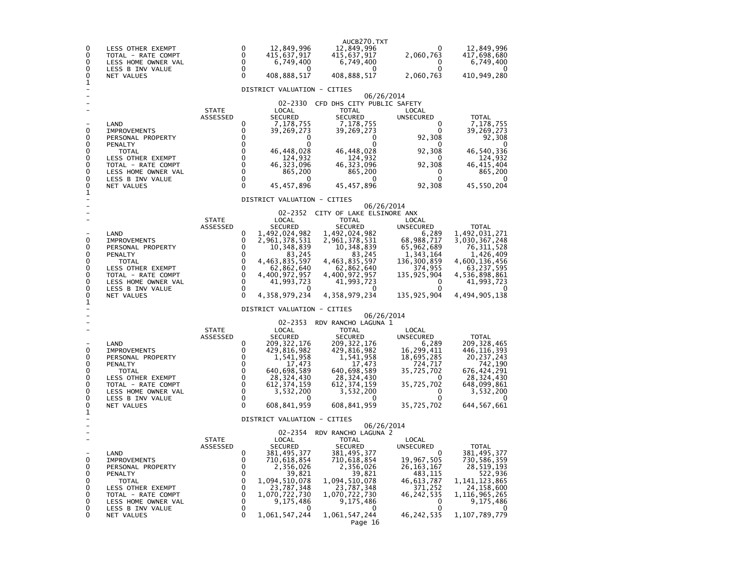| | | STATE ASSESSED | LOCAL SECURED | TOTAL SECURED | LOCAL UNSECURED | TOTAL |
|---|---|---|---|---|---|---|
| 0 | LESS OTHER EXEMPT | 0 | 12,849,996 | 12,849,996 | 0 | 12,849,996 |
| 0 | TOTAL - RATE COMPT | 0 | 415,637,917 | 415,637,917 | 2,060,763 | 417,698,680 |
| 0 | LESS HOME OWNER VAL | 0 | 6,749,400 | 6,749,400 | 0 | 6,749,400 |
| 0 | LESS B INV VALUE | 0 | 0 | 0 | 0 | 0 |
| 0 | NET VALUES | 0 | 408,888,517 | 408,888,517 | 2,060,763 | 410,949,280 |

1

DISTRICT VALUATION - CITIES

06/26/2014

02-2330 CFD DHS CITY PUBLIC SAFETY

| | | STATE ASSESSED | LOCAL SECURED | TOTAL SECURED | LOCAL UNSECURED | TOTAL |
|---|---|---|---|---|---|---|
| - | LAND | 0 | 7,178,755 | 7,178,755 | 0 | 7,178,755 |
| 0 | IMPROVEMENTS | 0 | 39,269,273 | 39,269,273 | 0 | 39,269,273 |
| 0 | PERSONAL PROPERTY | 0 | 0 | 0 | 92,308 | 92,308 |
| 0 | PENALTY | 0 | 0 | 0 | 0 | 0 |
| 0 | TOTAL | 0 | 46,448,028 | 46,448,028 | 92,308 | 46,540,336 |
| 0 | LESS OTHER EXEMPT | 0 | 124,932 | 124,932 | 0 | 124,932 |
| 0 | TOTAL - RATE COMPT | 0 | 46,323,096 | 46,323,096 | 92,308 | 46,415,404 |
| 0 | LESS HOME OWNER VAL | 0 | 865,200 | 865,200 | 0 | 865,200 |
| 0 | LESS B INV VALUE | 0 | 0 | 0 | 0 | 0 |
| 0 | NET VALUES | 0 | 45,457,896 | 45,457,896 | 92,308 | 45,550,204 |

1

DISTRICT VALUATION - CITIES

06/26/2014

02-2352 CITY OF LAKE ELSINORE ANX

| | | STATE ASSESSED | LOCAL SECURED | TOTAL SECURED | LOCAL UNSECURED | TOTAL |
|---|---|---|---|---|---|---|
| - | LAND | 0 | 1,492,024,982 | 1,492,024,982 | 6,289 | 1,492,031,271 |
| 0 | IMPROVEMENTS | 0 | 2,961,378,531 | 2,961,378,531 | 68,988,717 | 3,030,367,248 |
| 0 | PERSONAL PROPERTY | 0 | 10,348,839 | 10,348,839 | 65,962,689 | 76,311,528 |
| 0 | PENALTY | 0 | 83,245 | 83,245 | 1,343,164 | 1,426,409 |
| 0 | TOTAL | 0 | 4,463,835,597 | 4,463,835,597 | 136,300,859 | 4,600,136,456 |
| 0 | LESS OTHER EXEMPT | 0 | 62,862,640 | 62,862,640 | 374,955 | 63,237,595 |
| 0 | TOTAL - RATE COMPT | 0 | 4,400,972,957 | 4,400,972,957 | 135,925,904 | 4,536,898,861 |
| 0 | LESS HOME OWNER VAL | 0 | 41,993,723 | 41,993,723 | 0 | 41,993,723 |
| 0 | LESS B INV VALUE | 0 | 0 | 0 | 0 | 0 |
| 0 | NET VALUES | 0 | 4,358,979,234 | 4,358,979,234 | 135,925,904 | 4,494,905,138 |

1

DISTRICT VALUATION - CITIES

06/26/2014

02-2353 RDV RANCHO LAGUNA 1

| | | STATE ASSESSED | LOCAL SECURED | TOTAL SECURED | LOCAL UNSECURED | TOTAL |
|---|---|---|---|---|---|---|
| - | LAND | 0 | 209,322,176 | 209,322,176 | 6,289 | 209,328,465 |
| 0 | IMPROVEMENTS | 0 | 429,816,982 | 429,816,982 | 16,299,411 | 446,116,393 |
| 0 | PERSONAL PROPERTY | 0 | 1,541,958 | 1,541,958 | 18,695,285 | 20,237,243 |
| 0 | PENALTY | 0 | 17,473 | 17,473 | 724,717 | 742,190 |
| 0 | TOTAL | 0 | 640,698,589 | 640,698,589 | 35,725,702 | 676,424,291 |
| 0 | LESS OTHER EXEMPT | 0 | 28,324,430 | 28,324,430 | 0 | 28,324,430 |
| 0 | TOTAL - RATE COMPT | 0 | 612,374,159 | 612,374,159 | 35,725,702 | 648,099,861 |
| 0 | LESS HOME OWNER VAL | 0 | 3,532,200 | 3,532,200 | 0 | 3,532,200 |
| 0 | LESS B INV VALUE | 0 | 0 | 0 | 0 | 0 |
| 0 | NET VALUES | 0 | 608,841,959 | 608,841,959 | 35,725,702 | 644,567,661 |

1

DISTRICT VALUATION - CITIES

06/26/2014

02-2354 RDV RANCHO LAGUNA 2

| | | STATE ASSESSED | LOCAL SECURED | TOTAL SECURED | LOCAL UNSECURED | TOTAL |
|---|---|---|---|---|---|---|
| - | LAND | 0 | 381,495,377 | 381,495,377 | 0 | 381,495,377 |
| 0 | IMPROVEMENTS | 0 | 710,618,854 | 710,618,854 | 19,967,505 | 730,586,359 |
| 0 | PERSONAL PROPERTY | 0 | 2,356,026 | 2,356,026 | 26,163,167 | 28,519,193 |
| 0 | PENALTY | 0 | 39,821 | 39,821 | 483,115 | 522,936 |
| 0 | TOTAL | 0 | 1,094,510,078 | 1,094,510,078 | 46,613,787 | 1,141,123,865 |
| 0 | LESS OTHER EXEMPT | 0 | 23,787,348 | 23,787,348 | 371,252 | 24,158,600 |
| 0 | TOTAL - RATE COMPT | 0 | 1,070,722,730 | 1,070,722,730 | 46,242,535 | 1,116,965,265 |
| 0 | LESS HOME OWNER VAL | 0 | 9,175,486 | 9,175,486 | 0 | 9,175,486 |
| 0 | LESS B INV VALUE | 0 | 0 | 0 | 0 | 0 |
| 0 | NET VALUES | 0 | 1,061,547,244 | 1,061,547,244 | 46,242,535 | 1,107,789,779 |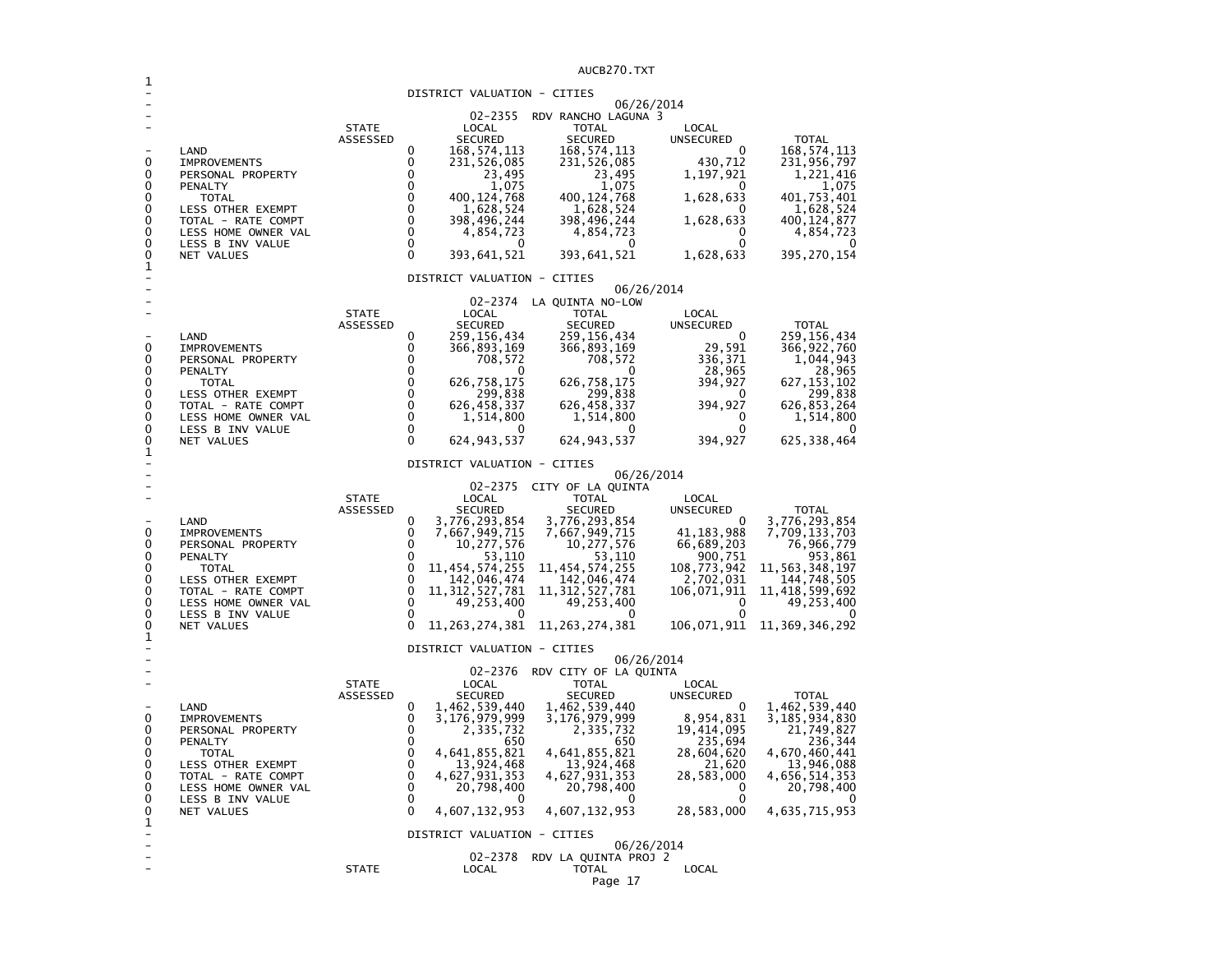## DISTRICT VALUATION - CITIES

06/26/2014

### 02-2355 RDV RANCHO LAGUNA 3

| | STATE ASSESSED | LOCAL SECURED | TOTAL SECURED | LOCAL UNSECURED | TOTAL |
|---|---|---|---|---|---|
| LAND | 0 | 168,574,113 | 168,574,113 | 0 | 168,574,113 |
| IMPROVEMENTS | 0 | 231,526,085 | 231,526,085 | 430,712 | 231,956,797 |
| PERSONAL PROPERTY | 0 | 23,495 | 23,495 | 1,197,921 | 1,221,416 |
| PENALTY | 0 | 1,075 | 1,075 | 0 | 1,075 |
| TOTAL | 0 | 400,124,768 | 400,124,768 | 1,628,633 | 401,753,401 |
| LESS OTHER EXEMPT | 0 | 1,628,524 | 1,628,524 | 0 | 1,628,524 |
| TOTAL - RATE COMPT | 0 | 398,496,244 | 398,496,244 | 1,628,633 | 400,124,877 |
| LESS HOME OWNER VAL | 0 | 4,854,723 | 4,854,723 | 0 | 4,854,723 |
| LESS B INV VALUE | 0 | 0 | 0 | 0 | 0 |
| NET VALUES | 0 | 393,641,521 | 393,641,521 | 1,628,633 | 395,270,154 |

## DISTRICT VALUATION - CITIES

06/26/2014

### 02-2374 LA QUINTA NO-LOW

| | STATE ASSESSED | LOCAL SECURED | TOTAL SECURED | LOCAL UNSECURED | TOTAL |
|---|---|---|---|---|---|
| LAND | 0 | 259,156,434 | 259,156,434 | 0 | 259,156,434 |
| IMPROVEMENTS | 0 | 366,893,169 | 366,893,169 | 29,591 | 366,922,760 |
| PERSONAL PROPERTY | 0 | 708,572 | 708,572 | 336,371 | 1,044,943 |
| PENALTY | 0 | 0 | 0 | 28,965 | 28,965 |
| TOTAL | 0 | 626,758,175 | 626,758,175 | 394,927 | 627,153,102 |
| LESS OTHER EXEMPT | 0 | 299,838 | 299,838 | 0 | 299,838 |
| TOTAL - RATE COMPT | 0 | 626,458,337 | 626,458,337 | 394,927 | 626,853,264 |
| LESS HOME OWNER VAL | 0 | 1,514,800 | 1,514,800 | 0 | 1,514,800 |
| LESS B INV VALUE | 0 | 0 | 0 | 0 | 0 |
| NET VALUES | 0 | 624,943,537 | 624,943,537 | 394,927 | 625,338,464 |

## DISTRICT VALUATION - CITIES

06/26/2014

### 02-2375 CITY OF LA QUINTA

| | STATE ASSESSED | LOCAL SECURED | TOTAL SECURED | LOCAL UNSECURED | TOTAL |
|---|---|---|---|---|---|
| LAND | 0 | 3,776,293,854 | 3,776,293,854 | 0 | 3,776,293,854 |
| IMPROVEMENTS | 0 | 7,667,949,715 | 7,667,949,715 | 41,183,988 | 7,709,133,703 |
| PERSONAL PROPERTY | 0 | 10,277,576 | 10,277,576 | 66,689,203 | 76,966,779 |
| PENALTY | 0 | 53,110 | 53,110 | 900,751 | 953,861 |
| TOTAL | 0 | 11,454,574,255 | 11,454,574,255 | 108,773,942 | 11,563,348,197 |
| LESS OTHER EXEMPT | 0 | 142,046,474 | 142,046,474 | 2,702,031 | 144,748,505 |
| TOTAL - RATE COMPT | 0 | 11,312,527,781 | 11,312,527,781 | 106,071,911 | 11,418,599,692 |
| LESS HOME OWNER VAL | 0 | 49,253,400 | 49,253,400 | 0 | 49,253,400 |
| LESS B INV VALUE | 0 | 0 | 0 | 0 | 0 |
| NET VALUES | 0 | 11,263,274,381 | 11,263,274,381 | 106,071,911 | 11,369,346,292 |

## DISTRICT VALUATION - CITIES

06/26/2014

### 02-2376 RDV CITY OF LA QUINTA

| | STATE ASSESSED | LOCAL SECURED | TOTAL SECURED | LOCAL UNSECURED | TOTAL |
|---|---|---|---|---|---|
| LAND | 0 | 1,462,539,440 | 1,462,539,440 | 0 | 1,462,539,440 |
| IMPROVEMENTS | 0 | 3,176,979,999 | 3,176,979,999 | 8,954,831 | 3,185,934,830 |
| PERSONAL PROPERTY | 0 | 2,335,732 | 2,335,732 | 19,414,095 | 21,749,827 |
| PENALTY | 0 | 650 | 650 | 235,694 | 236,344 |
| TOTAL | 0 | 4,641,855,821 | 4,641,855,821 | 28,604,620 | 4,670,460,441 |
| LESS OTHER EXEMPT | 0 | 13,924,468 | 13,924,468 | 21,620 | 13,946,088 |
| TOTAL - RATE COMPT | 0 | 4,627,931,353 | 4,627,931,353 | 28,583,000 | 4,656,514,353 |
| LESS HOME OWNER VAL | 0 | 20,798,400 | 20,798,400 | 0 | 20,798,400 |
| LESS B INV VALUE | 0 | 0 | 0 | 0 | 0 |
| NET VALUES | 0 | 4,607,132,953 | 4,607,132,953 | 28,583,000 | 4,635,715,953 |

## DISTRICT VALUATION - CITIES

06/26/2014

### 02-2378 RDV LA QUINTA PROJ 2

| | STATE | LOCAL | TOTAL | LOCAL |
|---|---|---|---|---|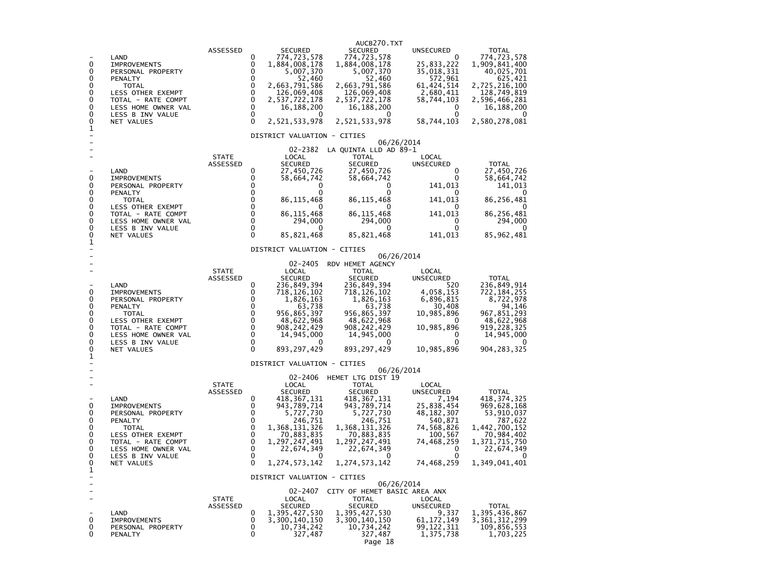| | | ASSESSED | | SECURED | SECURED | UNSECURED | TOTAL |
|---|---|---|---|---|---|---|---|
| - | LAND | | 0 | 774,723,578 | 774,723,578 | 0 | 774,723,578 |
| 0 | IMPROVEMENTS | | 0 | 1,884,008,178 | 1,884,008,178 | 25,833,222 | 1,909,841,400 |
| 0 | PERSONAL PROPERTY | | 0 | 5,007,370 | 5,007,370 | 35,018,331 | 40,025,701 |
| 0 | PENALTY | | 0 | 52,460 | 52,460 | 572,961 | 625,421 |
| 0 | TOTAL | | 0 | 2,663,791,586 | 2,663,791,586 | 61,424,514 | 2,725,216,100 |
| 0 | LESS OTHER EXEMPT | | 0 | 126,069,408 | 126,069,408 | 2,680,411 | 128,749,819 |
| 0 | TOTAL - RATE COMPT | | 0 | 2,537,722,178 | 2,537,722,178 | 58,744,103 | 2,596,466,281 |
| 0 | LESS HOME OWNER VAL | | 0 | 16,188,200 | 16,188,200 | 0 | 16,188,200 |
| 0 | LESS B INV VALUE | | 0 | 0 | 0 | 0 | 0 |
| 0 | NET VALUES | | 0 | 2,521,533,978 | 2,521,533,978 | 58,744,103 | 2,580,278,081 |

1

DISTRICT VALUATION - CITIES

06/26/2014

02-2382 LA QUINTA LLD AD 89-1

| | | STATE ASSESSED | | LOCAL SECURED | TOTAL SECURED | LOCAL UNSECURED | TOTAL |
|---|---|---|---|---|---|---|---|
| - | LAND | | 0 | 27,450,726 | 27,450,726 | 0 | 27,450,726 |
| 0 | IMPROVEMENTS | | 0 | 58,664,742 | 58,664,742 | 0 | 58,664,742 |
| 0 | PERSONAL PROPERTY | | 0 | 0 | 0 | 141,013 | 141,013 |
| 0 | PENALTY | | 0 | 0 | 0 | 0 | 0 |
| 0 | TOTAL | | 0 | 86,115,468 | 86,115,468 | 141,013 | 86,256,481 |
| 0 | LESS OTHER EXEMPT | | 0 | 0 | 0 | 0 | 0 |
| 0 | TOTAL - RATE COMPT | | 0 | 86,115,468 | 86,115,468 | 141,013 | 86,256,481 |
| 0 | LESS HOME OWNER VAL | | 0 | 294,000 | 294,000 | 0 | 294,000 |
| 0 | LESS B INV VALUE | | 0 | 0 | 0 | 0 | 0 |
| 0 | NET VALUES | | 0 | 85,821,468 | 85,821,468 | 141,013 | 85,962,481 |

1

DISTRICT VALUATION - CITIES

06/26/2014

02-2405 RDV HEMET AGENCY

| | | STATE ASSESSED | | LOCAL SECURED | TOTAL SECURED | LOCAL UNSECURED | TOTAL |
|---|---|---|---|---|---|---|---|
| - | LAND | | 0 | 236,849,394 | 236,849,394 | 520 | 236,849,914 |
| 0 | IMPROVEMENTS | | 0 | 718,126,102 | 718,126,102 | 4,058,153 | 722,184,255 |
| 0 | PERSONAL PROPERTY | | 0 | 1,826,163 | 1,826,163 | 6,896,815 | 8,722,978 |
| 0 | PENALTY | | 0 | 63,738 | 63,738 | 30,408 | 94,146 |
| 0 | TOTAL | | 0 | 956,865,397 | 956,865,397 | 10,985,896 | 967,851,293 |
| 0 | LESS OTHER EXEMPT | | 0 | 48,622,968 | 48,622,968 | 0 | 48,622,968 |
| 0 | TOTAL - RATE COMPT | | 0 | 908,242,429 | 908,242,429 | 10,985,896 | 919,228,325 |
| 0 | LESS HOME OWNER VAL | | 0 | 14,945,000 | 14,945,000 | 0 | 14,945,000 |
| 0 | LESS B INV VALUE | | 0 | 0 | 0 | 0 | 0 |
| 0 | NET VALUES | | 0 | 893,297,429 | 893,297,429 | 10,985,896 | 904,283,325 |

1

DISTRICT VALUATION - CITIES

06/26/2014

02-2406 HEMET LTG DIST 19

| | | STATE ASSESSED | | LOCAL SECURED | TOTAL SECURED | LOCAL UNSECURED | TOTAL |
|---|---|---|---|---|---|---|---|
| - | LAND | | 0 | 418,367,131 | 418,367,131 | 7,194 | 418,374,325 |
| 0 | IMPROVEMENTS | | 0 | 943,789,714 | 943,789,714 | 25,838,454 | 969,628,168 |
| 0 | PERSONAL PROPERTY | | 0 | 5,727,730 | 5,727,730 | 48,182,307 | 53,910,037 |
| 0 | PENALTY | | 0 | 246,751 | 246,751 | 540,871 | 787,622 |
| 0 | TOTAL | | 0 | 1,368,131,326 | 1,368,131,326 | 74,568,826 | 1,442,700,152 |
| 0 | LESS OTHER EXEMPT | | 0 | 70,883,835 | 70,883,835 | 100,567 | 70,984,402 |
| 0 | TOTAL - RATE COMPT | | 0 | 1,297,247,491 | 1,297,247,491 | 74,468,259 | 1,371,715,750 |
| 0 | LESS HOME OWNER VAL | | 0 | 22,674,349 | 22,674,349 | 0 | 22,674,349 |
| 0 | LESS B INV VALUE | | 0 | 0 | 0 | 0 | 0 |
| 0 | NET VALUES | | 0 | 1,274,573,142 | 1,274,573,142 | 74,468,259 | 1,349,041,401 |

1

DISTRICT VALUATION - CITIES

06/26/2014

02-2407 CITY OF HEMET BASIC AREA ANX

| | | STATE ASSESSED | | LOCAL SECURED | TOTAL SECURED | LOCAL UNSECURED | TOTAL |
|---|---|---|---|---|---|---|---|
| - | LAND | | 0 | 1,395,427,530 | 1,395,427,530 | 9,337 | 1,395,436,867 |
| 0 | IMPROVEMENTS | | 0 | 3,300,140,150 | 3,300,140,150 | 61,172,149 | 3,361,312,299 |
| 0 | PERSONAL PROPERTY | | 0 | 10,734,242 | 10,734,242 | 99,122,311 | 109,856,553 |
| 0 | PENALTY | | 0 | 327,487 | 327,487 | 1,375,738 | 1,703,225 |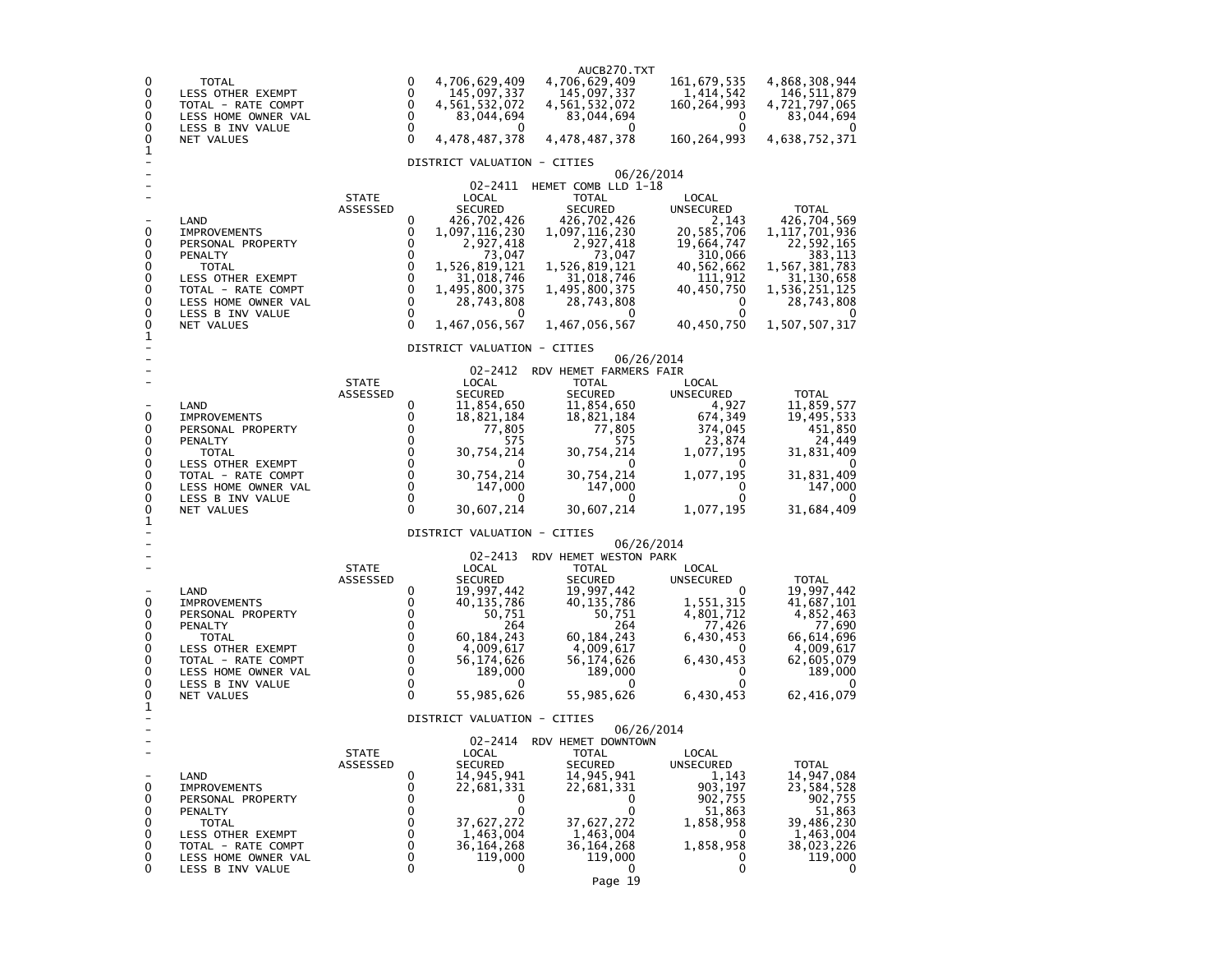| | | STATE ASSESSED | LOCAL SECURED | TOTAL SECURED | LOCAL UNSECURED | TOTAL |
|---|---|---|---|---|---|---|
| 0 | TOTAL | 0 | 4,706,629,409 | 4,706,629,409 | 161,679,535 | 4,868,308,944 |
| 0 | LESS OTHER EXEMPT | 0 | 145,097,337 | 145,097,337 | 1,414,542 | 146,511,879 |
| 0 | TOTAL - RATE COMPT | 0 | 4,561,532,072 | 4,561,532,072 | 160,264,993 | 4,721,797,065 |
| 0 | LESS HOME OWNER VAL | 0 | 83,044,694 | 83,044,694 | 0 | 83,044,694 |
| 0 | LESS B INV VALUE | 0 | 0 | 0 | 0 | 0 |
| 0 | NET VALUES | 0 | 4,478,487,378 | 4,478,487,378 | 160,264,993 | 4,638,752,371 |

DISTRICT VALUATION - CITIES

06/26/2014

02-2411 HEMET COMB LLD 1-18

| | | STATE ASSESSED | LOCAL SECURED | TOTAL SECURED | LOCAL UNSECURED | TOTAL |
|---|---|---|---|---|---|---|
| - | LAND | 0 | 426,702,426 | 426,702,426 | 2,143 | 426,704,569 |
| 0 | IMPROVEMENTS | 0 | 1,097,116,230 | 1,097,116,230 | 20,585,706 | 1,117,701,936 |
| 0 | PERSONAL PROPERTY | 0 | 2,927,418 | 2,927,418 | 19,664,747 | 22,592,165 |
| 0 | PENALTY | 0 | 73,047 | 73,047 | 310,066 | 383,113 |
| 0 | TOTAL | 0 | 1,526,819,121 | 1,526,819,121 | 40,562,662 | 1,567,381,783 |
| 0 | LESS OTHER EXEMPT | 0 | 31,018,746 | 31,018,746 | 111,912 | 31,130,658 |
| 0 | TOTAL - RATE COMPT | 0 | 1,495,800,375 | 1,495,800,375 | 40,450,750 | 1,536,251,125 |
| 0 | LESS HOME OWNER VAL | 0 | 28,743,808 | 28,743,808 | 0 | 28,743,808 |
| 0 | LESS B INV VALUE | 0 | 0 | 0 | 0 | 0 |
| 0 | NET VALUES | 0 | 1,467,056,567 | 1,467,056,567 | 40,450,750 | 1,507,507,317 |

DISTRICT VALUATION - CITIES

06/26/2014

02-2412 RDV HEMET FARMERS FAIR

| | | STATE ASSESSED | LOCAL SECURED | TOTAL SECURED | LOCAL UNSECURED | TOTAL |
|---|---|---|---|---|---|---|
| - | LAND | 0 | 11,854,650 | 11,854,650 | 4,927 | 11,859,577 |
| 0 | IMPROVEMENTS | 0 | 18,821,184 | 18,821,184 | 674,349 | 19,495,533 |
| 0 | PERSONAL PROPERTY | 0 | 77,805 | 77,805 | 374,045 | 451,850 |
| 0 | PENALTY | 0 | 575 | 575 | 23,874 | 24,449 |
| 0 | TOTAL | 0 | 30,754,214 | 30,754,214 | 1,077,195 | 31,831,409 |
| 0 | LESS OTHER EXEMPT | 0 | 0 | 0 | 0 | 0 |
| 0 | TOTAL - RATE COMPT | 0 | 30,754,214 | 30,754,214 | 1,077,195 | 31,831,409 |
| 0 | LESS HOME OWNER VAL | 0 | 147,000 | 147,000 | 0 | 147,000 |
| 0 | LESS B INV VALUE | 0 | 0 | 0 | 0 | 0 |
| 0 | NET VALUES | 0 | 30,607,214 | 30,607,214 | 1,077,195 | 31,684,409 |

DISTRICT VALUATION - CITIES

06/26/2014

02-2413 RDV HEMET WESTON PARK

| | | STATE ASSESSED | LOCAL SECURED | TOTAL SECURED | LOCAL UNSECURED | TOTAL |
|---|---|---|---|---|---|---|
| - | LAND | 0 | 19,997,442 | 19,997,442 | 0 | 19,997,442 |
| 0 | IMPROVEMENTS | 0 | 40,135,786 | 40,135,786 | 1,551,315 | 41,687,101 |
| 0 | PERSONAL PROPERTY | 0 | 50,751 | 50,751 | 4,801,712 | 4,852,463 |
| 0 | PENALTY | 0 | 264 | 264 | 77,426 | 77,690 |
| 0 | TOTAL | 0 | 60,184,243 | 60,184,243 | 6,430,453 | 66,614,696 |
| 0 | LESS OTHER EXEMPT | 0 | 4,009,617 | 4,009,617 | 0 | 4,009,617 |
| 0 | TOTAL - RATE COMPT | 0 | 56,174,626 | 56,174,626 | 6,430,453 | 62,605,079 |
| 0 | LESS HOME OWNER VAL | 0 | 189,000 | 189,000 | 0 | 189,000 |
| 0 | LESS B INV VALUE | 0 | 0 | 0 | 0 | 0 |
| 0 | NET VALUES | 0 | 55,985,626 | 55,985,626 | 6,430,453 | 62,416,079 |

DISTRICT VALUATION - CITIES

06/26/2014

02-2414 RDV HEMET DOWNTOWN

| | | STATE ASSESSED | LOCAL SECURED | TOTAL SECURED | LOCAL UNSECURED | TOTAL |
|---|---|---|---|---|---|---|
| - | LAND | 0 | 14,945,941 | 14,945,941 | 1,143 | 14,947,084 |
| 0 | IMPROVEMENTS | 0 | 22,681,331 | 22,681,331 | 903,197 | 23,584,528 |
| 0 | PERSONAL PROPERTY | 0 | 0 | 0 | 902,755 | 902,755 |
| 0 | PENALTY | 0 | 0 | 0 | 51,863 | 51,863 |
| 0 | TOTAL | 0 | 37,627,272 | 37,627,272 | 1,858,958 | 39,486,230 |
| 0 | LESS OTHER EXEMPT | 0 | 1,463,004 | 1,463,004 | 0 | 1,463,004 |
| 0 | TOTAL - RATE COMPT | 0 | 36,164,268 | 36,164,268 | 1,858,958 | 38,023,226 |
| 0 | LESS HOME OWNER VAL | 0 | 119,000 | 119,000 | 0 | 119,000 |
| 0 | LESS B INV VALUE | 0 | 0 | 0 | 0 | 0 |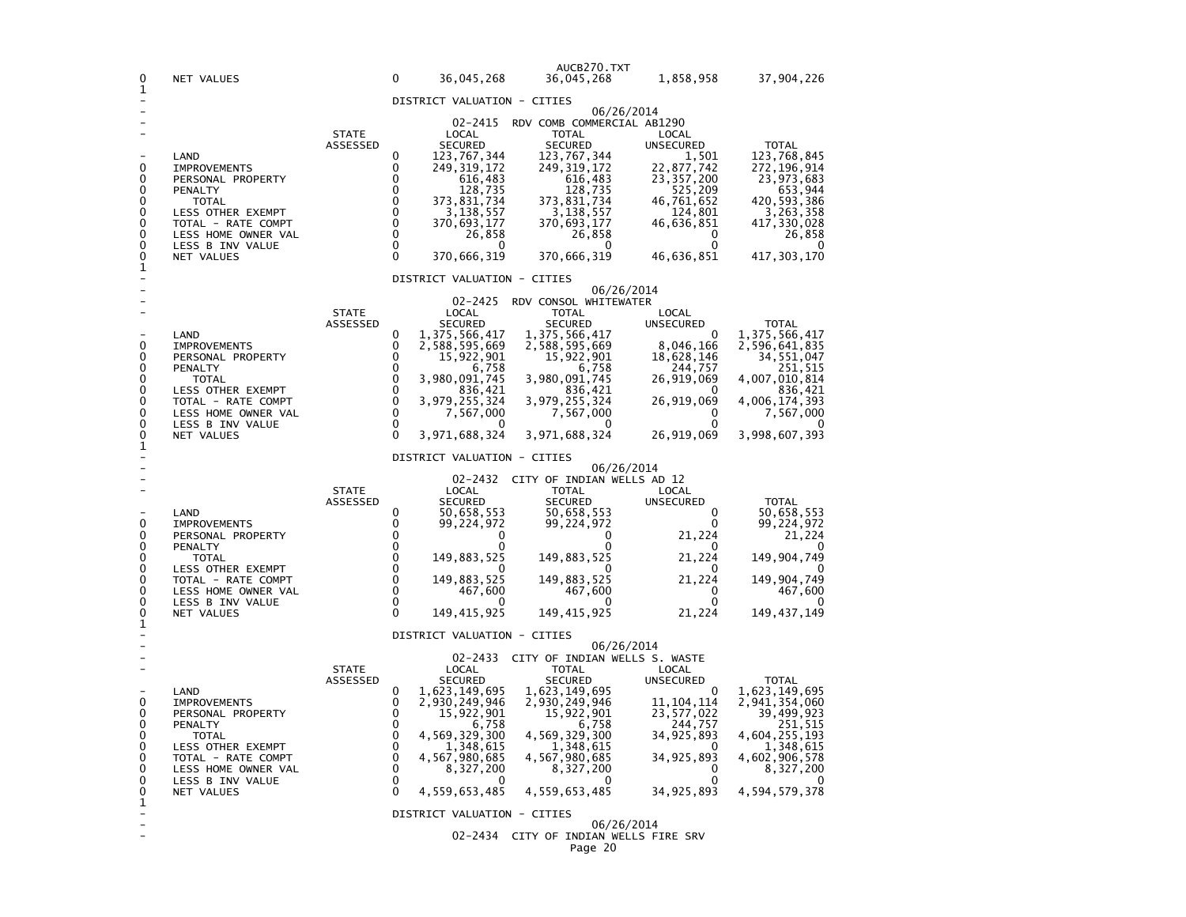| | STATE ASSESSED | LOCAL SECURED | TOTAL SECURED | LOCAL UNSECURED | TOTAL |
|---|---|---|---|---|---|
| NET VALUES | 0 | 36,045,268 | 36,045,268 | 1,858,958 | 37,904,226 |

DISTRICT VALUATION - CITIES

06/26/2014

02-2415 RDV COMB COMMERCIAL AB1290

| | STATE ASSESSED | LOCAL SECURED | TOTAL SECURED | LOCAL UNSECURED | TOTAL |
|---|---|---|---|---|---|
| LAND | 0 | 123,767,344 | 123,767,344 | 1,501 | 123,768,845 |
| IMPROVEMENTS | 0 | 249,319,172 | 249,319,172 | 22,877,742 | 272,196,914 |
| PERSONAL PROPERTY | 0 | 616,483 | 616,483 | 23,357,200 | 23,973,683 |
| PENALTY | 0 | 128,735 | 128,735 | 525,209 | 653,944 |
| TOTAL | 0 | 373,831,734 | 373,831,734 | 46,761,652 | 420,593,386 |
| LESS OTHER EXEMPT | 0 | 3,138,557 | 3,138,557 | 124,801 | 3,263,358 |
| TOTAL - RATE COMPT | 0 | 370,693,177 | 370,693,177 | 46,636,851 | 417,330,028 |
| LESS HOME OWNER VAL | 0 | 26,858 | 26,858 | 0 | 26,858 |
| LESS B INV VALUE | 0 | 0 | 0 | 0 | 0 |
| NET VALUES | 0 | 370,666,319 | 370,666,319 | 46,636,851 | 417,303,170 |

DISTRICT VALUATION - CITIES

06/26/2014

02-2425 RDV CONSOL WHITEWATER

| | STATE ASSESSED | LOCAL SECURED | TOTAL SECURED | LOCAL UNSECURED | TOTAL |
|---|---|---|---|---|---|
| LAND | 0 | 1,375,566,417 | 1,375,566,417 | 0 | 1,375,566,417 |
| IMPROVEMENTS | 0 | 2,588,595,669 | 2,588,595,669 | 8,046,166 | 2,596,641,835 |
| PERSONAL PROPERTY | 0 | 15,922,901 | 15,922,901 | 18,628,146 | 34,551,047 |
| PENALTY | 0 | 6,758 | 6,758 | 244,757 | 251,515 |
| TOTAL | 0 | 3,980,091,745 | 3,980,091,745 | 26,919,069 | 4,007,010,814 |
| LESS OTHER EXEMPT | 0 | 836,421 | 836,421 | 0 | 836,421 |
| TOTAL - RATE COMPT | 0 | 3,979,255,324 | 3,979,255,324 | 26,919,069 | 4,006,174,393 |
| LESS HOME OWNER VAL | 0 | 7,567,000 | 7,567,000 | 0 | 7,567,000 |
| LESS B INV VALUE | 0 | 0 | 0 | 0 | 0 |
| NET VALUES | 0 | 3,971,688,324 | 3,971,688,324 | 26,919,069 | 3,998,607,393 |

DISTRICT VALUATION - CITIES

06/26/2014

02-2432 CITY OF INDIAN WELLS AD 12

| | STATE ASSESSED | LOCAL SECURED | TOTAL SECURED | LOCAL UNSECURED | TOTAL |
|---|---|---|---|---|---|
| LAND | 0 | 50,658,553 | 50,658,553 | 0 | 50,658,553 |
| IMPROVEMENTS | 0 | 99,224,972 | 99,224,972 | 0 | 99,224,972 |
| PERSONAL PROPERTY | 0 | 0 | 0 | 21,224 | 21,224 |
| PENALTY | 0 | 0 | 0 | 0 | 0 |
| TOTAL | 0 | 149,883,525 | 149,883,525 | 21,224 | 149,904,749 |
| LESS OTHER EXEMPT | 0 | 0 | 0 | 0 | 0 |
| TOTAL - RATE COMPT | 0 | 149,883,525 | 149,883,525 | 21,224 | 149,904,749 |
| LESS HOME OWNER VAL | 0 | 467,600 | 467,600 | 0 | 467,600 |
| LESS B INV VALUE | 0 | 0 | 0 | 0 | 0 |
| NET VALUES | 0 | 149,415,925 | 149,415,925 | 21,224 | 149,437,149 |

DISTRICT VALUATION - CITIES

06/26/2014

02-2433 CITY OF INDIAN WELLS S. WASTE

| | STATE ASSESSED | LOCAL SECURED | TOTAL SECURED | LOCAL UNSECURED | TOTAL |
|---|---|---|---|---|---|
| LAND | 0 | 1,623,149,695 | 1,623,149,695 | 0 | 1,623,149,695 |
| IMPROVEMENTS | 0 | 2,930,249,946 | 2,930,249,946 | 11,104,114 | 2,941,354,060 |
| PERSONAL PROPERTY | 0 | 15,922,901 | 15,922,901 | 23,577,022 | 39,499,923 |
| PENALTY | 0 | 6,758 | 6,758 | 244,757 | 251,515 |
| TOTAL | 0 | 4,569,329,300 | 4,569,329,300 | 34,925,893 | 4,604,255,193 |
| LESS OTHER EXEMPT | 0 | 1,348,615 | 1,348,615 | 0 | 1,348,615 |
| TOTAL - RATE COMPT | 0 | 4,567,980,685 | 4,567,980,685 | 34,925,893 | 4,602,906,578 |
| LESS HOME OWNER VAL | 0 | 8,327,200 | 8,327,200 | 0 | 8,327,200 |
| LESS B INV VALUE | 0 | 0 | 0 | 0 | 0 |
| NET VALUES | 0 | 4,559,653,485 | 4,559,653,485 | 34,925,893 | 4,594,579,378 |

DISTRICT VALUATION - CITIES

06/26/2014

02-2434 CITY OF INDIAN WELLS FIRE SRV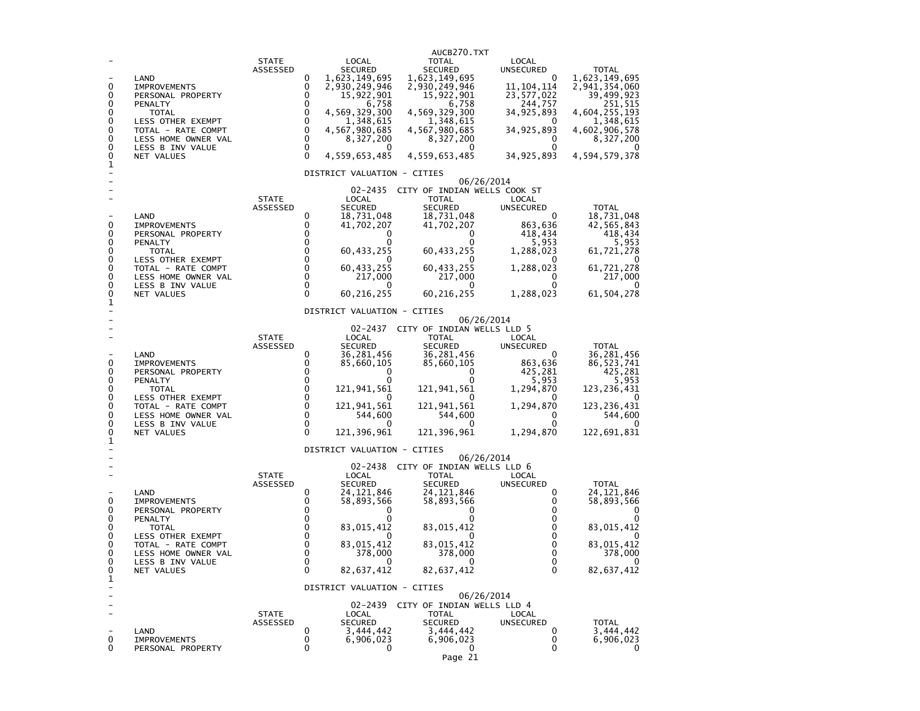| | STATE ASSESSED | LOCAL SECURED | TOTAL SECURED | LOCAL UNSECURED | TOTAL |
|---|---|---|---|---|---|
| LAND | 0 | 1,623,149,695 | 1,623,149,695 | 0 | 1,623,149,695 |
| IMPROVEMENTS | 0 | 2,930,249,946 | 2,930,249,946 | 11,104,114 | 2,941,354,060 |
| PERSONAL PROPERTY | 0 | 15,922,901 | 15,922,901 | 23,577,022 | 39,499,923 |
| PENALTY | 0 | 6,758 | 6,758 | 244,757 | 251,515 |
| TOTAL | 0 | 4,569,329,300 | 4,569,329,300 | 34,925,893 | 4,604,255,193 |
| LESS OTHER EXEMPT | 0 | 1,348,615 | 1,348,615 | 0 | 1,348,615 |
| TOTAL - RATE COMPT | 0 | 4,567,980,685 | 4,567,980,685 | 34,925,893 | 4,602,906,578 |
| LESS HOME OWNER VAL | 0 | 8,327,200 | 8,327,200 | 0 | 8,327,200 |
| LESS B INV VALUE | 0 | 0 | 0 | 0 | 0 |
| NET VALUES | 0 | 4,559,653,485 | 4,559,653,485 | 34,925,893 | 4,594,579,378 |

DISTRICT VALUATION - CITIES
06/26/2014
02-2435 CITY OF INDIAN WELLS COOK ST

| | STATE ASSESSED | LOCAL SECURED | TOTAL SECURED | LOCAL UNSECURED | TOTAL |
|---|---|---|---|---|---|
| LAND | 0 | 18,731,048 | 18,731,048 | 0 | 18,731,048 |
| IMPROVEMENTS | 0 | 41,702,207 | 41,702,207 | 863,636 | 42,565,843 |
| PERSONAL PROPERTY | 0 | 0 | 0 | 418,434 | 418,434 |
| PENALTY | 0 | 0 | 0 | 5,953 | 5,953 |
| TOTAL | 0 | 60,433,255 | 60,433,255 | 1,288,023 | 61,721,278 |
| LESS OTHER EXEMPT | 0 | 0 | 0 | 0 | 0 |
| TOTAL - RATE COMPT | 0 | 60,433,255 | 60,433,255 | 1,288,023 | 61,721,278 |
| LESS HOME OWNER VAL | 0 | 217,000 | 217,000 | 0 | 217,000 |
| LESS B INV VALUE | 0 | 0 | 0 | 0 | 0 |
| NET VALUES | 0 | 60,216,255 | 60,216,255 | 1,288,023 | 61,504,278 |

DISTRICT VALUATION - CITIES
06/26/2014
02-2437 CITY OF INDIAN WELLS LLD 5

| | STATE ASSESSED | LOCAL SECURED | TOTAL SECURED | LOCAL UNSECURED | TOTAL |
|---|---|---|---|---|---|
| LAND | 0 | 36,281,456 | 36,281,456 | 0 | 36,281,456 |
| IMPROVEMENTS | 0 | 85,660,105 | 85,660,105 | 863,636 | 86,523,741 |
| PERSONAL PROPERTY | 0 | 0 | 0 | 425,281 | 425,281 |
| PENALTY | 0 | 0 | 0 | 5,953 | 5,953 |
| TOTAL | 0 | 121,941,561 | 121,941,561 | 1,294,870 | 123,236,431 |
| LESS OTHER EXEMPT | 0 | 0 | 0 | 0 | 0 |
| TOTAL - RATE COMPT | 0 | 121,941,561 | 121,941,561 | 1,294,870 | 123,236,431 |
| LESS HOME OWNER VAL | 0 | 544,600 | 544,600 | 0 | 544,600 |
| LESS B INV VALUE | 0 | 0 | 0 | 0 | 0 |
| NET VALUES | 0 | 121,396,961 | 121,396,961 | 1,294,870 | 122,691,831 |

DISTRICT VALUATION - CITIES
06/26/2014
02-2438 CITY OF INDIAN WELLS LLD 6

| | STATE ASSESSED | LOCAL SECURED | TOTAL SECURED | LOCAL UNSECURED | TOTAL |
|---|---|---|---|---|---|
| LAND | 0 | 24,121,846 | 24,121,846 | 0 | 24,121,846 |
| IMPROVEMENTS | 0 | 58,893,566 | 58,893,566 | 0 | 58,893,566 |
| PERSONAL PROPERTY | 0 | 0 | 0 | 0 | 0 |
| PENALTY | 0 | 0 | 0 | 0 | 0 |
| TOTAL | 0 | 83,015,412 | 83,015,412 | 0 | 83,015,412 |
| LESS OTHER EXEMPT | 0 | 0 | 0 | 0 | 0 |
| TOTAL - RATE COMPT | 0 | 83,015,412 | 83,015,412 | 0 | 83,015,412 |
| LESS HOME OWNER VAL | 0 | 378,000 | 378,000 | 0 | 378,000 |
| LESS B INV VALUE | 0 | 0 | 0 | 0 | 0 |
| NET VALUES | 0 | 82,637,412 | 82,637,412 | 0 | 82,637,412 |

DISTRICT VALUATION - CITIES
06/26/2014
02-2439 CITY OF INDIAN WELLS LLD 4

| | STATE ASSESSED | LOCAL SECURED | TOTAL SECURED | LOCAL UNSECURED | TOTAL |
|---|---|---|---|---|---|
| LAND | 0 | 3,444,442 | 3,444,442 | 0 | 3,444,442 |
| IMPROVEMENTS | 0 | 6,906,023 | 6,906,023 | 0 | 6,906,023 |
| PERSONAL PROPERTY | 0 | 0 | 0 | 0 | 0 |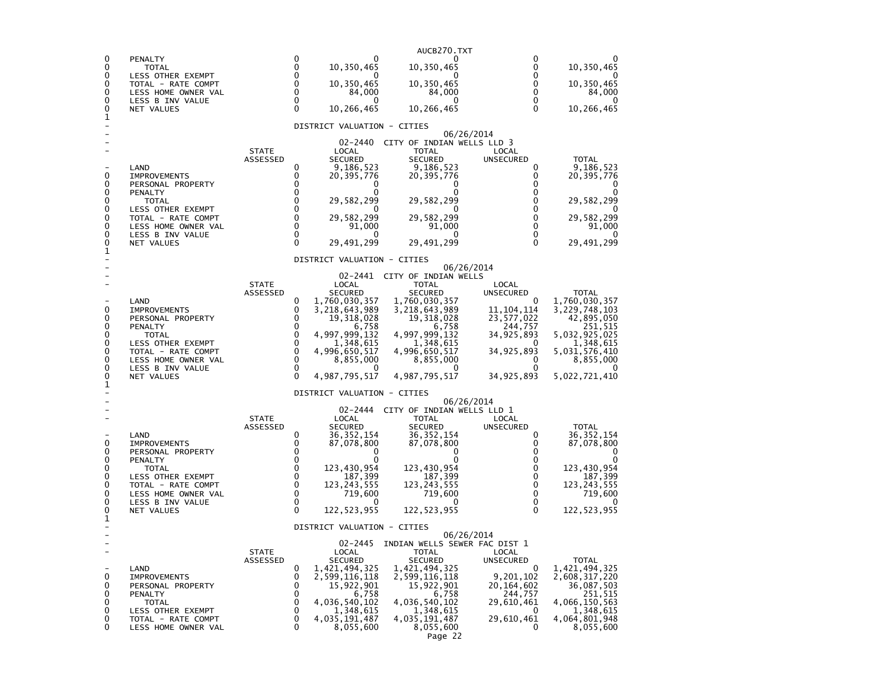| | | STATE ASSESSED | LOCAL SECURED | TOTAL SECURED | LOCAL UNSECURED | TOTAL |
|---|---|---|---|---|---|---|
| 0 | PENALTY | 0 | 0 | 0 | 0 | 0 |
| 0 | TOTAL | 0 | 10,350,465 | 10,350,465 | 0 | 10,350,465 |
| 0 | LESS OTHER EXEMPT | 0 | 0 | 0 | 0 | 0 |
| 0 | TOTAL - RATE COMPT | 0 | 10,350,465 | 10,350,465 | 0 | 10,350,465 |
| 0 | LESS HOME OWNER VAL | 0 | 84,000 | 84,000 | 0 | 84,000 |
| 0 | LESS B INV VALUE | 0 | 0 | 0 | 0 | 0 |
| 0 | NET VALUES | 0 | 10,266,465 | 10,266,465 | 0 | 10,266,465 |

1

DISTRICT VALUATION - CITIES

06/26/2014

02-2440 CITY OF INDIAN WELLS LLD 3

| | | STATE ASSESSED | LOCAL SECURED | TOTAL SECURED | LOCAL UNSECURED | TOTAL |
|---|---|---|---|---|---|---|
| - | LAND | 0 | 9,186,523 | 9,186,523 | 0 | 9,186,523 |
| 0 | IMPROVEMENTS | 0 | 20,395,776 | 20,395,776 | 0 | 20,395,776 |
| 0 | PERSONAL PROPERTY | 0 | 0 | 0 | 0 | 0 |
| 0 | PENALTY | 0 | 0 | 0 | 0 | 0 |
| 0 | TOTAL | 0 | 29,582,299 | 29,582,299 | 0 | 29,582,299 |
| 0 | LESS OTHER EXEMPT | 0 | 0 | 0 | 0 | 0 |
| 0 | TOTAL - RATE COMPT | 0 | 29,582,299 | 29,582,299 | 0 | 29,582,299 |
| 0 | LESS HOME OWNER VAL | 0 | 91,000 | 91,000 | 0 | 91,000 |
| 0 | LESS B INV VALUE | 0 | 0 | 0 | 0 | 0 |
| 0 | NET VALUES | 0 | 29,491,299 | 29,491,299 | 0 | 29,491,299 |

1

DISTRICT VALUATION - CITIES

06/26/2014

02-2441 CITY OF INDIAN WELLS

| | | STATE ASSESSED | LOCAL SECURED | TOTAL SECURED | LOCAL UNSECURED | TOTAL |
|---|---|---|---|---|---|---|
| - | LAND | 0 | 1,760,030,357 | 1,760,030,357 | 0 | 1,760,030,357 |
| 0 | IMPROVEMENTS | 0 | 3,218,643,989 | 3,218,643,989 | 11,104,114 | 3,229,748,103 |
| 0 | PERSONAL PROPERTY | 0 | 19,318,028 | 19,318,028 | 23,577,022 | 42,895,050 |
| 0 | PENALTY | 0 | 6,758 | 6,758 | 244,757 | 251,515 |
| 0 | TOTAL | 0 | 4,997,999,132 | 4,997,999,132 | 34,925,893 | 5,032,925,025 |
| 0 | LESS OTHER EXEMPT | 0 | 1,348,615 | 1,348,615 | 0 | 1,348,615 |
| 0 | TOTAL - RATE COMPT | 0 | 4,996,650,517 | 4,996,650,517 | 34,925,893 | 5,031,576,410 |
| 0 | LESS HOME OWNER VAL | 0 | 8,855,000 | 8,855,000 | 0 | 8,855,000 |
| 0 | LESS B INV VALUE | 0 | 0 | 0 | 0 | 0 |
| 0 | NET VALUES | 0 | 4,987,795,517 | 4,987,795,517 | 34,925,893 | 5,022,721,410 |

1

DISTRICT VALUATION - CITIES

06/26/2014

02-2444 CITY OF INDIAN WELLS LLD 1

| | | STATE ASSESSED | LOCAL SECURED | TOTAL SECURED | LOCAL UNSECURED | TOTAL |
|---|---|---|---|---|---|---|
| - | LAND | 0 | 36,352,154 | 36,352,154 | 0 | 36,352,154 |
| 0 | IMPROVEMENTS | 0 | 87,078,800 | 87,078,800 | 0 | 87,078,800 |
| 0 | PERSONAL PROPERTY | 0 | 0 | 0 | 0 | 0 |
| 0 | PENALTY | 0 | 0 | 0 | 0 | 0 |
| 0 | TOTAL | 0 | 123,430,954 | 123,430,954 | 0 | 123,430,954 |
| 0 | LESS OTHER EXEMPT | 0 | 187,399 | 187,399 | 0 | 187,399 |
| 0 | TOTAL - RATE COMPT | 0 | 123,243,555 | 123,243,555 | 0 | 123,243,555 |
| 0 | LESS HOME OWNER VAL | 0 | 719,600 | 719,600 | 0 | 719,600 |
| 0 | LESS B INV VALUE | 0 | 0 | 0 | 0 | 0 |
| 0 | NET VALUES | 0 | 122,523,955 | 122,523,955 | 0 | 122,523,955 |

1

DISTRICT VALUATION - CITIES

06/26/2014

02-2445 INDIAN WELLS SEWER FAC DIST 1

| | | STATE ASSESSED | LOCAL SECURED | TOTAL SECURED | LOCAL UNSECURED | TOTAL |
|---|---|---|---|---|---|---|
| - | LAND | 0 | 1,421,494,325 | 1,421,494,325 | 0 | 1,421,494,325 |
| 0 | IMPROVEMENTS | 0 | 2,599,116,118 | 2,599,116,118 | 9,201,102 | 2,608,317,220 |
| 0 | PERSONAL PROPERTY | 0 | 15,922,901 | 15,922,901 | 20,164,602 | 36,087,503 |
| 0 | PENALTY | 0 | 6,758 | 6,758 | 244,757 | 251,515 |
| 0 | TOTAL | 0 | 4,036,540,102 | 4,036,540,102 | 29,610,461 | 4,066,150,563 |
| 0 | LESS OTHER EXEMPT | 0 | 1,348,615 | 1,348,615 | 0 | 1,348,615 |
| 0 | TOTAL - RATE COMPT | 0 | 4,035,191,487 | 4,035,191,487 | 29,610,461 | 4,064,801,948 |
| 0 | LESS HOME OWNER VAL | 0 | 8,055,600 | 8,055,600 | 0 | 8,055,600 |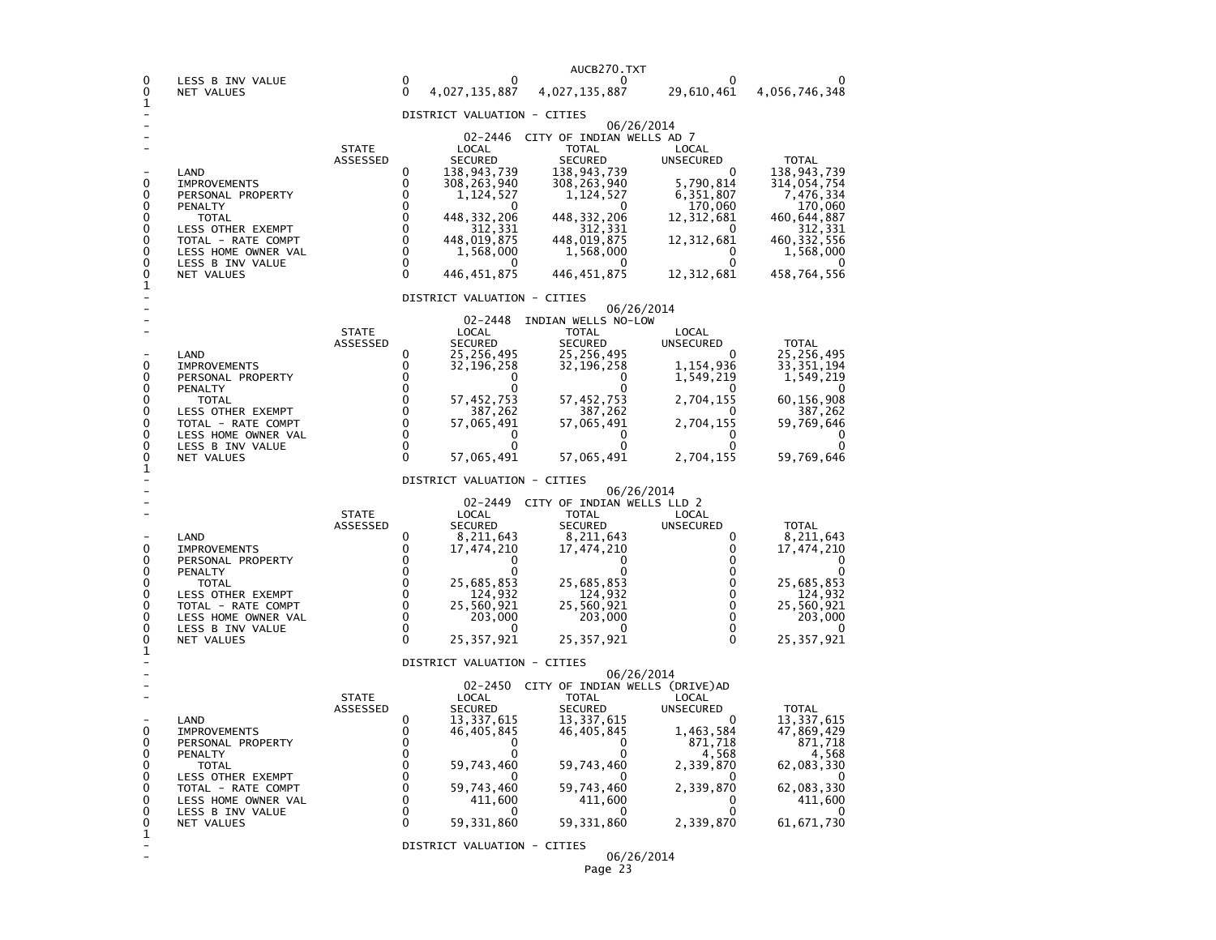| | | STATE ASSESSED | LOCAL SECURED | TOTAL SECURED | LOCAL UNSECURED | TOTAL |
|---|---|---|---|---|---|---|
| 0 | LESS B INV VALUE | 0 | 0 | 0 | 0 | 0 |
| 0 | NET VALUES | 0 | 4,027,135,887 | 4,027,135,887 | 29,610,461 | 4,056,746,348 |

DISTRICT VALUATION - CITIES

06/26/2014

02-2446 CITY OF INDIAN WELLS AD 7

| | | STATE ASSESSED | LOCAL SECURED | TOTAL SECURED | LOCAL UNSECURED | TOTAL |
|---|---|---|---|---|---|---|
| - | LAND | 0 | 138,943,739 | 138,943,739 | 0 | 138,943,739 |
| 0 | IMPROVEMENTS | 0 | 308,263,940 | 308,263,940 | 5,790,814 | 314,054,754 |
| 0 | PERSONAL PROPERTY | 0 | 1,124,527 | 1,124,527 | 6,351,807 | 7,476,334 |
| 0 | PENALTY | 0 | 0 | 0 | 170,060 | 170,060 |
| 0 | TOTAL | 0 | 448,332,206 | 448,332,206 | 12,312,681 | 460,644,887 |
| 0 | LESS OTHER EXEMPT | 0 | 312,331 | 312,331 | 0 | 312,331 |
| 0 | TOTAL - RATE COMPT | 0 | 448,019,875 | 448,019,875 | 12,312,681 | 460,332,556 |
| 0 | LESS HOME OWNER VAL | 0 | 1,568,000 | 1,568,000 | 0 | 1,568,000 |
| 0 | LESS B INV VALUE | 0 | 0 | 0 | 0 | 0 |
| 0 | NET VALUES | 0 | 446,451,875 | 446,451,875 | 12,312,681 | 458,764,556 |

DISTRICT VALUATION - CITIES

06/26/2014

02-2448 INDIAN WELLS NO-LOW

| | | STATE ASSESSED | LOCAL SECURED | TOTAL SECURED | LOCAL UNSECURED | TOTAL |
|---|---|---|---|---|---|---|
| - | LAND | 0 | 25,256,495 | 25,256,495 | 0 | 25,256,495 |
| 0 | IMPROVEMENTS | 0 | 32,196,258 | 32,196,258 | 1,154,936 | 33,351,194 |
| 0 | PERSONAL PROPERTY | 0 | 0 | 0 | 1,549,219 | 1,549,219 |
| 0 | PENALTY | 0 | 0 | 0 | 0 | 0 |
| 0 | TOTAL | 0 | 57,452,753 | 57,452,753 | 2,704,155 | 60,156,908 |
| 0 | LESS OTHER EXEMPT | 0 | 387,262 | 387,262 | 0 | 387,262 |
| 0 | TOTAL - RATE COMPT | 0 | 57,065,491 | 57,065,491 | 2,704,155 | 59,769,646 |
| 0 | LESS HOME OWNER VAL | 0 | 0 | 0 | 0 | 0 |
| 0 | LESS B INV VALUE | 0 | 0 | 0 | 0 | 0 |
| 0 | NET VALUES | 0 | 57,065,491 | 57,065,491 | 2,704,155 | 59,769,646 |

DISTRICT VALUATION - CITIES

06/26/2014

02-2449 CITY OF INDIAN WELLS LLD 2

| | | STATE ASSESSED | LOCAL SECURED | TOTAL SECURED | LOCAL UNSECURED | TOTAL |
|---|---|---|---|---|---|---|
| - | LAND | 0 | 8,211,643 | 8,211,643 | 0 | 8,211,643 |
| 0 | IMPROVEMENTS | 0 | 17,474,210 | 17,474,210 | 0 | 17,474,210 |
| 0 | PERSONAL PROPERTY | 0 | 0 | 0 | 0 | 0 |
| 0 | PENALTY | 0 | 0 | 0 | 0 | 0 |
| 0 | TOTAL | 0 | 25,685,853 | 25,685,853 | 0 | 25,685,853 |
| 0 | LESS OTHER EXEMPT | 0 | 124,932 | 124,932 | 0 | 124,932 |
| 0 | TOTAL - RATE COMPT | 0 | 25,560,921 | 25,560,921 | 0 | 25,560,921 |
| 0 | LESS HOME OWNER VAL | 0 | 203,000 | 203,000 | 0 | 203,000 |
| 0 | LESS B INV VALUE | 0 | 0 | 0 | 0 | 0 |
| 0 | NET VALUES | 0 | 25,357,921 | 25,357,921 | 0 | 25,357,921 |

DISTRICT VALUATION - CITIES

06/26/2014

02-2450 CITY OF INDIAN WELLS (DRIVE)AD

| | | STATE ASSESSED | LOCAL SECURED | TOTAL SECURED | LOCAL UNSECURED | TOTAL |
|---|---|---|---|---|---|---|
| - | LAND | 0 | 13,337,615 | 13,337,615 | 0 | 13,337,615 |
| 0 | IMPROVEMENTS | 0 | 46,405,845 | 46,405,845 | 1,463,584 | 47,869,429 |
| 0 | PERSONAL PROPERTY | 0 | 0 | 0 | 871,718 | 871,718 |
| 0 | PENALTY | 0 | 0 | 0 | 4,568 | 4,568 |
| 0 | TOTAL | 0 | 59,743,460 | 59,743,460 | 2,339,870 | 62,083,330 |
| 0 | LESS OTHER EXEMPT | 0 | 0 | 0 | 0 | 0 |
| 0 | TOTAL - RATE COMPT | 0 | 59,743,460 | 59,743,460 | 2,339,870 | 62,083,330 |
| 0 | LESS HOME OWNER VAL | 0 | 411,600 | 411,600 | 0 | 411,600 |
| 0 | LESS B INV VALUE | 0 | 0 | 0 | 0 | 0 |
| 0 | NET VALUES | 0 | 59,331,860 | 59,331,860 | 2,339,870 | 61,671,730 |

DISTRICT VALUATION - CITIES

06/26/2014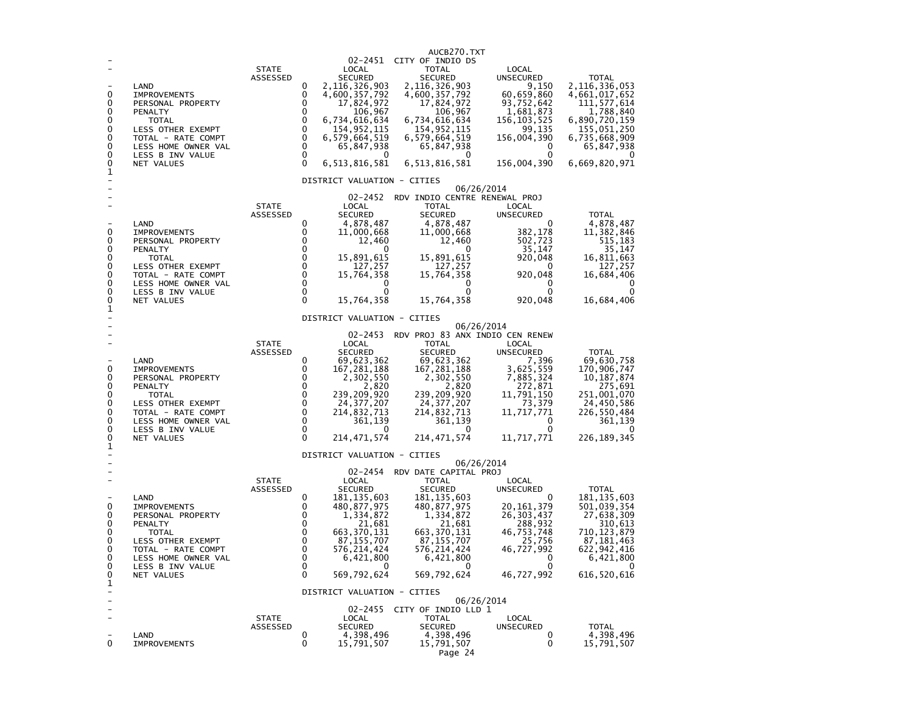AUCB270.TXT

02-2451 CITY OF INDIO DS

| | STATE ASSESSED | LOCAL SECURED | TOTAL SECURED | LOCAL UNSECURED | TOTAL |
|---|---|---|---|---|---|
| LAND | 0 | 2,116,326,903 | 2,116,326,903 | 9,150 | 2,116,336,053 |
| IMPROVEMENTS | 0 | 4,600,357,792 | 4,600,357,792 | 60,659,860 | 4,661,017,652 |
| PERSONAL PROPERTY | 0 | 17,824,972 | 17,824,972 | 93,752,642 | 111,577,614 |
| PENALTY | 0 | 106,967 | 106,967 | 1,681,873 | 1,788,840 |
| TOTAL | 0 | 6,734,616,634 | 6,734,616,634 | 156,103,525 | 6,890,720,159 |
| LESS OTHER EXEMPT | 0 | 154,952,115 | 154,952,115 | 99,135 | 155,051,250 |
| TOTAL - RATE COMPT | 0 | 6,579,664,519 | 6,579,664,519 | 156,004,390 | 6,735,668,909 |
| LESS HOME OWNER VAL | 0 | 65,847,938 | 65,847,938 | 0 | 65,847,938 |
| LESS B INV VALUE | 0 | 0 | 0 | 0 | 0 |
| NET VALUES | 0 | 6,513,816,581 | 6,513,816,581 | 156,004,390 | 6,669,820,971 |

DISTRICT VALUATION - CITIES

06/26/2014

02-2452 RDV INDIO CENTRE RENEWAL PROJ

| | STATE ASSESSED | LOCAL SECURED | TOTAL SECURED | LOCAL UNSECURED | TOTAL |
|---|---|---|---|---|---|
| LAND | 0 | 4,878,487 | 4,878,487 | 0 | 4,878,487 |
| IMPROVEMENTS | 0 | 11,000,668 | 11,000,668 | 382,178 | 11,382,846 |
| PERSONAL PROPERTY | 0 | 12,460 | 12,460 | 502,723 | 515,183 |
| PENALTY | 0 | 0 | 0 | 35,147 | 35,147 |
| TOTAL | 0 | 15,891,615 | 15,891,615 | 920,048 | 16,811,663 |
| LESS OTHER EXEMPT | 0 | 127,257 | 127,257 | 0 | 127,257 |
| TOTAL - RATE COMPT | 0 | 15,764,358 | 15,764,358 | 920,048 | 16,684,406 |
| LESS HOME OWNER VAL | 0 | 0 | 0 | 0 | 0 |
| LESS B INV VALUE | 0 | 0 | 0 | 0 | 0 |
| NET VALUES | 0 | 15,764,358 | 15,764,358 | 920,048 | 16,684,406 |

DISTRICT VALUATION - CITIES

06/26/2014

02-2453 RDV PROJ 83 ANX INDIO CEN RENEW

| | STATE ASSESSED | LOCAL SECURED | TOTAL SECURED | LOCAL UNSECURED | TOTAL |
|---|---|---|---|---|---|
| LAND | 0 | 69,623,362 | 69,623,362 | 7,396 | 69,630,758 |
| IMPROVEMENTS | 0 | 167,281,188 | 167,281,188 | 3,625,559 | 170,906,747 |
| PERSONAL PROPERTY | 0 | 2,302,550 | 2,302,550 | 7,885,324 | 10,187,874 |
| PENALTY | 0 | 2,820 | 2,820 | 272,871 | 275,691 |
| TOTAL | 0 | 239,209,920 | 239,209,920 | 11,791,150 | 251,001,070 |
| LESS OTHER EXEMPT | 0 | 24,377,207 | 24,377,207 | 73,379 | 24,450,586 |
| TOTAL - RATE COMPT | 0 | 214,832,713 | 214,832,713 | 11,717,771 | 226,550,484 |
| LESS HOME OWNER VAL | 0 | 361,139 | 361,139 | 0 | 361,139 |
| LESS B INV VALUE | 0 | 0 | 0 | 0 | 0 |
| NET VALUES | 0 | 214,471,574 | 214,471,574 | 11,717,771 | 226,189,345 |

DISTRICT VALUATION - CITIES

06/26/2014

02-2454 RDV DATE CAPITAL PROJ

| | STATE ASSESSED | LOCAL SECURED | TOTAL SECURED | LOCAL UNSECURED | TOTAL |
|---|---|---|---|---|---|
| LAND | 0 | 181,135,603 | 181,135,603 | 0 | 181,135,603 |
| IMPROVEMENTS | 0 | 480,877,975 | 480,877,975 | 20,161,379 | 501,039,354 |
| PERSONAL PROPERTY | 0 | 1,334,872 | 1,334,872 | 26,303,437 | 27,638,309 |
| PENALTY | 0 | 21,681 | 21,681 | 288,932 | 310,613 |
| TOTAL | 0 | 663,370,131 | 663,370,131 | 46,753,748 | 710,123,879 |
| LESS OTHER EXEMPT | 0 | 87,155,707 | 87,155,707 | 25,756 | 87,181,463 |
| TOTAL - RATE COMPT | 0 | 576,214,424 | 576,214,424 | 46,727,992 | 622,942,416 |
| LESS HOME OWNER VAL | 0 | 6,421,800 | 6,421,800 | 0 | 6,421,800 |
| LESS B INV VALUE | 0 | 0 | 0 | 0 | 0 |
| NET VALUES | 0 | 569,792,624 | 569,792,624 | 46,727,992 | 616,520,616 |

DISTRICT VALUATION - CITIES

06/26/2014

02-2455 CITY OF INDIO LLD 1

| | STATE ASSESSED | LOCAL SECURED | TOTAL SECURED | LOCAL UNSECURED | TOTAL |
|---|---|---|---|---|---|
| LAND | 0 | 4,398,496 | 4,398,496 | 0 | 4,398,496 |
| IMPROVEMENTS | 0 | 15,791,507 | 15,791,507 | 0 | 15,791,507 |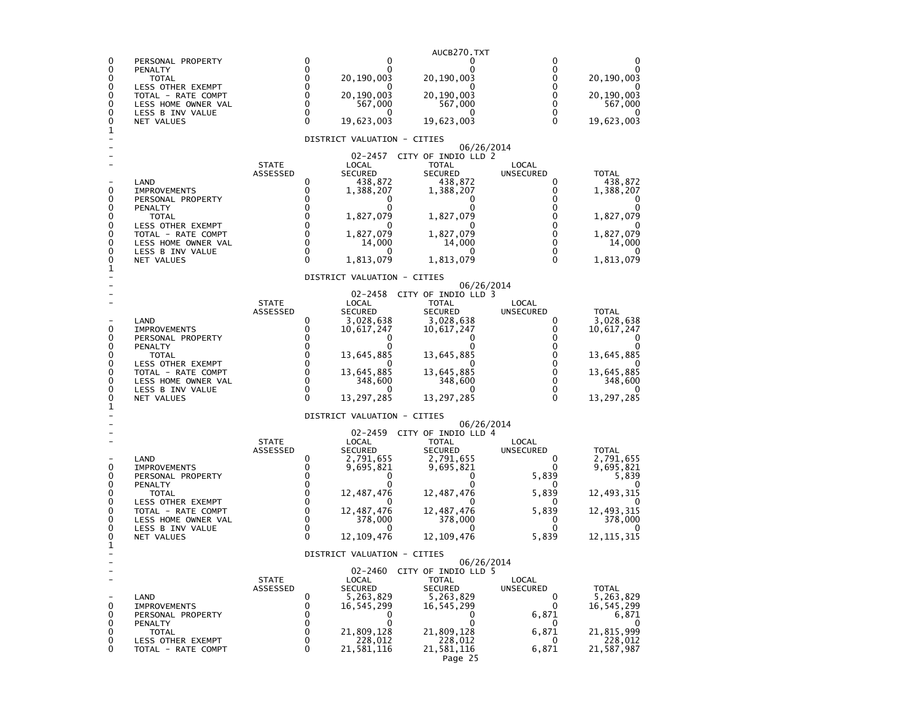| | | STATE ASSESSED | LOCAL SECURED | TOTAL SECURED | LOCAL UNSECURED | TOTAL |
|---|---|---|---|---|---|---|
| 0 | PERSONAL PROPERTY | 0 | 0 | 0 | 0 | 0 |
| 0 | PENALTY | 0 | 0 | 0 | 0 | 0 |
| 0 | TOTAL | 0 | 20,190,003 | 20,190,003 | 0 | 20,190,003 |
| 0 | LESS OTHER EXEMPT | 0 | 0 | 0 | 0 | 0 |
| 0 | TOTAL - RATE COMPT | 0 | 20,190,003 | 20,190,003 | 0 | 20,190,003 |
| 0 | LESS HOME OWNER VAL | 0 | 567,000 | 567,000 | 0 | 567,000 |
| 0 | LESS B INV VALUE | 0 | 0 | 0 | 0 | 0 |
| 0 | NET VALUES | 0 | 19,623,003 | 19,623,003 | 0 | 19,623,003 |

DISTRICT VALUATION - CITIES

06/26/2014

02-2457 CITY OF INDIO LLD 2

| | | STATE ASSESSED | LOCAL SECURED | TOTAL SECURED | LOCAL UNSECURED | TOTAL |
|---|---|---|---|---|---|---|
| - | LAND | 0 | 438,872 | 438,872 | 0 | 438,872 |
| 0 | IMPROVEMENTS | 0 | 1,388,207 | 1,388,207 | 0 | 1,388,207 |
| 0 | PERSONAL PROPERTY | 0 | 0 | 0 | 0 | 0 |
| 0 | PENALTY | 0 | 0 | 0 | 0 | 0 |
| 0 | TOTAL | 0 | 1,827,079 | 1,827,079 | 0 | 1,827,079 |
| 0 | LESS OTHER EXEMPT | 0 | 0 | 0 | 0 | 0 |
| 0 | TOTAL - RATE COMPT | 0 | 1,827,079 | 1,827,079 | 0 | 1,827,079 |
| 0 | LESS HOME OWNER VAL | 0 | 14,000 | 14,000 | 0 | 14,000 |
| 0 | LESS B INV VALUE | 0 | 0 | 0 | 0 | 0 |
| 0 | NET VALUES | 0 | 1,813,079 | 1,813,079 | 0 | 1,813,079 |

DISTRICT VALUATION - CITIES

06/26/2014

02-2458 CITY OF INDIO LLD 3

| | | STATE ASSESSED | LOCAL SECURED | TOTAL SECURED | LOCAL UNSECURED | TOTAL |
|---|---|---|---|---|---|---|
| - | LAND | 0 | 3,028,638 | 3,028,638 | 0 | 3,028,638 |
| 0 | IMPROVEMENTS | 0 | 10,617,247 | 10,617,247 | 0 | 10,617,247 |
| 0 | PERSONAL PROPERTY | 0 | 0 | 0 | 0 | 0 |
| 0 | PENALTY | 0 | 0 | 0 | 0 | 0 |
| 0 | TOTAL | 0 | 13,645,885 | 13,645,885 | 0 | 13,645,885 |
| 0 | LESS OTHER EXEMPT | 0 | 0 | 0 | 0 | 0 |
| 0 | TOTAL - RATE COMPT | 0 | 13,645,885 | 13,645,885 | 0 | 13,645,885 |
| 0 | LESS HOME OWNER VAL | 0 | 348,600 | 348,600 | 0 | 348,600 |
| 0 | LESS B INV VALUE | 0 | 0 | 0 | 0 | 0 |
| 0 | NET VALUES | 0 | 13,297,285 | 13,297,285 | 0 | 13,297,285 |

DISTRICT VALUATION - CITIES

06/26/2014

02-2459 CITY OF INDIO LLD 4

| | | STATE ASSESSED | LOCAL SECURED | TOTAL SECURED | LOCAL UNSECURED | TOTAL |
|---|---|---|---|---|---|---|
| - | LAND | 0 | 2,791,655 | 2,791,655 | 0 | 2,791,655 |
| 0 | IMPROVEMENTS | 0 | 9,695,821 | 9,695,821 | 0 | 9,695,821 |
| 0 | PERSONAL PROPERTY | 0 | 0 | 0 | 5,839 | 5,839 |
| 0 | PENALTY | 0 | 0 | 0 | 0 | 0 |
| 0 | TOTAL | 0 | 12,487,476 | 12,487,476 | 5,839 | 12,493,315 |
| 0 | LESS OTHER EXEMPT | 0 | 0 | 0 | 0 | 0 |
| 0 | TOTAL - RATE COMPT | 0 | 12,487,476 | 12,487,476 | 5,839 | 12,493,315 |
| 0 | LESS HOME OWNER VAL | 0 | 378,000 | 378,000 | 0 | 378,000 |
| 0 | LESS B INV VALUE | 0 | 0 | 0 | 0 | 0 |
| 0 | NET VALUES | 0 | 12,109,476 | 12,109,476 | 5,839 | 12,115,315 |

DISTRICT VALUATION - CITIES

06/26/2014

02-2460 CITY OF INDIO LLD 5

| | | STATE ASSESSED | LOCAL SECURED | TOTAL SECURED | LOCAL UNSECURED | TOTAL |
|---|---|---|---|---|---|---|
| - | LAND | 0 | 5,263,829 | 5,263,829 | 0 | 5,263,829 |
| 0 | IMPROVEMENTS | 0 | 16,545,299 | 16,545,299 | 0 | 16,545,299 |
| 0 | PERSONAL PROPERTY | 0 | 0 | 0 | 6,871 | 6,871 |
| 0 | PENALTY | 0 | 0 | 0 | 0 | 0 |
| 0 | TOTAL | 0 | 21,809,128 | 21,809,128 | 6,871 | 21,815,999 |
| 0 | LESS OTHER EXEMPT | 0 | 228,012 | 228,012 | 0 | 228,012 |
| 0 | TOTAL - RATE COMPT | 0 | 21,581,116 | 21,581,116 | 6,871 | 21,587,987 |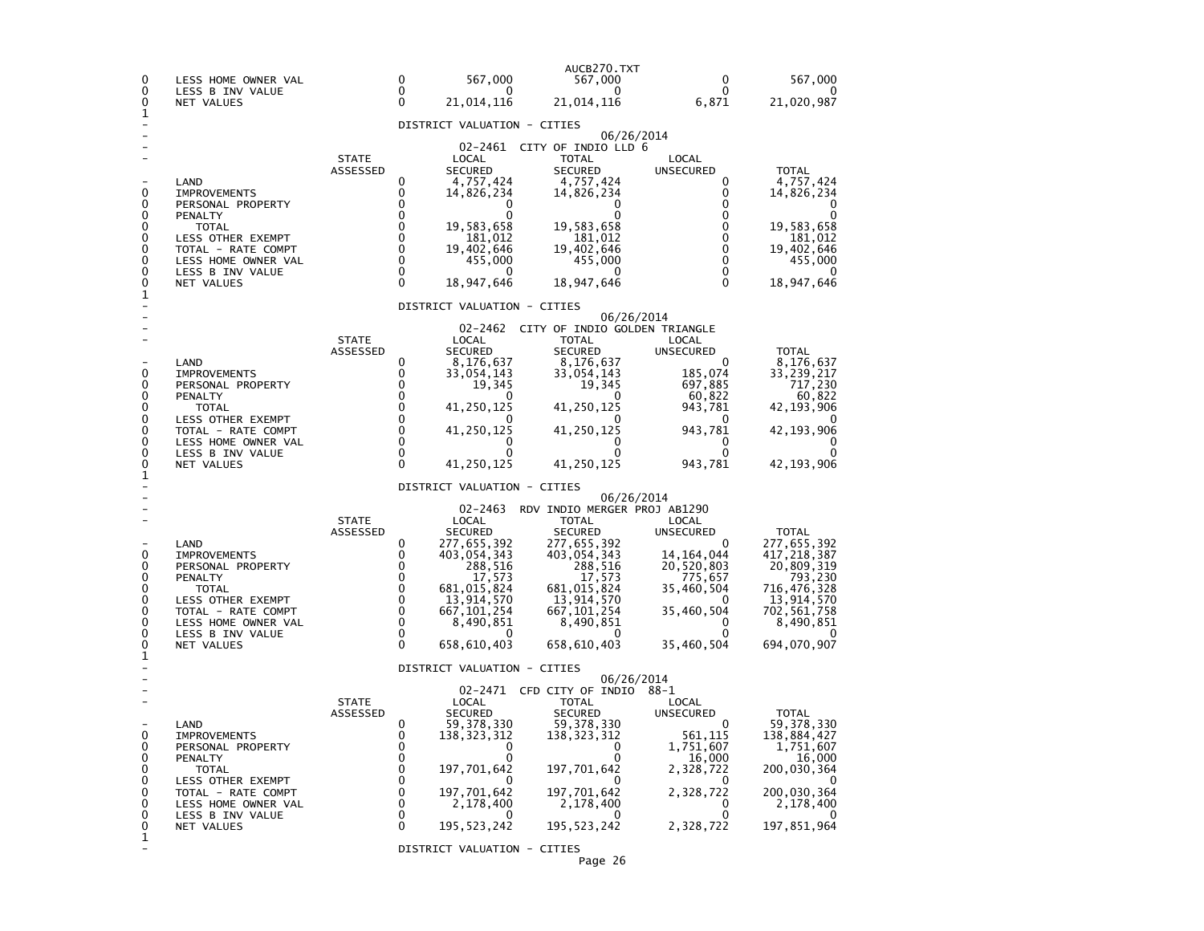| | | STATE ASSESSED | LOCAL SECURED | TOTAL SECURED | LOCAL UNSECURED | TOTAL |
|---|---|---|---|---|---|---|
| 0 | LESS HOME OWNER VAL | 0 | 567,000 | 567,000 | 0 | 567,000 |
| 0 | LESS B INV VALUE | 0 | 0 | 0 | 0 | 0 |
| 0 | NET VALUES | 0 | 21,014,116 | 21,014,116 | 6,871 | 21,020,987 |

1

DISTRICT VALUATION - CITIES

06/26/2014

02-2461 CITY OF INDIO LLD 6

| | | STATE ASSESSED | LOCAL SECURED | TOTAL SECURED | LOCAL UNSECURED | TOTAL |
|---|---|---|---|---|---|---|
| - | LAND | 0 | 4,757,424 | 4,757,424 | 0 | 4,757,424 |
| 0 | IMPROVEMENTS | 0 | 14,826,234 | 14,826,234 | 0 | 14,826,234 |
| 0 | PERSONAL PROPERTY | 0 | 0 | 0 | 0 | 0 |
| 0 | PENALTY | 0 | 0 | 0 | 0 | 0 |
| 0 | TOTAL | 0 | 19,583,658 | 19,583,658 | 0 | 19,583,658 |
| 0 | LESS OTHER EXEMPT | 0 | 181,012 | 181,012 | 0 | 181,012 |
| 0 | TOTAL - RATE COMPT | 0 | 19,402,646 | 19,402,646 | 0 | 19,402,646 |
| 0 | LESS HOME OWNER VAL | 0 | 455,000 | 455,000 | 0 | 455,000 |
| 0 | LESS B INV VALUE | 0 | 0 | 0 | 0 | 0 |
| 0 | NET VALUES | 0 | 18,947,646 | 18,947,646 | 0 | 18,947,646 |

1

DISTRICT VALUATION - CITIES

06/26/2014

02-2462 CITY OF INDIO GOLDEN TRIANGLE

| | | STATE ASSESSED | LOCAL SECURED | TOTAL SECURED | LOCAL UNSECURED | TOTAL |
|---|---|---|---|---|---|---|
| - | LAND | 0 | 8,176,637 | 8,176,637 | 0 | 8,176,637 |
| 0 | IMPROVEMENTS | 0 | 33,054,143 | 33,054,143 | 185,074 | 33,239,217 |
| 0 | PERSONAL PROPERTY | 0 | 19,345 | 19,345 | 697,885 | 717,230 |
| 0 | PENALTY | 0 | 0 | 0 | 60,822 | 60,822 |
| 0 | TOTAL | 0 | 41,250,125 | 41,250,125 | 943,781 | 42,193,906 |
| 0 | LESS OTHER EXEMPT | 0 | 0 | 0 | 0 | 0 |
| 0 | TOTAL - RATE COMPT | 0 | 41,250,125 | 41,250,125 | 943,781 | 42,193,906 |
| 0 | LESS HOME OWNER VAL | 0 | 0 | 0 | 0 | 0 |
| 0 | LESS B INV VALUE | 0 | 0 | 0 | 0 | 0 |
| 0 | NET VALUES | 0 | 41,250,125 | 41,250,125 | 943,781 | 42,193,906 |

1

DISTRICT VALUATION - CITIES

06/26/2014

02-2463 RDV INDIO MERGER PROJ AB1290

| | | STATE ASSESSED | LOCAL SECURED | TOTAL SECURED | LOCAL UNSECURED | TOTAL |
|---|---|---|---|---|---|---|
| - | LAND | 0 | 277,655,392 | 277,655,392 | 0 | 277,655,392 |
| 0 | IMPROVEMENTS | 0 | 403,054,343 | 403,054,343 | 14,164,044 | 417,218,387 |
| 0 | PERSONAL PROPERTY | 0 | 288,516 | 288,516 | 20,520,803 | 20,809,319 |
| 0 | PENALTY | 0 | 17,573 | 17,573 | 775,657 | 793,230 |
| 0 | TOTAL | 0 | 681,015,824 | 681,015,824 | 35,460,504 | 716,476,328 |
| 0 | LESS OTHER EXEMPT | 0 | 13,914,570 | 13,914,570 | 0 | 13,914,570 |
| 0 | TOTAL - RATE COMPT | 0 | 667,101,254 | 667,101,254 | 35,460,504 | 702,561,758 |
| 0 | LESS HOME OWNER VAL | 0 | 8,490,851 | 8,490,851 | 0 | 8,490,851 |
| 0 | LESS B INV VALUE | 0 | 0 | 0 | 0 | 0 |
| 0 | NET VALUES | 0 | 658,610,403 | 658,610,403 | 35,460,504 | 694,070,907 |

1

DISTRICT VALUATION - CITIES

06/26/2014

02-2471 CFD CITY OF INDIO 88-1

| | | STATE ASSESSED | LOCAL SECURED | TOTAL SECURED | LOCAL UNSECURED | TOTAL |
|---|---|---|---|---|---|---|
| - | LAND | 0 | 59,378,330 | 59,378,330 | 0 | 59,378,330 |
| 0 | IMPROVEMENTS | 0 | 138,323,312 | 138,323,312 | 561,115 | 138,884,427 |
| 0 | PERSONAL PROPERTY | 0 | 0 | 0 | 1,751,607 | 1,751,607 |
| 0 | PENALTY | 0 | 0 | 0 | 16,000 | 16,000 |
| 0 | TOTAL | 0 | 197,701,642 | 197,701,642 | 2,328,722 | 200,030,364 |
| 0 | LESS OTHER EXEMPT | 0 | 0 | 0 | 0 | 0 |
| 0 | TOTAL - RATE COMPT | 0 | 197,701,642 | 197,701,642 | 2,328,722 | 200,030,364 |
| 0 | LESS HOME OWNER VAL | 0 | 2,178,400 | 2,178,400 | 0 | 2,178,400 |
| 0 | LESS B INV VALUE | 0 | 0 | 0 | 0 | 0 |
| 0 | NET VALUES | 0 | 195,523,242 | 195,523,242 | 2,328,722 | 197,851,964 |

1

DISTRICT VALUATION - CITIES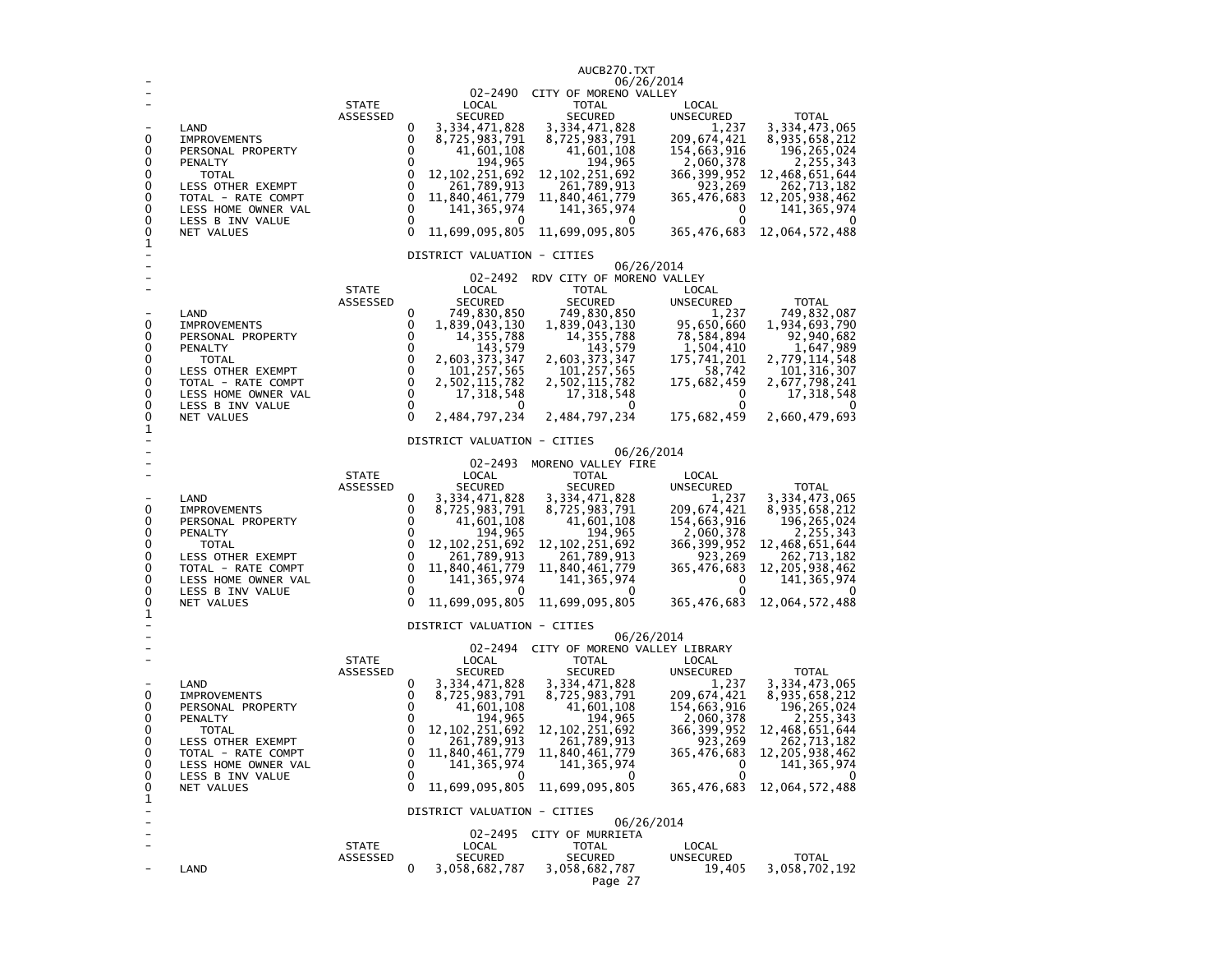## 02-2490 CITY OF MORENO VALLEY

06/26/2014

| | STATE ASSESSED | LOCAL SECURED | TOTAL SECURED | LOCAL UNSECURED | TOTAL |
|---|---|---|---|---|---|
| LAND | 0 | 3,334,471,828 | 3,334,471,828 | 1,237 | 3,334,473,065 |
| IMPROVEMENTS | 0 | 8,725,983,791 | 8,725,983,791 | 209,674,421 | 8,935,658,212 |
| PERSONAL PROPERTY | 0 | 41,601,108 | 41,601,108 | 154,663,916 | 196,265,024 |
| PENALTY | 0 | 194,965 | 194,965 | 2,060,378 | 2,255,343 |
| TOTAL | 0 | 12,102,251,692 | 12,102,251,692 | 366,399,952 | 12,468,651,644 |
| LESS OTHER EXEMPT | 0 | 261,789,913 | 261,789,913 | 923,269 | 262,713,182 |
| TOTAL - RATE COMPT | 0 | 11,840,461,779 | 11,840,461,779 | 365,476,683 | 12,205,938,462 |
| LESS HOME OWNER VAL | 0 | 141,365,974 | 141,365,974 | 0 | 141,365,974 |
| LESS B INV VALUE | 0 | 0 | 0 | 0 | 0 |
| NET VALUES | 0 | 11,699,095,805 | 11,699,095,805 | 365,476,683 | 12,064,572,488 |

DISTRICT VALUATION - CITIES

## 02-2492 RDV CITY OF MORENO VALLEY

06/26/2014

| | STATE ASSESSED | LOCAL SECURED | TOTAL SECURED | LOCAL UNSECURED | TOTAL |
|---|---|---|---|---|---|
| LAND | 0 | 749,830,850 | 749,830,850 | 1,237 | 749,832,087 |
| IMPROVEMENTS | 0 | 1,839,043,130 | 1,839,043,130 | 95,650,660 | 1,934,693,790 |
| PERSONAL PROPERTY | 0 | 14,355,788 | 14,355,788 | 78,584,894 | 92,940,682 |
| PENALTY | 0 | 143,579 | 143,579 | 1,504,410 | 1,647,989 |
| TOTAL | 0 | 2,603,373,347 | 2,603,373,347 | 175,741,201 | 2,779,114,548 |
| LESS OTHER EXEMPT | 0 | 101,257,565 | 101,257,565 | 58,742 | 101,316,307 |
| TOTAL - RATE COMPT | 0 | 2,502,115,782 | 2,502,115,782 | 175,682,459 | 2,677,798,241 |
| LESS HOME OWNER VAL | 0 | 17,318,548 | 17,318,548 | 0 | 17,318,548 |
| LESS B INV VALUE | 0 | 0 | 0 | 0 | 0 |
| NET VALUES | 0 | 2,484,797,234 | 2,484,797,234 | 175,682,459 | 2,660,479,693 |

DISTRICT VALUATION - CITIES

## 02-2493 MORENO VALLEY FIRE

06/26/2014

| | STATE ASSESSED | LOCAL SECURED | TOTAL SECURED | LOCAL UNSECURED | TOTAL |
|---|---|---|---|---|---|
| LAND | 0 | 3,334,471,828 | 3,334,471,828 | 1,237 | 3,334,473,065 |
| IMPROVEMENTS | 0 | 8,725,983,791 | 8,725,983,791 | 209,674,421 | 8,935,658,212 |
| PERSONAL PROPERTY | 0 | 41,601,108 | 41,601,108 | 154,663,916 | 196,265,024 |
| PENALTY | 0 | 194,965 | 194,965 | 2,060,378 | 2,255,343 |
| TOTAL | 0 | 12,102,251,692 | 12,102,251,692 | 366,399,952 | 12,468,651,644 |
| LESS OTHER EXEMPT | 0 | 261,789,913 | 261,789,913 | 923,269 | 262,713,182 |
| TOTAL - RATE COMPT | 0 | 11,840,461,779 | 11,840,461,779 | 365,476,683 | 12,205,938,462 |
| LESS HOME OWNER VAL | 0 | 141,365,974 | 141,365,974 | 0 | 141,365,974 |
| LESS B INV VALUE | 0 | 0 | 0 | 0 | 0 |
| NET VALUES | 0 | 11,699,095,805 | 11,699,095,805 | 365,476,683 | 12,064,572,488 |

DISTRICT VALUATION - CITIES

## 02-2494 CITY OF MORENO VALLEY LIBRARY

06/26/2014

| | STATE ASSESSED | LOCAL SECURED | TOTAL SECURED | LOCAL UNSECURED | TOTAL |
|---|---|---|---|---|---|
| LAND | 0 | 3,334,471,828 | 3,334,471,828 | 1,237 | 3,334,473,065 |
| IMPROVEMENTS | 0 | 8,725,983,791 | 8,725,983,791 | 209,674,421 | 8,935,658,212 |
| PERSONAL PROPERTY | 0 | 41,601,108 | 41,601,108 | 154,663,916 | 196,265,024 |
| PENALTY | 0 | 194,965 | 194,965 | 2,060,378 | 2,255,343 |
| TOTAL | 0 | 12,102,251,692 | 12,102,251,692 | 366,399,952 | 12,468,651,644 |
| LESS OTHER EXEMPT | 0 | 261,789,913 | 261,789,913 | 923,269 | 262,713,182 |
| TOTAL - RATE COMPT | 0 | 11,840,461,779 | 11,840,461,779 | 365,476,683 | 12,205,938,462 |
| LESS HOME OWNER VAL | 0 | 141,365,974 | 141,365,974 | 0 | 141,365,974 |
| LESS B INV VALUE | 0 | 0 | 0 | 0 | 0 |
| NET VALUES | 0 | 11,699,095,805 | 11,699,095,805 | 365,476,683 | 12,064,572,488 |

DISTRICT VALUATION - CITIES

## 02-2495 CITY OF MURRIETA

06/26/2014

| | STATE ASSESSED | LOCAL SECURED | TOTAL SECURED | LOCAL UNSECURED | TOTAL |
|---|---|---|---|---|---|
| LAND | 0 | 3,058,682,787 | 3,058,682,787 | 19,405 | 3,058,702,192 |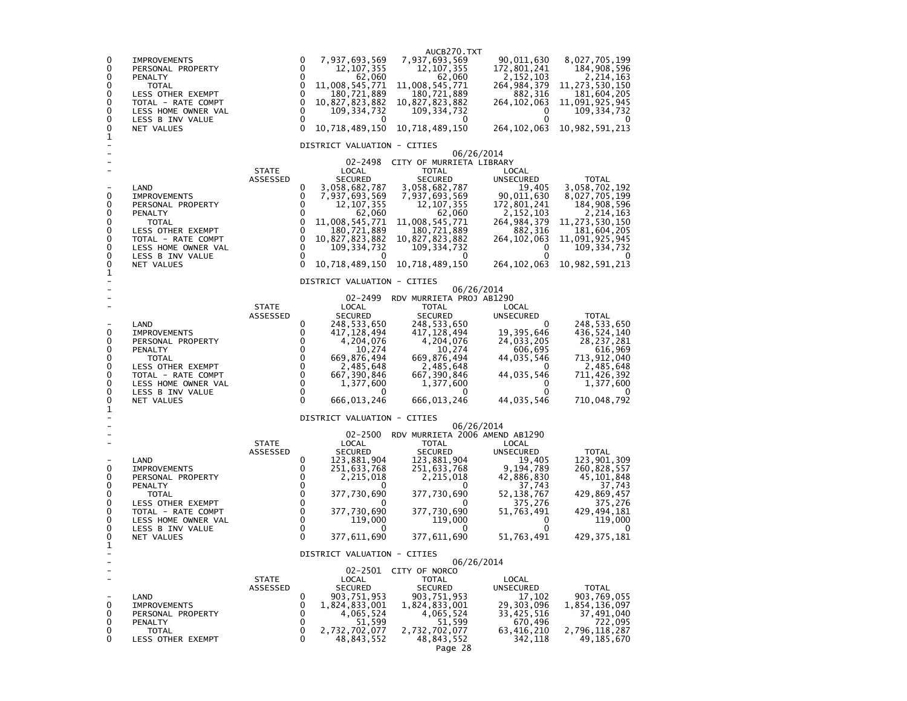| | | STATE ASSESSED | LOCAL SECURED | TOTAL SECURED | LOCAL UNSECURED | TOTAL |
|---|---|---|---|---|---|---|
| 0 | IMPROVEMENTS | 0 | 7,937,693,569 | 7,937,693,569 | 90,011,630 | 8,027,705,199 |
| 0 | PERSONAL PROPERTY | 0 | 12,107,355 | 12,107,355 | 172,801,241 | 184,908,596 |
| 0 | PENALTY | 0 | 62,060 | 62,060 | 2,152,103 | 2,214,163 |
| 0 | TOTAL | 0 | 11,008,545,771 | 11,008,545,771 | 264,984,379 | 11,273,530,150 |
| 0 | LESS OTHER EXEMPT | 0 | 180,721,889 | 180,721,889 | 882,316 | 181,604,205 |
| 0 | TOTAL - RATE COMPT | 0 | 10,827,823,882 | 10,827,823,882 | 264,102,063 | 11,091,925,945 |
| 0 | LESS HOME OWNER VAL | 0 | 109,334,732 | 109,334,732 | 0 | 109,334,732 |
| 0 | LESS B INV VALUE | 0 | 0 | 0 | 0 | 0 |
| 0 | NET VALUES | 0 | 10,718,489,150 | 10,718,489,150 | 264,102,063 | 10,982,591,213 |

DISTRICT VALUATION - CITIES

06/26/2014

02-2498 CITY OF MURRIETA LIBRARY

| | | STATE ASSESSED | LOCAL SECURED | TOTAL SECURED | LOCAL UNSECURED | TOTAL |
|---|---|---|---|---|---|---|
| - | LAND | 0 | 3,058,682,787 | 3,058,682,787 | 19,405 | 3,058,702,192 |
| 0 | IMPROVEMENTS | 0 | 7,937,693,569 | 7,937,693,569 | 90,011,630 | 8,027,705,199 |
| 0 | PERSONAL PROPERTY | 0 | 12,107,355 | 12,107,355 | 172,801,241 | 184,908,596 |
| 0 | PENALTY | 0 | 62,060 | 62,060 | 2,152,103 | 2,214,163 |
| 0 | TOTAL | 0 | 11,008,545,771 | 11,008,545,771 | 264,984,379 | 11,273,530,150 |
| 0 | LESS OTHER EXEMPT | 0 | 180,721,889 | 180,721,889 | 882,316 | 181,604,205 |
| 0 | TOTAL - RATE COMPT | 0 | 10,827,823,882 | 10,827,823,882 | 264,102,063 | 11,091,925,945 |
| 0 | LESS HOME OWNER VAL | 0 | 109,334,732 | 109,334,732 | 0 | 109,334,732 |
| 0 | LESS B INV VALUE | 0 | 0 | 0 | 0 | 0 |
| 0 | NET VALUES | 0 | 10,718,489,150 | 10,718,489,150 | 264,102,063 | 10,982,591,213 |

DISTRICT VALUATION - CITIES

06/26/2014

02-2499 RDV MURRIETA PROJ AB1290

| | | STATE ASSESSED | LOCAL SECURED | TOTAL SECURED | LOCAL UNSECURED | TOTAL |
|---|---|---|---|---|---|---|
| - | LAND | 0 | 248,533,650 | 248,533,650 | 0 | 248,533,650 |
| 0 | IMPROVEMENTS | 0 | 417,128,494 | 417,128,494 | 19,395,646 | 436,524,140 |
| 0 | PERSONAL PROPERTY | 0 | 4,204,076 | 4,204,076 | 24,033,205 | 28,237,281 |
| 0 | PENALTY | 0 | 10,274 | 10,274 | 606,695 | 616,969 |
| 0 | TOTAL | 0 | 669,876,494 | 669,876,494 | 44,035,546 | 713,912,040 |
| 0 | LESS OTHER EXEMPT | 0 | 2,485,648 | 2,485,648 | 0 | 2,485,648 |
| 0 | TOTAL - RATE COMPT | 0 | 667,390,846 | 667,390,846 | 44,035,546 | 711,426,392 |
| 0 | LESS HOME OWNER VAL | 0 | 1,377,600 | 1,377,600 | 0 | 1,377,600 |
| 0 | LESS B INV VALUE | 0 | 0 | 0 | 0 | 0 |
| 0 | NET VALUES | 0 | 666,013,246 | 666,013,246 | 44,035,546 | 710,048,792 |

DISTRICT VALUATION - CITIES

06/26/2014

02-2500 RDV MURRIETA 2006 AMEND AB1290

| | | STATE ASSESSED | LOCAL SECURED | TOTAL SECURED | LOCAL UNSECURED | TOTAL |
|---|---|---|---|---|---|---|
| - | LAND | 0 | 123,881,904 | 123,881,904 | 19,405 | 123,901,309 |
| 0 | IMPROVEMENTS | 0 | 251,633,768 | 251,633,768 | 9,194,789 | 260,828,557 |
| 0 | PERSONAL PROPERTY | 0 | 2,215,018 | 2,215,018 | 42,886,830 | 45,101,848 |
| 0 | PENALTY | 0 | 0 | 0 | 37,743 | 37,743 |
| 0 | TOTAL | 0 | 377,730,690 | 377,730,690 | 52,138,767 | 429,869,457 |
| 0 | LESS OTHER EXEMPT | 0 | 0 | 0 | 375,276 | 375,276 |
| 0 | TOTAL - RATE COMPT | 0 | 377,730,690 | 377,730,690 | 51,763,491 | 429,494,181 |
| 0 | LESS HOME OWNER VAL | 0 | 119,000 | 119,000 | 0 | 119,000 |
| 0 | LESS B INV VALUE | 0 | 0 | 0 | 0 | 0 |
| 0 | NET VALUES | 0 | 377,611,690 | 377,611,690 | 51,763,491 | 429,375,181 |

DISTRICT VALUATION - CITIES

06/26/2014

02-2501 CITY OF NORCO

| | | STATE ASSESSED | LOCAL SECURED | TOTAL SECURED | LOCAL UNSECURED | TOTAL |
|---|---|---|---|---|---|---|
| - | LAND | 0 | 903,751,953 | 903,751,953 | 17,102 | 903,769,055 |
| 0 | IMPROVEMENTS | 0 | 1,824,833,001 | 1,824,833,001 | 29,303,096 | 1,854,136,097 |
| 0 | PERSONAL PROPERTY | 0 | 4,065,524 | 4,065,524 | 33,425,516 | 37,491,040 |
| 0 | PENALTY | 0 | 51,599 | 51,599 | 670,496 | 722,095 |
| 0 | TOTAL | 0 | 2,732,702,077 | 2,732,702,077 | 63,416,210 | 2,796,118,287 |
| 0 | LESS OTHER EXEMPT | 0 | 48,843,552 | 48,843,552 | 342,118 | 49,185,670 |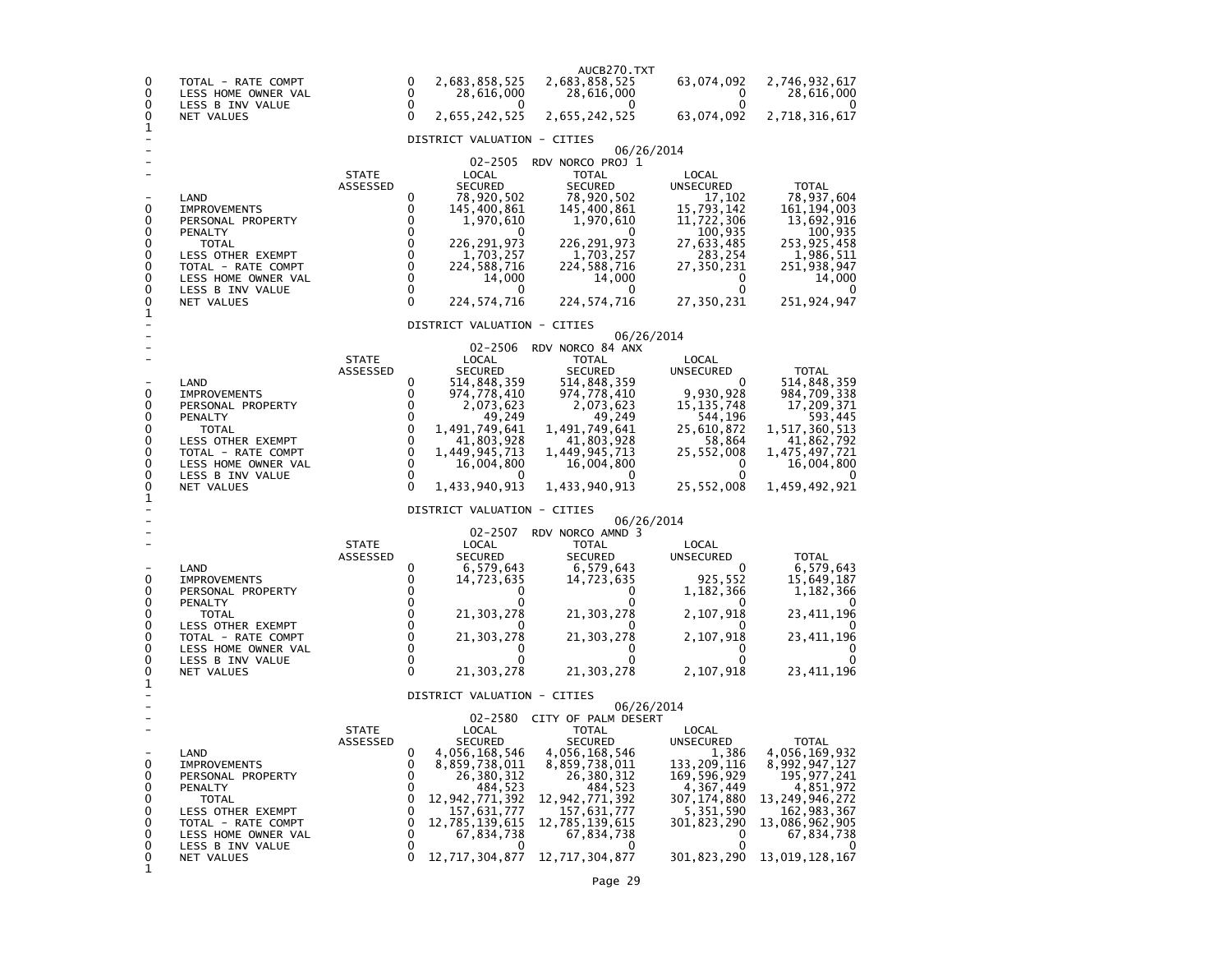| | STATE ASSESSED | LOCAL SECURED | TOTAL SECURED | LOCAL UNSECURED | TOTAL |
|---|---|---|---|---|---|
| TOTAL - RATE COMPT | 0 | 2,683,858,525 | 2,683,858,525 | 63,074,092 | 2,746,932,617 |
| LESS HOME OWNER VAL | 0 | 28,616,000 | 28,616,000 | 0 | 28,616,000 |
| LESS B INV VALUE | 0 | 0 | 0 | 0 | 0 |
| NET VALUES | 0 | 2,655,242,525 | 2,655,242,525 | 63,074,092 | 2,718,316,617 |

DISTRICT VALUATION - CITIES

06/26/2014

02-2505 RDV NORCO PROJ 1

| | STATE ASSESSED | LOCAL SECURED | TOTAL SECURED | LOCAL UNSECURED | TOTAL |
|---|---|---|---|---|---|
| LAND | 0 | 78,920,502 | 78,920,502 | 17,102 | 78,937,604 |
| IMPROVEMENTS | 0 | 145,400,861 | 145,400,861 | 15,793,142 | 161,194,003 |
| PERSONAL PROPERTY | 0 | 1,970,610 | 1,970,610 | 11,722,306 | 13,692,916 |
| PENALTY | 0 | 0 | 0 | 100,935 | 100,935 |
| TOTAL | 0 | 226,291,973 | 226,291,973 | 27,633,485 | 253,925,458 |
| LESS OTHER EXEMPT | 0 | 1,703,257 | 1,703,257 | 283,254 | 1,986,511 |
| TOTAL - RATE COMPT | 0 | 224,588,716 | 224,588,716 | 27,350,231 | 251,938,947 |
| LESS HOME OWNER VAL | 0 | 14,000 | 14,000 | 0 | 14,000 |
| LESS B INV VALUE | 0 | 0 | 0 | 0 | 0 |
| NET VALUES | 0 | 224,574,716 | 224,574,716 | 27,350,231 | 251,924,947 |

DISTRICT VALUATION - CITIES

06/26/2014

02-2506 RDV NORCO 84 ANX

| | STATE ASSESSED | LOCAL SECURED | TOTAL SECURED | LOCAL UNSECURED | TOTAL |
|---|---|---|---|---|---|
| LAND | 0 | 514,848,359 | 514,848,359 | 0 | 514,848,359 |
| IMPROVEMENTS | 0 | 974,778,410 | 974,778,410 | 9,930,928 | 984,709,338 |
| PERSONAL PROPERTY | 0 | 2,073,623 | 2,073,623 | 15,135,748 | 17,209,371 |
| PENALTY | 0 | 49,249 | 49,249 | 544,196 | 593,445 |
| TOTAL | 0 | 1,491,749,641 | 1,491,749,641 | 25,610,872 | 1,517,360,513 |
| LESS OTHER EXEMPT | 0 | 41,803,928 | 41,803,928 | 58,864 | 41,862,792 |
| TOTAL - RATE COMPT | 0 | 1,449,945,713 | 1,449,945,713 | 25,552,008 | 1,475,497,721 |
| LESS HOME OWNER VAL | 0 | 16,004,800 | 16,004,800 | 0 | 16,004,800 |
| LESS B INV VALUE | 0 | 0 | 0 | 0 | 0 |
| NET VALUES | 0 | 1,433,940,913 | 1,433,940,913 | 25,552,008 | 1,459,492,921 |

DISTRICT VALUATION - CITIES

06/26/2014

02-2507 RDV NORCO AMND 3

| | STATE ASSESSED | LOCAL SECURED | TOTAL SECURED | LOCAL UNSECURED | TOTAL |
|---|---|---|---|---|---|
| LAND | 0 | 6,579,643 | 6,579,643 | 0 | 6,579,643 |
| IMPROVEMENTS | 0 | 14,723,635 | 14,723,635 | 925,552 | 15,649,187 |
| PERSONAL PROPERTY | 0 | 0 | 0 | 1,182,366 | 1,182,366 |
| PENALTY | 0 | 0 | 0 | 0 | 0 |
| TOTAL | 0 | 21,303,278 | 21,303,278 | 2,107,918 | 23,411,196 |
| LESS OTHER EXEMPT | 0 | 0 | 0 | 0 | 0 |
| TOTAL - RATE COMPT | 0 | 21,303,278 | 21,303,278 | 2,107,918 | 23,411,196 |
| LESS HOME OWNER VAL | 0 | 0 | 0 | 0 | 0 |
| LESS B INV VALUE | 0 | 0 | 0 | 0 | 0 |
| NET VALUES | 0 | 21,303,278 | 21,303,278 | 2,107,918 | 23,411,196 |

DISTRICT VALUATION - CITIES

06/26/2014

02-2580 CITY OF PALM DESERT

| | STATE ASSESSED | LOCAL SECURED | TOTAL SECURED | LOCAL UNSECURED | TOTAL |
|---|---|---|---|---|---|
| LAND | 0 | 4,056,168,546 | 4,056,168,546 | 1,386 | 4,056,169,932 |
| IMPROVEMENTS | 0 | 8,859,738,011 | 8,859,738,011 | 133,209,116 | 8,992,947,127 |
| PERSONAL PROPERTY | 0 | 26,380,312 | 26,380,312 | 169,596,929 | 195,977,241 |
| PENALTY | 0 | 484,523 | 484,523 | 4,367,449 | 4,851,972 |
| TOTAL | 0 | 12,942,771,392 | 12,942,771,392 | 307,174,880 | 13,249,946,272 |
| LESS OTHER EXEMPT | 0 | 157,631,777 | 157,631,777 | 5,351,590 | 162,983,367 |
| TOTAL - RATE COMPT | 0 | 12,785,139,615 | 12,785,139,615 | 301,823,290 | 13,086,962,905 |
| LESS HOME OWNER VAL | 0 | 67,834,738 | 67,834,738 | 0 | 67,834,738 |
| LESS B INV VALUE | 0 | 0 | 0 | 0 | 0 |
| NET VALUES | 0 | 12,717,304,877 | 12,717,304,877 | 301,823,290 | 13,019,128,167 |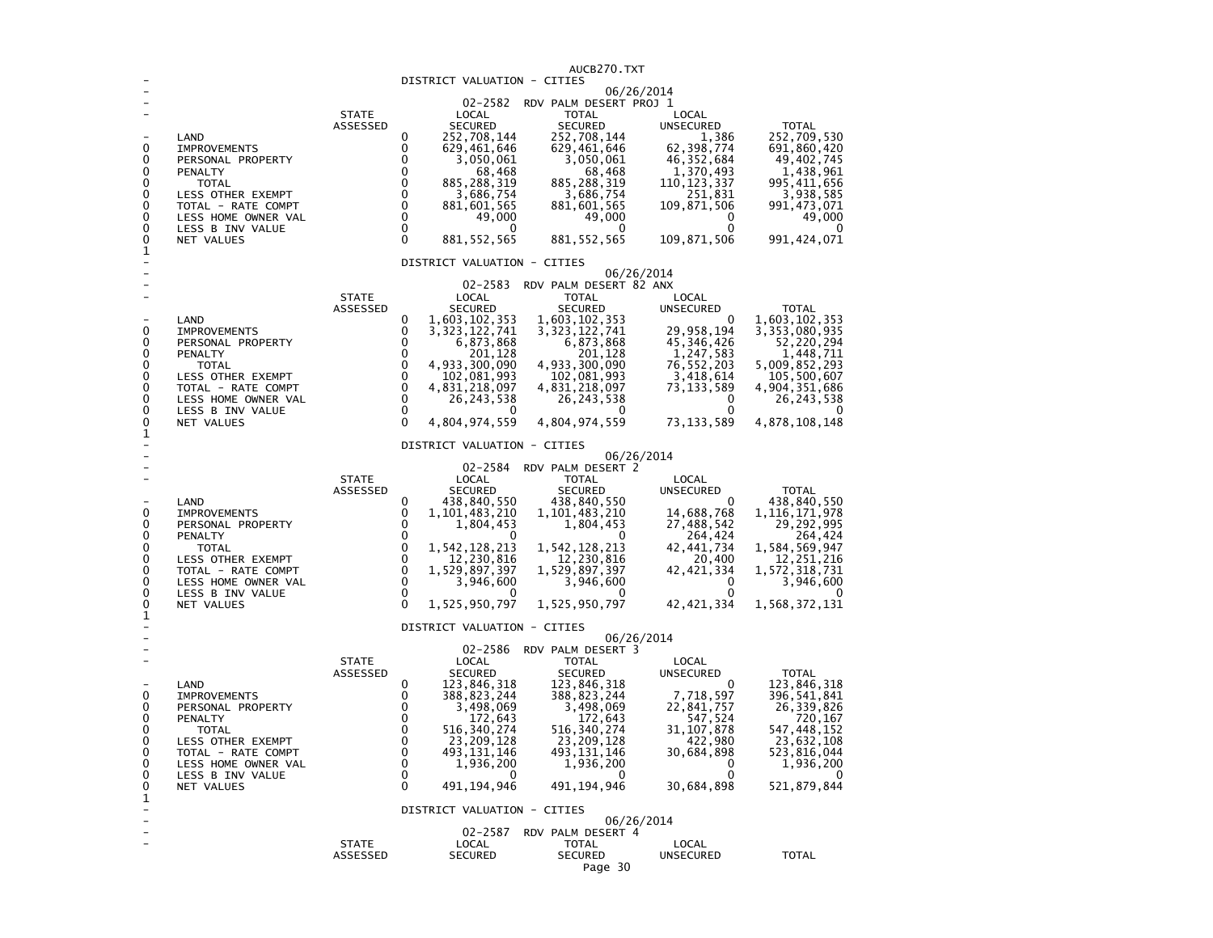## DISTRICT VALUATION - CITIES

06/26/2014

### 02-2582 RDV PALM DESERT PROJ 1

| | STATE ASSESSED | LOCAL SECURED | TOTAL SECURED | LOCAL UNSECURED | TOTAL |
|---|---|---|---|---|---|
| LAND | 0 | 252,708,144 | 252,708,144 | 1,386 | 252,709,530 |
| IMPROVEMENTS | 0 | 629,461,646 | 629,461,646 | 62,398,774 | 691,860,420 |
| PERSONAL PROPERTY | 0 | 3,050,061 | 3,050,061 | 46,352,684 | 49,402,745 |
| PENALTY | 0 | 68,468 | 68,468 | 1,370,493 | 1,438,961 |
| TOTAL | 0 | 885,288,319 | 885,288,319 | 110,123,337 | 995,411,656 |
| LESS OTHER EXEMPT | 0 | 3,686,754 | 3,686,754 | 251,831 | 3,938,585 |
| TOTAL - RATE COMPT | 0 | 881,601,565 | 881,601,565 | 109,871,506 | 991,473,071 |
| LESS HOME OWNER VAL | 0 | 49,000 | 49,000 | 0 | 49,000 |
| LESS B INV VALUE | 0 | 0 | 0 | 0 | 0 |
| NET VALUES | 0 | 881,552,565 | 881,552,565 | 109,871,506 | 991,424,071 |

## DISTRICT VALUATION - CITIES

06/26/2014

### 02-2583 RDV PALM DESERT 82 ANX

| | STATE ASSESSED | LOCAL SECURED | TOTAL SECURED | LOCAL UNSECURED | TOTAL |
|---|---|---|---|---|---|
| LAND | 0 | 1,603,102,353 | 1,603,102,353 | 0 | 1,603,102,353 |
| IMPROVEMENTS | 0 | 3,323,122,741 | 3,323,122,741 | 29,958,194 | 3,353,080,935 |
| PERSONAL PROPERTY | 0 | 6,873,868 | 6,873,868 | 45,346,426 | 52,220,294 |
| PENALTY | 0 | 201,128 | 201,128 | 1,247,583 | 1,448,711 |
| TOTAL | 0 | 4,933,300,090 | 4,933,300,090 | 76,552,203 | 5,009,852,293 |
| LESS OTHER EXEMPT | 0 | 102,081,993 | 102,081,993 | 3,418,614 | 105,500,607 |
| TOTAL - RATE COMPT | 0 | 4,831,218,097 | 4,831,218,097 | 73,133,589 | 4,904,351,686 |
| LESS HOME OWNER VAL | 0 | 26,243,538 | 26,243,538 | 0 | 26,243,538 |
| LESS B INV VALUE | 0 | 0 | 0 | 0 | 0 |
| NET VALUES | 0 | 4,804,974,559 | 4,804,974,559 | 73,133,589 | 4,878,108,148 |

## DISTRICT VALUATION - CITIES

06/26/2014

### 02-2584 RDV PALM DESERT 2

| | STATE ASSESSED | LOCAL SECURED | TOTAL SECURED | LOCAL UNSECURED | TOTAL |
|---|---|---|---|---|---|
| LAND | 0 | 438,840,550 | 438,840,550 | 0 | 438,840,550 |
| IMPROVEMENTS | 0 | 1,101,483,210 | 1,101,483,210 | 14,688,768 | 1,116,171,978 |
| PERSONAL PROPERTY | 0 | 1,804,453 | 1,804,453 | 27,488,542 | 29,292,995 |
| PENALTY | 0 | 0 | 0 | 264,424 | 264,424 |
| TOTAL | 0 | 1,542,128,213 | 1,542,128,213 | 42,441,734 | 1,584,569,947 |
| LESS OTHER EXEMPT | 0 | 12,230,816 | 12,230,816 | 20,400 | 12,251,216 |
| TOTAL - RATE COMPT | 0 | 1,529,897,397 | 1,529,897,397 | 42,421,334 | 1,572,318,731 |
| LESS HOME OWNER VAL | 0 | 3,946,600 | 3,946,600 | 0 | 3,946,600 |
| LESS B INV VALUE | 0 | 0 | 0 | 0 | 0 |
| NET VALUES | 0 | 1,525,950,797 | 1,525,950,797 | 42,421,334 | 1,568,372,131 |

## DISTRICT VALUATION - CITIES

06/26/2014

### 02-2586 RDV PALM DESERT 3

| | STATE ASSESSED | LOCAL SECURED | TOTAL SECURED | LOCAL UNSECURED | TOTAL |
|---|---|---|---|---|---|
| LAND | 0 | 123,846,318 | 123,846,318 | 0 | 123,846,318 |
| IMPROVEMENTS | 0 | 388,823,244 | 388,823,244 | 7,718,597 | 396,541,841 |
| PERSONAL PROPERTY | 0 | 3,498,069 | 3,498,069 | 22,841,757 | 26,339,826 |
| PENALTY | 0 | 172,643 | 172,643 | 547,524 | 720,167 |
| TOTAL | 0 | 516,340,274 | 516,340,274 | 31,107,878 | 547,448,152 |
| LESS OTHER EXEMPT | 0 | 23,209,128 | 23,209,128 | 422,980 | 23,632,108 |
| TOTAL - RATE COMPT | 0 | 493,131,146 | 493,131,146 | 30,684,898 | 523,816,044 |
| LESS HOME OWNER VAL | 0 | 1,936,200 | 1,936,200 | 0 | 1,936,200 |
| LESS B INV VALUE | 0 | 0 | 0 | 0 | 0 |
| NET VALUES | 0 | 491,194,946 | 491,194,946 | 30,684,898 | 521,879,844 |

## DISTRICT VALUATION - CITIES

06/26/2014

### 02-2587 RDV PALM DESERT 4

| | STATE ASSESSED | LOCAL SECURED | TOTAL SECURED | LOCAL UNSECURED | TOTAL |
|---|---|---|---|---|---|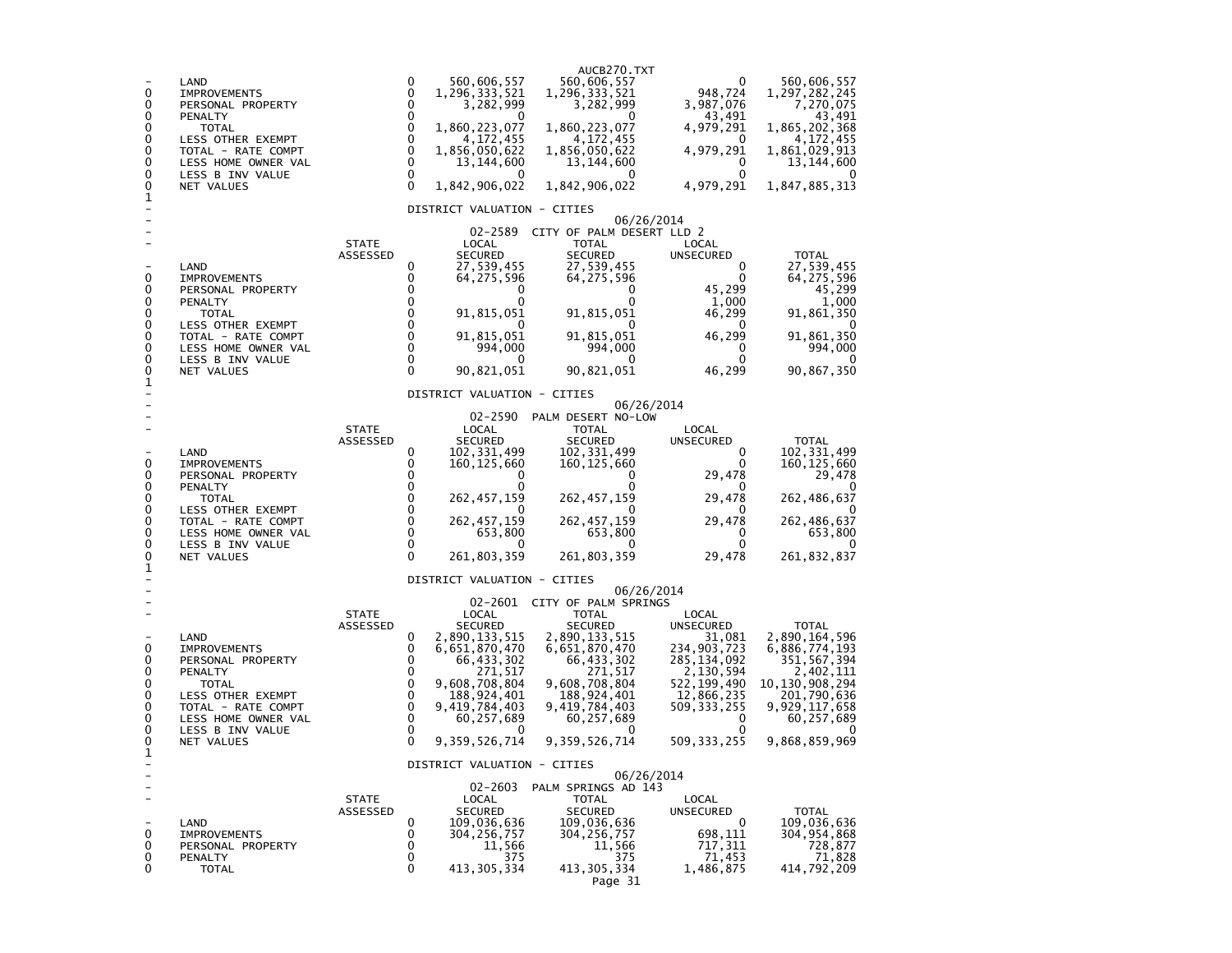| | | STATE ASSESSED | LOCAL SECURED | TOTAL SECURED | LOCAL UNSECURED | TOTAL |
|---|---|---|---|---|---|---|
| - | LAND | 0 | 560,606,557 | 560,606,557 | 0 | 560,606,557 |
| 0 | IMPROVEMENTS | 0 | 1,296,333,521 | 1,296,333,521 | 948,724 | 1,297,282,245 |
| 0 | PERSONAL PROPERTY | 0 | 3,282,999 | 3,282,999 | 3,987,076 | 7,270,075 |
| 0 | PENALTY | 0 | 0 | 0 | 43,491 | 43,491 |
| 0 | TOTAL | 0 | 1,860,223,077 | 1,860,223,077 | 4,979,291 | 1,865,202,368 |
| 0 | LESS OTHER EXEMPT | 0 | 4,172,455 | 4,172,455 | 0 | 4,172,455 |
| 0 | TOTAL - RATE COMPT | 0 | 1,856,050,622 | 1,856,050,622 | 4,979,291 | 1,861,029,913 |
| 0 | LESS HOME OWNER VAL | 0 | 13,144,600 | 13,144,600 | 0 | 13,144,600 |
| 0 | LESS B INV VALUE | 0 | 0 | 0 | 0 | 0 |
| 0 | NET VALUES | 0 | 1,842,906,022 | 1,842,906,022 | 4,979,291 | 1,847,885,313 |

DISTRICT VALUATION - CITIES
06/26/2014
02-2589 CITY OF PALM DESERT LLD 2

| | | STATE ASSESSED | LOCAL SECURED | TOTAL SECURED | LOCAL UNSECURED | TOTAL |
|---|---|---|---|---|---|---|
| - | LAND | 0 | 27,539,455 | 27,539,455 | 0 | 27,539,455 |
| 0 | IMPROVEMENTS | 0 | 64,275,596 | 64,275,596 | 0 | 64,275,596 |
| 0 | PERSONAL PROPERTY | 0 | 0 | 0 | 45,299 | 45,299 |
| 0 | PENALTY | 0 | 0 | 0 | 1,000 | 1,000 |
| 0 | TOTAL | 0 | 91,815,051 | 91,815,051 | 46,299 | 91,861,350 |
| 0 | LESS OTHER EXEMPT | 0 | 0 | 0 | 0 | 0 |
| 0 | TOTAL - RATE COMPT | 0 | 91,815,051 | 91,815,051 | 46,299 | 91,861,350 |
| 0 | LESS HOME OWNER VAL | 0 | 994,000 | 994,000 | 0 | 994,000 |
| 0 | LESS B INV VALUE | 0 | 0 | 0 | 0 | 0 |
| 0 | NET VALUES | 0 | 90,821,051 | 90,821,051 | 46,299 | 90,867,350 |

DISTRICT VALUATION - CITIES
06/26/2014
02-2590 PALM DESERT NO-LOW

| | | STATE ASSESSED | LOCAL SECURED | TOTAL SECURED | LOCAL UNSECURED | TOTAL |
|---|---|---|---|---|---|---|
| - | LAND | 0 | 102,331,499 | 102,331,499 | 0 | 102,331,499 |
| 0 | IMPROVEMENTS | 0 | 160,125,660 | 160,125,660 | 0 | 160,125,660 |
| 0 | PERSONAL PROPERTY | 0 | 0 | 0 | 29,478 | 29,478 |
| 0 | PENALTY | 0 | 0 | 0 | 0 | 0 |
| 0 | TOTAL | 0 | 262,457,159 | 262,457,159 | 29,478 | 262,486,637 |
| 0 | LESS OTHER EXEMPT | 0 | 0 | 0 | 0 | 0 |
| 0 | TOTAL - RATE COMPT | 0 | 262,457,159 | 262,457,159 | 29,478 | 262,486,637 |
| 0 | LESS HOME OWNER VAL | 0 | 653,800 | 653,800 | 0 | 653,800 |
| 0 | LESS B INV VALUE | 0 | 0 | 0 | 0 | 0 |
| 0 | NET VALUES | 0 | 261,803,359 | 261,803,359 | 29,478 | 261,832,837 |

DISTRICT VALUATION - CITIES
06/26/2014
02-2601 CITY OF PALM SPRINGS

| | | STATE ASSESSED | LOCAL SECURED | TOTAL SECURED | LOCAL UNSECURED | TOTAL |
|---|---|---|---|---|---|---|
| - | LAND | 0 | 2,890,133,515 | 2,890,133,515 | 31,081 | 2,890,164,596 |
| 0 | IMPROVEMENTS | 0 | 6,651,870,470 | 6,651,870,470 | 234,903,723 | 6,886,774,193 |
| 0 | PERSONAL PROPERTY | 0 | 66,433,302 | 66,433,302 | 285,134,092 | 351,567,394 |
| 0 | PENALTY | 0 | 271,517 | 271,517 | 2,130,594 | 2,402,111 |
| 0 | TOTAL | 0 | 9,608,708,804 | 9,608,708,804 | 522,199,490 | 10,130,908,294 |
| 0 | LESS OTHER EXEMPT | 0 | 188,924,401 | 188,924,401 | 12,866,235 | 201,790,636 |
| 0 | TOTAL - RATE COMPT | 0 | 9,419,784,403 | 9,419,784,403 | 509,333,255 | 9,929,117,658 |
| 0 | LESS HOME OWNER VAL | 0 | 60,257,689 | 60,257,689 | 0 | 60,257,689 |
| 0 | LESS B INV VALUE | 0 | 0 | 0 | 0 | 0 |
| 0 | NET VALUES | 0 | 9,359,526,714 | 9,359,526,714 | 509,333,255 | 9,868,859,969 |

DISTRICT VALUATION - CITIES
06/26/2014
02-2603 PALM SPRINGS AD 143

| | | STATE ASSESSED | LOCAL SECURED | TOTAL SECURED | LOCAL UNSECURED | TOTAL |
|---|---|---|---|---|---|---|
| - | LAND | 0 | 109,036,636 | 109,036,636 | 0 | 109,036,636 |
| 0 | IMPROVEMENTS | 0 | 304,256,757 | 304,256,757 | 698,111 | 304,954,868 |
| 0 | PERSONAL PROPERTY | 0 | 11,566 | 11,566 | 717,311 | 728,877 |
| 0 | PENALTY | 0 | 375 | 375 | 71,453 | 71,828 |
| 0 | TOTAL | 0 | 413,305,334 | 413,305,334 | 1,486,875 | 414,792,209 |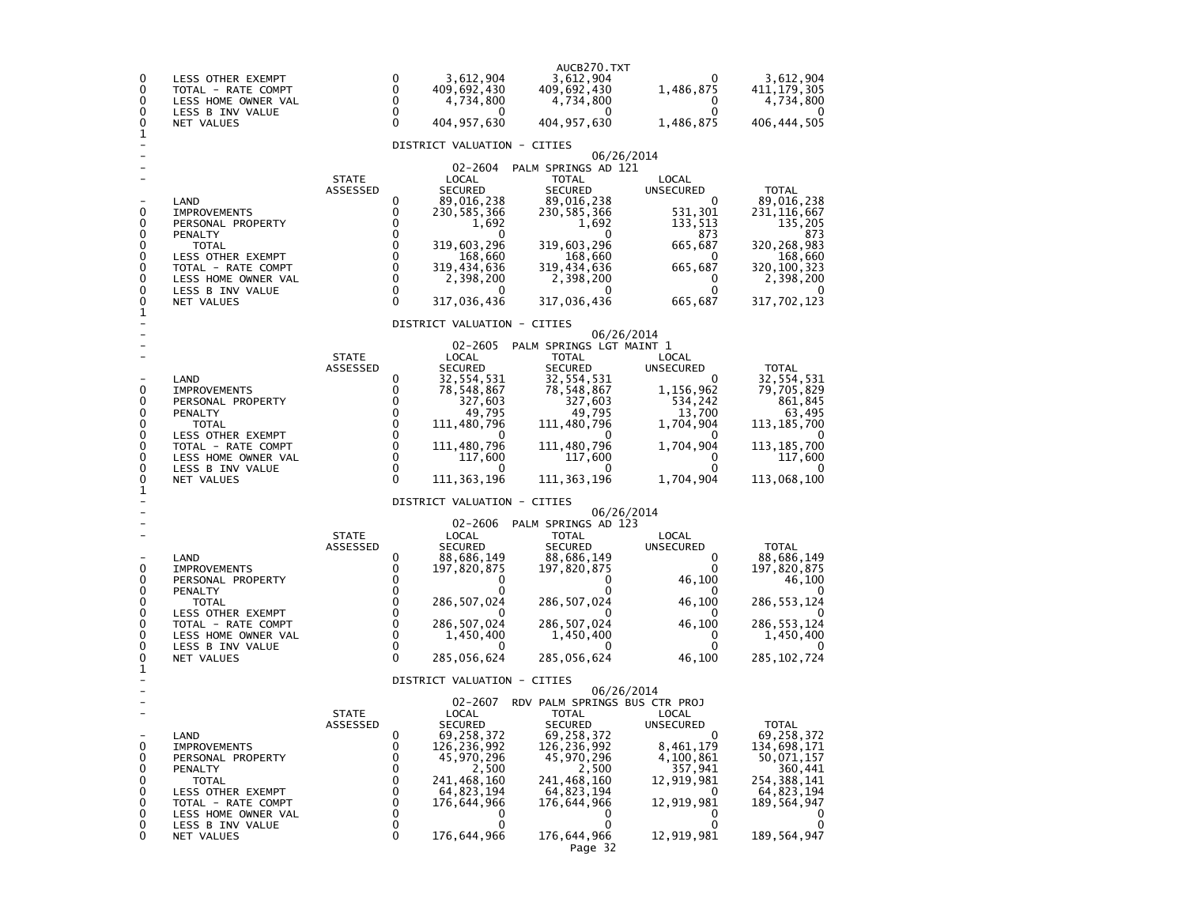| | | STATE ASSESSED | LOCAL SECURED | TOTAL SECURED | LOCAL UNSECURED | TOTAL |
|---|---|---|---|---|---|---|
| 0 | LESS OTHER EXEMPT | 0 | 3,612,904 | 3,612,904 | 0 | 3,612,904 |
| 0 | TOTAL - RATE COMPT | 0 | 409,692,430 | 409,692,430 | 1,486,875 | 411,179,305 |
| 0 | LESS HOME OWNER VAL | 0 | 4,734,800 | 4,734,800 | 0 | 4,734,800 |
| 0 | LESS B INV VALUE | 0 | 0 | 0 | 0 | 0 |
| 0 | NET VALUES | 0 | 404,957,630 | 404,957,630 | 1,486,875 | 406,444,505 |

1

DISTRICT VALUATION - CITIES

06/26/2014

02-2604 PALM SPRINGS AD 121

| | | STATE ASSESSED | LOCAL SECURED | TOTAL SECURED | LOCAL UNSECURED | TOTAL |
|---|---|---|---|---|---|---|
| - | LAND | 0 | 89,016,238 | 89,016,238 | 0 | 89,016,238 |
| 0 | IMPROVEMENTS | 0 | 230,585,366 | 230,585,366 | 531,301 | 231,116,667 |
| 0 | PERSONAL PROPERTY | 0 | 1,692 | 1,692 | 133,513 | 135,205 |
| 0 | PENALTY | 0 | 0 | 0 | 873 | 873 |
| 0 | TOTAL | 0 | 319,603,296 | 319,603,296 | 665,687 | 320,268,983 |
| 0 | LESS OTHER EXEMPT | 0 | 168,660 | 168,660 | 0 | 168,660 |
| 0 | TOTAL - RATE COMPT | 0 | 319,434,636 | 319,434,636 | 665,687 | 320,100,323 |
| 0 | LESS HOME OWNER VAL | 0 | 2,398,200 | 2,398,200 | 0 | 2,398,200 |
| 0 | LESS B INV VALUE | 0 | 0 | 0 | 0 | 0 |
| 0 | NET VALUES | 0 | 317,036,436 | 317,036,436 | 665,687 | 317,702,123 |

1

DISTRICT VALUATION - CITIES

06/26/2014

02-2605 PALM SPRINGS LGT MAINT 1

| | | STATE ASSESSED | LOCAL SECURED | TOTAL SECURED | LOCAL UNSECURED | TOTAL |
|---|---|---|---|---|---|---|
| - | LAND | 0 | 32,554,531 | 32,554,531 | 0 | 32,554,531 |
| 0 | IMPROVEMENTS | 0 | 78,548,867 | 78,548,867 | 1,156,962 | 79,705,829 |
| 0 | PERSONAL PROPERTY | 0 | 327,603 | 327,603 | 534,242 | 861,845 |
| 0 | PENALTY | 0 | 49,795 | 49,795 | 13,700 | 63,495 |
| 0 | TOTAL | 0 | 111,480,796 | 111,480,796 | 1,704,904 | 113,185,700 |
| 0 | LESS OTHER EXEMPT | 0 | 0 | 0 | 0 | 0 |
| 0 | TOTAL - RATE COMPT | 0 | 111,480,796 | 111,480,796 | 1,704,904 | 113,185,700 |
| 0 | LESS HOME OWNER VAL | 0 | 117,600 | 117,600 | 0 | 117,600 |
| 0 | LESS B INV VALUE | 0 | 0 | 0 | 0 | 0 |
| 0 | NET VALUES | 0 | 111,363,196 | 111,363,196 | 1,704,904 | 113,068,100 |

1

DISTRICT VALUATION - CITIES

06/26/2014

02-2606 PALM SPRINGS AD 123

| | | STATE ASSESSED | LOCAL SECURED | TOTAL SECURED | LOCAL UNSECURED | TOTAL |
|---|---|---|---|---|---|---|
| - | LAND | 0 | 88,686,149 | 88,686,149 | 0 | 88,686,149 |
| 0 | IMPROVEMENTS | 0 | 197,820,875 | 197,820,875 | 0 | 197,820,875 |
| 0 | PERSONAL PROPERTY | 0 | 0 | 0 | 46,100 | 46,100 |
| 0 | PENALTY | 0 | 0 | 0 | 0 | 0 |
| 0 | TOTAL | 0 | 286,507,024 | 286,507,024 | 46,100 | 286,553,124 |
| 0 | LESS OTHER EXEMPT | 0 | 0 | 0 | 0 | 0 |
| 0 | TOTAL - RATE COMPT | 0 | 286,507,024 | 286,507,024 | 46,100 | 286,553,124 |
| 0 | LESS HOME OWNER VAL | 0 | 1,450,400 | 1,450,400 | 0 | 1,450,400 |
| 0 | LESS B INV VALUE | 0 | 0 | 0 | 0 | 0 |
| 0 | NET VALUES | 0 | 285,056,624 | 285,056,624 | 46,100 | 285,102,724 |

1

DISTRICT VALUATION - CITIES

06/26/2014

02-2607 RDV PALM SPRINGS BUS CTR PROJ

| | | STATE ASSESSED | LOCAL SECURED | TOTAL SECURED | LOCAL UNSECURED | TOTAL |
|---|---|---|---|---|---|---|
| - | LAND | 0 | 69,258,372 | 69,258,372 | 0 | 69,258,372 |
| 0 | IMPROVEMENTS | 0 | 126,236,992 | 126,236,992 | 8,461,179 | 134,698,171 |
| 0 | PERSONAL PROPERTY | 0 | 45,970,296 | 45,970,296 | 4,100,861 | 50,071,157 |
| 0 | PENALTY | 0 | 2,500 | 2,500 | 357,941 | 360,441 |
| 0 | TOTAL | 0 | 241,468,160 | 241,468,160 | 12,919,981 | 254,388,141 |
| 0 | LESS OTHER EXEMPT | 0 | 64,823,194 | 64,823,194 | 0 | 64,823,194 |
| 0 | TOTAL - RATE COMPT | 0 | 176,644,966 | 176,644,966 | 12,919,981 | 189,564,947 |
| 0 | LESS HOME OWNER VAL | 0 | 0 | 0 | 0 | 0 |
| 0 | LESS B INV VALUE | 0 | 0 | 0 | 0 | 0 |
| 0 | NET VALUES | 0 | 176,644,966 | 176,644,966 | 12,919,981 | 189,564,947 |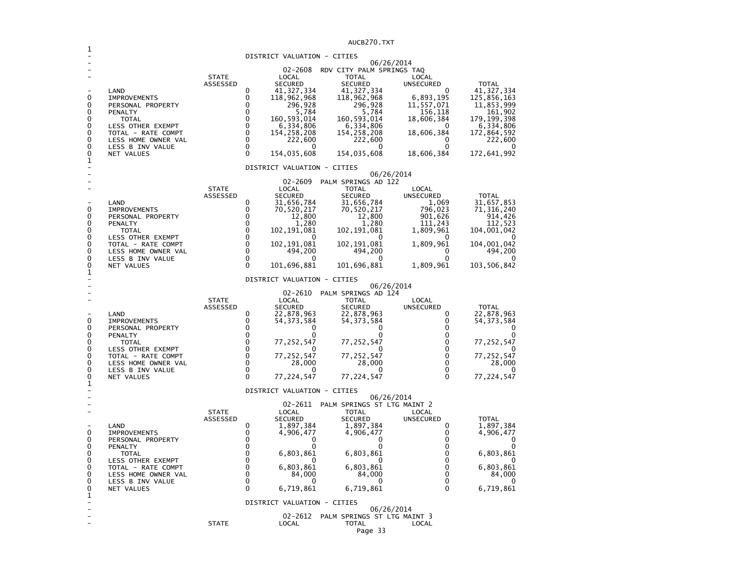## DISTRICT VALUATION - CITIES

06/26/2014

02-2608 RDV CITY PALM SPRINGS TAQ

| | STATE ASSESSED | LOCAL SECURED | TOTAL SECURED | LOCAL UNSECURED | TOTAL |
|---|---|---|---|---|---|
| LAND | 0 | 41,327,334 | 41,327,334 | 0 | 41,327,334 |
| IMPROVEMENTS | 0 | 118,962,968 | 118,962,968 | 6,893,195 | 125,856,163 |
| PERSONAL PROPERTY | 0 | 296,928 | 296,928 | 11,557,071 | 11,853,999 |
| PENALTY | 0 | 5,784 | 5,784 | 156,118 | 161,902 |
| TOTAL | 0 | 160,593,014 | 160,593,014 | 18,606,384 | 179,199,398 |
| LESS OTHER EXEMPT | 0 | 6,334,806 | 6,334,806 | 0 | 6,334,806 |
| TOTAL - RATE COMPT | 0 | 154,258,208 | 154,258,208 | 18,606,384 | 172,864,592 |
| LESS HOME OWNER VAL | 0 | 222,600 | 222,600 | 0 | 222,600 |
| LESS B INV VALUE | 0 | 0 | 0 | 0 | 0 |
| NET VALUES | 0 | 154,035,608 | 154,035,608 | 18,606,384 | 172,641,992 |

## DISTRICT VALUATION - CITIES

06/26/2014

02-2609 PALM SPRINGS AD 122

| | STATE ASSESSED | LOCAL SECURED | TOTAL SECURED | LOCAL UNSECURED | TOTAL |
|---|---|---|---|---|---|
| LAND | 0 | 31,656,784 | 31,656,784 | 1,069 | 31,657,853 |
| IMPROVEMENTS | 0 | 70,520,217 | 70,520,217 | 796,023 | 71,316,240 |
| PERSONAL PROPERTY | 0 | 12,800 | 12,800 | 901,626 | 914,426 |
| PENALTY | 0 | 1,280 | 1,280 | 111,243 | 112,523 |
| TOTAL | 0 | 102,191,081 | 102,191,081 | 1,809,961 | 104,001,042 |
| LESS OTHER EXEMPT | 0 | 0 | 0 | 0 | 0 |
| TOTAL - RATE COMPT | 0 | 102,191,081 | 102,191,081 | 1,809,961 | 104,001,042 |
| LESS HOME OWNER VAL | 0 | 494,200 | 494,200 | 0 | 494,200 |
| LESS B INV VALUE | 0 | 0 | 0 | 0 | 0 |
| NET VALUES | 0 | 101,696,881 | 101,696,881 | 1,809,961 | 103,506,842 |

## DISTRICT VALUATION - CITIES

06/26/2014

02-2610 PALM SPRINGS AD 124

| | STATE ASSESSED | LOCAL SECURED | TOTAL SECURED | LOCAL UNSECURED | TOTAL |
|---|---|---|---|---|---|
| LAND | 0 | 22,878,963 | 22,878,963 | 0 | 22,878,963 |
| IMPROVEMENTS | 0 | 54,373,584 | 54,373,584 | 0 | 54,373,584 |
| PERSONAL PROPERTY | 0 | 0 | 0 | 0 | 0 |
| PENALTY | 0 | 0 | 0 | 0 | 0 |
| TOTAL | 0 | 77,252,547 | 77,252,547 | 0 | 77,252,547 |
| LESS OTHER EXEMPT | 0 | 0 | 0 | 0 | 0 |
| TOTAL - RATE COMPT | 0 | 77,252,547 | 77,252,547 | 0 | 77,252,547 |
| LESS HOME OWNER VAL | 0 | 28,000 | 28,000 | 0 | 28,000 |
| LESS B INV VALUE | 0 | 0 | 0 | 0 | 0 |
| NET VALUES | 0 | 77,224,547 | 77,224,547 | 0 | 77,224,547 |

## DISTRICT VALUATION - CITIES

06/26/2014

02-2611 PALM SPRINGS ST LTG MAINT 2

| | STATE ASSESSED | LOCAL SECURED | TOTAL SECURED | LOCAL UNSECURED | TOTAL |
|---|---|---|---|---|---|
| LAND | 0 | 1,897,384 | 1,897,384 | 0 | 1,897,384 |
| IMPROVEMENTS | 0 | 4,906,477 | 4,906,477 | 0 | 4,906,477 |
| PERSONAL PROPERTY | 0 | 0 | 0 | 0 | 0 |
| PENALTY | 0 | 0 | 0 | 0 | 0 |
| TOTAL | 0 | 6,803,861 | 6,803,861 | 0 | 6,803,861 |
| LESS OTHER EXEMPT | 0 | 0 | 0 | 0 | 0 |
| TOTAL - RATE COMPT | 0 | 6,803,861 | 6,803,861 | 0 | 6,803,861 |
| LESS HOME OWNER VAL | 0 | 84,000 | 84,000 | 0 | 84,000 |
| LESS B INV VALUE | 0 | 0 | 0 | 0 | 0 |
| NET VALUES | 0 | 6,719,861 | 6,719,861 | 0 | 6,719,861 |

## DISTRICT VALUATION - CITIES

06/26/2014

02-2612 PALM SPRINGS ST LTG MAINT 3

| | STATE | LOCAL | TOTAL | LOCAL |
|---|---|---|---|---|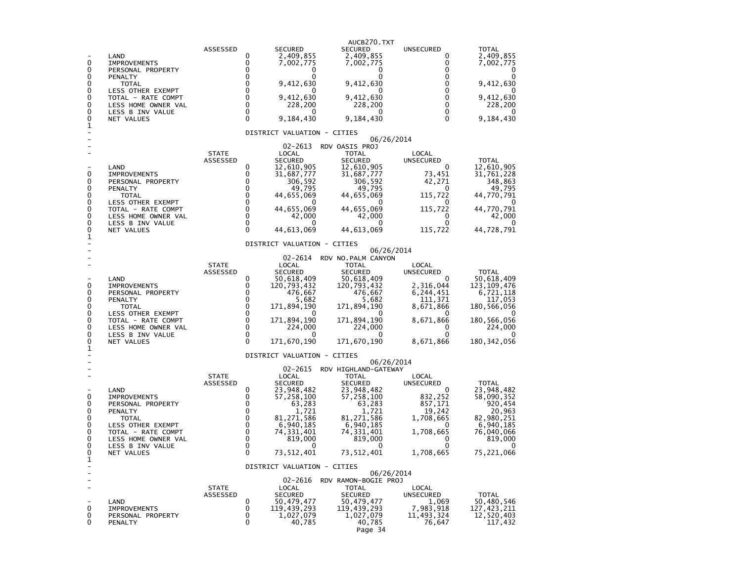| | ASSESSED | SECURED | SECURED | UNSECURED | TOTAL |
|---|---|---|---|---|---|
| LAND | 0 | 2,409,855 | 2,409,855 | 0 | 2,409,855 |
| IMPROVEMENTS | 0 | 7,002,775 | 7,002,775 | 0 | 7,002,775 |
| PERSONAL PROPERTY | 0 | 0 | 0 | 0 | 0 |
| PENALTY | 0 | 0 | 0 | 0 | 0 |
| TOTAL | 0 | 9,412,630 | 9,412,630 | 0 | 9,412,630 |
| LESS OTHER EXEMPT | 0 | 0 | 0 | 0 | 0 |
| TOTAL - RATE COMPT | 0 | 9,412,630 | 9,412,630 | 0 | 9,412,630 |
| LESS HOME OWNER VAL | 0 | 228,200 | 228,200 | 0 | 228,200 |
| LESS B INV VALUE | 0 | 0 | 0 | 0 | 0 |
| NET VALUES | 0 | 9,184,430 | 9,184,430 | 0 | 9,184,430 |

DISTRICT VALUATION - CITIES

06/26/2014

02-2613 RDV OASIS PROJ

| | STATE ASSESSED | LOCAL SECURED | TOTAL SECURED | LOCAL UNSECURED | TOTAL |
|---|---|---|---|---|---|
| LAND | 0 | 12,610,905 | 12,610,905 | 0 | 12,610,905 |
| IMPROVEMENTS | 0 | 31,687,777 | 31,687,777 | 73,451 | 31,761,228 |
| PERSONAL PROPERTY | 0 | 306,592 | 306,592 | 42,271 | 348,863 |
| PENALTY | 0 | 49,795 | 49,795 | 0 | 49,795 |
| TOTAL | 0 | 44,655,069 | 44,655,069 | 115,722 | 44,770,791 |
| LESS OTHER EXEMPT | 0 | 0 | 0 | 0 | 0 |
| TOTAL - RATE COMPT | 0 | 44,655,069 | 44,655,069 | 115,722 | 44,770,791 |
| LESS HOME OWNER VAL | 0 | 42,000 | 42,000 | 0 | 42,000 |
| LESS B INV VALUE | 0 | 0 | 0 | 0 | 0 |
| NET VALUES | 0 | 44,613,069 | 44,613,069 | 115,722 | 44,728,791 |

DISTRICT VALUATION - CITIES

06/26/2014

02-2614 RDV NO.PALM CANYON

| | STATE ASSESSED | LOCAL SECURED | TOTAL SECURED | LOCAL UNSECURED | TOTAL |
|---|---|---|---|---|---|
| LAND | 0 | 50,618,409 | 50,618,409 | 0 | 50,618,409 |
| IMPROVEMENTS | 0 | 120,793,432 | 120,793,432 | 2,316,044 | 123,109,476 |
| PERSONAL PROPERTY | 0 | 476,667 | 476,667 | 6,244,451 | 6,721,118 |
| PENALTY | 0 | 5,682 | 5,682 | 111,371 | 117,053 |
| TOTAL | 0 | 171,894,190 | 171,894,190 | 8,671,866 | 180,566,056 |
| LESS OTHER EXEMPT | 0 | 0 | 0 | 0 | 0 |
| TOTAL - RATE COMPT | 0 | 171,894,190 | 171,894,190 | 8,671,866 | 180,566,056 |
| LESS HOME OWNER VAL | 0 | 224,000 | 224,000 | 0 | 224,000 |
| LESS B INV VALUE | 0 | 0 | 0 | 0 | 0 |
| NET VALUES | 0 | 171,670,190 | 171,670,190 | 8,671,866 | 180,342,056 |

DISTRICT VALUATION - CITIES

06/26/2014

02-2615 RDV HIGHLAND-GATEWAY

| | STATE ASSESSED | LOCAL SECURED | TOTAL SECURED | LOCAL UNSECURED | TOTAL |
|---|---|---|---|---|---|
| LAND | 0 | 23,948,482 | 23,948,482 | 0 | 23,948,482 |
| IMPROVEMENTS | 0 | 57,258,100 | 57,258,100 | 832,252 | 58,090,352 |
| PERSONAL PROPERTY | 0 | 63,283 | 63,283 | 857,171 | 920,454 |
| PENALTY | 0 | 1,721 | 1,721 | 19,242 | 20,963 |
| TOTAL | 0 | 81,271,586 | 81,271,586 | 1,708,665 | 82,980,251 |
| LESS OTHER EXEMPT | 0 | 6,940,185 | 6,940,185 | 0 | 6,940,185 |
| TOTAL - RATE COMPT | 0 | 74,331,401 | 74,331,401 | 1,708,665 | 76,040,066 |
| LESS HOME OWNER VAL | 0 | 819,000 | 819,000 | 0 | 819,000 |
| LESS B INV VALUE | 0 | 0 | 0 | 0 | 0 |
| NET VALUES | 0 | 73,512,401 | 73,512,401 | 1,708,665 | 75,221,066 |

DISTRICT VALUATION - CITIES

06/26/2014

02-2616 RDV RAMON-BOGIE PROJ

| | STATE ASSESSED | LOCAL SECURED | TOTAL SECURED | LOCAL UNSECURED | TOTAL |
|---|---|---|---|---|---|
| LAND | 0 | 50,479,477 | 50,479,477 | 1,069 | 50,480,546 |
| IMPROVEMENTS | 0 | 119,439,293 | 119,439,293 | 7,983,918 | 127,423,211 |
| PERSONAL PROPERTY | 0 | 1,027,079 | 1,027,079 | 11,493,324 | 12,520,403 |
| PENALTY | 0 | 40,785 | 40,785 | 76,647 | 117,432 |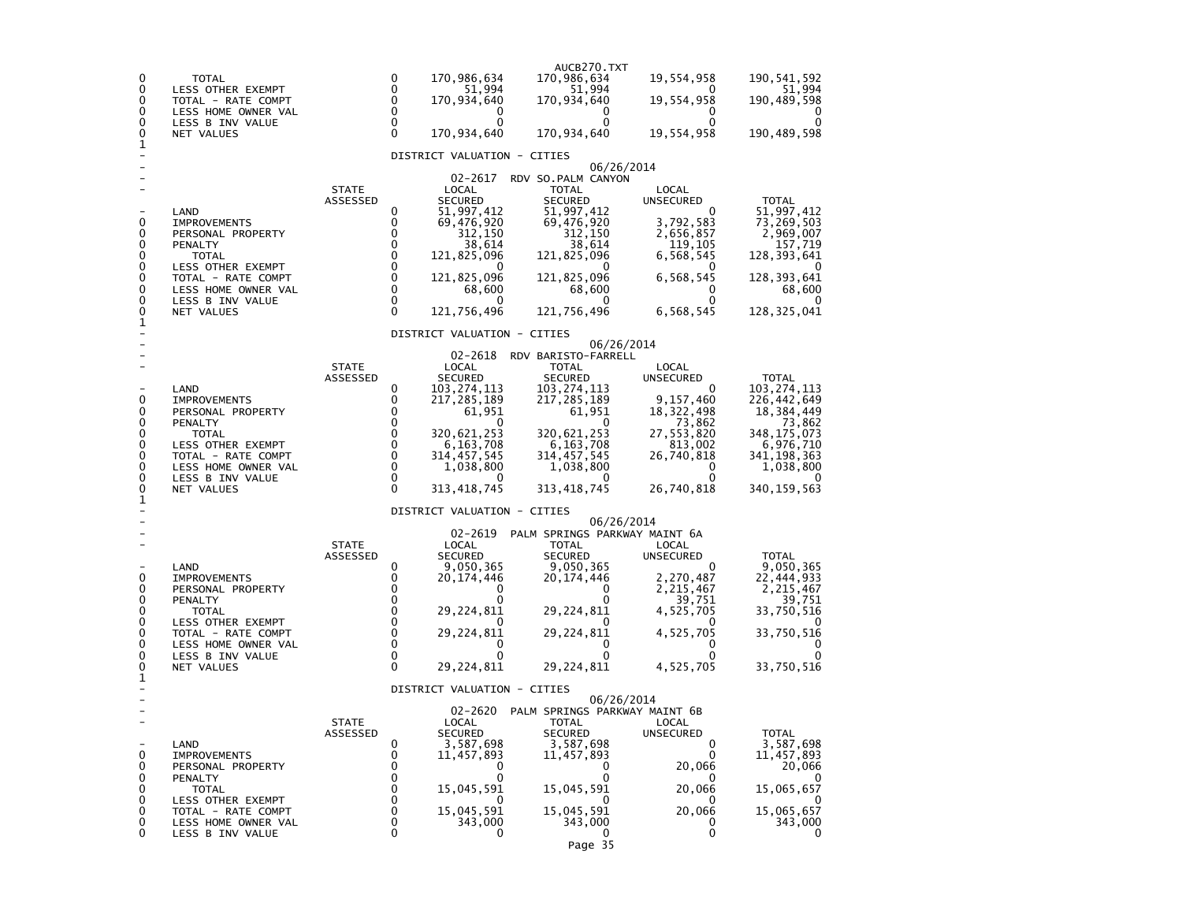AUCB270.TXT

| | | STATE ASSESSED | LOCAL SECURED | TOTAL SECURED | LOCAL UNSECURED | TOTAL |
|---|---|---|---|---|---|---|
| 0 | TOTAL | 0 | 170,986,634 | 170,986,634 | 19,554,958 | 190,541,592 |
| 0 | LESS OTHER EXEMPT | 0 | 51,994 | 51,994 | 0 | 51,994 |
| 0 | TOTAL - RATE COMPT | 0 | 170,934,640 | 170,934,640 | 19,554,958 | 190,489,598 |
| 0 | LESS HOME OWNER VAL | 0 | 0 | 0 | 0 | 0 |
| 0 | LESS B INV VALUE | 0 | 0 | 0 | 0 | 0 |
| 0 | NET VALUES | 0 | 170,934,640 | 170,934,640 | 19,554,958 | 190,489,598 |

1

DISTRICT VALUATION - CITIES

06/26/2014

02-2617 RDV SO.PALM CANYON

| | | STATE ASSESSED | LOCAL SECURED | TOTAL SECURED | LOCAL UNSECURED | TOTAL |
|---|---|---|---|---|---|---|
| - | LAND | 0 | 51,997,412 | 51,997,412 | 0 | 51,997,412 |
| 0 | IMPROVEMENTS | 0 | 69,476,920 | 69,476,920 | 3,792,583 | 73,269,503 |
| 0 | PERSONAL PROPERTY | 0 | 312,150 | 312,150 | 2,656,857 | 2,969,007 |
| 0 | PENALTY | 0 | 38,614 | 38,614 | 119,105 | 157,719 |
| 0 | TOTAL | 0 | 121,825,096 | 121,825,096 | 6,568,545 | 128,393,641 |
| 0 | LESS OTHER EXEMPT | 0 | 0 | 0 | 0 | 0 |
| 0 | TOTAL - RATE COMPT | 0 | 121,825,096 | 121,825,096 | 6,568,545 | 128,393,641 |
| 0 | LESS HOME OWNER VAL | 0 | 68,600 | 68,600 | 0 | 68,600 |
| 0 | LESS B INV VALUE | 0 | 0 | 0 | 0 | 0 |
| 0 | NET VALUES | 0 | 121,756,496 | 121,756,496 | 6,568,545 | 128,325,041 |

1

DISTRICT VALUATION - CITIES

06/26/2014

02-2618 RDV BARISTO-FARRELL

| | | STATE ASSESSED | LOCAL SECURED | TOTAL SECURED | LOCAL UNSECURED | TOTAL |
|---|---|---|---|---|---|---|
| - | LAND | 0 | 103,274,113 | 103,274,113 | 0 | 103,274,113 |
| 0 | IMPROVEMENTS | 0 | 217,285,189 | 217,285,189 | 9,157,460 | 226,442,649 |
| 0 | PERSONAL PROPERTY | 0 | 61,951 | 61,951 | 18,322,498 | 18,384,449 |
| 0 | PENALTY | 0 | 0 | 0 | 73,862 | 73,862 |
| 0 | TOTAL | 0 | 320,621,253 | 320,621,253 | 27,553,820 | 348,175,073 |
| 0 | LESS OTHER EXEMPT | 0 | 6,163,708 | 6,163,708 | 813,002 | 6,976,710 |
| 0 | TOTAL - RATE COMPT | 0 | 314,457,545 | 314,457,545 | 26,740,818 | 341,198,363 |
| 0 | LESS HOME OWNER VAL | 0 | 1,038,800 | 1,038,800 | 0 | 1,038,800 |
| 0 | LESS B INV VALUE | 0 | 0 | 0 | 0 | 0 |
| 0 | NET VALUES | 0 | 313,418,745 | 313,418,745 | 26,740,818 | 340,159,563 |

1

DISTRICT VALUATION - CITIES

06/26/2014

02-2619 PALM SPRINGS PARKWAY MAINT 6A

| | | STATE ASSESSED | LOCAL SECURED | TOTAL SECURED | LOCAL UNSECURED | TOTAL |
|---|---|---|---|---|---|---|
| - | LAND | 0 | 9,050,365 | 9,050,365 | 0 | 9,050,365 |
| 0 | IMPROVEMENTS | 0 | 20,174,446 | 20,174,446 | 2,270,487 | 22,444,933 |
| 0 | PERSONAL PROPERTY | 0 | 0 | 0 | 2,215,467 | 2,215,467 |
| 0 | PENALTY | 0 | 0 | 0 | 39,751 | 39,751 |
| 0 | TOTAL | 0 | 29,224,811 | 29,224,811 | 4,525,705 | 33,750,516 |
| 0 | LESS OTHER EXEMPT | 0 | 0 | 0 | 0 | 0 |
| 0 | TOTAL - RATE COMPT | 0 | 29,224,811 | 29,224,811 | 4,525,705 | 33,750,516 |
| 0 | LESS HOME OWNER VAL | 0 | 0 | 0 | 0 | 0 |
| 0 | LESS B INV VALUE | 0 | 0 | 0 | 0 | 0 |
| 0 | NET VALUES | 0 | 29,224,811 | 29,224,811 | 4,525,705 | 33,750,516 |

1

DISTRICT VALUATION - CITIES

06/26/2014

02-2620 PALM SPRINGS PARKWAY MAINT 6B

| | | STATE ASSESSED | LOCAL SECURED | TOTAL SECURED | LOCAL UNSECURED | TOTAL |
|---|---|---|---|---|---|---|
| - | LAND | 0 | 3,587,698 | 3,587,698 | 0 | 3,587,698 |
| 0 | IMPROVEMENTS | 0 | 11,457,893 | 11,457,893 | 0 | 11,457,893 |
| 0 | PERSONAL PROPERTY | 0 | 0 | 0 | 20,066 | 20,066 |
| 0 | PENALTY | 0 | 0 | 0 | 0 | 0 |
| 0 | TOTAL | 0 | 15,045,591 | 15,045,591 | 20,066 | 15,065,657 |
| 0 | LESS OTHER EXEMPT | 0 | 0 | 0 | 0 | 0 |
| 0 | TOTAL - RATE COMPT | 0 | 15,045,591 | 15,045,591 | 20,066 | 15,065,657 |
| 0 | LESS HOME OWNER VAL | 0 | 343,000 | 343,000 | 0 | 343,000 |
| 0 | LESS B INV VALUE | 0 | 0 | 0 | 0 | 0 |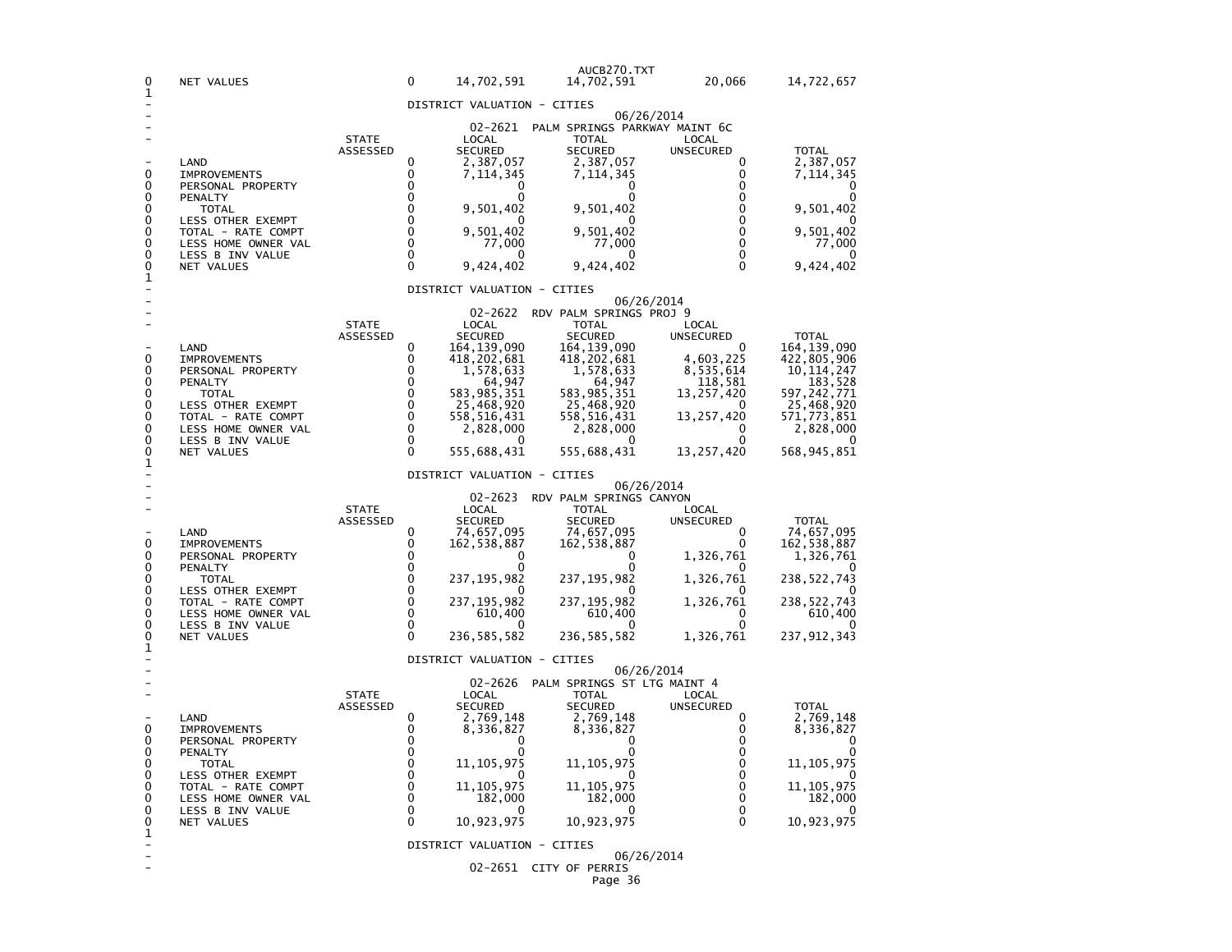| | STATE ASSESSED | LOCAL SECURED | TOTAL SECURED | LOCAL UNSECURED | TOTAL |
|---|---|---|---|---|---|
| NET VALUES | 0 | 14,702,591 | 14,702,591 | 20,066 | 14,722,657 |

DISTRICT VALUATION - CITIES

06/26/2014

02-2621 PALM SPRINGS PARKWAY MAINT 6C

| | STATE ASSESSED | LOCAL SECURED | TOTAL SECURED | LOCAL UNSECURED | TOTAL |
|---|---|---|---|---|---|
| LAND | 0 | 2,387,057 | 2,387,057 | 0 | 2,387,057 |
| IMPROVEMENTS | 0 | 7,114,345 | 7,114,345 | 0 | 7,114,345 |
| PERSONAL PROPERTY | 0 | 0 | 0 | 0 | 0 |
| PENALTY | 0 | 0 | 0 | 0 | 0 |
| TOTAL | 0 | 9,501,402 | 9,501,402 | 0 | 9,501,402 |
| LESS OTHER EXEMPT | 0 | 0 | 0 | 0 | 0 |
| TOTAL - RATE COMPT | 0 | 9,501,402 | 9,501,402 | 0 | 9,501,402 |
| LESS HOME OWNER VAL | 0 | 77,000 | 77,000 | 0 | 77,000 |
| LESS B INV VALUE | 0 | 0 | 0 | 0 | 0 |
| NET VALUES | 0 | 9,424,402 | 9,424,402 | 0 | 9,424,402 |

DISTRICT VALUATION - CITIES

06/26/2014

02-2622 RDV PALM SPRINGS PROJ 9

| | STATE ASSESSED | LOCAL SECURED | TOTAL SECURED | LOCAL UNSECURED | TOTAL |
|---|---|---|---|---|---|
| LAND | 0 | 164,139,090 | 164,139,090 | 0 | 164,139,090 |
| IMPROVEMENTS | 0 | 418,202,681 | 418,202,681 | 4,603,225 | 422,805,906 |
| PERSONAL PROPERTY | 0 | 1,578,633 | 1,578,633 | 8,535,614 | 10,114,247 |
| PENALTY | 0 | 64,947 | 64,947 | 118,581 | 183,528 |
| TOTAL | 0 | 583,985,351 | 583,985,351 | 13,257,420 | 597,242,771 |
| LESS OTHER EXEMPT | 0 | 25,468,920 | 25,468,920 | 0 | 25,468,920 |
| TOTAL - RATE COMPT | 0 | 558,516,431 | 558,516,431 | 13,257,420 | 571,773,851 |
| LESS HOME OWNER VAL | 0 | 2,828,000 | 2,828,000 | 0 | 2,828,000 |
| LESS B INV VALUE | 0 | 0 | 0 | 0 | 0 |
| NET VALUES | 0 | 555,688,431 | 555,688,431 | 13,257,420 | 568,945,851 |

DISTRICT VALUATION - CITIES

06/26/2014

02-2623 RDV PALM SPRINGS CANYON

| | STATE ASSESSED | LOCAL SECURED | TOTAL SECURED | LOCAL UNSECURED | TOTAL |
|---|---|---|---|---|---|
| LAND | 0 | 74,657,095 | 74,657,095 | 0 | 74,657,095 |
| IMPROVEMENTS | 0 | 162,538,887 | 162,538,887 | 0 | 162,538,887 |
| PERSONAL PROPERTY | 0 | 0 | 0 | 1,326,761 | 1,326,761 |
| PENALTY | 0 | 0 | 0 | 0 | 0 |
| TOTAL | 0 | 237,195,982 | 237,195,982 | 1,326,761 | 238,522,743 |
| LESS OTHER EXEMPT | 0 | 0 | 0 | 0 | 0 |
| TOTAL - RATE COMPT | 0 | 237,195,982 | 237,195,982 | 1,326,761 | 238,522,743 |
| LESS HOME OWNER VAL | 0 | 610,400 | 610,400 | 0 | 610,400 |
| LESS B INV VALUE | 0 | 0 | 0 | 0 | 0 |
| NET VALUES | 0 | 236,585,582 | 236,585,582 | 1,326,761 | 237,912,343 |

DISTRICT VALUATION - CITIES

06/26/2014

02-2626 PALM SPRINGS ST LTG MAINT 4

| | STATE ASSESSED | LOCAL SECURED | TOTAL SECURED | LOCAL UNSECURED | TOTAL |
|---|---|---|---|---|---|
| LAND | 0 | 2,769,148 | 2,769,148 | 0 | 2,769,148 |
| IMPROVEMENTS | 0 | 8,336,827 | 8,336,827 | 0 | 8,336,827 |
| PERSONAL PROPERTY | 0 | 0 | 0 | 0 | 0 |
| PENALTY | 0 | 0 | 0 | 0 | 0 |
| TOTAL | 0 | 11,105,975 | 11,105,975 | 0 | 11,105,975 |
| LESS OTHER EXEMPT | 0 | 0 | 0 | 0 | 0 |
| TOTAL - RATE COMPT | 0 | 11,105,975 | 11,105,975 | 0 | 11,105,975 |
| LESS HOME OWNER VAL | 0 | 182,000 | 182,000 | 0 | 182,000 |
| LESS B INV VALUE | 0 | 0 | 0 | 0 | 0 |
| NET VALUES | 0 | 10,923,975 | 10,923,975 | 0 | 10,923,975 |

DISTRICT VALUATION - CITIES

06/26/2014

02-2651 CITY OF PERRIS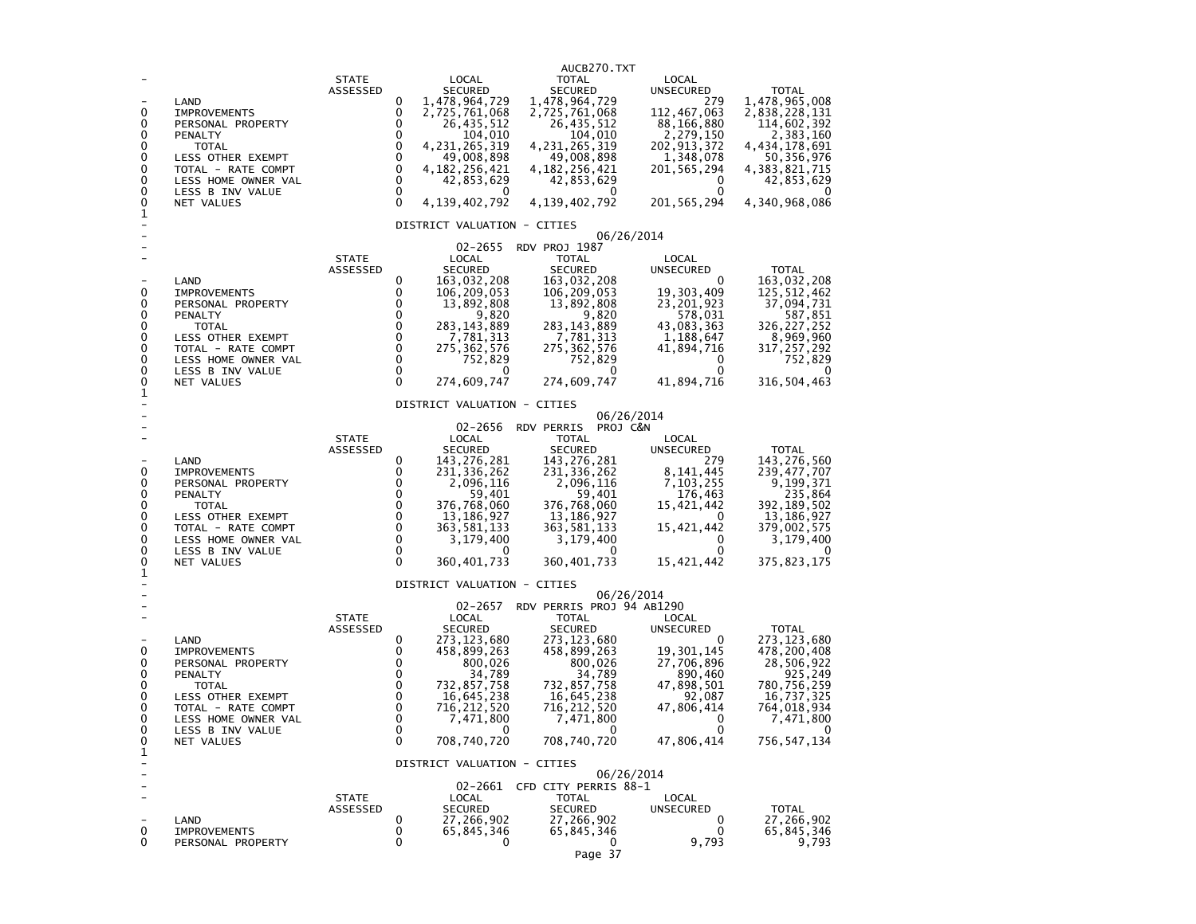| | STATE ASSESSED | LOCAL SECURED | TOTAL SECURED | LOCAL UNSECURED | TOTAL |
|---|---|---|---|---|---|
| LAND | 0 | 1,478,964,729 | 1,478,964,729 | 279 | 1,478,965,008 |
| IMPROVEMENTS | 0 | 2,725,761,068 | 2,725,761,068 | 112,467,063 | 2,838,228,131 |
| PERSONAL PROPERTY | 0 | 26,435,512 | 26,435,512 | 88,166,880 | 114,602,392 |
| PENALTY | 0 | 104,010 | 104,010 | 2,279,150 | 2,383,160 |
| TOTAL | 0 | 4,231,265,319 | 4,231,265,319 | 202,913,372 | 4,434,178,691 |
| LESS OTHER EXEMPT | 0 | 49,008,898 | 49,008,898 | 1,348,078 | 50,356,976 |
| TOTAL - RATE COMPT | 0 | 4,182,256,421 | 4,182,256,421 | 201,565,294 | 4,383,821,715 |
| LESS HOME OWNER VAL | 0 | 42,853,629 | 42,853,629 | 0 | 42,853,629 |
| LESS B INV VALUE | 0 | 0 | 0 | 0 | 0 |
| NET VALUES | 0 | 4,139,402,792 | 4,139,402,792 | 201,565,294 | 4,340,968,086 |

DISTRICT VALUATION - CITIES

06/26/2014

02-2655 RDV PROJ 1987

| | STATE ASSESSED | LOCAL SECURED | TOTAL SECURED | LOCAL UNSECURED | TOTAL |
|---|---|---|---|---|---|
| LAND | 0 | 163,032,208 | 163,032,208 | 0 | 163,032,208 |
| IMPROVEMENTS | 0 | 106,209,053 | 106,209,053 | 19,303,409 | 125,512,462 |
| PERSONAL PROPERTY | 0 | 13,892,808 | 13,892,808 | 23,201,923 | 37,094,731 |
| PENALTY | 0 | 9,820 | 9,820 | 578,031 | 587,851 |
| TOTAL | 0 | 283,143,889 | 283,143,889 | 43,083,363 | 326,227,252 |
| LESS OTHER EXEMPT | 0 | 7,781,313 | 7,781,313 | 1,188,647 | 8,969,960 |
| TOTAL - RATE COMPT | 0 | 275,362,576 | 275,362,576 | 41,894,716 | 317,257,292 |
| LESS HOME OWNER VAL | 0 | 752,829 | 752,829 | 0 | 752,829 |
| LESS B INV VALUE | 0 | 0 | 0 | 0 | 0 |
| NET VALUES | 0 | 274,609,747 | 274,609,747 | 41,894,716 | 316,504,463 |

DISTRICT VALUATION - CITIES

06/26/2014

02-2656 RDV PERRIS PROJ C&N

| | STATE ASSESSED | LOCAL SECURED | TOTAL SECURED | LOCAL UNSECURED | TOTAL |
|---|---|---|---|---|---|
| LAND | 0 | 143,276,281 | 143,276,281 | 279 | 143,276,560 |
| IMPROVEMENTS | 0 | 231,336,262 | 231,336,262 | 8,141,445 | 239,477,707 |
| PERSONAL PROPERTY | 0 | 2,096,116 | 2,096,116 | 7,103,255 | 9,199,371 |
| PENALTY | 0 | 59,401 | 59,401 | 176,463 | 235,864 |
| TOTAL | 0 | 376,768,060 | 376,768,060 | 15,421,442 | 392,189,502 |
| LESS OTHER EXEMPT | 0 | 13,186,927 | 13,186,927 | 0 | 13,186,927 |
| TOTAL - RATE COMPT | 0 | 363,581,133 | 363,581,133 | 15,421,442 | 379,002,575 |
| LESS HOME OWNER VAL | 0 | 3,179,400 | 3,179,400 | 0 | 3,179,400 |
| LESS B INV VALUE | 0 | 0 | 0 | 0 | 0 |
| NET VALUES | 0 | 360,401,733 | 360,401,733 | 15,421,442 | 375,823,175 |

DISTRICT VALUATION - CITIES

06/26/2014

02-2657 RDV PERRIS PROJ 94 AB1290

| | STATE ASSESSED | LOCAL SECURED | TOTAL SECURED | LOCAL UNSECURED | TOTAL |
|---|---|---|---|---|---|
| LAND | 0 | 273,123,680 | 273,123,680 | 0 | 273,123,680 |
| IMPROVEMENTS | 0 | 458,899,263 | 458,899,263 | 19,301,145 | 478,200,408 |
| PERSONAL PROPERTY | 0 | 800,026 | 800,026 | 27,706,896 | 28,506,922 |
| PENALTY | 0 | 34,789 | 34,789 | 890,460 | 925,249 |
| TOTAL | 0 | 732,857,758 | 732,857,758 | 47,898,501 | 780,756,259 |
| LESS OTHER EXEMPT | 0 | 16,645,238 | 16,645,238 | 92,087 | 16,737,325 |
| TOTAL - RATE COMPT | 0 | 716,212,520 | 716,212,520 | 47,806,414 | 764,018,934 |
| LESS HOME OWNER VAL | 0 | 7,471,800 | 7,471,800 | 0 | 7,471,800 |
| LESS B INV VALUE | 0 | 0 | 0 | 0 | 0 |
| NET VALUES | 0 | 708,740,720 | 708,740,720 | 47,806,414 | 756,547,134 |

DISTRICT VALUATION - CITIES

06/26/2014

02-2661 CFD CITY PERRIS 88-1

| | STATE ASSESSED | LOCAL SECURED | TOTAL SECURED | LOCAL UNSECURED | TOTAL |
|---|---|---|---|---|---|
| LAND | 0 | 27,266,902 | 27,266,902 | 0 | 27,266,902 |
| IMPROVEMENTS | 0 | 65,845,346 | 65,845,346 | 0 | 65,845,346 |
| PERSONAL PROPERTY | 0 | 0 | 0 | 9,793 | 9,793 |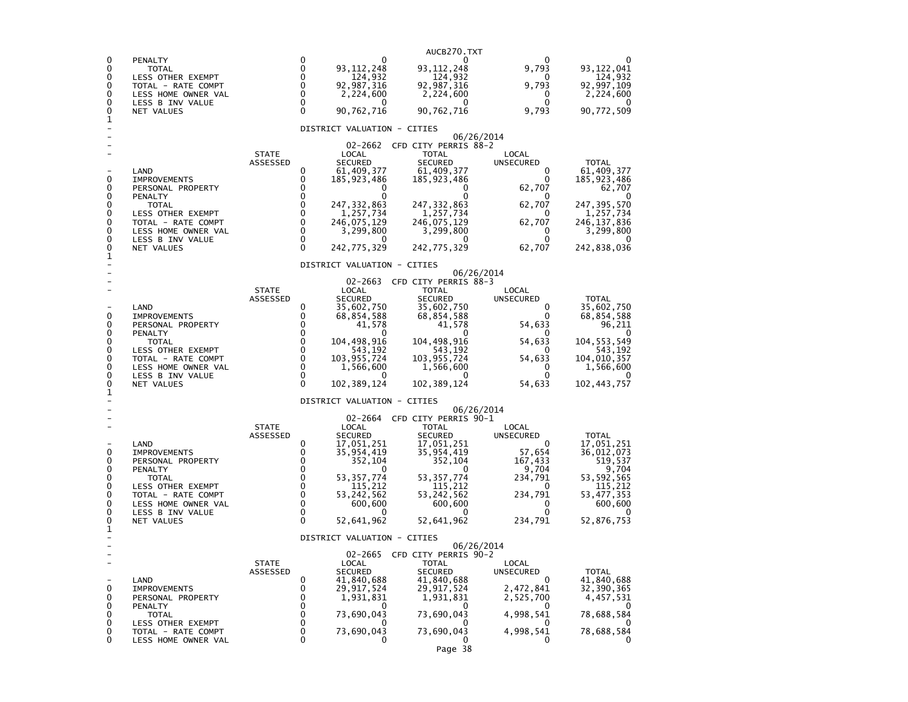| | | STATE ASSESSED | LOCAL SECURED | TOTAL SECURED | LOCAL UNSECURED | TOTAL |
|---|---|---|---|---|---|---|
| 0 | PENALTY | 0 | 0 | 0 | 0 | 0 |
| 0 | TOTAL | 0 | 93,112,248 | 93,112,248 | 9,793 | 93,122,041 |
| 0 | LESS OTHER EXEMPT | 0 | 124,932 | 124,932 | 0 | 124,932 |
| 0 | TOTAL - RATE COMPT | 0 | 92,987,316 | 92,987,316 | 9,793 | 92,997,109 |
| 0 | LESS HOME OWNER VAL | 0 | 2,224,600 | 2,224,600 | 0 | 2,224,600 |
| 0 | LESS B INV VALUE | 0 | 0 | 0 | 0 | 0 |
| 0 | NET VALUES | 0 | 90,762,716 | 90,762,716 | 9,793 | 90,772,509 |

DISTRICT VALUATION - CITIES

06/26/2014

02-2662 CFD CITY PERRIS 88-2

| | | STATE ASSESSED | LOCAL SECURED | TOTAL SECURED | LOCAL UNSECURED | TOTAL |
|---|---|---|---|---|---|---|
| - | LAND | 0 | 61,409,377 | 61,409,377 | 0 | 61,409,377 |
| 0 | IMPROVEMENTS | 0 | 185,923,486 | 185,923,486 | 0 | 185,923,486 |
| 0 | PERSONAL PROPERTY | 0 | 0 | 0 | 62,707 | 62,707 |
| 0 | PENALTY | 0 | 0 | 0 | 0 | 0 |
| 0 | TOTAL | 0 | 247,332,863 | 247,332,863 | 62,707 | 247,395,570 |
| 0 | LESS OTHER EXEMPT | 0 | 1,257,734 | 1,257,734 | 0 | 1,257,734 |
| 0 | TOTAL - RATE COMPT | 0 | 246,075,129 | 246,075,129 | 62,707 | 246,137,836 |
| 0 | LESS HOME OWNER VAL | 0 | 3,299,800 | 3,299,800 | 0 | 3,299,800 |
| 0 | LESS B INV VALUE | 0 | 0 | 0 | 0 | 0 |
| 0 | NET VALUES | 0 | 242,775,329 | 242,775,329 | 62,707 | 242,838,036 |

DISTRICT VALUATION - CITIES

06/26/2014

02-2663 CFD CITY PERRIS 88-3

| | | STATE ASSESSED | LOCAL SECURED | TOTAL SECURED | LOCAL UNSECURED | TOTAL |
|---|---|---|---|---|---|---|
| - | LAND | 0 | 35,602,750 | 35,602,750 | 0 | 35,602,750 |
| 0 | IMPROVEMENTS | 0 | 68,854,588 | 68,854,588 | 0 | 68,854,588 |
| 0 | PERSONAL PROPERTY | 0 | 41,578 | 41,578 | 54,633 | 96,211 |
| 0 | PENALTY | 0 | 0 | 0 | 0 | 0 |
| 0 | TOTAL | 0 | 104,498,916 | 104,498,916 | 54,633 | 104,553,549 |
| 0 | LESS OTHER EXEMPT | 0 | 543,192 | 543,192 | 0 | 543,192 |
| 0 | TOTAL - RATE COMPT | 0 | 103,955,724 | 103,955,724 | 54,633 | 104,010,357 |
| 0 | LESS HOME OWNER VAL | 0 | 1,566,600 | 1,566,600 | 0 | 1,566,600 |
| 0 | LESS B INV VALUE | 0 | 0 | 0 | 0 | 0 |
| 0 | NET VALUES | 0 | 102,389,124 | 102,389,124 | 54,633 | 102,443,757 |

DISTRICT VALUATION - CITIES

06/26/2014

02-2664 CFD CITY PERRIS 90-1

| | | STATE ASSESSED | LOCAL SECURED | TOTAL SECURED | LOCAL UNSECURED | TOTAL |
|---|---|---|---|---|---|---|
| - | LAND | 0 | 17,051,251 | 17,051,251 | 0 | 17,051,251 |
| 0 | IMPROVEMENTS | 0 | 35,954,419 | 35,954,419 | 57,654 | 36,012,073 |
| 0 | PERSONAL PROPERTY | 0 | 352,104 | 352,104 | 167,433 | 519,537 |
| 0 | PENALTY | 0 | 0 | 0 | 9,704 | 9,704 |
| 0 | TOTAL | 0 | 53,357,774 | 53,357,774 | 234,791 | 53,592,565 |
| 0 | LESS OTHER EXEMPT | 0 | 115,212 | 115,212 | 0 | 115,212 |
| 0 | TOTAL - RATE COMPT | 0 | 53,242,562 | 53,242,562 | 234,791 | 53,477,353 |
| 0 | LESS HOME OWNER VAL | 0 | 600,600 | 600,600 | 0 | 600,600 |
| 0 | LESS B INV VALUE | 0 | 0 | 0 | 0 | 0 |
| 0 | NET VALUES | 0 | 52,641,962 | 52,641,962 | 234,791 | 52,876,753 |

DISTRICT VALUATION - CITIES

06/26/2014

02-2665 CFD CITY PERRIS 90-2

| | | STATE ASSESSED | LOCAL SECURED | TOTAL SECURED | LOCAL UNSECURED | TOTAL |
|---|---|---|---|---|---|---|
| - | LAND | 0 | 41,840,688 | 41,840,688 | 0 | 41,840,688 |
| 0 | IMPROVEMENTS | 0 | 29,917,524 | 29,917,524 | 2,472,841 | 32,390,365 |
| 0 | PERSONAL PROPERTY | 0 | 1,931,831 | 1,931,831 | 2,525,700 | 4,457,531 |
| 0 | PENALTY | 0 | 0 | 0 | 0 | 0 |
| 0 | TOTAL | 0 | 73,690,043 | 73,690,043 | 4,998,541 | 78,688,584 |
| 0 | LESS OTHER EXEMPT | 0 | 0 | 0 | 0 | 0 |
| 0 | TOTAL - RATE COMPT | 0 | 73,690,043 | 73,690,043 | 4,998,541 | 78,688,584 |
| 0 | LESS HOME OWNER VAL | 0 | 0 | 0 | 0 | 0 |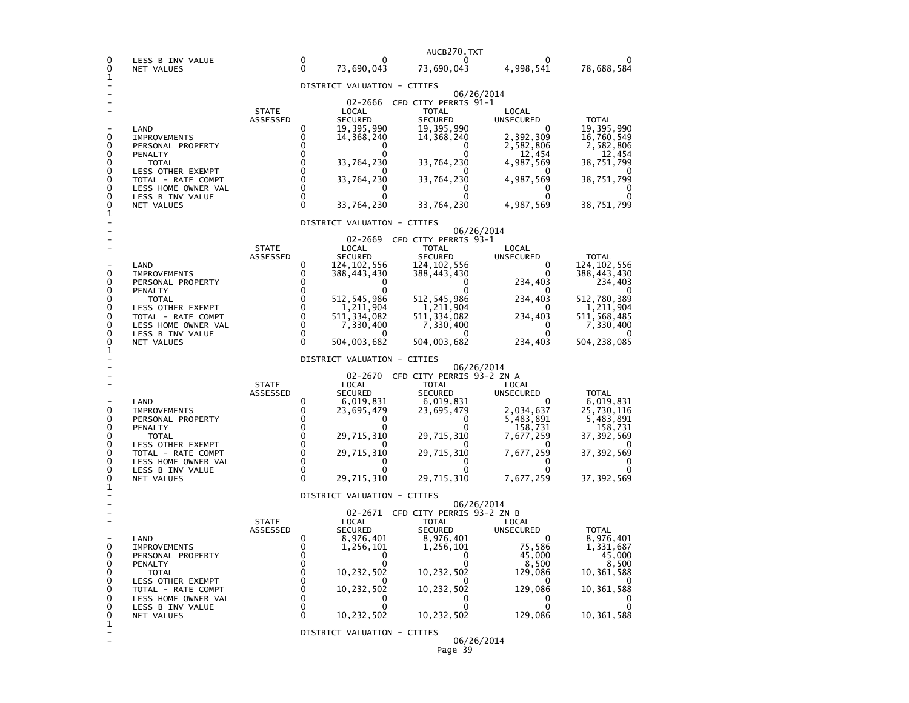| | | STATE ASSESSED | LOCAL SECURED | TOTAL SECURED | LOCAL UNSECURED | TOTAL |
|---|---|---|---|---|---|---|
| 0 | LESS B INV VALUE | 0 | 0 | 0 | 0 | 0 |
| 0 | NET VALUES | 0 | 73,690,043 | 73,690,043 | 4,998,541 | 78,688,584 |

DISTRICT VALUATION - CITIES

06/26/2014

02-2666 CFD CITY PERRIS 91-1

| | | STATE ASSESSED | LOCAL SECURED | TOTAL SECURED | LOCAL UNSECURED | TOTAL |
|---|---|---|---|---|---|---|
| - | LAND | 0 | 19,395,990 | 19,395,990 | 0 | 19,395,990 |
| 0 | IMPROVEMENTS | 0 | 14,368,240 | 14,368,240 | 2,392,309 | 16,760,549 |
| 0 | PERSONAL PROPERTY | 0 | 0 | 0 | 2,582,806 | 2,582,806 |
| 0 | PENALTY | 0 | 0 | 0 | 12,454 | 12,454 |
| 0 | TOTAL | 0 | 33,764,230 | 33,764,230 | 4,987,569 | 38,751,799 |
| 0 | LESS OTHER EXEMPT | 0 | 0 | 0 | 0 | 0 |
| 0 | TOTAL - RATE COMPT | 0 | 33,764,230 | 33,764,230 | 4,987,569 | 38,751,799 |
| 0 | LESS HOME OWNER VAL | 0 | 0 | 0 | 0 | 0 |
| 0 | LESS B INV VALUE | 0 | 0 | 0 | 0 | 0 |
| 0 | NET VALUES | 0 | 33,764,230 | 33,764,230 | 4,987,569 | 38,751,799 |

DISTRICT VALUATION - CITIES

06/26/2014

02-2669 CFD CITY PERRIS 93-1

| | | STATE ASSESSED | LOCAL SECURED | TOTAL SECURED | LOCAL UNSECURED | TOTAL |
|---|---|---|---|---|---|---|
| - | LAND | 0 | 124,102,556 | 124,102,556 | 0 | 124,102,556 |
| 0 | IMPROVEMENTS | 0 | 388,443,430 | 388,443,430 | 0 | 388,443,430 |
| 0 | PERSONAL PROPERTY | 0 | 0 | 0 | 234,403 | 234,403 |
| 0 | PENALTY | 0 | 0 | 0 | 0 | 0 |
| 0 | TOTAL | 0 | 512,545,986 | 512,545,986 | 234,403 | 512,780,389 |
| 0 | LESS OTHER EXEMPT | 0 | 1,211,904 | 1,211,904 | 0 | 1,211,904 |
| 0 | TOTAL - RATE COMPT | 0 | 511,334,082 | 511,334,082 | 234,403 | 511,568,485 |
| 0 | LESS HOME OWNER VAL | 0 | 7,330,400 | 7,330,400 | 0 | 7,330,400 |
| 0 | LESS B INV VALUE | 0 | 0 | 0 | 0 | 0 |
| 0 | NET VALUES | 0 | 504,003,682 | 504,003,682 | 234,403 | 504,238,085 |

DISTRICT VALUATION - CITIES

06/26/2014

02-2670 CFD CITY PERRIS 93-2 ZN A

| | | STATE ASSESSED | LOCAL SECURED | TOTAL SECURED | LOCAL UNSECURED | TOTAL |
|---|---|---|---|---|---|---|
| - | LAND | 0 | 6,019,831 | 6,019,831 | 0 | 6,019,831 |
| 0 | IMPROVEMENTS | 0 | 23,695,479 | 23,695,479 | 2,034,637 | 25,730,116 |
| 0 | PERSONAL PROPERTY | 0 | 0 | 0 | 5,483,891 | 5,483,891 |
| 0 | PENALTY | 0 | 0 | 0 | 158,731 | 158,731 |
| 0 | TOTAL | 0 | 29,715,310 | 29,715,310 | 7,677,259 | 37,392,569 |
| 0 | LESS OTHER EXEMPT | 0 | 0 | 0 | 0 | 0 |
| 0 | TOTAL - RATE COMPT | 0 | 29,715,310 | 29,715,310 | 7,677,259 | 37,392,569 |
| 0 | LESS HOME OWNER VAL | 0 | 0 | 0 | 0 | 0 |
| 0 | LESS B INV VALUE | 0 | 0 | 0 | 0 | 0 |
| 0 | NET VALUES | 0 | 29,715,310 | 29,715,310 | 7,677,259 | 37,392,569 |

DISTRICT VALUATION - CITIES

06/26/2014

02-2671 CFD CITY PERRIS 93-2 ZN B

| | | STATE ASSESSED | LOCAL SECURED | TOTAL SECURED | LOCAL UNSECURED | TOTAL |
|---|---|---|---|---|---|---|
| - | LAND | 0 | 8,976,401 | 8,976,401 | 0 | 8,976,401 |
| 0 | IMPROVEMENTS | 0 | 1,256,101 | 1,256,101 | 75,586 | 1,331,687 |
| 0 | PERSONAL PROPERTY | 0 | 0 | 0 | 45,000 | 45,000 |
| 0 | PENALTY | 0 | 0 | 0 | 8,500 | 8,500 |
| 0 | TOTAL | 0 | 10,232,502 | 10,232,502 | 129,086 | 10,361,588 |
| 0 | LESS OTHER EXEMPT | 0 | 0 | 0 | 0 | 0 |
| 0 | TOTAL - RATE COMPT | 0 | 10,232,502 | 10,232,502 | 129,086 | 10,361,588 |
| 0 | LESS HOME OWNER VAL | 0 | 0 | 0 | 0 | 0 |
| 0 | LESS B INV VALUE | 0 | 0 | 0 | 0 | 0 |
| 0 | NET VALUES | 0 | 10,232,502 | 10,232,502 | 129,086 | 10,361,588 |

DISTRICT VALUATION - CITIES

06/26/2014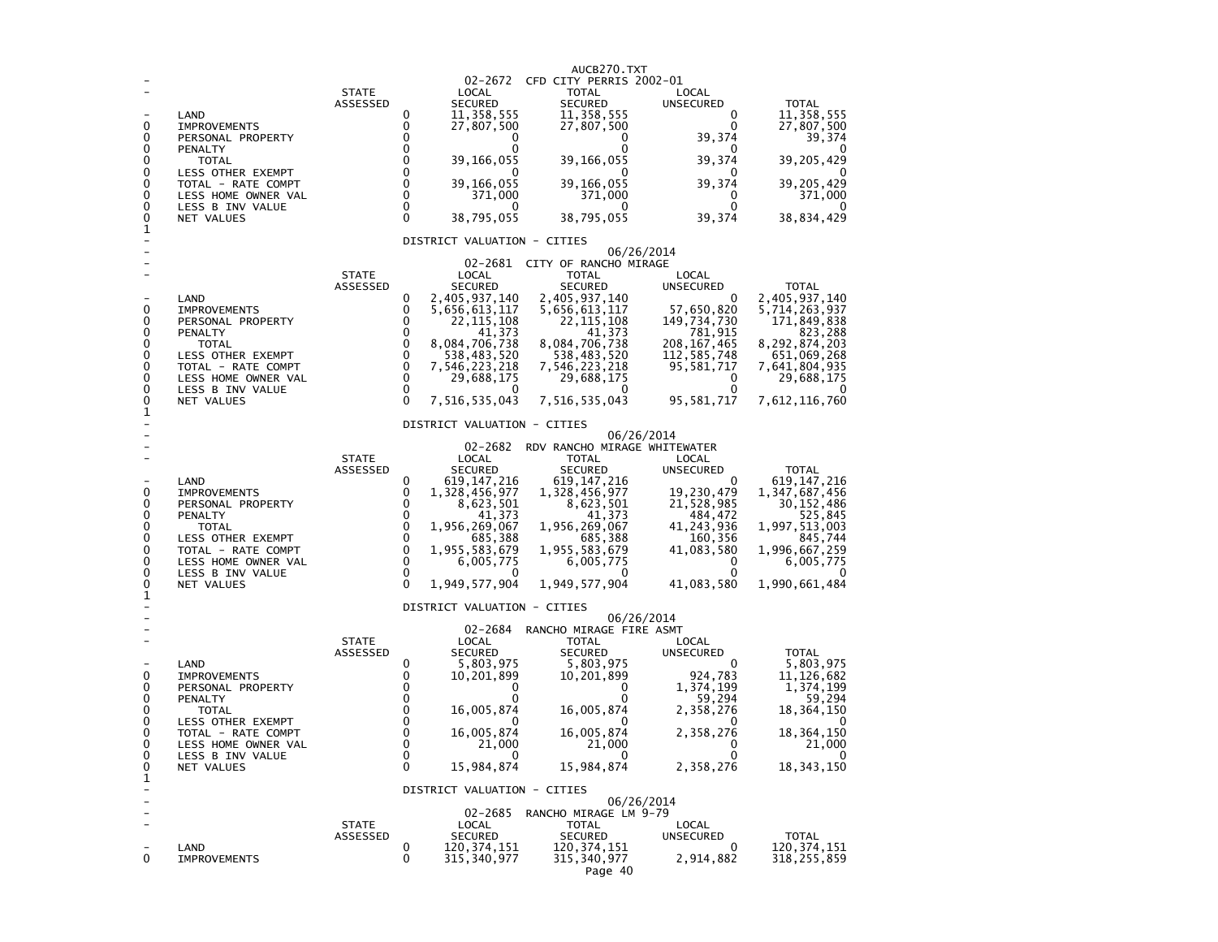## 02-2672 CFD CITY PERRIS 2002-01

| | STATE ASSESSED | LOCAL SECURED | TOTAL SECURED | LOCAL UNSECURED | TOTAL |
|---|---|---|---|---|---|
| LAND | 0 | 11,358,555 | 11,358,555 | 0 | 11,358,555 |
| IMPROVEMENTS | 0 | 27,807,500 | 27,807,500 | 0 | 27,807,500 |
| PERSONAL PROPERTY | 0 | 0 | 0 | 39,374 | 39,374 |
| PENALTY | 0 | 0 | 0 | 0 | 0 |
| TOTAL | 0 | 39,166,055 | 39,166,055 | 39,374 | 39,205,429 |
| LESS OTHER EXEMPT | 0 | 0 | 0 | 0 | 0 |
| TOTAL - RATE COMPT | 0 | 39,166,055 | 39,166,055 | 39,374 | 39,205,429 |
| LESS HOME OWNER VAL | 0 | 371,000 | 371,000 | 0 | 371,000 |
| LESS B INV VALUE | 0 | 0 | 0 | 0 | 0 |
| NET VALUES | 0 | 38,795,055 | 38,795,055 | 39,374 | 38,834,429 |

DISTRICT VALUATION - CITIES 06/26/2014

## 02-2681 CITY OF RANCHO MIRAGE

| | STATE ASSESSED | LOCAL SECURED | TOTAL SECURED | LOCAL UNSECURED | TOTAL |
|---|---|---|---|---|---|
| LAND | 0 | 2,405,937,140 | 2,405,937,140 | 0 | 2,405,937,140 |
| IMPROVEMENTS | 0 | 5,656,613,117 | 5,656,613,117 | 57,650,820 | 5,714,263,937 |
| PERSONAL PROPERTY | 0 | 22,115,108 | 22,115,108 | 149,734,730 | 171,849,838 |
| PENALTY | 0 | 41,373 | 41,373 | 781,915 | 823,288 |
| TOTAL | 0 | 8,084,706,738 | 8,084,706,738 | 208,167,465 | 8,292,874,203 |
| LESS OTHER EXEMPT | 0 | 538,483,520 | 538,483,520 | 112,585,748 | 651,069,268 |
| TOTAL - RATE COMPT | 0 | 7,546,223,218 | 7,546,223,218 | 95,581,717 | 7,641,804,935 |
| LESS HOME OWNER VAL | 0 | 29,688,175 | 29,688,175 | 0 | 29,688,175 |
| LESS B INV VALUE | 0 | 0 | 0 | 0 | 0 |
| NET VALUES | 0 | 7,516,535,043 | 7,516,535,043 | 95,581,717 | 7,612,116,760 |

DISTRICT VALUATION - CITIES 06/26/2014

## 02-2682 RDV RANCHO MIRAGE WHITEWATER

| | STATE ASSESSED | LOCAL SECURED | TOTAL SECURED | LOCAL UNSECURED | TOTAL |
|---|---|---|---|---|---|
| LAND | 0 | 619,147,216 | 619,147,216 | 0 | 619,147,216 |
| IMPROVEMENTS | 0 | 1,328,456,977 | 1,328,456,977 | 19,230,479 | 1,347,687,456 |
| PERSONAL PROPERTY | 0 | 8,623,501 | 8,623,501 | 21,528,985 | 30,152,486 |
| PENALTY | 0 | 41,373 | 41,373 | 484,472 | 525,845 |
| TOTAL | 0 | 1,956,269,067 | 1,956,269,067 | 41,243,936 | 1,997,513,003 |
| LESS OTHER EXEMPT | 0 | 685,388 | 685,388 | 160,356 | 845,744 |
| TOTAL - RATE COMPT | 0 | 1,955,583,679 | 1,955,583,679 | 41,083,580 | 1,996,667,259 |
| LESS HOME OWNER VAL | 0 | 6,005,775 | 6,005,775 | 0 | 6,005,775 |
| LESS B INV VALUE | 0 | 0 | 0 | 0 | 0 |
| NET VALUES | 0 | 1,949,577,904 | 1,949,577,904 | 41,083,580 | 1,990,661,484 |

DISTRICT VALUATION - CITIES 06/26/2014

## 02-2684 RANCHO MIRAGE FIRE ASMT

| | STATE ASSESSED | LOCAL SECURED | TOTAL SECURED | LOCAL UNSECURED | TOTAL |
|---|---|---|---|---|---|
| LAND | 0 | 5,803,975 | 5,803,975 | 0 | 5,803,975 |
| IMPROVEMENTS | 0 | 10,201,899 | 10,201,899 | 924,783 | 11,126,682 |
| PERSONAL PROPERTY | 0 | 0 | 0 | 1,374,199 | 1,374,199 |
| PENALTY | 0 | 0 | 0 | 59,294 | 59,294 |
| TOTAL | 0 | 16,005,874 | 16,005,874 | 2,358,276 | 18,364,150 |
| LESS OTHER EXEMPT | 0 | 0 | 0 | 0 | 0 |
| TOTAL - RATE COMPT | 0 | 16,005,874 | 16,005,874 | 2,358,276 | 18,364,150 |
| LESS HOME OWNER VAL | 0 | 21,000 | 21,000 | 0 | 21,000 |
| LESS B INV VALUE | 0 | 0 | 0 | 0 | 0 |
| NET VALUES | 0 | 15,984,874 | 15,984,874 | 2,358,276 | 18,343,150 |

DISTRICT VALUATION - CITIES 06/26/2014

## 02-2685 RANCHO MIRAGE LM 9-79

| | STATE ASSESSED | LOCAL SECURED | TOTAL SECURED | LOCAL UNSECURED | TOTAL |
|---|---|---|---|---|---|
| LAND | 0 | 120,374,151 | 120,374,151 | 0 | 120,374,151 |
| IMPROVEMENTS | 0 | 315,340,977 | 315,340,977 | 2,914,882 | 318,255,859 |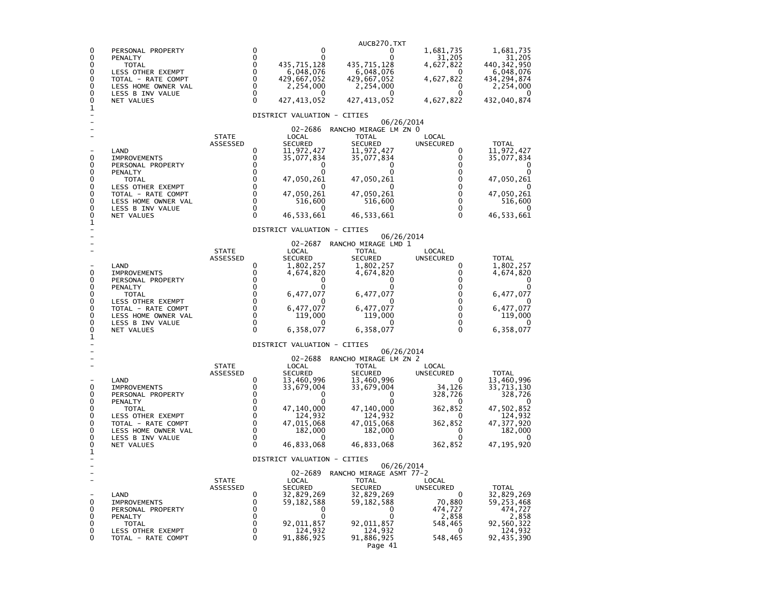| | | | | | |
|---|---|---|---|---|---|
| PERSONAL PROPERTY | 0 | 0 | 0 | 1,681,735 | 1,681,735 |
| PENALTY | 0 | 0 | 0 | 31,205 | 31,205 |
| TOTAL | 0 | 435,715,128 | 435,715,128 | 4,627,822 | 440,342,950 |
| LESS OTHER EXEMPT | 0 | 6,048,076 | 6,048,076 | 0 | 6,048,076 |
| TOTAL - RATE COMPT | 0 | 429,667,052 | 429,667,052 | 4,627,822 | 434,294,874 |
| LESS HOME OWNER VAL | 0 | 2,254,000 | 2,254,000 | 0 | 2,254,000 |
| LESS B INV VALUE | 0 | 0 | 0 | 0 | 0 |
| NET VALUES | 0 | 427,413,052 | 427,413,052 | 4,627,822 | 432,040,874 |

DISTRICT VALUATION - CITIES

06/26/2014

02-2686 RANCHO MIRAGE LM ZN 0

| | STATE ASSESSED | LOCAL SECURED | TOTAL SECURED | LOCAL UNSECURED | TOTAL |
|---|---|---|---|---|---|
| LAND | 0 | 11,972,427 | 11,972,427 | 0 | 11,972,427 |
| IMPROVEMENTS | 0 | 35,077,834 | 35,077,834 | 0 | 35,077,834 |
| PERSONAL PROPERTY | 0 | 0 | 0 | 0 | 0 |
| PENALTY | 0 | 0 | 0 | 0 | 0 |
| TOTAL | 0 | 47,050,261 | 47,050,261 | 0 | 47,050,261 |
| LESS OTHER EXEMPT | 0 | 0 | 0 | 0 | 0 |
| TOTAL - RATE COMPT | 0 | 47,050,261 | 47,050,261 | 0 | 47,050,261 |
| LESS HOME OWNER VAL | 0 | 516,600 | 516,600 | 0 | 516,600 |
| LESS B INV VALUE | 0 | 0 | 0 | 0 | 0 |
| NET VALUES | 0 | 46,533,661 | 46,533,661 | 0 | 46,533,661 |

DISTRICT VALUATION - CITIES

06/26/2014

02-2687 RANCHO MIRAGE LMD 1

| | STATE ASSESSED | LOCAL SECURED | TOTAL SECURED | LOCAL UNSECURED | TOTAL |
|---|---|---|---|---|---|
| LAND | 0 | 1,802,257 | 1,802,257 | 0 | 1,802,257 |
| IMPROVEMENTS | 0 | 4,674,820 | 4,674,820 | 0 | 4,674,820 |
| PERSONAL PROPERTY | 0 | 0 | 0 | 0 | 0 |
| PENALTY | 0 | 0 | 0 | 0 | 0 |
| TOTAL | 0 | 6,477,077 | 6,477,077 | 0 | 6,477,077 |
| LESS OTHER EXEMPT | 0 | 0 | 0 | 0 | 0 |
| TOTAL - RATE COMPT | 0 | 6,477,077 | 6,477,077 | 0 | 6,477,077 |
| LESS HOME OWNER VAL | 0 | 119,000 | 119,000 | 0 | 119,000 |
| LESS B INV VALUE | 0 | 0 | 0 | 0 | 0 |
| NET VALUES | 0 | 6,358,077 | 6,358,077 | 0 | 6,358,077 |

DISTRICT VALUATION - CITIES

06/26/2014

02-2688 RANCHO MIRAGE LM ZN 2

| | STATE ASSESSED | LOCAL SECURED | TOTAL SECURED | LOCAL UNSECURED | TOTAL |
|---|---|---|---|---|---|
| LAND | 0 | 13,460,996 | 13,460,996 | 0 | 13,460,996 |
| IMPROVEMENTS | 0 | 33,679,004 | 33,679,004 | 34,126 | 33,713,130 |
| PERSONAL PROPERTY | 0 | 0 | 0 | 328,726 | 328,726 |
| PENALTY | 0 | 0 | 0 | 0 | 0 |
| TOTAL | 0 | 47,140,000 | 47,140,000 | 362,852 | 47,502,852 |
| LESS OTHER EXEMPT | 0 | 124,932 | 124,932 | 0 | 124,932 |
| TOTAL - RATE COMPT | 0 | 47,015,068 | 47,015,068 | 362,852 | 47,377,920 |
| LESS HOME OWNER VAL | 0 | 182,000 | 182,000 | 0 | 182,000 |
| LESS B INV VALUE | 0 | 0 | 0 | 0 | 0 |
| NET VALUES | 0 | 46,833,068 | 46,833,068 | 362,852 | 47,195,920 |

DISTRICT VALUATION - CITIES

06/26/2014

02-2689 RANCHO MIRAGE ASMT 77-2

| | STATE ASSESSED | LOCAL SECURED | TOTAL SECURED | LOCAL UNSECURED | TOTAL |
|---|---|---|---|---|---|
| LAND | 0 | 32,829,269 | 32,829,269 | 0 | 32,829,269 |
| IMPROVEMENTS | 0 | 59,182,588 | 59,182,588 | 70,880 | 59,253,468 |
| PERSONAL PROPERTY | 0 | 0 | 0 | 474,727 | 474,727 |
| PENALTY | 0 | 0 | 0 | 2,858 | 2,858 |
| TOTAL | 0 | 92,011,857 | 92,011,857 | 548,465 | 92,560,322 |
| LESS OTHER EXEMPT | 0 | 124,932 | 124,932 | 0 | 124,932 |
| TOTAL - RATE COMPT | 0 | 91,886,925 | 91,886,925 | 548,465 | 92,435,390 |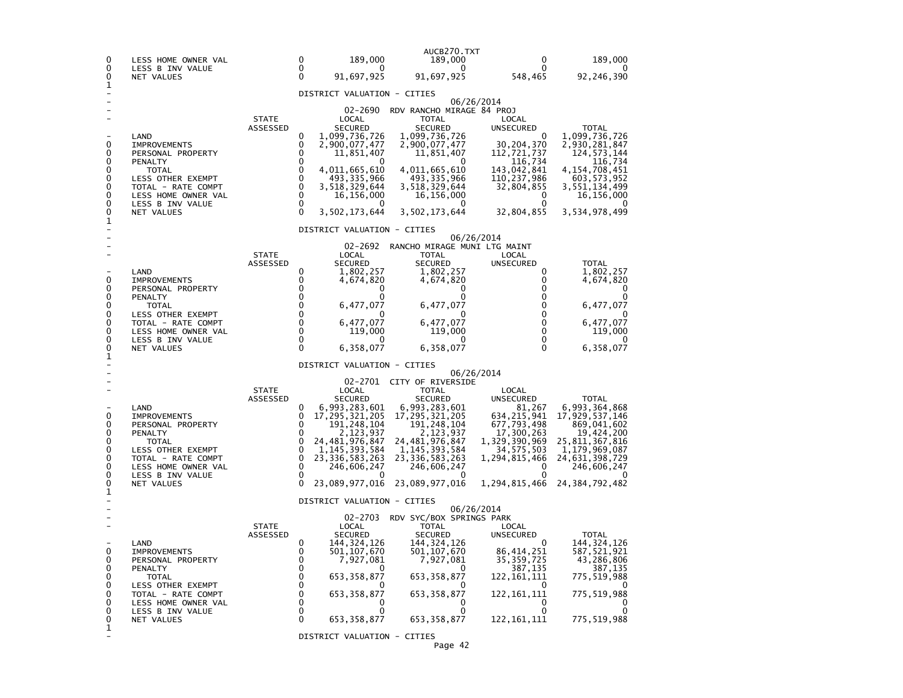| | | STATE ASSESSED | LOCAL SECURED | TOTAL SECURED | LOCAL UNSECURED | TOTAL |
|---|---|---|---|---|---|---|
| 0 | LESS HOME OWNER VAL | 0 | 189,000 | 189,000 | 0 | 189,000 |
| 0 | LESS B INV VALUE | 0 | 0 | 0 | 0 | 0 |
| 0 | NET VALUES | 0 | 91,697,925 | 91,697,925 | 548,465 | 92,246,390 |

1

DISTRICT VALUATION - CITIES

06/26/2014

02-2690 RDV RANCHO MIRAGE 84 PROJ

| | | STATE ASSESSED | LOCAL SECURED | TOTAL SECURED | LOCAL UNSECURED | TOTAL |
|---|---|---|---|---|---|---|
| - | LAND | 0 | 1,099,736,726 | 1,099,736,726 | 0 | 1,099,736,726 |
| 0 | IMPROVEMENTS | 0 | 2,900,077,477 | 2,900,077,477 | 30,204,370 | 2,930,281,847 |
| 0 | PERSONAL PROPERTY | 0 | 11,851,407 | 11,851,407 | 112,721,737 | 124,573,144 |
| 0 | PENALTY | 0 | 0 | 0 | 116,734 | 116,734 |
| 0 | TOTAL | 0 | 4,011,665,610 | 4,011,665,610 | 143,042,841 | 4,154,708,451 |
| 0 | LESS OTHER EXEMPT | 0 | 493,335,966 | 493,335,966 | 110,237,986 | 603,573,952 |
| 0 | TOTAL - RATE COMPT | 0 | 3,518,329,644 | 3,518,329,644 | 32,804,855 | 3,551,134,499 |
| 0 | LESS HOME OWNER VAL | 0 | 16,156,000 | 16,156,000 | 0 | 16,156,000 |
| 0 | LESS B INV VALUE | 0 | 0 | 0 | 0 | 0 |
| 0 | NET VALUES | 0 | 3,502,173,644 | 3,502,173,644 | 32,804,855 | 3,534,978,499 |

1

DISTRICT VALUATION - CITIES

06/26/2014

02-2692 RANCHO MIRAGE MUNI LTG MAINT

| | | STATE ASSESSED | LOCAL SECURED | TOTAL SECURED | LOCAL UNSECURED | TOTAL |
|---|---|---|---|---|---|---|
| - | LAND | 0 | 1,802,257 | 1,802,257 | 0 | 1,802,257 |
| 0 | IMPROVEMENTS | 0 | 4,674,820 | 4,674,820 | 0 | 4,674,820 |
| 0 | PERSONAL PROPERTY | 0 | 0 | 0 | 0 | 0 |
| 0 | PENALTY | 0 | 0 | 0 | 0 | 0 |
| 0 | TOTAL | 0 | 6,477,077 | 6,477,077 | 0 | 6,477,077 |
| 0 | LESS OTHER EXEMPT | 0 | 0 | 0 | 0 | 0 |
| 0 | TOTAL - RATE COMPT | 0 | 6,477,077 | 6,477,077 | 0 | 6,477,077 |
| 0 | LESS HOME OWNER VAL | 0 | 119,000 | 119,000 | 0 | 119,000 |
| 0 | LESS B INV VALUE | 0 | 0 | 0 | 0 | 0 |
| 0 | NET VALUES | 0 | 6,358,077 | 6,358,077 | 0 | 6,358,077 |

1

DISTRICT VALUATION - CITIES

06/26/2014

02-2701 CITY OF RIVERSIDE

| | | STATE ASSESSED | LOCAL SECURED | TOTAL SECURED | LOCAL UNSECURED | TOTAL |
|---|---|---|---|---|---|---|
| - | LAND | 0 | 6,993,283,601 | 6,993,283,601 | 81,267 | 6,993,364,868 |
| 0 | IMPROVEMENTS | 0 | 17,295,321,205 | 17,295,321,205 | 634,215,941 | 17,929,537,146 |
| 0 | PERSONAL PROPERTY | 0 | 191,248,104 | 191,248,104 | 677,793,498 | 869,041,602 |
| 0 | PENALTY | 0 | 2,123,937 | 2,123,937 | 17,300,263 | 19,424,200 |
| 0 | TOTAL | 0 | 24,481,976,847 | 24,481,976,847 | 1,329,390,969 | 25,811,367,816 |
| 0 | LESS OTHER EXEMPT | 0 | 1,145,393,584 | 1,145,393,584 | 34,575,503 | 1,179,969,087 |
| 0 | TOTAL - RATE COMPT | 0 | 23,336,583,263 | 23,336,583,263 | 1,294,815,466 | 24,631,398,729 |
| 0 | LESS HOME OWNER VAL | 0 | 246,606,247 | 246,606,247 | 0 | 246,606,247 |
| 0 | LESS B INV VALUE | 0 | 0 | 0 | 0 | 0 |
| 0 | NET VALUES | 0 | 23,089,977,016 | 23,089,977,016 | 1,294,815,466 | 24,384,792,482 |

1

DISTRICT VALUATION - CITIES

06/26/2014

02-2703 RDV SYC/BOX SPRINGS PARK

| | | STATE ASSESSED | LOCAL SECURED | TOTAL SECURED | LOCAL UNSECURED | TOTAL |
|---|---|---|---|---|---|---|
| - | LAND | 0 | 144,324,126 | 144,324,126 | 0 | 144,324,126 |
| 0 | IMPROVEMENTS | 0 | 501,107,670 | 501,107,670 | 86,414,251 | 587,521,921 |
| 0 | PERSONAL PROPERTY | 0 | 7,927,081 | 7,927,081 | 35,359,725 | 43,286,806 |
| 0 | PENALTY | 0 | 0 | 0 | 387,135 | 387,135 |
| 0 | TOTAL | 0 | 653,358,877 | 653,358,877 | 122,161,111 | 775,519,988 |
| 0 | LESS OTHER EXEMPT | 0 | 0 | 0 | 0 | 0 |
| 0 | TOTAL - RATE COMPT | 0 | 653,358,877 | 653,358,877 | 122,161,111 | 775,519,988 |
| 0 | LESS HOME OWNER VAL | 0 | 0 | 0 | 0 | 0 |
| 0 | LESS B INV VALUE | 0 | 0 | 0 | 0 | 0 |
| 0 | NET VALUES | 0 | 653,358,877 | 653,358,877 | 122,161,111 | 775,519,988 |

1

DISTRICT VALUATION - CITIES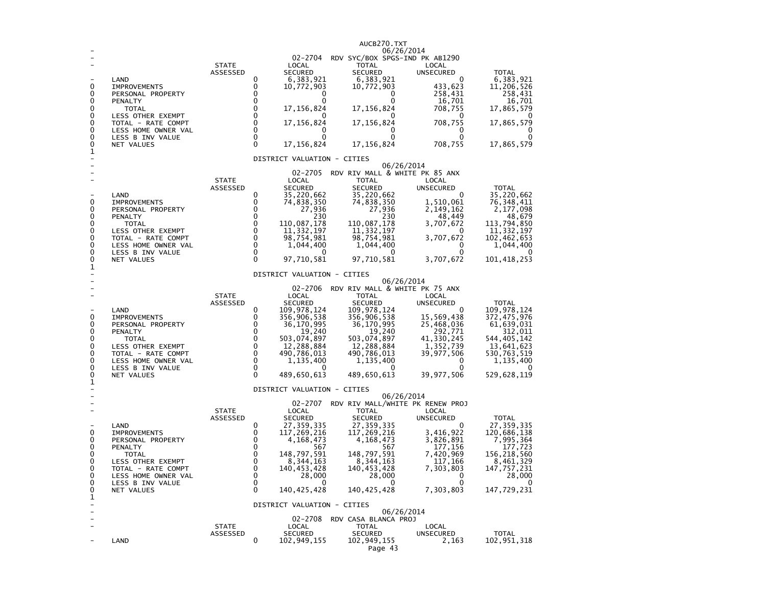AUCB270.TXT

06/26/2014

02-2704 RDV SYC/BOX SPGS-IND PK AB1290

| | STATE ASSESSED | LOCAL SECURED | TOTAL SECURED | LOCAL UNSECURED | TOTAL |
|---|---|---|---|---|---|
| LAND | 0 | 6,383,921 | 6,383,921 | 0 | 6,383,921 |
| IMPROVEMENTS | 0 | 10,772,903 | 10,772,903 | 433,623 | 11,206,526 |
| PERSONAL PROPERTY | 0 | 0 | 0 | 258,431 | 258,431 |
| PENALTY | 0 | 0 | 0 | 16,701 | 16,701 |
| TOTAL | 0 | 17,156,824 | 17,156,824 | 708,755 | 17,865,579 |
| LESS OTHER EXEMPT | 0 | 0 | 0 | 0 | 0 |
| TOTAL - RATE COMPT | 0 | 17,156,824 | 17,156,824 | 708,755 | 17,865,579 |
| LESS HOME OWNER VAL | 0 | 0 | 0 | 0 | 0 |
| LESS B INV VALUE | 0 | 0 | 0 | 0 | 0 |
| NET VALUES | 0 | 17,156,824 | 17,156,824 | 708,755 | 17,865,579 |

DISTRICT VALUATION - CITIES

06/26/2014

02-2705 RDV RIV MALL & WHITE PK 85 ANX

| | STATE ASSESSED | LOCAL SECURED | TOTAL SECURED | LOCAL UNSECURED | TOTAL |
|---|---|---|---|---|---|
| LAND | 0 | 35,220,662 | 35,220,662 | 0 | 35,220,662 |
| IMPROVEMENTS | 0 | 74,838,350 | 74,838,350 | 1,510,061 | 76,348,411 |
| PERSONAL PROPERTY | 0 | 27,936 | 27,936 | 2,149,162 | 2,177,098 |
| PENALTY | 0 | 230 | 230 | 48,449 | 48,679 |
| TOTAL | 0 | 110,087,178 | 110,087,178 | 3,707,672 | 113,794,850 |
| LESS OTHER EXEMPT | 0 | 11,332,197 | 11,332,197 | 0 | 11,332,197 |
| TOTAL - RATE COMPT | 0 | 98,754,981 | 98,754,981 | 3,707,672 | 102,462,653 |
| LESS HOME OWNER VAL | 0 | 1,044,400 | 1,044,400 | 0 | 1,044,400 |
| LESS B INV VALUE | 0 | 0 | 0 | 0 | 0 |
| NET VALUES | 0 | 97,710,581 | 97,710,581 | 3,707,672 | 101,418,253 |

DISTRICT VALUATION - CITIES

06/26/2014

02-2706 RDV RIV MALL & WHITE PK 75 ANX

| | STATE ASSESSED | LOCAL SECURED | TOTAL SECURED | LOCAL UNSECURED | TOTAL |
|---|---|---|---|---|---|
| LAND | 0 | 109,978,124 | 109,978,124 | 0 | 109,978,124 |
| IMPROVEMENTS | 0 | 356,906,538 | 356,906,538 | 15,569,438 | 372,475,976 |
| PERSONAL PROPERTY | 0 | 36,170,995 | 36,170,995 | 25,468,036 | 61,639,031 |
| PENALTY | 0 | 19,240 | 19,240 | 292,771 | 312,011 |
| TOTAL | 0 | 503,074,897 | 503,074,897 | 41,330,245 | 544,405,142 |
| LESS OTHER EXEMPT | 0 | 12,288,884 | 12,288,884 | 1,352,739 | 13,641,623 |
| TOTAL - RATE COMPT | 0 | 490,786,013 | 490,786,013 | 39,977,506 | 530,763,519 |
| LESS HOME OWNER VAL | 0 | 1,135,400 | 1,135,400 | 0 | 1,135,400 |
| LESS B INV VALUE | 0 | 0 | 0 | 0 | 0 |
| NET VALUES | 0 | 489,650,613 | 489,650,613 | 39,977,506 | 529,628,119 |

DISTRICT VALUATION - CITIES

06/26/2014

02-2707 RDV RIV MALL/WHITE PK RENEW PROJ

| | STATE ASSESSED | LOCAL SECURED | TOTAL SECURED | LOCAL UNSECURED | TOTAL |
|---|---|---|---|---|---|
| LAND | 0 | 27,359,335 | 27,359,335 | 0 | 27,359,335 |
| IMPROVEMENTS | 0 | 117,269,216 | 117,269,216 | 3,416,922 | 120,686,138 |
| PERSONAL PROPERTY | 0 | 4,168,473 | 4,168,473 | 3,826,891 | 7,995,364 |
| PENALTY | 0 | 567 | 567 | 177,156 | 177,723 |
| TOTAL | 0 | 148,797,591 | 148,797,591 | 7,420,969 | 156,218,560 |
| LESS OTHER EXEMPT | 0 | 8,344,163 | 8,344,163 | 117,166 | 8,461,329 |
| TOTAL - RATE COMPT | 0 | 140,453,428 | 140,453,428 | 7,303,803 | 147,757,231 |
| LESS HOME OWNER VAL | 0 | 28,000 | 28,000 | 0 | 28,000 |
| LESS B INV VALUE | 0 | 0 | 0 | 0 | 0 |
| NET VALUES | 0 | 140,425,428 | 140,425,428 | 7,303,803 | 147,729,231 |

DISTRICT VALUATION - CITIES

06/26/2014

02-2708 RDV CASA BLANCA PROJ

| | STATE ASSESSED | LOCAL SECURED | TOTAL SECURED | LOCAL UNSECURED | TOTAL |
|---|---|---|---|---|---|
| LAND | 0 | 102,949,155 | 102,949,155 | 2,163 | 102,951,318 |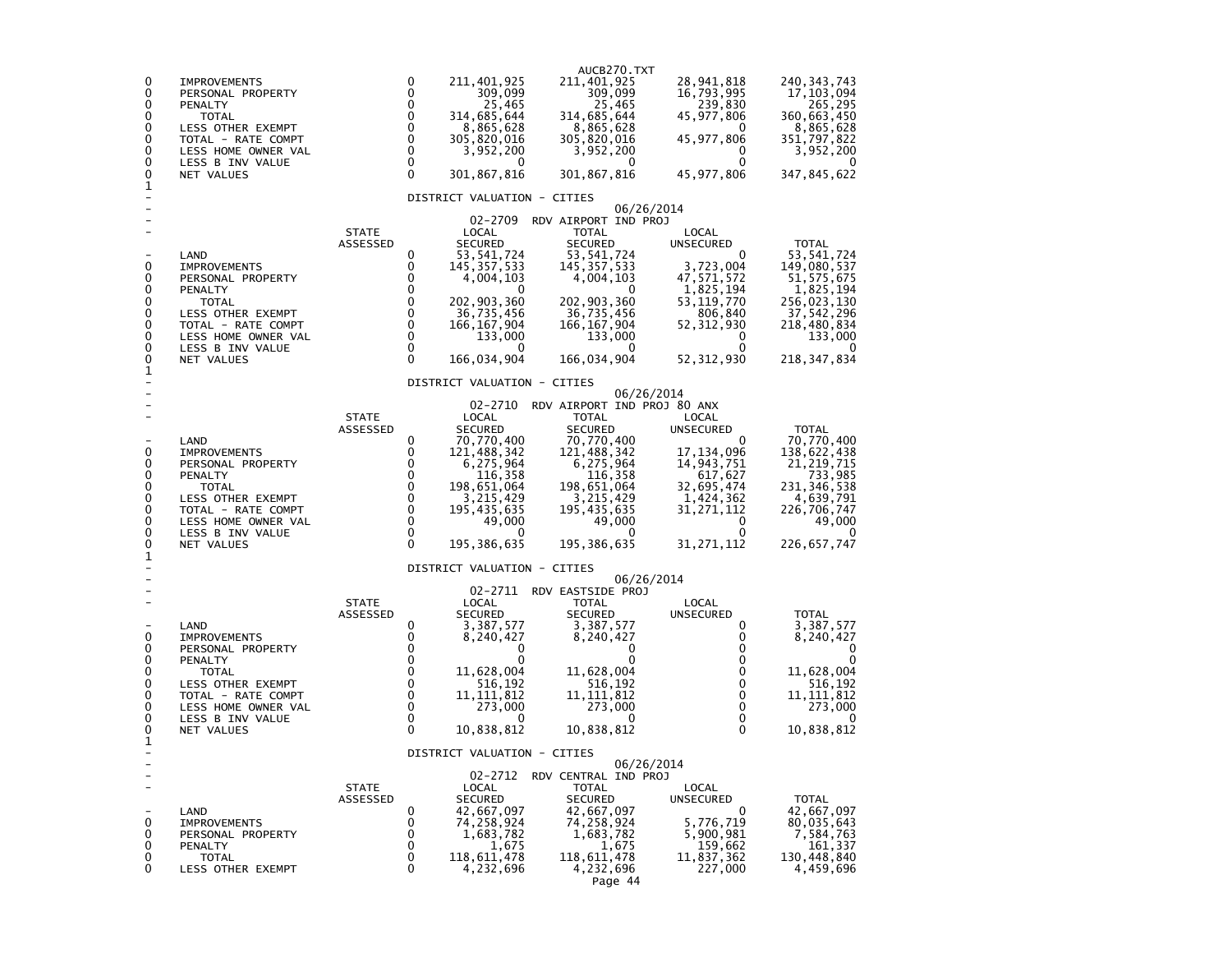| | | STATE ASSESSED | LOCAL SECURED | TOTAL SECURED | LOCAL UNSECURED | TOTAL |
|---|---|---|---|---|---|---|
| 0 | IMPROVEMENTS | 0 | 211,401,925 | 211,401,925 | 28,941,818 | 240,343,743 |
| 0 | PERSONAL PROPERTY | 0 | 309,099 | 309,099 | 16,793,995 | 17,103,094 |
| 0 | PENALTY | 0 | 25,465 | 25,465 | 239,830 | 265,295 |
| 0 | TOTAL | 0 | 314,685,644 | 314,685,644 | 45,977,806 | 360,663,450 |
| 0 | LESS OTHER EXEMPT | 0 | 8,865,628 | 8,865,628 | 0 | 8,865,628 |
| 0 | TOTAL - RATE COMPT | 0 | 305,820,016 | 305,820,016 | 45,977,806 | 351,797,822 |
| 0 | LESS HOME OWNER VAL | 0 | 3,952,200 | 3,952,200 | 0 | 3,952,200 |
| 0 | LESS B INV VALUE | 0 | 0 | 0 | 0 | 0 |
| 0 | NET VALUES | 0 | 301,867,816 | 301,867,816 | 45,977,806 | 347,845,622 |

1

DISTRICT VALUATION - CITIES

06/26/2014

02-2709 RDV AIRPORT IND PROJ

| | | STATE ASSESSED | LOCAL SECURED | TOTAL SECURED | LOCAL UNSECURED | TOTAL |
|---|---|---|---|---|---|---|
| - | LAND | 0 | 53,541,724 | 53,541,724 | 0 | 53,541,724 |
| 0 | IMPROVEMENTS | 0 | 145,357,533 | 145,357,533 | 3,723,004 | 149,080,537 |
| 0 | PERSONAL PROPERTY | 0 | 4,004,103 | 4,004,103 | 47,571,572 | 51,575,675 |
| 0 | PENALTY | 0 | 0 | 0 | 1,825,194 | 1,825,194 |
| 0 | TOTAL | 0 | 202,903,360 | 202,903,360 | 53,119,770 | 256,023,130 |
| 0 | LESS OTHER EXEMPT | 0 | 36,735,456 | 36,735,456 | 806,840 | 37,542,296 |
| 0 | TOTAL - RATE COMPT | 0 | 166,167,904 | 166,167,904 | 52,312,930 | 218,480,834 |
| 0 | LESS HOME OWNER VAL | 0 | 133,000 | 133,000 | 0 | 133,000 |
| 0 | LESS B INV VALUE | 0 | 0 | 0 | 0 | 0 |
| 0 | NET VALUES | 0 | 166,034,904 | 166,034,904 | 52,312,930 | 218,347,834 |

1

DISTRICT VALUATION - CITIES

06/26/2014

02-2710 RDV AIRPORT IND PROJ 80 ANX

| | | STATE ASSESSED | LOCAL SECURED | TOTAL SECURED | LOCAL UNSECURED | TOTAL |
|---|---|---|---|---|---|---|
| - | LAND | 0 | 70,770,400 | 70,770,400 | 0 | 70,770,400 |
| 0 | IMPROVEMENTS | 0 | 121,488,342 | 121,488,342 | 17,134,096 | 138,622,438 |
| 0 | PERSONAL PROPERTY | 0 | 6,275,964 | 6,275,964 | 14,943,751 | 21,219,715 |
| 0 | PENALTY | 0 | 116,358 | 116,358 | 617,627 | 733,985 |
| 0 | TOTAL | 0 | 198,651,064 | 198,651,064 | 32,695,474 | 231,346,538 |
| 0 | LESS OTHER EXEMPT | 0 | 3,215,429 | 3,215,429 | 1,424,362 | 4,639,791 |
| 0 | TOTAL - RATE COMPT | 0 | 195,435,635 | 195,435,635 | 31,271,112 | 226,706,747 |
| 0 | LESS HOME OWNER VAL | 0 | 49,000 | 49,000 | 0 | 49,000 |
| 0 | LESS B INV VALUE | 0 | 0 | 0 | 0 | 0 |
| 0 | NET VALUES | 0 | 195,386,635 | 195,386,635 | 31,271,112 | 226,657,747 |

1

DISTRICT VALUATION - CITIES

06/26/2014

02-2711 RDV EASTSIDE PROJ

| | | STATE ASSESSED | LOCAL SECURED | TOTAL SECURED | LOCAL UNSECURED | TOTAL |
|---|---|---|---|---|---|---|
| - | LAND | 0 | 3,387,577 | 3,387,577 | 0 | 3,387,577 |
| 0 | IMPROVEMENTS | 0 | 8,240,427 | 8,240,427 | 0 | 8,240,427 |
| 0 | PERSONAL PROPERTY | 0 | 0 | 0 | 0 | 0 |
| 0 | PENALTY | 0 | 0 | 0 | 0 | 0 |
| 0 | TOTAL | 0 | 11,628,004 | 11,628,004 | 0 | 11,628,004 |
| 0 | LESS OTHER EXEMPT | 0 | 516,192 | 516,192 | 0 | 516,192 |
| 0 | TOTAL - RATE COMPT | 0 | 11,111,812 | 11,111,812 | 0 | 11,111,812 |
| 0 | LESS HOME OWNER VAL | 0 | 273,000 | 273,000 | 0 | 273,000 |
| 0 | LESS B INV VALUE | 0 | 0 | 0 | 0 | 0 |
| 0 | NET VALUES | 0 | 10,838,812 | 10,838,812 | 0 | 10,838,812 |

1

DISTRICT VALUATION - CITIES

06/26/2014

02-2712 RDV CENTRAL IND PROJ

| | | STATE ASSESSED | LOCAL SECURED | TOTAL SECURED | LOCAL UNSECURED | TOTAL |
|---|---|---|---|---|---|---|
| - | LAND | 0 | 42,667,097 | 42,667,097 | 0 | 42,667,097 |
| 0 | IMPROVEMENTS | 0 | 74,258,924 | 74,258,924 | 5,776,719 | 80,035,643 |
| 0 | PERSONAL PROPERTY | 0 | 1,683,782 | 1,683,782 | 5,900,981 | 7,584,763 |
| 0 | PENALTY | 0 | 1,675 | 1,675 | 159,662 | 161,337 |
| 0 | TOTAL | 0 | 118,611,478 | 118,611,478 | 11,837,362 | 130,448,840 |
| 0 | LESS OTHER EXEMPT | 0 | 4,232,696 | 4,232,696 | 227,000 | 4,459,696 |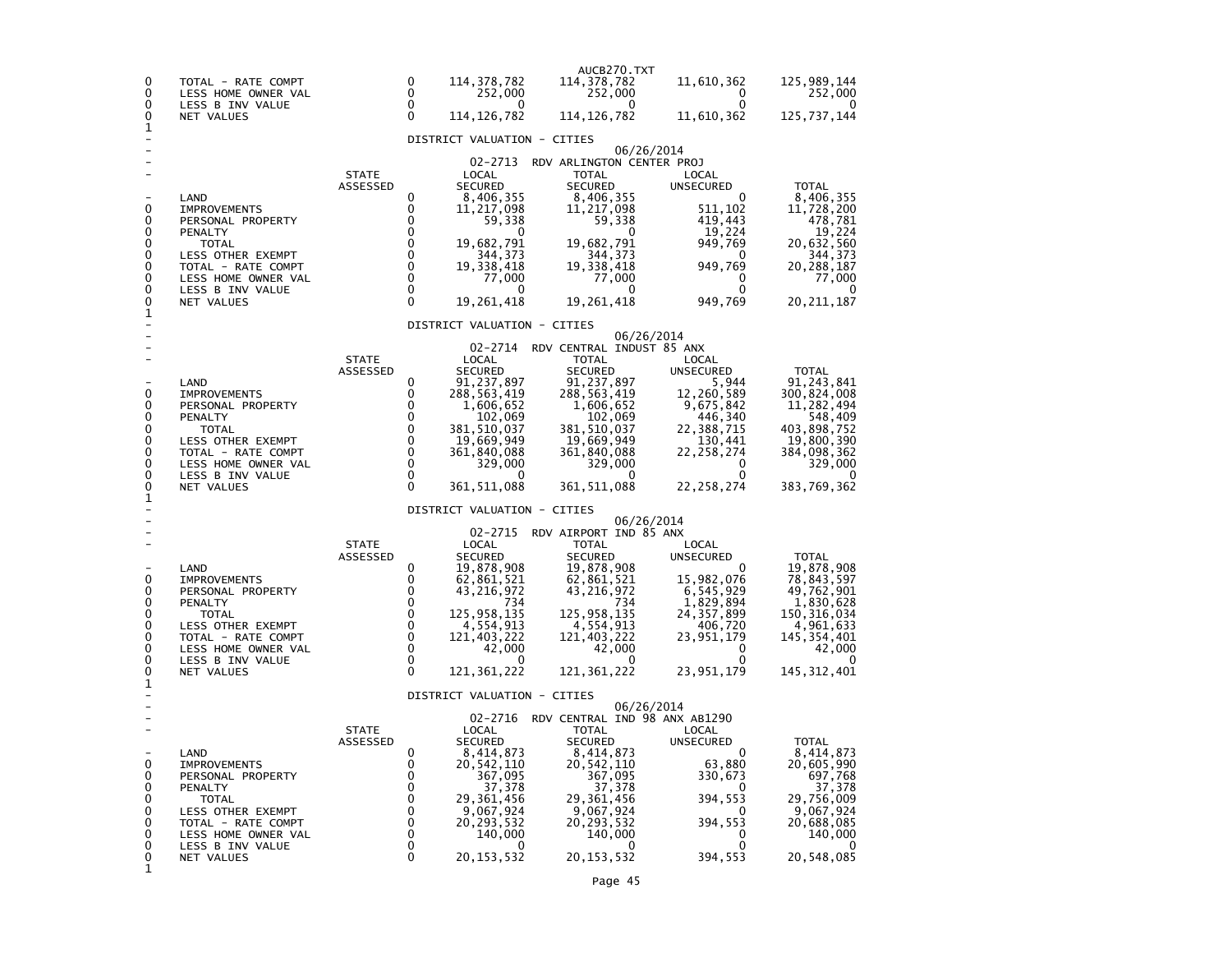| | | | | | | |
|---|---|---|---|---|---|---|
| 0 | TOTAL - RATE COMPT | 0 | 114,378,782 | 114,378,782 | 11,610,362 | 125,989,144 |
| 0 | LESS HOME OWNER VAL | 0 | 252,000 | 252,000 | 0 | 252,000 |
| 0 | LESS B INV VALUE | 0 | 0 | 0 | 0 | 0 |
| 0 | NET VALUES | 0 | 114,126,782 | 114,126,782 | 11,610,362 | 125,737,144 |
| 1 | | | | | | |

DISTRICT VALUATION - CITIES

06/26/2014

02-2713 RDV ARLINGTON CENTER PROJ

| | | STATE ASSESSED | LOCAL SECURED | TOTAL SECURED | LOCAL UNSECURED | TOTAL |
|---|---|---|---|---|---|---|
| - | LAND | 0 | 8,406,355 | 8,406,355 | 0 | 8,406,355 |
| 0 | IMPROVEMENTS | 0 | 11,217,098 | 11,217,098 | 511,102 | 11,728,200 |
| 0 | PERSONAL PROPERTY | 0 | 59,338 | 59,338 | 419,443 | 478,781 |
| 0 | PENALTY | 0 | 0 | 0 | 19,224 | 19,224 |
| 0 | TOTAL | 0 | 19,682,791 | 19,682,791 | 949,769 | 20,632,560 |
| 0 | LESS OTHER EXEMPT | 0 | 344,373 | 344,373 | 0 | 344,373 |
| 0 | TOTAL - RATE COMPT | 0 | 19,338,418 | 19,338,418 | 949,769 | 20,288,187 |
| 0 | LESS HOME OWNER VAL | 0 | 77,000 | 77,000 | 0 | 77,000 |
| 0 | LESS B INV VALUE | 0 | 0 | 0 | 0 | 0 |
| 0 | NET VALUES | 0 | 19,261,418 | 19,261,418 | 949,769 | 20,211,187 |
| 1 | | | | | | |

DISTRICT VALUATION - CITIES

06/26/2014

02-2714 RDV CENTRAL INDUST 85 ANX

| | | STATE ASSESSED | LOCAL SECURED | TOTAL SECURED | LOCAL UNSECURED | TOTAL |
|---|---|---|---|---|---|---|
| - | LAND | 0 | 91,237,897 | 91,237,897 | 5,944 | 91,243,841 |
| 0 | IMPROVEMENTS | 0 | 288,563,419 | 288,563,419 | 12,260,589 | 300,824,008 |
| 0 | PERSONAL PROPERTY | 0 | 1,606,652 | 1,606,652 | 9,675,842 | 11,282,494 |
| 0 | PENALTY | 0 | 102,069 | 102,069 | 446,340 | 548,409 |
| 0 | TOTAL | 0 | 381,510,037 | 381,510,037 | 22,388,715 | 403,898,752 |
| 0 | LESS OTHER EXEMPT | 0 | 19,669,949 | 19,669,949 | 130,441 | 19,800,390 |
| 0 | TOTAL - RATE COMPT | 0 | 361,840,088 | 361,840,088 | 22,258,274 | 384,098,362 |
| 0 | LESS HOME OWNER VAL | 0 | 329,000 | 329,000 | 0 | 329,000 |
| 0 | LESS B INV VALUE | 0 | 0 | 0 | 0 | 0 |
| 0 | NET VALUES | 0 | 361,511,088 | 361,511,088 | 22,258,274 | 383,769,362 |
| 1 | | | | | | |

DISTRICT VALUATION - CITIES

06/26/2014

02-2715 RDV AIRPORT IND 85 ANX

| | | STATE ASSESSED | LOCAL SECURED | TOTAL SECURED | LOCAL UNSECURED | TOTAL |
|---|---|---|---|---|---|---|
| - | LAND | 0 | 19,878,908 | 19,878,908 | 0 | 19,878,908 |
| 0 | IMPROVEMENTS | 0 | 62,861,521 | 62,861,521 | 15,982,076 | 78,843,597 |
| 0 | PERSONAL PROPERTY | 0 | 43,216,972 | 43,216,972 | 6,545,929 | 49,762,901 |
| 0 | PENALTY | 0 | 734 | 734 | 1,829,894 | 1,830,628 |
| 0 | TOTAL | 0 | 125,958,135 | 125,958,135 | 24,357,899 | 150,316,034 |
| 0 | LESS OTHER EXEMPT | 0 | 4,554,913 | 4,554,913 | 406,720 | 4,961,633 |
| 0 | TOTAL - RATE COMPT | 0 | 121,403,222 | 121,403,222 | 23,951,179 | 145,354,401 |
| 0 | LESS HOME OWNER VAL | 0 | 42,000 | 42,000 | 0 | 42,000 |
| 0 | LESS B INV VALUE | 0 | 0 | 0 | 0 | 0 |
| 0 | NET VALUES | 0 | 121,361,222 | 121,361,222 | 23,951,179 | 145,312,401 |
| 1 | | | | | | |

DISTRICT VALUATION - CITIES

06/26/2014

02-2716 RDV CENTRAL IND 98 ANX AB1290

| | | STATE ASSESSED | LOCAL SECURED | TOTAL SECURED | LOCAL UNSECURED | TOTAL |
|---|---|---|---|---|---|---|
| - | LAND | 0 | 8,414,873 | 8,414,873 | 0 | 8,414,873 |
| 0 | IMPROVEMENTS | 0 | 20,542,110 | 20,542,110 | 63,880 | 20,605,990 |
| 0 | PERSONAL PROPERTY | 0 | 367,095 | 367,095 | 330,673 | 697,768 |
| 0 | PENALTY | 0 | 37,378 | 37,378 | 0 | 37,378 |
| 0 | TOTAL | 0 | 29,361,456 | 29,361,456 | 394,553 | 29,756,009 |
| 0 | LESS OTHER EXEMPT | 0 | 9,067,924 | 9,067,924 | 0 | 9,067,924 |
| 0 | TOTAL - RATE COMPT | 0 | 20,293,532 | 20,293,532 | 394,553 | 20,688,085 |
| 0 | LESS HOME OWNER VAL | 0 | 140,000 | 140,000 | 0 | 140,000 |
| 0 | LESS B INV VALUE | 0 | 0 | 0 | 0 | 0 |
| 0 | NET VALUES | 0 | 20,153,532 | 20,153,532 | 394,553 | 20,548,085 |
| 1 | | | | | | |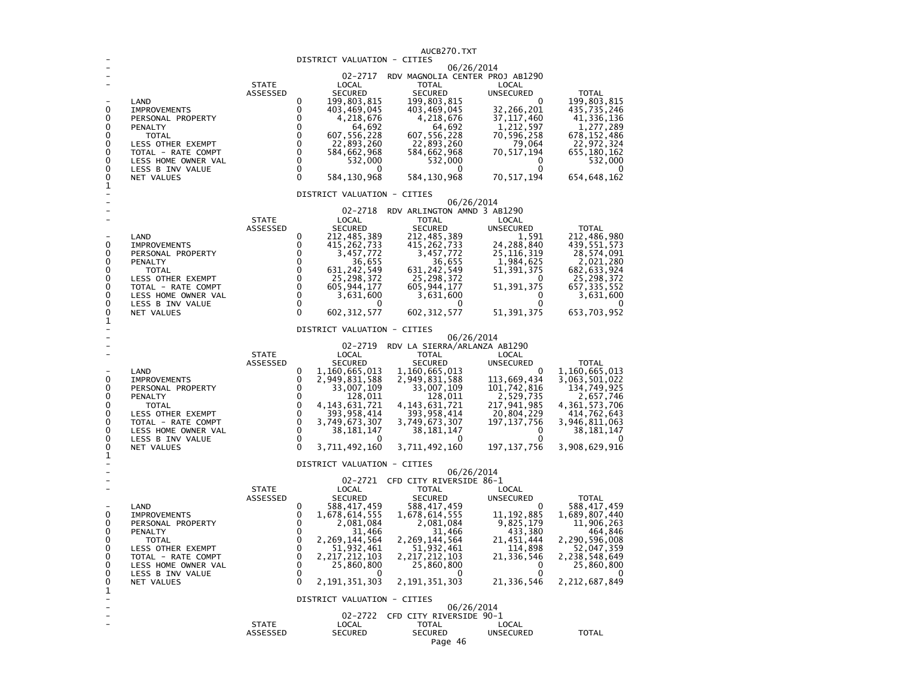## DISTRICT VALUATION - CITIES

06/26/2014

### 02-2717 RDV MAGNOLIA CENTER PROJ AB1290

| | STATE ASSESSED | LOCAL SECURED | TOTAL SECURED | LOCAL UNSECURED | TOTAL |
|---|---|---|---|---|---|
| LAND | 0 | 199,803,815 | 199,803,815 | 0 | 199,803,815 |
| IMPROVEMENTS | 0 | 403,469,045 | 403,469,045 | 32,266,201 | 435,735,246 |
| PERSONAL PROPERTY | 0 | 4,218,676 | 4,218,676 | 37,117,460 | 41,336,136 |
| PENALTY | 0 | 64,692 | 64,692 | 1,212,597 | 1,277,289 |
| TOTAL | 0 | 607,556,228 | 607,556,228 | 70,596,258 | 678,152,486 |
| LESS OTHER EXEMPT | 0 | 22,893,260 | 22,893,260 | 79,064 | 22,972,324 |
| TOTAL - RATE COMPT | 0 | 584,662,968 | 584,662,968 | 70,517,194 | 655,180,162 |
| LESS HOME OWNER VAL | 0 | 532,000 | 532,000 | 0 | 532,000 |
| LESS B INV VALUE | 0 | 0 | 0 | 0 | 0 |
| NET VALUES | 0 | 584,130,968 | 584,130,968 | 70,517,194 | 654,648,162 |

## DISTRICT VALUATION - CITIES

06/26/2014

### 02-2718 RDV ARLINGTON AMND 3 AB1290

| | STATE ASSESSED | LOCAL SECURED | TOTAL SECURED | LOCAL UNSECURED | TOTAL |
|---|---|---|---|---|---|
| LAND | 0 | 212,485,389 | 212,485,389 | 1,591 | 212,486,980 |
| IMPROVEMENTS | 0 | 415,262,733 | 415,262,733 | 24,288,840 | 439,551,573 |
| PERSONAL PROPERTY | 0 | 3,457,772 | 3,457,772 | 25,116,319 | 28,574,091 |
| PENALTY | 0 | 36,655 | 36,655 | 1,984,625 | 2,021,280 |
| TOTAL | 0 | 631,242,549 | 631,242,549 | 51,391,375 | 682,633,924 |
| LESS OTHER EXEMPT | 0 | 25,298,372 | 25,298,372 | 0 | 25,298,372 |
| TOTAL - RATE COMPT | 0 | 605,944,177 | 605,944,177 | 51,391,375 | 657,335,552 |
| LESS HOME OWNER VAL | 0 | 3,631,600 | 3,631,600 | 0 | 3,631,600 |
| LESS B INV VALUE | 0 | 0 | 0 | 0 | 0 |
| NET VALUES | 0 | 602,312,577 | 602,312,577 | 51,391,375 | 653,703,952 |

## DISTRICT VALUATION - CITIES

06/26/2014

### 02-2719 RDV LA SIERRA/ARLANZA AB1290

| | STATE ASSESSED | LOCAL SECURED | TOTAL SECURED | LOCAL UNSECURED | TOTAL |
|---|---|---|---|---|---|
| LAND | 0 | 1,160,665,013 | 1,160,665,013 | 0 | 1,160,665,013 |
| IMPROVEMENTS | 0 | 2,949,831,588 | 2,949,831,588 | 113,669,434 | 3,063,501,022 |
| PERSONAL PROPERTY | 0 | 33,007,109 | 33,007,109 | 101,742,816 | 134,749,925 |
| PENALTY | 0 | 128,011 | 128,011 | 2,529,735 | 2,657,746 |
| TOTAL | 0 | 4,143,631,721 | 4,143,631,721 | 217,941,985 | 4,361,573,706 |
| LESS OTHER EXEMPT | 0 | 393,958,414 | 393,958,414 | 20,804,229 | 414,762,643 |
| TOTAL - RATE COMPT | 0 | 3,749,673,307 | 3,749,673,307 | 197,137,756 | 3,946,811,063 |
| LESS HOME OWNER VAL | 0 | 38,181,147 | 38,181,147 | 0 | 38,181,147 |
| LESS B INV VALUE | 0 | 0 | 0 | 0 | 0 |
| NET VALUES | 0 | 3,711,492,160 | 3,711,492,160 | 197,137,756 | 3,908,629,916 |

## DISTRICT VALUATION - CITIES

06/26/2014

### 02-2721 CFD CITY RIVERSIDE 86-1

| | STATE ASSESSED | LOCAL SECURED | TOTAL SECURED | LOCAL UNSECURED | TOTAL |
|---|---|---|---|---|---|
| LAND | 0 | 588,417,459 | 588,417,459 | 0 | 588,417,459 |
| IMPROVEMENTS | 0 | 1,678,614,555 | 1,678,614,555 | 11,192,885 | 1,689,807,440 |
| PERSONAL PROPERTY | 0 | 2,081,084 | 2,081,084 | 9,825,179 | 11,906,263 |
| PENALTY | 0 | 31,466 | 31,466 | 433,380 | 464,846 |
| TOTAL | 0 | 2,269,144,564 | 2,269,144,564 | 21,451,444 | 2,290,596,008 |
| LESS OTHER EXEMPT | 0 | 51,932,461 | 51,932,461 | 114,898 | 52,047,359 |
| TOTAL - RATE COMPT | 0 | 2,217,212,103 | 2,217,212,103 | 21,336,546 | 2,238,548,649 |
| LESS HOME OWNER VAL | 0 | 25,860,800 | 25,860,800 | 0 | 25,860,800 |
| LESS B INV VALUE | 0 | 0 | 0 | 0 | 0 |
| NET VALUES | 0 | 2,191,351,303 | 2,191,351,303 | 21,336,546 | 2,212,687,849 |

## DISTRICT VALUATION - CITIES

06/26/2014

### 02-2722 CFD CITY RIVERSIDE 90-1

| | STATE ASSESSED | LOCAL SECURED | TOTAL SECURED | LOCAL UNSECURED | TOTAL |
|---|---|---|---|---|---|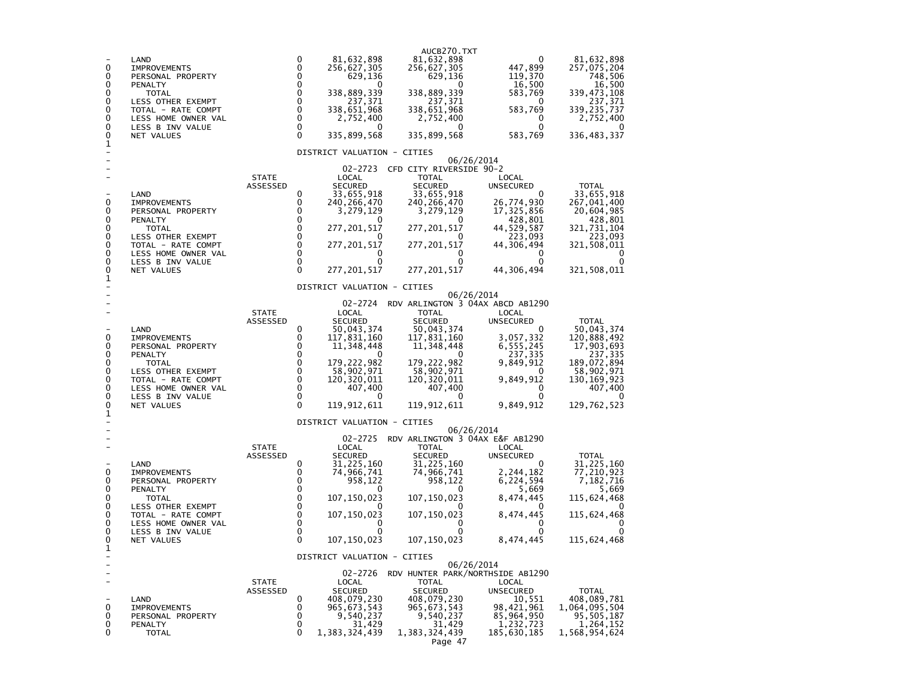AUCB270.TXT

| | | STATE ASSESSED | LOCAL SECURED | TOTAL SECURED | LOCAL UNSECURED | TOTAL |
|---|---|---|---|---|---|---|
| - | LAND | 0 | 81,632,898 | 81,632,898 | 0 | 81,632,898 |
| 0 | IMPROVEMENTS | 0 | 256,627,305 | 256,627,305 | 447,899 | 257,075,204 |
| 0 | PERSONAL PROPERTY | 0 | 629,136 | 629,136 | 119,370 | 748,506 |
| 0 | PENALTY | 0 | 0 | 0 | 16,500 | 16,500 |
| 0 | TOTAL | 0 | 338,889,339 | 338,889,339 | 583,769 | 339,473,108 |
| 0 | LESS OTHER EXEMPT | 0 | 237,371 | 237,371 | 0 | 237,371 |
| 0 | TOTAL - RATE COMPT | 0 | 338,651,968 | 338,651,968 | 583,769 | 339,235,737 |
| 0 | LESS HOME OWNER VAL | 0 | 2,752,400 | 2,752,400 | 0 | 2,752,400 |
| 0 | LESS B INV VALUE | 0 | 0 | 0 | 0 | 0 |
| 0 | NET VALUES | 0 | 335,899,568 | 335,899,568 | 583,769 | 336,483,337 |
| 1 | | | | | | |

DISTRICT VALUATION - CITIES

06/26/2014

02-2723 CFD CITY RIVERSIDE 90-2

| | | STATE ASSESSED | LOCAL SECURED | TOTAL SECURED | LOCAL UNSECURED | TOTAL |
|---|---|---|---|---|---|---|
| - | LAND | 0 | 33,655,918 | 33,655,918 | 0 | 33,655,918 |
| 0 | IMPROVEMENTS | 0 | 240,266,470 | 240,266,470 | 26,774,930 | 267,041,400 |
| 0 | PERSONAL PROPERTY | 0 | 3,279,129 | 3,279,129 | 17,325,856 | 20,604,985 |
| 0 | PENALTY | 0 | 0 | 0 | 428,801 | 428,801 |
| 0 | TOTAL | 0 | 277,201,517 | 277,201,517 | 44,529,587 | 321,731,104 |
| 0 | LESS OTHER EXEMPT | 0 | 0 | 0 | 223,093 | 223,093 |
| 0 | TOTAL - RATE COMPT | 0 | 277,201,517 | 277,201,517 | 44,306,494 | 321,508,011 |
| 0 | LESS HOME OWNER VAL | 0 | 0 | 0 | 0 | 0 |
| 0 | LESS B INV VALUE | 0 | 0 | 0 | 0 | 0 |
| 0 | NET VALUES | 0 | 277,201,517 | 277,201,517 | 44,306,494 | 321,508,011 |
| 1 | | | | | | |

DISTRICT VALUATION - CITIES

06/26/2014

02-2724 RDV ARLINGTON 3 04AX ABCD AB1290

| | | STATE ASSESSED | LOCAL SECURED | TOTAL SECURED | LOCAL UNSECURED | TOTAL |
|---|---|---|---|---|---|---|
| - | LAND | 0 | 50,043,374 | 50,043,374 | 0 | 50,043,374 |
| 0 | IMPROVEMENTS | 0 | 117,831,160 | 117,831,160 | 3,057,332 | 120,888,492 |
| 0 | PERSONAL PROPERTY | 0 | 11,348,448 | 11,348,448 | 6,555,245 | 17,903,693 |
| 0 | PENALTY | 0 | 0 | 0 | 237,335 | 237,335 |
| 0 | TOTAL | 0 | 179,222,982 | 179,222,982 | 9,849,912 | 189,072,894 |
| 0 | LESS OTHER EXEMPT | 0 | 58,902,971 | 58,902,971 | 0 | 58,902,971 |
| 0 | TOTAL - RATE COMPT | 0 | 120,320,011 | 120,320,011 | 9,849,912 | 130,169,923 |
| 0 | LESS HOME OWNER VAL | 0 | 407,400 | 407,400 | 0 | 407,400 |
| 0 | LESS B INV VALUE | 0 | 0 | 0 | 0 | 0 |
| 0 | NET VALUES | 0 | 119,912,611 | 119,912,611 | 9,849,912 | 129,762,523 |
| 1 | | | | | | |

DISTRICT VALUATION - CITIES

06/26/2014

02-2725 RDV ARLINGTON 3 04AX E&F AB1290

| | | STATE ASSESSED | LOCAL SECURED | TOTAL SECURED | LOCAL UNSECURED | TOTAL |
|---|---|---|---|---|---|---|
| - | LAND | 0 | 31,225,160 | 31,225,160 | 0 | 31,225,160 |
| 0 | IMPROVEMENTS | 0 | 74,966,741 | 74,966,741 | 2,244,182 | 77,210,923 |
| 0 | PERSONAL PROPERTY | 0 | 958,122 | 958,122 | 6,224,594 | 7,182,716 |
| 0 | PENALTY | 0 | 0 | 0 | 5,669 | 5,669 |
| 0 | TOTAL | 0 | 107,150,023 | 107,150,023 | 8,474,445 | 115,624,468 |
| 0 | LESS OTHER EXEMPT | 0 | 0 | 0 | 0 | 0 |
| 0 | TOTAL - RATE COMPT | 0 | 107,150,023 | 107,150,023 | 8,474,445 | 115,624,468 |
| 0 | LESS HOME OWNER VAL | 0 | 0 | 0 | 0 | 0 |
| 0 | LESS B INV VALUE | 0 | 0 | 0 | 0 | 0 |
| 0 | NET VALUES | 0 | 107,150,023 | 107,150,023 | 8,474,445 | 115,624,468 |
| 1 | | | | | | |

DISTRICT VALUATION - CITIES

06/26/2014

02-2726 RDV HUNTER PARK/NORTHSIDE AB1290

| | | STATE ASSESSED | LOCAL SECURED | TOTAL SECURED | LOCAL UNSECURED | TOTAL |
|---|---|---|---|---|---|---|
| - | LAND | 0 | 408,079,230 | 408,079,230 | 10,551 | 408,089,781 |
| 0 | IMPROVEMENTS | 0 | 965,673,543 | 965,673,543 | 98,421,961 | 1,064,095,504 |
| 0 | PERSONAL PROPERTY | 0 | 9,540,237 | 9,540,237 | 85,964,950 | 95,505,187 |
| 0 | PENALTY | 0 | 31,429 | 31,429 | 1,232,723 | 1,264,152 |
| 0 | TOTAL | 0 | 1,383,324,439 | 1,383,324,439 | 185,630,185 | 1,568,954,624 |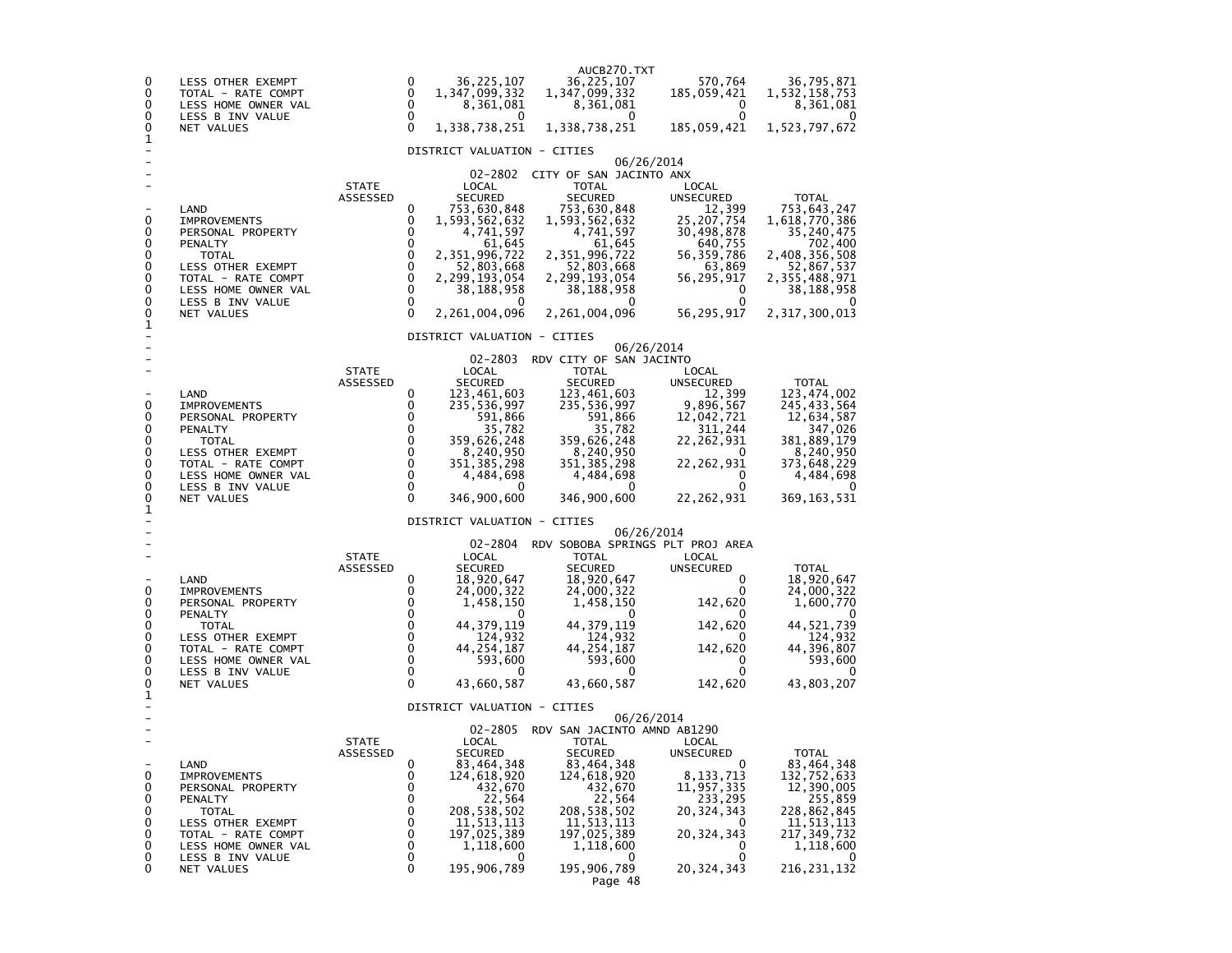| | | STATE ASSESSED | LOCAL SECURED | TOTAL SECURED | LOCAL UNSECURED | TOTAL |
|---|---|---|---|---|---|---|
| 0 | LESS OTHER EXEMPT | 0 | 36,225,107 | 36,225,107 | 570,764 | 36,795,871 |
| 0 | TOTAL - RATE COMPT | 0 | 1,347,099,332 | 1,347,099,332 | 185,059,421 | 1,532,158,753 |
| 0 | LESS HOME OWNER VAL | 0 | 8,361,081 | 8,361,081 | 0 | 8,361,081 |
| 0 | LESS B INV VALUE | 0 | 0 | 0 | 0 | 0 |
| 0 | NET VALUES | 0 | 1,338,738,251 | 1,338,738,251 | 185,059,421 | 1,523,797,672 |

DISTRICT VALUATION - CITIES

06/26/2014

02-2802 CITY OF SAN JACINTO ANX

| | | STATE ASSESSED | LOCAL SECURED | TOTAL SECURED | LOCAL UNSECURED | TOTAL |
|---|---|---|---|---|---|---|
| - | LAND | 0 | 753,630,848 | 753,630,848 | 12,399 | 753,643,247 |
| 0 | IMPROVEMENTS | 0 | 1,593,562,632 | 1,593,562,632 | 25,207,754 | 1,618,770,386 |
| 0 | PERSONAL PROPERTY | 0 | 4,741,597 | 4,741,597 | 30,498,878 | 35,240,475 |
| 0 | PENALTY | 0 | 61,645 | 61,645 | 640,755 | 702,400 |
| 0 | TOTAL | 0 | 2,351,996,722 | 2,351,996,722 | 56,359,786 | 2,408,356,508 |
| 0 | LESS OTHER EXEMPT | 0 | 52,803,668 | 52,803,668 | 63,869 | 52,867,537 |
| 0 | TOTAL - RATE COMPT | 0 | 2,299,193,054 | 2,299,193,054 | 56,295,917 | 2,355,488,971 |
| 0 | LESS HOME OWNER VAL | 0 | 38,188,958 | 38,188,958 | 0 | 38,188,958 |
| 0 | LESS B INV VALUE | 0 | 0 | 0 | 0 | 0 |
| 0 | NET VALUES | 0 | 2,261,004,096 | 2,261,004,096 | 56,295,917 | 2,317,300,013 |

DISTRICT VALUATION - CITIES

06/26/2014

02-2803 RDV CITY OF SAN JACINTO

| | | STATE ASSESSED | LOCAL SECURED | TOTAL SECURED | LOCAL UNSECURED | TOTAL |
|---|---|---|---|---|---|---|
| - | LAND | 0 | 123,461,603 | 123,461,603 | 12,399 | 123,474,002 |
| 0 | IMPROVEMENTS | 0 | 235,536,997 | 235,536,997 | 9,896,567 | 245,433,564 |
| 0 | PERSONAL PROPERTY | 0 | 591,866 | 591,866 | 12,042,721 | 12,634,587 |
| 0 | PENALTY | 0 | 35,782 | 35,782 | 311,244 | 347,026 |
| 0 | TOTAL | 0 | 359,626,248 | 359,626,248 | 22,262,931 | 381,889,179 |
| 0 | LESS OTHER EXEMPT | 0 | 8,240,950 | 8,240,950 | 0 | 8,240,950 |
| 0 | TOTAL - RATE COMPT | 0 | 351,385,298 | 351,385,298 | 22,262,931 | 373,648,229 |
| 0 | LESS HOME OWNER VAL | 0 | 4,484,698 | 4,484,698 | 0 | 4,484,698 |
| 0 | LESS B INV VALUE | 0 | 0 | 0 | 0 | 0 |
| 0 | NET VALUES | 0 | 346,900,600 | 346,900,600 | 22,262,931 | 369,163,531 |

DISTRICT VALUATION - CITIES

06/26/2014

02-2804 RDV SOBOBA SPRINGS PLT PROJ AREA

| | | STATE ASSESSED | LOCAL SECURED | TOTAL SECURED | LOCAL UNSECURED | TOTAL |
|---|---|---|---|---|---|---|
| - | LAND | 0 | 18,920,647 | 18,920,647 | 0 | 18,920,647 |
| 0 | IMPROVEMENTS | 0 | 24,000,322 | 24,000,322 | 0 | 24,000,322 |
| 0 | PERSONAL PROPERTY | 0 | 1,458,150 | 1,458,150 | 142,620 | 1,600,770 |
| 0 | PENALTY | 0 | 0 | 0 | 0 | 0 |
| 0 | TOTAL | 0 | 44,379,119 | 44,379,119 | 142,620 | 44,521,739 |
| 0 | LESS OTHER EXEMPT | 0 | 124,932 | 124,932 | 0 | 124,932 |
| 0 | TOTAL - RATE COMPT | 0 | 44,254,187 | 44,254,187 | 142,620 | 44,396,807 |
| 0 | LESS HOME OWNER VAL | 0 | 593,600 | 593,600 | 0 | 593,600 |
| 0 | LESS B INV VALUE | 0 | 0 | 0 | 0 | 0 |
| 0 | NET VALUES | 0 | 43,660,587 | 43,660,587 | 142,620 | 43,803,207 |

DISTRICT VALUATION - CITIES

06/26/2014

02-2805 RDV SAN JACINTO AMND AB1290

| | | STATE ASSESSED | LOCAL SECURED | TOTAL SECURED | LOCAL UNSECURED | TOTAL |
|---|---|---|---|---|---|---|
| - | LAND | 0 | 83,464,348 | 83,464,348 | 0 | 83,464,348 |
| 0 | IMPROVEMENTS | 0 | 124,618,920 | 124,618,920 | 8,133,713 | 132,752,633 |
| 0 | PERSONAL PROPERTY | 0 | 432,670 | 432,670 | 11,957,335 | 12,390,005 |
| 0 | PENALTY | 0 | 22,564 | 22,564 | 233,295 | 255,859 |
| 0 | TOTAL | 0 | 208,538,502 | 208,538,502 | 20,324,343 | 228,862,845 |
| 0 | LESS OTHER EXEMPT | 0 | 11,513,113 | 11,513,113 | 0 | 11,513,113 |
| 0 | TOTAL - RATE COMPT | 0 | 197,025,389 | 197,025,389 | 20,324,343 | 217,349,732 |
| 0 | LESS HOME OWNER VAL | 0 | 1,118,600 | 1,118,600 | 0 | 1,118,600 |
| 0 | LESS B INV VALUE | 0 | 0 | 0 | 0 | 0 |
| 0 | NET VALUES | 0 | 195,906,789 | 195,906,789 | 20,324,343 | 216,231,132 |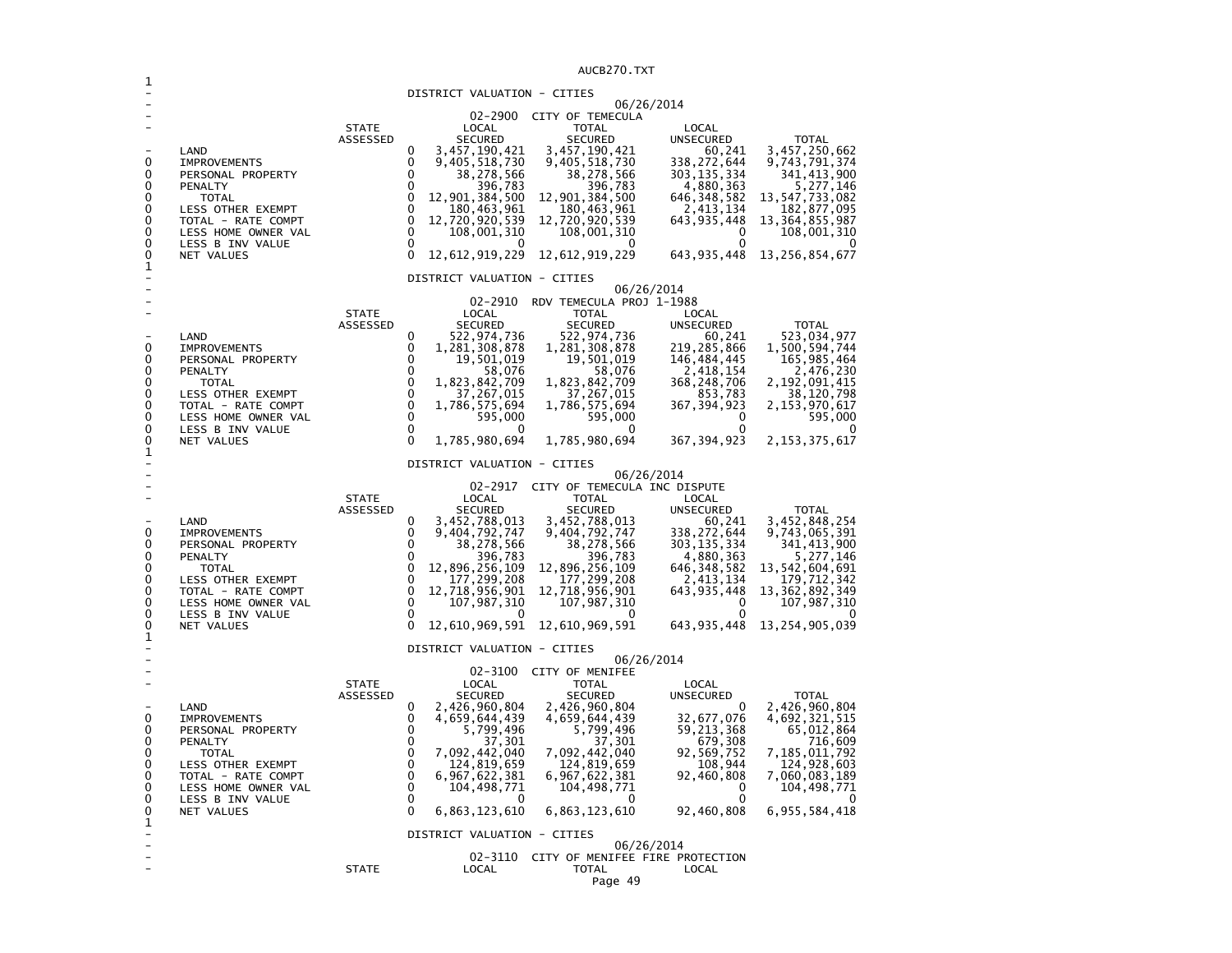## DISTRICT VALUATION - CITIES

06/26/2014

### 02-2900 CITY OF TEMECULA

| | STATE ASSESSED | LOCAL SECURED | TOTAL SECURED | LOCAL UNSECURED | TOTAL |
|---|---|---|---|---|---|
| LAND | 0 | 3,457,190,421 | 3,457,190,421 | 60,241 | 3,457,250,662 |
| IMPROVEMENTS | 0 | 9,405,518,730 | 9,405,518,730 | 338,272,644 | 9,743,791,374 |
| PERSONAL PROPERTY | 0 | 38,278,566 | 38,278,566 | 303,135,334 | 341,413,900 |
| PENALTY | 0 | 396,783 | 396,783 | 4,880,363 | 5,277,146 |
| TOTAL | 0 | 12,901,384,500 | 12,901,384,500 | 646,348,582 | 13,547,733,082 |
| LESS OTHER EXEMPT | 0 | 180,463,961 | 180,463,961 | 2,413,134 | 182,877,095 |
| TOTAL - RATE COMPT | 0 | 12,720,920,539 | 12,720,920,539 | 643,935,448 | 13,364,855,987 |
| LESS HOME OWNER VAL | 0 | 108,001,310 | 108,001,310 | 0 | 108,001,310 |
| LESS B INV VALUE | 0 | 0 | 0 | 0 | 0 |
| NET VALUES | 0 | 12,612,919,229 | 12,612,919,229 | 643,935,448 | 13,256,854,677 |

## DISTRICT VALUATION - CITIES

06/26/2014

### 02-2910 RDV TEMECULA PROJ 1-1988

| | STATE ASSESSED | LOCAL SECURED | TOTAL SECURED | LOCAL UNSECURED | TOTAL |
|---|---|---|---|---|---|
| LAND | 0 | 522,974,736 | 522,974,736 | 60,241 | 523,034,977 |
| IMPROVEMENTS | 0 | 1,281,308,878 | 1,281,308,878 | 219,285,866 | 1,500,594,744 |
| PERSONAL PROPERTY | 0 | 19,501,019 | 19,501,019 | 146,484,445 | 165,985,464 |
| PENALTY | 0 | 58,076 | 58,076 | 2,418,154 | 2,476,230 |
| TOTAL | 0 | 1,823,842,709 | 1,823,842,709 | 368,248,706 | 2,192,091,415 |
| LESS OTHER EXEMPT | 0 | 37,267,015 | 37,267,015 | 853,783 | 38,120,798 |
| TOTAL - RATE COMPT | 0 | 1,786,575,694 | 1,786,575,694 | 367,394,923 | 2,153,970,617 |
| LESS HOME OWNER VAL | 0 | 595,000 | 595,000 | 0 | 595,000 |
| LESS B INV VALUE | 0 | 0 | 0 | 0 | 0 |
| NET VALUES | 0 | 1,785,980,694 | 1,785,980,694 | 367,394,923 | 2,153,375,617 |

## DISTRICT VALUATION - CITIES

06/26/2014

### 02-2917 CITY OF TEMECULA INC DISPUTE

| | STATE ASSESSED | LOCAL SECURED | TOTAL SECURED | LOCAL UNSECURED | TOTAL |
|---|---|---|---|---|---|
| LAND | 0 | 3,452,788,013 | 3,452,788,013 | 60,241 | 3,452,848,254 |
| IMPROVEMENTS | 0 | 9,404,792,747 | 9,404,792,747 | 338,272,644 | 9,743,065,391 |
| PERSONAL PROPERTY | 0 | 38,278,566 | 38,278,566 | 303,135,334 | 341,413,900 |
| PENALTY | 0 | 396,783 | 396,783 | 4,880,363 | 5,277,146 |
| TOTAL | 0 | 12,896,256,109 | 12,896,256,109 | 646,348,582 | 13,542,604,691 |
| LESS OTHER EXEMPT | 0 | 177,299,208 | 177,299,208 | 2,413,134 | 179,712,342 |
| TOTAL - RATE COMPT | 0 | 12,718,956,901 | 12,718,956,901 | 643,935,448 | 13,362,892,349 |
| LESS HOME OWNER VAL | 0 | 107,987,310 | 107,987,310 | 0 | 107,987,310 |
| LESS B INV VALUE | 0 | 0 | 0 | 0 | 0 |
| NET VALUES | 0 | 12,610,969,591 | 12,610,969,591 | 643,935,448 | 13,254,905,039 |

## DISTRICT VALUATION - CITIES

06/26/2014

### 02-3100 CITY OF MENIFEE

| | STATE ASSESSED | LOCAL SECURED | TOTAL SECURED | LOCAL UNSECURED | TOTAL |
|---|---|---|---|---|---|
| LAND | 0 | 2,426,960,804 | 2,426,960,804 | 0 | 2,426,960,804 |
| IMPROVEMENTS | 0 | 4,659,644,439 | 4,659,644,439 | 32,677,076 | 4,692,321,515 |
| PERSONAL PROPERTY | 0 | 5,799,496 | 5,799,496 | 59,213,368 | 65,012,864 |
| PENALTY | 0 | 37,301 | 37,301 | 679,308 | 716,609 |
| TOTAL | 0 | 7,092,442,040 | 7,092,442,040 | 92,569,752 | 7,185,011,792 |
| LESS OTHER EXEMPT | 0 | 124,819,659 | 124,819,659 | 108,944 | 124,928,603 |
| TOTAL - RATE COMPT | 0 | 6,967,622,381 | 6,967,622,381 | 92,460,808 | 7,060,083,189 |
| LESS HOME OWNER VAL | 0 | 104,498,771 | 104,498,771 | 0 | 104,498,771 |
| LESS B INV VALUE | 0 | 0 | 0 | 0 | 0 |
| NET VALUES | 0 | 6,863,123,610 | 6,863,123,610 | 92,460,808 | 6,955,584,418 |

## DISTRICT VALUATION - CITIES

06/26/2014

### 02-3110 CITY OF MENIFEE FIRE PROTECTION

| | STATE | LOCAL | TOTAL | LOCAL |
|---|---|---|---|---|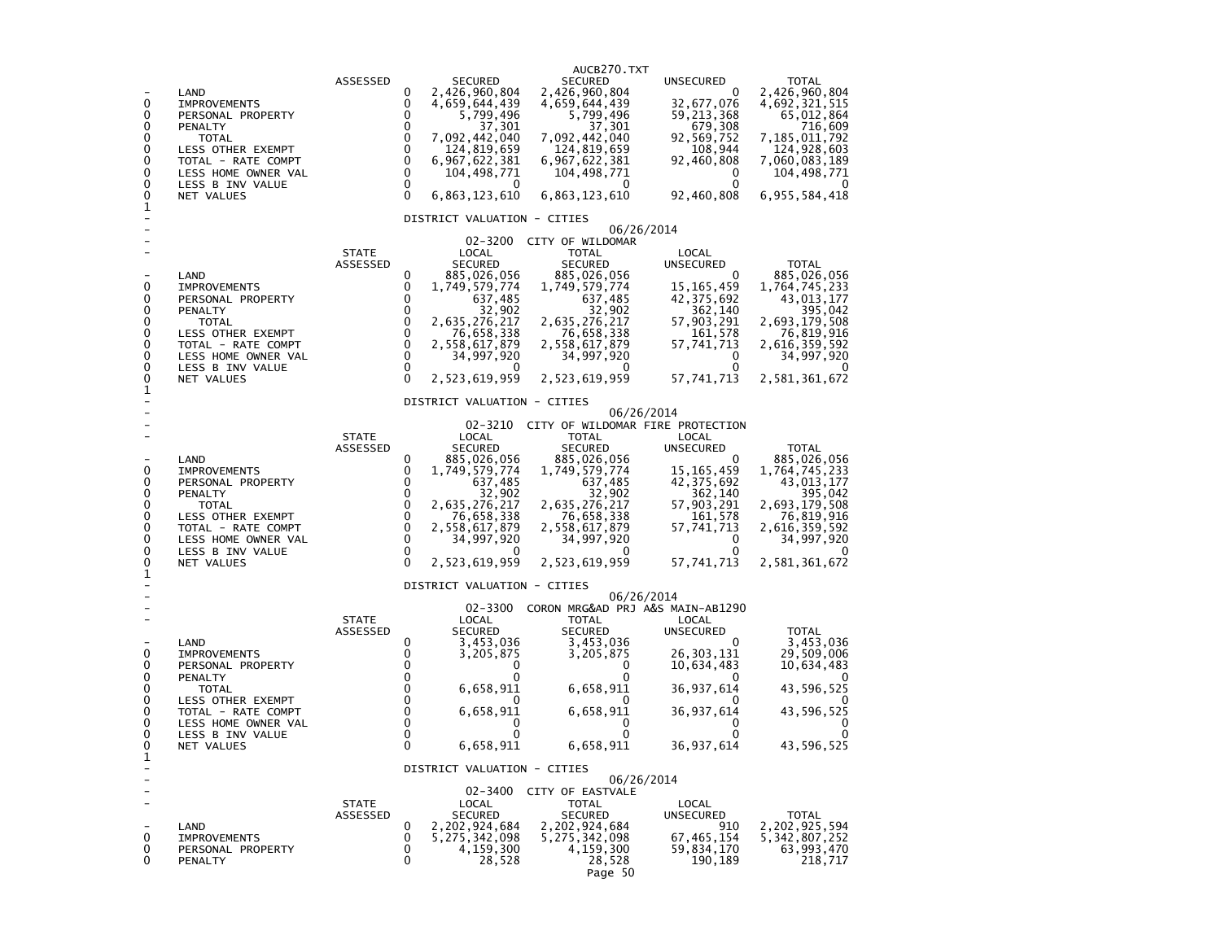| | | ASSESSED | | SECURED | SECURED | UNSECURED | TOTAL |
|---|---|---|---|---|---|---|---|
| - | LAND | | 0 | 2,426,960,804 | 2,426,960,804 | 0 | 2,426,960,804 |
| 0 | IMPROVEMENTS | | 0 | 4,659,644,439 | 4,659,644,439 | 32,677,076 | 4,692,321,515 |
| 0 | PERSONAL PROPERTY | | 0 | 5,799,496 | 5,799,496 | 59,213,368 | 65,012,864 |
| 0 | PENALTY | | 0 | 37,301 | 37,301 | 679,308 | 716,609 |
| 0 | TOTAL | | 0 | 7,092,442,040 | 7,092,442,040 | 92,569,752 | 7,185,011,792 |
| 0 | LESS OTHER EXEMPT | | 0 | 124,819,659 | 124,819,659 | 108,944 | 124,928,603 |
| 0 | TOTAL - RATE COMPT | | 0 | 6,967,622,381 | 6,967,622,381 | 92,460,808 | 7,060,083,189 |
| 0 | LESS HOME OWNER VAL | | 0 | 104,498,771 | 104,498,771 | 0 | 104,498,771 |
| 0 | LESS B INV VALUE | | 0 | 0 | 0 | 0 | 0 |
| 0 | NET VALUES | | 0 | 6,863,123,610 | 6,863,123,610 | 92,460,808 | 6,955,584,418 |

1

DISTRICT VALUATION - CITIES

06/26/2014

02-3200 CITY OF WILDOMAR

| | | STATE ASSESSED | | LOCAL SECURED | TOTAL SECURED | LOCAL UNSECURED | TOTAL |
|---|---|---|---|---|---|---|---|
| - | LAND | | 0 | 885,026,056 | 885,026,056 | 0 | 885,026,056 |
| 0 | IMPROVEMENTS | | 0 | 1,749,579,774 | 1,749,579,774 | 15,165,459 | 1,764,745,233 |
| 0 | PERSONAL PROPERTY | | 0 | 637,485 | 637,485 | 42,375,692 | 43,013,177 |
| 0 | PENALTY | | 0 | 32,902 | 32,902 | 362,140 | 395,042 |
| 0 | TOTAL | | 0 | 2,635,276,217 | 2,635,276,217 | 57,903,291 | 2,693,179,508 |
| 0 | LESS OTHER EXEMPT | | 0 | 76,658,338 | 76,658,338 | 161,578 | 76,819,916 |
| 0 | TOTAL - RATE COMPT | | 0 | 2,558,617,879 | 2,558,617,879 | 57,741,713 | 2,616,359,592 |
| 0 | LESS HOME OWNER VAL | | 0 | 34,997,920 | 34,997,920 | 0 | 34,997,920 |
| 0 | LESS B INV VALUE | | 0 | 0 | 0 | 0 | 0 |
| 0 | NET VALUES | | 0 | 2,523,619,959 | 2,523,619,959 | 57,741,713 | 2,581,361,672 |

1

DISTRICT VALUATION - CITIES

06/26/2014

02-3210 CITY OF WILDOMAR FIRE PROTECTION

| | | STATE ASSESSED | | LOCAL SECURED | TOTAL SECURED | LOCAL UNSECURED | TOTAL |
|---|---|---|---|---|---|---|---|
| - | LAND | | 0 | 885,026,056 | 885,026,056 | 0 | 885,026,056 |
| 0 | IMPROVEMENTS | | 0 | 1,749,579,774 | 1,749,579,774 | 15,165,459 | 1,764,745,233 |
| 0 | PERSONAL PROPERTY | | 0 | 637,485 | 637,485 | 42,375,692 | 43,013,177 |
| 0 | PENALTY | | 0 | 32,902 | 32,902 | 362,140 | 395,042 |
| 0 | TOTAL | | 0 | 2,635,276,217 | 2,635,276,217 | 57,903,291 | 2,693,179,508 |
| 0 | LESS OTHER EXEMPT | | 0 | 76,658,338 | 76,658,338 | 161,578 | 76,819,916 |
| 0 | TOTAL - RATE COMPT | | 0 | 2,558,617,879 | 2,558,617,879 | 57,741,713 | 2,616,359,592 |
| 0 | LESS HOME OWNER VAL | | 0 | 34,997,920 | 34,997,920 | 0 | 34,997,920 |
| 0 | LESS B INV VALUE | | 0 | 0 | 0 | 0 | 0 |
| 0 | NET VALUES | | 0 | 2,523,619,959 | 2,523,619,959 | 57,741,713 | 2,581,361,672 |

1

DISTRICT VALUATION - CITIES

06/26/2014

02-3300 CORON MRG&AD PRJ A&S MAIN-AB1290

| | | STATE ASSESSED | | LOCAL SECURED | TOTAL SECURED | LOCAL UNSECURED | TOTAL |
|---|---|---|---|---|---|---|---|
| - | LAND | | 0 | 3,453,036 | 3,453,036 | 0 | 3,453,036 |
| 0 | IMPROVEMENTS | | 0 | 3,205,875 | 3,205,875 | 26,303,131 | 29,509,006 |
| 0 | PERSONAL PROPERTY | | 0 | 0 | 0 | 10,634,483 | 10,634,483 |
| 0 | PENALTY | | 0 | 0 | 0 | 0 | 0 |
| 0 | TOTAL | | 0 | 6,658,911 | 6,658,911 | 36,937,614 | 43,596,525 |
| 0 | LESS OTHER EXEMPT | | 0 | 0 | 0 | 0 | 0 |
| 0 | TOTAL - RATE COMPT | | 0 | 6,658,911 | 6,658,911 | 36,937,614 | 43,596,525 |
| 0 | LESS HOME OWNER VAL | | 0 | 0 | 0 | 0 | 0 |
| 0 | LESS B INV VALUE | | 0 | 0 | 0 | 0 | 0 |
| 0 | NET VALUES | | 0 | 6,658,911 | 6,658,911 | 36,937,614 | 43,596,525 |

1

DISTRICT VALUATION - CITIES

06/26/2014

02-3400 CITY OF EASTVALE

| | | STATE ASSESSED | | LOCAL SECURED | TOTAL SECURED | LOCAL UNSECURED | TOTAL |
|---|---|---|---|---|---|---|---|
| - | LAND | | 0 | 2,202,924,684 | 2,202,924,684 | 910 | 2,202,925,594 |
| 0 | IMPROVEMENTS | | 0 | 5,275,342,098 | 5,275,342,098 | 67,465,154 | 5,342,807,252 |
| 0 | PERSONAL PROPERTY | | 0 | 4,159,300 | 4,159,300 | 59,834,170 | 63,993,470 |
| 0 | PENALTY | | 0 | 28,528 | 28,528 | 190,189 | 218,717 |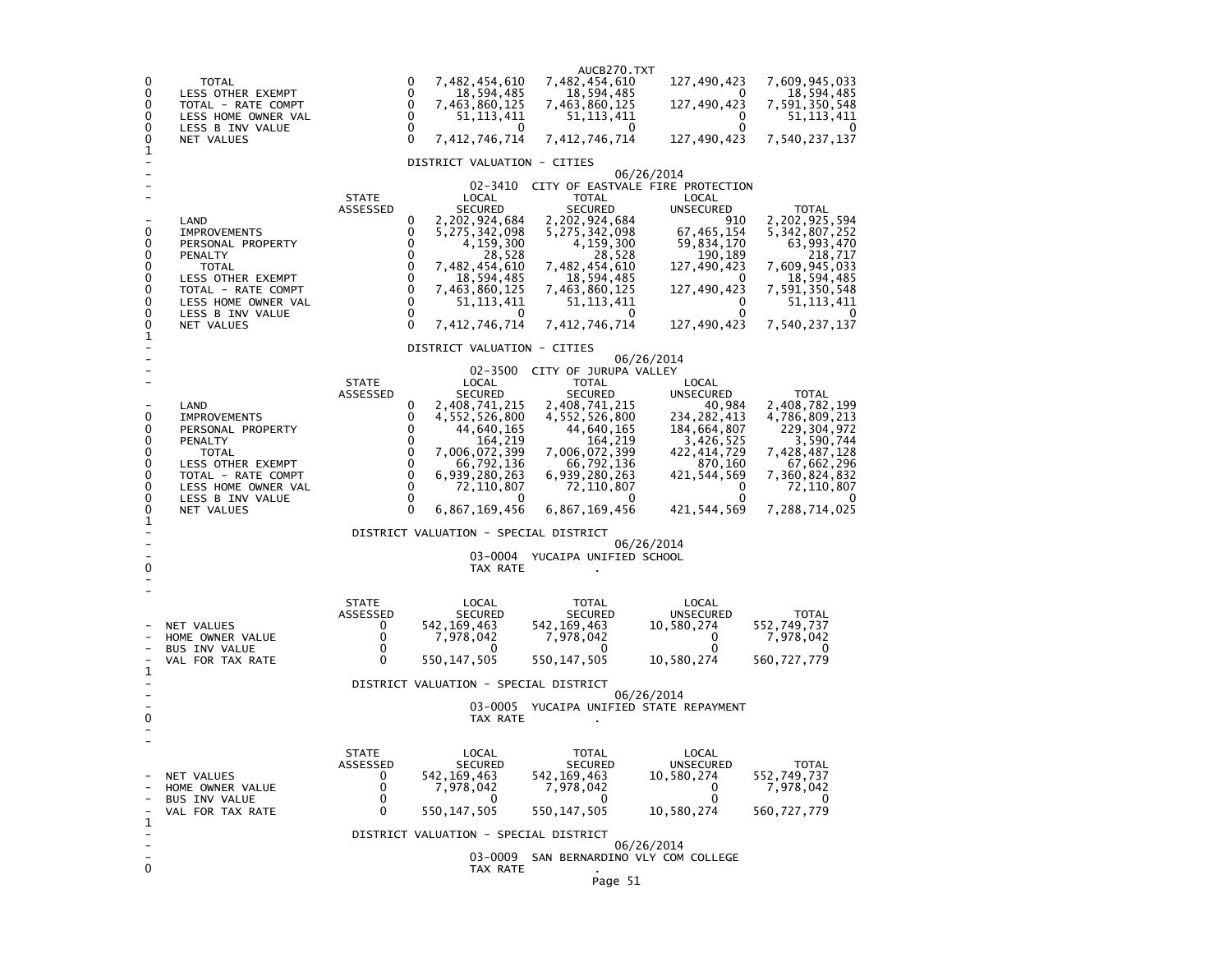| | STATE ASSESSED | LOCAL SECURED | TOTAL SECURED | LOCAL UNSECURED | TOTAL |
|---|---|---|---|---|---|
| TOTAL | 0 | 7,482,454,610 | 7,482,454,610 | 127,490,423 | 7,609,945,033 |
| LESS OTHER EXEMPT | 0 | 18,594,485 | 18,594,485 | 0 | 18,594,485 |
| TOTAL - RATE COMPT | 0 | 7,463,860,125 | 7,463,860,125 | 127,490,423 | 7,591,350,548 |
| LESS HOME OWNER VAL | 0 | 51,113,411 | 51,113,411 | 0 | 51,113,411 |
| LESS B INV VALUE | 0 | 0 | 0 | 0 | 0 |
| NET VALUES | 0 | 7,412,746,714 | 7,412,746,714 | 127,490,423 | 7,540,237,137 |

## DISTRICT VALUATION - CITIES

06/26/2014

### 02-3410 CITY OF EASTVALE FIRE PROTECTION

| | STATE ASSESSED | LOCAL SECURED | TOTAL SECURED | LOCAL UNSECURED | TOTAL |
|---|---|---|---|---|---|
| LAND | 0 | 2,202,924,684 | 2,202,924,684 | 910 | 2,202,925,594 |
| IMPROVEMENTS | 0 | 5,275,342,098 | 5,275,342,098 | 67,465,154 | 5,342,807,252 |
| PERSONAL PROPERTY | 0 | 4,159,300 | 4,159,300 | 59,834,170 | 63,993,470 |
| PENALTY | 0 | 28,528 | 28,528 | 190,189 | 218,717 |
| TOTAL | 0 | 7,482,454,610 | 7,482,454,610 | 127,490,423 | 7,609,945,033 |
| LESS OTHER EXEMPT | 0 | 18,594,485 | 18,594,485 | 0 | 18,594,485 |
| TOTAL - RATE COMPT | 0 | 7,463,860,125 | 7,463,860,125 | 127,490,423 | 7,591,350,548 |
| LESS HOME OWNER VAL | 0 | 51,113,411 | 51,113,411 | 0 | 51,113,411 |
| LESS B INV VALUE | 0 | 0 | 0 | 0 | 0 |
| NET VALUES | 0 | 7,412,746,714 | 7,412,746,714 | 127,490,423 | 7,540,237,137 |

## DISTRICT VALUATION - CITIES

06/26/2014

### 02-3500 CITY OF JURUPA VALLEY

| | STATE ASSESSED | LOCAL SECURED | TOTAL SECURED | LOCAL UNSECURED | TOTAL |
|---|---|---|---|---|---|
| LAND | 0 | 2,408,741,215 | 2,408,741,215 | 40,984 | 2,408,782,199 |
| IMPROVEMENTS | 0 | 4,552,526,800 | 4,552,526,800 | 234,282,413 | 4,786,809,213 |
| PERSONAL PROPERTY | 0 | 44,640,165 | 44,640,165 | 184,664,807 | 229,304,972 |
| PENALTY | 0 | 164,219 | 164,219 | 3,426,525 | 3,590,744 |
| TOTAL | 0 | 7,006,072,399 | 7,006,072,399 | 422,414,729 | 7,428,487,128 |
| LESS OTHER EXEMPT | 0 | 66,792,136 | 66,792,136 | 870,160 | 67,662,296 |
| TOTAL - RATE COMPT | 0 | 6,939,280,263 | 6,939,280,263 | 421,544,569 | 7,360,824,832 |
| LESS HOME OWNER VAL | 0 | 72,110,807 | 72,110,807 | 0 | 72,110,807 |
| LESS B INV VALUE | 0 | 0 | 0 | 0 | 0 |
| NET VALUES | 0 | 6,867,169,456 | 6,867,169,456 | 421,544,569 | 7,288,714,025 |

## DISTRICT VALUATION - SPECIAL DISTRICT

06/26/2014

### 03-0004 YUCAIPA UNIFIED SCHOOL

TAX RATE .

| | STATE ASSESSED | LOCAL SECURED | TOTAL SECURED | LOCAL UNSECURED | TOTAL |
|---|---|---|---|---|---|
| NET VALUES | 0 | 542,169,463 | 542,169,463 | 10,580,274 | 552,749,737 |
| HOME OWNER VALUE | 0 | 7,978,042 | 7,978,042 | 0 | 7,978,042 |
| BUS INV VALUE | 0 | 0 | 0 | 0 | 0 |
| VAL FOR TAX RATE | 0 | 550,147,505 | 550,147,505 | 10,580,274 | 560,727,779 |

## DISTRICT VALUATION - SPECIAL DISTRICT

06/26/2014

### 03-0005 YUCAIPA UNIFIED STATE REPAYMENT

TAX RATE .

| | STATE ASSESSED | LOCAL SECURED | TOTAL SECURED | LOCAL UNSECURED | TOTAL |
|---|---|---|---|---|---|
| NET VALUES | 0 | 542,169,463 | 542,169,463 | 10,580,274 | 552,749,737 |
| HOME OWNER VALUE | 0 | 7,978,042 | 7,978,042 | 0 | 7,978,042 |
| BUS INV VALUE | 0 | 0 | 0 | 0 | 0 |
| VAL FOR TAX RATE | 0 | 550,147,505 | 550,147,505 | 10,580,274 | 560,727,779 |

## DISTRICT VALUATION - SPECIAL DISTRICT

06/26/2014

### 03-0009 SAN BERNARDINO VLY COM COLLEGE

TAX RATE .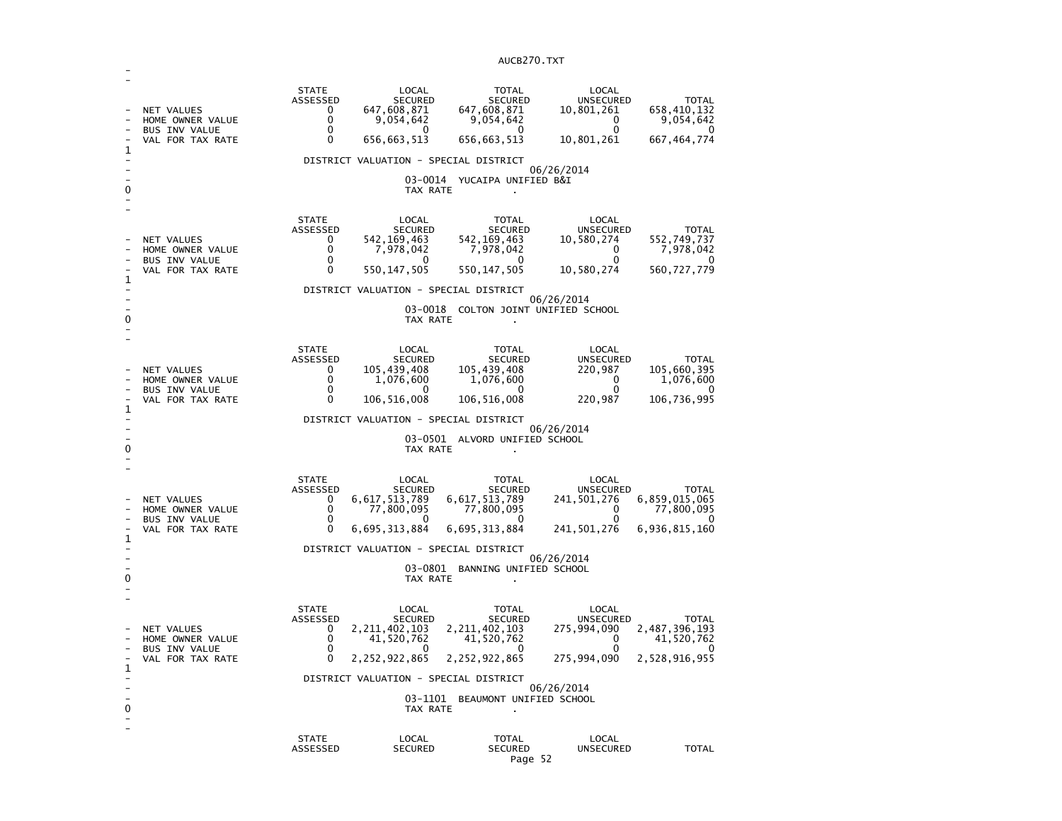| | STATE ASSESSED | LOCAL SECURED | TOTAL SECURED | LOCAL UNSECURED | TOTAL |
|---|---|---|---|---|---|
| NET VALUES | 0 | 647,608,871 | 647,608,871 | 10,801,261 | 658,410,132 |
| HOME OWNER VALUE | 0 | 9,054,642 | 9,054,642 | 0 | 9,054,642 |
| BUS INV VALUE | 0 | 0 | 0 | 0 | 0 |
| VAL FOR TAX RATE | 0 | 656,663,513 | 656,663,513 | 10,801,261 | 667,464,774 |

DISTRICT VALUATION - SPECIAL DISTRICT

06/26/2014

03-0014 YUCAIPA UNIFIED B&I

TAX RATE .

| | STATE ASSESSED | LOCAL SECURED | TOTAL SECURED | LOCAL UNSECURED | TOTAL |
|---|---|---|---|---|---|
| NET VALUES | 0 | 542,169,463 | 542,169,463 | 10,580,274 | 552,749,737 |
| HOME OWNER VALUE | 0 | 7,978,042 | 7,978,042 | 0 | 7,978,042 |
| BUS INV VALUE | 0 | 0 | 0 | 0 | 0 |
| VAL FOR TAX RATE | 0 | 550,147,505 | 550,147,505 | 10,580,274 | 560,727,779 |

DISTRICT VALUATION - SPECIAL DISTRICT

06/26/2014

03-0018 COLTON JOINT UNIFIED SCHOOL

TAX RATE .

| | STATE ASSESSED | LOCAL SECURED | TOTAL SECURED | LOCAL UNSECURED | TOTAL |
|---|---|---|---|---|---|
| NET VALUES | 0 | 105,439,408 | 105,439,408 | 220,987 | 105,660,395 |
| HOME OWNER VALUE | 0 | 1,076,600 | 1,076,600 | 0 | 1,076,600 |
| BUS INV VALUE | 0 | 0 | 0 | 0 | 0 |
| VAL FOR TAX RATE | 0 | 106,516,008 | 106,516,008 | 220,987 | 106,736,995 |

DISTRICT VALUATION - SPECIAL DISTRICT

06/26/2014

03-0501 ALVORD UNIFIED SCHOOL

TAX RATE .

| | STATE ASSESSED | LOCAL SECURED | TOTAL SECURED | LOCAL UNSECURED | TOTAL |
|---|---|---|---|---|---|
| NET VALUES | 0 | 6,617,513,789 | 6,617,513,789 | 241,501,276 | 6,859,015,065 |
| HOME OWNER VALUE | 0 | 77,800,095 | 77,800,095 | 0 | 77,800,095 |
| BUS INV VALUE | 0 | 0 | 0 | 0 | 0 |
| VAL FOR TAX RATE | 0 | 6,695,313,884 | 6,695,313,884 | 241,501,276 | 6,936,815,160 |

DISTRICT VALUATION - SPECIAL DISTRICT

06/26/2014

03-0801 BANNING UNIFIED SCHOOL

TAX RATE .

| | STATE ASSESSED | LOCAL SECURED | TOTAL SECURED | LOCAL UNSECURED | TOTAL |
|---|---|---|---|---|---|
| NET VALUES | 0 | 2,211,402,103 | 2,211,402,103 | 275,994,090 | 2,487,396,193 |
| HOME OWNER VALUE | 0 | 41,520,762 | 41,520,762 | 0 | 41,520,762 |
| BUS INV VALUE | 0 | 0 | 0 | 0 | 0 |
| VAL FOR TAX RATE | 0 | 2,252,922,865 | 2,252,922,865 | 275,994,090 | 2,528,916,955 |

DISTRICT VALUATION - SPECIAL DISTRICT

06/26/2014

03-1101 BEAUMONT UNIFIED SCHOOL

TAX RATE .

| | STATE ASSESSED | LOCAL SECURED | TOTAL SECURED | LOCAL UNSECURED | TOTAL |
|---|---|---|---|---|---|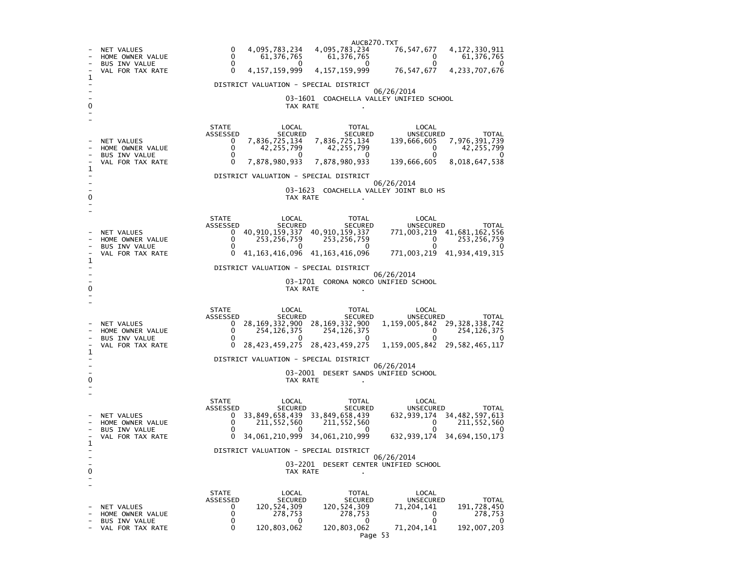| | STATE ASSESSED | LOCAL SECURED | TOTAL SECURED | LOCAL UNSECURED | TOTAL |
|---|---|---|---|---|---|
| NET VALUES | 0 | 4,095,783,234 | 4,095,783,234 | 76,547,677 | 4,172,330,911 |
| HOME OWNER VALUE | 0 | 61,376,765 | 61,376,765 | 0 | 61,376,765 |
| BUS INV VALUE | 0 | 0 | 0 | 0 | 0 |
| VAL FOR TAX RATE | 0 | 4,157,159,999 | 4,157,159,999 | 76,547,677 | 4,233,707,676 |

DISTRICT VALUATION - SPECIAL DISTRICT

06/26/2014

03-1601 COACHELLA VALLEY UNIFIED SCHOOL

TAX RATE .

| | STATE ASSESSED | LOCAL SECURED | TOTAL SECURED | LOCAL UNSECURED | TOTAL |
|---|---|---|---|---|---|
| NET VALUES | 0 | 7,836,725,134 | 7,836,725,134 | 139,666,605 | 7,976,391,739 |
| HOME OWNER VALUE | 0 | 42,255,799 | 42,255,799 | 0 | 42,255,799 |
| BUS INV VALUE | 0 | 0 | 0 | 0 | 0 |
| VAL FOR TAX RATE | 0 | 7,878,980,933 | 7,878,980,933 | 139,666,605 | 8,018,647,538 |

DISTRICT VALUATION - SPECIAL DISTRICT

06/26/2014

03-1623 COACHELLA VALLEY JOINT BLO HS

TAX RATE .

| | STATE ASSESSED | LOCAL SECURED | TOTAL SECURED | LOCAL UNSECURED | TOTAL |
|---|---|---|---|---|---|
| NET VALUES | 0 | 40,910,159,337 | 40,910,159,337 | 771,003,219 | 41,681,162,556 |
| HOME OWNER VALUE | 0 | 253,256,759 | 253,256,759 | 0 | 253,256,759 |
| BUS INV VALUE | 0 | 0 | 0 | 0 | 0 |
| VAL FOR TAX RATE | 0 | 41,163,416,096 | 41,163,416,096 | 771,003,219 | 41,934,419,315 |

DISTRICT VALUATION - SPECIAL DISTRICT

06/26/2014

03-1701 CORONA NORCO UNIFIED SCHOOL

TAX RATE .

| | STATE ASSESSED | LOCAL SECURED | TOTAL SECURED | LOCAL UNSECURED | TOTAL |
|---|---|---|---|---|---|
| NET VALUES | 0 | 28,169,332,900 | 28,169,332,900 | 1,159,005,842 | 29,328,338,742 |
| HOME OWNER VALUE | 0 | 254,126,375 | 254,126,375 | 0 | 254,126,375 |
| BUS INV VALUE | 0 | 0 | 0 | 0 | 0 |
| VAL FOR TAX RATE | 0 | 28,423,459,275 | 28,423,459,275 | 1,159,005,842 | 29,582,465,117 |

DISTRICT VALUATION - SPECIAL DISTRICT

06/26/2014

03-2001 DESERT SANDS UNIFIED SCHOOL

TAX RATE .

| | STATE ASSESSED | LOCAL SECURED | TOTAL SECURED | LOCAL UNSECURED | TOTAL |
|---|---|---|---|---|---|
| NET VALUES | 0 | 33,849,658,439 | 33,849,658,439 | 632,939,174 | 34,482,597,613 |
| HOME OWNER VALUE | 0 | 211,552,560 | 211,552,560 | 0 | 211,552,560 |
| BUS INV VALUE | 0 | 0 | 0 | 0 | 0 |
| VAL FOR TAX RATE | 0 | 34,061,210,999 | 34,061,210,999 | 632,939,174 | 34,694,150,173 |

DISTRICT VALUATION - SPECIAL DISTRICT

06/26/2014

03-2201 DESERT CENTER UNIFIED SCHOOL

TAX RATE .

| | STATE ASSESSED | LOCAL SECURED | TOTAL SECURED | LOCAL UNSECURED | TOTAL |
|---|---|---|---|---|---|
| NET VALUES | 0 | 120,524,309 | 120,524,309 | 71,204,141 | 191,728,450 |
| HOME OWNER VALUE | 0 | 278,753 | 278,753 | 0 | 278,753 |
| BUS INV VALUE | 0 | 0 | 0 | 0 | 0 |
| VAL FOR TAX RATE | 0 | 120,803,062 | 120,803,062 | 71,204,141 | 192,007,203 |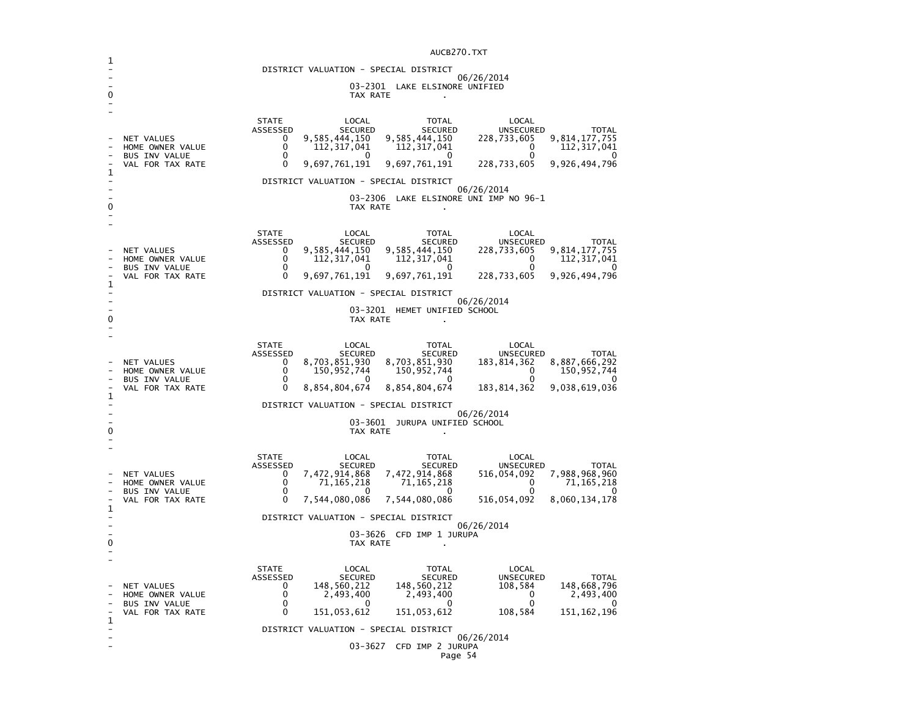DISTRICT VALUATION - SPECIAL DISTRICT

06/26/2014

03-2301 LAKE ELSINORE UNIFIED

TAX RATE .

| | STATE ASSESSED | LOCAL SECURED | TOTAL SECURED | LOCAL UNSECURED | TOTAL |
|---|---|---|---|---|---|
| NET VALUES | 0 | 9,585,444,150 | 9,585,444,150 | 228,733,605 | 9,814,177,755 |
| HOME OWNER VALUE | 0 | 112,317,041 | 112,317,041 | 0 | 112,317,041 |
| BUS INV VALUE | 0 | 0 | 0 | 0 | 0 |
| VAL FOR TAX RATE | 0 | 9,697,761,191 | 9,697,761,191 | 228,733,605 | 9,926,494,796 |

DISTRICT VALUATION - SPECIAL DISTRICT

06/26/2014

03-2306 LAKE ELSINORE UNI IMP NO 96-1

TAX RATE .

| | STATE ASSESSED | LOCAL SECURED | TOTAL SECURED | LOCAL UNSECURED | TOTAL |
|---|---|---|---|---|---|
| NET VALUES | 0 | 9,585,444,150 | 9,585,444,150 | 228,733,605 | 9,814,177,755 |
| HOME OWNER VALUE | 0 | 112,317,041 | 112,317,041 | 0 | 112,317,041 |
| BUS INV VALUE | 0 | 0 | 0 | 0 | 0 |
| VAL FOR TAX RATE | 0 | 9,697,761,191 | 9,697,761,191 | 228,733,605 | 9,926,494,796 |

DISTRICT VALUATION - SPECIAL DISTRICT

06/26/2014

03-3201 HEMET UNIFIED SCHOOL

TAX RATE .

| | STATE ASSESSED | LOCAL SECURED | TOTAL SECURED | LOCAL UNSECURED | TOTAL |
|---|---|---|---|---|---|
| NET VALUES | 0 | 8,703,851,930 | 8,703,851,930 | 183,814,362 | 8,887,666,292 |
| HOME OWNER VALUE | 0 | 150,952,744 | 150,952,744 | 0 | 150,952,744 |
| BUS INV VALUE | 0 | 0 | 0 | 0 | 0 |
| VAL FOR TAX RATE | 0 | 8,854,804,674 | 8,854,804,674 | 183,814,362 | 9,038,619,036 |

DISTRICT VALUATION - SPECIAL DISTRICT

06/26/2014

03-3601 JURUPA UNIFIED SCHOOL

TAX RATE .

| | STATE ASSESSED | LOCAL SECURED | TOTAL SECURED | LOCAL UNSECURED | TOTAL |
|---|---|---|---|---|---|
| NET VALUES | 0 | 7,472,914,868 | 7,472,914,868 | 516,054,092 | 7,988,968,960 |
| HOME OWNER VALUE | 0 | 71,165,218 | 71,165,218 | 0 | 71,165,218 |
| BUS INV VALUE | 0 | 0 | 0 | 0 | 0 |
| VAL FOR TAX RATE | 0 | 7,544,080,086 | 7,544,080,086 | 516,054,092 | 8,060,134,178 |

DISTRICT VALUATION - SPECIAL DISTRICT

06/26/2014

03-3626 CFD IMP 1 JURUPA

TAX RATE .

| | STATE ASSESSED | LOCAL SECURED | TOTAL SECURED | LOCAL UNSECURED | TOTAL |
|---|---|---|---|---|---|
| NET VALUES | 0 | 148,560,212 | 148,560,212 | 108,584 | 148,668,796 |
| HOME OWNER VALUE | 0 | 2,493,400 | 2,493,400 | 0 | 2,493,400 |
| BUS INV VALUE | 0 | 0 | 0 | 0 | 0 |
| VAL FOR TAX RATE | 0 | 151,053,612 | 151,053,612 | 108,584 | 151,162,196 |

DISTRICT VALUATION - SPECIAL DISTRICT

06/26/2014

03-3627 CFD IMP 2 JURUPA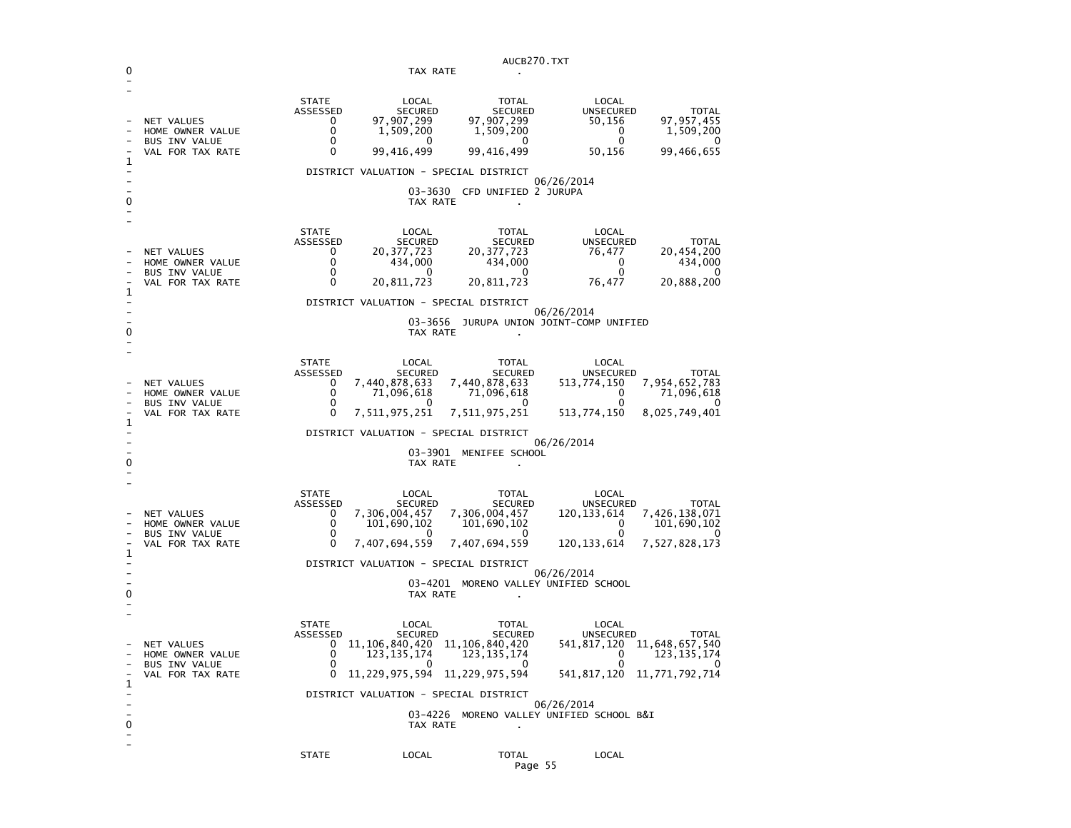TAX RATE .

| | STATE ASSESSED | LOCAL SECURED | TOTAL SECURED | LOCAL UNSECURED | TOTAL |
|---|---|---|---|---|---|
| NET VALUES | 0 | 97,907,299 | 97,907,299 | 50,156 | 97,957,455 |
| HOME OWNER VALUE | 0 | 1,509,200 | 1,509,200 | 0 | 1,509,200 |
| BUS INV VALUE | 0 | 0 | 0 | 0 | 0 |
| VAL FOR TAX RATE | 0 | 99,416,499 | 99,416,499 | 50,156 | 99,466,655 |

DISTRICT VALUATION - SPECIAL DISTRICT

06/26/2014

03-3630 CFD UNIFIED 2 JURUPA

TAX RATE .

| | STATE ASSESSED | LOCAL SECURED | TOTAL SECURED | LOCAL UNSECURED | TOTAL |
|---|---|---|---|---|---|
| NET VALUES | 0 | 20,377,723 | 20,377,723 | 76,477 | 20,454,200 |
| HOME OWNER VALUE | 0 | 434,000 | 434,000 | 0 | 434,000 |
| BUS INV VALUE | 0 | 0 | 0 | 0 | 0 |
| VAL FOR TAX RATE | 0 | 20,811,723 | 20,811,723 | 76,477 | 20,888,200 |

DISTRICT VALUATION - SPECIAL DISTRICT

06/26/2014

03-3656 JURUPA UNION JOINT-COMP UNIFIED

TAX RATE .

| | STATE ASSESSED | LOCAL SECURED | TOTAL SECURED | LOCAL UNSECURED | TOTAL |
|---|---|---|---|---|---|
| NET VALUES | 0 | 7,440,878,633 | 7,440,878,633 | 513,774,150 | 7,954,652,783 |
| HOME OWNER VALUE | 0 | 71,096,618 | 71,096,618 | 0 | 71,096,618 |
| BUS INV VALUE | 0 | 0 | 0 | 0 | 0 |
| VAL FOR TAX RATE | 0 | 7,511,975,251 | 7,511,975,251 | 513,774,150 | 8,025,749,401 |

DISTRICT VALUATION - SPECIAL DISTRICT

06/26/2014

03-3901 MENIFEE SCHOOL

TAX RATE .

| | STATE ASSESSED | LOCAL SECURED | TOTAL SECURED | LOCAL UNSECURED | TOTAL |
|---|---|---|---|---|---|
| NET VALUES | 0 | 7,306,004,457 | 7,306,004,457 | 120,133,614 | 7,426,138,071 |
| HOME OWNER VALUE | 0 | 101,690,102 | 101,690,102 | 0 | 101,690,102 |
| BUS INV VALUE | 0 | 0 | 0 | 0 | 0 |
| VAL FOR TAX RATE | 0 | 7,407,694,559 | 7,407,694,559 | 120,133,614 | 7,527,828,173 |

DISTRICT VALUATION - SPECIAL DISTRICT

06/26/2014

03-4201 MORENO VALLEY UNIFIED SCHOOL

TAX RATE .

| | STATE ASSESSED | LOCAL SECURED | TOTAL SECURED | LOCAL UNSECURED | TOTAL |
|---|---|---|---|---|---|
| NET VALUES | 0 | 11,106,840,420 | 11,106,840,420 | 541,817,120 | 11,648,657,540 |
| HOME OWNER VALUE | 0 | 123,135,174 | 123,135,174 | 0 | 123,135,174 |
| BUS INV VALUE | 0 | 0 | 0 | 0 | 0 |
| VAL FOR TAX RATE | 0 | 11,229,975,594 | 11,229,975,594 | 541,817,120 | 11,771,792,714 |

DISTRICT VALUATION - SPECIAL DISTRICT

06/26/2014

03-4226 MORENO VALLEY UNIFIED SCHOOL B&I

TAX RATE .

STATE LOCAL TOTAL LOCAL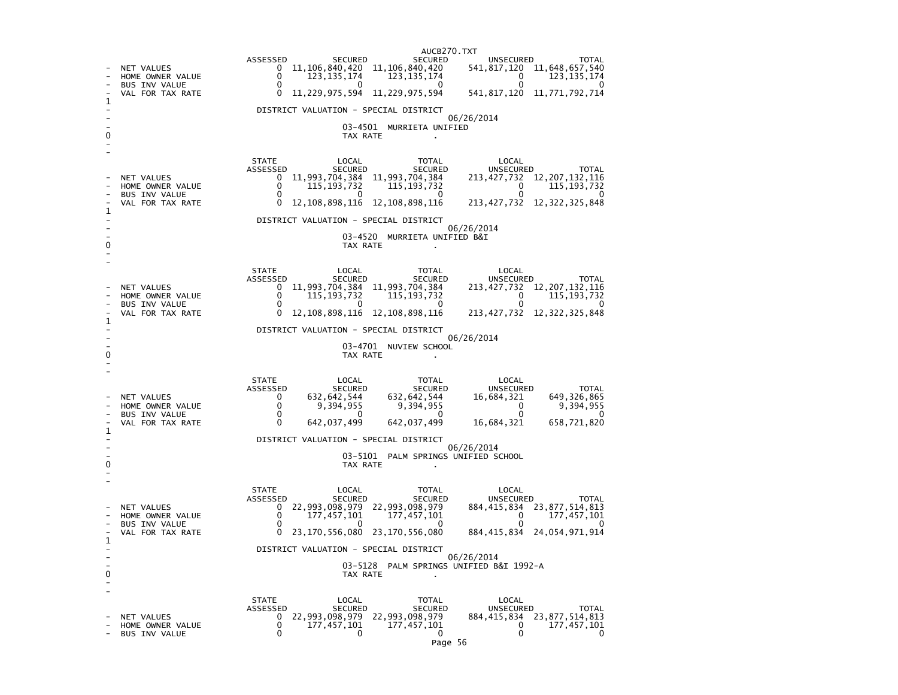AUCB270.TXT

| | ASSESSED | SECURED | SECURED | UNSECURED | TOTAL |
|---|---|---|---|---|---|
| - NET VALUES | 0 | 11,106,840,420 | 11,106,840,420 | 541,817,120 | 11,648,657,540 |
| - HOME OWNER VALUE | 0 | 123,135,174 | 123,135,174 | 0 | 123,135,174 |
| - BUS INV VALUE | 0 | 0 | 0 | 0 | 0 |
| - VAL FOR TAX RATE | 0 | 11,229,975,594 | 11,229,975,594 | 541,817,120 | 11,771,792,714 |

1
DISTRICT VALUATION - SPECIAL DISTRICT
06/26/2014
03-4501 MURRIETA UNIFIED
0 TAX RATE .

| | STATE ASSESSED | LOCAL SECURED | TOTAL SECURED | LOCAL UNSECURED | TOTAL |
|---|---|---|---|---|---|
| - NET VALUES | 0 | 11,993,704,384 | 11,993,704,384 | 213,427,732 | 12,207,132,116 |
| - HOME OWNER VALUE | 0 | 115,193,732 | 115,193,732 | 0 | 115,193,732 |
| - BUS INV VALUE | 0 | 0 | 0 | 0 | 0 |
| - VAL FOR TAX RATE | 0 | 12,108,898,116 | 12,108,898,116 | 213,427,732 | 12,322,325,848 |

1
DISTRICT VALUATION - SPECIAL DISTRICT
06/26/2014
03-4520 MURRIETA UNIFIED B&I
0 TAX RATE .

| | STATE ASSESSED | LOCAL SECURED | TOTAL SECURED | LOCAL UNSECURED | TOTAL |
|---|---|---|---|---|---|
| - NET VALUES | 0 | 11,993,704,384 | 11,993,704,384 | 213,427,732 | 12,207,132,116 |
| - HOME OWNER VALUE | 0 | 115,193,732 | 115,193,732 | 0 | 115,193,732 |
| - BUS INV VALUE | 0 | 0 | 0 | 0 | 0 |
| - VAL FOR TAX RATE | 0 | 12,108,898,116 | 12,108,898,116 | 213,427,732 | 12,322,325,848 |

1
DISTRICT VALUATION - SPECIAL DISTRICT
06/26/2014
03-4701 NUVIEW SCHOOL
0 TAX RATE .

| | STATE ASSESSED | LOCAL SECURED | TOTAL SECURED | LOCAL UNSECURED | TOTAL |
|---|---|---|---|---|---|
| - NET VALUES | 0 | 632,642,544 | 632,642,544 | 16,684,321 | 649,326,865 |
| - HOME OWNER VALUE | 0 | 9,394,955 | 9,394,955 | 0 | 9,394,955 |
| - BUS INV VALUE | 0 | 0 | 0 | 0 | 0 |
| - VAL FOR TAX RATE | 0 | 642,037,499 | 642,037,499 | 16,684,321 | 658,721,820 |

1
DISTRICT VALUATION - SPECIAL DISTRICT
06/26/2014
03-5101 PALM SPRINGS UNIFIED SCHOOL
0 TAX RATE .

| | STATE ASSESSED | LOCAL SECURED | TOTAL SECURED | LOCAL UNSECURED | TOTAL |
|---|---|---|---|---|---|
| - NET VALUES | 0 | 22,993,098,979 | 22,993,098,979 | 884,415,834 | 23,877,514,813 |
| - HOME OWNER VALUE | 0 | 177,457,101 | 177,457,101 | 0 | 177,457,101 |
| - BUS INV VALUE | 0 | 0 | 0 | 0 | 0 |
| - VAL FOR TAX RATE | 0 | 23,170,556,080 | 23,170,556,080 | 884,415,834 | 24,054,971,914 |

1
DISTRICT VALUATION - SPECIAL DISTRICT
06/26/2014
03-5128 PALM SPRINGS UNIFIED B&I 1992-A
0 TAX RATE .

| | STATE ASSESSED | LOCAL SECURED | TOTAL SECURED | LOCAL UNSECURED | TOTAL |
|---|---|---|---|---|---|
| - NET VALUES | 0 | 22,993,098,979 | 22,993,098,979 | 884,415,834 | 23,877,514,813 |
| - HOME OWNER VALUE | 0 | 177,457,101 | 177,457,101 | 0 | 177,457,101 |
| - BUS INV VALUE | 0 | 0 | 0 | 0 | 0 |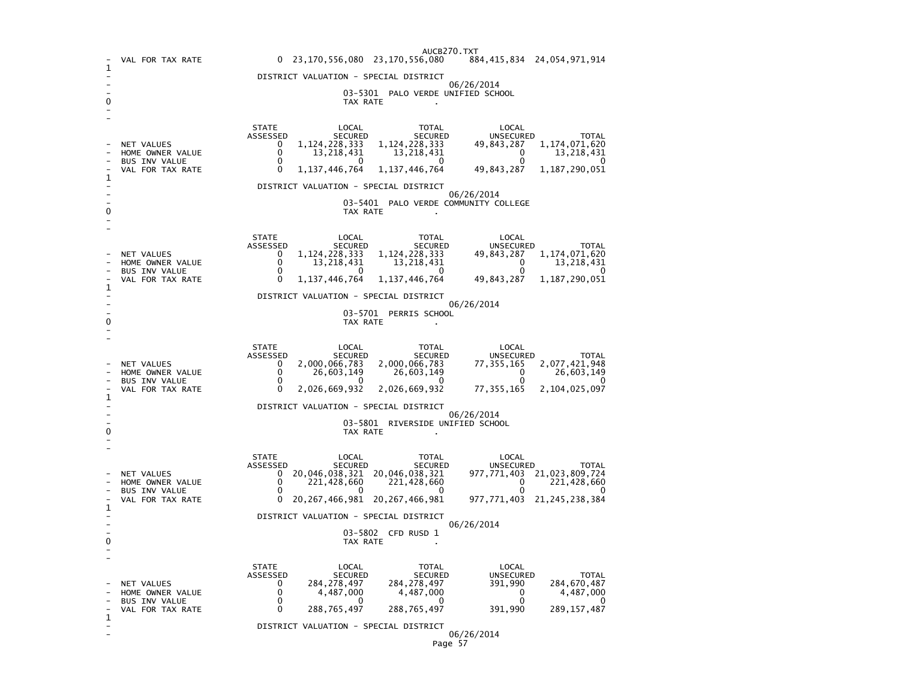| | STATE ASSESSED | LOCAL SECURED | TOTAL SECURED | LOCAL UNSECURED | TOTAL |
|---|---|---|---|---|---|
| VAL FOR TAX RATE | 0 | 23,170,556,080 | 23,170,556,080 | 884,415,834 | 24,054,971,914 |

DISTRICT VALUATION - SPECIAL DISTRICT

06/26/2014

03-5301 PALO VERDE UNIFIED SCHOOL

TAX RATE .

| | STATE ASSESSED | LOCAL SECURED | TOTAL SECURED | LOCAL UNSECURED | TOTAL |
|---|---|---|---|---|---|
| NET VALUES | 0 | 1,124,228,333 | 1,124,228,333 | 49,843,287 | 1,174,071,620 |
| HOME OWNER VALUE | 0 | 13,218,431 | 13,218,431 | 0 | 13,218,431 |
| BUS INV VALUE | 0 | 0 | 0 | 0 | 0 |
| VAL FOR TAX RATE | 0 | 1,137,446,764 | 1,137,446,764 | 49,843,287 | 1,187,290,051 |

DISTRICT VALUATION - SPECIAL DISTRICT

06/26/2014

03-5401 PALO VERDE COMMUNITY COLLEGE

TAX RATE .

| | STATE ASSESSED | LOCAL SECURED | TOTAL SECURED | LOCAL UNSECURED | TOTAL |
|---|---|---|---|---|---|
| NET VALUES | 0 | 1,124,228,333 | 1,124,228,333 | 49,843,287 | 1,174,071,620 |
| HOME OWNER VALUE | 0 | 13,218,431 | 13,218,431 | 0 | 13,218,431 |
| BUS INV VALUE | 0 | 0 | 0 | 0 | 0 |
| VAL FOR TAX RATE | 0 | 1,137,446,764 | 1,137,446,764 | 49,843,287 | 1,187,290,051 |

DISTRICT VALUATION - SPECIAL DISTRICT

06/26/2014

03-5701 PERRIS SCHOOL

TAX RATE .

| | STATE ASSESSED | LOCAL SECURED | TOTAL SECURED | LOCAL UNSECURED | TOTAL |
|---|---|---|---|---|---|
| NET VALUES | 0 | 2,000,066,783 | 2,000,066,783 | 77,355,165 | 2,077,421,948 |
| HOME OWNER VALUE | 0 | 26,603,149 | 26,603,149 | 0 | 26,603,149 |
| BUS INV VALUE | 0 | 0 | 0 | 0 | 0 |
| VAL FOR TAX RATE | 0 | 2,026,669,932 | 2,026,669,932 | 77,355,165 | 2,104,025,097 |

DISTRICT VALUATION - SPECIAL DISTRICT

06/26/2014

03-5801 RIVERSIDE UNIFIED SCHOOL

TAX RATE .

| | STATE ASSESSED | LOCAL SECURED | TOTAL SECURED | LOCAL UNSECURED | TOTAL |
|---|---|---|---|---|---|
| NET VALUES | 0 | 20,046,038,321 | 20,046,038,321 | 977,771,403 | 21,023,809,724 |
| HOME OWNER VALUE | 0 | 221,428,660 | 221,428,660 | 0 | 221,428,660 |
| BUS INV VALUE | 0 | 0 | 0 | 0 | 0 |
| VAL FOR TAX RATE | 0 | 20,267,466,981 | 20,267,466,981 | 977,771,403 | 21,245,238,384 |

DISTRICT VALUATION - SPECIAL DISTRICT

06/26/2014

03-5802 CFD RUSD 1

TAX RATE .

| | STATE ASSESSED | LOCAL SECURED | TOTAL SECURED | LOCAL UNSECURED | TOTAL |
|---|---|---|---|---|---|
| NET VALUES | 0 | 284,278,497 | 284,278,497 | 391,990 | 284,670,487 |
| HOME OWNER VALUE | 0 | 4,487,000 | 4,487,000 | 0 | 4,487,000 |
| BUS INV VALUE | 0 | 0 | 0 | 0 | 0 |
| VAL FOR TAX RATE | 0 | 288,765,497 | 288,765,497 | 391,990 | 289,157,487 |

DISTRICT VALUATION - SPECIAL DISTRICT

06/26/2014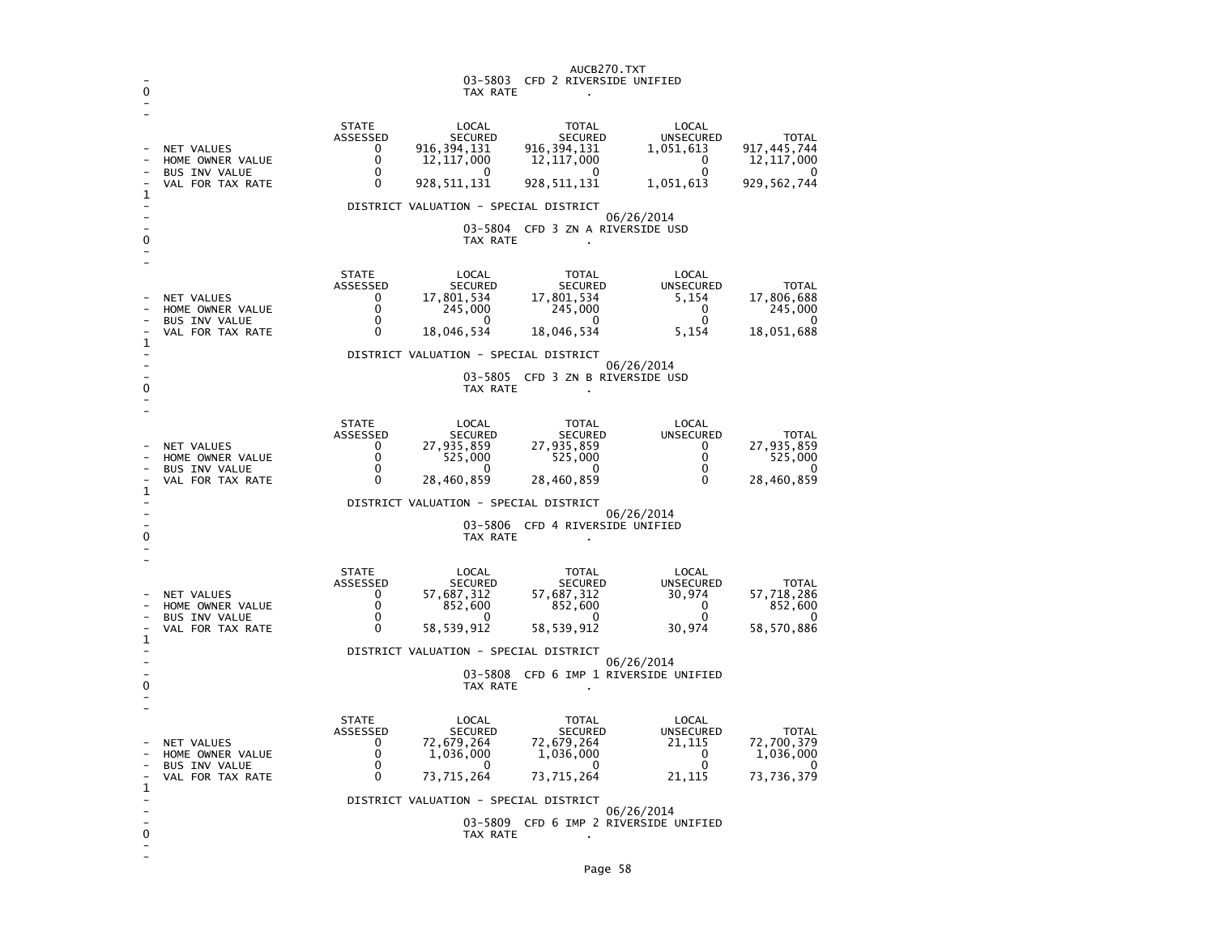AUCB270.TXT

03-5803 CFD 2 RIVERSIDE UNIFIED
TAX RATE .

| | STATE ASSESSED | LOCAL SECURED | TOTAL SECURED | LOCAL UNSECURED | TOTAL |
|---|---|---|---|---|---|
| NET VALUES | 0 | 916,394,131 | 916,394,131 | 1,051,613 | 917,445,744 |
| HOME OWNER VALUE | 0 | 12,117,000 | 12,117,000 | 0 | 12,117,000 |
| BUS INV VALUE | 0 | 0 | 0 | 0 | 0 |
| VAL FOR TAX RATE | 0 | 928,511,131 | 928,511,131 | 1,051,613 | 929,562,744 |

DISTRICT VALUATION - SPECIAL DISTRICT
06/26/2014

03-5804 CFD 3 ZN A RIVERSIDE USD
TAX RATE .

| | STATE ASSESSED | LOCAL SECURED | TOTAL SECURED | LOCAL UNSECURED | TOTAL |
|---|---|---|---|---|---|
| NET VALUES | 0 | 17,801,534 | 17,801,534 | 5,154 | 17,806,688 |
| HOME OWNER VALUE | 0 | 245,000 | 245,000 | 0 | 245,000 |
| BUS INV VALUE | 0 | 0 | 0 | 0 | 0 |
| VAL FOR TAX RATE | 0 | 18,046,534 | 18,046,534 | 5,154 | 18,051,688 |

DISTRICT VALUATION - SPECIAL DISTRICT
06/26/2014

03-5805 CFD 3 ZN B RIVERSIDE USD
TAX RATE .

| | STATE ASSESSED | LOCAL SECURED | TOTAL SECURED | LOCAL UNSECURED | TOTAL |
|---|---|---|---|---|---|
| NET VALUES | 0 | 27,935,859 | 27,935,859 | 0 | 27,935,859 |
| HOME OWNER VALUE | 0 | 525,000 | 525,000 | 0 | 525,000 |
| BUS INV VALUE | 0 | 0 | 0 | 0 | 0 |
| VAL FOR TAX RATE | 0 | 28,460,859 | 28,460,859 | 0 | 28,460,859 |

DISTRICT VALUATION - SPECIAL DISTRICT
06/26/2014

03-5806 CFD 4 RIVERSIDE UNIFIED
TAX RATE .

| | STATE ASSESSED | LOCAL SECURED | TOTAL SECURED | LOCAL UNSECURED | TOTAL |
|---|---|---|---|---|---|
| NET VALUES | 0 | 57,687,312 | 57,687,312 | 30,974 | 57,718,286 |
| HOME OWNER VALUE | 0 | 852,600 | 852,600 | 0 | 852,600 |
| BUS INV VALUE | 0 | 0 | 0 | 0 | 0 |
| VAL FOR TAX RATE | 0 | 58,539,912 | 58,539,912 | 30,974 | 58,570,886 |

DISTRICT VALUATION - SPECIAL DISTRICT
06/26/2014

03-5808 CFD 6 IMP 1 RIVERSIDE UNIFIED
TAX RATE .

| | STATE ASSESSED | LOCAL SECURED | TOTAL SECURED | LOCAL UNSECURED | TOTAL |
|---|---|---|---|---|---|
| NET VALUES | 0 | 72,679,264 | 72,679,264 | 21,115 | 72,700,379 |
| HOME OWNER VALUE | 0 | 1,036,000 | 1,036,000 | 0 | 1,036,000 |
| BUS INV VALUE | 0 | 0 | 0 | 0 | 0 |
| VAL FOR TAX RATE | 0 | 73,715,264 | 73,715,264 | 21,115 | 73,736,379 |

DISTRICT VALUATION - SPECIAL DISTRICT
06/26/2014

03-5809 CFD 6 IMP 2 RIVERSIDE UNIFIED
TAX RATE .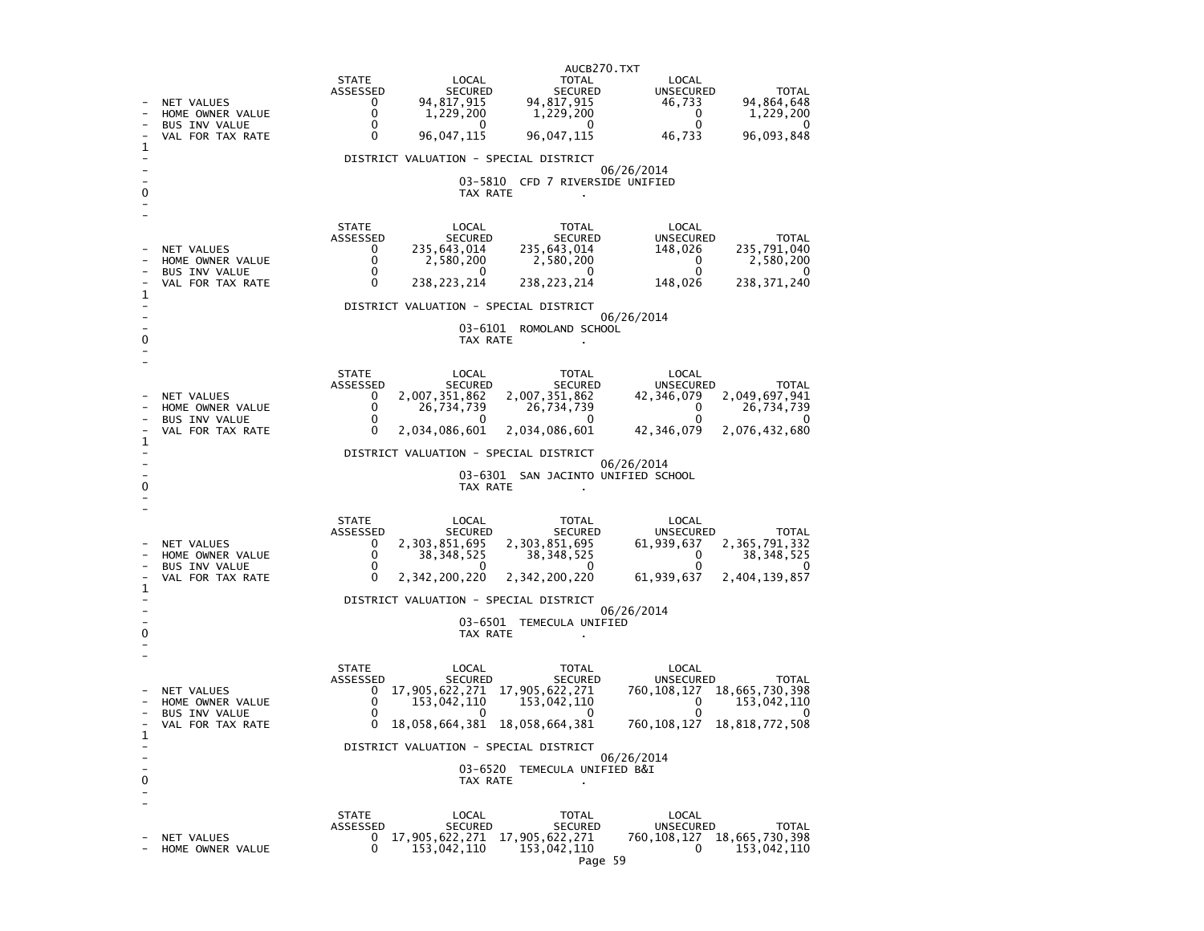| | STATE ASSESSED | LOCAL SECURED | TOTAL SECURED | LOCAL UNSECURED | TOTAL |
|---|---|---|---|---|---|
| NET VALUES | 0 | 94,817,915 | 94,817,915 | 46,733 | 94,864,648 |
| HOME OWNER VALUE | 0 | 1,229,200 | 1,229,200 | 0 | 1,229,200 |
| BUS INV VALUE | 0 | 0 | 0 | 0 | 0 |
| VAL FOR TAX RATE | 0 | 96,047,115 | 96,047,115 | 46,733 | 96,093,848 |

DISTRICT VALUATION - SPECIAL DISTRICT

06/26/2014

03-5810 CFD 7 RIVERSIDE UNIFIED

TAX RATE .

| | STATE ASSESSED | LOCAL SECURED | TOTAL SECURED | LOCAL UNSECURED | TOTAL |
|---|---|---|---|---|---|
| NET VALUES | 0 | 235,643,014 | 235,643,014 | 148,026 | 235,791,040 |
| HOME OWNER VALUE | 0 | 2,580,200 | 2,580,200 | 0 | 2,580,200 |
| BUS INV VALUE | 0 | 0 | 0 | 0 | 0 |
| VAL FOR TAX RATE | 0 | 238,223,214 | 238,223,214 | 148,026 | 238,371,240 |

DISTRICT VALUATION - SPECIAL DISTRICT

06/26/2014

03-6101 ROMOLAND SCHOOL

TAX RATE .

| | STATE ASSESSED | LOCAL SECURED | TOTAL SECURED | LOCAL UNSECURED | TOTAL |
|---|---|---|---|---|---|
| NET VALUES | 0 | 2,007,351,862 | 2,007,351,862 | 42,346,079 | 2,049,697,941 |
| HOME OWNER VALUE | 0 | 26,734,739 | 26,734,739 | 0 | 26,734,739 |
| BUS INV VALUE | 0 | 0 | 0 | 0 | 0 |
| VAL FOR TAX RATE | 0 | 2,034,086,601 | 2,034,086,601 | 42,346,079 | 2,076,432,680 |

DISTRICT VALUATION - SPECIAL DISTRICT

06/26/2014

03-6301 SAN JACINTO UNIFIED SCHOOL

TAX RATE .

| | STATE ASSESSED | LOCAL SECURED | TOTAL SECURED | LOCAL UNSECURED | TOTAL |
|---|---|---|---|---|---|
| NET VALUES | 0 | 2,303,851,695 | 2,303,851,695 | 61,939,637 | 2,365,791,332 |
| HOME OWNER VALUE | 0 | 38,348,525 | 38,348,525 | 0 | 38,348,525 |
| BUS INV VALUE | 0 | 0 | 0 | 0 | 0 |
| VAL FOR TAX RATE | 0 | 2,342,200,220 | 2,342,200,220 | 61,939,637 | 2,404,139,857 |

DISTRICT VALUATION - SPECIAL DISTRICT

06/26/2014

03-6501 TEMECULA UNIFIED

TAX RATE .

| | STATE ASSESSED | LOCAL SECURED | TOTAL SECURED | LOCAL UNSECURED | TOTAL |
|---|---|---|---|---|---|
| NET VALUES | 0 | 17,905,622,271 | 17,905,622,271 | 760,108,127 | 18,665,730,398 |
| HOME OWNER VALUE | 0 | 153,042,110 | 153,042,110 | 0 | 153,042,110 |
| BUS INV VALUE | 0 | 0 | 0 | 0 | 0 |
| VAL FOR TAX RATE | 0 | 18,058,664,381 | 18,058,664,381 | 760,108,127 | 18,818,772,508 |

DISTRICT VALUATION - SPECIAL DISTRICT

06/26/2014

03-6520 TEMECULA UNIFIED B&I

TAX RATE .

| | STATE ASSESSED | LOCAL SECURED | TOTAL SECURED | LOCAL UNSECURED | TOTAL |
|---|---|---|---|---|---|
| NET VALUES | 0 | 17,905,622,271 | 17,905,622,271 | 760,108,127 | 18,665,730,398 |
| HOME OWNER VALUE | 0 | 153,042,110 | 153,042,110 | 0 | 153,042,110 |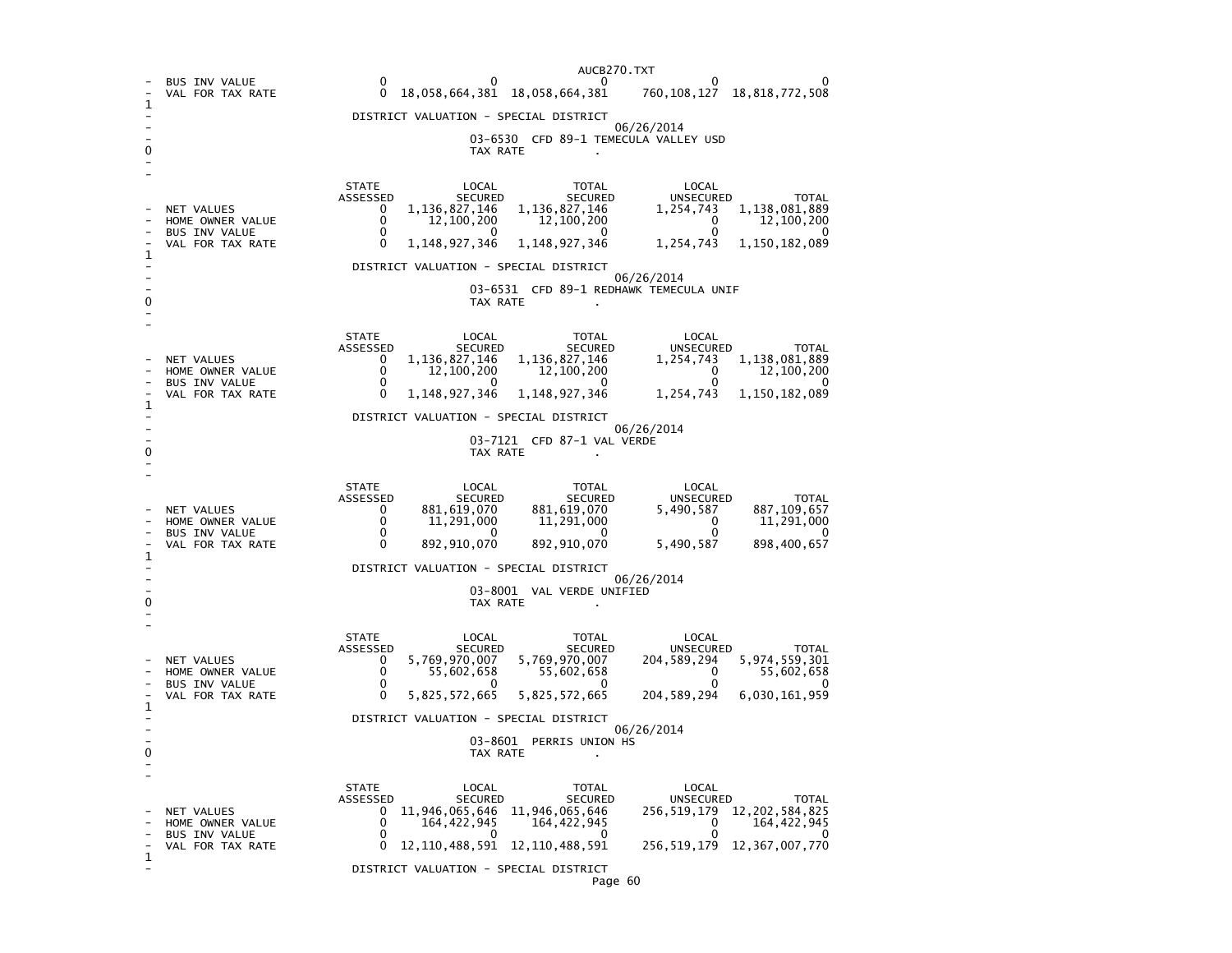| | STATE ASSESSED | LOCAL SECURED | TOTAL SECURED | LOCAL UNSECURED | TOTAL |
|---|---|---|---|---|---|
| BUS INV VALUE | 0 | 0 | 0 | 0 | 0 |
| VAL FOR TAX RATE | 0 | 18,058,664,381 | 18,058,664,381 | 760,108,127 | 18,818,772,508 |

DISTRICT VALUATION - SPECIAL DISTRICT

06/26/2014

03-6530 CFD 89-1 TEMECULA VALLEY USD

TAX RATE .

| | STATE ASSESSED | LOCAL SECURED | TOTAL SECURED | LOCAL UNSECURED | TOTAL |
|---|---|---|---|---|---|
| NET VALUES | 0 | 1,136,827,146 | 1,136,827,146 | 1,254,743 | 1,138,081,889 |
| HOME OWNER VALUE | 0 | 12,100,200 | 12,100,200 | 0 | 12,100,200 |
| BUS INV VALUE | 0 | 0 | 0 | 0 | 0 |
| VAL FOR TAX RATE | 0 | 1,148,927,346 | 1,148,927,346 | 1,254,743 | 1,150,182,089 |

DISTRICT VALUATION - SPECIAL DISTRICT

06/26/2014

03-6531 CFD 89-1 REDHAWK TEMECULA UNIF

TAX RATE .

| | STATE ASSESSED | LOCAL SECURED | TOTAL SECURED | LOCAL UNSECURED | TOTAL |
|---|---|---|---|---|---|
| NET VALUES | 0 | 1,136,827,146 | 1,136,827,146 | 1,254,743 | 1,138,081,889 |
| HOME OWNER VALUE | 0 | 12,100,200 | 12,100,200 | 0 | 12,100,200 |
| BUS INV VALUE | 0 | 0 | 0 | 0 | 0 |
| VAL FOR TAX RATE | 0 | 1,148,927,346 | 1,148,927,346 | 1,254,743 | 1,150,182,089 |

DISTRICT VALUATION - SPECIAL DISTRICT

06/26/2014

03-7121 CFD 87-1 VAL VERDE

TAX RATE .

| | STATE ASSESSED | LOCAL SECURED | TOTAL SECURED | LOCAL UNSECURED | TOTAL |
|---|---|---|---|---|---|
| NET VALUES | 0 | 881,619,070 | 881,619,070 | 5,490,587 | 887,109,657 |
| HOME OWNER VALUE | 0 | 11,291,000 | 11,291,000 | 0 | 11,291,000 |
| BUS INV VALUE | 0 | 0 | 0 | 0 | 0 |
| VAL FOR TAX RATE | 0 | 892,910,070 | 892,910,070 | 5,490,587 | 898,400,657 |

DISTRICT VALUATION - SPECIAL DISTRICT

06/26/2014

03-8001 VAL VERDE UNIFIED

TAX RATE .

| | STATE ASSESSED | LOCAL SECURED | TOTAL SECURED | LOCAL UNSECURED | TOTAL |
|---|---|---|---|---|---|
| NET VALUES | 0 | 5,769,970,007 | 5,769,970,007 | 204,589,294 | 5,974,559,301 |
| HOME OWNER VALUE | 0 | 55,602,658 | 55,602,658 | 0 | 55,602,658 |
| BUS INV VALUE | 0 | 0 | 0 | 0 | 0 |
| VAL FOR TAX RATE | 0 | 5,825,572,665 | 5,825,572,665 | 204,589,294 | 6,030,161,959 |

DISTRICT VALUATION - SPECIAL DISTRICT

06/26/2014

03-8601 PERRIS UNION HS

TAX RATE .

| | STATE ASSESSED | LOCAL SECURED | TOTAL SECURED | LOCAL UNSECURED | TOTAL |
|---|---|---|---|---|---|
| NET VALUES | 0 | 11,946,065,646 | 11,946,065,646 | 256,519,179 | 12,202,584,825 |
| HOME OWNER VALUE | 0 | 164,422,945 | 164,422,945 | 0 | 164,422,945 |
| BUS INV VALUE | 0 | 0 | 0 | 0 | 0 |
| VAL FOR TAX RATE | 0 | 12,110,488,591 | 12,110,488,591 | 256,519,179 | 12,367,007,770 |

DISTRICT VALUATION - SPECIAL DISTRICT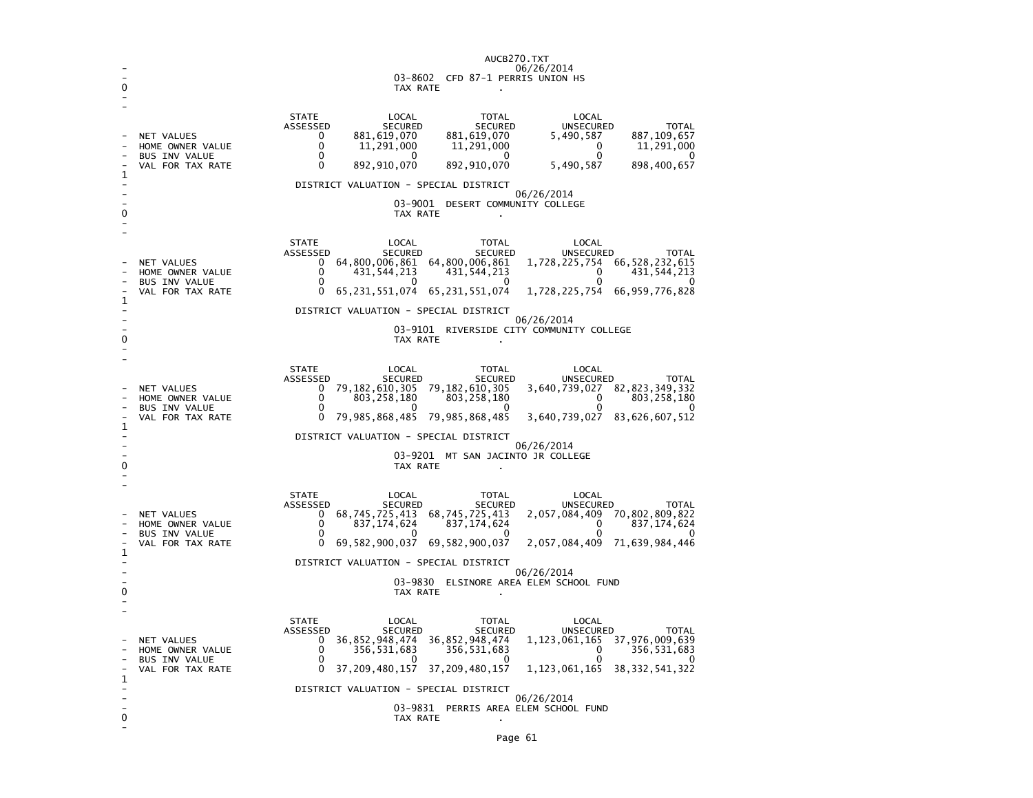AUCB270.TXT

06/26/2014

03-8602 CFD 87-1 PERRIS UNION HS

TAX RATE .

| | STATE ASSESSED | LOCAL SECURED | TOTAL SECURED | LOCAL UNSECURED | TOTAL |
|---|---|---|---|---|---|
| NET VALUES | 0 | 881,619,070 | 881,619,070 | 5,490,587 | 887,109,657 |
| HOME OWNER VALUE | 0 | 11,291,000 | 11,291,000 | 0 | 11,291,000 |
| BUS INV VALUE | 0 | 0 | 0 | 0 | 0 |
| VAL FOR TAX RATE | 0 | 892,910,070 | 892,910,070 | 5,490,587 | 898,400,657 |

DISTRICT VALUATION - SPECIAL DISTRICT

06/26/2014

03-9001 DESERT COMMUNITY COLLEGE

TAX RATE .

| | STATE ASSESSED | LOCAL SECURED | TOTAL SECURED | LOCAL UNSECURED | TOTAL |
|---|---|---|---|---|---|
| NET VALUES | 0 | 64,800,006,861 | 64,800,006,861 | 1,728,225,754 | 66,528,232,615 |
| HOME OWNER VALUE | 0 | 431,544,213 | 431,544,213 | 0 | 431,544,213 |
| BUS INV VALUE | 0 | 0 | 0 | 0 | 0 |
| VAL FOR TAX RATE | 0 | 65,231,551,074 | 65,231,551,074 | 1,728,225,754 | 66,959,776,828 |

DISTRICT VALUATION - SPECIAL DISTRICT

06/26/2014

03-9101 RIVERSIDE CITY COMMUNITY COLLEGE

TAX RATE .

| | STATE ASSESSED | LOCAL SECURED | TOTAL SECURED | LOCAL UNSECURED | TOTAL |
|---|---|---|---|---|---|
| NET VALUES | 0 | 79,182,610,305 | 79,182,610,305 | 3,640,739,027 | 82,823,349,332 |
| HOME OWNER VALUE | 0 | 803,258,180 | 803,258,180 | 0 | 803,258,180 |
| BUS INV VALUE | 0 | 0 | 0 | 0 | 0 |
| VAL FOR TAX RATE | 0 | 79,985,868,485 | 79,985,868,485 | 3,640,739,027 | 83,626,607,512 |

DISTRICT VALUATION - SPECIAL DISTRICT

06/26/2014

03-9201 MT SAN JACINTO JR COLLEGE

TAX RATE .

| | STATE ASSESSED | LOCAL SECURED | TOTAL SECURED | LOCAL UNSECURED | TOTAL |
|---|---|---|---|---|---|
| NET VALUES | 0 | 68,745,725,413 | 68,745,725,413 | 2,057,084,409 | 70,802,809,822 |
| HOME OWNER VALUE | 0 | 837,174,624 | 837,174,624 | 0 | 837,174,624 |
| BUS INV VALUE | 0 | 0 | 0 | 0 | 0 |
| VAL FOR TAX RATE | 0 | 69,582,900,037 | 69,582,900,037 | 2,057,084,409 | 71,639,984,446 |

DISTRICT VALUATION - SPECIAL DISTRICT

06/26/2014

03-9830 ELSINORE AREA ELEM SCHOOL FUND

TAX RATE .

| | STATE ASSESSED | LOCAL SECURED | TOTAL SECURED | LOCAL UNSECURED | TOTAL |
|---|---|---|---|---|---|
| NET VALUES | 0 | 36,852,948,474 | 36,852,948,474 | 1,123,061,165 | 37,976,009,639 |
| HOME OWNER VALUE | 0 | 356,531,683 | 356,531,683 | 0 | 356,531,683 |
| BUS INV VALUE | 0 | 0 | 0 | 0 | 0 |
| VAL FOR TAX RATE | 0 | 37,209,480,157 | 37,209,480,157 | 1,123,061,165 | 38,332,541,322 |

DISTRICT VALUATION - SPECIAL DISTRICT

06/26/2014

03-9831 PERRIS AREA ELEM SCHOOL FUND

TAX RATE .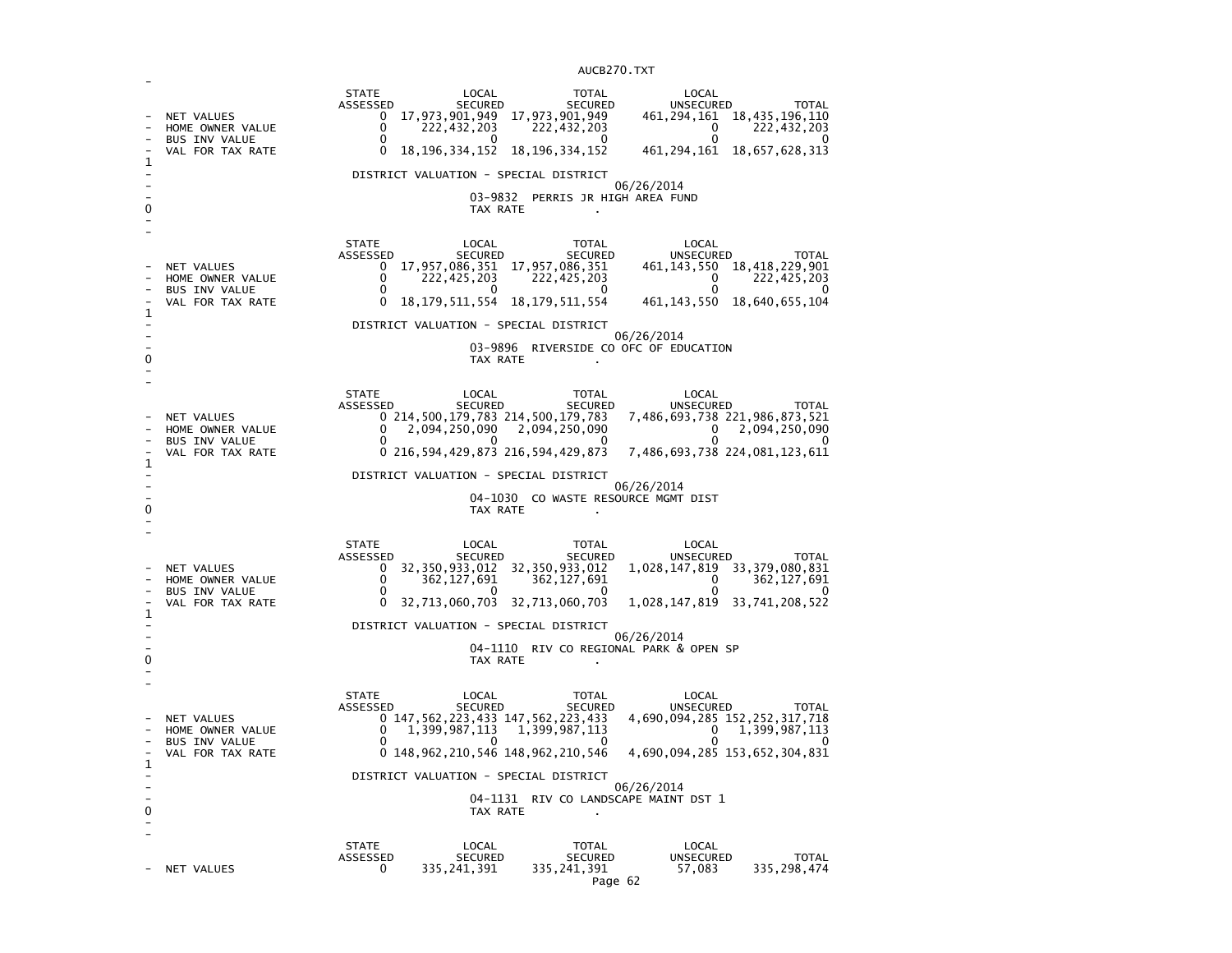| | STATE ASSESSED | LOCAL SECURED | TOTAL SECURED | LOCAL UNSECURED | TOTAL |
|---|---|---|---|---|---|
| NET VALUES | 0 | 17,973,901,949 | 17,973,901,949 | 461,294,161 | 18,435,196,110 |
| HOME OWNER VALUE | 0 | 222,432,203 | 222,432,203 | 0 | 222,432,203 |
| BUS INV VALUE | 0 | 0 | 0 | 0 | 0 |
| VAL FOR TAX RATE | 0 | 18,196,334,152 | 18,196,334,152 | 461,294,161 | 18,657,628,313 |

DISTRICT VALUATION - SPECIAL DISTRICT

06/26/2014

03-9832 PERRIS JR HIGH AREA FUND

TAX RATE .

| | STATE ASSESSED | LOCAL SECURED | TOTAL SECURED | LOCAL UNSECURED | TOTAL |
|---|---|---|---|---|---|
| NET VALUES | 0 | 17,957,086,351 | 17,957,086,351 | 461,143,550 | 18,418,229,901 |
| HOME OWNER VALUE | 0 | 222,425,203 | 222,425,203 | 0 | 222,425,203 |
| BUS INV VALUE | 0 | 0 | 0 | 0 | 0 |
| VAL FOR TAX RATE | 0 | 18,179,511,554 | 18,179,511,554 | 461,143,550 | 18,640,655,104 |

DISTRICT VALUATION - SPECIAL DISTRICT

06/26/2014

03-9896 RIVERSIDE CO OFC OF EDUCATION

TAX RATE .

| | STATE ASSESSED | LOCAL SECURED | TOTAL SECURED | LOCAL UNSECURED | TOTAL |
|---|---|---|---|---|---|
| NET VALUES | 0 | 214,500,179,783 | 214,500,179,783 | 7,486,693,738 | 221,986,873,521 |
| HOME OWNER VALUE | 0 | 2,094,250,090 | 2,094,250,090 | 0 | 2,094,250,090 |
| BUS INV VALUE | 0 | 0 | 0 | 0 | 0 |
| VAL FOR TAX RATE | 0 | 216,594,429,873 | 216,594,429,873 | 7,486,693,738 | 224,081,123,611 |

DISTRICT VALUATION - SPECIAL DISTRICT

06/26/2014

04-1030 CO WASTE RESOURCE MGMT DIST

TAX RATE .

| | STATE ASSESSED | LOCAL SECURED | TOTAL SECURED | LOCAL UNSECURED | TOTAL |
|---|---|---|---|---|---|
| NET VALUES | 0 | 32,350,933,012 | 32,350,933,012 | 1,028,147,819 | 33,379,080,831 |
| HOME OWNER VALUE | 0 | 362,127,691 | 362,127,691 | 0 | 362,127,691 |
| BUS INV VALUE | 0 | 0 | 0 | 0 | 0 |
| VAL FOR TAX RATE | 0 | 32,713,060,703 | 32,713,060,703 | 1,028,147,819 | 33,741,208,522 |

DISTRICT VALUATION - SPECIAL DISTRICT

06/26/2014

04-1110 RIV CO REGIONAL PARK & OPEN SP

TAX RATE .

| | STATE ASSESSED | LOCAL SECURED | TOTAL SECURED | LOCAL UNSECURED | TOTAL |
|---|---|---|---|---|---|
| NET VALUES | 0 | 147,562,223,433 | 147,562,223,433 | 4,690,094,285 | 152,252,317,718 |
| HOME OWNER VALUE | 0 | 1,399,987,113 | 1,399,987,113 | 0 | 1,399,987,113 |
| BUS INV VALUE | 0 | 0 | 0 | 0 | 0 |
| VAL FOR TAX RATE | 0 | 148,962,210,546 | 148,962,210,546 | 4,690,094,285 | 153,652,304,831 |

DISTRICT VALUATION - SPECIAL DISTRICT

06/26/2014

04-1131 RIV CO LANDSCAPE MAINT DST 1

TAX RATE .

| | STATE ASSESSED | LOCAL SECURED | TOTAL SECURED | LOCAL UNSECURED | TOTAL |
|---|---|---|---|---|---|
| NET VALUES | 0 | 335,241,391 | 335,241,391 | 57,083 | 335,298,474 |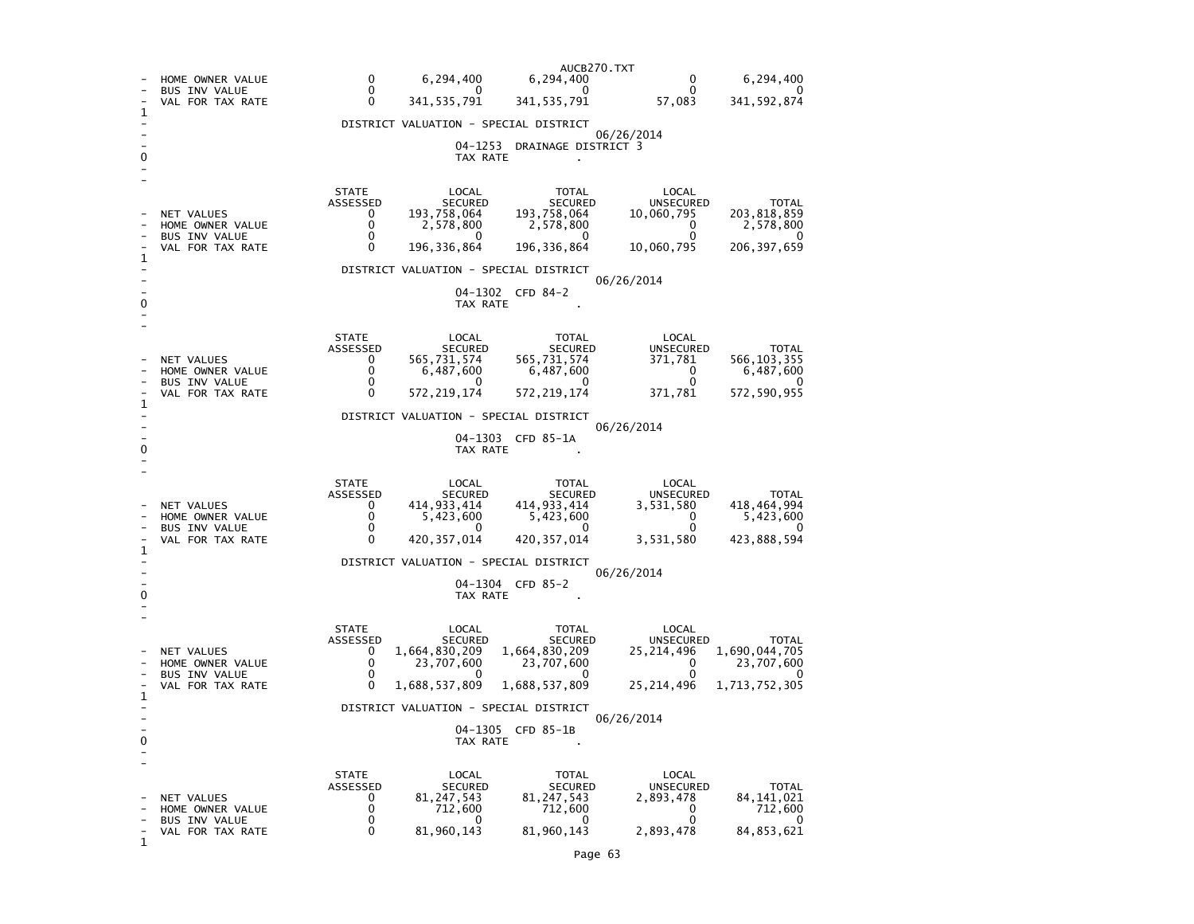| | STATE ASSESSED | LOCAL SECURED | TOTAL SECURED | LOCAL UNSECURED | TOTAL |
|---|---|---|---|---|---|
| HOME OWNER VALUE | 0 | 6,294,400 | 6,294,400 | 0 | 6,294,400 |
| BUS INV VALUE | 0 | 0 | 0 | 0 | 0 |
| VAL FOR TAX RATE | 0 | 341,535,791 | 341,535,791 | 57,083 | 341,592,874 |

## DISTRICT VALUATION - SPECIAL DISTRICT

06/26/2014

04-1253 DRAINAGE DISTRICT 3

TAX RATE .

| | STATE ASSESSED | LOCAL SECURED | TOTAL SECURED | LOCAL UNSECURED | TOTAL |
|---|---|---|---|---|---|
| NET VALUES | 0 | 193,758,064 | 193,758,064 | 10,060,795 | 203,818,859 |
| HOME OWNER VALUE | 0 | 2,578,800 | 2,578,800 | 0 | 2,578,800 |
| BUS INV VALUE | 0 | 0 | 0 | 0 | 0 |
| VAL FOR TAX RATE | 0 | 196,336,864 | 196,336,864 | 10,060,795 | 206,397,659 |

## DISTRICT VALUATION - SPECIAL DISTRICT

06/26/2014

04-1302 CFD 84-2

TAX RATE .

| | STATE ASSESSED | LOCAL SECURED | TOTAL SECURED | LOCAL UNSECURED | TOTAL |
|---|---|---|---|---|---|
| NET VALUES | 0 | 565,731,574 | 565,731,574 | 371,781 | 566,103,355 |
| HOME OWNER VALUE | 0 | 6,487,600 | 6,487,600 | 0 | 6,487,600 |
| BUS INV VALUE | 0 | 0 | 0 | 0 | 0 |
| VAL FOR TAX RATE | 0 | 572,219,174 | 572,219,174 | 371,781 | 572,590,955 |

## DISTRICT VALUATION - SPECIAL DISTRICT

06/26/2014

04-1303 CFD 85-1A

TAX RATE .

| | STATE ASSESSED | LOCAL SECURED | TOTAL SECURED | LOCAL UNSECURED | TOTAL |
|---|---|---|---|---|---|
| NET VALUES | 0 | 414,933,414 | 414,933,414 | 3,531,580 | 418,464,994 |
| HOME OWNER VALUE | 0 | 5,423,600 | 5,423,600 | 0 | 5,423,600 |
| BUS INV VALUE | 0 | 0 | 0 | 0 | 0 |
| VAL FOR TAX RATE | 0 | 420,357,014 | 420,357,014 | 3,531,580 | 423,888,594 |

## DISTRICT VALUATION - SPECIAL DISTRICT

06/26/2014

04-1304 CFD 85-2

TAX RATE .

| | STATE ASSESSED | LOCAL SECURED | TOTAL SECURED | LOCAL UNSECURED | TOTAL |
|---|---|---|---|---|---|
| NET VALUES | 0 | 1,664,830,209 | 1,664,830,209 | 25,214,496 | 1,690,044,705 |
| HOME OWNER VALUE | 0 | 23,707,600 | 23,707,600 | 0 | 23,707,600 |
| BUS INV VALUE | 0 | 0 | 0 | 0 | 0 |
| VAL FOR TAX RATE | 0 | 1,688,537,809 | 1,688,537,809 | 25,214,496 | 1,713,752,305 |

## DISTRICT VALUATION - SPECIAL DISTRICT

06/26/2014

04-1305 CFD 85-1B

TAX RATE .

| | STATE ASSESSED | LOCAL SECURED | TOTAL SECURED | LOCAL UNSECURED | TOTAL |
|---|---|---|---|---|---|
| NET VALUES | 0 | 81,247,543 | 81,247,543 | 2,893,478 | 84,141,021 |
| HOME OWNER VALUE | 0 | 712,600 | 712,600 | 0 | 712,600 |
| BUS INV VALUE | 0 | 0 | 0 | 0 | 0 |
| VAL FOR TAX RATE | 0 | 81,960,143 | 81,960,143 | 2,893,478 | 84,853,621 |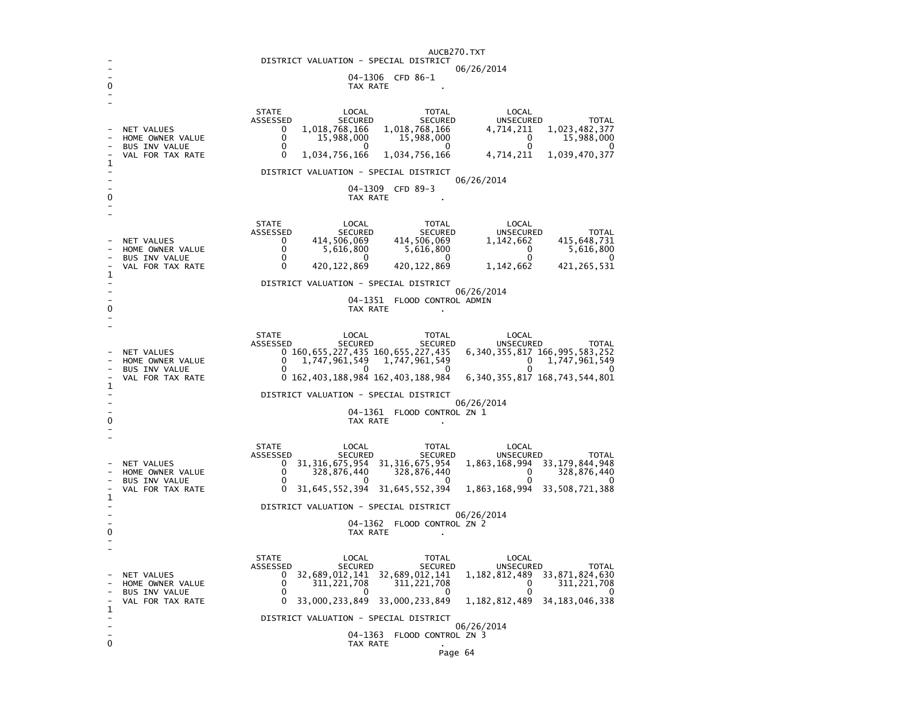AUCB270.TXT

DISTRICT VALUATION - SPECIAL DISTRICT

06/26/2014

04-1306 CFD 86-1

TAX RATE .

| | STATE ASSESSED | LOCAL SECURED | TOTAL SECURED | LOCAL UNSECURED | TOTAL |
|---|---|---|---|---|---|
| NET VALUES | 0 | 1,018,768,166 | 1,018,768,166 | 4,714,211 | 1,023,482,377 |
| HOME OWNER VALUE | 0 | 15,988,000 | 15,988,000 | 0 | 15,988,000 |
| BUS INV VALUE | 0 | 0 | 0 | 0 | 0 |
| VAL FOR TAX RATE | 0 | 1,034,756,166 | 1,034,756,166 | 4,714,211 | 1,039,470,377 |

DISTRICT VALUATION - SPECIAL DISTRICT

06/26/2014

04-1309 CFD 89-3

TAX RATE .

| | STATE ASSESSED | LOCAL SECURED | TOTAL SECURED | LOCAL UNSECURED | TOTAL |
|---|---|---|---|---|---|
| NET VALUES | 0 | 414,506,069 | 414,506,069 | 1,142,662 | 415,648,731 |
| HOME OWNER VALUE | 0 | 5,616,800 | 5,616,800 | 0 | 5,616,800 |
| BUS INV VALUE | 0 | 0 | 0 | 0 | 0 |
| VAL FOR TAX RATE | 0 | 420,122,869 | 420,122,869 | 1,142,662 | 421,265,531 |

DISTRICT VALUATION - SPECIAL DISTRICT

06/26/2014

04-1351 FLOOD CONTROL ADMIN

TAX RATE .

| | STATE ASSESSED | LOCAL SECURED | TOTAL SECURED | LOCAL UNSECURED | TOTAL |
|---|---|---|---|---|---|
| NET VALUES | 0 | 160,655,227,435 | 160,655,227,435 | 6,340,355,817 | 166,995,583,252 |
| HOME OWNER VALUE | 0 | 1,747,961,549 | 1,747,961,549 | 0 | 1,747,961,549 |
| BUS INV VALUE | 0 | 0 | 0 | 0 | 0 |
| VAL FOR TAX RATE | 0 | 162,403,188,984 | 162,403,188,984 | 6,340,355,817 | 168,743,544,801 |

DISTRICT VALUATION - SPECIAL DISTRICT

06/26/2014

04-1361 FLOOD CONTROL ZN 1

TAX RATE .

| | STATE ASSESSED | LOCAL SECURED | TOTAL SECURED | LOCAL UNSECURED | TOTAL |
|---|---|---|---|---|---|
| NET VALUES | 0 | 31,316,675,954 | 31,316,675,954 | 1,863,168,994 | 33,179,844,948 |
| HOME OWNER VALUE | 0 | 328,876,440 | 328,876,440 | 0 | 328,876,440 |
| BUS INV VALUE | 0 | 0 | 0 | 0 | 0 |
| VAL FOR TAX RATE | 0 | 31,645,552,394 | 31,645,552,394 | 1,863,168,994 | 33,508,721,388 |

DISTRICT VALUATION - SPECIAL DISTRICT

06/26/2014

04-1362 FLOOD CONTROL ZN 2

TAX RATE .

| | STATE ASSESSED | LOCAL SECURED | TOTAL SECURED | LOCAL UNSECURED | TOTAL |
|---|---|---|---|---|---|
| NET VALUES | 0 | 32,689,012,141 | 32,689,012,141 | 1,182,812,489 | 33,871,824,630 |
| HOME OWNER VALUE | 0 | 311,221,708 | 311,221,708 | 0 | 311,221,708 |
| BUS INV VALUE | 0 | 0 | 0 | 0 | 0 |
| VAL FOR TAX RATE | 0 | 33,000,233,849 | 33,000,233,849 | 1,182,812,489 | 34,183,046,338 |

DISTRICT VALUATION - SPECIAL DISTRICT

06/26/2014

04-1363 FLOOD CONTROL ZN 3

TAX RATE .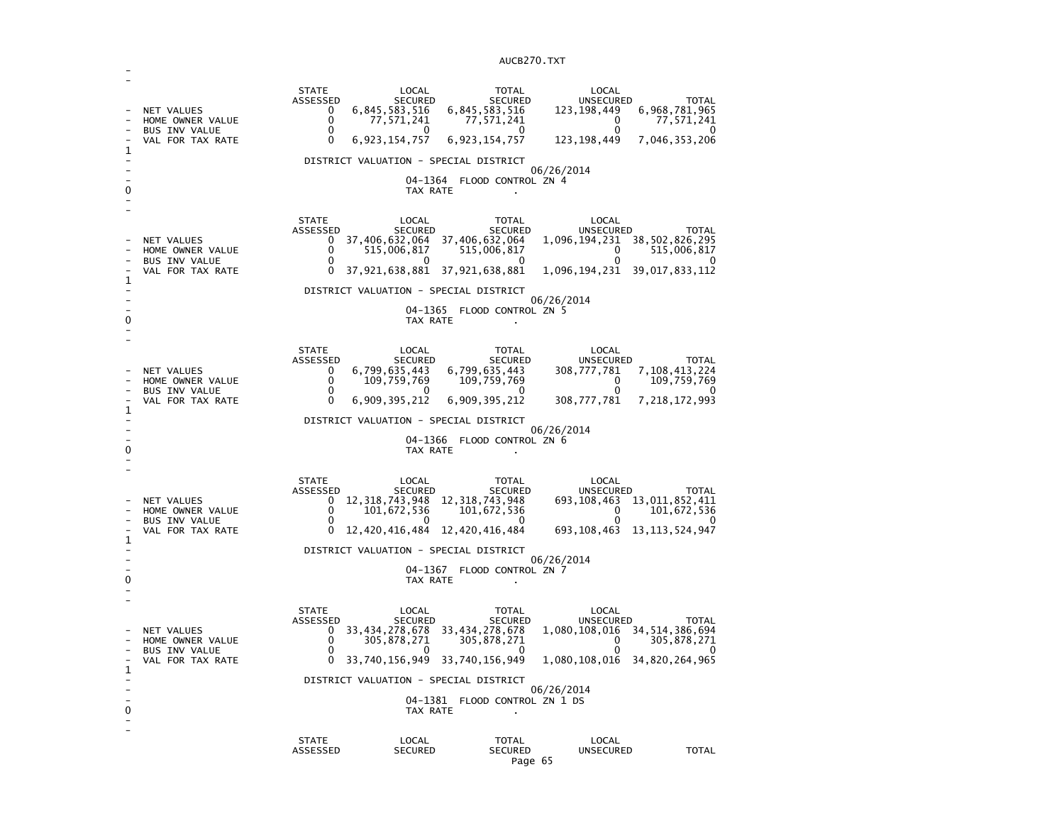| | STATE ASSESSED | LOCAL SECURED | TOTAL SECURED | LOCAL UNSECURED | TOTAL |
|---|---|---|---|---|---|
| NET VALUES | 0 | 6,845,583,516 | 6,845,583,516 | 123,198,449 | 6,968,781,965 |
| HOME OWNER VALUE | 0 | 77,571,241 | 77,571,241 | 0 | 77,571,241 |
| BUS INV VALUE | 0 | 0 | 0 | 0 | 0 |
| VAL FOR TAX RATE | 0 | 6,923,154,757 | 6,923,154,757 | 123,198,449 | 7,046,353,206 |

DISTRICT VALUATION - SPECIAL DISTRICT

06/26/2014

04-1364 FLOOD CONTROL ZN 4

TAX RATE .

| | STATE ASSESSED | LOCAL SECURED | TOTAL SECURED | LOCAL UNSECURED | TOTAL |
|---|---|---|---|---|---|
| NET VALUES | 0 | 37,406,632,064 | 37,406,632,064 | 1,096,194,231 | 38,502,826,295 |
| HOME OWNER VALUE | 0 | 515,006,817 | 515,006,817 | 0 | 515,006,817 |
| BUS INV VALUE | 0 | 0 | 0 | 0 | 0 |
| VAL FOR TAX RATE | 0 | 37,921,638,881 | 37,921,638,881 | 1,096,194,231 | 39,017,833,112 |

DISTRICT VALUATION - SPECIAL DISTRICT

06/26/2014

04-1365 FLOOD CONTROL ZN 5

TAX RATE .

| | STATE ASSESSED | LOCAL SECURED | TOTAL SECURED | LOCAL UNSECURED | TOTAL |
|---|---|---|---|---|---|
| NET VALUES | 0 | 6,799,635,443 | 6,799,635,443 | 308,777,781 | 7,108,413,224 |
| HOME OWNER VALUE | 0 | 109,759,769 | 109,759,769 | 0 | 109,759,769 |
| BUS INV VALUE | 0 | 0 | 0 | 0 | 0 |
| VAL FOR TAX RATE | 0 | 6,909,395,212 | 6,909,395,212 | 308,777,781 | 7,218,172,993 |

DISTRICT VALUATION - SPECIAL DISTRICT

06/26/2014

04-1366 FLOOD CONTROL ZN 6

TAX RATE .

| | STATE ASSESSED | LOCAL SECURED | TOTAL SECURED | LOCAL UNSECURED | TOTAL |
|---|---|---|---|---|---|
| NET VALUES | 0 | 12,318,743,948 | 12,318,743,948 | 693,108,463 | 13,011,852,411 |
| HOME OWNER VALUE | 0 | 101,672,536 | 101,672,536 | 0 | 101,672,536 |
| BUS INV VALUE | 0 | 0 | 0 | 0 | 0 |
| VAL FOR TAX RATE | 0 | 12,420,416,484 | 12,420,416,484 | 693,108,463 | 13,113,524,947 |

DISTRICT VALUATION - SPECIAL DISTRICT

06/26/2014

04-1367 FLOOD CONTROL ZN 7

TAX RATE .

| | STATE ASSESSED | LOCAL SECURED | TOTAL SECURED | LOCAL UNSECURED | TOTAL |
|---|---|---|---|---|---|
| NET VALUES | 0 | 33,434,278,678 | 33,434,278,678 | 1,080,108,016 | 34,514,386,694 |
| HOME OWNER VALUE | 0 | 305,878,271 | 305,878,271 | 0 | 305,878,271 |
| BUS INV VALUE | 0 | 0 | 0 | 0 | 0 |
| VAL FOR TAX RATE | 0 | 33,740,156,949 | 33,740,156,949 | 1,080,108,016 | 34,820,264,965 |

DISTRICT VALUATION - SPECIAL DISTRICT

06/26/2014

04-1381 FLOOD CONTROL ZN 1 DS

TAX RATE .

| | STATE ASSESSED | LOCAL SECURED | TOTAL SECURED | LOCAL UNSECURED | TOTAL |
|---|---|---|---|---|---|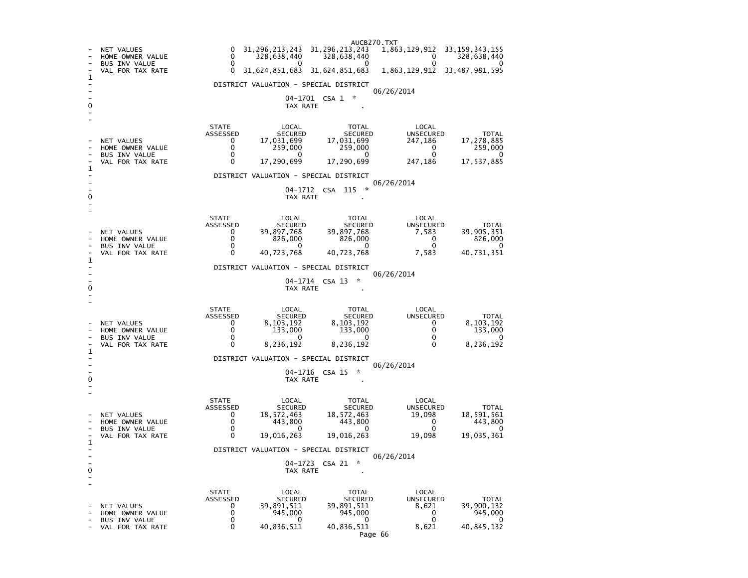| | STATE ASSESSED | LOCAL SECURED | TOTAL SECURED | LOCAL UNSECURED | TOTAL |
|---|---|---|---|---|---|
| NET VALUES | 0 | 31,296,213,243 | 31,296,213,243 | 1,863,129,912 | 33,159,343,155 |
| HOME OWNER VALUE | 0 | 328,638,440 | 328,638,440 | 0 | 328,638,440 |
| BUS INV VALUE | 0 | 0 | 0 | 0 | 0 |
| VAL FOR TAX RATE | 0 | 31,624,851,683 | 31,624,851,683 | 1,863,129,912 | 33,487,981,595 |

## DISTRICT VALUATION - SPECIAL DISTRICT

06/26/2014

04-1701 CSA 1 *

TAX RATE .

| | STATE ASSESSED | LOCAL SECURED | TOTAL SECURED | LOCAL UNSECURED | TOTAL |
|---|---|---|---|---|---|
| NET VALUES | 0 | 17,031,699 | 17,031,699 | 247,186 | 17,278,885 |
| HOME OWNER VALUE | 0 | 259,000 | 259,000 | 0 | 259,000 |
| BUS INV VALUE | 0 | 0 | 0 | 0 | 0 |
| VAL FOR TAX RATE | 0 | 17,290,699 | 17,290,699 | 247,186 | 17,537,885 |

## DISTRICT VALUATION - SPECIAL DISTRICT

06/26/2014

04-1712 CSA 115 *

TAX RATE .

| | STATE ASSESSED | LOCAL SECURED | TOTAL SECURED | LOCAL UNSECURED | TOTAL |
|---|---|---|---|---|---|
| NET VALUES | 0 | 39,897,768 | 39,897,768 | 7,583 | 39,905,351 |
| HOME OWNER VALUE | 0 | 826,000 | 826,000 | 0 | 826,000 |
| BUS INV VALUE | 0 | 0 | 0 | 0 | 0 |
| VAL FOR TAX RATE | 0 | 40,723,768 | 40,723,768 | 7,583 | 40,731,351 |

## DISTRICT VALUATION - SPECIAL DISTRICT

06/26/2014

04-1714 CSA 13 *

TAX RATE .

| | STATE ASSESSED | LOCAL SECURED | TOTAL SECURED | LOCAL UNSECURED | TOTAL |
|---|---|---|---|---|---|
| NET VALUES | 0 | 8,103,192 | 8,103,192 | 0 | 8,103,192 |
| HOME OWNER VALUE | 0 | 133,000 | 133,000 | 0 | 133,000 |
| BUS INV VALUE | 0 | 0 | 0 | 0 | 0 |
| VAL FOR TAX RATE | 0 | 8,236,192 | 8,236,192 | 0 | 8,236,192 |

## DISTRICT VALUATION - SPECIAL DISTRICT

06/26/2014

04-1716 CSA 15 *

TAX RATE .

| | STATE ASSESSED | LOCAL SECURED | TOTAL SECURED | LOCAL UNSECURED | TOTAL |
|---|---|---|---|---|---|
| NET VALUES | 0 | 18,572,463 | 18,572,463 | 19,098 | 18,591,561 |
| HOME OWNER VALUE | 0 | 443,800 | 443,800 | 0 | 443,800 |
| BUS INV VALUE | 0 | 0 | 0 | 0 | 0 |
| VAL FOR TAX RATE | 0 | 19,016,263 | 19,016,263 | 19,098 | 19,035,361 |

## DISTRICT VALUATION - SPECIAL DISTRICT

06/26/2014

04-1723 CSA 21 *

TAX RATE .

| | STATE ASSESSED | LOCAL SECURED | TOTAL SECURED | LOCAL UNSECURED | TOTAL |
|---|---|---|---|---|---|
| NET VALUES | 0 | 39,891,511 | 39,891,511 | 8,621 | 39,900,132 |
| HOME OWNER VALUE | 0 | 945,000 | 945,000 | 0 | 945,000 |
| BUS INV VALUE | 0 | 0 | 0 | 0 | 0 |
| VAL FOR TAX RATE | 0 | 40,836,511 | 40,836,511 | 8,621 | 40,845,132 |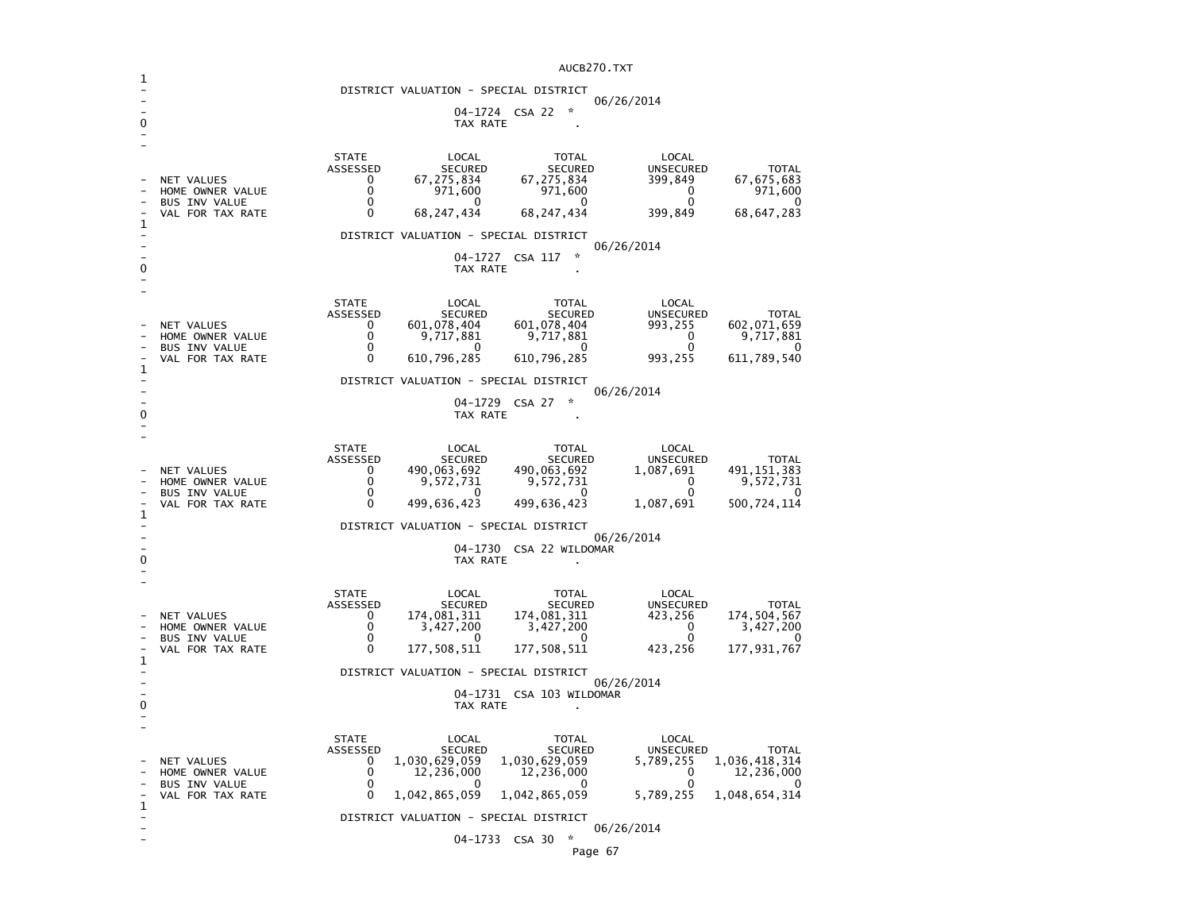AUCB270.TXT

## DISTRICT VALUATION - SPECIAL DISTRICT

06/26/2014

04-1724 CSA 22 *

TAX RATE .

| | STATE ASSESSED | LOCAL SECURED | TOTAL SECURED | LOCAL UNSECURED | TOTAL |
|---|---|---|---|---|---|
| NET VALUES | 0 | 67,275,834 | 67,275,834 | 399,849 | 67,675,683 |
| HOME OWNER VALUE | 0 | 971,600 | 971,600 | 0 | 971,600 |
| BUS INV VALUE | 0 | 0 | 0 | 0 | 0 |
| VAL FOR TAX RATE | 0 | 68,247,434 | 68,247,434 | 399,849 | 68,647,283 |

## DISTRICT VALUATION - SPECIAL DISTRICT

06/26/2014

04-1727 CSA 117 *

TAX RATE .

| | STATE ASSESSED | LOCAL SECURED | TOTAL SECURED | LOCAL UNSECURED | TOTAL |
|---|---|---|---|---|---|
| NET VALUES | 0 | 601,078,404 | 601,078,404 | 993,255 | 602,071,659 |
| HOME OWNER VALUE | 0 | 9,717,881 | 9,717,881 | 0 | 9,717,881 |
| BUS INV VALUE | 0 | 0 | 0 | 0 | 0 |
| VAL FOR TAX RATE | 0 | 610,796,285 | 610,796,285 | 993,255 | 611,789,540 |

## DISTRICT VALUATION - SPECIAL DISTRICT

06/26/2014

04-1729 CSA 27 *

TAX RATE .

| | STATE ASSESSED | LOCAL SECURED | TOTAL SECURED | LOCAL UNSECURED | TOTAL |
|---|---|---|---|---|---|
| NET VALUES | 0 | 490,063,692 | 490,063,692 | 1,087,691 | 491,151,383 |
| HOME OWNER VALUE | 0 | 9,572,731 | 9,572,731 | 0 | 9,572,731 |
| BUS INV VALUE | 0 | 0 | 0 | 0 | 0 |
| VAL FOR TAX RATE | 0 | 499,636,423 | 499,636,423 | 1,087,691 | 500,724,114 |

## DISTRICT VALUATION - SPECIAL DISTRICT

06/26/2014

04-1730 CSA 22 WILDOMAR

TAX RATE .

| | STATE ASSESSED | LOCAL SECURED | TOTAL SECURED | LOCAL UNSECURED | TOTAL |
|---|---|---|---|---|---|
| NET VALUES | 0 | 174,081,311 | 174,081,311 | 423,256 | 174,504,567 |
| HOME OWNER VALUE | 0 | 3,427,200 | 3,427,200 | 0 | 3,427,200 |
| BUS INV VALUE | 0 | 0 | 0 | 0 | 0 |
| VAL FOR TAX RATE | 0 | 177,508,511 | 177,508,511 | 423,256 | 177,931,767 |

## DISTRICT VALUATION - SPECIAL DISTRICT

06/26/2014

04-1731 CSA 103 WILDOMAR

TAX RATE .

| | STATE ASSESSED | LOCAL SECURED | TOTAL SECURED | LOCAL UNSECURED | TOTAL |
|---|---|---|---|---|---|
| NET VALUES | 0 | 1,030,629,059 | 1,030,629,059 | 5,789,255 | 1,036,418,314 |
| HOME OWNER VALUE | 0 | 12,236,000 | 12,236,000 | 0 | 12,236,000 |
| BUS INV VALUE | 0 | 0 | 0 | 0 | 0 |
| VAL FOR TAX RATE | 0 | 1,042,865,059 | 1,042,865,059 | 5,789,255 | 1,048,654,314 |

## DISTRICT VALUATION - SPECIAL DISTRICT

06/26/2014

04-1733 CSA 30 *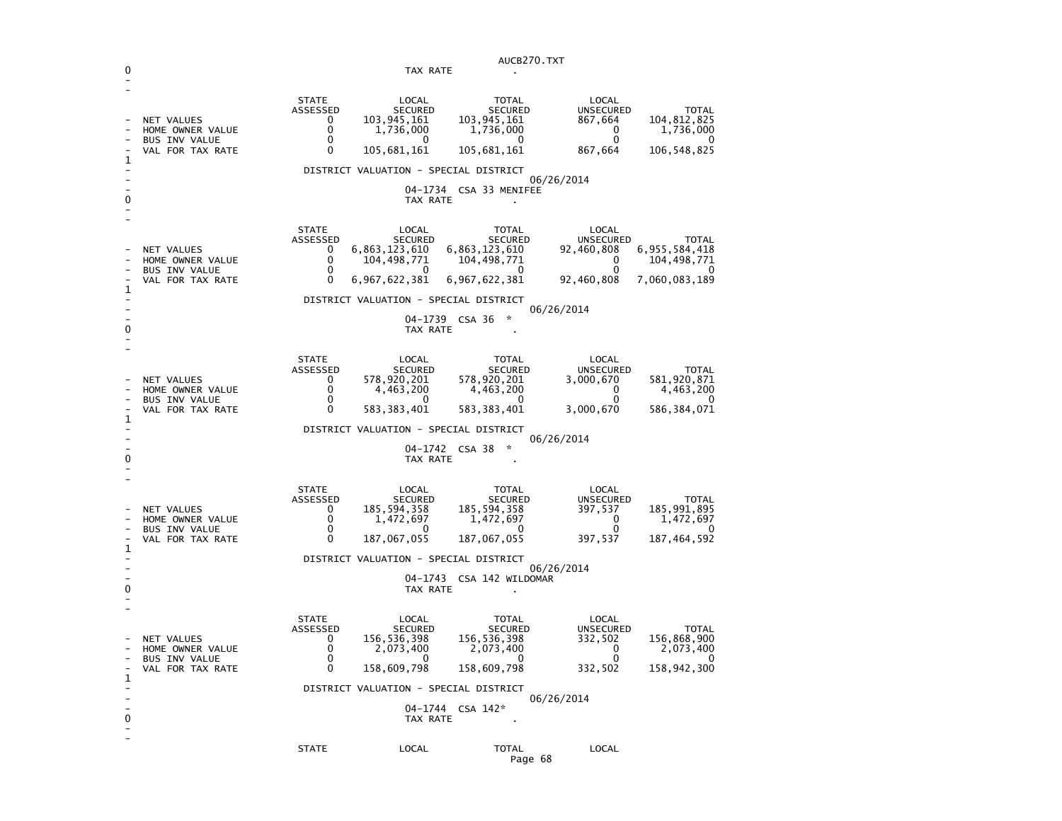TAX RATE .

| | STATE ASSESSED | LOCAL SECURED | TOTAL SECURED | LOCAL UNSECURED | TOTAL |
|---|---|---|---|---|---|
| NET VALUES | 0 | 103,945,161 | 103,945,161 | 867,664 | 104,812,825 |
| HOME OWNER VALUE | 0 | 1,736,000 | 1,736,000 | 0 | 1,736,000 |
| BUS INV VALUE | 0 | 0 | 0 | 0 | 0 |
| VAL FOR TAX RATE | 0 | 105,681,161 | 105,681,161 | 867,664 | 106,548,825 |

DISTRICT VALUATION - SPECIAL DISTRICT

06/26/2014

04-1734 CSA 33 MENIFEE

TAX RATE .

| | STATE ASSESSED | LOCAL SECURED | TOTAL SECURED | LOCAL UNSECURED | TOTAL |
|---|---|---|---|---|---|
| NET VALUES | 0 | 6,863,123,610 | 6,863,123,610 | 92,460,808 | 6,955,584,418 |
| HOME OWNER VALUE | 0 | 104,498,771 | 104,498,771 | 0 | 104,498,771 |
| BUS INV VALUE | 0 | 0 | 0 | 0 | 0 |
| VAL FOR TAX RATE | 0 | 6,967,622,381 | 6,967,622,381 | 92,460,808 | 7,060,083,189 |

DISTRICT VALUATION - SPECIAL DISTRICT

06/26/2014

04-1739 CSA 36 *

TAX RATE .

| | STATE ASSESSED | LOCAL SECURED | TOTAL SECURED | LOCAL UNSECURED | TOTAL |
|---|---|---|---|---|---|
| NET VALUES | 0 | 578,920,201 | 578,920,201 | 3,000,670 | 581,920,871 |
| HOME OWNER VALUE | 0 | 4,463,200 | 4,463,200 | 0 | 4,463,200 |
| BUS INV VALUE | 0 | 0 | 0 | 0 | 0 |
| VAL FOR TAX RATE | 0 | 583,383,401 | 583,383,401 | 3,000,670 | 586,384,071 |

DISTRICT VALUATION - SPECIAL DISTRICT

06/26/2014

04-1742 CSA 38 *

TAX RATE .

| | STATE ASSESSED | LOCAL SECURED | TOTAL SECURED | LOCAL UNSECURED | TOTAL |
|---|---|---|---|---|---|
| NET VALUES | 0 | 185,594,358 | 185,594,358 | 397,537 | 185,991,895 |
| HOME OWNER VALUE | 0 | 1,472,697 | 1,472,697 | 0 | 1,472,697 |
| BUS INV VALUE | 0 | 0 | 0 | 0 | 0 |
| VAL FOR TAX RATE | 0 | 187,067,055 | 187,067,055 | 397,537 | 187,464,592 |

DISTRICT VALUATION - SPECIAL DISTRICT

06/26/2014

04-1743 CSA 142 WILDOMAR

TAX RATE .

| | STATE ASSESSED | LOCAL SECURED | TOTAL SECURED | LOCAL UNSECURED | TOTAL |
|---|---|---|---|---|---|
| NET VALUES | 0 | 156,536,398 | 156,536,398 | 332,502 | 156,868,900 |
| HOME OWNER VALUE | 0 | 2,073,400 | 2,073,400 | 0 | 2,073,400 |
| BUS INV VALUE | 0 | 0 | 0 | 0 | 0 |
| VAL FOR TAX RATE | 0 | 158,609,798 | 158,609,798 | 332,502 | 158,942,300 |

DISTRICT VALUATION - SPECIAL DISTRICT

06/26/2014

04-1744 CSA 142*

TAX RATE .

STATE LOCAL TOTAL LOCAL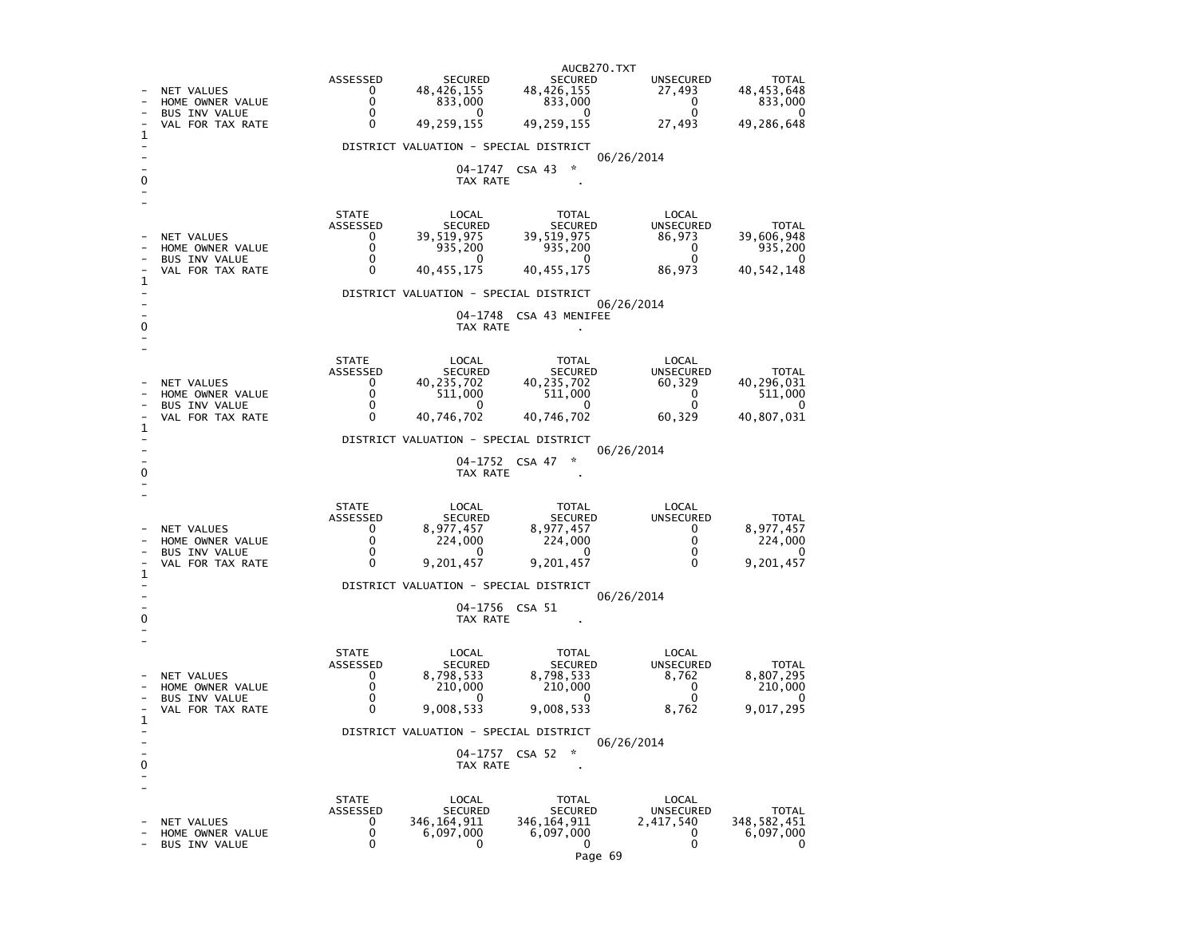| | ASSESSED | SECURED | SECURED | UNSECURED | TOTAL |
|---|---|---|---|---|---|
| - NET VALUES | 0 | 48,426,155 | 48,426,155 | 27,493 | 48,453,648 |
| - HOME OWNER VALUE | 0 | 833,000 | 833,000 | 0 | 833,000 |
| - BUS INV VALUE | 0 | 0 | 0 | 0 | 0 |
| - VAL FOR TAX RATE | 0 | 49,259,155 | 49,259,155 | 27,493 | 49,286,648 |

1

DISTRICT VALUATION - SPECIAL DISTRICT

06/26/2014

04-1747 CSA 43 *

TAX RATE .

| | STATE ASSESSED | LOCAL SECURED | TOTAL SECURED | LOCAL UNSECURED | TOTAL |
|---|---|---|---|---|---|
| - NET VALUES | 0 | 39,519,975 | 39,519,975 | 86,973 | 39,606,948 |
| - HOME OWNER VALUE | 0 | 935,200 | 935,200 | 0 | 935,200 |
| - BUS INV VALUE | 0 | 0 | 0 | 0 | 0 |
| - VAL FOR TAX RATE | 0 | 40,455,175 | 40,455,175 | 86,973 | 40,542,148 |

1

DISTRICT VALUATION - SPECIAL DISTRICT

06/26/2014

04-1748 CSA 43 MENIFEE

TAX RATE .

| | STATE ASSESSED | LOCAL SECURED | TOTAL SECURED | LOCAL UNSECURED | TOTAL |
|---|---|---|---|---|---|
| - NET VALUES | 0 | 40,235,702 | 40,235,702 | 60,329 | 40,296,031 |
| - HOME OWNER VALUE | 0 | 511,000 | 511,000 | 0 | 511,000 |
| - BUS INV VALUE | 0 | 0 | 0 | 0 | 0 |
| - VAL FOR TAX RATE | 0 | 40,746,702 | 40,746,702 | 60,329 | 40,807,031 |

1

DISTRICT VALUATION - SPECIAL DISTRICT

06/26/2014

04-1752 CSA 47 *

TAX RATE .

| | STATE ASSESSED | LOCAL SECURED | TOTAL SECURED | LOCAL UNSECURED | TOTAL |
|---|---|---|---|---|---|
| - NET VALUES | 0 | 8,977,457 | 8,977,457 | 0 | 8,977,457 |
| - HOME OWNER VALUE | 0 | 224,000 | 224,000 | 0 | 224,000 |
| - BUS INV VALUE | 0 | 0 | 0 | 0 | 0 |
| - VAL FOR TAX RATE | 0 | 9,201,457 | 9,201,457 | 0 | 9,201,457 |

1

DISTRICT VALUATION - SPECIAL DISTRICT

06/26/2014

04-1756 CSA 51

TAX RATE .

| | STATE ASSESSED | LOCAL SECURED | TOTAL SECURED | LOCAL UNSECURED | TOTAL |
|---|---|---|---|---|---|
| - NET VALUES | 0 | 8,798,533 | 8,798,533 | 8,762 | 8,807,295 |
| - HOME OWNER VALUE | 0 | 210,000 | 210,000 | 0 | 210,000 |
| - BUS INV VALUE | 0 | 0 | 0 | 0 | 0 |
| - VAL FOR TAX RATE | 0 | 9,008,533 | 9,008,533 | 8,762 | 9,017,295 |

1

DISTRICT VALUATION - SPECIAL DISTRICT

06/26/2014

04-1757 CSA 52 *

TAX RATE .

| | STATE ASSESSED | LOCAL SECURED | TOTAL SECURED | LOCAL UNSECURED | TOTAL |
|---|---|---|---|---|---|
| - NET VALUES | 0 | 346,164,911 | 346,164,911 | 2,417,540 | 348,582,451 |
| - HOME OWNER VALUE | 0 | 6,097,000 | 6,097,000 | 0 | 6,097,000 |
| - BUS INV VALUE | 0 | 0 | 0 | 0 | 0 |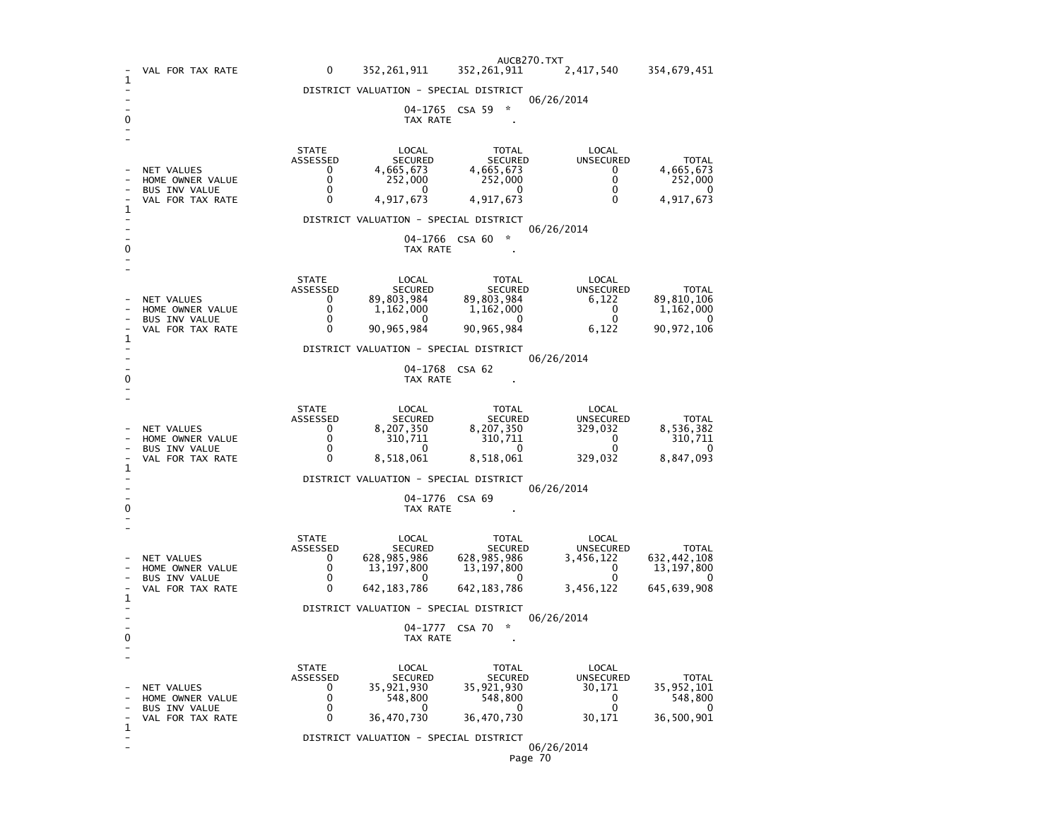| | | | | | |
|---|---|---|---|---|---|
| VAL FOR TAX RATE | 0 | 352,261,911 | 352,261,911 | 2,417,540 | 354,679,451 |

DISTRICT VALUATION - SPECIAL DISTRICT

06/26/2014

04-1765 CSA 59 *

TAX RATE .

| | STATE ASSESSED | LOCAL SECURED | TOTAL SECURED | LOCAL UNSECURED | TOTAL |
|---|---|---|---|---|---|
| NET VALUES | 0 | 4,665,673 | 4,665,673 | 0 | 4,665,673 |
| HOME OWNER VALUE | 0 | 252,000 | 252,000 | 0 | 252,000 |
| BUS INV VALUE | 0 | 0 | 0 | 0 | 0 |
| VAL FOR TAX RATE | 0 | 4,917,673 | 4,917,673 | 0 | 4,917,673 |

DISTRICT VALUATION - SPECIAL DISTRICT

06/26/2014

04-1766 CSA 60 *

TAX RATE .

| | STATE ASSESSED | LOCAL SECURED | TOTAL SECURED | LOCAL UNSECURED | TOTAL |
|---|---|---|---|---|---|
| NET VALUES | 0 | 89,803,984 | 89,803,984 | 6,122 | 89,810,106 |
| HOME OWNER VALUE | 0 | 1,162,000 | 1,162,000 | 0 | 1,162,000 |
| BUS INV VALUE | 0 | 0 | 0 | 0 | 0 |
| VAL FOR TAX RATE | 0 | 90,965,984 | 90,965,984 | 6,122 | 90,972,106 |

DISTRICT VALUATION - SPECIAL DISTRICT

06/26/2014

04-1768 CSA 62

TAX RATE .

| | STATE ASSESSED | LOCAL SECURED | TOTAL SECURED | LOCAL UNSECURED | TOTAL |
|---|---|---|---|---|---|
| NET VALUES | 0 | 8,207,350 | 8,207,350 | 329,032 | 8,536,382 |
| HOME OWNER VALUE | 0 | 310,711 | 310,711 | 0 | 310,711 |
| BUS INV VALUE | 0 | 0 | 0 | 0 | 0 |
| VAL FOR TAX RATE | 0 | 8,518,061 | 8,518,061 | 329,032 | 8,847,093 |

DISTRICT VALUATION - SPECIAL DISTRICT

06/26/2014

04-1776 CSA 69

TAX RATE .

| | STATE ASSESSED | LOCAL SECURED | TOTAL SECURED | LOCAL UNSECURED | TOTAL |
|---|---|---|---|---|---|
| NET VALUES | 0 | 628,985,986 | 628,985,986 | 3,456,122 | 632,442,108 |
| HOME OWNER VALUE | 0 | 13,197,800 | 13,197,800 | 0 | 13,197,800 |
| BUS INV VALUE | 0 | 0 | 0 | 0 | 0 |
| VAL FOR TAX RATE | 0 | 642,183,786 | 642,183,786 | 3,456,122 | 645,639,908 |

DISTRICT VALUATION - SPECIAL DISTRICT

06/26/2014

04-1777 CSA 70 *

TAX RATE .

| | STATE ASSESSED | LOCAL SECURED | TOTAL SECURED | LOCAL UNSECURED | TOTAL |
|---|---|---|---|---|---|
| NET VALUES | 0 | 35,921,930 | 35,921,930 | 30,171 | 35,952,101 |
| HOME OWNER VALUE | 0 | 548,800 | 548,800 | 0 | 548,800 |
| BUS INV VALUE | 0 | 0 | 0 | 0 | 0 |
| VAL FOR TAX RATE | 0 | 36,470,730 | 36,470,730 | 30,171 | 36,500,901 |

DISTRICT VALUATION - SPECIAL DISTRICT

06/26/2014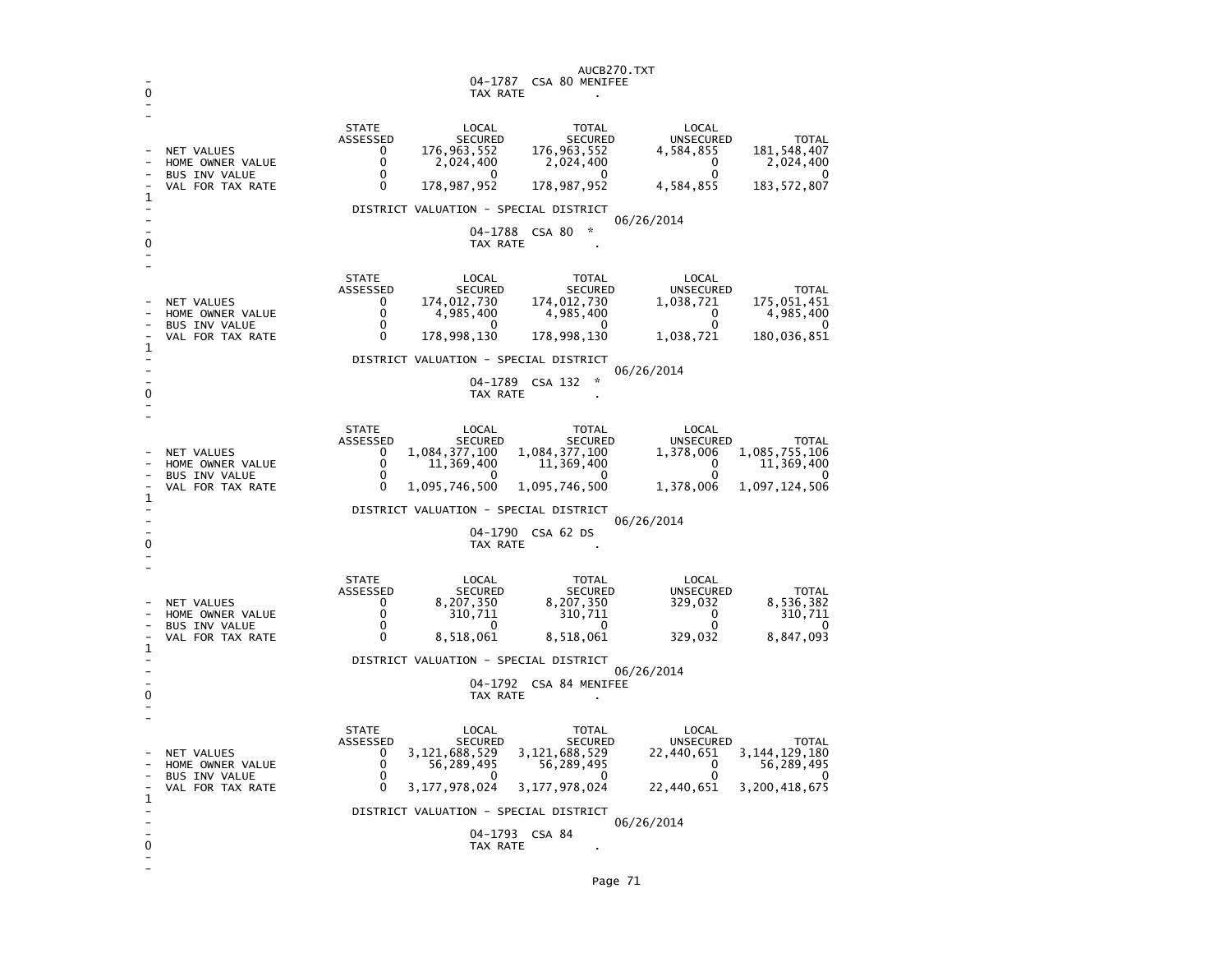04-1787 CSA 80 MENIFEE

TAX RATE .

| | STATE ASSESSED | LOCAL SECURED | TOTAL SECURED | LOCAL UNSECURED | TOTAL |
|---|---|---|---|---|---|
| NET VALUES | 0 | 176,963,552 | 176,963,552 | 4,584,855 | 181,548,407 |
| HOME OWNER VALUE | 0 | 2,024,400 | 2,024,400 | 0 | 2,024,400 |
| BUS INV VALUE | 0 | 0 | 0 | 0 | 0 |
| VAL FOR TAX RATE | 0 | 178,987,952 | 178,987,952 | 4,584,855 | 183,572,807 |

DISTRICT VALUATION - SPECIAL DISTRICT

06/26/2014

04-1788 CSA 80 *

TAX RATE .

| | STATE ASSESSED | LOCAL SECURED | TOTAL SECURED | LOCAL UNSECURED | TOTAL |
|---|---|---|---|---|---|
| NET VALUES | 0 | 174,012,730 | 174,012,730 | 1,038,721 | 175,051,451 |
| HOME OWNER VALUE | 0 | 4,985,400 | 4,985,400 | 0 | 4,985,400 |
| BUS INV VALUE | 0 | 0 | 0 | 0 | 0 |
| VAL FOR TAX RATE | 0 | 178,998,130 | 178,998,130 | 1,038,721 | 180,036,851 |

DISTRICT VALUATION - SPECIAL DISTRICT

06/26/2014

04-1789 CSA 132 *

TAX RATE .

| | STATE ASSESSED | LOCAL SECURED | TOTAL SECURED | LOCAL UNSECURED | TOTAL |
|---|---|---|---|---|---|
| NET VALUES | 0 | 1,084,377,100 | 1,084,377,100 | 1,378,006 | 1,085,755,106 |
| HOME OWNER VALUE | 0 | 11,369,400 | 11,369,400 | 0 | 11,369,400 |
| BUS INV VALUE | 0 | 0 | 0 | 0 | 0 |
| VAL FOR TAX RATE | 0 | 1,095,746,500 | 1,095,746,500 | 1,378,006 | 1,097,124,506 |

DISTRICT VALUATION - SPECIAL DISTRICT

06/26/2014

04-1790 CSA 62 DS

TAX RATE .

| | STATE ASSESSED | LOCAL SECURED | TOTAL SECURED | LOCAL UNSECURED | TOTAL |
|---|---|---|---|---|---|
| NET VALUES | 0 | 8,207,350 | 8,207,350 | 329,032 | 8,536,382 |
| HOME OWNER VALUE | 0 | 310,711 | 310,711 | 0 | 310,711 |
| BUS INV VALUE | 0 | 0 | 0 | 0 | 0 |
| VAL FOR TAX RATE | 0 | 8,518,061 | 8,518,061 | 329,032 | 8,847,093 |

DISTRICT VALUATION - SPECIAL DISTRICT

06/26/2014

04-1792 CSA 84 MENIFEE

TAX RATE .

| | STATE ASSESSED | LOCAL SECURED | TOTAL SECURED | LOCAL UNSECURED | TOTAL |
|---|---|---|---|---|---|
| NET VALUES | 0 | 3,121,688,529 | 3,121,688,529 | 22,440,651 | 3,144,129,180 |
| HOME OWNER VALUE | 0 | 56,289,495 | 56,289,495 | 0 | 56,289,495 |
| BUS INV VALUE | 0 | 0 | 0 | 0 | 0 |
| VAL FOR TAX RATE | 0 | 3,177,978,024 | 3,177,978,024 | 22,440,651 | 3,200,418,675 |

DISTRICT VALUATION - SPECIAL DISTRICT

06/26/2014

04-1793 CSA 84

TAX RATE .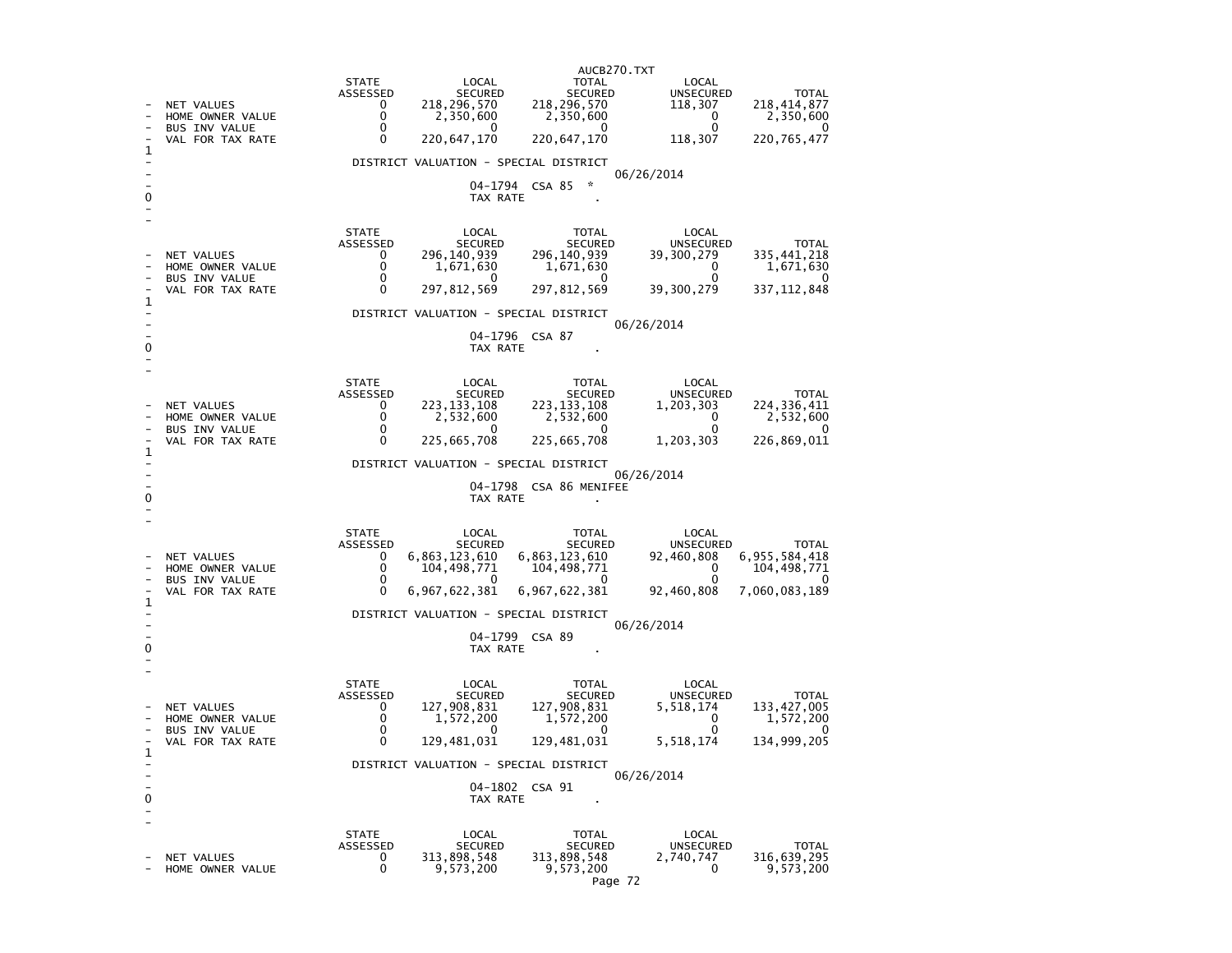| | STATE ASSESSED | LOCAL SECURED | TOTAL SECURED | LOCAL UNSECURED | TOTAL |
|---|---|---|---|---|---|
| - NET VALUES | 0 | 218,296,570 | 218,296,570 | 118,307 | 218,414,877 |
| - HOME OWNER VALUE | 0 | 2,350,600 | 2,350,600 | 0 | 2,350,600 |
| - BUS INV VALUE | 0 | 0 | 0 | 0 | 0 |
| - VAL FOR TAX RATE | 0 | 220,647,170 | 220,647,170 | 118,307 | 220,765,477 |

1
DISTRICT VALUATION - SPECIAL DISTRICT
06/26/2014

04-1794 CSA 85 *
TAX RATE .

| | STATE ASSESSED | LOCAL SECURED | TOTAL SECURED | LOCAL UNSECURED | TOTAL |
|---|---|---|---|---|---|
| - NET VALUES | 0 | 296,140,939 | 296,140,939 | 39,300,279 | 335,441,218 |
| - HOME OWNER VALUE | 0 | 1,671,630 | 1,671,630 | 0 | 1,671,630 |
| - BUS INV VALUE | 0 | 0 | 0 | 0 | 0 |
| - VAL FOR TAX RATE | 0 | 297,812,569 | 297,812,569 | 39,300,279 | 337,112,848 |

1
DISTRICT VALUATION - SPECIAL DISTRICT
06/26/2014

04-1796 CSA 87
TAX RATE .

| | STATE ASSESSED | LOCAL SECURED | TOTAL SECURED | LOCAL UNSECURED | TOTAL |
|---|---|---|---|---|---|
| - NET VALUES | 0 | 223,133,108 | 223,133,108 | 1,203,303 | 224,336,411 |
| - HOME OWNER VALUE | 0 | 2,532,600 | 2,532,600 | 0 | 2,532,600 |
| - BUS INV VALUE | 0 | 0 | 0 | 0 | 0 |
| - VAL FOR TAX RATE | 0 | 225,665,708 | 225,665,708 | 1,203,303 | 226,869,011 |

1
DISTRICT VALUATION - SPECIAL DISTRICT
06/26/2014

04-1798 CSA 86 MENIFEE
TAX RATE .

| | STATE ASSESSED | LOCAL SECURED | TOTAL SECURED | LOCAL UNSECURED | TOTAL |
|---|---|---|---|---|---|
| - NET VALUES | 0 | 6,863,123,610 | 6,863,123,610 | 92,460,808 | 6,955,584,418 |
| - HOME OWNER VALUE | 0 | 104,498,771 | 104,498,771 | 0 | 104,498,771 |
| - BUS INV VALUE | 0 | 0 | 0 | 0 | 0 |
| - VAL FOR TAX RATE | 0 | 6,967,622,381 | 6,967,622,381 | 92,460,808 | 7,060,083,189 |

1
DISTRICT VALUATION - SPECIAL DISTRICT
06/26/2014

04-1799 CSA 89
TAX RATE .

| | STATE ASSESSED | LOCAL SECURED | TOTAL SECURED | LOCAL UNSECURED | TOTAL |
|---|---|---|---|---|---|
| - NET VALUES | 0 | 127,908,831 | 127,908,831 | 5,518,174 | 133,427,005 |
| - HOME OWNER VALUE | 0 | 1,572,200 | 1,572,200 | 0 | 1,572,200 |
| - BUS INV VALUE | 0 | 0 | 0 | 0 | 0 |
| - VAL FOR TAX RATE | 0 | 129,481,031 | 129,481,031 | 5,518,174 | 134,999,205 |

1
DISTRICT VALUATION - SPECIAL DISTRICT
06/26/2014

04-1802 CSA 91
TAX RATE .

| | STATE ASSESSED | LOCAL SECURED | TOTAL SECURED | LOCAL UNSECURED | TOTAL |
|---|---|---|---|---|---|
| - NET VALUES | 0 | 313,898,548 | 313,898,548 | 2,740,747 | 316,639,295 |
| - HOME OWNER VALUE | 0 | 9,573,200 | 9,573,200 | 0 | 9,573,200 |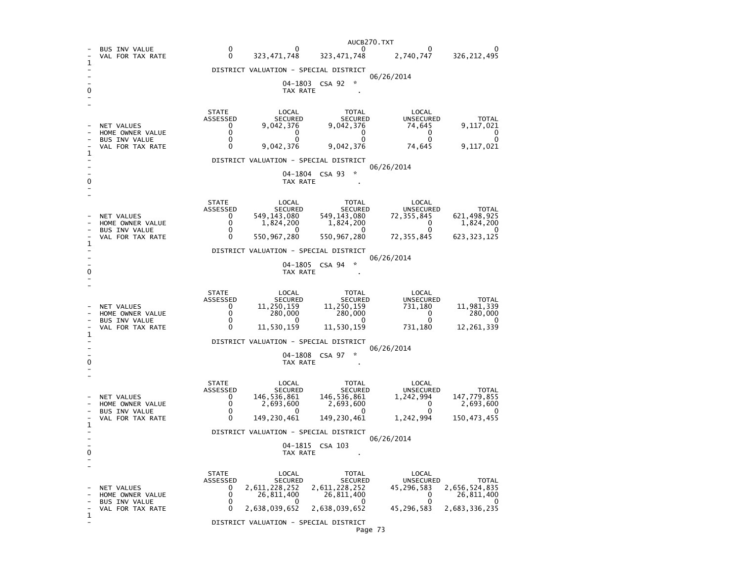| | | | | | |
|---|---|---|---|---|---|
| BUS INV VALUE | 0 | 0 | 0 | 0 | 0 |
| VAL FOR TAX RATE | 0 | 323,471,748 | 323,471,748 | 2,740,747 | 326,212,495 |

DISTRICT VALUATION - SPECIAL DISTRICT

06/26/2014

04-1803 CSA 92 *

TAX RATE .

| | STATE ASSESSED | LOCAL SECURED | TOTAL SECURED | LOCAL UNSECURED | TOTAL |
|---|---|---|---|---|---|
| NET VALUES | 0 | 9,042,376 | 9,042,376 | 74,645 | 9,117,021 |
| HOME OWNER VALUE | 0 | 0 | 0 | 0 | 0 |
| BUS INV VALUE | 0 | 0 | 0 | 0 | 0 |
| VAL FOR TAX RATE | 0 | 9,042,376 | 9,042,376 | 74,645 | 9,117,021 |

DISTRICT VALUATION - SPECIAL DISTRICT

06/26/2014

04-1804 CSA 93 *

TAX RATE .

| | STATE ASSESSED | LOCAL SECURED | TOTAL SECURED | LOCAL UNSECURED | TOTAL |
|---|---|---|---|---|---|
| NET VALUES | 0 | 549,143,080 | 549,143,080 | 72,355,845 | 621,498,925 |
| HOME OWNER VALUE | 0 | 1,824,200 | 1,824,200 | 0 | 1,824,200 |
| BUS INV VALUE | 0 | 0 | 0 | 0 | 0 |
| VAL FOR TAX RATE | 0 | 550,967,280 | 550,967,280 | 72,355,845 | 623,323,125 |

DISTRICT VALUATION - SPECIAL DISTRICT

06/26/2014

04-1805 CSA 94 *

TAX RATE .

| | STATE ASSESSED | LOCAL SECURED | TOTAL SECURED | LOCAL UNSECURED | TOTAL |
|---|---|---|---|---|---|
| NET VALUES | 0 | 11,250,159 | 11,250,159 | 731,180 | 11,981,339 |
| HOME OWNER VALUE | 0 | 280,000 | 280,000 | 0 | 280,000 |
| BUS INV VALUE | 0 | 0 | 0 | 0 | 0 |
| VAL FOR TAX RATE | 0 | 11,530,159 | 11,530,159 | 731,180 | 12,261,339 |

DISTRICT VALUATION - SPECIAL DISTRICT

06/26/2014

04-1808 CSA 97 *

TAX RATE .

| | STATE ASSESSED | LOCAL SECURED | TOTAL SECURED | LOCAL UNSECURED | TOTAL |
|---|---|---|---|---|---|
| NET VALUES | 0 | 146,536,861 | 146,536,861 | 1,242,994 | 147,779,855 |
| HOME OWNER VALUE | 0 | 2,693,600 | 2,693,600 | 0 | 2,693,600 |
| BUS INV VALUE | 0 | 0 | 0 | 0 | 0 |
| VAL FOR TAX RATE | 0 | 149,230,461 | 149,230,461 | 1,242,994 | 150,473,455 |

DISTRICT VALUATION - SPECIAL DISTRICT

06/26/2014

04-1815 CSA 103

TAX RATE .

| | STATE ASSESSED | LOCAL SECURED | TOTAL SECURED | LOCAL UNSECURED | TOTAL |
|---|---|---|---|---|---|
| NET VALUES | 0 | 2,611,228,252 | 2,611,228,252 | 45,296,583 | 2,656,524,835 |
| HOME OWNER VALUE | 0 | 26,811,400 | 26,811,400 | 0 | 26,811,400 |
| BUS INV VALUE | 0 | 0 | 0 | 0 | 0 |
| VAL FOR TAX RATE | 0 | 2,638,039,652 | 2,638,039,652 | 45,296,583 | 2,683,336,235 |

DISTRICT VALUATION - SPECIAL DISTRICT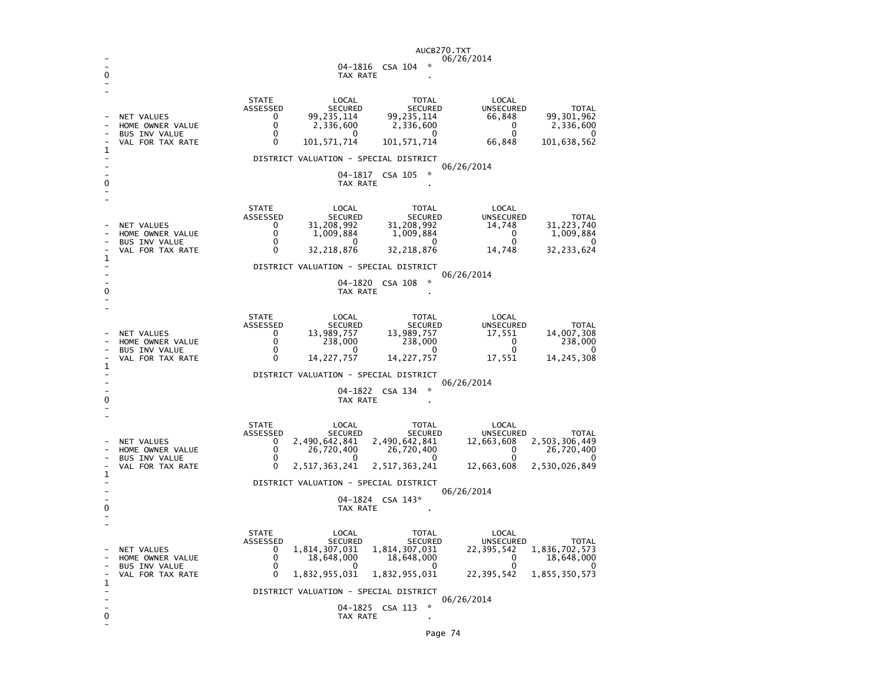04-1816 CSA 104 *
TAX RATE .

| | STATE ASSESSED | LOCAL SECURED | TOTAL SECURED | LOCAL UNSECURED | TOTAL |
|---|---|---|---|---|---|
| NET VALUES | 0 | 99,235,114 | 99,235,114 | 66,848 | 99,301,962 |
| HOME OWNER VALUE | 0 | 2,336,600 | 2,336,600 | 0 | 2,336,600 |
| BUS INV VALUE | 0 | 0 | 0 | 0 | 0 |
| VAL FOR TAX RATE | 0 | 101,571,714 | 101,571,714 | 66,848 | 101,638,562 |

DISTRICT VALUATION - SPECIAL DISTRICT
06/26/2014
04-1817 CSA 105 *
TAX RATE .

| | STATE ASSESSED | LOCAL SECURED | TOTAL SECURED | LOCAL UNSECURED | TOTAL |
|---|---|---|---|---|---|
| NET VALUES | 0 | 31,208,992 | 31,208,992 | 14,748 | 31,223,740 |
| HOME OWNER VALUE | 0 | 1,009,884 | 1,009,884 | 0 | 1,009,884 |
| BUS INV VALUE | 0 | 0 | 0 | 0 | 0 |
| VAL FOR TAX RATE | 0 | 32,218,876 | 32,218,876 | 14,748 | 32,233,624 |

DISTRICT VALUATION - SPECIAL DISTRICT
06/26/2014
04-1820 CSA 108 *
TAX RATE .

| | STATE ASSESSED | LOCAL SECURED | TOTAL SECURED | LOCAL UNSECURED | TOTAL |
|---|---|---|---|---|---|
| NET VALUES | 0 | 13,989,757 | 13,989,757 | 17,551 | 14,007,308 |
| HOME OWNER VALUE | 0 | 238,000 | 238,000 | 0 | 238,000 |
| BUS INV VALUE | 0 | 0 | 0 | 0 | 0 |
| VAL FOR TAX RATE | 0 | 14,227,757 | 14,227,757 | 17,551 | 14,245,308 |

DISTRICT VALUATION - SPECIAL DISTRICT
06/26/2014
04-1822 CSA 134 *
TAX RATE .

| | STATE ASSESSED | LOCAL SECURED | TOTAL SECURED | LOCAL UNSECURED | TOTAL |
|---|---|---|---|---|---|
| NET VALUES | 0 | 2,490,642,841 | 2,490,642,841 | 12,663,608 | 2,503,306,449 |
| HOME OWNER VALUE | 0 | 26,720,400 | 26,720,400 | 0 | 26,720,400 |
| BUS INV VALUE | 0 | 0 | 0 | 0 | 0 |
| VAL FOR TAX RATE | 0 | 2,517,363,241 | 2,517,363,241 | 12,663,608 | 2,530,026,849 |

DISTRICT VALUATION - SPECIAL DISTRICT
06/26/2014
04-1824 CSA 143*
TAX RATE .

| | STATE ASSESSED | LOCAL SECURED | TOTAL SECURED | LOCAL UNSECURED | TOTAL |
|---|---|---|---|---|---|
| NET VALUES | 0 | 1,814,307,031 | 1,814,307,031 | 22,395,542 | 1,836,702,573 |
| HOME OWNER VALUE | 0 | 18,648,000 | 18,648,000 | 0 | 18,648,000 |
| BUS INV VALUE | 0 | 0 | 0 | 0 | 0 |
| VAL FOR TAX RATE | 0 | 1,832,955,031 | 1,832,955,031 | 22,395,542 | 1,855,350,573 |

DISTRICT VALUATION - SPECIAL DISTRICT
06/26/2014
04-1825 CSA 113 *
TAX RATE .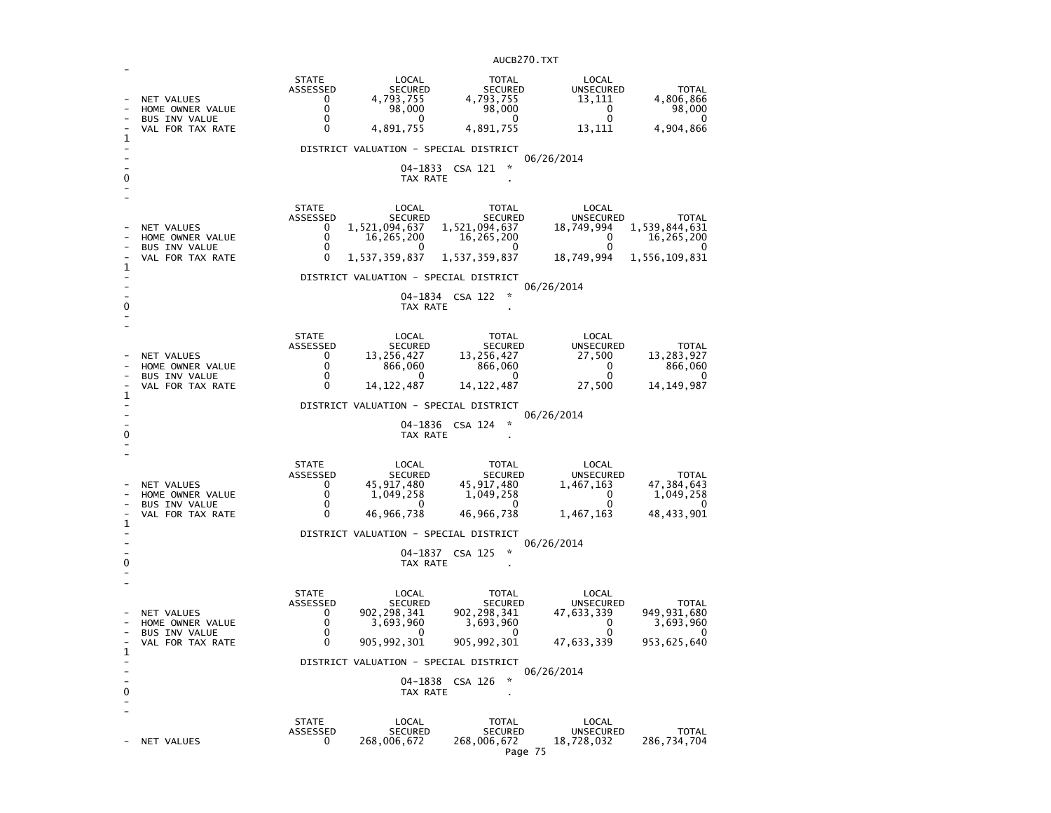| | STATE ASSESSED | LOCAL SECURED | TOTAL SECURED | LOCAL UNSECURED | TOTAL |
|---|---|---|---|---|---|
| NET VALUES | 0 | 4,793,755 | 4,793,755 | 13,111 | 4,806,866 |
| HOME OWNER VALUE | 0 | 98,000 | 98,000 | 0 | 98,000 |
| BUS INV VALUE | 0 | 0 | 0 | 0 | 0 |
| VAL FOR TAX RATE | 0 | 4,891,755 | 4,891,755 | 13,111 | 4,904,866 |

DISTRICT VALUATION - SPECIAL DISTRICT

06/26/2014

04-1833 CSA 121 *

TAX RATE .

| | STATE ASSESSED | LOCAL SECURED | TOTAL SECURED | LOCAL UNSECURED | TOTAL |
|---|---|---|---|---|---|
| NET VALUES | 0 | 1,521,094,637 | 1,521,094,637 | 18,749,994 | 1,539,844,631 |
| HOME OWNER VALUE | 0 | 16,265,200 | 16,265,200 | 0 | 16,265,200 |
| BUS INV VALUE | 0 | 0 | 0 | 0 | 0 |
| VAL FOR TAX RATE | 0 | 1,537,359,837 | 1,537,359,837 | 18,749,994 | 1,556,109,831 |

DISTRICT VALUATION - SPECIAL DISTRICT

06/26/2014

04-1834 CSA 122 *

TAX RATE .

| | STATE ASSESSED | LOCAL SECURED | TOTAL SECURED | LOCAL UNSECURED | TOTAL |
|---|---|---|---|---|---|
| NET VALUES | 0 | 13,256,427 | 13,256,427 | 27,500 | 13,283,927 |
| HOME OWNER VALUE | 0 | 866,060 | 866,060 | 0 | 866,060 |
| BUS INV VALUE | 0 | 0 | 0 | 0 | 0 |
| VAL FOR TAX RATE | 0 | 14,122,487 | 14,122,487 | 27,500 | 14,149,987 |

DISTRICT VALUATION - SPECIAL DISTRICT

06/26/2014

04-1836 CSA 124 *

TAX RATE .

| | STATE ASSESSED | LOCAL SECURED | TOTAL SECURED | LOCAL UNSECURED | TOTAL |
|---|---|---|---|---|---|
| NET VALUES | 0 | 45,917,480 | 45,917,480 | 1,467,163 | 47,384,643 |
| HOME OWNER VALUE | 0 | 1,049,258 | 1,049,258 | 0 | 1,049,258 |
| BUS INV VALUE | 0 | 0 | 0 | 0 | 0 |
| VAL FOR TAX RATE | 0 | 46,966,738 | 46,966,738 | 1,467,163 | 48,433,901 |

DISTRICT VALUATION - SPECIAL DISTRICT

06/26/2014

04-1837 CSA 125 *

TAX RATE .

| | STATE ASSESSED | LOCAL SECURED | TOTAL SECURED | LOCAL UNSECURED | TOTAL |
|---|---|---|---|---|---|
| NET VALUES | 0 | 902,298,341 | 902,298,341 | 47,633,339 | 949,931,680 |
| HOME OWNER VALUE | 0 | 3,693,960 | 3,693,960 | 0 | 3,693,960 |
| BUS INV VALUE | 0 | 0 | 0 | 0 | 0 |
| VAL FOR TAX RATE | 0 | 905,992,301 | 905,992,301 | 47,633,339 | 953,625,640 |

DISTRICT VALUATION - SPECIAL DISTRICT

06/26/2014

04-1838 CSA 126 *

TAX RATE .

| | STATE ASSESSED | LOCAL SECURED | TOTAL SECURED | LOCAL UNSECURED | TOTAL |
|---|---|---|---|---|---|
| NET VALUES | 0 | 268,006,672 | 268,006,672 | 18,728,032 | 286,734,704 |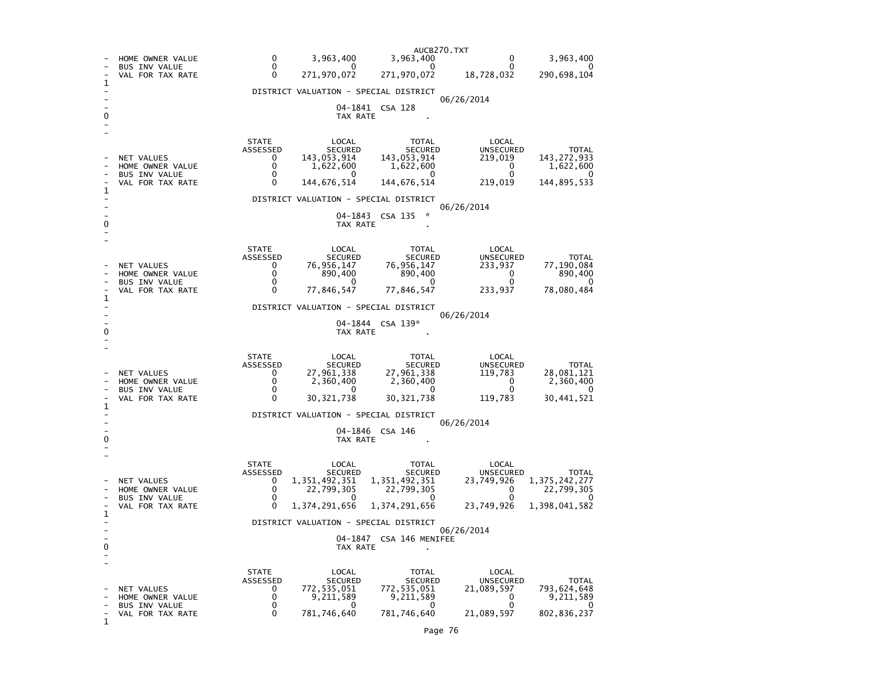| | STATE ASSESSED | LOCAL SECURED | TOTAL SECURED | LOCAL UNSECURED | TOTAL |
|---|---|---|---|---|---|
| HOME OWNER VALUE | 0 | 3,963,400 | 3,963,400 | 0 | 3,963,400 |
| BUS INV VALUE | 0 | 0 | 0 | 0 | 0 |
| VAL FOR TAX RATE | 0 | 271,970,072 | 271,970,072 | 18,728,032 | 290,698,104 |

DISTRICT VALUATION - SPECIAL DISTRICT

06/26/2014

04-1841 CSA 128

TAX RATE .

| | STATE ASSESSED | LOCAL SECURED | TOTAL SECURED | LOCAL UNSECURED | TOTAL |
|---|---|---|---|---|---|
| NET VALUES | 0 | 143,053,914 | 143,053,914 | 219,019 | 143,272,933 |
| HOME OWNER VALUE | 0 | 1,622,600 | 1,622,600 | 0 | 1,622,600 |
| BUS INV VALUE | 0 | 0 | 0 | 0 | 0 |
| VAL FOR TAX RATE | 0 | 144,676,514 | 144,676,514 | 219,019 | 144,895,533 |

DISTRICT VALUATION - SPECIAL DISTRICT

06/26/2014

04-1843 CSA 135 *

TAX RATE .

| | STATE ASSESSED | LOCAL SECURED | TOTAL SECURED | LOCAL UNSECURED | TOTAL |
|---|---|---|---|---|---|
| NET VALUES | 0 | 76,956,147 | 76,956,147 | 233,937 | 77,190,084 |
| HOME OWNER VALUE | 0 | 890,400 | 890,400 | 0 | 890,400 |
| BUS INV VALUE | 0 | 0 | 0 | 0 | 0 |
| VAL FOR TAX RATE | 0 | 77,846,547 | 77,846,547 | 233,937 | 78,080,484 |

DISTRICT VALUATION - SPECIAL DISTRICT

06/26/2014

04-1844 CSA 139*

TAX RATE .

| | STATE ASSESSED | LOCAL SECURED | TOTAL SECURED | LOCAL UNSECURED | TOTAL |
|---|---|---|---|---|---|
| NET VALUES | 0 | 27,961,338 | 27,961,338 | 119,783 | 28,081,121 |
| HOME OWNER VALUE | 0 | 2,360,400 | 2,360,400 | 0 | 2,360,400 |
| BUS INV VALUE | 0 | 0 | 0 | 0 | 0 |
| VAL FOR TAX RATE | 0 | 30,321,738 | 30,321,738 | 119,783 | 30,441,521 |

DISTRICT VALUATION - SPECIAL DISTRICT

06/26/2014

04-1846 CSA 146

TAX RATE .

| | STATE ASSESSED | LOCAL SECURED | TOTAL SECURED | LOCAL UNSECURED | TOTAL |
|---|---|---|---|---|---|
| NET VALUES | 0 | 1,351,492,351 | 1,351,492,351 | 23,749,926 | 1,375,242,277 |
| HOME OWNER VALUE | 0 | 22,799,305 | 22,799,305 | 0 | 22,799,305 |
| BUS INV VALUE | 0 | 0 | 0 | 0 | 0 |
| VAL FOR TAX RATE | 0 | 1,374,291,656 | 1,374,291,656 | 23,749,926 | 1,398,041,582 |

DISTRICT VALUATION - SPECIAL DISTRICT

06/26/2014

04-1847 CSA 146 MENIFEE

TAX RATE .

| | STATE ASSESSED | LOCAL SECURED | TOTAL SECURED | LOCAL UNSECURED | TOTAL |
|---|---|---|---|---|---|
| NET VALUES | 0 | 772,535,051 | 772,535,051 | 21,089,597 | 793,624,648 |
| HOME OWNER VALUE | 0 | 9,211,589 | 9,211,589 | 0 | 9,211,589 |
| BUS INV VALUE | 0 | 0 | 0 | 0 | 0 |
| VAL FOR TAX RATE | 0 | 781,746,640 | 781,746,640 | 21,089,597 | 802,836,237 |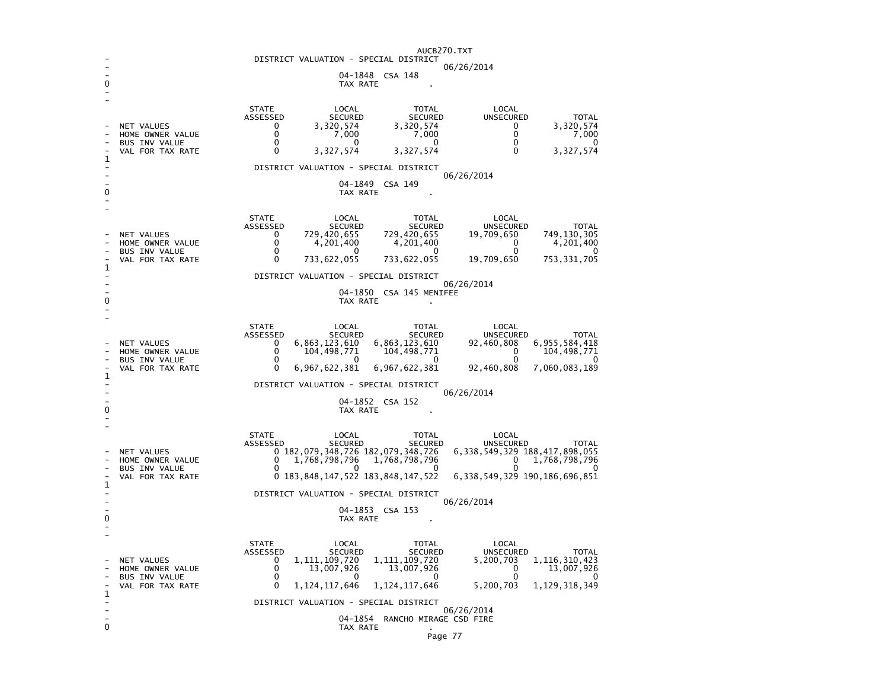## DISTRICT VALUATION - SPECIAL DISTRICT

06/26/2014

04-1848 CSA 148

TAX RATE .

| | STATE ASSESSED | LOCAL SECURED | TOTAL SECURED | LOCAL UNSECURED | TOTAL |
|---|---|---|---|---|---|
| NET VALUES | 0 | 3,320,574 | 3,320,574 | 0 | 3,320,574 |
| HOME OWNER VALUE | 0 | 7,000 | 7,000 | 0 | 7,000 |
| BUS INV VALUE | 0 | 0 | 0 | 0 | 0 |
| VAL FOR TAX RATE | 0 | 3,327,574 | 3,327,574 | 0 | 3,327,574 |

## DISTRICT VALUATION - SPECIAL DISTRICT

06/26/2014

04-1849 CSA 149

TAX RATE .

| | STATE ASSESSED | LOCAL SECURED | TOTAL SECURED | LOCAL UNSECURED | TOTAL |
|---|---|---|---|---|---|
| NET VALUES | 0 | 729,420,655 | 729,420,655 | 19,709,650 | 749,130,305 |
| HOME OWNER VALUE | 0 | 4,201,400 | 4,201,400 | 0 | 4,201,400 |
| BUS INV VALUE | 0 | 0 | 0 | 0 | 0 |
| VAL FOR TAX RATE | 0 | 733,622,055 | 733,622,055 | 19,709,650 | 753,331,705 |

## DISTRICT VALUATION - SPECIAL DISTRICT

06/26/2014

04-1850 CSA 145 MENIFEE

TAX RATE .

| | STATE ASSESSED | LOCAL SECURED | TOTAL SECURED | LOCAL UNSECURED | TOTAL |
|---|---|---|---|---|---|
| NET VALUES | 0 | 6,863,123,610 | 6,863,123,610 | 92,460,808 | 6,955,584,418 |
| HOME OWNER VALUE | 0 | 104,498,771 | 104,498,771 | 0 | 104,498,771 |
| BUS INV VALUE | 0 | 0 | 0 | 0 | 0 |
| VAL FOR TAX RATE | 0 | 6,967,622,381 | 6,967,622,381 | 92,460,808 | 7,060,083,189 |

## DISTRICT VALUATION - SPECIAL DISTRICT

06/26/2014

04-1852 CSA 152

TAX RATE .

| | STATE ASSESSED | LOCAL SECURED | TOTAL SECURED | LOCAL UNSECURED | TOTAL |
|---|---|---|---|---|---|
| NET VALUES | 0 | 182,079,348,726 | 182,079,348,726 | 6,338,549,329 | 188,417,898,055 |
| HOME OWNER VALUE | 0 | 1,768,798,796 | 1,768,798,796 | 0 | 1,768,798,796 |
| BUS INV VALUE | 0 | 0 | 0 | 0 | 0 |
| VAL FOR TAX RATE | 0 | 183,848,147,522 | 183,848,147,522 | 6,338,549,329 | 190,186,696,851 |

## DISTRICT VALUATION - SPECIAL DISTRICT

06/26/2014

04-1853 CSA 153

TAX RATE .

| | STATE ASSESSED | LOCAL SECURED | TOTAL SECURED | LOCAL UNSECURED | TOTAL |
|---|---|---|---|---|---|
| NET VALUES | 0 | 1,111,109,720 | 1,111,109,720 | 5,200,703 | 1,116,310,423 |
| HOME OWNER VALUE | 0 | 13,007,926 | 13,007,926 | 0 | 13,007,926 |
| BUS INV VALUE | 0 | 0 | 0 | 0 | 0 |
| VAL FOR TAX RATE | 0 | 1,124,117,646 | 1,124,117,646 | 5,200,703 | 1,129,318,349 |

## DISTRICT VALUATION - SPECIAL DISTRICT

06/26/2014

04-1854 RANCHO MIRAGE CSD FIRE

TAX RATE .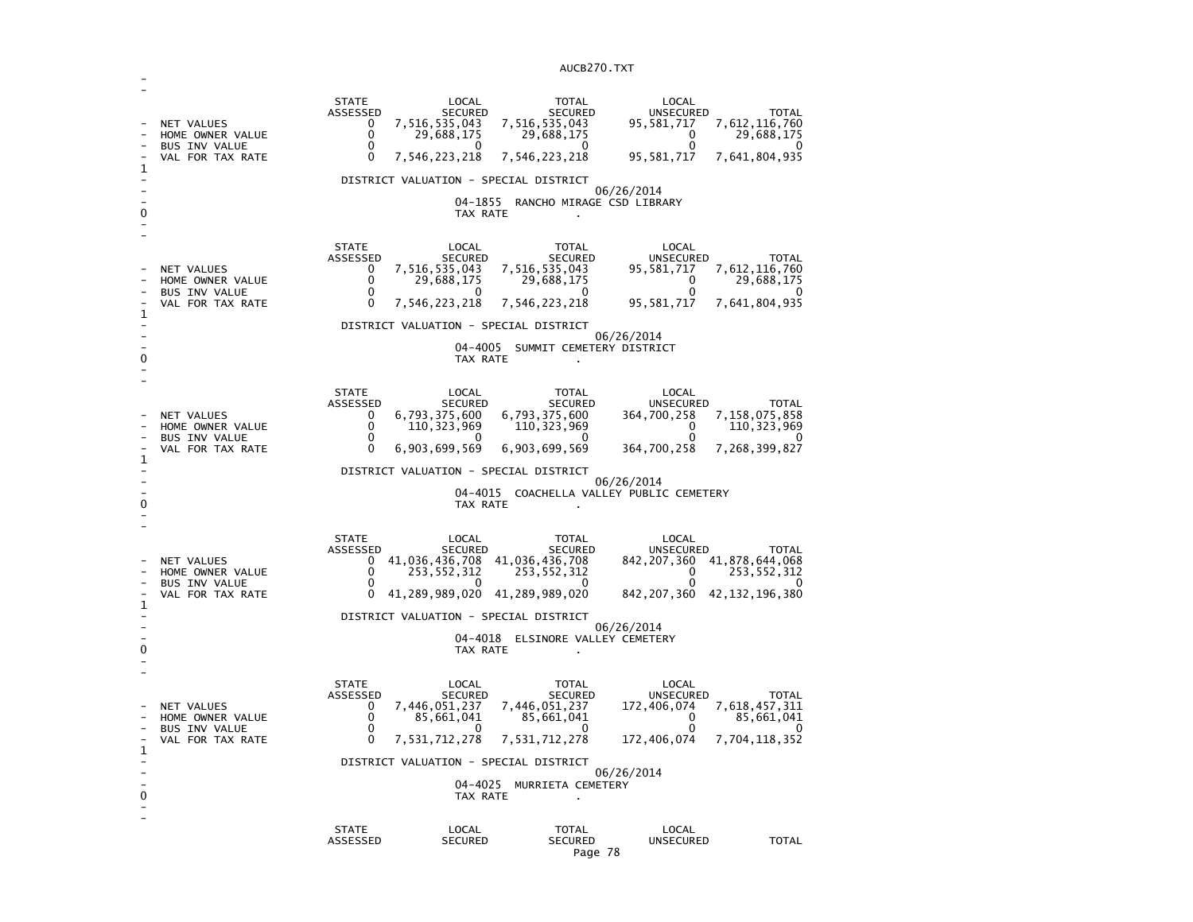| | STATE ASSESSED | LOCAL SECURED | TOTAL SECURED | LOCAL UNSECURED | TOTAL |
|---|---|---|---|---|---|
| NET VALUES | 0 | 7,516,535,043 | 7,516,535,043 | 95,581,717 | 7,612,116,760 |
| HOME OWNER VALUE | 0 | 29,688,175 | 29,688,175 | 0 | 29,688,175 |
| BUS INV VALUE | 0 | 0 | 0 | 0 | 0 |
| VAL FOR TAX RATE | 0 | 7,546,223,218 | 7,546,223,218 | 95,581,717 | 7,641,804,935 |

DISTRICT VALUATION - SPECIAL DISTRICT

06/26/2014

04-1855 RANCHO MIRAGE CSD LIBRARY

TAX RATE .

| | STATE ASSESSED | LOCAL SECURED | TOTAL SECURED | LOCAL UNSECURED | TOTAL |
|---|---|---|---|---|---|
| NET VALUES | 0 | 7,516,535,043 | 7,516,535,043 | 95,581,717 | 7,612,116,760 |
| HOME OWNER VALUE | 0 | 29,688,175 | 29,688,175 | 0 | 29,688,175 |
| BUS INV VALUE | 0 | 0 | 0 | 0 | 0 |
| VAL FOR TAX RATE | 0 | 7,546,223,218 | 7,546,223,218 | 95,581,717 | 7,641,804,935 |

DISTRICT VALUATION - SPECIAL DISTRICT

06/26/2014

04-4005 SUMMIT CEMETERY DISTRICT

TAX RATE .

| | STATE ASSESSED | LOCAL SECURED | TOTAL SECURED | LOCAL UNSECURED | TOTAL |
|---|---|---|---|---|---|
| NET VALUES | 0 | 6,793,375,600 | 6,793,375,600 | 364,700,258 | 7,158,075,858 |
| HOME OWNER VALUE | 0 | 110,323,969 | 110,323,969 | 0 | 110,323,969 |
| BUS INV VALUE | 0 | 0 | 0 | 0 | 0 |
| VAL FOR TAX RATE | 0 | 6,903,699,569 | 6,903,699,569 | 364,700,258 | 7,268,399,827 |

DISTRICT VALUATION - SPECIAL DISTRICT

06/26/2014

04-4015 COACHELLA VALLEY PUBLIC CEMETERY

TAX RATE .

| | STATE ASSESSED | LOCAL SECURED | TOTAL SECURED | LOCAL UNSECURED | TOTAL |
|---|---|---|---|---|---|
| NET VALUES | 0 | 41,036,436,708 | 41,036,436,708 | 842,207,360 | 41,878,644,068 |
| HOME OWNER VALUE | 0 | 253,552,312 | 253,552,312 | 0 | 253,552,312 |
| BUS INV VALUE | 0 | 0 | 0 | 0 | 0 |
| VAL FOR TAX RATE | 0 | 41,289,989,020 | 41,289,989,020 | 842,207,360 | 42,132,196,380 |

DISTRICT VALUATION - SPECIAL DISTRICT

06/26/2014

04-4018 ELSINORE VALLEY CEMETERY

TAX RATE .

| | STATE ASSESSED | LOCAL SECURED | TOTAL SECURED | LOCAL UNSECURED | TOTAL |
|---|---|---|---|---|---|
| NET VALUES | 0 | 7,446,051,237 | 7,446,051,237 | 172,406,074 | 7,618,457,311 |
| HOME OWNER VALUE | 0 | 85,661,041 | 85,661,041 | 0 | 85,661,041 |
| BUS INV VALUE | 0 | 0 | 0 | 0 | 0 |
| VAL FOR TAX RATE | 0 | 7,531,712,278 | 7,531,712,278 | 172,406,074 | 7,704,118,352 |

DISTRICT VALUATION - SPECIAL DISTRICT

06/26/2014

04-4025 MURRIETA CEMETERY

TAX RATE .

| | STATE ASSESSED | LOCAL SECURED | TOTAL SECURED | LOCAL UNSECURED | TOTAL |
|---|---|---|---|---|---|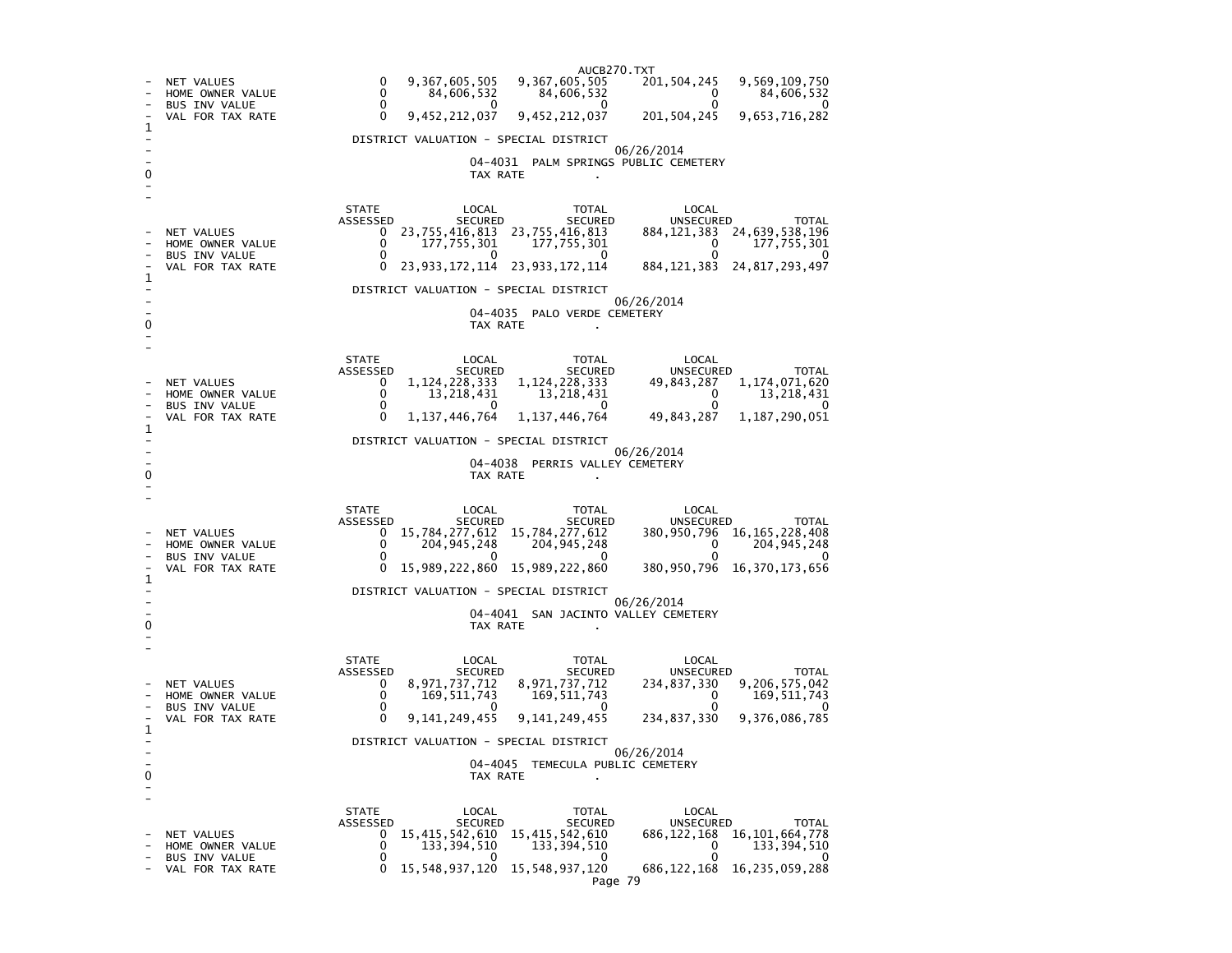| | STATE ASSESSED | LOCAL SECURED | TOTAL SECURED | LOCAL UNSECURED | TOTAL |
|---|---|---|---|---|---|
| NET VALUES | 0 | 9,367,605,505 | 9,367,605,505 | 201,504,245 | 9,569,109,750 |
| HOME OWNER VALUE | 0 | 84,606,532 | 84,606,532 | 0 | 84,606,532 |
| BUS INV VALUE | 0 | 0 | 0 | 0 | 0 |
| VAL FOR TAX RATE | 0 | 9,452,212,037 | 9,452,212,037 | 201,504,245 | 9,653,716,282 |

DISTRICT VALUATION - SPECIAL DISTRICT

06/26/2014

04-4031 PALM SPRINGS PUBLIC CEMETERY

TAX RATE .

| | STATE ASSESSED | LOCAL SECURED | TOTAL SECURED | LOCAL UNSECURED | TOTAL |
|---|---|---|---|---|---|
| NET VALUES | 0 | 23,755,416,813 | 23,755,416,813 | 884,121,383 | 24,639,538,196 |
| HOME OWNER VALUE | 0 | 177,755,301 | 177,755,301 | 0 | 177,755,301 |
| BUS INV VALUE | 0 | 0 | 0 | 0 | 0 |
| VAL FOR TAX RATE | 0 | 23,933,172,114 | 23,933,172,114 | 884,121,383 | 24,817,293,497 |

DISTRICT VALUATION - SPECIAL DISTRICT

06/26/2014

04-4035 PALO VERDE CEMETERY

TAX RATE .

| | STATE ASSESSED | LOCAL SECURED | TOTAL SECURED | LOCAL UNSECURED | TOTAL |
|---|---|---|---|---|---|
| NET VALUES | 0 | 1,124,228,333 | 1,124,228,333 | 49,843,287 | 1,174,071,620 |
| HOME OWNER VALUE | 0 | 13,218,431 | 13,218,431 | 0 | 13,218,431 |
| BUS INV VALUE | 0 | 0 | 0 | 0 | 0 |
| VAL FOR TAX RATE | 0 | 1,137,446,764 | 1,137,446,764 | 49,843,287 | 1,187,290,051 |

DISTRICT VALUATION - SPECIAL DISTRICT

06/26/2014

04-4038 PERRIS VALLEY CEMETERY

TAX RATE .

| | STATE ASSESSED | LOCAL SECURED | TOTAL SECURED | LOCAL UNSECURED | TOTAL |
|---|---|---|---|---|---|
| NET VALUES | 0 | 15,784,277,612 | 15,784,277,612 | 380,950,796 | 16,165,228,408 |
| HOME OWNER VALUE | 0 | 204,945,248 | 204,945,248 | 0 | 204,945,248 |
| BUS INV VALUE | 0 | 0 | 0 | 0 | 0 |
| VAL FOR TAX RATE | 0 | 15,989,222,860 | 15,989,222,860 | 380,950,796 | 16,370,173,656 |

DISTRICT VALUATION - SPECIAL DISTRICT

06/26/2014

04-4041 SAN JACINTO VALLEY CEMETERY

TAX RATE .

| | STATE ASSESSED | LOCAL SECURED | TOTAL SECURED | LOCAL UNSECURED | TOTAL |
|---|---|---|---|---|---|
| NET VALUES | 0 | 8,971,737,712 | 8,971,737,712 | 234,837,330 | 9,206,575,042 |
| HOME OWNER VALUE | 0 | 169,511,743 | 169,511,743 | 0 | 169,511,743 |
| BUS INV VALUE | 0 | 0 | 0 | 0 | 0 |
| VAL FOR TAX RATE | 0 | 9,141,249,455 | 9,141,249,455 | 234,837,330 | 9,376,086,785 |

DISTRICT VALUATION - SPECIAL DISTRICT

06/26/2014

04-4045 TEMECULA PUBLIC CEMETERY

TAX RATE .

| | STATE ASSESSED | LOCAL SECURED | TOTAL SECURED | LOCAL UNSECURED | TOTAL |
|---|---|---|---|---|---|
| NET VALUES | 0 | 15,415,542,610 | 15,415,542,610 | 686,122,168 | 16,101,664,778 |
| HOME OWNER VALUE | 0 | 133,394,510 | 133,394,510 | 0 | 133,394,510 |
| BUS INV VALUE | 0 | 0 | 0 | 0 | 0 |
| VAL FOR TAX RATE | 0 | 15,548,937,120 | 15,548,937,120 | 686,122,168 | 16,235,059,288 |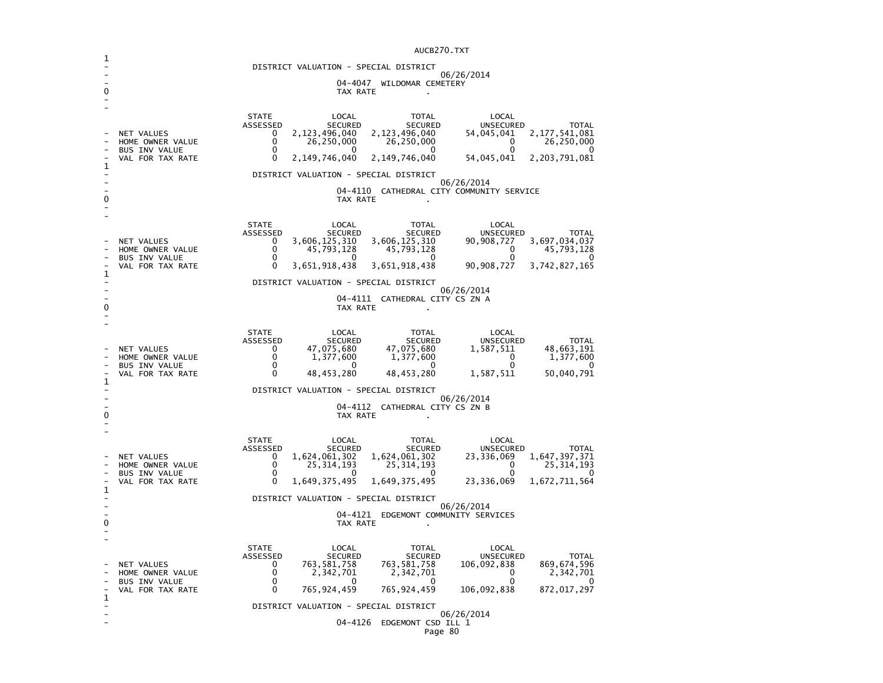DISTRICT VALUATION - SPECIAL DISTRICT
06/26/2014
04-4047 WILDOMAR CEMETERY
TAX RATE .

| | STATE ASSESSED | LOCAL SECURED | TOTAL SECURED | LOCAL UNSECURED | TOTAL |
|---|---|---|---|---|---|
| NET VALUES | 0 | 2,123,496,040 | 2,123,496,040 | 54,045,041 | 2,177,541,081 |
| HOME OWNER VALUE | 0 | 26,250,000 | 26,250,000 | 0 | 26,250,000 |
| BUS INV VALUE | 0 | 0 | 0 | 0 | 0 |
| VAL FOR TAX RATE | 0 | 2,149,746,040 | 2,149,746,040 | 54,045,041 | 2,203,791,081 |

DISTRICT VALUATION - SPECIAL DISTRICT
06/26/2014
04-4110 CATHEDRAL CITY COMMUNITY SERVICE
TAX RATE .

| | STATE ASSESSED | LOCAL SECURED | TOTAL SECURED | LOCAL UNSECURED | TOTAL |
|---|---|---|---|---|---|
| NET VALUES | 0 | 3,606,125,310 | 3,606,125,310 | 90,908,727 | 3,697,034,037 |
| HOME OWNER VALUE | 0 | 45,793,128 | 45,793,128 | 0 | 45,793,128 |
| BUS INV VALUE | 0 | 0 | 0 | 0 | 0 |
| VAL FOR TAX RATE | 0 | 3,651,918,438 | 3,651,918,438 | 90,908,727 | 3,742,827,165 |

DISTRICT VALUATION - SPECIAL DISTRICT
06/26/2014
04-4111 CATHEDRAL CITY CS ZN A
TAX RATE .

| | STATE ASSESSED | LOCAL SECURED | TOTAL SECURED | LOCAL UNSECURED | TOTAL |
|---|---|---|---|---|---|
| NET VALUES | 0 | 47,075,680 | 47,075,680 | 1,587,511 | 48,663,191 |
| HOME OWNER VALUE | 0 | 1,377,600 | 1,377,600 | 0 | 1,377,600 |
| BUS INV VALUE | 0 | 0 | 0 | 0 | 0 |
| VAL FOR TAX RATE | 0 | 48,453,280 | 48,453,280 | 1,587,511 | 50,040,791 |

DISTRICT VALUATION - SPECIAL DISTRICT
06/26/2014
04-4112 CATHEDRAL CITY CS ZN B
TAX RATE .

| | STATE ASSESSED | LOCAL SECURED | TOTAL SECURED | LOCAL UNSECURED | TOTAL |
|---|---|---|---|---|---|
| NET VALUES | 0 | 1,624,061,302 | 1,624,061,302 | 23,336,069 | 1,647,397,371 |
| HOME OWNER VALUE | 0 | 25,314,193 | 25,314,193 | 0 | 25,314,193 |
| BUS INV VALUE | 0 | 0 | 0 | 0 | 0 |
| VAL FOR TAX RATE | 0 | 1,649,375,495 | 1,649,375,495 | 23,336,069 | 1,672,711,564 |

DISTRICT VALUATION - SPECIAL DISTRICT
06/26/2014
04-4121 EDGEMONT COMMUNITY SERVICES
TAX RATE .

| | STATE ASSESSED | LOCAL SECURED | TOTAL SECURED | LOCAL UNSECURED | TOTAL |
|---|---|---|---|---|---|
| NET VALUES | 0 | 763,581,758 | 763,581,758 | 106,092,838 | 869,674,596 |
| HOME OWNER VALUE | 0 | 2,342,701 | 2,342,701 | 0 | 2,342,701 |
| BUS INV VALUE | 0 | 0 | 0 | 0 | 0 |
| VAL FOR TAX RATE | 0 | 765,924,459 | 765,924,459 | 106,092,838 | 872,017,297 |

DISTRICT VALUATION - SPECIAL DISTRICT
06/26/2014
04-4126 EDGEMONT CSD ILL 1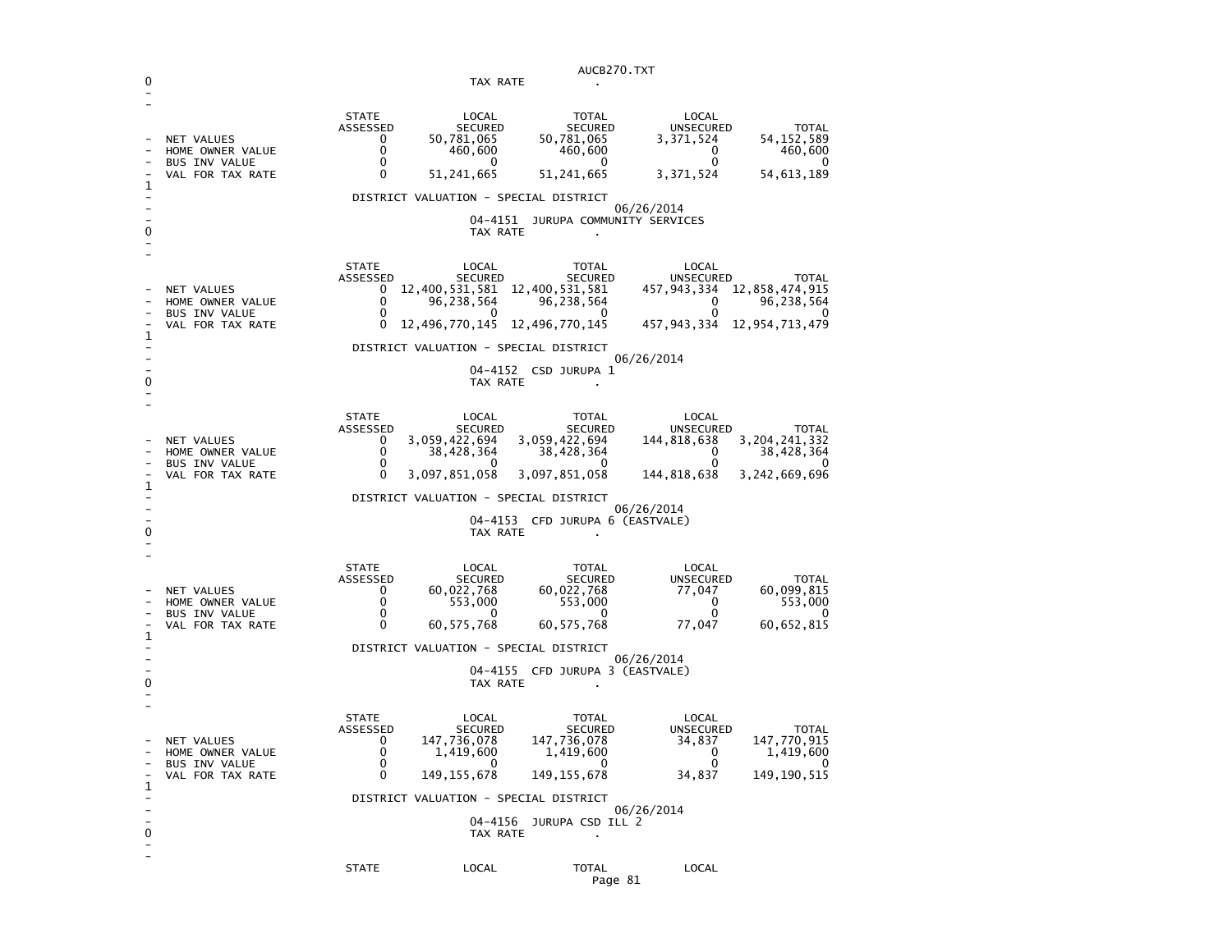0 TAX RATE .

| | STATE ASSESSED | LOCAL SECURED | TOTAL SECURED | LOCAL UNSECURED | TOTAL |
|---|---|---|---|---|---|
| NET VALUES | 0 | 50,781,065 | 50,781,065 | 3,371,524 | 54,152,589 |
| HOME OWNER VALUE | 0 | 460,600 | 460,600 | 0 | 460,600 |
| BUS INV VALUE | 0 | 0 | 0 | 0 | 0 |
| VAL FOR TAX RATE | 0 | 51,241,665 | 51,241,665 | 3,371,524 | 54,613,189 |

DISTRICT VALUATION - SPECIAL DISTRICT

06/26/2014

04-4151 JURUPA COMMUNITY SERVICES

TAX RATE .

| | STATE ASSESSED | LOCAL SECURED | TOTAL SECURED | LOCAL UNSECURED | TOTAL |
|---|---|---|---|---|---|
| NET VALUES | 0 | 12,400,531,581 | 12,400,531,581 | 457,943,334 | 12,858,474,915 |
| HOME OWNER VALUE | 0 | 96,238,564 | 96,238,564 | 0 | 96,238,564 |
| BUS INV VALUE | 0 | 0 | 0 | 0 | 0 |
| VAL FOR TAX RATE | 0 | 12,496,770,145 | 12,496,770,145 | 457,943,334 | 12,954,713,479 |

DISTRICT VALUATION - SPECIAL DISTRICT

06/26/2014

04-4152 CSD JURUPA 1

TAX RATE .

| | STATE ASSESSED | LOCAL SECURED | TOTAL SECURED | LOCAL UNSECURED | TOTAL |
|---|---|---|---|---|---|
| NET VALUES | 0 | 3,059,422,694 | 3,059,422,694 | 144,818,638 | 3,204,241,332 |
| HOME OWNER VALUE | 0 | 38,428,364 | 38,428,364 | 0 | 38,428,364 |
| BUS INV VALUE | 0 | 0 | 0 | 0 | 0 |
| VAL FOR TAX RATE | 0 | 3,097,851,058 | 3,097,851,058 | 144,818,638 | 3,242,669,696 |

DISTRICT VALUATION - SPECIAL DISTRICT

06/26/2014

04-4153 CFD JURUPA 6 (EASTVALE)

TAX RATE .

| | STATE ASSESSED | LOCAL SECURED | TOTAL SECURED | LOCAL UNSECURED | TOTAL |
|---|---|---|---|---|---|
| NET VALUES | 0 | 60,022,768 | 60,022,768 | 77,047 | 60,099,815 |
| HOME OWNER VALUE | 0 | 553,000 | 553,000 | 0 | 553,000 |
| BUS INV VALUE | 0 | 0 | 0 | 0 | 0 |
| VAL FOR TAX RATE | 0 | 60,575,768 | 60,575,768 | 77,047 | 60,652,815 |

DISTRICT VALUATION - SPECIAL DISTRICT

06/26/2014

04-4155 CFD JURUPA 3 (EASTVALE)

TAX RATE .

| | STATE ASSESSED | LOCAL SECURED | TOTAL SECURED | LOCAL UNSECURED | TOTAL |
|---|---|---|---|---|---|
| NET VALUES | 0 | 147,736,078 | 147,736,078 | 34,837 | 147,770,915 |
| HOME OWNER VALUE | 0 | 1,419,600 | 1,419,600 | 0 | 1,419,600 |
| BUS INV VALUE | 0 | 0 | 0 | 0 | 0 |
| VAL FOR TAX RATE | 0 | 149,155,678 | 149,155,678 | 34,837 | 149,190,515 |

DISTRICT VALUATION - SPECIAL DISTRICT

06/26/2014

04-4156 JURUPA CSD ILL 2

TAX RATE .

STATE LOCAL TOTAL LOCAL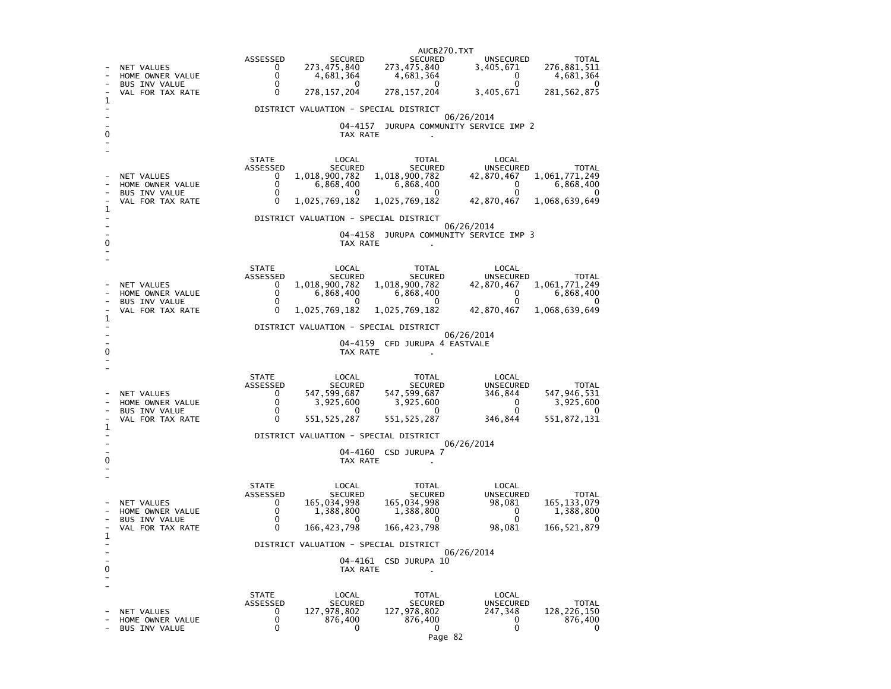| | STATE ASSESSED | LOCAL SECURED | TOTAL SECURED | LOCAL UNSECURED | TOTAL |
|---|---|---|---|---|---|
| NET VALUES | 0 | 273,475,840 | 273,475,840 | 3,405,671 | 276,881,511 |
| HOME OWNER VALUE | 0 | 4,681,364 | 4,681,364 | 0 | 4,681,364 |
| BUS INV VALUE | 0 | 0 | 0 | 0 | 0 |
| VAL FOR TAX RATE | 0 | 278,157,204 | 278,157,204 | 3,405,671 | 281,562,875 |

DISTRICT VALUATION - SPECIAL DISTRICT

06/26/2014

04-4157 JURUPA COMMUNITY SERVICE IMP 2

TAX RATE .

| | STATE ASSESSED | LOCAL SECURED | TOTAL SECURED | LOCAL UNSECURED | TOTAL |
|---|---|---|---|---|---|
| NET VALUES | 0 | 1,018,900,782 | 1,018,900,782 | 42,870,467 | 1,061,771,249 |
| HOME OWNER VALUE | 0 | 6,868,400 | 6,868,400 | 0 | 6,868,400 |
| BUS INV VALUE | 0 | 0 | 0 | 0 | 0 |
| VAL FOR TAX RATE | 0 | 1,025,769,182 | 1,025,769,182 | 42,870,467 | 1,068,639,649 |

DISTRICT VALUATION - SPECIAL DISTRICT

06/26/2014

04-4158 JURUPA COMMUNITY SERVICE IMP 3

TAX RATE .

| | STATE ASSESSED | LOCAL SECURED | TOTAL SECURED | LOCAL UNSECURED | TOTAL |
|---|---|---|---|---|---|
| NET VALUES | 0 | 1,018,900,782 | 1,018,900,782 | 42,870,467 | 1,061,771,249 |
| HOME OWNER VALUE | 0 | 6,868,400 | 6,868,400 | 0 | 6,868,400 |
| BUS INV VALUE | 0 | 0 | 0 | 0 | 0 |
| VAL FOR TAX RATE | 0 | 1,025,769,182 | 1,025,769,182 | 42,870,467 | 1,068,639,649 |

DISTRICT VALUATION - SPECIAL DISTRICT

06/26/2014

04-4159 CFD JURUPA 4 EASTVALE

TAX RATE .

| | STATE ASSESSED | LOCAL SECURED | TOTAL SECURED | LOCAL UNSECURED | TOTAL |
|---|---|---|---|---|---|
| NET VALUES | 0 | 547,599,687 | 547,599,687 | 346,844 | 547,946,531 |
| HOME OWNER VALUE | 0 | 3,925,600 | 3,925,600 | 0 | 3,925,600 |
| BUS INV VALUE | 0 | 0 | 0 | 0 | 0 |
| VAL FOR TAX RATE | 0 | 551,525,287 | 551,525,287 | 346,844 | 551,872,131 |

DISTRICT VALUATION - SPECIAL DISTRICT

06/26/2014

04-4160 CSD JURUPA 7

TAX RATE .

| | STATE ASSESSED | LOCAL SECURED | TOTAL SECURED | LOCAL UNSECURED | TOTAL |
|---|---|---|---|---|---|
| NET VALUES | 0 | 165,034,998 | 165,034,998 | 98,081 | 165,133,079 |
| HOME OWNER VALUE | 0 | 1,388,800 | 1,388,800 | 0 | 1,388,800 |
| BUS INV VALUE | 0 | 0 | 0 | 0 | 0 |
| VAL FOR TAX RATE | 0 | 166,423,798 | 166,423,798 | 98,081 | 166,521,879 |

DISTRICT VALUATION - SPECIAL DISTRICT

06/26/2014

04-4161 CSD JURUPA 10

TAX RATE .

| | STATE ASSESSED | LOCAL SECURED | TOTAL SECURED | LOCAL UNSECURED | TOTAL |
|---|---|---|---|---|---|
| NET VALUES | 0 | 127,978,802 | 127,978,802 | 247,348 | 128,226,150 |
| HOME OWNER VALUE | 0 | 876,400 | 876,400 | 0 | 876,400 |
| BUS INV VALUE | 0 | 0 | 0 | 0 | 0 |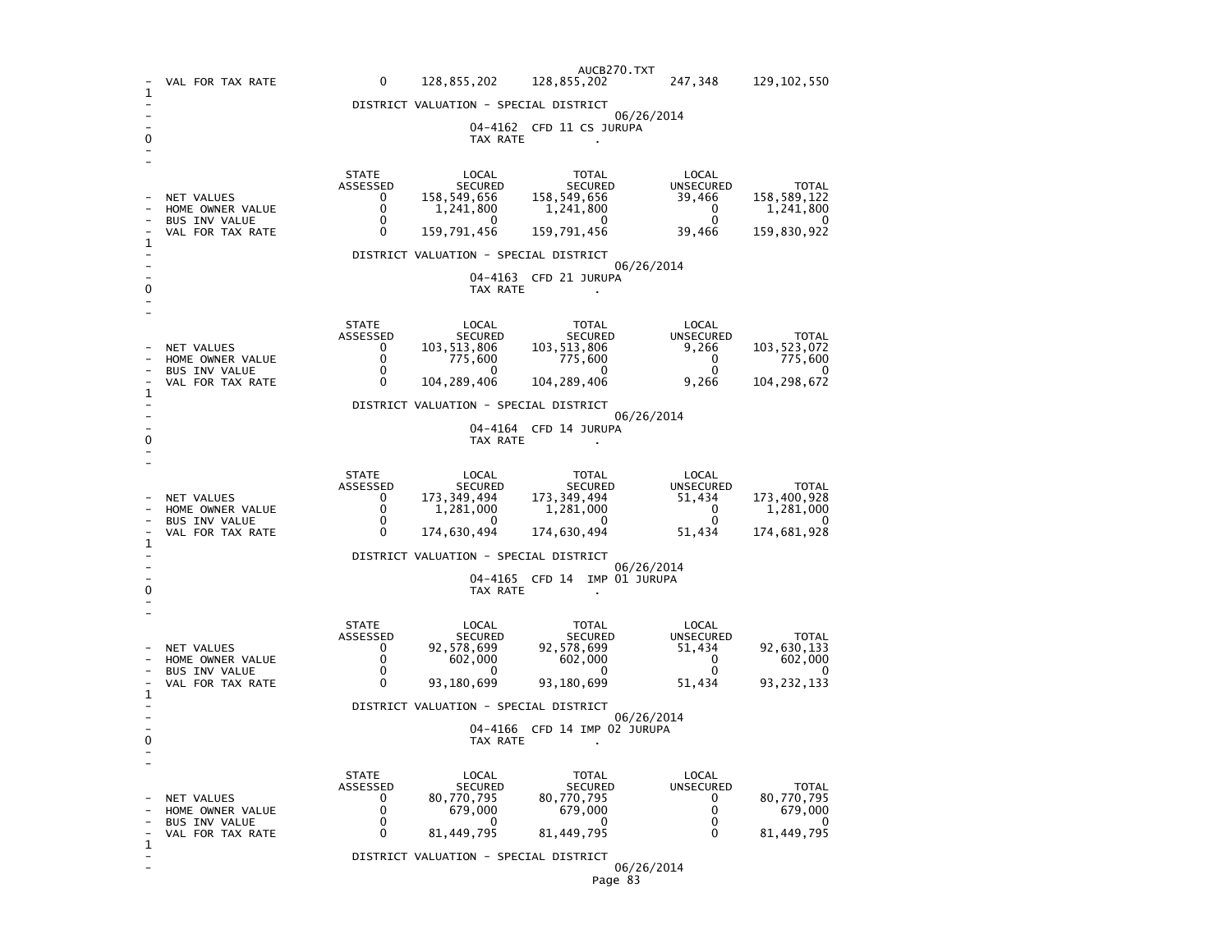| | STATE ASSESSED | LOCAL SECURED | TOTAL SECURED | LOCAL UNSECURED | TOTAL |
|---|---|---|---|---|---|
| VAL FOR TAX RATE | 0 | 128,855,202 | 128,855,202 | 247,348 | 129,102,550 |

DISTRICT VALUATION - SPECIAL DISTRICT

06/26/2014

04-4162 CFD 11 CS JURUPA

TAX RATE .

| | STATE ASSESSED | LOCAL SECURED | TOTAL SECURED | LOCAL UNSECURED | TOTAL |
|---|---|---|---|---|---|
| NET VALUES | 0 | 158,549,656 | 158,549,656 | 39,466 | 158,589,122 |
| HOME OWNER VALUE | 0 | 1,241,800 | 1,241,800 | 0 | 1,241,800 |
| BUS INV VALUE | 0 | 0 | 0 | 0 | 0 |
| VAL FOR TAX RATE | 0 | 159,791,456 | 159,791,456 | 39,466 | 159,830,922 |

DISTRICT VALUATION - SPECIAL DISTRICT

06/26/2014

04-4163 CFD 21 JURUPA

TAX RATE .

| | STATE ASSESSED | LOCAL SECURED | TOTAL SECURED | LOCAL UNSECURED | TOTAL |
|---|---|---|---|---|---|
| NET VALUES | 0 | 103,513,806 | 103,513,806 | 9,266 | 103,523,072 |
| HOME OWNER VALUE | 0 | 775,600 | 775,600 | 0 | 775,600 |
| BUS INV VALUE | 0 | 0 | 0 | 0 | 0 |
| VAL FOR TAX RATE | 0 | 104,289,406 | 104,289,406 | 9,266 | 104,298,672 |

DISTRICT VALUATION - SPECIAL DISTRICT

06/26/2014

04-4164 CFD 14 JURUPA

TAX RATE .

| | STATE ASSESSED | LOCAL SECURED | TOTAL SECURED | LOCAL UNSECURED | TOTAL |
|---|---|---|---|---|---|
| NET VALUES | 0 | 173,349,494 | 173,349,494 | 51,434 | 173,400,928 |
| HOME OWNER VALUE | 0 | 1,281,000 | 1,281,000 | 0 | 1,281,000 |
| BUS INV VALUE | 0 | 0 | 0 | 0 | 0 |
| VAL FOR TAX RATE | 0 | 174,630,494 | 174,630,494 | 51,434 | 174,681,928 |

DISTRICT VALUATION - SPECIAL DISTRICT

06/26/2014

04-4165 CFD 14 IMP 01 JURUPA

TAX RATE .

| | STATE ASSESSED | LOCAL SECURED | TOTAL SECURED | LOCAL UNSECURED | TOTAL |
|---|---|---|---|---|---|
| NET VALUES | 0 | 92,578,699 | 92,578,699 | 51,434 | 92,630,133 |
| HOME OWNER VALUE | 0 | 602,000 | 602,000 | 0 | 602,000 |
| BUS INV VALUE | 0 | 0 | 0 | 0 | 0 |
| VAL FOR TAX RATE | 0 | 93,180,699 | 93,180,699 | 51,434 | 93,232,133 |

DISTRICT VALUATION - SPECIAL DISTRICT

06/26/2014

04-4166 CFD 14 IMP 02 JURUPA

TAX RATE .

| | STATE ASSESSED | LOCAL SECURED | TOTAL SECURED | LOCAL UNSECURED | TOTAL |
|---|---|---|---|---|---|
| NET VALUES | 0 | 80,770,795 | 80,770,795 | 0 | 80,770,795 |
| HOME OWNER VALUE | 0 | 679,000 | 679,000 | 0 | 679,000 |
| BUS INV VALUE | 0 | 0 | 0 | 0 | 0 |
| VAL FOR TAX RATE | 0 | 81,449,795 | 81,449,795 | 0 | 81,449,795 |

DISTRICT VALUATION - SPECIAL DISTRICT

06/26/2014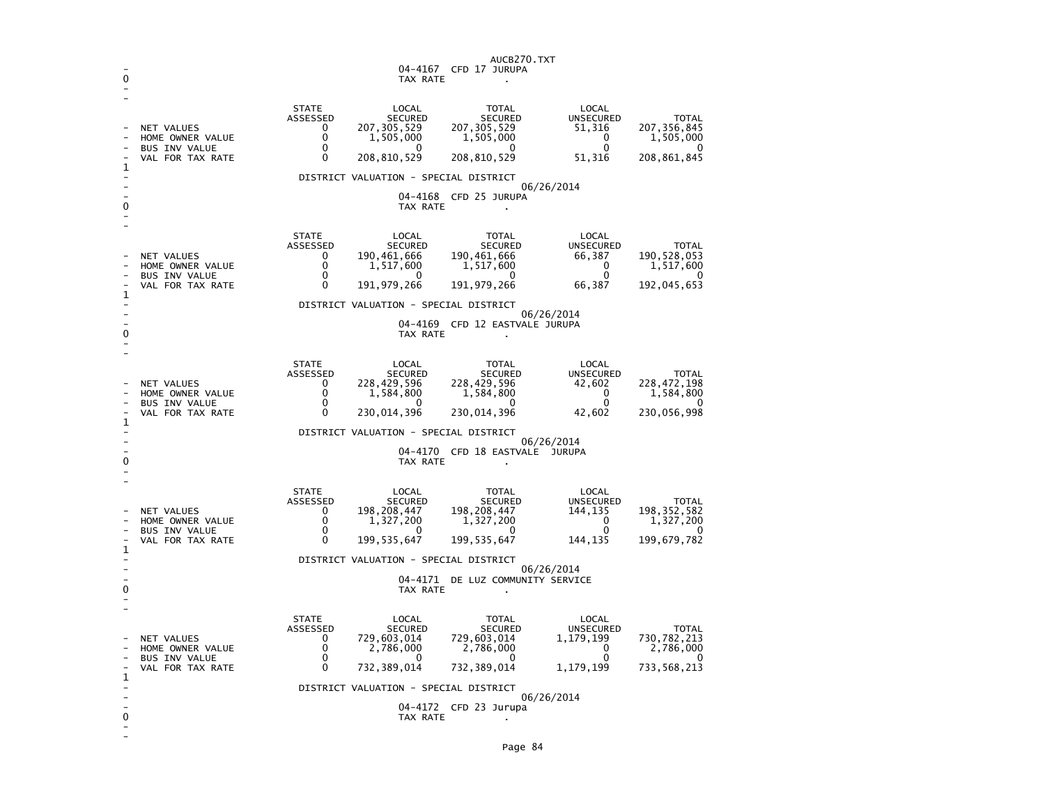AUCB270.TXT

04-4167 CFD 17 JURUPA

TAX RATE .

| | STATE ASSESSED | LOCAL SECURED | TOTAL SECURED | LOCAL UNSECURED | TOTAL |
|---|---|---|---|---|---|
| NET VALUES | 0 | 207,305,529 | 207,305,529 | 51,316 | 207,356,845 |
| HOME OWNER VALUE | 0 | 1,505,000 | 1,505,000 | 0 | 1,505,000 |
| BUS INV VALUE | 0 | 0 | 0 | 0 | 0 |
| VAL FOR TAX RATE | 0 | 208,810,529 | 208,810,529 | 51,316 | 208,861,845 |

DISTRICT VALUATION - SPECIAL DISTRICT

06/26/2014

04-4168 CFD 25 JURUPA

TAX RATE .

| | STATE ASSESSED | LOCAL SECURED | TOTAL SECURED | LOCAL UNSECURED | TOTAL |
|---|---|---|---|---|---|
| NET VALUES | 0 | 190,461,666 | 190,461,666 | 66,387 | 190,528,053 |
| HOME OWNER VALUE | 0 | 1,517,600 | 1,517,600 | 0 | 1,517,600 |
| BUS INV VALUE | 0 | 0 | 0 | 0 | 0 |
| VAL FOR TAX RATE | 0 | 191,979,266 | 191,979,266 | 66,387 | 192,045,653 |

DISTRICT VALUATION - SPECIAL DISTRICT

06/26/2014

04-4169 CFD 12 EASTVALE JURUPA

TAX RATE .

| | STATE ASSESSED | LOCAL SECURED | TOTAL SECURED | LOCAL UNSECURED | TOTAL |
|---|---|---|---|---|---|
| NET VALUES | 0 | 228,429,596 | 228,429,596 | 42,602 | 228,472,198 |
| HOME OWNER VALUE | 0 | 1,584,800 | 1,584,800 | 0 | 1,584,800 |
| BUS INV VALUE | 0 | 0 | 0 | 0 | 0 |
| VAL FOR TAX RATE | 0 | 230,014,396 | 230,014,396 | 42,602 | 230,056,998 |

DISTRICT VALUATION - SPECIAL DISTRICT

06/26/2014

04-4170 CFD 18 EASTVALE JURUPA

TAX RATE .

| | STATE ASSESSED | LOCAL SECURED | TOTAL SECURED | LOCAL UNSECURED | TOTAL |
|---|---|---|---|---|---|
| NET VALUES | 0 | 198,208,447 | 198,208,447 | 144,135 | 198,352,582 |
| HOME OWNER VALUE | 0 | 1,327,200 | 1,327,200 | 0 | 1,327,200 |
| BUS INV VALUE | 0 | 0 | 0 | 0 | 0 |
| VAL FOR TAX RATE | 0 | 199,535,647 | 199,535,647 | 144,135 | 199,679,782 |

DISTRICT VALUATION - SPECIAL DISTRICT

06/26/2014

04-4171 DE LUZ COMMUNITY SERVICE

TAX RATE .

| | STATE ASSESSED | LOCAL SECURED | TOTAL SECURED | LOCAL UNSECURED | TOTAL |
|---|---|---|---|---|---|
| NET VALUES | 0 | 729,603,014 | 729,603,014 | 1,179,199 | 730,782,213 |
| HOME OWNER VALUE | 0 | 2,786,000 | 2,786,000 | 0 | 2,786,000 |
| BUS INV VALUE | 0 | 0 | 0 | 0 | 0 |
| VAL FOR TAX RATE | 0 | 732,389,014 | 732,389,014 | 1,179,199 | 733,568,213 |

DISTRICT VALUATION - SPECIAL DISTRICT

06/26/2014

04-4172 CFD 23 Jurupa

TAX RATE .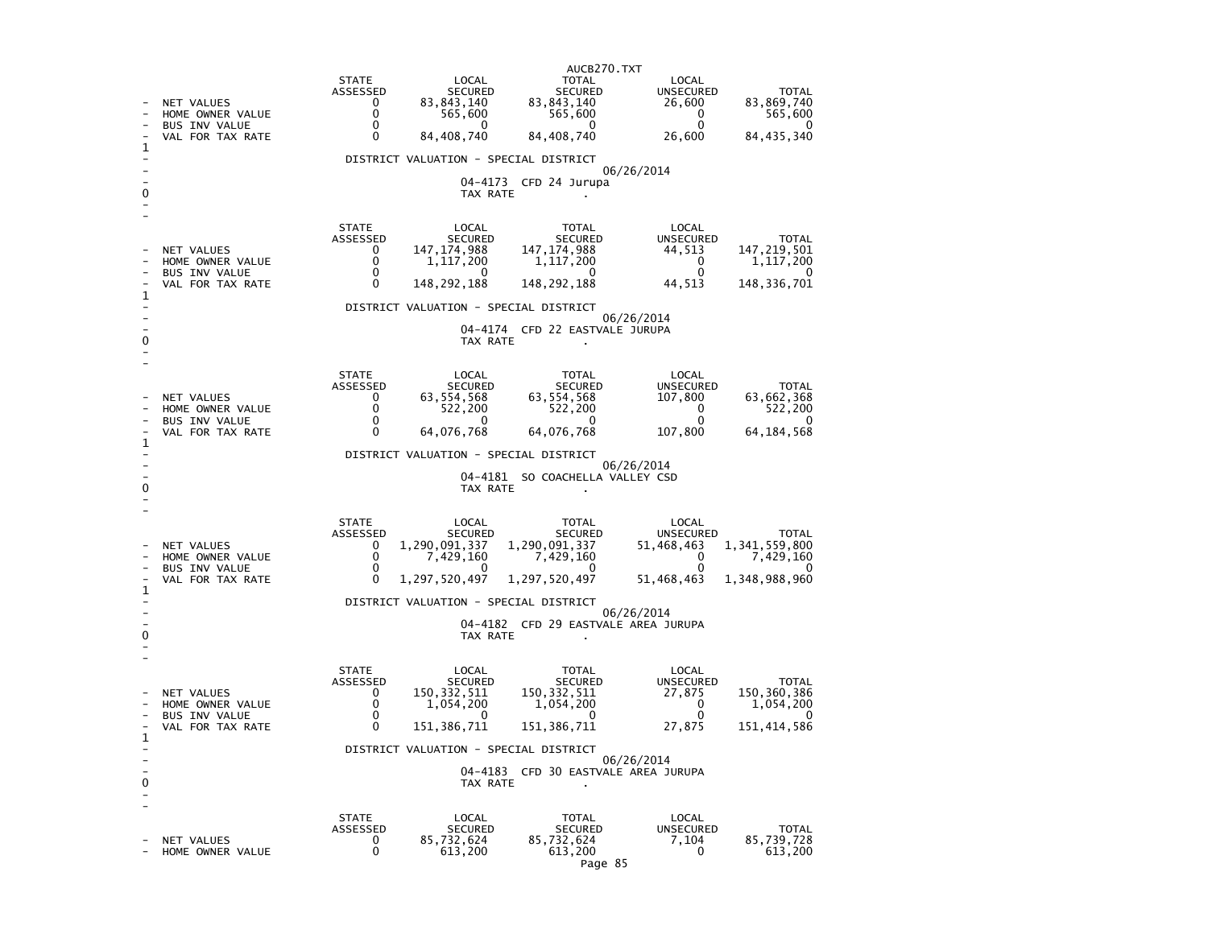| | STATE ASSESSED | LOCAL SECURED | TOTAL SECURED | LOCAL UNSECURED | TOTAL |
|---|---|---|---|---|---|
| NET VALUES | 0 | 83,843,140 | 83,843,140 | 26,600 | 83,869,740 |
| HOME OWNER VALUE | 0 | 565,600 | 565,600 | 0 | 565,600 |
| BUS INV VALUE | 0 | 0 | 0 | 0 | 0 |
| VAL FOR TAX RATE | 0 | 84,408,740 | 84,408,740 | 26,600 | 84,435,340 |

DISTRICT VALUATION - SPECIAL DISTRICT

06/26/2014

04-4173 CFD 24 Jurupa

TAX RATE .

| | STATE ASSESSED | LOCAL SECURED | TOTAL SECURED | LOCAL UNSECURED | TOTAL |
|---|---|---|---|---|---|
| NET VALUES | 0 | 147,174,988 | 147,174,988 | 44,513 | 147,219,501 |
| HOME OWNER VALUE | 0 | 1,117,200 | 1,117,200 | 0 | 1,117,200 |
| BUS INV VALUE | 0 | 0 | 0 | 0 | 0 |
| VAL FOR TAX RATE | 0 | 148,292,188 | 148,292,188 | 44,513 | 148,336,701 |

DISTRICT VALUATION - SPECIAL DISTRICT

06/26/2014

04-4174 CFD 22 EASTVALE JURUPA

TAX RATE .

| | STATE ASSESSED | LOCAL SECURED | TOTAL SECURED | LOCAL UNSECURED | TOTAL |
|---|---|---|---|---|---|
| NET VALUES | 0 | 63,554,568 | 63,554,568 | 107,800 | 63,662,368 |
| HOME OWNER VALUE | 0 | 522,200 | 522,200 | 0 | 522,200 |
| BUS INV VALUE | 0 | 0 | 0 | 0 | 0 |
| VAL FOR TAX RATE | 0 | 64,076,768 | 64,076,768 | 107,800 | 64,184,568 |

DISTRICT VALUATION - SPECIAL DISTRICT

06/26/2014

04-4181 SO COACHELLA VALLEY CSD

TAX RATE .

| | STATE ASSESSED | LOCAL SECURED | TOTAL SECURED | LOCAL UNSECURED | TOTAL |
|---|---|---|---|---|---|
| NET VALUES | 0 | 1,290,091,337 | 1,290,091,337 | 51,468,463 | 1,341,559,800 |
| HOME OWNER VALUE | 0 | 7,429,160 | 7,429,160 | 0 | 7,429,160 |
| BUS INV VALUE | 0 | 0 | 0 | 0 | 0 |
| VAL FOR TAX RATE | 0 | 1,297,520,497 | 1,297,520,497 | 51,468,463 | 1,348,988,960 |

DISTRICT VALUATION - SPECIAL DISTRICT

06/26/2014

04-4182 CFD 29 EASTVALE AREA JURUPA

TAX RATE .

| | STATE ASSESSED | LOCAL SECURED | TOTAL SECURED | LOCAL UNSECURED | TOTAL |
|---|---|---|---|---|---|
| NET VALUES | 0 | 150,332,511 | 150,332,511 | 27,875 | 150,360,386 |
| HOME OWNER VALUE | 0 | 1,054,200 | 1,054,200 | 0 | 1,054,200 |
| BUS INV VALUE | 0 | 0 | 0 | 0 | 0 |
| VAL FOR TAX RATE | 0 | 151,386,711 | 151,386,711 | 27,875 | 151,414,586 |

DISTRICT VALUATION - SPECIAL DISTRICT

06/26/2014

04-4183 CFD 30 EASTVALE AREA JURUPA

TAX RATE .

| | STATE ASSESSED | LOCAL SECURED | TOTAL SECURED | LOCAL UNSECURED | TOTAL |
|---|---|---|---|---|---|
| NET VALUES | 0 | 85,732,624 | 85,732,624 | 7,104 | 85,739,728 |
| HOME OWNER VALUE | 0 | 613,200 | 613,200 | 0 | 613,200 |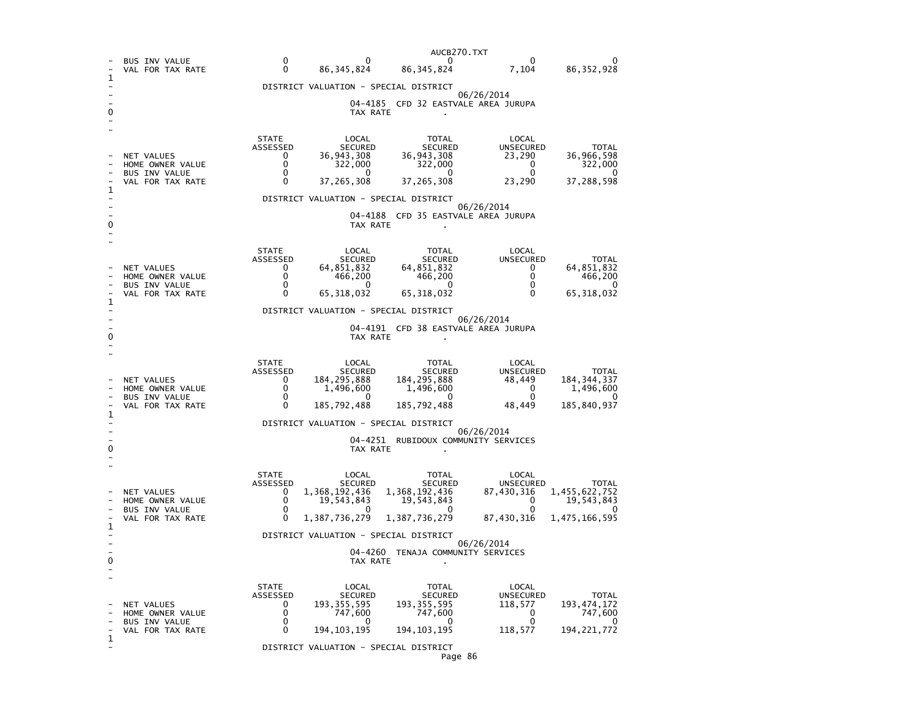| | STATE ASSESSED | LOCAL SECURED | TOTAL SECURED | LOCAL UNSECURED | TOTAL |
|---|---|---|---|---|---|
| BUS INV VALUE | 0 | 0 | 0 | 0 | 0 |
| VAL FOR TAX RATE | 0 | 86,345,824 | 86,345,824 | 7,104 | 86,352,928 |

DISTRICT VALUATION - SPECIAL DISTRICT

06/26/2014

04-4185 CFD 32 EASTVALE AREA JURUPA

TAX RATE .

| | STATE ASSESSED | LOCAL SECURED | TOTAL SECURED | LOCAL UNSECURED | TOTAL |
|---|---|---|---|---|---|
| NET VALUES | 0 | 36,943,308 | 36,943,308 | 23,290 | 36,966,598 |
| HOME OWNER VALUE | 0 | 322,000 | 322,000 | 0 | 322,000 |
| BUS INV VALUE | 0 | 0 | 0 | 0 | 0 |
| VAL FOR TAX RATE | 0 | 37,265,308 | 37,265,308 | 23,290 | 37,288,598 |

DISTRICT VALUATION - SPECIAL DISTRICT

06/26/2014

04-4188 CFD 35 EASTVALE AREA JURUPA

TAX RATE .

| | STATE ASSESSED | LOCAL SECURED | TOTAL SECURED | LOCAL UNSECURED | TOTAL |
|---|---|---|---|---|---|
| NET VALUES | 0 | 64,851,832 | 64,851,832 | 0 | 64,851,832 |
| HOME OWNER VALUE | 0 | 466,200 | 466,200 | 0 | 466,200 |
| BUS INV VALUE | 0 | 0 | 0 | 0 | 0 |
| VAL FOR TAX RATE | 0 | 65,318,032 | 65,318,032 | 0 | 65,318,032 |

DISTRICT VALUATION - SPECIAL DISTRICT

06/26/2014

04-4191 CFD 38 EASTVALE AREA JURUPA

TAX RATE .

| | STATE ASSESSED | LOCAL SECURED | TOTAL SECURED | LOCAL UNSECURED | TOTAL |
|---|---|---|---|---|---|
| NET VALUES | 0 | 184,295,888 | 184,295,888 | 48,449 | 184,344,337 |
| HOME OWNER VALUE | 0 | 1,496,600 | 1,496,600 | 0 | 1,496,600 |
| BUS INV VALUE | 0 | 0 | 0 | 0 | 0 |
| VAL FOR TAX RATE | 0 | 185,792,488 | 185,792,488 | 48,449 | 185,840,937 |

DISTRICT VALUATION - SPECIAL DISTRICT

06/26/2014

04-4251 RUBIDOUX COMMUNITY SERVICES

TAX RATE .

| | STATE ASSESSED | LOCAL SECURED | TOTAL SECURED | LOCAL UNSECURED | TOTAL |
|---|---|---|---|---|---|
| NET VALUES | 0 | 1,368,192,436 | 1,368,192,436 | 87,430,316 | 1,455,622,752 |
| HOME OWNER VALUE | 0 | 19,543,843 | 19,543,843 | 0 | 19,543,843 |
| BUS INV VALUE | 0 | 0 | 0 | 0 | 0 |
| VAL FOR TAX RATE | 0 | 1,387,736,279 | 1,387,736,279 | 87,430,316 | 1,475,166,595 |

DISTRICT VALUATION - SPECIAL DISTRICT

06/26/2014

04-4260 TENAJA COMMUNITY SERVICES

TAX RATE .

| | STATE ASSESSED | LOCAL SECURED | TOTAL SECURED | LOCAL UNSECURED | TOTAL |
|---|---|---|---|---|---|
| NET VALUES | 0 | 193,355,595 | 193,355,595 | 118,577 | 193,474,172 |
| HOME OWNER VALUE | 0 | 747,600 | 747,600 | 0 | 747,600 |
| BUS INV VALUE | 0 | 0 | 0 | 0 | 0 |
| VAL FOR TAX RATE | 0 | 194,103,195 | 194,103,195 | 118,577 | 194,221,772 |

DISTRICT VALUATION - SPECIAL DISTRICT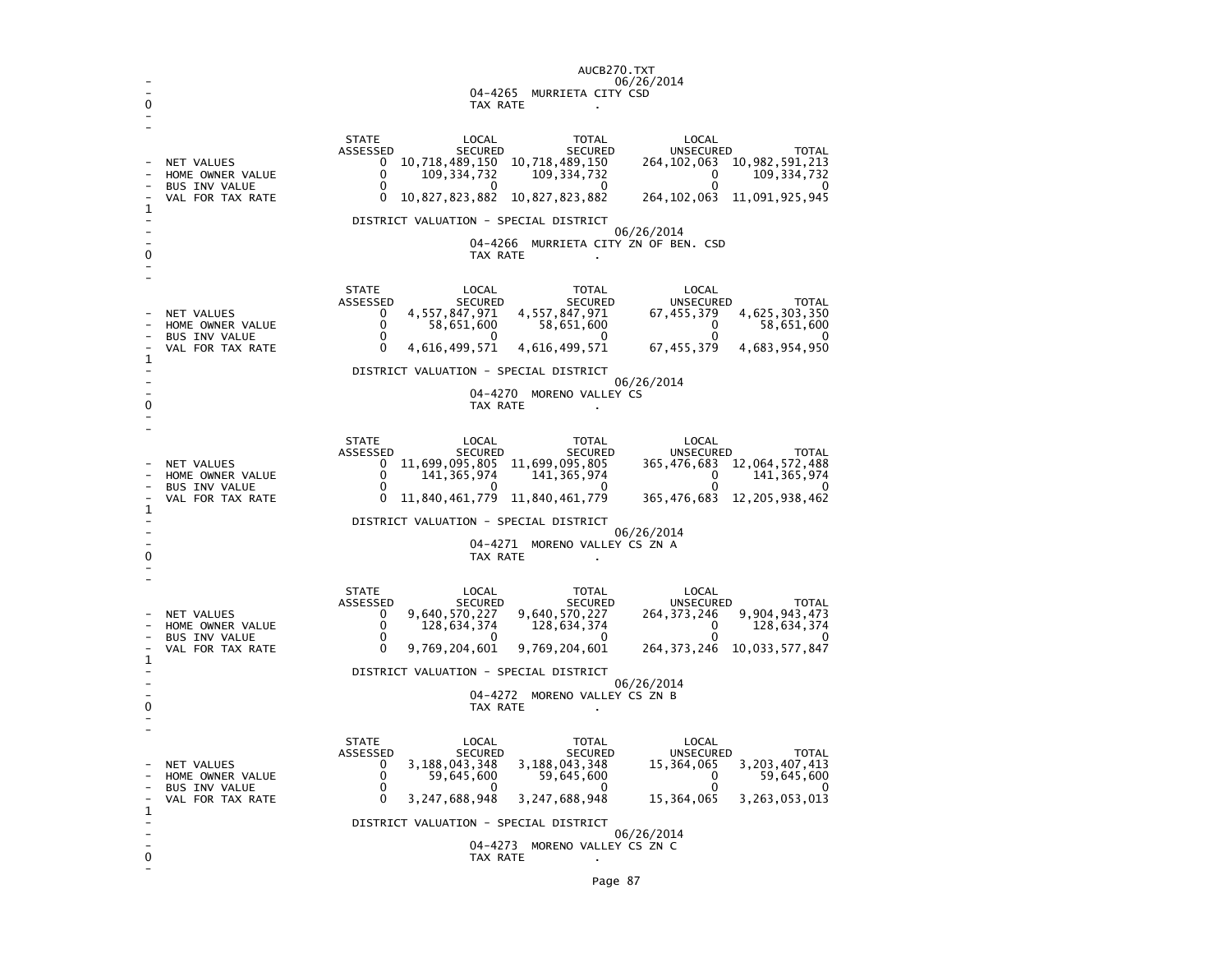04-4265 MURRIETA CITY CSD

TAX RATE .

| | STATE ASSESSED | LOCAL SECURED | TOTAL SECURED | LOCAL UNSECURED | TOTAL |
|---|---|---|---|---|---|
| NET VALUES | 0 | 10,718,489,150 | 10,718,489,150 | 264,102,063 | 10,982,591,213 |
| HOME OWNER VALUE | 0 | 109,334,732 | 109,334,732 | 0 | 109,334,732 |
| BUS INV VALUE | 0 | 0 | 0 | 0 | 0 |
| VAL FOR TAX RATE | 0 | 10,827,823,882 | 10,827,823,882 | 264,102,063 | 11,091,925,945 |

DISTRICT VALUATION - SPECIAL DISTRICT

06/26/2014

04-4266 MURRIETA CITY ZN OF BEN. CSD

TAX RATE .

| | STATE ASSESSED | LOCAL SECURED | TOTAL SECURED | LOCAL UNSECURED | TOTAL |
|---|---|---|---|---|---|
| NET VALUES | 0 | 4,557,847,971 | 4,557,847,971 | 67,455,379 | 4,625,303,350 |
| HOME OWNER VALUE | 0 | 58,651,600 | 58,651,600 | 0 | 58,651,600 |
| BUS INV VALUE | 0 | 0 | 0 | 0 | 0 |
| VAL FOR TAX RATE | 0 | 4,616,499,571 | 4,616,499,571 | 67,455,379 | 4,683,954,950 |

DISTRICT VALUATION - SPECIAL DISTRICT

06/26/2014

04-4270 MORENO VALLEY CS

TAX RATE .

| | STATE ASSESSED | LOCAL SECURED | TOTAL SECURED | LOCAL UNSECURED | TOTAL |
|---|---|---|---|---|---|
| NET VALUES | 0 | 11,699,095,805 | 11,699,095,805 | 365,476,683 | 12,064,572,488 |
| HOME OWNER VALUE | 0 | 141,365,974 | 141,365,974 | 0 | 141,365,974 |
| BUS INV VALUE | 0 | 0 | 0 | 0 | 0 |
| VAL FOR TAX RATE | 0 | 11,840,461,779 | 11,840,461,779 | 365,476,683 | 12,205,938,462 |

DISTRICT VALUATION - SPECIAL DISTRICT

06/26/2014

04-4271 MORENO VALLEY CS ZN A

TAX RATE .

| | STATE ASSESSED | LOCAL SECURED | TOTAL SECURED | LOCAL UNSECURED | TOTAL |
|---|---|---|---|---|---|
| NET VALUES | 0 | 9,640,570,227 | 9,640,570,227 | 264,373,246 | 9,904,943,473 |
| HOME OWNER VALUE | 0 | 128,634,374 | 128,634,374 | 0 | 128,634,374 |
| BUS INV VALUE | 0 | 0 | 0 | 0 | 0 |
| VAL FOR TAX RATE | 0 | 9,769,204,601 | 9,769,204,601 | 264,373,246 | 10,033,577,847 |

DISTRICT VALUATION - SPECIAL DISTRICT

06/26/2014

04-4272 MORENO VALLEY CS ZN B

TAX RATE .

| | STATE ASSESSED | LOCAL SECURED | TOTAL SECURED | LOCAL UNSECURED | TOTAL |
|---|---|---|---|---|---|
| NET VALUES | 0 | 3,188,043,348 | 3,188,043,348 | 15,364,065 | 3,203,407,413 |
| HOME OWNER VALUE | 0 | 59,645,600 | 59,645,600 | 0 | 59,645,600 |
| BUS INV VALUE | 0 | 0 | 0 | 0 | 0 |
| VAL FOR TAX RATE | 0 | 3,247,688,948 | 3,247,688,948 | 15,364,065 | 3,263,053,013 |

DISTRICT VALUATION - SPECIAL DISTRICT

06/26/2014

04-4273 MORENO VALLEY CS ZN C

TAX RATE .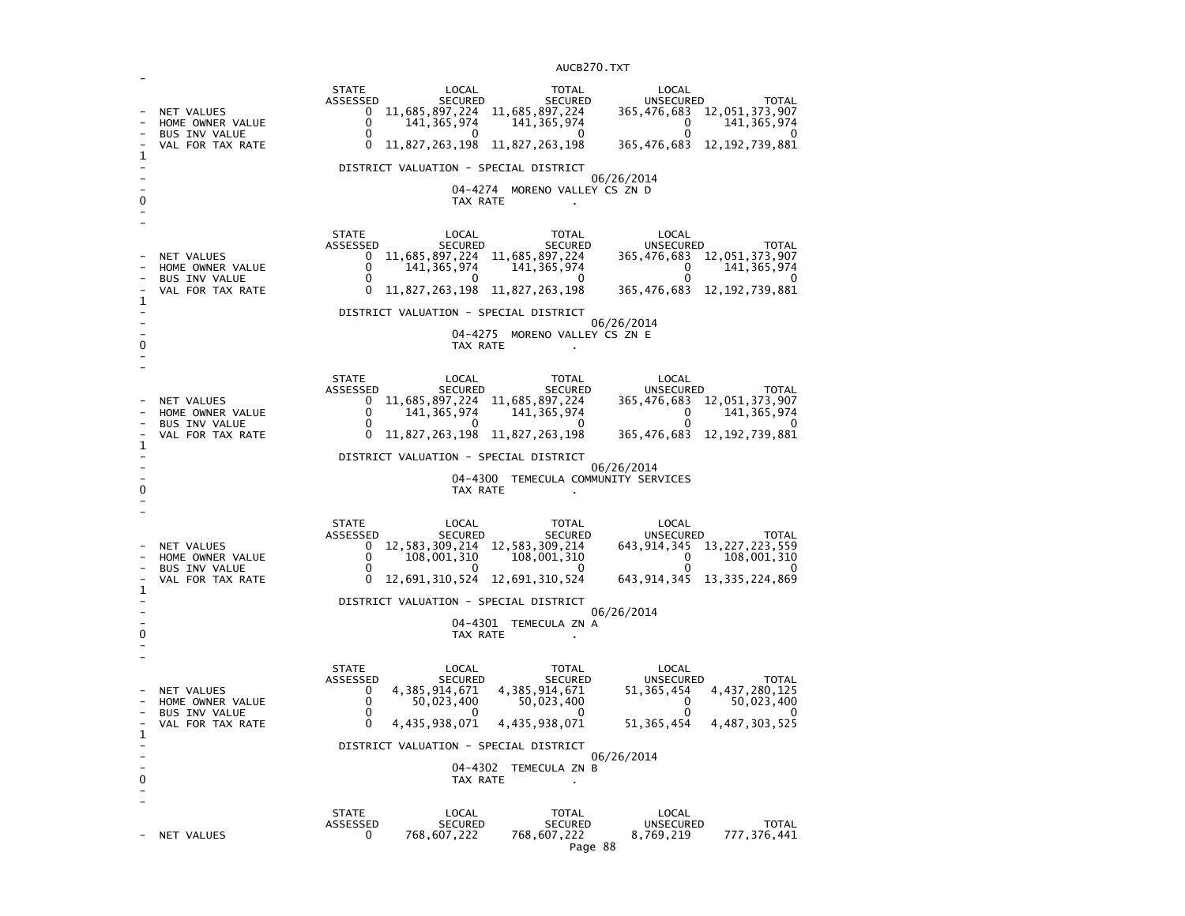| | STATE ASSESSED | LOCAL SECURED | TOTAL SECURED | LOCAL UNSECURED | TOTAL |
|---|---|---|---|---|---|
| NET VALUES | 0 | 11,685,897,224 | 11,685,897,224 | 365,476,683 | 12,051,373,907 |
| HOME OWNER VALUE | 0 | 141,365,974 | 141,365,974 | 0 | 141,365,974 |
| BUS INV VALUE | 0 | 0 | 0 | 0 | 0 |
| VAL FOR TAX RATE | 0 | 11,827,263,198 | 11,827,263,198 | 365,476,683 | 12,192,739,881 |

DISTRICT VALUATION - SPECIAL DISTRICT

06/26/2014

04-4274 MORENO VALLEY CS ZN D

TAX RATE .

| | STATE ASSESSED | LOCAL SECURED | TOTAL SECURED | LOCAL UNSECURED | TOTAL |
|---|---|---|---|---|---|
| NET VALUES | 0 | 11,685,897,224 | 11,685,897,224 | 365,476,683 | 12,051,373,907 |
| HOME OWNER VALUE | 0 | 141,365,974 | 141,365,974 | 0 | 141,365,974 |
| BUS INV VALUE | 0 | 0 | 0 | 0 | 0 |
| VAL FOR TAX RATE | 0 | 11,827,263,198 | 11,827,263,198 | 365,476,683 | 12,192,739,881 |

DISTRICT VALUATION - SPECIAL DISTRICT

06/26/2014

04-4275 MORENO VALLEY CS ZN E

TAX RATE .

| | STATE ASSESSED | LOCAL SECURED | TOTAL SECURED | LOCAL UNSECURED | TOTAL |
|---|---|---|---|---|---|
| NET VALUES | 0 | 11,685,897,224 | 11,685,897,224 | 365,476,683 | 12,051,373,907 |
| HOME OWNER VALUE | 0 | 141,365,974 | 141,365,974 | 0 | 141,365,974 |
| BUS INV VALUE | 0 | 0 | 0 | 0 | 0 |
| VAL FOR TAX RATE | 0 | 11,827,263,198 | 11,827,263,198 | 365,476,683 | 12,192,739,881 |

DISTRICT VALUATION - SPECIAL DISTRICT

06/26/2014

04-4300 TEMECULA COMMUNITY SERVICES

TAX RATE .

| | STATE ASSESSED | LOCAL SECURED | TOTAL SECURED | LOCAL UNSECURED | TOTAL |
|---|---|---|---|---|---|
| NET VALUES | 0 | 12,583,309,214 | 12,583,309,214 | 643,914,345 | 13,227,223,559 |
| HOME OWNER VALUE | 0 | 108,001,310 | 108,001,310 | 0 | 108,001,310 |
| BUS INV VALUE | 0 | 0 | 0 | 0 | 0 |
| VAL FOR TAX RATE | 0 | 12,691,310,524 | 12,691,310,524 | 643,914,345 | 13,335,224,869 |

DISTRICT VALUATION - SPECIAL DISTRICT

06/26/2014

04-4301 TEMECULA ZN A

TAX RATE .

| | STATE ASSESSED | LOCAL SECURED | TOTAL SECURED | LOCAL UNSECURED | TOTAL |
|---|---|---|---|---|---|
| NET VALUES | 0 | 4,385,914,671 | 4,385,914,671 | 51,365,454 | 4,437,280,125 |
| HOME OWNER VALUE | 0 | 50,023,400 | 50,023,400 | 0 | 50,023,400 |
| BUS INV VALUE | 0 | 0 | 0 | 0 | 0 |
| VAL FOR TAX RATE | 0 | 4,435,938,071 | 4,435,938,071 | 51,365,454 | 4,487,303,525 |

DISTRICT VALUATION - SPECIAL DISTRICT

06/26/2014

04-4302 TEMECULA ZN B

TAX RATE .

| | STATE ASSESSED | LOCAL SECURED | TOTAL SECURED | LOCAL UNSECURED | TOTAL |
|---|---|---|---|---|---|
| NET VALUES | 0 | 768,607,222 | 768,607,222 | 8,769,219 | 777,376,441 |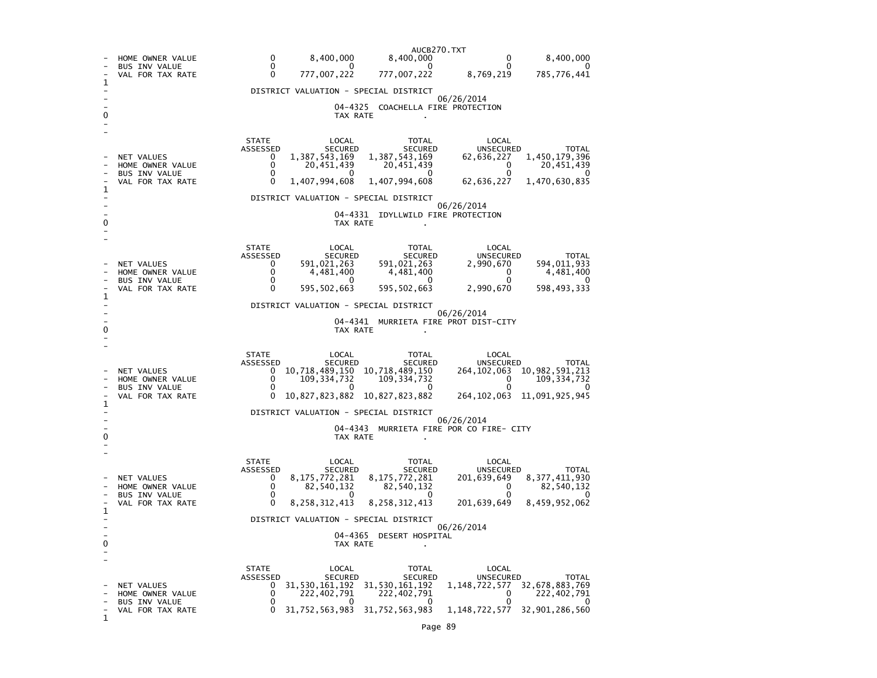| | | | | | |
|---|---|---|---|---|---|
| HOME OWNER VALUE | 0 | 8,400,000 | 8,400,000 | 0 | 8,400,000 |
| BUS INV VALUE | 0 | 0 | 0 | 0 | 0 |
| VAL FOR TAX RATE | 0 | 777,007,222 | 777,007,222 | 8,769,219 | 785,776,441 |

DISTRICT VALUATION - SPECIAL DISTRICT

06/26/2014

04-4325 COACHELLA FIRE PROTECTION

TAX RATE .

| | STATE ASSESSED | LOCAL SECURED | TOTAL SECURED | LOCAL UNSECURED | TOTAL |
|---|---|---|---|---|---|
| NET VALUES | 0 | 1,387,543,169 | 1,387,543,169 | 62,636,227 | 1,450,179,396 |
| HOME OWNER VALUE | 0 | 20,451,439 | 20,451,439 | 0 | 20,451,439 |
| BUS INV VALUE | 0 | 0 | 0 | 0 | 0 |
| VAL FOR TAX RATE | 0 | 1,407,994,608 | 1,407,994,608 | 62,636,227 | 1,470,630,835 |

DISTRICT VALUATION - SPECIAL DISTRICT

06/26/2014

04-4331 IDYLLWILD FIRE PROTECTION

TAX RATE .

| | STATE ASSESSED | LOCAL SECURED | TOTAL SECURED | LOCAL UNSECURED | TOTAL |
|---|---|---|---|---|---|
| NET VALUES | 0 | 591,021,263 | 591,021,263 | 2,990,670 | 594,011,933 |
| HOME OWNER VALUE | 0 | 4,481,400 | 4,481,400 | 0 | 4,481,400 |
| BUS INV VALUE | 0 | 0 | 0 | 0 | 0 |
| VAL FOR TAX RATE | 0 | 595,502,663 | 595,502,663 | 2,990,670 | 598,493,333 |

DISTRICT VALUATION - SPECIAL DISTRICT

06/26/2014

04-4341 MURRIETA FIRE PROT DIST-CITY

TAX RATE .

| | STATE ASSESSED | LOCAL SECURED | TOTAL SECURED | LOCAL UNSECURED | TOTAL |
|---|---|---|---|---|---|
| NET VALUES | 0 | 10,718,489,150 | 10,718,489,150 | 264,102,063 | 10,982,591,213 |
| HOME OWNER VALUE | 0 | 109,334,732 | 109,334,732 | 0 | 109,334,732 |
| BUS INV VALUE | 0 | 0 | 0 | 0 | 0 |
| VAL FOR TAX RATE | 0 | 10,827,823,882 | 10,827,823,882 | 264,102,063 | 11,091,925,945 |

DISTRICT VALUATION - SPECIAL DISTRICT

06/26/2014

04-4343 MURRIETA FIRE POR CO FIRE- CITY

TAX RATE .

| | STATE ASSESSED | LOCAL SECURED | TOTAL SECURED | LOCAL UNSECURED | TOTAL |
|---|---|---|---|---|---|
| NET VALUES | 0 | 8,175,772,281 | 8,175,772,281 | 201,639,649 | 8,377,411,930 |
| HOME OWNER VALUE | 0 | 82,540,132 | 82,540,132 | 0 | 82,540,132 |
| BUS INV VALUE | 0 | 0 | 0 | 0 | 0 |
| VAL FOR TAX RATE | 0 | 8,258,312,413 | 8,258,312,413 | 201,639,649 | 8,459,952,062 |

DISTRICT VALUATION - SPECIAL DISTRICT

06/26/2014

04-4365 DESERT HOSPITAL

TAX RATE .

| | STATE ASSESSED | LOCAL SECURED | TOTAL SECURED | LOCAL UNSECURED | TOTAL |
|---|---|---|---|---|---|
| NET VALUES | 0 | 31,530,161,192 | 31,530,161,192 | 1,148,722,577 | 32,678,883,769 |
| HOME OWNER VALUE | 0 | 222,402,791 | 222,402,791 | 0 | 222,402,791 |
| BUS INV VALUE | 0 | 0 | 0 | 0 | 0 |
| VAL FOR TAX RATE | 0 | 31,752,563,983 | 31,752,563,983 | 1,148,722,577 | 32,901,286,560 |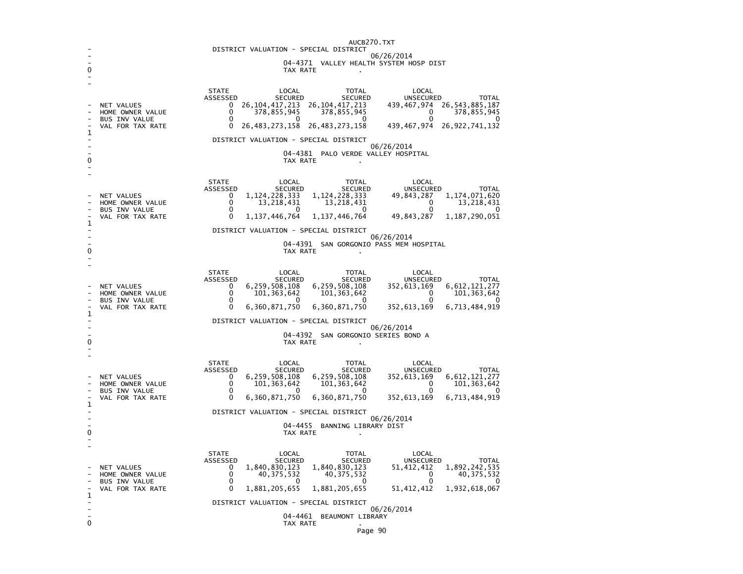## DISTRICT VALUATION - SPECIAL DISTRICT

06/26/2014

04-4371 VALLEY HEALTH SYSTEM HOSP DIST

TAX RATE .

| | STATE ASSESSED | LOCAL SECURED | TOTAL SECURED | LOCAL UNSECURED | TOTAL |
|---|---|---|---|---|---|
| NET VALUES | 0 | 26,104,417,213 | 26,104,417,213 | 439,467,974 | 26,543,885,187 |
| HOME OWNER VALUE | 0 | 378,855,945 | 378,855,945 | 0 | 378,855,945 |
| BUS INV VALUE | 0 | 0 | 0 | 0 | 0 |
| VAL FOR TAX RATE | 0 | 26,483,273,158 | 26,483,273,158 | 439,467,974 | 26,922,741,132 |

## DISTRICT VALUATION - SPECIAL DISTRICT

06/26/2014

04-4381 PALO VERDE VALLEY HOSPITAL

TAX RATE .

| | STATE ASSESSED | LOCAL SECURED | TOTAL SECURED | LOCAL UNSECURED | TOTAL |
|---|---|---|---|---|---|
| NET VALUES | 0 | 1,124,228,333 | 1,124,228,333 | 49,843,287 | 1,174,071,620 |
| HOME OWNER VALUE | 0 | 13,218,431 | 13,218,431 | 0 | 13,218,431 |
| BUS INV VALUE | 0 | 0 | 0 | 0 | 0 |
| VAL FOR TAX RATE | 0 | 1,137,446,764 | 1,137,446,764 | 49,843,287 | 1,187,290,051 |

## DISTRICT VALUATION - SPECIAL DISTRICT

06/26/2014

04-4391 SAN GORGONIO PASS MEM HOSPITAL

TAX RATE .

| | STATE ASSESSED | LOCAL SECURED | TOTAL SECURED | LOCAL UNSECURED | TOTAL |
|---|---|---|---|---|---|
| NET VALUES | 0 | 6,259,508,108 | 6,259,508,108 | 352,613,169 | 6,612,121,277 |
| HOME OWNER VALUE | 0 | 101,363,642 | 101,363,642 | 0 | 101,363,642 |
| BUS INV VALUE | 0 | 0 | 0 | 0 | 0 |
| VAL FOR TAX RATE | 0 | 6,360,871,750 | 6,360,871,750 | 352,613,169 | 6,713,484,919 |

## DISTRICT VALUATION - SPECIAL DISTRICT

06/26/2014

04-4392 SAN GORGONIO SERIES BOND A

TAX RATE .

| | STATE ASSESSED | LOCAL SECURED | TOTAL SECURED | LOCAL UNSECURED | TOTAL |
|---|---|---|---|---|---|
| NET VALUES | 0 | 6,259,508,108 | 6,259,508,108 | 352,613,169 | 6,612,121,277 |
| HOME OWNER VALUE | 0 | 101,363,642 | 101,363,642 | 0 | 101,363,642 |
| BUS INV VALUE | 0 | 0 | 0 | 0 | 0 |
| VAL FOR TAX RATE | 0 | 6,360,871,750 | 6,360,871,750 | 352,613,169 | 6,713,484,919 |

## DISTRICT VALUATION - SPECIAL DISTRICT

06/26/2014

04-4455 BANNING LIBRARY DIST

TAX RATE .

| | STATE ASSESSED | LOCAL SECURED | TOTAL SECURED | LOCAL UNSECURED | TOTAL |
|---|---|---|---|---|---|
| NET VALUES | 0 | 1,840,830,123 | 1,840,830,123 | 51,412,412 | 1,892,242,535 |
| HOME OWNER VALUE | 0 | 40,375,532 | 40,375,532 | 0 | 40,375,532 |
| BUS INV VALUE | 0 | 0 | 0 | 0 | 0 |
| VAL FOR TAX RATE | 0 | 1,881,205,655 | 1,881,205,655 | 51,412,412 | 1,932,618,067 |

## DISTRICT VALUATION - SPECIAL DISTRICT

06/26/2014

04-4461 BEAUMONT LIBRARY

TAX RATE .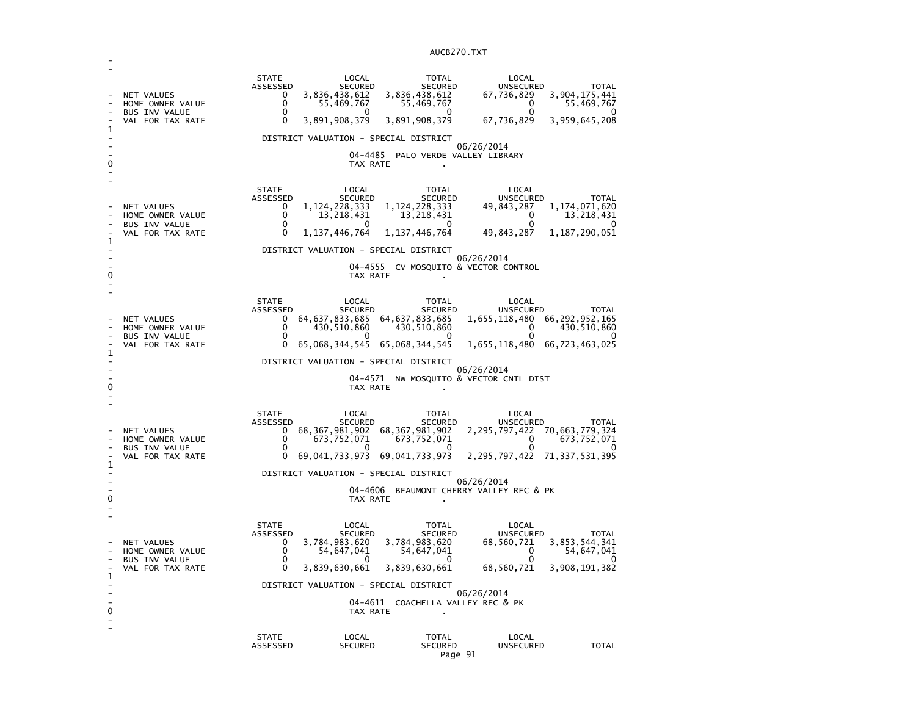| | STATE ASSESSED | LOCAL SECURED | TOTAL SECURED | LOCAL UNSECURED | TOTAL |
|---|---|---|---|---|---|
| NET VALUES | 0 | 3,836,438,612 | 3,836,438,612 | 67,736,829 | 3,904,175,441 |
| HOME OWNER VALUE | 0 | 55,469,767 | 55,469,767 | 0 | 55,469,767 |
| BUS INV VALUE | 0 | 0 | 0 | 0 | 0 |
| VAL FOR TAX RATE | 0 | 3,891,908,379 | 3,891,908,379 | 67,736,829 | 3,959,645,208 |

DISTRICT VALUATION - SPECIAL DISTRICT

06/26/2014

04-4485 PALO VERDE VALLEY LIBRARY

TAX RATE .

| | STATE ASSESSED | LOCAL SECURED | TOTAL SECURED | LOCAL UNSECURED | TOTAL |
|---|---|---|---|---|---|
| NET VALUES | 0 | 1,124,228,333 | 1,124,228,333 | 49,843,287 | 1,174,071,620 |
| HOME OWNER VALUE | 0 | 13,218,431 | 13,218,431 | 0 | 13,218,431 |
| BUS INV VALUE | 0 | 0 | 0 | 0 | 0 |
| VAL FOR TAX RATE | 0 | 1,137,446,764 | 1,137,446,764 | 49,843,287 | 1,187,290,051 |

DISTRICT VALUATION - SPECIAL DISTRICT

06/26/2014

04-4555 CV MOSQUITO & VECTOR CONTROL

TAX RATE .

| | STATE ASSESSED | LOCAL SECURED | TOTAL SECURED | LOCAL UNSECURED | TOTAL |
|---|---|---|---|---|---|
| NET VALUES | 0 | 64,637,833,685 | 64,637,833,685 | 1,655,118,480 | 66,292,952,165 |
| HOME OWNER VALUE | 0 | 430,510,860 | 430,510,860 | 0 | 430,510,860 |
| BUS INV VALUE | 0 | 0 | 0 | 0 | 0 |
| VAL FOR TAX RATE | 0 | 65,068,344,545 | 65,068,344,545 | 1,655,118,480 | 66,723,463,025 |

DISTRICT VALUATION - SPECIAL DISTRICT

06/26/2014

04-4571 NW MOSQUITO & VECTOR CNTL DIST

TAX RATE .

| | STATE ASSESSED | LOCAL SECURED | TOTAL SECURED | LOCAL UNSECURED | TOTAL |
|---|---|---|---|---|---|
| NET VALUES | 0 | 68,367,981,902 | 68,367,981,902 | 2,295,797,422 | 70,663,779,324 |
| HOME OWNER VALUE | 0 | 673,752,071 | 673,752,071 | 0 | 673,752,071 |
| BUS INV VALUE | 0 | 0 | 0 | 0 | 0 |
| VAL FOR TAX RATE | 0 | 69,041,733,973 | 69,041,733,973 | 2,295,797,422 | 71,337,531,395 |

DISTRICT VALUATION - SPECIAL DISTRICT

06/26/2014

04-4606 BEAUMONT CHERRY VALLEY REC & PK

TAX RATE .

| | STATE ASSESSED | LOCAL SECURED | TOTAL SECURED | LOCAL UNSECURED | TOTAL |
|---|---|---|---|---|---|
| NET VALUES | 0 | 3,784,983,620 | 3,784,983,620 | 68,560,721 | 3,853,544,341 |
| HOME OWNER VALUE | 0 | 54,647,041 | 54,647,041 | 0 | 54,647,041 |
| BUS INV VALUE | 0 | 0 | 0 | 0 | 0 |
| VAL FOR TAX RATE | 0 | 3,839,630,661 | 3,839,630,661 | 68,560,721 | 3,908,191,382 |

DISTRICT VALUATION - SPECIAL DISTRICT

06/26/2014

04-4611 COACHELLA VALLEY REC & PK

TAX RATE .

| | STATE ASSESSED | LOCAL SECURED | TOTAL SECURED | LOCAL UNSECURED | TOTAL |
|---|---|---|---|---|---|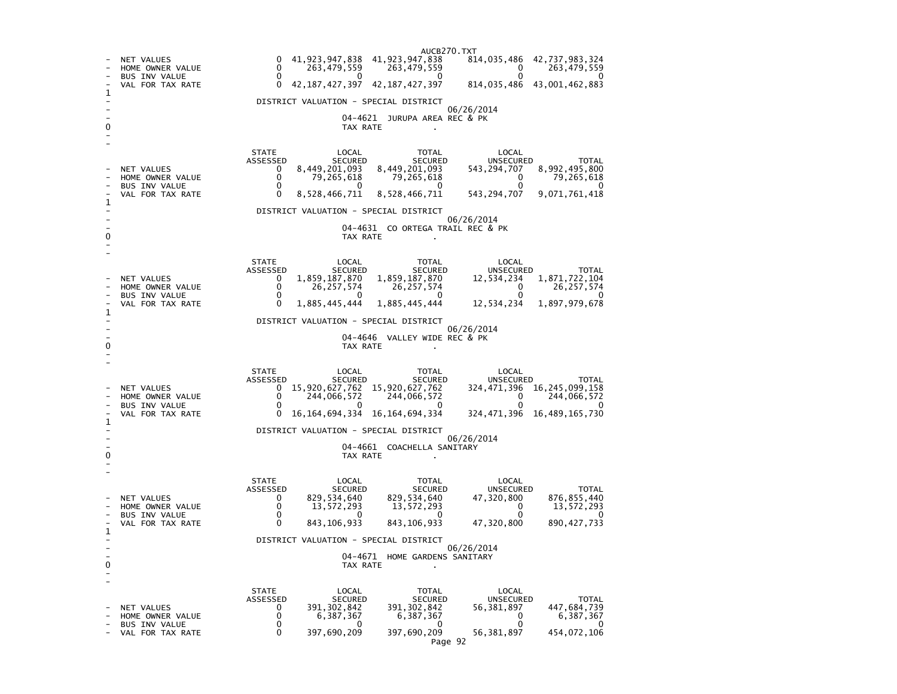| | STATE ASSESSED | LOCAL SECURED | TOTAL SECURED | LOCAL UNSECURED | TOTAL |
|---|---|---|---|---|---|
| NET VALUES | 0 | 41,923,947,838 | 41,923,947,838 | 814,035,486 | 42,737,983,324 |
| HOME OWNER VALUE | 0 | 263,479,559 | 263,479,559 | 0 | 263,479,559 |
| BUS INV VALUE | 0 | 0 | 0 | 0 | 0 |
| VAL FOR TAX RATE | 0 | 42,187,427,397 | 42,187,427,397 | 814,035,486 | 43,001,462,883 |

DISTRICT VALUATION - SPECIAL DISTRICT

06/26/2014

04-4621 JURUPA AREA REC & PK

TAX RATE .

| | STATE ASSESSED | LOCAL SECURED | TOTAL SECURED | LOCAL UNSECURED | TOTAL |
|---|---|---|---|---|---|
| NET VALUES | 0 | 8,449,201,093 | 8,449,201,093 | 543,294,707 | 8,992,495,800 |
| HOME OWNER VALUE | 0 | 79,265,618 | 79,265,618 | 0 | 79,265,618 |
| BUS INV VALUE | 0 | 0 | 0 | 0 | 0 |
| VAL FOR TAX RATE | 0 | 8,528,466,711 | 8,528,466,711 | 543,294,707 | 9,071,761,418 |

DISTRICT VALUATION - SPECIAL DISTRICT

06/26/2014

04-4631 CO ORTEGA TRAIL REC & PK

TAX RATE .

| | STATE ASSESSED | LOCAL SECURED | TOTAL SECURED | LOCAL UNSECURED | TOTAL |
|---|---|---|---|---|---|
| NET VALUES | 0 | 1,859,187,870 | 1,859,187,870 | 12,534,234 | 1,871,722,104 |
| HOME OWNER VALUE | 0 | 26,257,574 | 26,257,574 | 0 | 26,257,574 |
| BUS INV VALUE | 0 | 0 | 0 | 0 | 0 |
| VAL FOR TAX RATE | 0 | 1,885,445,444 | 1,885,445,444 | 12,534,234 | 1,897,979,678 |

DISTRICT VALUATION - SPECIAL DISTRICT

06/26/2014

04-4646 VALLEY WIDE REC & PK

TAX RATE .

| | STATE ASSESSED | LOCAL SECURED | TOTAL SECURED | LOCAL UNSECURED | TOTAL |
|---|---|---|---|---|---|
| NET VALUES | 0 | 15,920,627,762 | 15,920,627,762 | 324,471,396 | 16,245,099,158 |
| HOME OWNER VALUE | 0 | 244,066,572 | 244,066,572 | 0 | 244,066,572 |
| BUS INV VALUE | 0 | 0 | 0 | 0 | 0 |
| VAL FOR TAX RATE | 0 | 16,164,694,334 | 16,164,694,334 | 324,471,396 | 16,489,165,730 |

DISTRICT VALUATION - SPECIAL DISTRICT

06/26/2014

04-4661 COACHELLA SANITARY

TAX RATE .

| | STATE ASSESSED | LOCAL SECURED | TOTAL SECURED | LOCAL UNSECURED | TOTAL |
|---|---|---|---|---|---|
| NET VALUES | 0 | 829,534,640 | 829,534,640 | 47,320,800 | 876,855,440 |
| HOME OWNER VALUE | 0 | 13,572,293 | 13,572,293 | 0 | 13,572,293 |
| BUS INV VALUE | 0 | 0 | 0 | 0 | 0 |
| VAL FOR TAX RATE | 0 | 843,106,933 | 843,106,933 | 47,320,800 | 890,427,733 |

DISTRICT VALUATION - SPECIAL DISTRICT

06/26/2014

04-4671 HOME GARDENS SANITARY

TAX RATE .

| | STATE ASSESSED | LOCAL SECURED | TOTAL SECURED | LOCAL UNSECURED | TOTAL |
|---|---|---|---|---|---|
| NET VALUES | 0 | 391,302,842 | 391,302,842 | 56,381,897 | 447,684,739 |
| HOME OWNER VALUE | 0 | 6,387,367 | 6,387,367 | 0 | 6,387,367 |
| BUS INV VALUE | 0 | 0 | 0 | 0 | 0 |
| VAL FOR TAX RATE | 0 | 397,690,209 | 397,690,209 | 56,381,897 | 454,072,106 |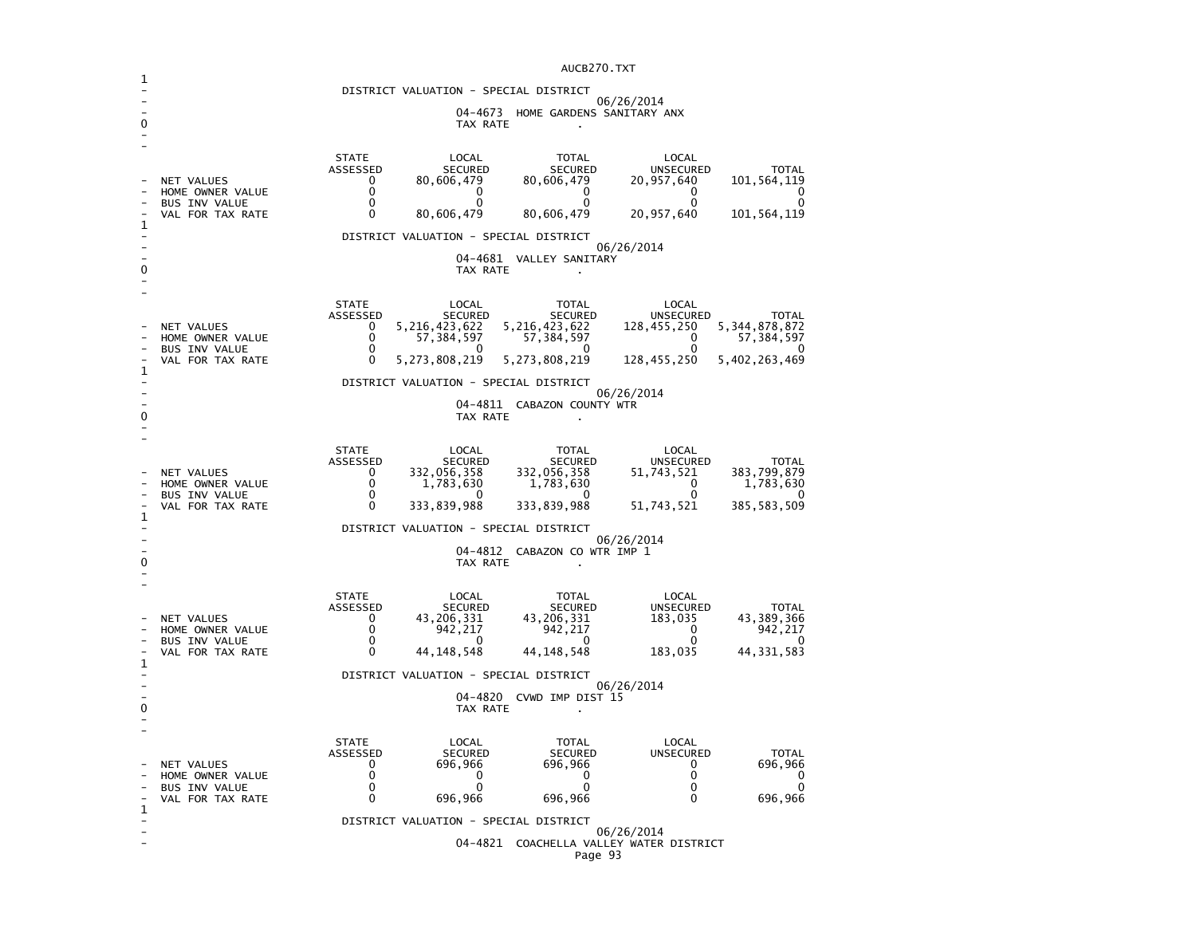DISTRICT VALUATION - SPECIAL DISTRICT

06/26/2014

04-4673 HOME GARDENS SANITARY ANX

TAX RATE .

| | STATE ASSESSED | LOCAL SECURED | TOTAL SECURED | LOCAL UNSECURED | TOTAL |
|---|---|---|---|---|---|
| NET VALUES | 0 | 80,606,479 | 80,606,479 | 20,957,640 | 101,564,119 |
| HOME OWNER VALUE | 0 | 0 | 0 | 0 | 0 |
| BUS INV VALUE | 0 | 0 | 0 | 0 | 0 |
| VAL FOR TAX RATE | 0 | 80,606,479 | 80,606,479 | 20,957,640 | 101,564,119 |

DISTRICT VALUATION - SPECIAL DISTRICT

06/26/2014

04-4681 VALLEY SANITARY

TAX RATE .

| | STATE ASSESSED | LOCAL SECURED | TOTAL SECURED | LOCAL UNSECURED | TOTAL |
|---|---|---|---|---|---|
| NET VALUES | 0 | 5,216,423,622 | 5,216,423,622 | 128,455,250 | 5,344,878,872 |
| HOME OWNER VALUE | 0 | 57,384,597 | 57,384,597 | 0 | 57,384,597 |
| BUS INV VALUE | 0 | 0 | 0 | 0 | 0 |
| VAL FOR TAX RATE | 0 | 5,273,808,219 | 5,273,808,219 | 128,455,250 | 5,402,263,469 |

DISTRICT VALUATION - SPECIAL DISTRICT

06/26/2014

04-4811 CABAZON COUNTY WTR

TAX RATE .

| | STATE ASSESSED | LOCAL SECURED | TOTAL SECURED | LOCAL UNSECURED | TOTAL |
|---|---|---|---|---|---|
| NET VALUES | 0 | 332,056,358 | 332,056,358 | 51,743,521 | 383,799,879 |
| HOME OWNER VALUE | 0 | 1,783,630 | 1,783,630 | 0 | 1,783,630 |
| BUS INV VALUE | 0 | 0 | 0 | 0 | 0 |
| VAL FOR TAX RATE | 0 | 333,839,988 | 333,839,988 | 51,743,521 | 385,583,509 |

DISTRICT VALUATION - SPECIAL DISTRICT

06/26/2014

04-4812 CABAZON CO WTR IMP 1

TAX RATE .

| | STATE ASSESSED | LOCAL SECURED | TOTAL SECURED | LOCAL UNSECURED | TOTAL |
|---|---|---|---|---|---|
| NET VALUES | 0 | 43,206,331 | 43,206,331 | 183,035 | 43,389,366 |
| HOME OWNER VALUE | 0 | 942,217 | 942,217 | 0 | 942,217 |
| BUS INV VALUE | 0 | 0 | 0 | 0 | 0 |
| VAL FOR TAX RATE | 0 | 44,148,548 | 44,148,548 | 183,035 | 44,331,583 |

DISTRICT VALUATION - SPECIAL DISTRICT

06/26/2014

04-4820 CVWD IMP DIST 15

TAX RATE .

| | STATE ASSESSED | LOCAL SECURED | TOTAL SECURED | LOCAL UNSECURED | TOTAL |
|---|---|---|---|---|---|
| NET VALUES | 0 | 696,966 | 696,966 | 0 | 696,966 |
| HOME OWNER VALUE | 0 | 0 | 0 | 0 | 0 |
| BUS INV VALUE | 0 | 0 | 0 | 0 | 0 |
| VAL FOR TAX RATE | 0 | 696,966 | 696,966 | 0 | 696,966 |

DISTRICT VALUATION - SPECIAL DISTRICT

06/26/2014

04-4821 COACHELLA VALLEY WATER DISTRICT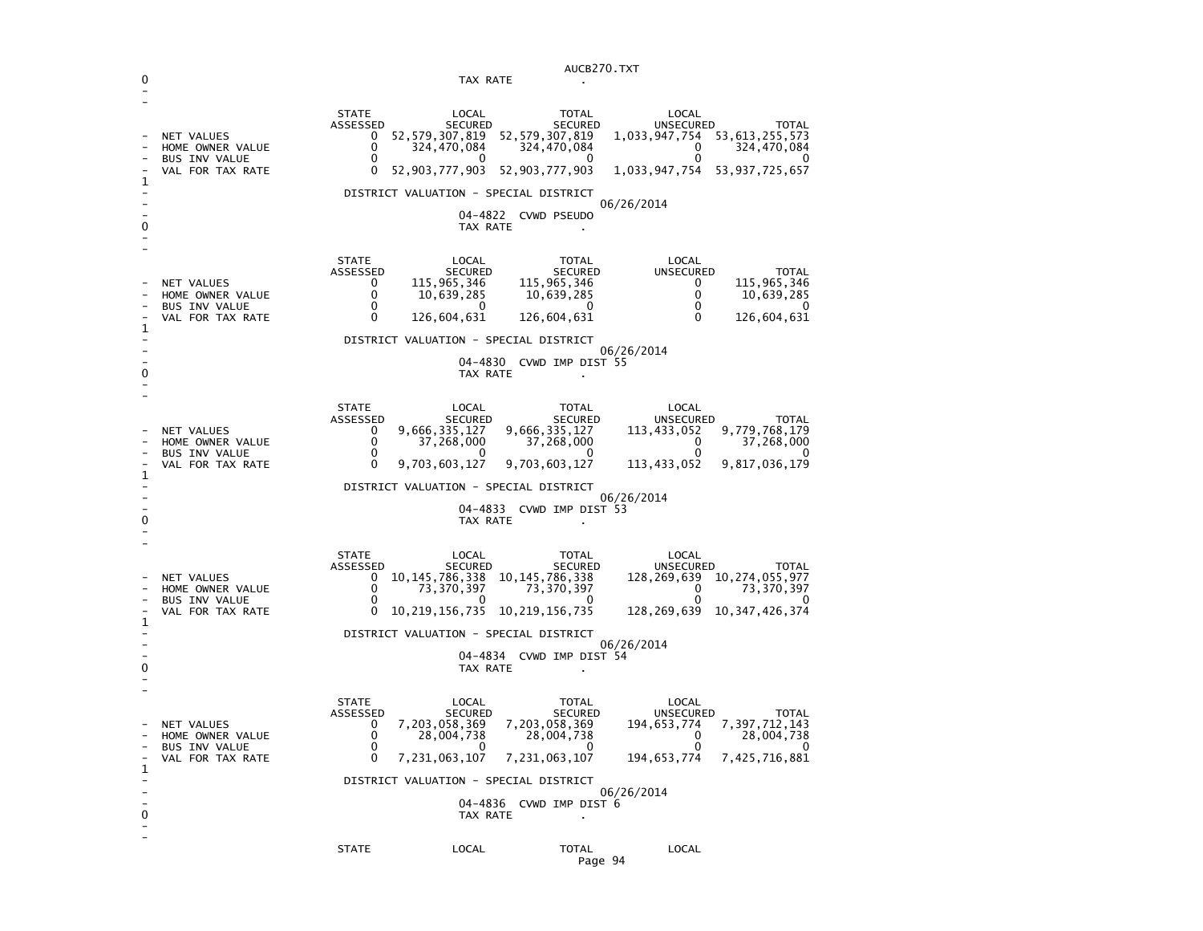TAX RATE .

| | STATE ASSESSED | LOCAL SECURED | TOTAL SECURED | LOCAL UNSECURED | TOTAL |
|---|---|---|---|---|---|
| NET VALUES | 0 | 52,579,307,819 | 52,579,307,819 | 1,033,947,754 | 53,613,255,573 |
| HOME OWNER VALUE | 0 | 324,470,084 | 324,470,084 | 0 | 324,470,084 |
| BUS INV VALUE | 0 | 0 | 0 | 0 | 0 |
| VAL FOR TAX RATE | 0 | 52,903,777,903 | 52,903,777,903 | 1,033,947,754 | 53,937,725,657 |

DISTRICT VALUATION - SPECIAL DISTRICT

06/26/2014

04-4822 CVWD PSEUDO

TAX RATE .

| | STATE ASSESSED | LOCAL SECURED | TOTAL SECURED | LOCAL UNSECURED | TOTAL |
|---|---|---|---|---|---|
| NET VALUES | 0 | 115,965,346 | 115,965,346 | 0 | 115,965,346 |
| HOME OWNER VALUE | 0 | 10,639,285 | 10,639,285 | 0 | 10,639,285 |
| BUS INV VALUE | 0 | 0 | 0 | 0 | 0 |
| VAL FOR TAX RATE | 0 | 126,604,631 | 126,604,631 | 0 | 126,604,631 |

DISTRICT VALUATION - SPECIAL DISTRICT

06/26/2014

04-4830 CVWD IMP DIST 55

TAX RATE .

| | STATE ASSESSED | LOCAL SECURED | TOTAL SECURED | LOCAL UNSECURED | TOTAL |
|---|---|---|---|---|---|
| NET VALUES | 0 | 9,666,335,127 | 9,666,335,127 | 113,433,052 | 9,779,768,179 |
| HOME OWNER VALUE | 0 | 37,268,000 | 37,268,000 | 0 | 37,268,000 |
| BUS INV VALUE | 0 | 0 | 0 | 0 | 0 |
| VAL FOR TAX RATE | 0 | 9,703,603,127 | 9,703,603,127 | 113,433,052 | 9,817,036,179 |

DISTRICT VALUATION - SPECIAL DISTRICT

06/26/2014

04-4833 CVWD IMP DIST 53

TAX RATE .

| | STATE ASSESSED | LOCAL SECURED | TOTAL SECURED | LOCAL UNSECURED | TOTAL |
|---|---|---|---|---|---|
| NET VALUES | 0 | 10,145,786,338 | 10,145,786,338 | 128,269,639 | 10,274,055,977 |
| HOME OWNER VALUE | 0 | 73,370,397 | 73,370,397 | 0 | 73,370,397 |
| BUS INV VALUE | 0 | 0 | 0 | 0 | 0 |
| VAL FOR TAX RATE | 0 | 10,219,156,735 | 10,219,156,735 | 128,269,639 | 10,347,426,374 |

DISTRICT VALUATION - SPECIAL DISTRICT

06/26/2014

04-4834 CVWD IMP DIST 54

TAX RATE .

| | STATE ASSESSED | LOCAL SECURED | TOTAL SECURED | LOCAL UNSECURED | TOTAL |
|---|---|---|---|---|---|
| NET VALUES | 0 | 7,203,058,369 | 7,203,058,369 | 194,653,774 | 7,397,712,143 |
| HOME OWNER VALUE | 0 | 28,004,738 | 28,004,738 | 0 | 28,004,738 |
| BUS INV VALUE | 0 | 0 | 0 | 0 | 0 |
| VAL FOR TAX RATE | 0 | 7,231,063,107 | 7,231,063,107 | 194,653,774 | 7,425,716,881 |

DISTRICT VALUATION - SPECIAL DISTRICT

06/26/2014

04-4836 CVWD IMP DIST 6

TAX RATE .

STATE LOCAL TOTAL LOCAL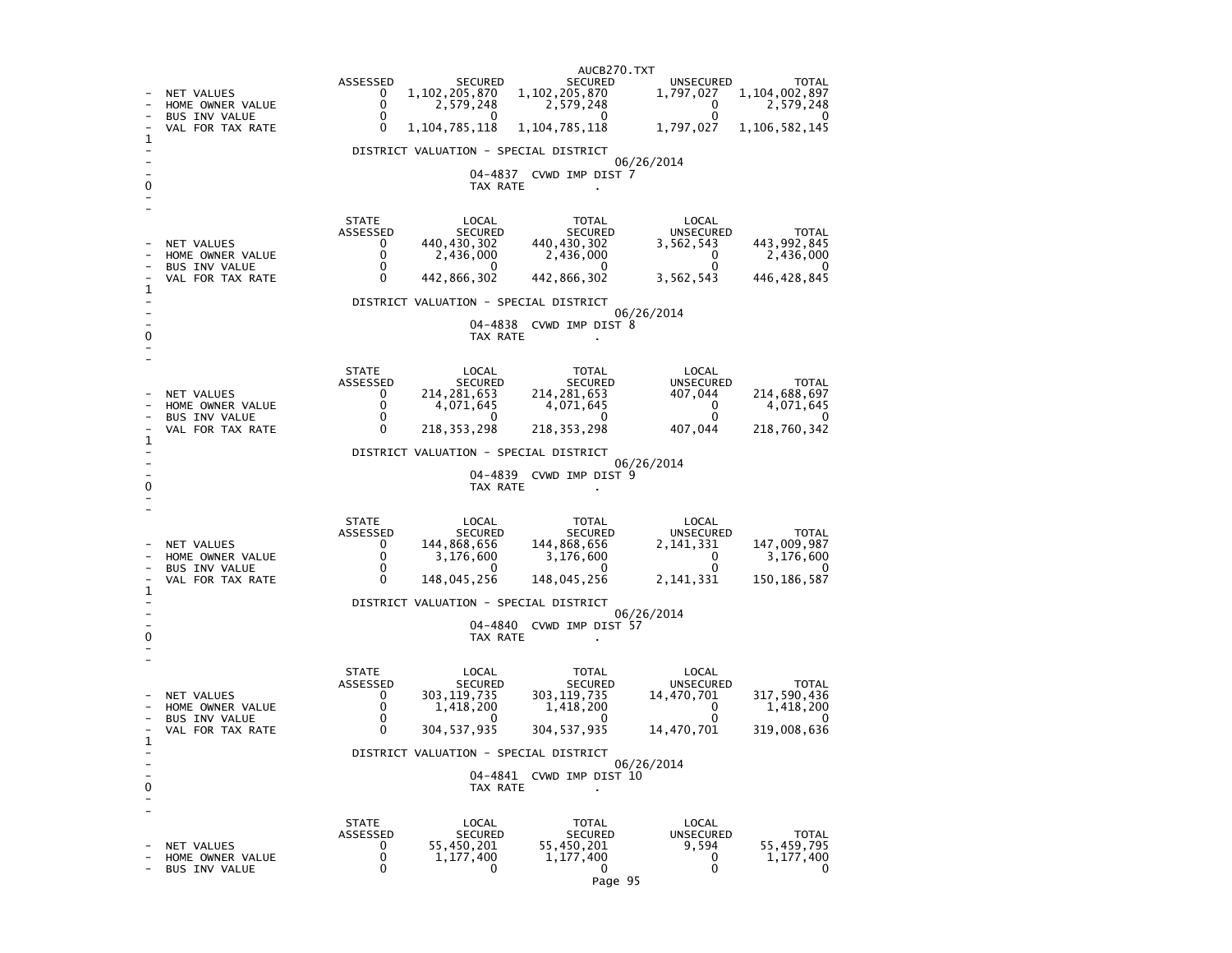| | ASSESSED | SECURED | SECURED | UNSECURED | TOTAL |
|---|---|---|---|---|---|
| NET VALUES | 0 | 1,102,205,870 | 1,102,205,870 | 1,797,027 | 1,104,002,897 |
| HOME OWNER VALUE | 0 | 2,579,248 | 2,579,248 | 0 | 2,579,248 |
| BUS INV VALUE | 0 | 0 | 0 | 0 | 0 |
| VAL FOR TAX RATE | 0 | 1,104,785,118 | 1,104,785,118 | 1,797,027 | 1,106,582,145 |

DISTRICT VALUATION - SPECIAL DISTRICT

06/26/2014

04-4837 CVWD IMP DIST 7

TAX RATE .

| | STATE ASSESSED | LOCAL SECURED | TOTAL SECURED | LOCAL UNSECURED | TOTAL |
|---|---|---|---|---|---|
| NET VALUES | 0 | 440,430,302 | 440,430,302 | 3,562,543 | 443,992,845 |
| HOME OWNER VALUE | 0 | 2,436,000 | 2,436,000 | 0 | 2,436,000 |
| BUS INV VALUE | 0 | 0 | 0 | 0 | 0 |
| VAL FOR TAX RATE | 0 | 442,866,302 | 442,866,302 | 3,562,543 | 446,428,845 |

DISTRICT VALUATION - SPECIAL DISTRICT

06/26/2014

04-4838 CVWD IMP DIST 8

TAX RATE .

| | STATE ASSESSED | LOCAL SECURED | TOTAL SECURED | LOCAL UNSECURED | TOTAL |
|---|---|---|---|---|---|
| NET VALUES | 0 | 214,281,653 | 214,281,653 | 407,044 | 214,688,697 |
| HOME OWNER VALUE | 0 | 4,071,645 | 4,071,645 | 0 | 4,071,645 |
| BUS INV VALUE | 0 | 0 | 0 | 0 | 0 |
| VAL FOR TAX RATE | 0 | 218,353,298 | 218,353,298 | 407,044 | 218,760,342 |

DISTRICT VALUATION - SPECIAL DISTRICT

06/26/2014

04-4839 CVWD IMP DIST 9

TAX RATE .

| | STATE ASSESSED | LOCAL SECURED | TOTAL SECURED | LOCAL UNSECURED | TOTAL |
|---|---|---|---|---|---|
| NET VALUES | 0 | 144,868,656 | 144,868,656 | 2,141,331 | 147,009,987 |
| HOME OWNER VALUE | 0 | 3,176,600 | 3,176,600 | 0 | 3,176,600 |
| BUS INV VALUE | 0 | 0 | 0 | 0 | 0 |
| VAL FOR TAX RATE | 0 | 148,045,256 | 148,045,256 | 2,141,331 | 150,186,587 |

DISTRICT VALUATION - SPECIAL DISTRICT

06/26/2014

04-4840 CVWD IMP DIST 57

TAX RATE .

| | STATE ASSESSED | LOCAL SECURED | TOTAL SECURED | LOCAL UNSECURED | TOTAL |
|---|---|---|---|---|---|
| NET VALUES | 0 | 303,119,735 | 303,119,735 | 14,470,701 | 317,590,436 |
| HOME OWNER VALUE | 0 | 1,418,200 | 1,418,200 | 0 | 1,418,200 |
| BUS INV VALUE | 0 | 0 | 0 | 0 | 0 |
| VAL FOR TAX RATE | 0 | 304,537,935 | 304,537,935 | 14,470,701 | 319,008,636 |

DISTRICT VALUATION - SPECIAL DISTRICT

06/26/2014

04-4841 CVWD IMP DIST 10

TAX RATE .

| | STATE ASSESSED | LOCAL SECURED | TOTAL SECURED | LOCAL UNSECURED | TOTAL |
|---|---|---|---|---|---|
| NET VALUES | 0 | 55,450,201 | 55,450,201 | 9,594 | 55,459,795 |
| HOME OWNER VALUE | 0 | 1,177,400 | 1,177,400 | 0 | 1,177,400 |
| BUS INV VALUE | 0 | 0 | 0 | 0 | 0 |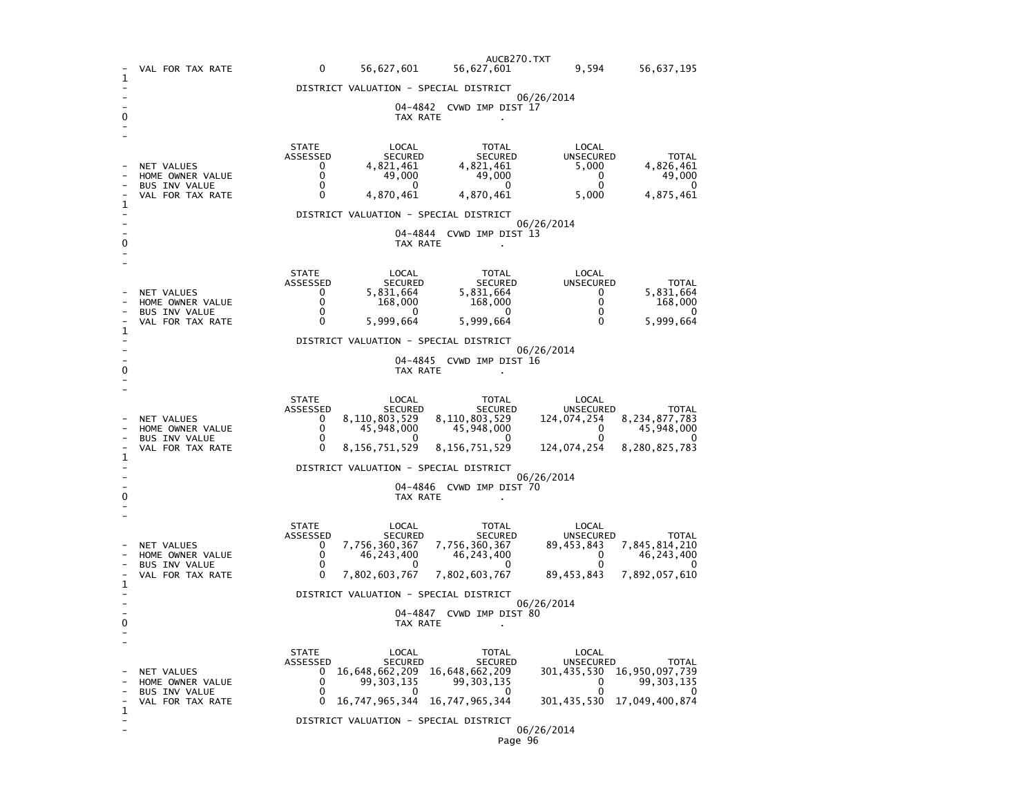| | STATE ASSESSED | LOCAL SECURED | TOTAL SECURED | LOCAL UNSECURED | TOTAL |
|---|---|---|---|---|---|
| VAL FOR TAX RATE | 0 | 56,627,601 | 56,627,601 | 9,594 | 56,637,195 |

DISTRICT VALUATION - SPECIAL DISTRICT

06/26/2014

04-4842 CVWD IMP DIST 17

TAX RATE .

| | STATE ASSESSED | LOCAL SECURED | TOTAL SECURED | LOCAL UNSECURED | TOTAL |
|---|---|---|---|---|---|
| NET VALUES | 0 | 4,821,461 | 4,821,461 | 5,000 | 4,826,461 |
| HOME OWNER VALUE | 0 | 49,000 | 49,000 | 0 | 49,000 |
| BUS INV VALUE | 0 | 0 | 0 | 0 | 0 |
| VAL FOR TAX RATE | 0 | 4,870,461 | 4,870,461 | 5,000 | 4,875,461 |

DISTRICT VALUATION - SPECIAL DISTRICT

06/26/2014

04-4844 CVWD IMP DIST 13

TAX RATE .

| | STATE ASSESSED | LOCAL SECURED | TOTAL SECURED | LOCAL UNSECURED | TOTAL |
|---|---|---|---|---|---|
| NET VALUES | 0 | 5,831,664 | 5,831,664 | 0 | 5,831,664 |
| HOME OWNER VALUE | 0 | 168,000 | 168,000 | 0 | 168,000 |
| BUS INV VALUE | 0 | 0 | 0 | 0 | 0 |
| VAL FOR TAX RATE | 0 | 5,999,664 | 5,999,664 | 0 | 5,999,664 |

DISTRICT VALUATION - SPECIAL DISTRICT

06/26/2014

04-4845 CVWD IMP DIST 16

TAX RATE .

| | STATE ASSESSED | LOCAL SECURED | TOTAL SECURED | LOCAL UNSECURED | TOTAL |
|---|---|---|---|---|---|
| NET VALUES | 0 | 8,110,803,529 | 8,110,803,529 | 124,074,254 | 8,234,877,783 |
| HOME OWNER VALUE | 0 | 45,948,000 | 45,948,000 | 0 | 45,948,000 |
| BUS INV VALUE | 0 | 0 | 0 | 0 | 0 |
| VAL FOR TAX RATE | 0 | 8,156,751,529 | 8,156,751,529 | 124,074,254 | 8,280,825,783 |

DISTRICT VALUATION - SPECIAL DISTRICT

06/26/2014

04-4846 CVWD IMP DIST 70

TAX RATE .

| | STATE ASSESSED | LOCAL SECURED | TOTAL SECURED | LOCAL UNSECURED | TOTAL |
|---|---|---|---|---|---|
| NET VALUES | 0 | 7,756,360,367 | 7,756,360,367 | 89,453,843 | 7,845,814,210 |
| HOME OWNER VALUE | 0 | 46,243,400 | 46,243,400 | 0 | 46,243,400 |
| BUS INV VALUE | 0 | 0 | 0 | 0 | 0 |
| VAL FOR TAX RATE | 0 | 7,802,603,767 | 7,802,603,767 | 89,453,843 | 7,892,057,610 |

DISTRICT VALUATION - SPECIAL DISTRICT

06/26/2014

04-4847 CVWD IMP DIST 80

TAX RATE .

| | STATE ASSESSED | LOCAL SECURED | TOTAL SECURED | LOCAL UNSECURED | TOTAL |
|---|---|---|---|---|---|
| NET VALUES | 0 | 16,648,662,209 | 16,648,662,209 | 301,435,530 | 16,950,097,739 |
| HOME OWNER VALUE | 0 | 99,303,135 | 99,303,135 | 0 | 99,303,135 |
| BUS INV VALUE | 0 | 0 | 0 | 0 | 0 |
| VAL FOR TAX RATE | 0 | 16,747,965,344 | 16,747,965,344 | 301,435,530 | 17,049,400,874 |

DISTRICT VALUATION - SPECIAL DISTRICT

06/26/2014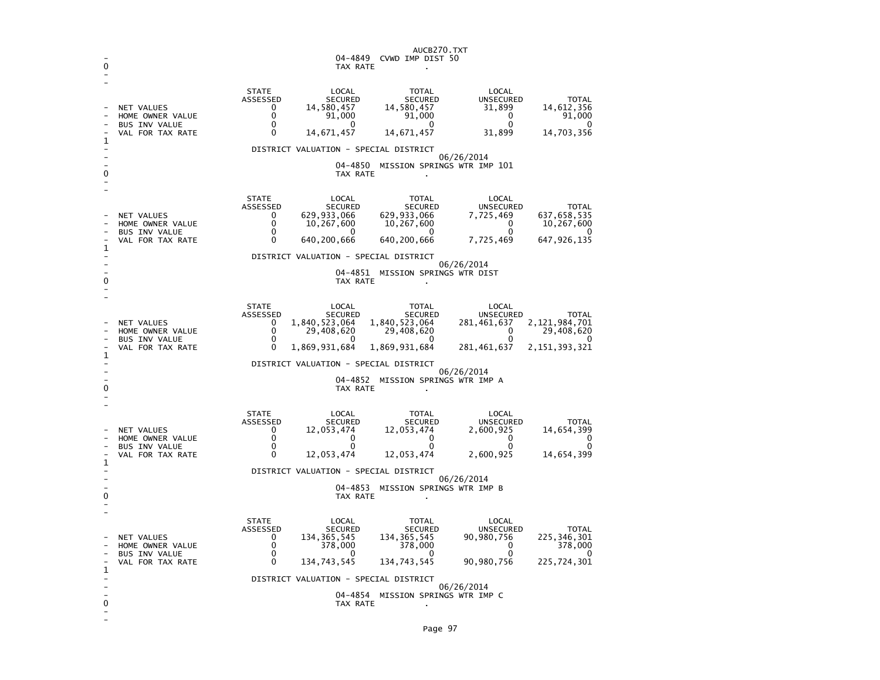04-4849 CVWD IMP DIST 50

TAX RATE .

| | STATE ASSESSED | LOCAL SECURED | TOTAL SECURED | LOCAL UNSECURED | TOTAL |
|---|---|---|---|---|---|
| NET VALUES | 0 | 14,580,457 | 14,580,457 | 31,899 | 14,612,356 |
| HOME OWNER VALUE | 0 | 91,000 | 91,000 | 0 | 91,000 |
| BUS INV VALUE | 0 | 0 | 0 | 0 | 0 |
| VAL FOR TAX RATE | 0 | 14,671,457 | 14,671,457 | 31,899 | 14,703,356 |

DISTRICT VALUATION - SPECIAL DISTRICT

06/26/2014

04-4850 MISSION SPRINGS WTR IMP 101

TAX RATE .

| | STATE ASSESSED | LOCAL SECURED | TOTAL SECURED | LOCAL UNSECURED | TOTAL |
|---|---|---|---|---|---|
| NET VALUES | 0 | 629,933,066 | 629,933,066 | 7,725,469 | 637,658,535 |
| HOME OWNER VALUE | 0 | 10,267,600 | 10,267,600 | 0 | 10,267,600 |
| BUS INV VALUE | 0 | 0 | 0 | 0 | 0 |
| VAL FOR TAX RATE | 0 | 640,200,666 | 640,200,666 | 7,725,469 | 647,926,135 |

DISTRICT VALUATION - SPECIAL DISTRICT

06/26/2014

04-4851 MISSION SPRINGS WTR DIST

TAX RATE .

| | STATE ASSESSED | LOCAL SECURED | TOTAL SECURED | LOCAL UNSECURED | TOTAL |
|---|---|---|---|---|---|
| NET VALUES | 0 | 1,840,523,064 | 1,840,523,064 | 281,461,637 | 2,121,984,701 |
| HOME OWNER VALUE | 0 | 29,408,620 | 29,408,620 | 0 | 29,408,620 |
| BUS INV VALUE | 0 | 0 | 0 | 0 | 0 |
| VAL FOR TAX RATE | 0 | 1,869,931,684 | 1,869,931,684 | 281,461,637 | 2,151,393,321 |

DISTRICT VALUATION - SPECIAL DISTRICT

06/26/2014

04-4852 MISSION SPRINGS WTR IMP A

TAX RATE .

| | STATE ASSESSED | LOCAL SECURED | TOTAL SECURED | LOCAL UNSECURED | TOTAL |
|---|---|---|---|---|---|
| NET VALUES | 0 | 12,053,474 | 12,053,474 | 2,600,925 | 14,654,399 |
| HOME OWNER VALUE | 0 | 0 | 0 | 0 | 0 |
| BUS INV VALUE | 0 | 0 | 0 | 0 | 0 |
| VAL FOR TAX RATE | 0 | 12,053,474 | 12,053,474 | 2,600,925 | 14,654,399 |

DISTRICT VALUATION - SPECIAL DISTRICT

06/26/2014

04-4853 MISSION SPRINGS WTR IMP B

TAX RATE .

| | STATE ASSESSED | LOCAL SECURED | TOTAL SECURED | LOCAL UNSECURED | TOTAL |
|---|---|---|---|---|---|
| NET VALUES | 0 | 134,365,545 | 134,365,545 | 90,980,756 | 225,346,301 |
| HOME OWNER VALUE | 0 | 378,000 | 378,000 | 0 | 378,000 |
| BUS INV VALUE | 0 | 0 | 0 | 0 | 0 |
| VAL FOR TAX RATE | 0 | 134,743,545 | 134,743,545 | 90,980,756 | 225,724,301 |

DISTRICT VALUATION - SPECIAL DISTRICT

06/26/2014

04-4854 MISSION SPRINGS WTR IMP C

TAX RATE .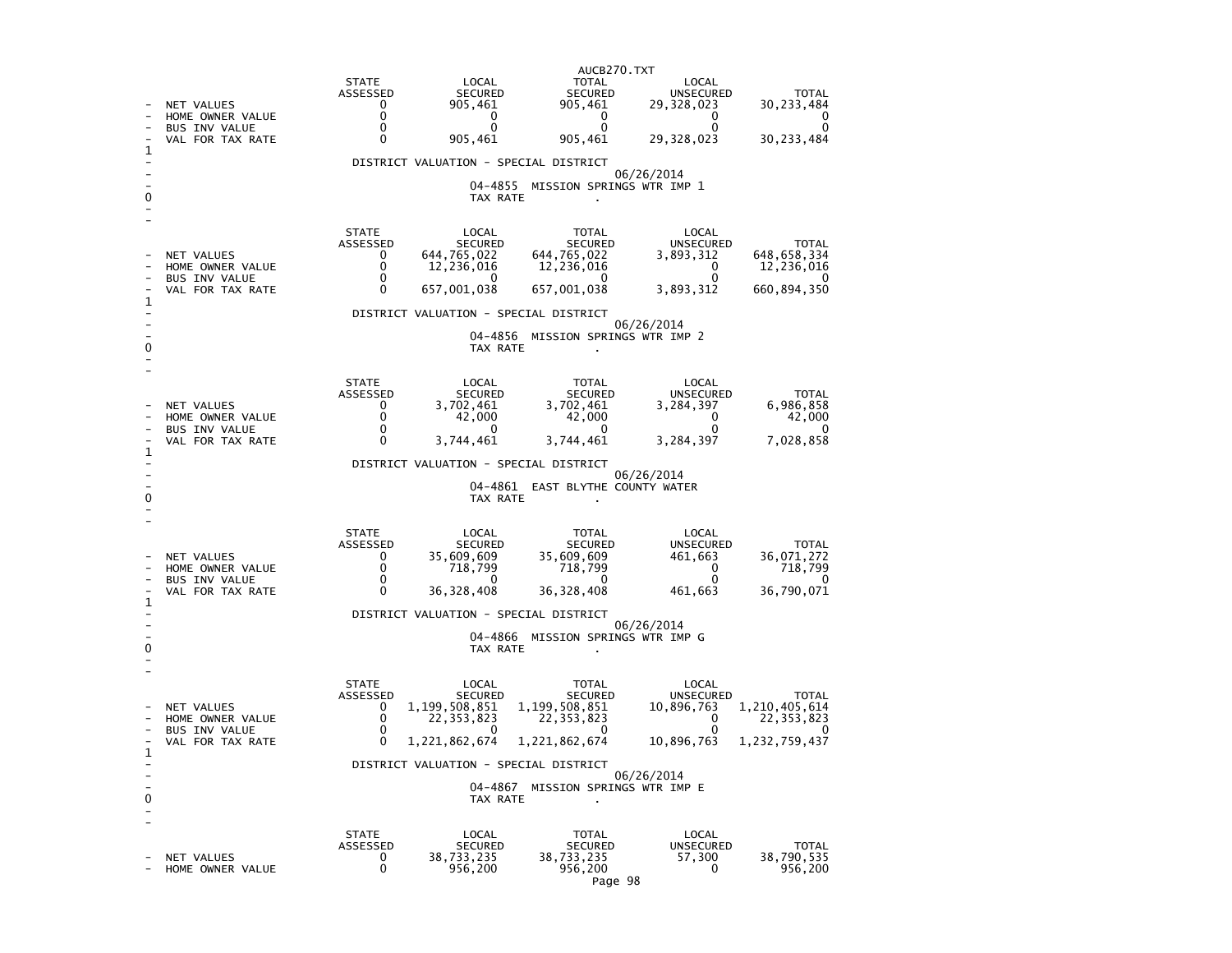| | STATE ASSESSED | LOCAL SECURED | TOTAL SECURED | LOCAL UNSECURED | TOTAL |
|---|---|---|---|---|---|
| NET VALUES | 0 | 905,461 | 905,461 | 29,328,023 | 30,233,484 |
| HOME OWNER VALUE | 0 | 0 | 0 | 0 | 0 |
| BUS INV VALUE | 0 | 0 | 0 | 0 | 0 |
| VAL FOR TAX RATE | 0 | 905,461 | 905,461 | 29,328,023 | 30,233,484 |

DISTRICT VALUATION - SPECIAL DISTRICT

06/26/2014

04-4855 MISSION SPRINGS WTR IMP 1

TAX RATE .

| | STATE ASSESSED | LOCAL SECURED | TOTAL SECURED | LOCAL UNSECURED | TOTAL |
|---|---|---|---|---|---|
| NET VALUES | 0 | 644,765,022 | 644,765,022 | 3,893,312 | 648,658,334 |
| HOME OWNER VALUE | 0 | 12,236,016 | 12,236,016 | 0 | 12,236,016 |
| BUS INV VALUE | 0 | 0 | 0 | 0 | 0 |
| VAL FOR TAX RATE | 0 | 657,001,038 | 657,001,038 | 3,893,312 | 660,894,350 |

DISTRICT VALUATION - SPECIAL DISTRICT

06/26/2014

04-4856 MISSION SPRINGS WTR IMP 2

TAX RATE .

| | STATE ASSESSED | LOCAL SECURED | TOTAL SECURED | LOCAL UNSECURED | TOTAL |
|---|---|---|---|---|---|
| NET VALUES | 0 | 3,702,461 | 3,702,461 | 3,284,397 | 6,986,858 |
| HOME OWNER VALUE | 0 | 42,000 | 42,000 | 0 | 42,000 |
| BUS INV VALUE | 0 | 0 | 0 | 0 | 0 |
| VAL FOR TAX RATE | 0 | 3,744,461 | 3,744,461 | 3,284,397 | 7,028,858 |

DISTRICT VALUATION - SPECIAL DISTRICT

06/26/2014

04-4861 EAST BLYTHE COUNTY WATER

TAX RATE .

| | STATE ASSESSED | LOCAL SECURED | TOTAL SECURED | LOCAL UNSECURED | TOTAL |
|---|---|---|---|---|---|
| NET VALUES | 0 | 35,609,609 | 35,609,609 | 461,663 | 36,071,272 |
| HOME OWNER VALUE | 0 | 718,799 | 718,799 | 0 | 718,799 |
| BUS INV VALUE | 0 | 0 | 0 | 0 | 0 |
| VAL FOR TAX RATE | 0 | 36,328,408 | 36,328,408 | 461,663 | 36,790,071 |

DISTRICT VALUATION - SPECIAL DISTRICT

06/26/2014

04-4866 MISSION SPRINGS WTR IMP G

TAX RATE .

| | STATE ASSESSED | LOCAL SECURED | TOTAL SECURED | LOCAL UNSECURED | TOTAL |
|---|---|---|---|---|---|
| NET VALUES | 0 | 1,199,508,851 | 1,199,508,851 | 10,896,763 | 1,210,405,614 |
| HOME OWNER VALUE | 0 | 22,353,823 | 22,353,823 | 0 | 22,353,823 |
| BUS INV VALUE | 0 | 0 | 0 | 0 | 0 |
| VAL FOR TAX RATE | 0 | 1,221,862,674 | 1,221,862,674 | 10,896,763 | 1,232,759,437 |

DISTRICT VALUATION - SPECIAL DISTRICT

06/26/2014

04-4867 MISSION SPRINGS WTR IMP E

TAX RATE .

| | STATE ASSESSED | LOCAL SECURED | TOTAL SECURED | LOCAL UNSECURED | TOTAL |
|---|---|---|---|---|---|
| NET VALUES | 0 | 38,733,235 | 38,733,235 | 57,300 | 38,790,535 |
| HOME OWNER VALUE | 0 | 956,200 | 956,200 | 0 | 956,200 |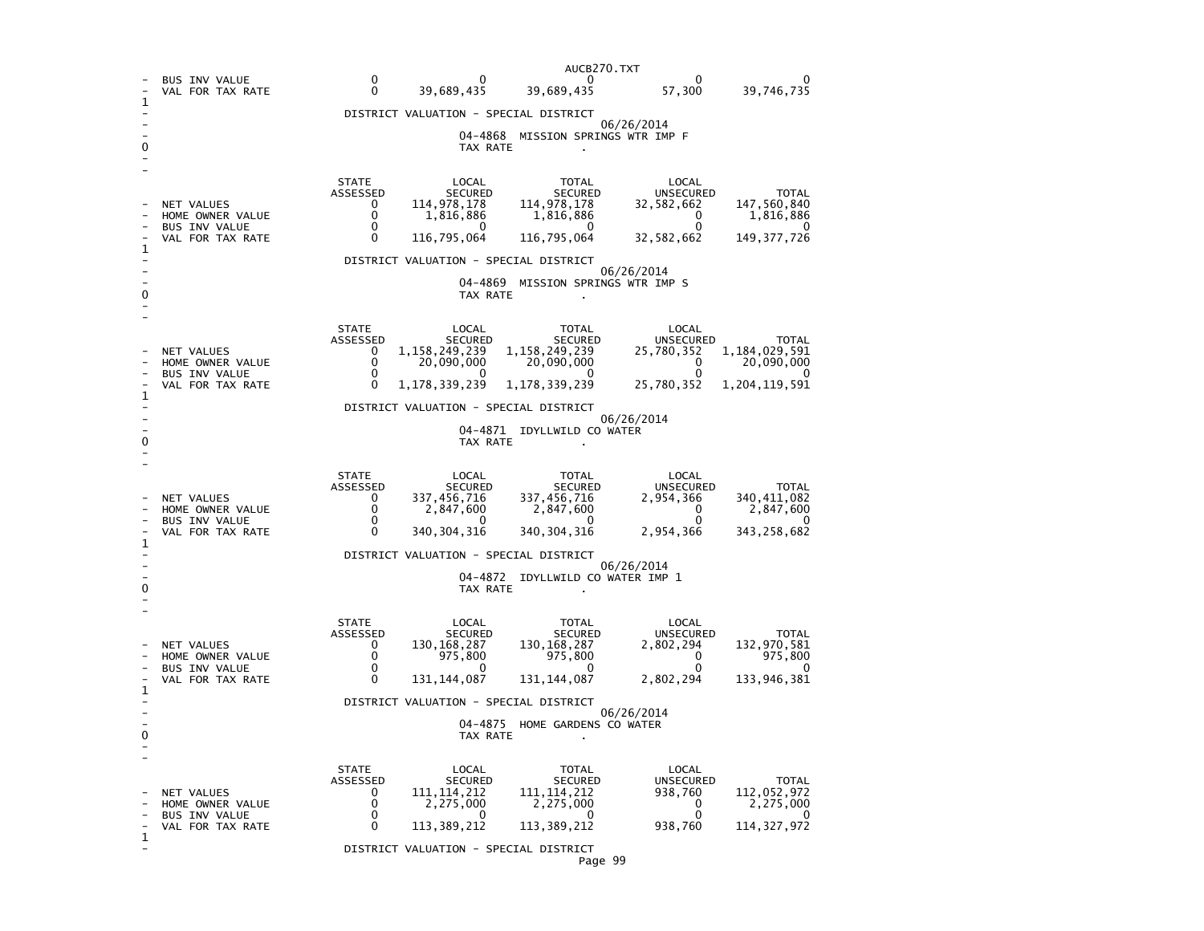| | STATE ASSESSED | LOCAL SECURED | TOTAL SECURED | LOCAL UNSECURED | TOTAL |
|---|---|---|---|---|---|
| BUS INV VALUE | 0 | 0 | 0 | 0 | 0 |
| VAL FOR TAX RATE | 0 | 39,689,435 | 39,689,435 | 57,300 | 39,746,735 |

DISTRICT VALUATION - SPECIAL DISTRICT

06/26/2014

04-4868 MISSION SPRINGS WTR IMP F

TAX RATE .

| | STATE ASSESSED | LOCAL SECURED | TOTAL SECURED | LOCAL UNSECURED | TOTAL |
|---|---|---|---|---|---|
| NET VALUES | 0 | 114,978,178 | 114,978,178 | 32,582,662 | 147,560,840 |
| HOME OWNER VALUE | 0 | 1,816,886 | 1,816,886 | 0 | 1,816,886 |
| BUS INV VALUE | 0 | 0 | 0 | 0 | 0 |
| VAL FOR TAX RATE | 0 | 116,795,064 | 116,795,064 | 32,582,662 | 149,377,726 |

DISTRICT VALUATION - SPECIAL DISTRICT

06/26/2014

04-4869 MISSION SPRINGS WTR IMP S

TAX RATE .

| | STATE ASSESSED | LOCAL SECURED | TOTAL SECURED | LOCAL UNSECURED | TOTAL |
|---|---|---|---|---|---|
| NET VALUES | 0 | 1,158,249,239 | 1,158,249,239 | 25,780,352 | 1,184,029,591 |
| HOME OWNER VALUE | 0 | 20,090,000 | 20,090,000 | 0 | 20,090,000 |
| BUS INV VALUE | 0 | 0 | 0 | 0 | 0 |
| VAL FOR TAX RATE | 0 | 1,178,339,239 | 1,178,339,239 | 25,780,352 | 1,204,119,591 |

DISTRICT VALUATION - SPECIAL DISTRICT

06/26/2014

04-4871 IDYLLWILD CO WATER

TAX RATE .

| | STATE ASSESSED | LOCAL SECURED | TOTAL SECURED | LOCAL UNSECURED | TOTAL |
|---|---|---|---|---|---|
| NET VALUES | 0 | 337,456,716 | 337,456,716 | 2,954,366 | 340,411,082 |
| HOME OWNER VALUE | 0 | 2,847,600 | 2,847,600 | 0 | 2,847,600 |
| BUS INV VALUE | 0 | 0 | 0 | 0 | 0 |
| VAL FOR TAX RATE | 0 | 340,304,316 | 340,304,316 | 2,954,366 | 343,258,682 |

DISTRICT VALUATION - SPECIAL DISTRICT

06/26/2014

04-4872 IDYLLWILD CO WATER IMP 1

TAX RATE .

| | STATE ASSESSED | LOCAL SECURED | TOTAL SECURED | LOCAL UNSECURED | TOTAL |
|---|---|---|---|---|---|
| NET VALUES | 0 | 130,168,287 | 130,168,287 | 2,802,294 | 132,970,581 |
| HOME OWNER VALUE | 0 | 975,800 | 975,800 | 0 | 975,800 |
| BUS INV VALUE | 0 | 0 | 0 | 0 | 0 |
| VAL FOR TAX RATE | 0 | 131,144,087 | 131,144,087 | 2,802,294 | 133,946,381 |

DISTRICT VALUATION - SPECIAL DISTRICT

06/26/2014

04-4875 HOME GARDENS CO WATER

TAX RATE .

| | STATE ASSESSED | LOCAL SECURED | TOTAL SECURED | LOCAL UNSECURED | TOTAL |
|---|---|---|---|---|---|
| NET VALUES | 0 | 111,114,212 | 111,114,212 | 938,760 | 112,052,972 |
| HOME OWNER VALUE | 0 | 2,275,000 | 2,275,000 | 0 | 2,275,000 |
| BUS INV VALUE | 0 | 0 | 0 | 0 | 0 |
| VAL FOR TAX RATE | 0 | 113,389,212 | 113,389,212 | 938,760 | 114,327,972 |

DISTRICT VALUATION - SPECIAL DISTRICT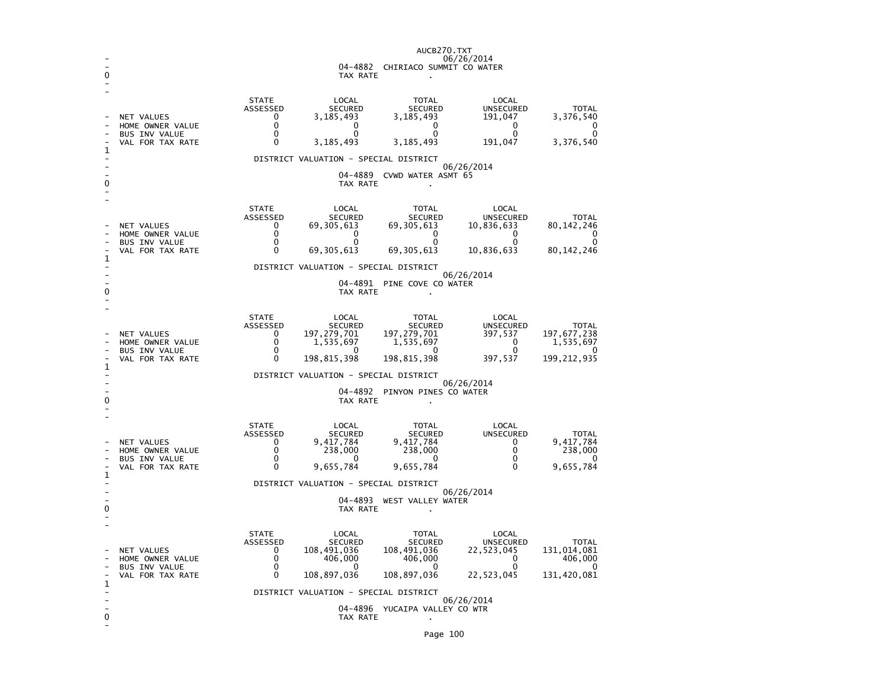04-4882 CHIRIACO SUMMIT CO WATER
TAX RATE .

| | STATE ASSESSED | LOCAL SECURED | TOTAL SECURED | LOCAL UNSECURED | TOTAL |
|---|---|---|---|---|---|
| NET VALUES | 0 | 3,185,493 | 3,185,493 | 191,047 | 3,376,540 |
| HOME OWNER VALUE | 0 | 0 | 0 | 0 | 0 |
| BUS INV VALUE | 0 | 0 | 0 | 0 | 0 |
| VAL FOR TAX RATE | 0 | 3,185,493 | 3,185,493 | 191,047 | 3,376,540 |

DISTRICT VALUATION - SPECIAL DISTRICT
06/26/2014
04-4889 CVWD WATER ASMT 65
TAX RATE .

| | STATE ASSESSED | LOCAL SECURED | TOTAL SECURED | LOCAL UNSECURED | TOTAL |
|---|---|---|---|---|---|
| NET VALUES | 0 | 69,305,613 | 69,305,613 | 10,836,633 | 80,142,246 |
| HOME OWNER VALUE | 0 | 0 | 0 | 0 | 0 |
| BUS INV VALUE | 0 | 0 | 0 | 0 | 0 |
| VAL FOR TAX RATE | 0 | 69,305,613 | 69,305,613 | 10,836,633 | 80,142,246 |

DISTRICT VALUATION - SPECIAL DISTRICT
06/26/2014
04-4891 PINE COVE CO WATER
TAX RATE .

| | STATE ASSESSED | LOCAL SECURED | TOTAL SECURED | LOCAL UNSECURED | TOTAL |
|---|---|---|---|---|---|
| NET VALUES | 0 | 197,279,701 | 197,279,701 | 397,537 | 197,677,238 |
| HOME OWNER VALUE | 0 | 1,535,697 | 1,535,697 | 0 | 1,535,697 |
| BUS INV VALUE | 0 | 0 | 0 | 0 | 0 |
| VAL FOR TAX RATE | 0 | 198,815,398 | 198,815,398 | 397,537 | 199,212,935 |

DISTRICT VALUATION - SPECIAL DISTRICT
06/26/2014
04-4892 PINYON PINES CO WATER
TAX RATE .

| | STATE ASSESSED | LOCAL SECURED | TOTAL SECURED | LOCAL UNSECURED | TOTAL |
|---|---|---|---|---|---|
| NET VALUES | 0 | 9,417,784 | 9,417,784 | 0 | 9,417,784 |
| HOME OWNER VALUE | 0 | 238,000 | 238,000 | 0 | 238,000 |
| BUS INV VALUE | 0 | 0 | 0 | 0 | 0 |
| VAL FOR TAX RATE | 0 | 9,655,784 | 9,655,784 | 0 | 9,655,784 |

DISTRICT VALUATION - SPECIAL DISTRICT
06/26/2014
04-4893 WEST VALLEY WATER
TAX RATE .

| | STATE ASSESSED | LOCAL SECURED | TOTAL SECURED | LOCAL UNSECURED | TOTAL |
|---|---|---|---|---|---|
| NET VALUES | 0 | 108,491,036 | 108,491,036 | 22,523,045 | 131,014,081 |
| HOME OWNER VALUE | 0 | 406,000 | 406,000 | 0 | 406,000 |
| BUS INV VALUE | 0 | 0 | 0 | 0 | 0 |
| VAL FOR TAX RATE | 0 | 108,897,036 | 108,897,036 | 22,523,045 | 131,420,081 |

DISTRICT VALUATION - SPECIAL DISTRICT
06/26/2014
04-4896 YUCAIPA VALLEY CO WTR
TAX RATE .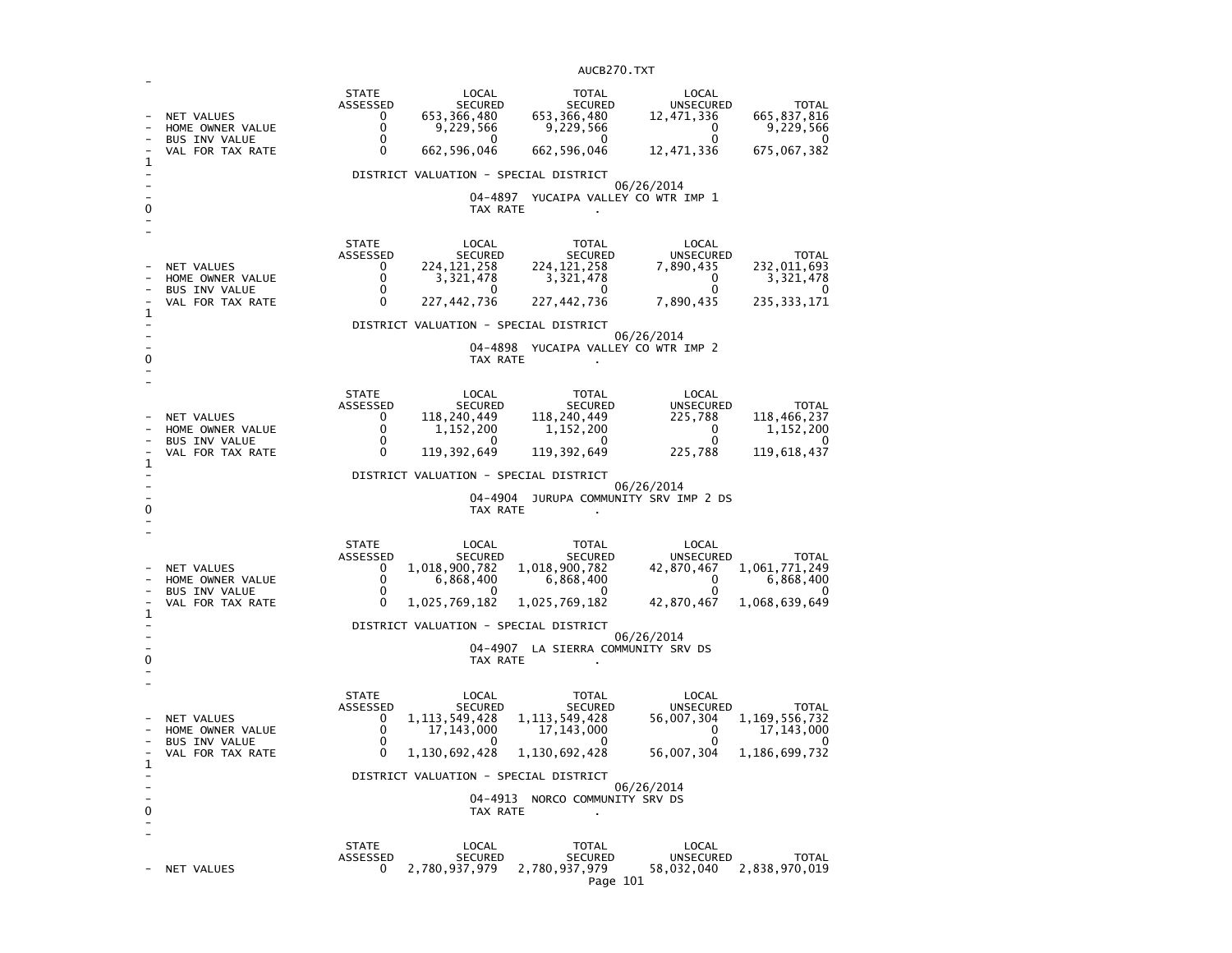| | STATE ASSESSED | LOCAL SECURED | TOTAL SECURED | LOCAL UNSECURED | TOTAL |
|---|---|---|---|---|---|
| NET VALUES | 0 | 653,366,480 | 653,366,480 | 12,471,336 | 665,837,816 |
| HOME OWNER VALUE | 0 | 9,229,566 | 9,229,566 | 0 | 9,229,566 |
| BUS INV VALUE | 0 | 0 | 0 | 0 | 0 |
| VAL FOR TAX RATE | 0 | 662,596,046 | 662,596,046 | 12,471,336 | 675,067,382 |

DISTRICT VALUATION - SPECIAL DISTRICT

06/26/2014

04-4897 YUCAIPA VALLEY CO WTR IMP 1

TAX RATE .

| | STATE ASSESSED | LOCAL SECURED | TOTAL SECURED | LOCAL UNSECURED | TOTAL |
|---|---|---|---|---|---|
| NET VALUES | 0 | 224,121,258 | 224,121,258 | 7,890,435 | 232,011,693 |
| HOME OWNER VALUE | 0 | 3,321,478 | 3,321,478 | 0 | 3,321,478 |
| BUS INV VALUE | 0 | 0 | 0 | 0 | 0 |
| VAL FOR TAX RATE | 0 | 227,442,736 | 227,442,736 | 7,890,435 | 235,333,171 |

DISTRICT VALUATION - SPECIAL DISTRICT

06/26/2014

04-4898 YUCAIPA VALLEY CO WTR IMP 2

TAX RATE .

| | STATE ASSESSED | LOCAL SECURED | TOTAL SECURED | LOCAL UNSECURED | TOTAL |
|---|---|---|---|---|---|
| NET VALUES | 0 | 118,240,449 | 118,240,449 | 225,788 | 118,466,237 |
| HOME OWNER VALUE | 0 | 1,152,200 | 1,152,200 | 0 | 1,152,200 |
| BUS INV VALUE | 0 | 0 | 0 | 0 | 0 |
| VAL FOR TAX RATE | 0 | 119,392,649 | 119,392,649 | 225,788 | 119,618,437 |

DISTRICT VALUATION - SPECIAL DISTRICT

06/26/2014

04-4904 JURUPA COMMUNITY SRV IMP 2 DS

TAX RATE .

| | STATE ASSESSED | LOCAL SECURED | TOTAL SECURED | LOCAL UNSECURED | TOTAL |
|---|---|---|---|---|---|
| NET VALUES | 0 | 1,018,900,782 | 1,018,900,782 | 42,870,467 | 1,061,771,249 |
| HOME OWNER VALUE | 0 | 6,868,400 | 6,868,400 | 0 | 6,868,400 |
| BUS INV VALUE | 0 | 0 | 0 | 0 | 0 |
| VAL FOR TAX RATE | 0 | 1,025,769,182 | 1,025,769,182 | 42,870,467 | 1,068,639,649 |

DISTRICT VALUATION - SPECIAL DISTRICT

06/26/2014

04-4907 LA SIERRA COMMUNITY SRV DS

TAX RATE .

| | STATE ASSESSED | LOCAL SECURED | TOTAL SECURED | LOCAL UNSECURED | TOTAL |
|---|---|---|---|---|---|
| NET VALUES | 0 | 1,113,549,428 | 1,113,549,428 | 56,007,304 | 1,169,556,732 |
| HOME OWNER VALUE | 0 | 17,143,000 | 17,143,000 | 0 | 17,143,000 |
| BUS INV VALUE | 0 | 0 | 0 | 0 | 0 |
| VAL FOR TAX RATE | 0 | 1,130,692,428 | 1,130,692,428 | 56,007,304 | 1,186,699,732 |

DISTRICT VALUATION - SPECIAL DISTRICT

06/26/2014

04-4913 NORCO COMMUNITY SRV DS

TAX RATE .

| | STATE ASSESSED | LOCAL SECURED | TOTAL SECURED | LOCAL UNSECURED | TOTAL |
|---|---|---|---|---|---|
| NET VALUES | 0 | 2,780,937,979 | 2,780,937,979 | 58,032,040 | 2,838,970,019 |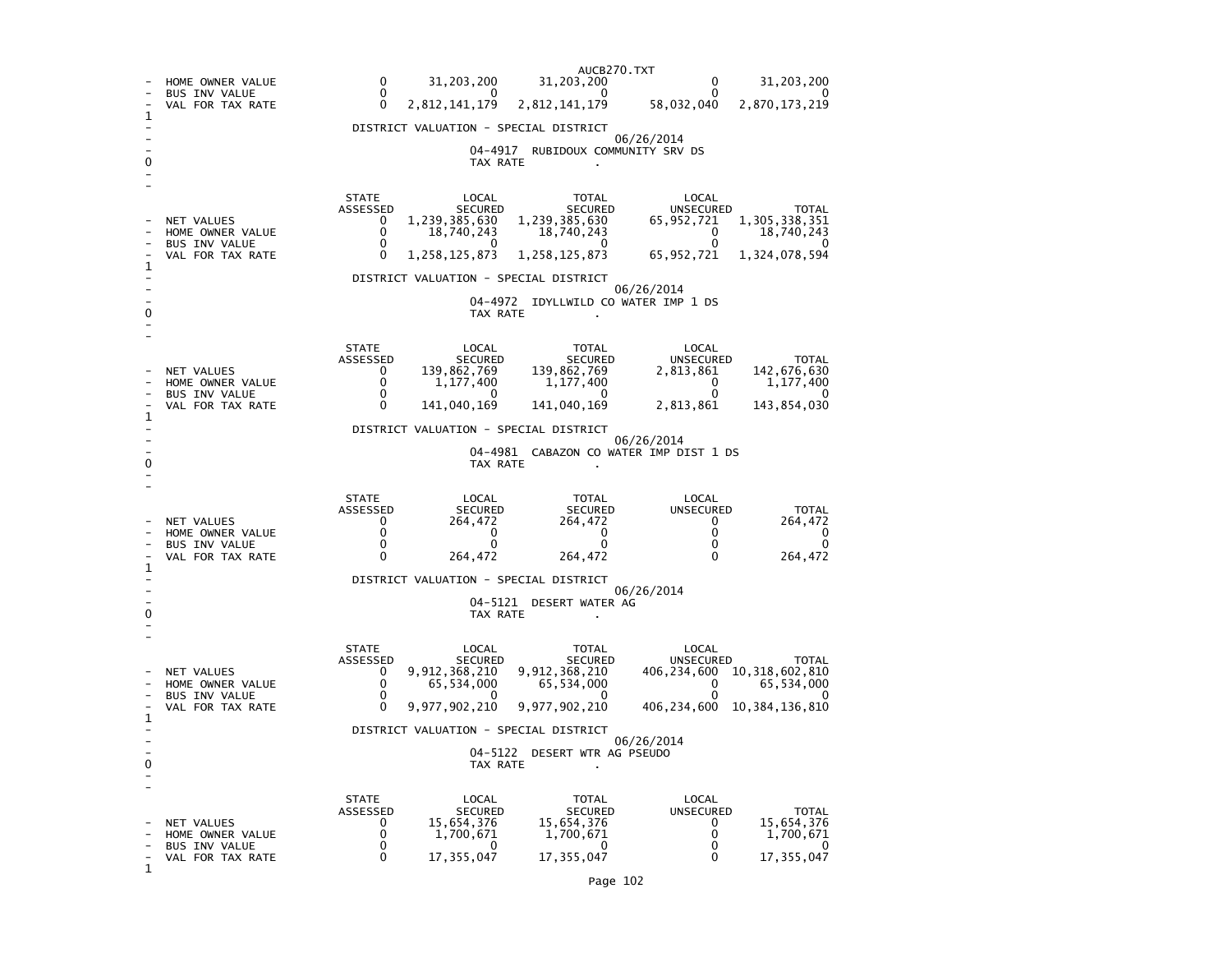| | STATE ASSESSED | LOCAL SECURED | TOTAL SECURED | LOCAL UNSECURED | TOTAL |
|---|---|---|---|---|---|
| HOME OWNER VALUE | 0 | 31,203,200 | 31,203,200 | 0 | 31,203,200 |
| BUS INV VALUE | 0 | 0 | 0 | 0 | 0 |
| VAL FOR TAX RATE | 0 | 2,812,141,179 | 2,812,141,179 | 58,032,040 | 2,870,173,219 |

DISTRICT VALUATION - SPECIAL DISTRICT

06/26/2014

04-4917 RUBIDOUX COMMUNITY SRV DS

TAX RATE .

| | STATE ASSESSED | LOCAL SECURED | TOTAL SECURED | LOCAL UNSECURED | TOTAL |
|---|---|---|---|---|---|
| NET VALUES | 0 | 1,239,385,630 | 1,239,385,630 | 65,952,721 | 1,305,338,351 |
| HOME OWNER VALUE | 0 | 18,740,243 | 18,740,243 | 0 | 18,740,243 |
| BUS INV VALUE | 0 | 0 | 0 | 0 | 0 |
| VAL FOR TAX RATE | 0 | 1,258,125,873 | 1,258,125,873 | 65,952,721 | 1,324,078,594 |

DISTRICT VALUATION - SPECIAL DISTRICT

06/26/2014

04-4972 IDYLLWILD CO WATER IMP 1 DS

TAX RATE .

| | STATE ASSESSED | LOCAL SECURED | TOTAL SECURED | LOCAL UNSECURED | TOTAL |
|---|---|---|---|---|---|
| NET VALUES | 0 | 139,862,769 | 139,862,769 | 2,813,861 | 142,676,630 |
| HOME OWNER VALUE | 0 | 1,177,400 | 1,177,400 | 0 | 1,177,400 |
| BUS INV VALUE | 0 | 0 | 0 | 0 | 0 |
| VAL FOR TAX RATE | 0 | 141,040,169 | 141,040,169 | 2,813,861 | 143,854,030 |

DISTRICT VALUATION - SPECIAL DISTRICT

06/26/2014

04-4981 CABAZON CO WATER IMP DIST 1 DS

TAX RATE .

| | STATE ASSESSED | LOCAL SECURED | TOTAL SECURED | LOCAL UNSECURED | TOTAL |
|---|---|---|---|---|---|
| NET VALUES | 0 | 264,472 | 264,472 | 0 | 264,472 |
| HOME OWNER VALUE | 0 | 0 | 0 | 0 | 0 |
| BUS INV VALUE | 0 | 0 | 0 | 0 | 0 |
| VAL FOR TAX RATE | 0 | 264,472 | 264,472 | 0 | 264,472 |

DISTRICT VALUATION - SPECIAL DISTRICT

06/26/2014

04-5121 DESERT WATER AG

TAX RATE .

| | STATE ASSESSED | LOCAL SECURED | TOTAL SECURED | LOCAL UNSECURED | TOTAL |
|---|---|---|---|---|---|
| NET VALUES | 0 | 9,912,368,210 | 9,912,368,210 | 406,234,600 | 10,318,602,810 |
| HOME OWNER VALUE | 0 | 65,534,000 | 65,534,000 | 0 | 65,534,000 |
| BUS INV VALUE | 0 | 0 | 0 | 0 | 0 |
| VAL FOR TAX RATE | 0 | 9,977,902,210 | 9,977,902,210 | 406,234,600 | 10,384,136,810 |

DISTRICT VALUATION - SPECIAL DISTRICT

06/26/2014

04-5122 DESERT WTR AG PSEUDO

TAX RATE .

| | STATE ASSESSED | LOCAL SECURED | TOTAL SECURED | LOCAL UNSECURED | TOTAL |
|---|---|---|---|---|---|
| NET VALUES | 0 | 15,654,376 | 15,654,376 | 0 | 15,654,376 |
| HOME OWNER VALUE | 0 | 1,700,671 | 1,700,671 | 0 | 1,700,671 |
| BUS INV VALUE | 0 | 0 | 0 | 0 | 0 |
| VAL FOR TAX RATE | 0 | 17,355,047 | 17,355,047 | 0 | 17,355,047 |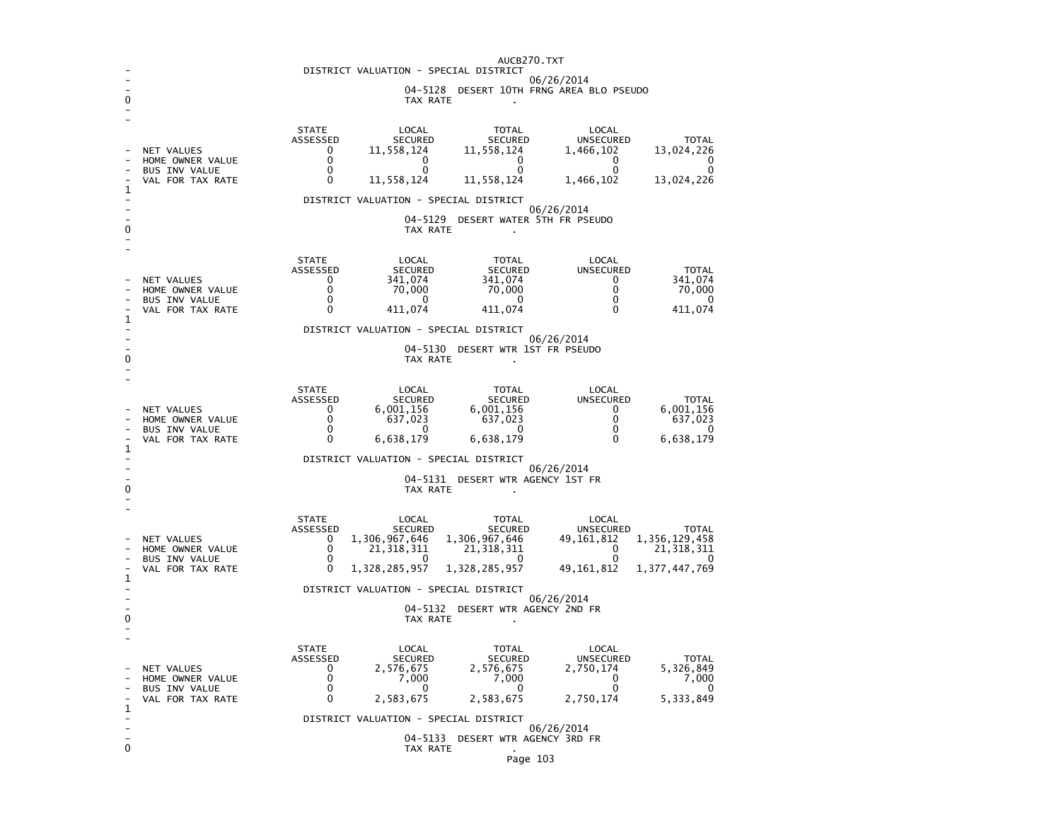DISTRICT VALUATION - SPECIAL DISTRICT

06/26/2014

04-5128 DESERT 10TH FRNG AREA BLO PSEUDO

TAX RATE .

| | STATE ASSESSED | LOCAL SECURED | TOTAL SECURED | LOCAL UNSECURED | TOTAL |
|---|---|---|---|---|---|
| NET VALUES | 0 | 11,558,124 | 11,558,124 | 1,466,102 | 13,024,226 |
| HOME OWNER VALUE | 0 | 0 | 0 | 0 | 0 |
| BUS INV VALUE | 0 | 0 | 0 | 0 | 0 |
| VAL FOR TAX RATE | 0 | 11,558,124 | 11,558,124 | 1,466,102 | 13,024,226 |

DISTRICT VALUATION - SPECIAL DISTRICT

06/26/2014

04-5129 DESERT WATER 5TH FR PSEUDO

TAX RATE .

| | STATE ASSESSED | LOCAL SECURED | TOTAL SECURED | LOCAL UNSECURED | TOTAL |
|---|---|---|---|---|---|
| NET VALUES | 0 | 341,074 | 341,074 | 0 | 341,074 |
| HOME OWNER VALUE | 0 | 70,000 | 70,000 | 0 | 70,000 |
| BUS INV VALUE | 0 | 0 | 0 | 0 | 0 |
| VAL FOR TAX RATE | 0 | 411,074 | 411,074 | 0 | 411,074 |

DISTRICT VALUATION - SPECIAL DISTRICT

06/26/2014

04-5130 DESERT WTR 1ST FR PSEUDO

TAX RATE .

| | STATE ASSESSED | LOCAL SECURED | TOTAL SECURED | LOCAL UNSECURED | TOTAL |
|---|---|---|---|---|---|
| NET VALUES | 0 | 6,001,156 | 6,001,156 | 0 | 6,001,156 |
| HOME OWNER VALUE | 0 | 637,023 | 637,023 | 0 | 637,023 |
| BUS INV VALUE | 0 | 0 | 0 | 0 | 0 |
| VAL FOR TAX RATE | 0 | 6,638,179 | 6,638,179 | 0 | 6,638,179 |

DISTRICT VALUATION - SPECIAL DISTRICT

06/26/2014

04-5131 DESERT WTR AGENCY 1ST FR

TAX RATE .

| | STATE ASSESSED | LOCAL SECURED | TOTAL SECURED | LOCAL UNSECURED | TOTAL |
|---|---|---|---|---|---|
| NET VALUES | 0 | 1,306,967,646 | 1,306,967,646 | 49,161,812 | 1,356,129,458 |
| HOME OWNER VALUE | 0 | 21,318,311 | 21,318,311 | 0 | 21,318,311 |
| BUS INV VALUE | 0 | 0 | 0 | 0 | 0 |
| VAL FOR TAX RATE | 0 | 1,328,285,957 | 1,328,285,957 | 49,161,812 | 1,377,447,769 |

DISTRICT VALUATION - SPECIAL DISTRICT

06/26/2014

04-5132 DESERT WTR AGENCY 2ND FR

TAX RATE .

| | STATE ASSESSED | LOCAL SECURED | TOTAL SECURED | LOCAL UNSECURED | TOTAL |
|---|---|---|---|---|---|
| NET VALUES | 0 | 2,576,675 | 2,576,675 | 2,750,174 | 5,326,849 |
| HOME OWNER VALUE | 0 | 7,000 | 7,000 | 0 | 7,000 |
| BUS INV VALUE | 0 | 0 | 0 | 0 | 0 |
| VAL FOR TAX RATE | 0 | 2,583,675 | 2,583,675 | 2,750,174 | 5,333,849 |

DISTRICT VALUATION - SPECIAL DISTRICT

06/26/2014

04-5133 DESERT WTR AGENCY 3RD FR

TAX RATE .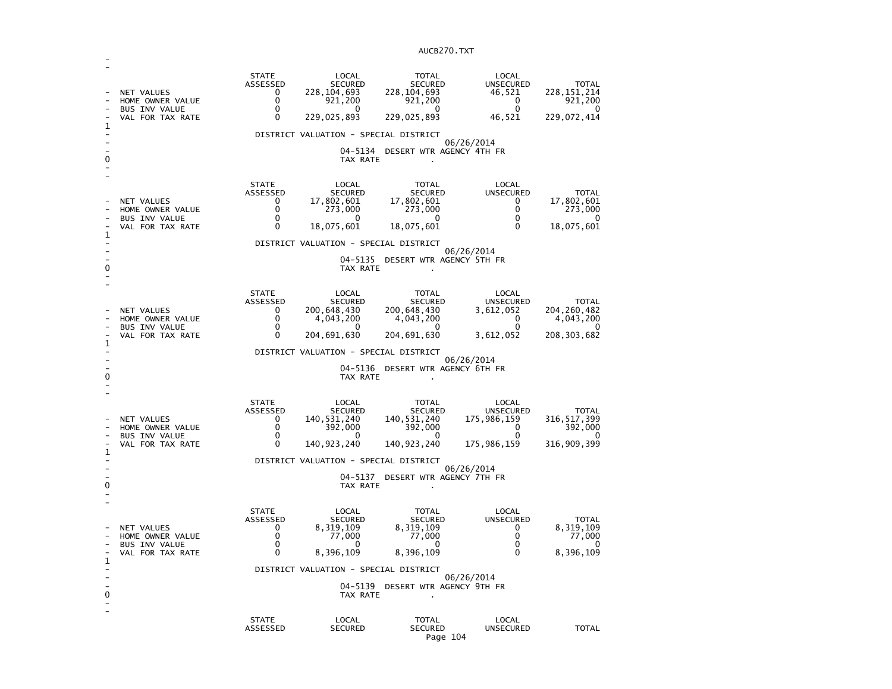| | STATE ASSESSED | LOCAL SECURED | TOTAL SECURED | LOCAL UNSECURED | TOTAL |
|---|---|---|---|---|---|
| NET VALUES | 0 | 228,104,693 | 228,104,693 | 46,521 | 228,151,214 |
| HOME OWNER VALUE | 0 | 921,200 | 921,200 | 0 | 921,200 |
| BUS INV VALUE | 0 | 0 | 0 | 0 | 0 |
| VAL FOR TAX RATE | 0 | 229,025,893 | 229,025,893 | 46,521 | 229,072,414 |

DISTRICT VALUATION - SPECIAL DISTRICT

06/26/2014

04-5134 DESERT WTR AGENCY 4TH FR

TAX RATE .

| | STATE ASSESSED | LOCAL SECURED | TOTAL SECURED | LOCAL UNSECURED | TOTAL |
|---|---|---|---|---|---|
| NET VALUES | 0 | 17,802,601 | 17,802,601 | 0 | 17,802,601 |
| HOME OWNER VALUE | 0 | 273,000 | 273,000 | 0 | 273,000 |
| BUS INV VALUE | 0 | 0 | 0 | 0 | 0 |
| VAL FOR TAX RATE | 0 | 18,075,601 | 18,075,601 | 0 | 18,075,601 |

DISTRICT VALUATION - SPECIAL DISTRICT

06/26/2014

04-5135 DESERT WTR AGENCY 5TH FR

TAX RATE .

| | STATE ASSESSED | LOCAL SECURED | TOTAL SECURED | LOCAL UNSECURED | TOTAL |
|---|---|---|---|---|---|
| NET VALUES | 0 | 200,648,430 | 200,648,430 | 3,612,052 | 204,260,482 |
| HOME OWNER VALUE | 0 | 4,043,200 | 4,043,200 | 0 | 4,043,200 |
| BUS INV VALUE | 0 | 0 | 0 | 0 | 0 |
| VAL FOR TAX RATE | 0 | 204,691,630 | 204,691,630 | 3,612,052 | 208,303,682 |

DISTRICT VALUATION - SPECIAL DISTRICT

06/26/2014

04-5136 DESERT WTR AGENCY 6TH FR

TAX RATE .

| | STATE ASSESSED | LOCAL SECURED | TOTAL SECURED | LOCAL UNSECURED | TOTAL |
|---|---|---|---|---|---|
| NET VALUES | 0 | 140,531,240 | 140,531,240 | 175,986,159 | 316,517,399 |
| HOME OWNER VALUE | 0 | 392,000 | 392,000 | 0 | 392,000 |
| BUS INV VALUE | 0 | 0 | 0 | 0 | 0 |
| VAL FOR TAX RATE | 0 | 140,923,240 | 140,923,240 | 175,986,159 | 316,909,399 |

DISTRICT VALUATION - SPECIAL DISTRICT

06/26/2014

04-5137 DESERT WTR AGENCY 7TH FR

TAX RATE .

| | STATE ASSESSED | LOCAL SECURED | TOTAL SECURED | LOCAL UNSECURED | TOTAL |
|---|---|---|---|---|---|
| NET VALUES | 0 | 8,319,109 | 8,319,109 | 0 | 8,319,109 |
| HOME OWNER VALUE | 0 | 77,000 | 77,000 | 0 | 77,000 |
| BUS INV VALUE | 0 | 0 | 0 | 0 | 0 |
| VAL FOR TAX RATE | 0 | 8,396,109 | 8,396,109 | 0 | 8,396,109 |

DISTRICT VALUATION - SPECIAL DISTRICT

06/26/2014

04-5139 DESERT WTR AGENCY 9TH FR

TAX RATE .

| | STATE ASSESSED | LOCAL SECURED | TOTAL SECURED | LOCAL UNSECURED | TOTAL |
|---|---|---|---|---|---|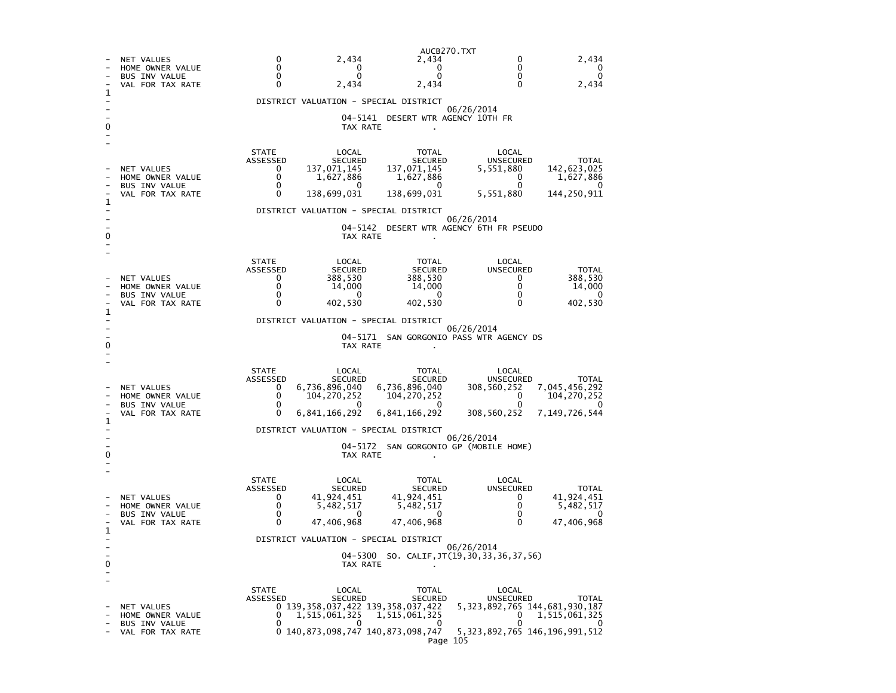| | STATE ASSESSED | LOCAL SECURED | TOTAL SECURED | LOCAL UNSECURED | TOTAL |
|---|---|---|---|---|---|
| NET VALUES | 0 | 2,434 | 2,434 | 0 | 2,434 |
| HOME OWNER VALUE | 0 | 0 | 0 | 0 | 0 |
| BUS INV VALUE | 0 | 0 | 0 | 0 | 0 |
| VAL FOR TAX RATE | 0 | 2,434 | 2,434 | 0 | 2,434 |

DISTRICT VALUATION - SPECIAL DISTRICT

06/26/2014

04-5141 DESERT WTR AGENCY 10TH FR

TAX RATE .

| | STATE ASSESSED | LOCAL SECURED | TOTAL SECURED | LOCAL UNSECURED | TOTAL |
|---|---|---|---|---|---|
| NET VALUES | 0 | 137,071,145 | 137,071,145 | 5,551,880 | 142,623,025 |
| HOME OWNER VALUE | 0 | 1,627,886 | 1,627,886 | 0 | 1,627,886 |
| BUS INV VALUE | 0 | 0 | 0 | 0 | 0 |
| VAL FOR TAX RATE | 0 | 138,699,031 | 138,699,031 | 5,551,880 | 144,250,911 |

DISTRICT VALUATION - SPECIAL DISTRICT

06/26/2014

04-5142 DESERT WTR AGENCY 6TH FR PSEUDO

TAX RATE .

| | STATE ASSESSED | LOCAL SECURED | TOTAL SECURED | LOCAL UNSECURED | TOTAL |
|---|---|---|---|---|---|
| NET VALUES | 0 | 388,530 | 388,530 | 0 | 388,530 |
| HOME OWNER VALUE | 0 | 14,000 | 14,000 | 0 | 14,000 |
| BUS INV VALUE | 0 | 0 | 0 | 0 | 0 |
| VAL FOR TAX RATE | 0 | 402,530 | 402,530 | 0 | 402,530 |

DISTRICT VALUATION - SPECIAL DISTRICT

06/26/2014

04-5171 SAN GORGONIO PASS WTR AGENCY DS

TAX RATE .

| | STATE ASSESSED | LOCAL SECURED | TOTAL SECURED | LOCAL UNSECURED | TOTAL |
|---|---|---|---|---|---|
| NET VALUES | 0 | 6,736,896,040 | 6,736,896,040 | 308,560,252 | 7,045,456,292 |
| HOME OWNER VALUE | 0 | 104,270,252 | 104,270,252 | 0 | 104,270,252 |
| BUS INV VALUE | 0 | 0 | 0 | 0 | 0 |
| VAL FOR TAX RATE | 0 | 6,841,166,292 | 6,841,166,292 | 308,560,252 | 7,149,726,544 |

DISTRICT VALUATION - SPECIAL DISTRICT

06/26/2014

04-5172 SAN GORGONIO GP (MOBILE HOME)

TAX RATE .

| | STATE ASSESSED | LOCAL SECURED | TOTAL SECURED | LOCAL UNSECURED | TOTAL |
|---|---|---|---|---|---|
| NET VALUES | 0 | 41,924,451 | 41,924,451 | 0 | 41,924,451 |
| HOME OWNER VALUE | 0 | 5,482,517 | 5,482,517 | 0 | 5,482,517 |
| BUS INV VALUE | 0 | 0 | 0 | 0 | 0 |
| VAL FOR TAX RATE | 0 | 47,406,968 | 47,406,968 | 0 | 47,406,968 |

DISTRICT VALUATION - SPECIAL DISTRICT

06/26/2014

04-5300 SO. CALIF,JT(19,30,33,36,37,56)

TAX RATE .

| | STATE ASSESSED | LOCAL SECURED | TOTAL SECURED | LOCAL UNSECURED | TOTAL |
|---|---|---|---|---|---|
| NET VALUES | 0 | 139,358,037,422 | 139,358,037,422 | 5,323,892,765 | 144,681,930,187 |
| HOME OWNER VALUE | 0 | 1,515,061,325 | 1,515,061,325 | 0 | 1,515,061,325 |
| BUS INV VALUE | 0 | 0 | 0 | 0 | 0 |
| VAL FOR TAX RATE | 0 | 140,873,098,747 | 140,873,098,747 | 5,323,892,765 | 146,196,991,512 |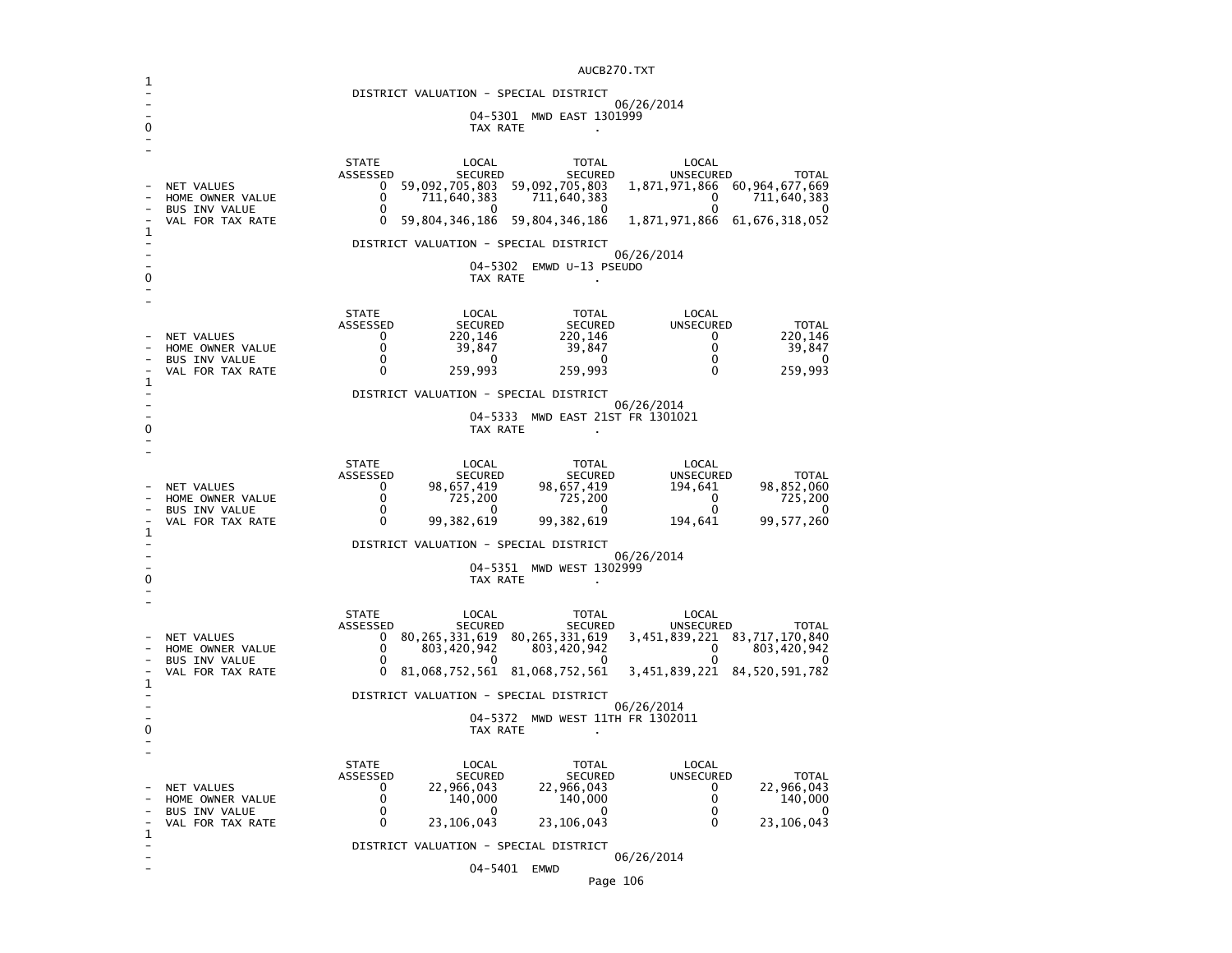## DISTRICT VALUATION - SPECIAL DISTRICT

06/26/2014

04-5301 MWD EAST 1301999

TAX RATE .

| | STATE ASSESSED | LOCAL SECURED | TOTAL SECURED | LOCAL UNSECURED | TOTAL |
|---|---|---|---|---|---|
| NET VALUES | 0 | 59,092,705,803 | 59,092,705,803 | 1,871,971,866 | 60,964,677,669 |
| HOME OWNER VALUE | 0 | 711,640,383 | 711,640,383 | 0 | 711,640,383 |
| BUS INV VALUE | 0 | 0 | 0 | 0 | 0 |
| VAL FOR TAX RATE | 0 | 59,804,346,186 | 59,804,346,186 | 1,871,971,866 | 61,676,318,052 |

## DISTRICT VALUATION - SPECIAL DISTRICT

06/26/2014

04-5302 EMWD U-13 PSEUDO

TAX RATE .

| | STATE ASSESSED | LOCAL SECURED | TOTAL SECURED | LOCAL UNSECURED | TOTAL |
|---|---|---|---|---|---|
| NET VALUES | 0 | 220,146 | 220,146 | 0 | 220,146 |
| HOME OWNER VALUE | 0 | 39,847 | 39,847 | 0 | 39,847 |
| BUS INV VALUE | 0 | 0 | 0 | 0 | 0 |
| VAL FOR TAX RATE | 0 | 259,993 | 259,993 | 0 | 259,993 |

## DISTRICT VALUATION - SPECIAL DISTRICT

06/26/2014

04-5333 MWD EAST 21ST FR 1301021

TAX RATE .

| | STATE ASSESSED | LOCAL SECURED | TOTAL SECURED | LOCAL UNSECURED | TOTAL |
|---|---|---|---|---|---|
| NET VALUES | 0 | 98,657,419 | 98,657,419 | 194,641 | 98,852,060 |
| HOME OWNER VALUE | 0 | 725,200 | 725,200 | 0 | 725,200 |
| BUS INV VALUE | 0 | 0 | 0 | 0 | 0 |
| VAL FOR TAX RATE | 0 | 99,382,619 | 99,382,619 | 194,641 | 99,577,260 |

## DISTRICT VALUATION - SPECIAL DISTRICT

06/26/2014

04-5351 MWD WEST 1302999

TAX RATE .

| | STATE ASSESSED | LOCAL SECURED | TOTAL SECURED | LOCAL UNSECURED | TOTAL |
|---|---|---|---|---|---|
| NET VALUES | 0 | 80,265,331,619 | 80,265,331,619 | 3,451,839,221 | 83,717,170,840 |
| HOME OWNER VALUE | 0 | 803,420,942 | 803,420,942 | 0 | 803,420,942 |
| BUS INV VALUE | 0 | 0 | 0 | 0 | 0 |
| VAL FOR TAX RATE | 0 | 81,068,752,561 | 81,068,752,561 | 3,451,839,221 | 84,520,591,782 |

## DISTRICT VALUATION - SPECIAL DISTRICT

06/26/2014

04-5372 MWD WEST 11TH FR 1302011

TAX RATE .

| | STATE ASSESSED | LOCAL SECURED | TOTAL SECURED | LOCAL UNSECURED | TOTAL |
|---|---|---|---|---|---|
| NET VALUES | 0 | 22,966,043 | 22,966,043 | 0 | 22,966,043 |
| HOME OWNER VALUE | 0 | 140,000 | 140,000 | 0 | 140,000 |
| BUS INV VALUE | 0 | 0 | 0 | 0 | 0 |
| VAL FOR TAX RATE | 0 | 23,106,043 | 23,106,043 | 0 | 23,106,043 |

## DISTRICT VALUATION - SPECIAL DISTRICT

06/26/2014

04-5401 EMWD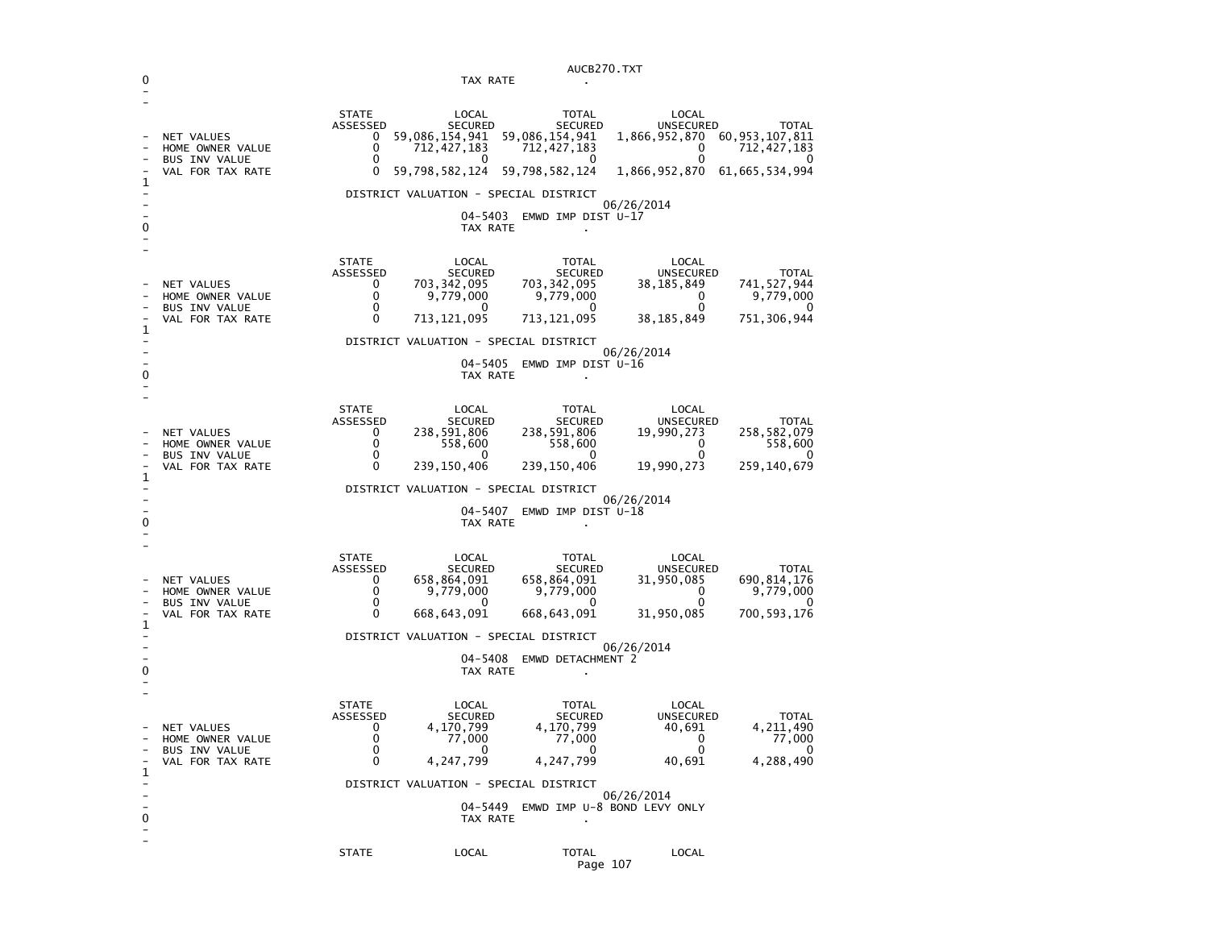TAX RATE .

| | STATE ASSESSED | LOCAL SECURED | TOTAL SECURED | LOCAL UNSECURED | TOTAL |
|---|---|---|---|---|---|
| NET VALUES | 0 | 59,086,154,941 | 59,086,154,941 | 1,866,952,870 | 60,953,107,811 |
| HOME OWNER VALUE | 0 | 712,427,183 | 712,427,183 | 0 | 712,427,183 |
| BUS INV VALUE | 0 | 0 | 0 | 0 | 0 |
| VAL FOR TAX RATE | 0 | 59,798,582,124 | 59,798,582,124 | 1,866,952,870 | 61,665,534,994 |

DISTRICT VALUATION - SPECIAL DISTRICT

06/26/2014

04-5403 EMWD IMP DIST U-17

TAX RATE .

| | STATE ASSESSED | LOCAL SECURED | TOTAL SECURED | LOCAL UNSECURED | TOTAL |
|---|---|---|---|---|---|
| NET VALUES | 0 | 703,342,095 | 703,342,095 | 38,185,849 | 741,527,944 |
| HOME OWNER VALUE | 0 | 9,779,000 | 9,779,000 | 0 | 9,779,000 |
| BUS INV VALUE | 0 | 0 | 0 | 0 | 0 |
| VAL FOR TAX RATE | 0 | 713,121,095 | 713,121,095 | 38,185,849 | 751,306,944 |

DISTRICT VALUATION - SPECIAL DISTRICT

06/26/2014

04-5405 EMWD IMP DIST U-16

TAX RATE .

| | STATE ASSESSED | LOCAL SECURED | TOTAL SECURED | LOCAL UNSECURED | TOTAL |
|---|---|---|---|---|---|
| NET VALUES | 0 | 238,591,806 | 238,591,806 | 19,990,273 | 258,582,079 |
| HOME OWNER VALUE | 0 | 558,600 | 558,600 | 0 | 558,600 |
| BUS INV VALUE | 0 | 0 | 0 | 0 | 0 |
| VAL FOR TAX RATE | 0 | 239,150,406 | 239,150,406 | 19,990,273 | 259,140,679 |

DISTRICT VALUATION - SPECIAL DISTRICT

06/26/2014

04-5407 EMWD IMP DIST U-18

TAX RATE .

| | STATE ASSESSED | LOCAL SECURED | TOTAL SECURED | LOCAL UNSECURED | TOTAL |
|---|---|---|---|---|---|
| NET VALUES | 0 | 658,864,091 | 658,864,091 | 31,950,085 | 690,814,176 |
| HOME OWNER VALUE | 0 | 9,779,000 | 9,779,000 | 0 | 9,779,000 |
| BUS INV VALUE | 0 | 0 | 0 | 0 | 0 |
| VAL FOR TAX RATE | 0 | 668,643,091 | 668,643,091 | 31,950,085 | 700,593,176 |

DISTRICT VALUATION - SPECIAL DISTRICT

06/26/2014

04-5408 EMWD DETACHMENT 2

TAX RATE .

| | STATE ASSESSED | LOCAL SECURED | TOTAL SECURED | LOCAL UNSECURED | TOTAL |
|---|---|---|---|---|---|
| NET VALUES | 0 | 4,170,799 | 4,170,799 | 40,691 | 4,211,490 |
| HOME OWNER VALUE | 0 | 77,000 | 77,000 | 0 | 77,000 |
| BUS INV VALUE | 0 | 0 | 0 | 0 | 0 |
| VAL FOR TAX RATE | 0 | 4,247,799 | 4,247,799 | 40,691 | 4,288,490 |

DISTRICT VALUATION - SPECIAL DISTRICT

06/26/2014

04-5449 EMWD IMP U-8 BOND LEVY ONLY

TAX RATE .

STATE LOCAL TOTAL LOCAL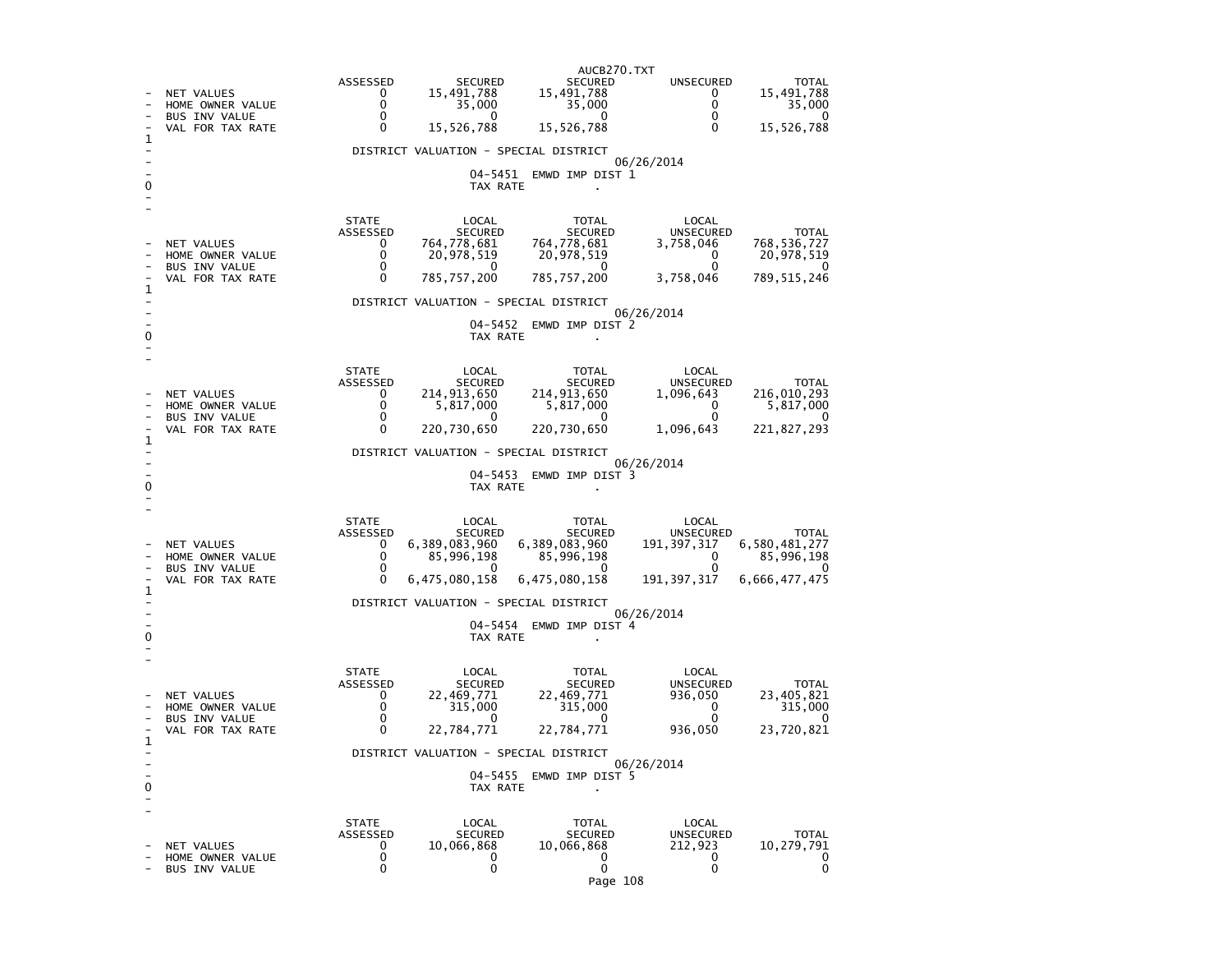| | ASSESSED | SECURED | SECURED | UNSECURED | TOTAL |
|---|---|---|---|---|---|
| NET VALUES | 0 | 15,491,788 | 15,491,788 | 0 | 15,491,788 |
| HOME OWNER VALUE | 0 | 35,000 | 35,000 | 0 | 35,000 |
| BUS INV VALUE | 0 | 0 | 0 | 0 | 0 |
| VAL FOR TAX RATE | 0 | 15,526,788 | 15,526,788 | 0 | 15,526,788 |

DISTRICT VALUATION - SPECIAL DISTRICT

06/26/2014

04-5451 EMWD IMP DIST 1

TAX RATE .

| | STATE ASSESSED | LOCAL SECURED | TOTAL SECURED | LOCAL UNSECURED | TOTAL |
|---|---|---|---|---|---|
| NET VALUES | 0 | 764,778,681 | 764,778,681 | 3,758,046 | 768,536,727 |
| HOME OWNER VALUE | 0 | 20,978,519 | 20,978,519 | 0 | 20,978,519 |
| BUS INV VALUE | 0 | 0 | 0 | 0 | 0 |
| VAL FOR TAX RATE | 0 | 785,757,200 | 785,757,200 | 3,758,046 | 789,515,246 |

DISTRICT VALUATION - SPECIAL DISTRICT

06/26/2014

04-5452 EMWD IMP DIST 2

TAX RATE .

| | STATE ASSESSED | LOCAL SECURED | TOTAL SECURED | LOCAL UNSECURED | TOTAL |
|---|---|---|---|---|---|
| NET VALUES | 0 | 214,913,650 | 214,913,650 | 1,096,643 | 216,010,293 |
| HOME OWNER VALUE | 0 | 5,817,000 | 5,817,000 | 0 | 5,817,000 |
| BUS INV VALUE | 0 | 0 | 0 | 0 | 0 |
| VAL FOR TAX RATE | 0 | 220,730,650 | 220,730,650 | 1,096,643 | 221,827,293 |

DISTRICT VALUATION - SPECIAL DISTRICT

06/26/2014

04-5453 EMWD IMP DIST 3

TAX RATE .

| | STATE ASSESSED | LOCAL SECURED | TOTAL SECURED | LOCAL UNSECURED | TOTAL |
|---|---|---|---|---|---|
| NET VALUES | 0 | 6,389,083,960 | 6,389,083,960 | 191,397,317 | 6,580,481,277 |
| HOME OWNER VALUE | 0 | 85,996,198 | 85,996,198 | 0 | 85,996,198 |
| BUS INV VALUE | 0 | 0 | 0 | 0 | 0 |
| VAL FOR TAX RATE | 0 | 6,475,080,158 | 6,475,080,158 | 191,397,317 | 6,666,477,475 |

DISTRICT VALUATION - SPECIAL DISTRICT

06/26/2014

04-5454 EMWD IMP DIST 4

TAX RATE .

| | STATE ASSESSED | LOCAL SECURED | TOTAL SECURED | LOCAL UNSECURED | TOTAL |
|---|---|---|---|---|---|
| NET VALUES | 0 | 22,469,771 | 22,469,771 | 936,050 | 23,405,821 |
| HOME OWNER VALUE | 0 | 315,000 | 315,000 | 0 | 315,000 |
| BUS INV VALUE | 0 | 0 | 0 | 0 | 0 |
| VAL FOR TAX RATE | 0 | 22,784,771 | 22,784,771 | 936,050 | 23,720,821 |

DISTRICT VALUATION - SPECIAL DISTRICT

06/26/2014

04-5455 EMWD IMP DIST 5

TAX RATE .

| | STATE ASSESSED | LOCAL SECURED | TOTAL SECURED | LOCAL UNSECURED | TOTAL |
|---|---|---|---|---|---|
| NET VALUES | 0 | 10,066,868 | 10,066,868 | 212,923 | 10,279,791 |
| HOME OWNER VALUE | 0 | 0 | 0 | 0 | 0 |
| BUS INV VALUE | 0 | 0 | 0 | 0 | 0 |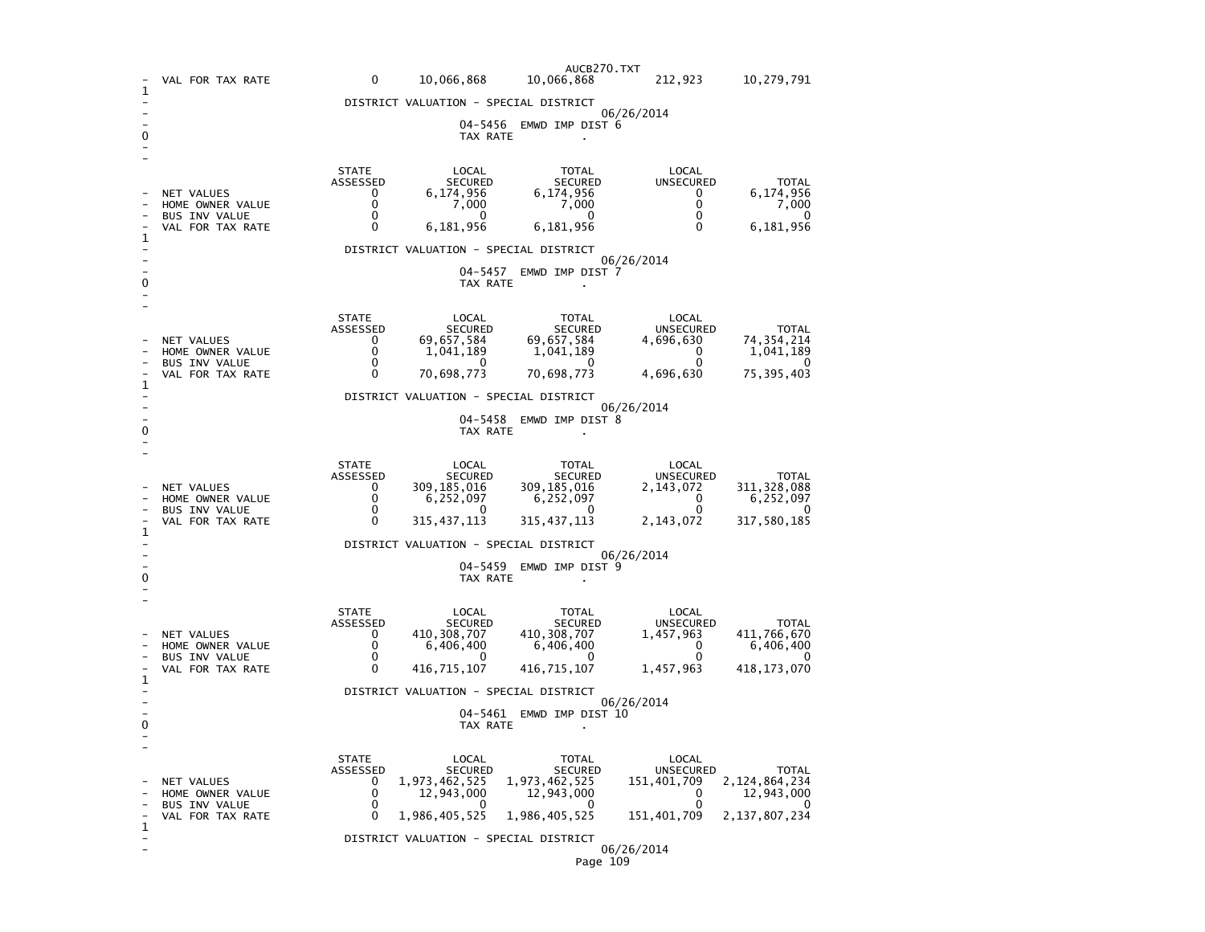| | STATE ASSESSED | LOCAL SECURED | TOTAL SECURED | LOCAL UNSECURED | TOTAL |
|---|---|---|---|---|---|
| VAL FOR TAX RATE | 0 | 10,066,868 | 10,066,868 | 212,923 | 10,279,791 |

DISTRICT VALUATION - SPECIAL DISTRICT

06/26/2014

04-5456 EMWD IMP DIST 6

TAX RATE .

| | STATE ASSESSED | LOCAL SECURED | TOTAL SECURED | LOCAL UNSECURED | TOTAL |
|---|---|---|---|---|---|
| NET VALUES | 0 | 6,174,956 | 6,174,956 | 0 | 6,174,956 |
| HOME OWNER VALUE | 0 | 7,000 | 7,000 | 0 | 7,000 |
| BUS INV VALUE | 0 | 0 | 0 | 0 | 0 |
| VAL FOR TAX RATE | 0 | 6,181,956 | 6,181,956 | 0 | 6,181,956 |

DISTRICT VALUATION - SPECIAL DISTRICT

06/26/2014

04-5457 EMWD IMP DIST 7

TAX RATE .

| | STATE ASSESSED | LOCAL SECURED | TOTAL SECURED | LOCAL UNSECURED | TOTAL |
|---|---|---|---|---|---|
| NET VALUES | 0 | 69,657,584 | 69,657,584 | 4,696,630 | 74,354,214 |
| HOME OWNER VALUE | 0 | 1,041,189 | 1,041,189 | 0 | 1,041,189 |
| BUS INV VALUE | 0 | 0 | 0 | 0 | 0 |
| VAL FOR TAX RATE | 0 | 70,698,773 | 70,698,773 | 4,696,630 | 75,395,403 |

DISTRICT VALUATION - SPECIAL DISTRICT

06/26/2014

04-5458 EMWD IMP DIST 8

TAX RATE .

| | STATE ASSESSED | LOCAL SECURED | TOTAL SECURED | LOCAL UNSECURED | TOTAL |
|---|---|---|---|---|---|
| NET VALUES | 0 | 309,185,016 | 309,185,016 | 2,143,072 | 311,328,088 |
| HOME OWNER VALUE | 0 | 6,252,097 | 6,252,097 | 0 | 6,252,097 |
| BUS INV VALUE | 0 | 0 | 0 | 0 | 0 |
| VAL FOR TAX RATE | 0 | 315,437,113 | 315,437,113 | 2,143,072 | 317,580,185 |

DISTRICT VALUATION - SPECIAL DISTRICT

06/26/2014

04-5459 EMWD IMP DIST 9

TAX RATE .

| | STATE ASSESSED | LOCAL SECURED | TOTAL SECURED | LOCAL UNSECURED | TOTAL |
|---|---|---|---|---|---|
| NET VALUES | 0 | 410,308,707 | 410,308,707 | 1,457,963 | 411,766,670 |
| HOME OWNER VALUE | 0 | 6,406,400 | 6,406,400 | 0 | 6,406,400 |
| BUS INV VALUE | 0 | 0 | 0 | 0 | 0 |
| VAL FOR TAX RATE | 0 | 416,715,107 | 416,715,107 | 1,457,963 | 418,173,070 |

DISTRICT VALUATION - SPECIAL DISTRICT

06/26/2014

04-5461 EMWD IMP DIST 10

TAX RATE .

| | STATE ASSESSED | LOCAL SECURED | TOTAL SECURED | LOCAL UNSECURED | TOTAL |
|---|---|---|---|---|---|
| NET VALUES | 0 | 1,973,462,525 | 1,973,462,525 | 151,401,709 | 2,124,864,234 |
| HOME OWNER VALUE | 0 | 12,943,000 | 12,943,000 | 0 | 12,943,000 |
| BUS INV VALUE | 0 | 0 | 0 | 0 | 0 |
| VAL FOR TAX RATE | 0 | 1,986,405,525 | 1,986,405,525 | 151,401,709 | 2,137,807,234 |

DISTRICT VALUATION - SPECIAL DISTRICT

06/26/2014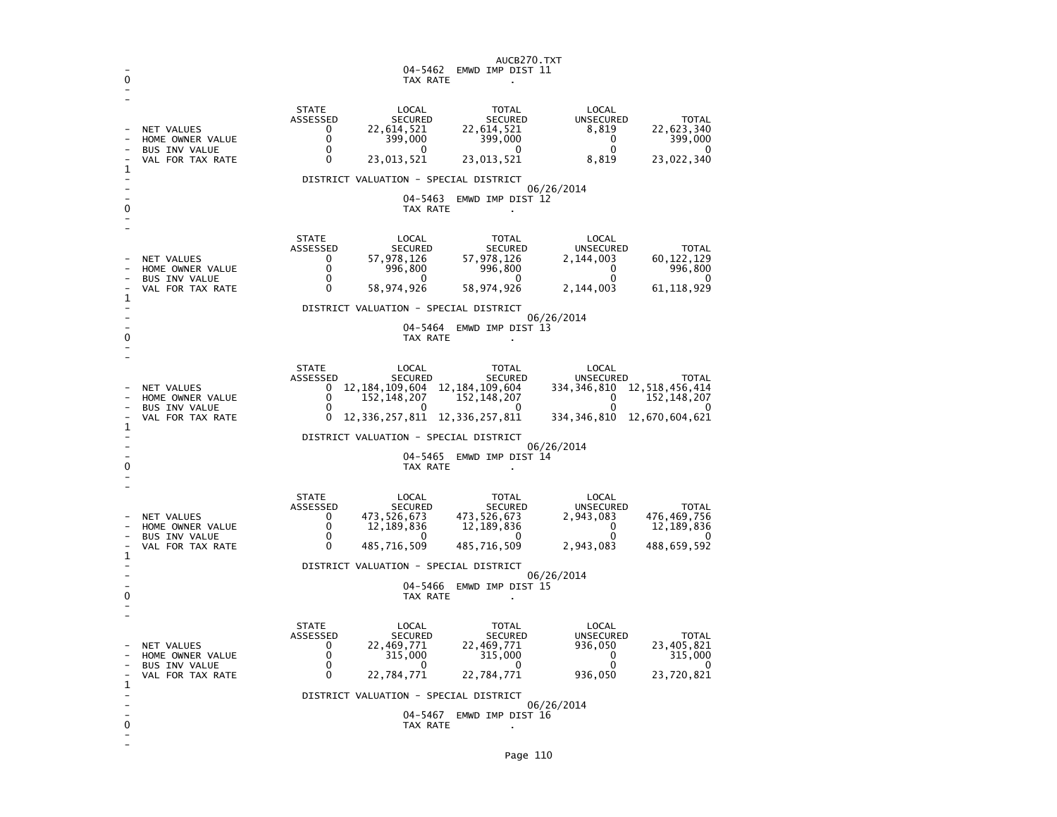04-5462 EMWD IMP DIST 11

TAX RATE .

| | STATE ASSESSED | LOCAL SECURED | TOTAL SECURED | LOCAL UNSECURED | TOTAL |
|---|---|---|---|---|---|
| NET VALUES | 0 | 22,614,521 | 22,614,521 | 8,819 | 22,623,340 |
| HOME OWNER VALUE | 0 | 399,000 | 399,000 | 0 | 399,000 |
| BUS INV VALUE | 0 | 0 | 0 | 0 | 0 |
| VAL FOR TAX RATE | 0 | 23,013,521 | 23,013,521 | 8,819 | 23,022,340 |

DISTRICT VALUATION - SPECIAL DISTRICT

06/26/2014

04-5463 EMWD IMP DIST 12

TAX RATE .

| | STATE ASSESSED | LOCAL SECURED | TOTAL SECURED | LOCAL UNSECURED | TOTAL |
|---|---|---|---|---|---|
| NET VALUES | 0 | 57,978,126 | 57,978,126 | 2,144,003 | 60,122,129 |
| HOME OWNER VALUE | 0 | 996,800 | 996,800 | 0 | 996,800 |
| BUS INV VALUE | 0 | 0 | 0 | 0 | 0 |
| VAL FOR TAX RATE | 0 | 58,974,926 | 58,974,926 | 2,144,003 | 61,118,929 |

DISTRICT VALUATION - SPECIAL DISTRICT

06/26/2014

04-5464 EMWD IMP DIST 13

TAX RATE .

| | STATE ASSESSED | LOCAL SECURED | TOTAL SECURED | LOCAL UNSECURED | TOTAL |
|---|---|---|---|---|---|
| NET VALUES | 0 | 12,184,109,604 | 12,184,109,604 | 334,346,810 | 12,518,456,414 |
| HOME OWNER VALUE | 0 | 152,148,207 | 152,148,207 | 0 | 152,148,207 |
| BUS INV VALUE | 0 | 0 | 0 | 0 | 0 |
| VAL FOR TAX RATE | 0 | 12,336,257,811 | 12,336,257,811 | 334,346,810 | 12,670,604,621 |

DISTRICT VALUATION - SPECIAL DISTRICT

06/26/2014

04-5465 EMWD IMP DIST 14

TAX RATE .

| | STATE ASSESSED | LOCAL SECURED | TOTAL SECURED | LOCAL UNSECURED | TOTAL |
|---|---|---|---|---|---|
| NET VALUES | 0 | 473,526,673 | 473,526,673 | 2,943,083 | 476,469,756 |
| HOME OWNER VALUE | 0 | 12,189,836 | 12,189,836 | 0 | 12,189,836 |
| BUS INV VALUE | 0 | 0 | 0 | 0 | 0 |
| VAL FOR TAX RATE | 0 | 485,716,509 | 485,716,509 | 2,943,083 | 488,659,592 |

DISTRICT VALUATION - SPECIAL DISTRICT

06/26/2014

04-5466 EMWD IMP DIST 15

TAX RATE .

| | STATE ASSESSED | LOCAL SECURED | TOTAL SECURED | LOCAL UNSECURED | TOTAL |
|---|---|---|---|---|---|
| NET VALUES | 0 | 22,469,771 | 22,469,771 | 936,050 | 23,405,821 |
| HOME OWNER VALUE | 0 | 315,000 | 315,000 | 0 | 315,000 |
| BUS INV VALUE | 0 | 0 | 0 | 0 | 0 |
| VAL FOR TAX RATE | 0 | 22,784,771 | 22,784,771 | 936,050 | 23,720,821 |

DISTRICT VALUATION - SPECIAL DISTRICT

06/26/2014

04-5467 EMWD IMP DIST 16

TAX RATE .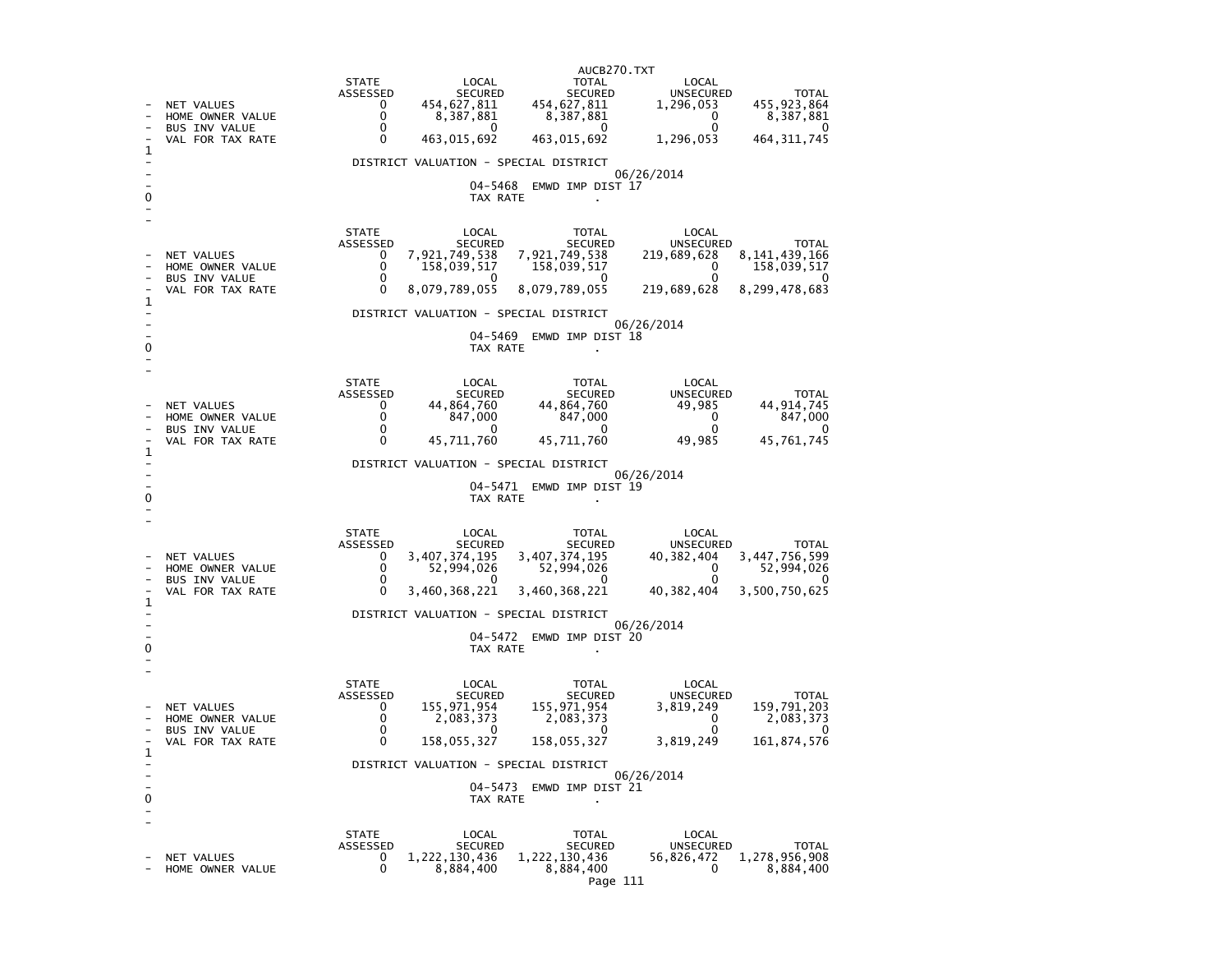| | STATE ASSESSED | LOCAL SECURED | TOTAL SECURED | LOCAL UNSECURED | TOTAL |
|---|---|---|---|---|---|
| NET VALUES | 0 | 454,627,811 | 454,627,811 | 1,296,053 | 455,923,864 |
| HOME OWNER VALUE | 0 | 8,387,881 | 8,387,881 | 0 | 8,387,881 |
| BUS INV VALUE | 0 | 0 | 0 | 0 | 0 |
| VAL FOR TAX RATE | 0 | 463,015,692 | 463,015,692 | 1,296,053 | 464,311,745 |

DISTRICT VALUATION - SPECIAL DISTRICT

06/26/2014

04-5468 EMWD IMP DIST 17

TAX RATE .

| | STATE ASSESSED | LOCAL SECURED | TOTAL SECURED | LOCAL UNSECURED | TOTAL |
|---|---|---|---|---|---|
| NET VALUES | 0 | 7,921,749,538 | 7,921,749,538 | 219,689,628 | 8,141,439,166 |
| HOME OWNER VALUE | 0 | 158,039,517 | 158,039,517 | 0 | 158,039,517 |
| BUS INV VALUE | 0 | 0 | 0 | 0 | 0 |
| VAL FOR TAX RATE | 0 | 8,079,789,055 | 8,079,789,055 | 219,689,628 | 8,299,478,683 |

DISTRICT VALUATION - SPECIAL DISTRICT

06/26/2014

04-5469 EMWD IMP DIST 18

TAX RATE .

| | STATE ASSESSED | LOCAL SECURED | TOTAL SECURED | LOCAL UNSECURED | TOTAL |
|---|---|---|---|---|---|
| NET VALUES | 0 | 44,864,760 | 44,864,760 | 49,985 | 44,914,745 |
| HOME OWNER VALUE | 0 | 847,000 | 847,000 | 0 | 847,000 |
| BUS INV VALUE | 0 | 0 | 0 | 0 | 0 |
| VAL FOR TAX RATE | 0 | 45,711,760 | 45,711,760 | 49,985 | 45,761,745 |

DISTRICT VALUATION - SPECIAL DISTRICT

06/26/2014

04-5471 EMWD IMP DIST 19

TAX RATE .

| | STATE ASSESSED | LOCAL SECURED | TOTAL SECURED | LOCAL UNSECURED | TOTAL |
|---|---|---|---|---|---|
| NET VALUES | 0 | 3,407,374,195 | 3,407,374,195 | 40,382,404 | 3,447,756,599 |
| HOME OWNER VALUE | 0 | 52,994,026 | 52,994,026 | 0 | 52,994,026 |
| BUS INV VALUE | 0 | 0 | 0 | 0 | 0 |
| VAL FOR TAX RATE | 0 | 3,460,368,221 | 3,460,368,221 | 40,382,404 | 3,500,750,625 |

DISTRICT VALUATION - SPECIAL DISTRICT

06/26/2014

04-5472 EMWD IMP DIST 20

TAX RATE .

| | STATE ASSESSED | LOCAL SECURED | TOTAL SECURED | LOCAL UNSECURED | TOTAL |
|---|---|---|---|---|---|
| NET VALUES | 0 | 155,971,954 | 155,971,954 | 3,819,249 | 159,791,203 |
| HOME OWNER VALUE | 0 | 2,083,373 | 2,083,373 | 0 | 2,083,373 |
| BUS INV VALUE | 0 | 0 | 0 | 0 | 0 |
| VAL FOR TAX RATE | 0 | 158,055,327 | 158,055,327 | 3,819,249 | 161,874,576 |

DISTRICT VALUATION - SPECIAL DISTRICT

06/26/2014

04-5473 EMWD IMP DIST 21

TAX RATE .

| | STATE ASSESSED | LOCAL SECURED | TOTAL SECURED | LOCAL UNSECURED | TOTAL |
|---|---|---|---|---|---|
| NET VALUES | 0 | 1,222,130,436 | 1,222,130,436 | 56,826,472 | 1,278,956,908 |
| HOME OWNER VALUE | 0 | 8,884,400 | 8,884,400 | 0 | 8,884,400 |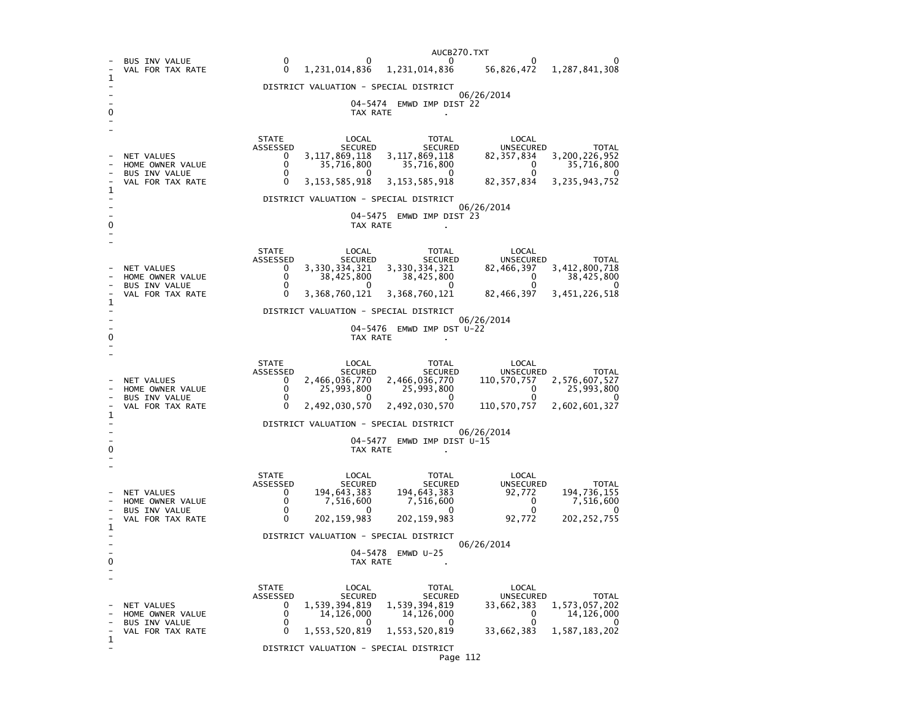| | STATE ASSESSED | LOCAL SECURED | TOTAL SECURED | LOCAL UNSECURED | TOTAL |
|---|---|---|---|---|---|
| BUS INV VALUE | 0 | 0 | 0 | 0 | 0 |
| VAL FOR TAX RATE | 0 | 1,231,014,836 | 1,231,014,836 | 56,826,472 | 1,287,841,308 |

DISTRICT VALUATION - SPECIAL DISTRICT

06/26/2014

04-5474 EMWD IMP DIST 22

TAX RATE .

| | STATE ASSESSED | LOCAL SECURED | TOTAL SECURED | LOCAL UNSECURED | TOTAL |
|---|---|---|---|---|---|
| NET VALUES | 0 | 3,117,869,118 | 3,117,869,118 | 82,357,834 | 3,200,226,952 |
| HOME OWNER VALUE | 0 | 35,716,800 | 35,716,800 | 0 | 35,716,800 |
| BUS INV VALUE | 0 | 0 | 0 | 0 | 0 |
| VAL FOR TAX RATE | 0 | 3,153,585,918 | 3,153,585,918 | 82,357,834 | 3,235,943,752 |

DISTRICT VALUATION - SPECIAL DISTRICT

06/26/2014

04-5475 EMWD IMP DIST 23

TAX RATE .

| | STATE ASSESSED | LOCAL SECURED | TOTAL SECURED | LOCAL UNSECURED | TOTAL |
|---|---|---|---|---|---|
| NET VALUES | 0 | 3,330,334,321 | 3,330,334,321 | 82,466,397 | 3,412,800,718 |
| HOME OWNER VALUE | 0 | 38,425,800 | 38,425,800 | 0 | 38,425,800 |
| BUS INV VALUE | 0 | 0 | 0 | 0 | 0 |
| VAL FOR TAX RATE | 0 | 3,368,760,121 | 3,368,760,121 | 82,466,397 | 3,451,226,518 |

DISTRICT VALUATION - SPECIAL DISTRICT

06/26/2014

04-5476 EMWD IMP DST U-22

TAX RATE .

| | STATE ASSESSED | LOCAL SECURED | TOTAL SECURED | LOCAL UNSECURED | TOTAL |
|---|---|---|---|---|---|
| NET VALUES | 0 | 2,466,036,770 | 2,466,036,770 | 110,570,757 | 2,576,607,527 |
| HOME OWNER VALUE | 0 | 25,993,800 | 25,993,800 | 0 | 25,993,800 |
| BUS INV VALUE | 0 | 0 | 0 | 0 | 0 |
| VAL FOR TAX RATE | 0 | 2,492,030,570 | 2,492,030,570 | 110,570,757 | 2,602,601,327 |

DISTRICT VALUATION - SPECIAL DISTRICT

06/26/2014

04-5477 EMWD IMP DIST U-15

TAX RATE .

| | STATE ASSESSED | LOCAL SECURED | TOTAL SECURED | LOCAL UNSECURED | TOTAL |
|---|---|---|---|---|---|
| NET VALUES | 0 | 194,643,383 | 194,643,383 | 92,772 | 194,736,155 |
| HOME OWNER VALUE | 0 | 7,516,600 | 7,516,600 | 0 | 7,516,600 |
| BUS INV VALUE | 0 | 0 | 0 | 0 | 0 |
| VAL FOR TAX RATE | 0 | 202,159,983 | 202,159,983 | 92,772 | 202,252,755 |

DISTRICT VALUATION - SPECIAL DISTRICT

06/26/2014

04-5478 EMWD U-25

TAX RATE .

| | STATE ASSESSED | LOCAL SECURED | TOTAL SECURED | LOCAL UNSECURED | TOTAL |
|---|---|---|---|---|---|
| NET VALUES | 0 | 1,539,394,819 | 1,539,394,819 | 33,662,383 | 1,573,057,202 |
| HOME OWNER VALUE | 0 | 14,126,000 | 14,126,000 | 0 | 14,126,000 |
| BUS INV VALUE | 0 | 0 | 0 | 0 | 0 |
| VAL FOR TAX RATE | 0 | 1,553,520,819 | 1,553,520,819 | 33,662,383 | 1,587,183,202 |

DISTRICT VALUATION - SPECIAL DISTRICT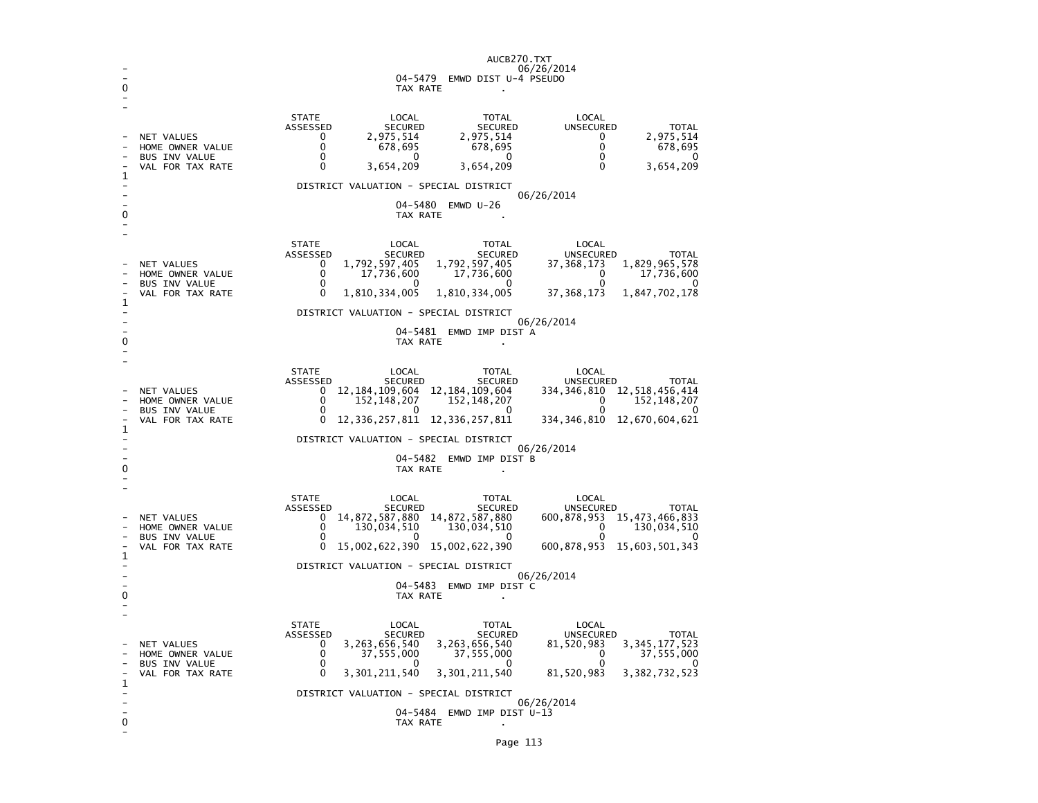AUCB270.TXT

06/26/2014

04-5479 EMWD DIST U-4 PSEUDO

TAX RATE .

| | STATE ASSESSED | LOCAL SECURED | TOTAL SECURED | LOCAL UNSECURED | TOTAL |
|---|---|---|---|---|---|
| NET VALUES | 0 | 2,975,514 | 2,975,514 | 0 | 2,975,514 |
| HOME OWNER VALUE | 0 | 678,695 | 678,695 | 0 | 678,695 |
| BUS INV VALUE | 0 | 0 | 0 | 0 | 0 |
| VAL FOR TAX RATE | 0 | 3,654,209 | 3,654,209 | 0 | 3,654,209 |

DISTRICT VALUATION - SPECIAL DISTRICT

06/26/2014

04-5480 EMWD U-26

TAX RATE .

| | STATE ASSESSED | LOCAL SECURED | TOTAL SECURED | LOCAL UNSECURED | TOTAL |
|---|---|---|---|---|---|
| NET VALUES | 0 | 1,792,597,405 | 1,792,597,405 | 37,368,173 | 1,829,965,578 |
| HOME OWNER VALUE | 0 | 17,736,600 | 17,736,600 | 0 | 17,736,600 |
| BUS INV VALUE | 0 | 0 | 0 | 0 | 0 |
| VAL FOR TAX RATE | 0 | 1,810,334,005 | 1,810,334,005 | 37,368,173 | 1,847,702,178 |

DISTRICT VALUATION - SPECIAL DISTRICT

06/26/2014

04-5481 EMWD IMP DIST A

TAX RATE .

| | STATE ASSESSED | LOCAL SECURED | TOTAL SECURED | LOCAL UNSECURED | TOTAL |
|---|---|---|---|---|---|
| NET VALUES | 0 | 12,184,109,604 | 12,184,109,604 | 334,346,810 | 12,518,456,414 |
| HOME OWNER VALUE | 0 | 152,148,207 | 152,148,207 | 0 | 152,148,207 |
| BUS INV VALUE | 0 | 0 | 0 | 0 | 0 |
| VAL FOR TAX RATE | 0 | 12,336,257,811 | 12,336,257,811 | 334,346,810 | 12,670,604,621 |

DISTRICT VALUATION - SPECIAL DISTRICT

06/26/2014

04-5482 EMWD IMP DIST B

TAX RATE .

| | STATE ASSESSED | LOCAL SECURED | TOTAL SECURED | LOCAL UNSECURED | TOTAL |
|---|---|---|---|---|---|
| NET VALUES | 0 | 14,872,587,880 | 14,872,587,880 | 600,878,953 | 15,473,466,833 |
| HOME OWNER VALUE | 0 | 130,034,510 | 130,034,510 | 0 | 130,034,510 |
| BUS INV VALUE | 0 | 0 | 0 | 0 | 0 |
| VAL FOR TAX RATE | 0 | 15,002,622,390 | 15,002,622,390 | 600,878,953 | 15,603,501,343 |

DISTRICT VALUATION - SPECIAL DISTRICT

06/26/2014

04-5483 EMWD IMP DIST C

TAX RATE .

| | STATE ASSESSED | LOCAL SECURED | TOTAL SECURED | LOCAL UNSECURED | TOTAL |
|---|---|---|---|---|---|
| NET VALUES | 0 | 3,263,656,540 | 3,263,656,540 | 81,520,983 | 3,345,177,523 |
| HOME OWNER VALUE | 0 | 37,555,000 | 37,555,000 | 0 | 37,555,000 |
| BUS INV VALUE | 0 | 0 | 0 | 0 | 0 |
| VAL FOR TAX RATE | 0 | 3,301,211,540 | 3,301,211,540 | 81,520,983 | 3,382,732,523 |

DISTRICT VALUATION - SPECIAL DISTRICT

06/26/2014

04-5484 EMWD IMP DIST U-13

TAX RATE .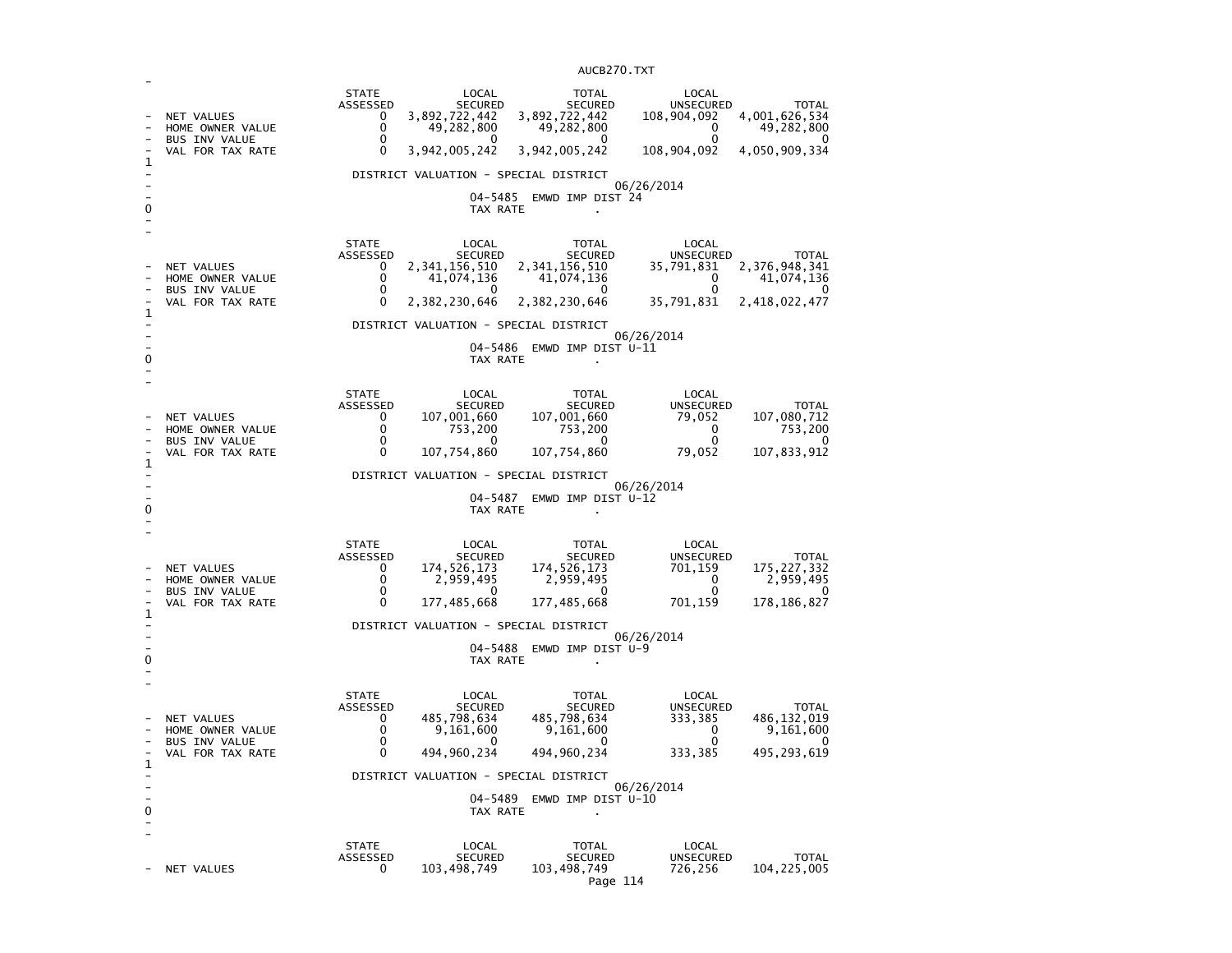| | STATE ASSESSED | LOCAL SECURED | TOTAL SECURED | LOCAL UNSECURED | TOTAL |
|---|---|---|---|---|---|
| NET VALUES | 0 | 3,892,722,442 | 3,892,722,442 | 108,904,092 | 4,001,626,534 |
| HOME OWNER VALUE | 0 | 49,282,800 | 49,282,800 | 0 | 49,282,800 |
| BUS INV VALUE | 0 | 0 | 0 | 0 | 0 |
| VAL FOR TAX RATE | 0 | 3,942,005,242 | 3,942,005,242 | 108,904,092 | 4,050,909,334 |

DISTRICT VALUATION - SPECIAL DISTRICT

06/26/2014

04-5485 EMWD IMP DIST 24

TAX RATE .

| | STATE ASSESSED | LOCAL SECURED | TOTAL SECURED | LOCAL UNSECURED | TOTAL |
|---|---|---|---|---|---|
| NET VALUES | 0 | 2,341,156,510 | 2,341,156,510 | 35,791,831 | 2,376,948,341 |
| HOME OWNER VALUE | 0 | 41,074,136 | 41,074,136 | 0 | 41,074,136 |
| BUS INV VALUE | 0 | 0 | 0 | 0 | 0 |
| VAL FOR TAX RATE | 0 | 2,382,230,646 | 2,382,230,646 | 35,791,831 | 2,418,022,477 |

DISTRICT VALUATION - SPECIAL DISTRICT

06/26/2014

04-5486 EMWD IMP DIST U-11

TAX RATE .

| | STATE ASSESSED | LOCAL SECURED | TOTAL SECURED | LOCAL UNSECURED | TOTAL |
|---|---|---|---|---|---|
| NET VALUES | 0 | 107,001,660 | 107,001,660 | 79,052 | 107,080,712 |
| HOME OWNER VALUE | 0 | 753,200 | 753,200 | 0 | 753,200 |
| BUS INV VALUE | 0 | 0 | 0 | 0 | 0 |
| VAL FOR TAX RATE | 0 | 107,754,860 | 107,754,860 | 79,052 | 107,833,912 |

DISTRICT VALUATION - SPECIAL DISTRICT

06/26/2014

04-5487 EMWD IMP DIST U-12

TAX RATE .

| | STATE ASSESSED | LOCAL SECURED | TOTAL SECURED | LOCAL UNSECURED | TOTAL |
|---|---|---|---|---|---|
| NET VALUES | 0 | 174,526,173 | 174,526,173 | 701,159 | 175,227,332 |
| HOME OWNER VALUE | 0 | 2,959,495 | 2,959,495 | 0 | 2,959,495 |
| BUS INV VALUE | 0 | 0 | 0 | 0 | 0 |
| VAL FOR TAX RATE | 0 | 177,485,668 | 177,485,668 | 701,159 | 178,186,827 |

DISTRICT VALUATION - SPECIAL DISTRICT

06/26/2014

04-5488 EMWD IMP DIST U-9

TAX RATE .

| | STATE ASSESSED | LOCAL SECURED | TOTAL SECURED | LOCAL UNSECURED | TOTAL |
|---|---|---|---|---|---|
| NET VALUES | 0 | 485,798,634 | 485,798,634 | 333,385 | 486,132,019 |
| HOME OWNER VALUE | 0 | 9,161,600 | 9,161,600 | 0 | 9,161,600 |
| BUS INV VALUE | 0 | 0 | 0 | 0 | 0 |
| VAL FOR TAX RATE | 0 | 494,960,234 | 494,960,234 | 333,385 | 495,293,619 |

DISTRICT VALUATION - SPECIAL DISTRICT

06/26/2014

04-5489 EMWD IMP DIST U-10

TAX RATE .

| | STATE ASSESSED | LOCAL SECURED | TOTAL SECURED | LOCAL UNSECURED | TOTAL |
|---|---|---|---|---|---|
| NET VALUES | 0 | 103,498,749 | 103,498,749 | 726,256 | 104,225,005 |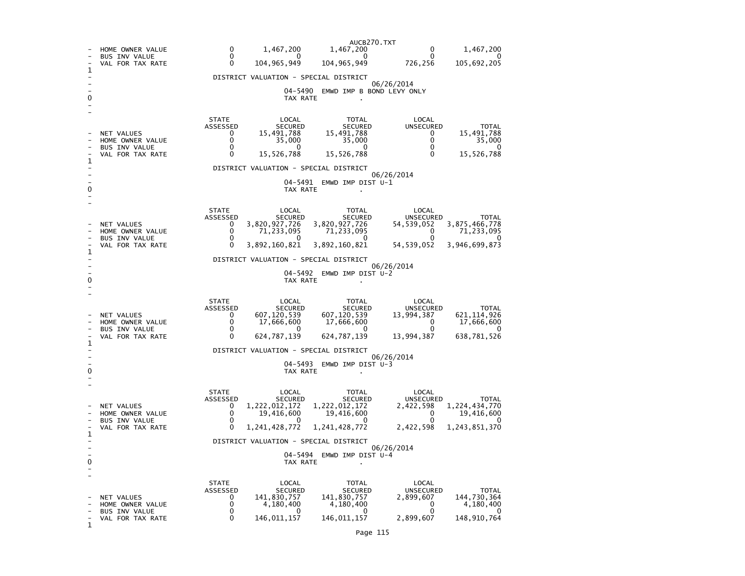| | STATE ASSESSED | LOCAL SECURED | TOTAL SECURED | LOCAL UNSECURED | TOTAL |
|---|---|---|---|---|---|
| HOME OWNER VALUE | 0 | 1,467,200 | 1,467,200 | 0 | 1,467,200 |
| BUS INV VALUE | 0 | 0 | 0 | 0 | 0 |
| VAL FOR TAX RATE | 0 | 104,965,949 | 104,965,949 | 726,256 | 105,692,205 |

DISTRICT VALUATION - SPECIAL DISTRICT

06/26/2014

04-5490 EMWD IMP B BOND LEVY ONLY

TAX RATE .

| | STATE ASSESSED | LOCAL SECURED | TOTAL SECURED | LOCAL UNSECURED | TOTAL |
|---|---|---|---|---|---|
| NET VALUES | 0 | 15,491,788 | 15,491,788 | 0 | 15,491,788 |
| HOME OWNER VALUE | 0 | 35,000 | 35,000 | 0 | 35,000 |
| BUS INV VALUE | 0 | 0 | 0 | 0 | 0 |
| VAL FOR TAX RATE | 0 | 15,526,788 | 15,526,788 | 0 | 15,526,788 |

DISTRICT VALUATION - SPECIAL DISTRICT

06/26/2014

04-5491 EMWD IMP DIST U-1

TAX RATE .

| | STATE ASSESSED | LOCAL SECURED | TOTAL SECURED | LOCAL UNSECURED | TOTAL |
|---|---|---|---|---|---|
| NET VALUES | 0 | 3,820,927,726 | 3,820,927,726 | 54,539,052 | 3,875,466,778 |
| HOME OWNER VALUE | 0 | 71,233,095 | 71,233,095 | 0 | 71,233,095 |
| BUS INV VALUE | 0 | 0 | 0 | 0 | 0 |
| VAL FOR TAX RATE | 0 | 3,892,160,821 | 3,892,160,821 | 54,539,052 | 3,946,699,873 |

DISTRICT VALUATION - SPECIAL DISTRICT

06/26/2014

04-5492 EMWD IMP DIST U-2

TAX RATE .

| | STATE ASSESSED | LOCAL SECURED | TOTAL SECURED | LOCAL UNSECURED | TOTAL |
|---|---|---|---|---|---|
| NET VALUES | 0 | 607,120,539 | 607,120,539 | 13,994,387 | 621,114,926 |
| HOME OWNER VALUE | 0 | 17,666,600 | 17,666,600 | 0 | 17,666,600 |
| BUS INV VALUE | 0 | 0 | 0 | 0 | 0 |
| VAL FOR TAX RATE | 0 | 624,787,139 | 624,787,139 | 13,994,387 | 638,781,526 |

DISTRICT VALUATION - SPECIAL DISTRICT

06/26/2014

04-5493 EMWD IMP DIST U-3

TAX RATE .

| | STATE ASSESSED | LOCAL SECURED | TOTAL SECURED | LOCAL UNSECURED | TOTAL |
|---|---|---|---|---|---|
| NET VALUES | 0 | 1,222,012,172 | 1,222,012,172 | 2,422,598 | 1,224,434,770 |
| HOME OWNER VALUE | 0 | 19,416,600 | 19,416,600 | 0 | 19,416,600 |
| BUS INV VALUE | 0 | 0 | 0 | 0 | 0 |
| VAL FOR TAX RATE | 0 | 1,241,428,772 | 1,241,428,772 | 2,422,598 | 1,243,851,370 |

DISTRICT VALUATION - SPECIAL DISTRICT

06/26/2014

04-5494 EMWD IMP DIST U-4

TAX RATE .

| | STATE ASSESSED | LOCAL SECURED | TOTAL SECURED | LOCAL UNSECURED | TOTAL |
|---|---|---|---|---|---|
| NET VALUES | 0 | 141,830,757 | 141,830,757 | 2,899,607 | 144,730,364 |
| HOME OWNER VALUE | 0 | 4,180,400 | 4,180,400 | 0 | 4,180,400 |
| BUS INV VALUE | 0 | 0 | 0 | 0 | 0 |
| VAL FOR TAX RATE | 0 | 146,011,157 | 146,011,157 | 2,899,607 | 148,910,764 |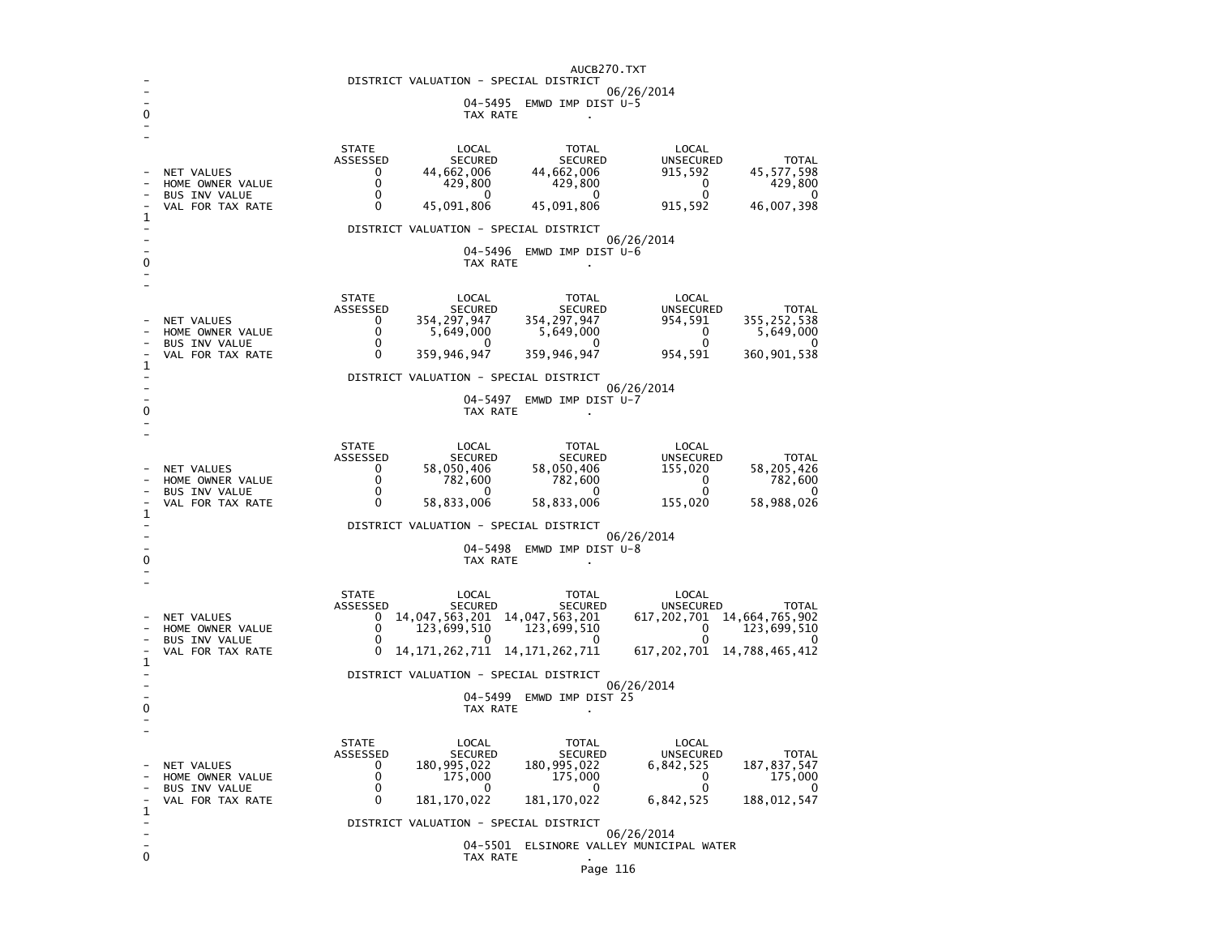## DISTRICT VALUATION - SPECIAL DISTRICT

06/26/2014

04-5495 EMWD IMP DIST U-5

TAX RATE .

| | STATE ASSESSED | LOCAL SECURED | TOTAL SECURED | LOCAL UNSECURED | TOTAL |
|---|---|---|---|---|---|
| NET VALUES | 0 | 44,662,006 | 44,662,006 | 915,592 | 45,577,598 |
| HOME OWNER VALUE | 0 | 429,800 | 429,800 | 0 | 429,800 |
| BUS INV VALUE | 0 | 0 | 0 | 0 | 0 |
| VAL FOR TAX RATE | 0 | 45,091,806 | 45,091,806 | 915,592 | 46,007,398 |

## DISTRICT VALUATION - SPECIAL DISTRICT

06/26/2014

04-5496 EMWD IMP DIST U-6

TAX RATE .

| | STATE ASSESSED | LOCAL SECURED | TOTAL SECURED | LOCAL UNSECURED | TOTAL |
|---|---|---|---|---|---|
| NET VALUES | 0 | 354,297,947 | 354,297,947 | 954,591 | 355,252,538 |
| HOME OWNER VALUE | 0 | 5,649,000 | 5,649,000 | 0 | 5,649,000 |
| BUS INV VALUE | 0 | 0 | 0 | 0 | 0 |
| VAL FOR TAX RATE | 0 | 359,946,947 | 359,946,947 | 954,591 | 360,901,538 |

## DISTRICT VALUATION - SPECIAL DISTRICT

06/26/2014

04-5497 EMWD IMP DIST U-7

TAX RATE .

| | STATE ASSESSED | LOCAL SECURED | TOTAL SECURED | LOCAL UNSECURED | TOTAL |
|---|---|---|---|---|---|
| NET VALUES | 0 | 58,050,406 | 58,050,406 | 155,020 | 58,205,426 |
| HOME OWNER VALUE | 0 | 782,600 | 782,600 | 0 | 782,600 |
| BUS INV VALUE | 0 | 0 | 0 | 0 | 0 |
| VAL FOR TAX RATE | 0 | 58,833,006 | 58,833,006 | 155,020 | 58,988,026 |

## DISTRICT VALUATION - SPECIAL DISTRICT

06/26/2014

04-5498 EMWD IMP DIST U-8

TAX RATE .

| | STATE ASSESSED | LOCAL SECURED | TOTAL SECURED | LOCAL UNSECURED | TOTAL |
|---|---|---|---|---|---|
| NET VALUES | 0 | 14,047,563,201 | 14,047,563,201 | 617,202,701 | 14,664,765,902 |
| HOME OWNER VALUE | 0 | 123,699,510 | 123,699,510 | 0 | 123,699,510 |
| BUS INV VALUE | 0 | 0 | 0 | 0 | 0 |
| VAL FOR TAX RATE | 0 | 14,171,262,711 | 14,171,262,711 | 617,202,701 | 14,788,465,412 |

## DISTRICT VALUATION - SPECIAL DISTRICT

06/26/2014

04-5499 EMWD IMP DIST 25

TAX RATE .

| | STATE ASSESSED | LOCAL SECURED | TOTAL SECURED | LOCAL UNSECURED | TOTAL |
|---|---|---|---|---|---|
| NET VALUES | 0 | 180,995,022 | 180,995,022 | 6,842,525 | 187,837,547 |
| HOME OWNER VALUE | 0 | 175,000 | 175,000 | 0 | 175,000 |
| BUS INV VALUE | 0 | 0 | 0 | 0 | 0 |
| VAL FOR TAX RATE | 0 | 181,170,022 | 181,170,022 | 6,842,525 | 188,012,547 |

## DISTRICT VALUATION - SPECIAL DISTRICT

06/26/2014

04-5501 ELSINORE VALLEY MUNICIPAL WATER

TAX RATE .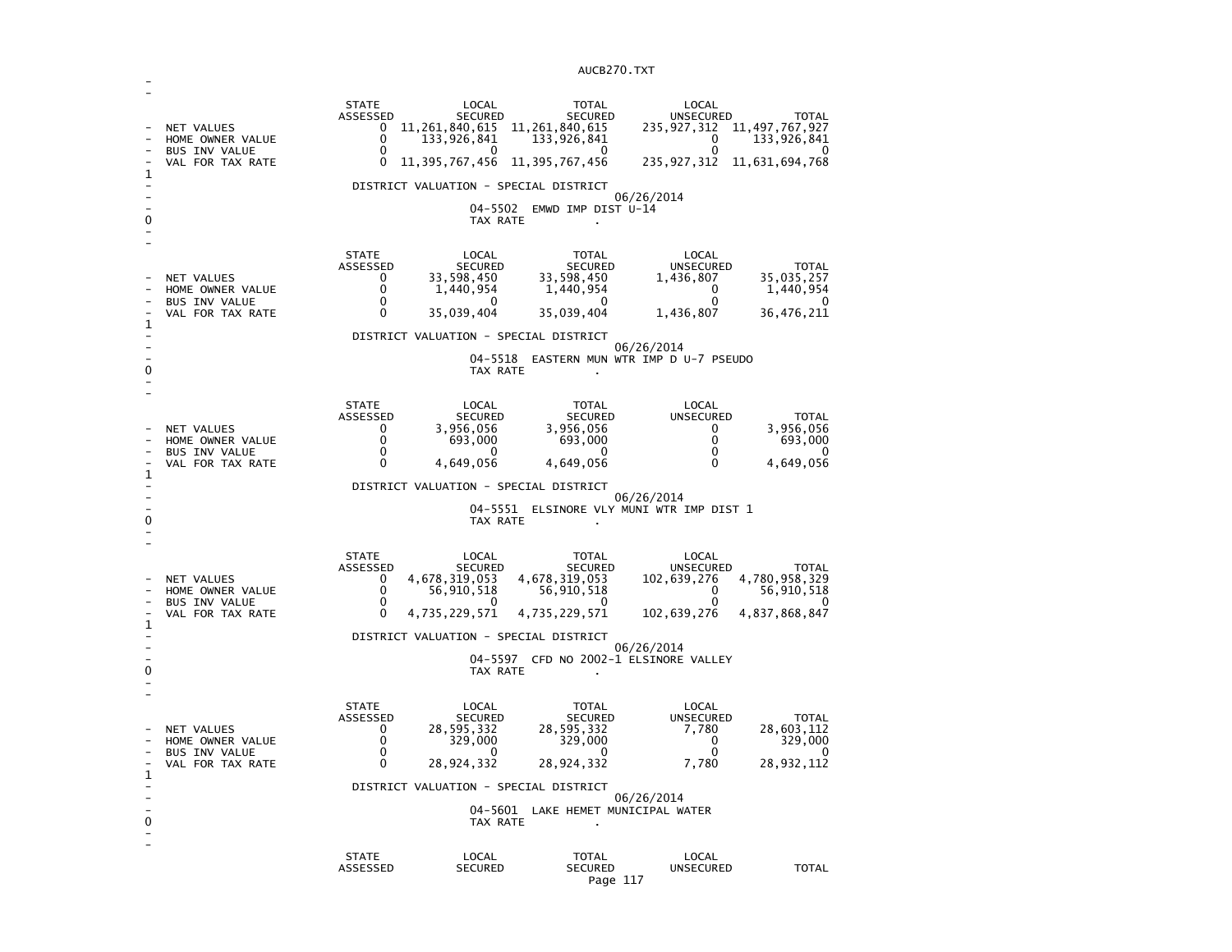| | STATE ASSESSED | LOCAL SECURED | TOTAL SECURED | LOCAL UNSECURED | TOTAL |
|---|---|---|---|---|---|
| NET VALUES | 0 | 11,261,840,615 | 11,261,840,615 | 235,927,312 | 11,497,767,927 |
| HOME OWNER VALUE | 0 | 133,926,841 | 133,926,841 | 0 | 133,926,841 |
| BUS INV VALUE | 0 | 0 | 0 | 0 | 0 |
| VAL FOR TAX RATE | 0 | 11,395,767,456 | 11,395,767,456 | 235,927,312 | 11,631,694,768 |

DISTRICT VALUATION - SPECIAL DISTRICT

06/26/2014

04-5502 EMWD IMP DIST U-14

TAX RATE .

| | STATE ASSESSED | LOCAL SECURED | TOTAL SECURED | LOCAL UNSECURED | TOTAL |
|---|---|---|---|---|---|
| NET VALUES | 0 | 33,598,450 | 33,598,450 | 1,436,807 | 35,035,257 |
| HOME OWNER VALUE | 0 | 1,440,954 | 1,440,954 | 0 | 1,440,954 |
| BUS INV VALUE | 0 | 0 | 0 | 0 | 0 |
| VAL FOR TAX RATE | 0 | 35,039,404 | 35,039,404 | 1,436,807 | 36,476,211 |

DISTRICT VALUATION - SPECIAL DISTRICT

06/26/2014

04-5518 EASTERN MUN WTR IMP D U-7 PSEUDO

TAX RATE .

| | STATE ASSESSED | LOCAL SECURED | TOTAL SECURED | LOCAL UNSECURED | TOTAL |
|---|---|---|---|---|---|
| NET VALUES | 0 | 3,956,056 | 3,956,056 | 0 | 3,956,056 |
| HOME OWNER VALUE | 0 | 693,000 | 693,000 | 0 | 693,000 |
| BUS INV VALUE | 0 | 0 | 0 | 0 | 0 |
| VAL FOR TAX RATE | 0 | 4,649,056 | 4,649,056 | 0 | 4,649,056 |

DISTRICT VALUATION - SPECIAL DISTRICT

06/26/2014

04-5551 ELSINORE VLY MUNI WTR IMP DIST 1

TAX RATE .

| | STATE ASSESSED | LOCAL SECURED | TOTAL SECURED | LOCAL UNSECURED | TOTAL |
|---|---|---|---|---|---|
| NET VALUES | 0 | 4,678,319,053 | 4,678,319,053 | 102,639,276 | 4,780,958,329 |
| HOME OWNER VALUE | 0 | 56,910,518 | 56,910,518 | 0 | 56,910,518 |
| BUS INV VALUE | 0 | 0 | 0 | 0 | 0 |
| VAL FOR TAX RATE | 0 | 4,735,229,571 | 4,735,229,571 | 102,639,276 | 4,837,868,847 |

DISTRICT VALUATION - SPECIAL DISTRICT

06/26/2014

04-5597 CFD NO 2002-1 ELSINORE VALLEY

TAX RATE .

| | STATE ASSESSED | LOCAL SECURED | TOTAL SECURED | LOCAL UNSECURED | TOTAL |
|---|---|---|---|---|---|
| NET VALUES | 0 | 28,595,332 | 28,595,332 | 7,780 | 28,603,112 |
| HOME OWNER VALUE | 0 | 329,000 | 329,000 | 0 | 329,000 |
| BUS INV VALUE | 0 | 0 | 0 | 0 | 0 |
| VAL FOR TAX RATE | 0 | 28,924,332 | 28,924,332 | 7,780 | 28,932,112 |

DISTRICT VALUATION - SPECIAL DISTRICT

06/26/2014

04-5601 LAKE HEMET MUNICIPAL WATER

TAX RATE .

| STATE ASSESSED | LOCAL SECURED | TOTAL SECURED | LOCAL UNSECURED | TOTAL |
|---|---|---|---|---|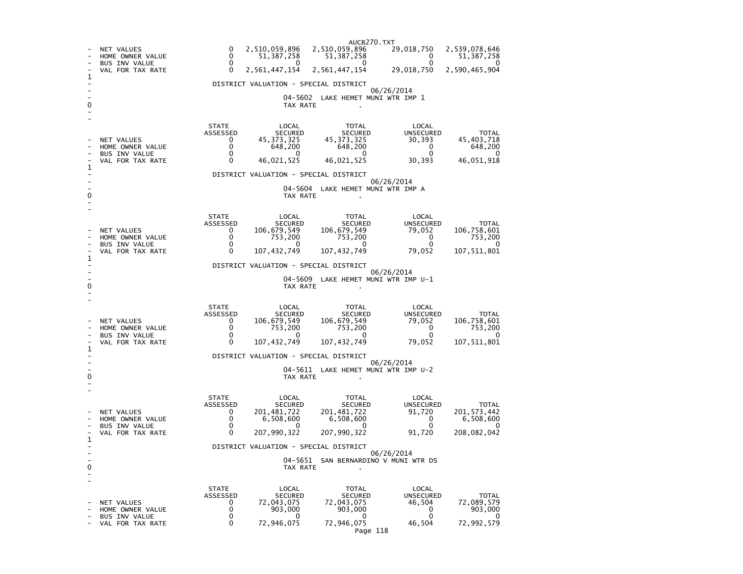| | STATE ASSESSED | LOCAL SECURED | TOTAL SECURED | LOCAL UNSECURED | TOTAL |
|---|---|---|---|---|---|
| NET VALUES | 0 | 2,510,059,896 | 2,510,059,896 | 29,018,750 | 2,539,078,646 |
| HOME OWNER VALUE | 0 | 51,387,258 | 51,387,258 | 0 | 51,387,258 |
| BUS INV VALUE | 0 | 0 | 0 | 0 | 0 |
| VAL FOR TAX RATE | 0 | 2,561,447,154 | 2,561,447,154 | 29,018,750 | 2,590,465,904 |

DISTRICT VALUATION - SPECIAL DISTRICT

06/26/2014

04-5602 LAKE HEMET MUNI WTR IMP 1

TAX RATE .

| | STATE ASSESSED | LOCAL SECURED | TOTAL SECURED | LOCAL UNSECURED | TOTAL |
|---|---|---|---|---|---|
| NET VALUES | 0 | 45,373,325 | 45,373,325 | 30,393 | 45,403,718 |
| HOME OWNER VALUE | 0 | 648,200 | 648,200 | 0 | 648,200 |
| BUS INV VALUE | 0 | 0 | 0 | 0 | 0 |
| VAL FOR TAX RATE | 0 | 46,021,525 | 46,021,525 | 30,393 | 46,051,918 |

DISTRICT VALUATION - SPECIAL DISTRICT

06/26/2014

04-5604 LAKE HEMET MUNI WTR IMP A

TAX RATE .

| | STATE ASSESSED | LOCAL SECURED | TOTAL SECURED | LOCAL UNSECURED | TOTAL |
|---|---|---|---|---|---|
| NET VALUES | 0 | 106,679,549 | 106,679,549 | 79,052 | 106,758,601 |
| HOME OWNER VALUE | 0 | 753,200 | 753,200 | 0 | 753,200 |
| BUS INV VALUE | 0 | 0 | 0 | 0 | 0 |
| VAL FOR TAX RATE | 0 | 107,432,749 | 107,432,749 | 79,052 | 107,511,801 |

DISTRICT VALUATION - SPECIAL DISTRICT

06/26/2014

04-5609 LAKE HEMET MUNI WTR IMP U-1

TAX RATE .

| | STATE ASSESSED | LOCAL SECURED | TOTAL SECURED | LOCAL UNSECURED | TOTAL |
|---|---|---|---|---|---|
| NET VALUES | 0 | 106,679,549 | 106,679,549 | 79,052 | 106,758,601 |
| HOME OWNER VALUE | 0 | 753,200 | 753,200 | 0 | 753,200 |
| BUS INV VALUE | 0 | 0 | 0 | 0 | 0 |
| VAL FOR TAX RATE | 0 | 107,432,749 | 107,432,749 | 79,052 | 107,511,801 |

DISTRICT VALUATION - SPECIAL DISTRICT

06/26/2014

04-5611 LAKE HEMET MUNI WTR IMP U-2

TAX RATE .

| | STATE ASSESSED | LOCAL SECURED | TOTAL SECURED | LOCAL UNSECURED | TOTAL |
|---|---|---|---|---|---|
| NET VALUES | 0 | 201,481,722 | 201,481,722 | 91,720 | 201,573,442 |
| HOME OWNER VALUE | 0 | 6,508,600 | 6,508,600 | 0 | 6,508,600 |
| BUS INV VALUE | 0 | 0 | 0 | 0 | 0 |
| VAL FOR TAX RATE | 0 | 207,990,322 | 207,990,322 | 91,720 | 208,082,042 |

DISTRICT VALUATION - SPECIAL DISTRICT

06/26/2014

04-5651 SAN BERNARDINO V MUNI WTR DS

TAX RATE .

| | STATE ASSESSED | LOCAL SECURED | TOTAL SECURED | LOCAL UNSECURED | TOTAL |
|---|---|---|---|---|---|
| NET VALUES | 0 | 72,043,075 | 72,043,075 | 46,504 | 72,089,579 |
| HOME OWNER VALUE | 0 | 903,000 | 903,000 | 0 | 903,000 |
| BUS INV VALUE | 0 | 0 | 0 | 0 | 0 |
| VAL FOR TAX RATE | 0 | 72,946,075 | 72,946,075 | 46,504 | 72,992,579 |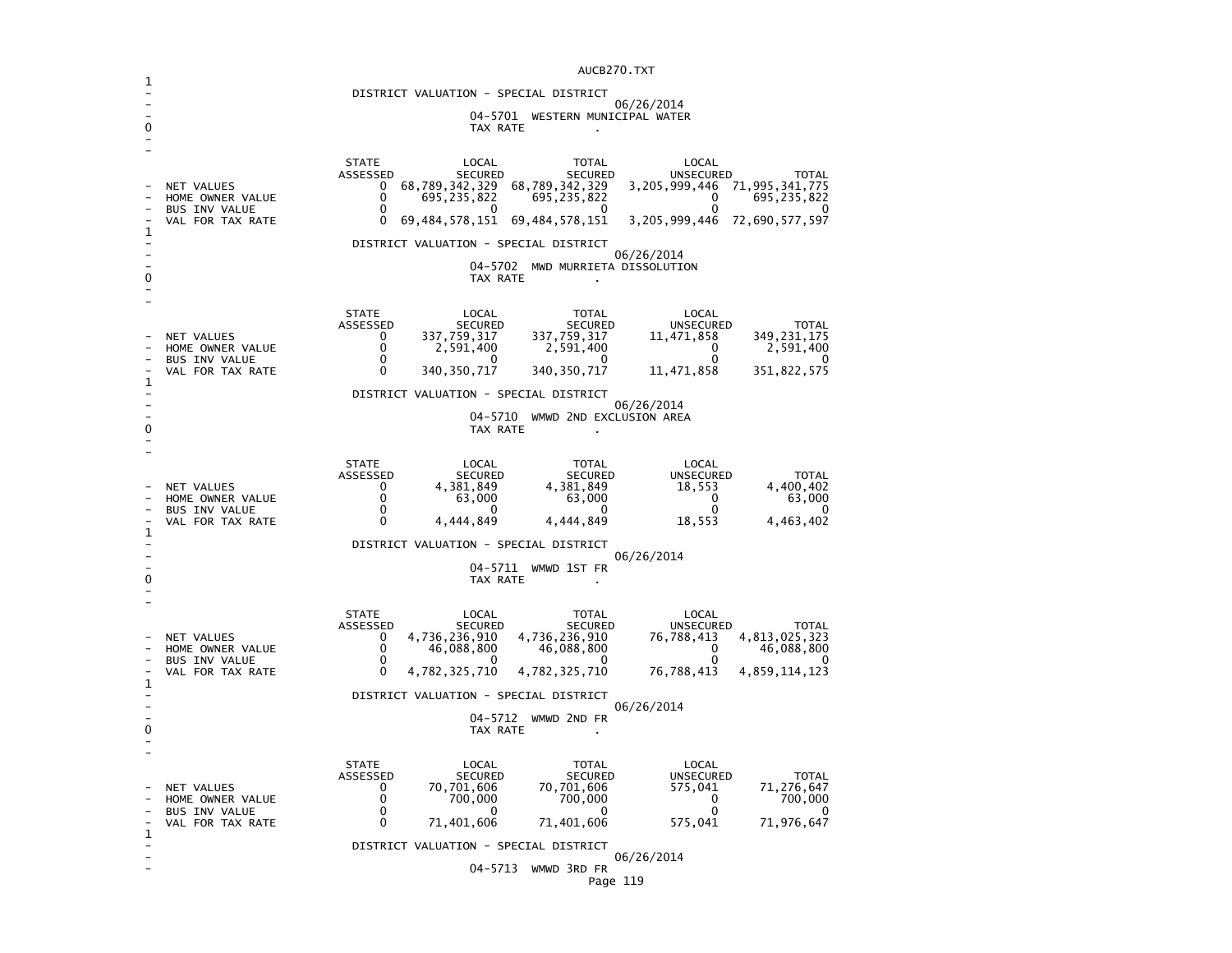DISTRICT VALUATION - SPECIAL DISTRICT

06/26/2014

04-5701 WESTERN MUNICIPAL WATER

TAX RATE .

| | STATE ASSESSED | LOCAL SECURED | TOTAL SECURED | LOCAL UNSECURED | TOTAL |
|---|---|---|---|---|---|
| NET VALUES | 0 | 68,789,342,329 | 68,789,342,329 | 3,205,999,446 | 71,995,341,775 |
| HOME OWNER VALUE | 0 | 695,235,822 | 695,235,822 | 0 | 695,235,822 |
| BUS INV VALUE | 0 | 0 | 0 | 0 | 0 |
| VAL FOR TAX RATE | 0 | 69,484,578,151 | 69,484,578,151 | 3,205,999,446 | 72,690,577,597 |

DISTRICT VALUATION - SPECIAL DISTRICT

06/26/2014

04-5702 MWD MURRIETA DISSOLUTION

TAX RATE .

| | STATE ASSESSED | LOCAL SECURED | TOTAL SECURED | LOCAL UNSECURED | TOTAL |
|---|---|---|---|---|---|
| NET VALUES | 0 | 337,759,317 | 337,759,317 | 11,471,858 | 349,231,175 |
| HOME OWNER VALUE | 0 | 2,591,400 | 2,591,400 | 0 | 2,591,400 |
| BUS INV VALUE | 0 | 0 | 0 | 0 | 0 |
| VAL FOR TAX RATE | 0 | 340,350,717 | 340,350,717 | 11,471,858 | 351,822,575 |

DISTRICT VALUATION - SPECIAL DISTRICT

06/26/2014

04-5710 WMWD 2ND EXCLUSION AREA

TAX RATE .

| | STATE ASSESSED | LOCAL SECURED | TOTAL SECURED | LOCAL UNSECURED | TOTAL |
|---|---|---|---|---|---|
| NET VALUES | 0 | 4,381,849 | 4,381,849 | 18,553 | 4,400,402 |
| HOME OWNER VALUE | 0 | 63,000 | 63,000 | 0 | 63,000 |
| BUS INV VALUE | 0 | 0 | 0 | 0 | 0 |
| VAL FOR TAX RATE | 0 | 4,444,849 | 4,444,849 | 18,553 | 4,463,402 |

DISTRICT VALUATION - SPECIAL DISTRICT

06/26/2014

04-5711 WMWD 1ST FR

TAX RATE .

| | STATE ASSESSED | LOCAL SECURED | TOTAL SECURED | LOCAL UNSECURED | TOTAL |
|---|---|---|---|---|---|
| NET VALUES | 0 | 4,736,236,910 | 4,736,236,910 | 76,788,413 | 4,813,025,323 |
| HOME OWNER VALUE | 0 | 46,088,800 | 46,088,800 | 0 | 46,088,800 |
| BUS INV VALUE | 0 | 0 | 0 | 0 | 0 |
| VAL FOR TAX RATE | 0 | 4,782,325,710 | 4,782,325,710 | 76,788,413 | 4,859,114,123 |

DISTRICT VALUATION - SPECIAL DISTRICT

06/26/2014

04-5712 WMWD 2ND FR

TAX RATE .

| | STATE ASSESSED | LOCAL SECURED | TOTAL SECURED | LOCAL UNSECURED | TOTAL |
|---|---|---|---|---|---|
| NET VALUES | 0 | 70,701,606 | 70,701,606 | 575,041 | 71,276,647 |
| HOME OWNER VALUE | 0 | 700,000 | 700,000 | 0 | 700,000 |
| BUS INV VALUE | 0 | 0 | 0 | 0 | 0 |
| VAL FOR TAX RATE | 0 | 71,401,606 | 71,401,606 | 575,041 | 71,976,647 |

DISTRICT VALUATION - SPECIAL DISTRICT

06/26/2014

04-5713 WMWD 3RD FR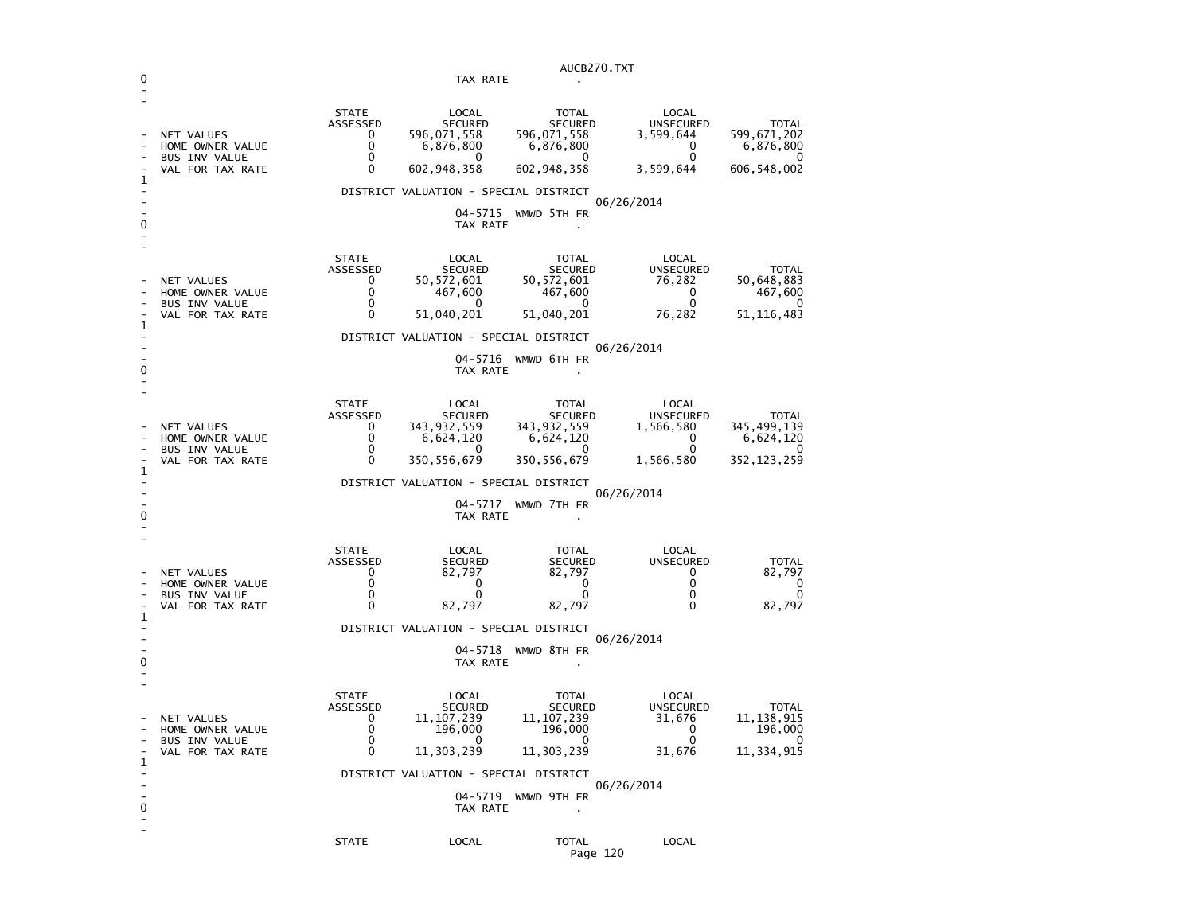TAX RATE .

| | STATE ASSESSED | LOCAL SECURED | TOTAL SECURED | LOCAL UNSECURED | TOTAL |
|---|---|---|---|---|---|
| NET VALUES | 0 | 596,071,558 | 596,071,558 | 3,599,644 | 599,671,202 |
| HOME OWNER VALUE | 0 | 6,876,800 | 6,876,800 | 0 | 6,876,800 |
| BUS INV VALUE | 0 | 0 | 0 | 0 | 0 |
| VAL FOR TAX RATE | 0 | 602,948,358 | 602,948,358 | 3,599,644 | 606,548,002 |

DISTRICT VALUATION - SPECIAL DISTRICT

06/26/2014

04-5715 WMWD 5TH FR

TAX RATE .

| | STATE ASSESSED | LOCAL SECURED | TOTAL SECURED | LOCAL UNSECURED | TOTAL |
|---|---|---|---|---|---|
| NET VALUES | 0 | 50,572,601 | 50,572,601 | 76,282 | 50,648,883 |
| HOME OWNER VALUE | 0 | 467,600 | 467,600 | 0 | 467,600 |
| BUS INV VALUE | 0 | 0 | 0 | 0 | 0 |
| VAL FOR TAX RATE | 0 | 51,040,201 | 51,040,201 | 76,282 | 51,116,483 |

DISTRICT VALUATION - SPECIAL DISTRICT

06/26/2014

04-5716 WMWD 6TH FR

TAX RATE .

| | STATE ASSESSED | LOCAL SECURED | TOTAL SECURED | LOCAL UNSECURED | TOTAL |
|---|---|---|---|---|---|
| NET VALUES | 0 | 343,932,559 | 343,932,559 | 1,566,580 | 345,499,139 |
| HOME OWNER VALUE | 0 | 6,624,120 | 6,624,120 | 0 | 6,624,120 |
| BUS INV VALUE | 0 | 0 | 0 | 0 | 0 |
| VAL FOR TAX RATE | 0 | 350,556,679 | 350,556,679 | 1,566,580 | 352,123,259 |

DISTRICT VALUATION - SPECIAL DISTRICT

06/26/2014

04-5717 WMWD 7TH FR

TAX RATE .

| | STATE ASSESSED | LOCAL SECURED | TOTAL SECURED | LOCAL UNSECURED | TOTAL |
|---|---|---|---|---|---|
| NET VALUES | 0 | 82,797 | 82,797 | 0 | 82,797 |
| HOME OWNER VALUE | 0 | 0 | 0 | 0 | 0 |
| BUS INV VALUE | 0 | 0 | 0 | 0 | 0 |
| VAL FOR TAX RATE | 0 | 82,797 | 82,797 | 0 | 82,797 |

DISTRICT VALUATION - SPECIAL DISTRICT

06/26/2014

04-5718 WMWD 8TH FR

TAX RATE .

| | STATE ASSESSED | LOCAL SECURED | TOTAL SECURED | LOCAL UNSECURED | TOTAL |
|---|---|---|---|---|---|
| NET VALUES | 0 | 11,107,239 | 11,107,239 | 31,676 | 11,138,915 |
| HOME OWNER VALUE | 0 | 196,000 | 196,000 | 0 | 196,000 |
| BUS INV VALUE | 0 | 0 | 0 | 0 | 0 |
| VAL FOR TAX RATE | 0 | 11,303,239 | 11,303,239 | 31,676 | 11,334,915 |

DISTRICT VALUATION - SPECIAL DISTRICT

06/26/2014

04-5719 WMWD 9TH FR

TAX RATE .

STATE LOCAL TOTAL LOCAL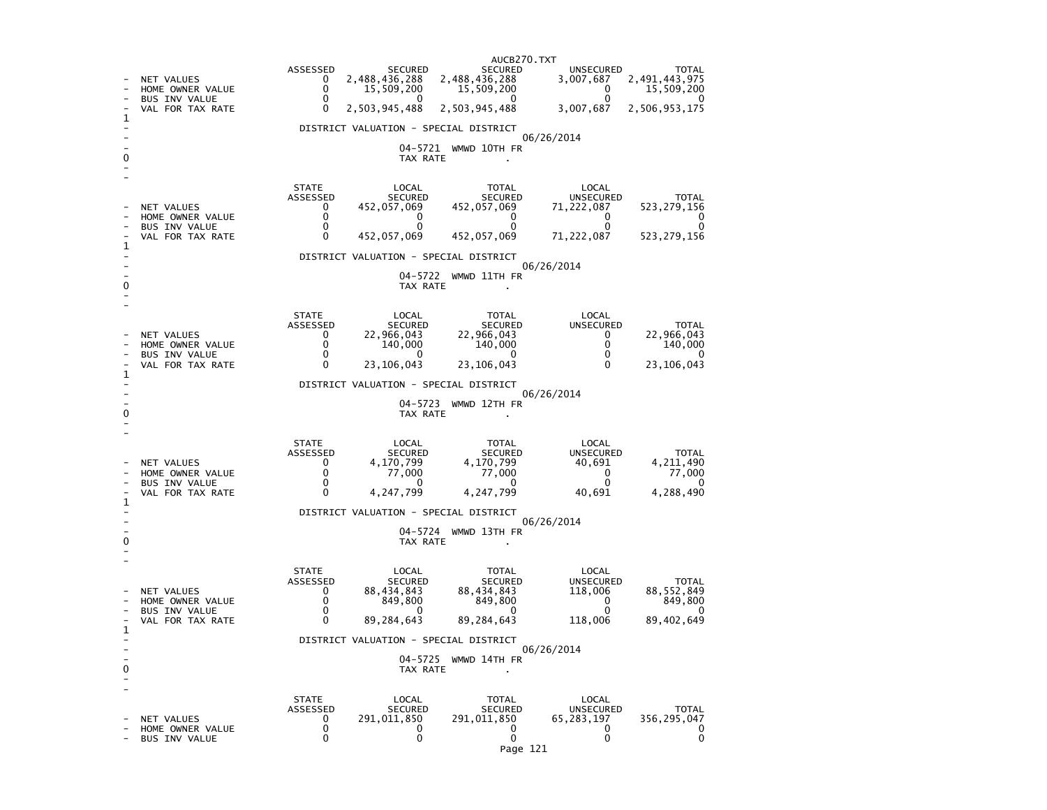| | STATE ASSESSED | LOCAL SECURED | TOTAL SECURED | LOCAL UNSECURED | TOTAL |
|---|---|---|---|---|---|
| NET VALUES | 0 | 2,488,436,288 | 2,488,436,288 | 3,007,687 | 2,491,443,975 |
| HOME OWNER VALUE | 0 | 15,509,200 | 15,509,200 | 0 | 15,509,200 |
| BUS INV VALUE | 0 | 0 | 0 | 0 | 0 |
| VAL FOR TAX RATE | 0 | 2,503,945,488 | 2,503,945,488 | 3,007,687 | 2,506,953,175 |

DISTRICT VALUATION - SPECIAL DISTRICT

06/26/2014

04-5721 WMWD 10TH FR

TAX RATE .

| | STATE ASSESSED | LOCAL SECURED | TOTAL SECURED | LOCAL UNSECURED | TOTAL |
|---|---|---|---|---|---|
| NET VALUES | 0 | 452,057,069 | 452,057,069 | 71,222,087 | 523,279,156 |
| HOME OWNER VALUE | 0 | 0 | 0 | 0 | 0 |
| BUS INV VALUE | 0 | 0 | 0 | 0 | 0 |
| VAL FOR TAX RATE | 0 | 452,057,069 | 452,057,069 | 71,222,087 | 523,279,156 |

DISTRICT VALUATION - SPECIAL DISTRICT

06/26/2014

04-5722 WMWD 11TH FR

TAX RATE .

| | STATE ASSESSED | LOCAL SECURED | TOTAL SECURED | LOCAL UNSECURED | TOTAL |
|---|---|---|---|---|---|
| NET VALUES | 0 | 22,966,043 | 22,966,043 | 0 | 22,966,043 |
| HOME OWNER VALUE | 0 | 140,000 | 140,000 | 0 | 140,000 |
| BUS INV VALUE | 0 | 0 | 0 | 0 | 0 |
| VAL FOR TAX RATE | 0 | 23,106,043 | 23,106,043 | 0 | 23,106,043 |

DISTRICT VALUATION - SPECIAL DISTRICT

06/26/2014

04-5723 WMWD 12TH FR

TAX RATE .

| | STATE ASSESSED | LOCAL SECURED | TOTAL SECURED | LOCAL UNSECURED | TOTAL |
|---|---|---|---|---|---|
| NET VALUES | 0 | 4,170,799 | 4,170,799 | 40,691 | 4,211,490 |
| HOME OWNER VALUE | 0 | 77,000 | 77,000 | 0 | 77,000 |
| BUS INV VALUE | 0 | 0 | 0 | 0 | 0 |
| VAL FOR TAX RATE | 0 | 4,247,799 | 4,247,799 | 40,691 | 4,288,490 |

DISTRICT VALUATION - SPECIAL DISTRICT

06/26/2014

04-5724 WMWD 13TH FR

TAX RATE .

| | STATE ASSESSED | LOCAL SECURED | TOTAL SECURED | LOCAL UNSECURED | TOTAL |
|---|---|---|---|---|---|
| NET VALUES | 0 | 88,434,843 | 88,434,843 | 118,006 | 88,552,849 |
| HOME OWNER VALUE | 0 | 849,800 | 849,800 | 0 | 849,800 |
| BUS INV VALUE | 0 | 0 | 0 | 0 | 0 |
| VAL FOR TAX RATE | 0 | 89,284,643 | 89,284,643 | 118,006 | 89,402,649 |

DISTRICT VALUATION - SPECIAL DISTRICT

06/26/2014

04-5725 WMWD 14TH FR

TAX RATE .

| | STATE ASSESSED | LOCAL SECURED | TOTAL SECURED | LOCAL UNSECURED | TOTAL |
|---|---|---|---|---|---|
| NET VALUES | 0 | 291,011,850 | 291,011,850 | 65,283,197 | 356,295,047 |
| HOME OWNER VALUE | 0 | 0 | 0 | 0 | 0 |
| BUS INV VALUE | 0 | 0 | 0 | 0 | 0 |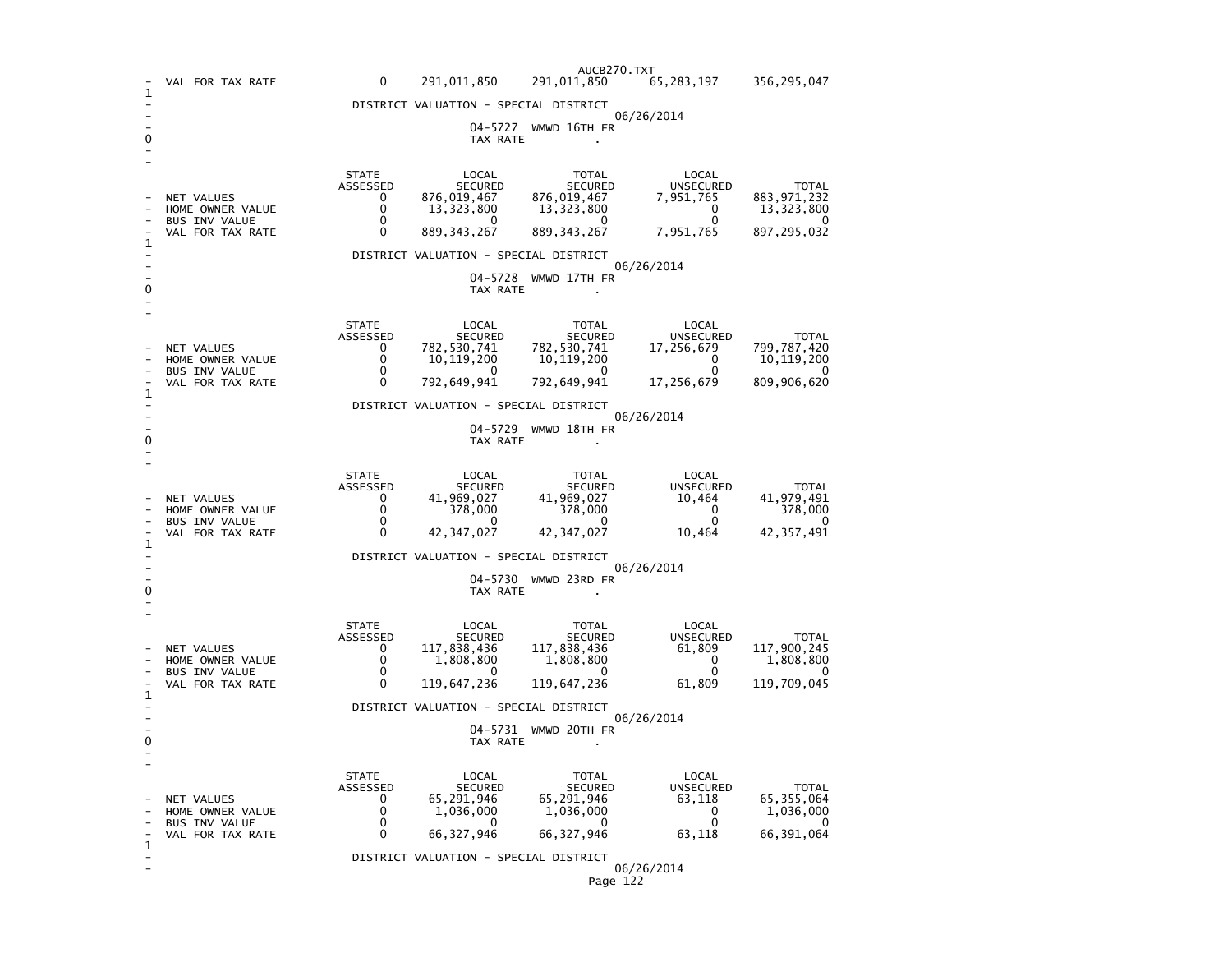| | STATE ASSESSED | LOCAL SECURED | TOTAL SECURED | LOCAL UNSECURED | TOTAL |
|---|---|---|---|---|---|
| VAL FOR TAX RATE | 0 | 291,011,850 | 291,011,850 | 65,283,197 | 356,295,047 |

DISTRICT VALUATION - SPECIAL DISTRICT

06/26/2014

04-5727 WMWD 16TH FR

TAX RATE .

| | STATE ASSESSED | LOCAL SECURED | TOTAL SECURED | LOCAL UNSECURED | TOTAL |
|---|---|---|---|---|---|
| NET VALUES | 0 | 876,019,467 | 876,019,467 | 7,951,765 | 883,971,232 |
| HOME OWNER VALUE | 0 | 13,323,800 | 13,323,800 | 0 | 13,323,800 |
| BUS INV VALUE | 0 | 0 | 0 | 0 | 0 |
| VAL FOR TAX RATE | 0 | 889,343,267 | 889,343,267 | 7,951,765 | 897,295,032 |

DISTRICT VALUATION - SPECIAL DISTRICT

06/26/2014

04-5728 WMWD 17TH FR

TAX RATE .

| | STATE ASSESSED | LOCAL SECURED | TOTAL SECURED | LOCAL UNSECURED | TOTAL |
|---|---|---|---|---|---|
| NET VALUES | 0 | 782,530,741 | 782,530,741 | 17,256,679 | 799,787,420 |
| HOME OWNER VALUE | 0 | 10,119,200 | 10,119,200 | 0 | 10,119,200 |
| BUS INV VALUE | 0 | 0 | 0 | 0 | 0 |
| VAL FOR TAX RATE | 0 | 792,649,941 | 792,649,941 | 17,256,679 | 809,906,620 |

DISTRICT VALUATION - SPECIAL DISTRICT

06/26/2014

04-5729 WMWD 18TH FR

TAX RATE .

| | STATE ASSESSED | LOCAL SECURED | TOTAL SECURED | LOCAL UNSECURED | TOTAL |
|---|---|---|---|---|---|
| NET VALUES | 0 | 41,969,027 | 41,969,027 | 10,464 | 41,979,491 |
| HOME OWNER VALUE | 0 | 378,000 | 378,000 | 0 | 378,000 |
| BUS INV VALUE | 0 | 0 | 0 | 0 | 0 |
| VAL FOR TAX RATE | 0 | 42,347,027 | 42,347,027 | 10,464 | 42,357,491 |

DISTRICT VALUATION - SPECIAL DISTRICT

06/26/2014

04-5730 WMWD 23RD FR

TAX RATE .

| | STATE ASSESSED | LOCAL SECURED | TOTAL SECURED | LOCAL UNSECURED | TOTAL |
|---|---|---|---|---|---|
| NET VALUES | 0 | 117,838,436 | 117,838,436 | 61,809 | 117,900,245 |
| HOME OWNER VALUE | 0 | 1,808,800 | 1,808,800 | 0 | 1,808,800 |
| BUS INV VALUE | 0 | 0 | 0 | 0 | 0 |
| VAL FOR TAX RATE | 0 | 119,647,236 | 119,647,236 | 61,809 | 119,709,045 |

DISTRICT VALUATION - SPECIAL DISTRICT

06/26/2014

04-5731 WMWD 20TH FR

TAX RATE .

| | STATE ASSESSED | LOCAL SECURED | TOTAL SECURED | LOCAL UNSECURED | TOTAL |
|---|---|---|---|---|---|
| NET VALUES | 0 | 65,291,946 | 65,291,946 | 63,118 | 65,355,064 |
| HOME OWNER VALUE | 0 | 1,036,000 | 1,036,000 | 0 | 1,036,000 |
| BUS INV VALUE | 0 | 0 | 0 | 0 | 0 |
| VAL FOR TAX RATE | 0 | 66,327,946 | 66,327,946 | 63,118 | 66,391,064 |

DISTRICT VALUATION - SPECIAL DISTRICT

06/26/2014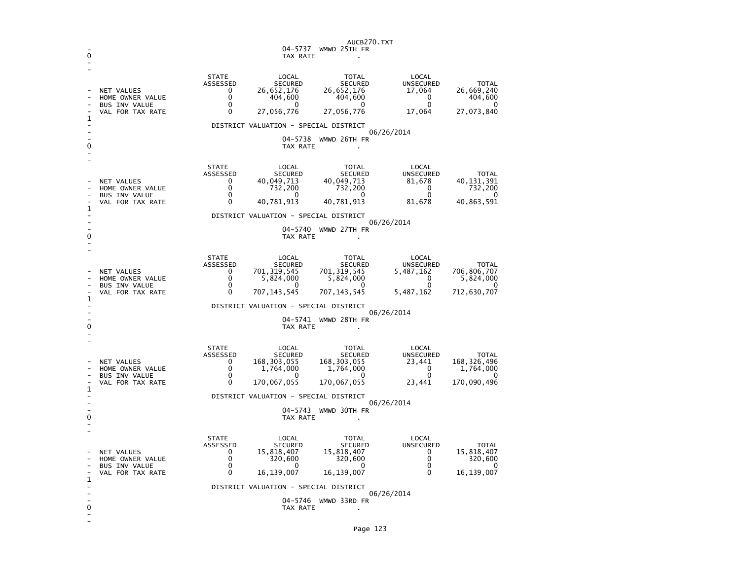04-5737 WMWD 25TH FR

TAX RATE .

| | STATE ASSESSED | LOCAL SECURED | TOTAL SECURED | LOCAL UNSECURED | TOTAL |
|---|---|---|---|---|---|
| NET VALUES | 0 | 26,652,176 | 26,652,176 | 17,064 | 26,669,240 |
| HOME OWNER VALUE | 0 | 404,600 | 404,600 | 0 | 404,600 |
| BUS INV VALUE | 0 | 0 | 0 | 0 | 0 |
| VAL FOR TAX RATE | 0 | 27,056,776 | 27,056,776 | 17,064 | 27,073,840 |

DISTRICT VALUATION - SPECIAL DISTRICT

06/26/2014

04-5738 WMWD 26TH FR

TAX RATE .

| | STATE ASSESSED | LOCAL SECURED | TOTAL SECURED | LOCAL UNSECURED | TOTAL |
|---|---|---|---|---|---|
| NET VALUES | 0 | 40,049,713 | 40,049,713 | 81,678 | 40,131,391 |
| HOME OWNER VALUE | 0 | 732,200 | 732,200 | 0 | 732,200 |
| BUS INV VALUE | 0 | 0 | 0 | 0 | 0 |
| VAL FOR TAX RATE | 0 | 40,781,913 | 40,781,913 | 81,678 | 40,863,591 |

DISTRICT VALUATION - SPECIAL DISTRICT

06/26/2014

04-5740 WMWD 27TH FR

TAX RATE .

| | STATE ASSESSED | LOCAL SECURED | TOTAL SECURED | LOCAL UNSECURED | TOTAL |
|---|---|---|---|---|---|
| NET VALUES | 0 | 701,319,545 | 701,319,545 | 5,487,162 | 706,806,707 |
| HOME OWNER VALUE | 0 | 5,824,000 | 5,824,000 | 0 | 5,824,000 |
| BUS INV VALUE | 0 | 0 | 0 | 0 | 0 |
| VAL FOR TAX RATE | 0 | 707,143,545 | 707,143,545 | 5,487,162 | 712,630,707 |

DISTRICT VALUATION - SPECIAL DISTRICT

06/26/2014

04-5741 WMWD 28TH FR

TAX RATE .

| | STATE ASSESSED | LOCAL SECURED | TOTAL SECURED | LOCAL UNSECURED | TOTAL |
|---|---|---|---|---|---|
| NET VALUES | 0 | 168,303,055 | 168,303,055 | 23,441 | 168,326,496 |
| HOME OWNER VALUE | 0 | 1,764,000 | 1,764,000 | 0 | 1,764,000 |
| BUS INV VALUE | 0 | 0 | 0 | 0 | 0 |
| VAL FOR TAX RATE | 0 | 170,067,055 | 170,067,055 | 23,441 | 170,090,496 |

DISTRICT VALUATION - SPECIAL DISTRICT

06/26/2014

04-5743 WMWD 30TH FR

TAX RATE .

| | STATE ASSESSED | LOCAL SECURED | TOTAL SECURED | LOCAL UNSECURED | TOTAL |
|---|---|---|---|---|---|
| NET VALUES | 0 | 15,818,407 | 15,818,407 | 0 | 15,818,407 |
| HOME OWNER VALUE | 0 | 320,600 | 320,600 | 0 | 320,600 |
| BUS INV VALUE | 0 | 0 | 0 | 0 | 0 |
| VAL FOR TAX RATE | 0 | 16,139,007 | 16,139,007 | 0 | 16,139,007 |

DISTRICT VALUATION - SPECIAL DISTRICT

06/26/2014

04-5746 WMWD 33RD FR

TAX RATE .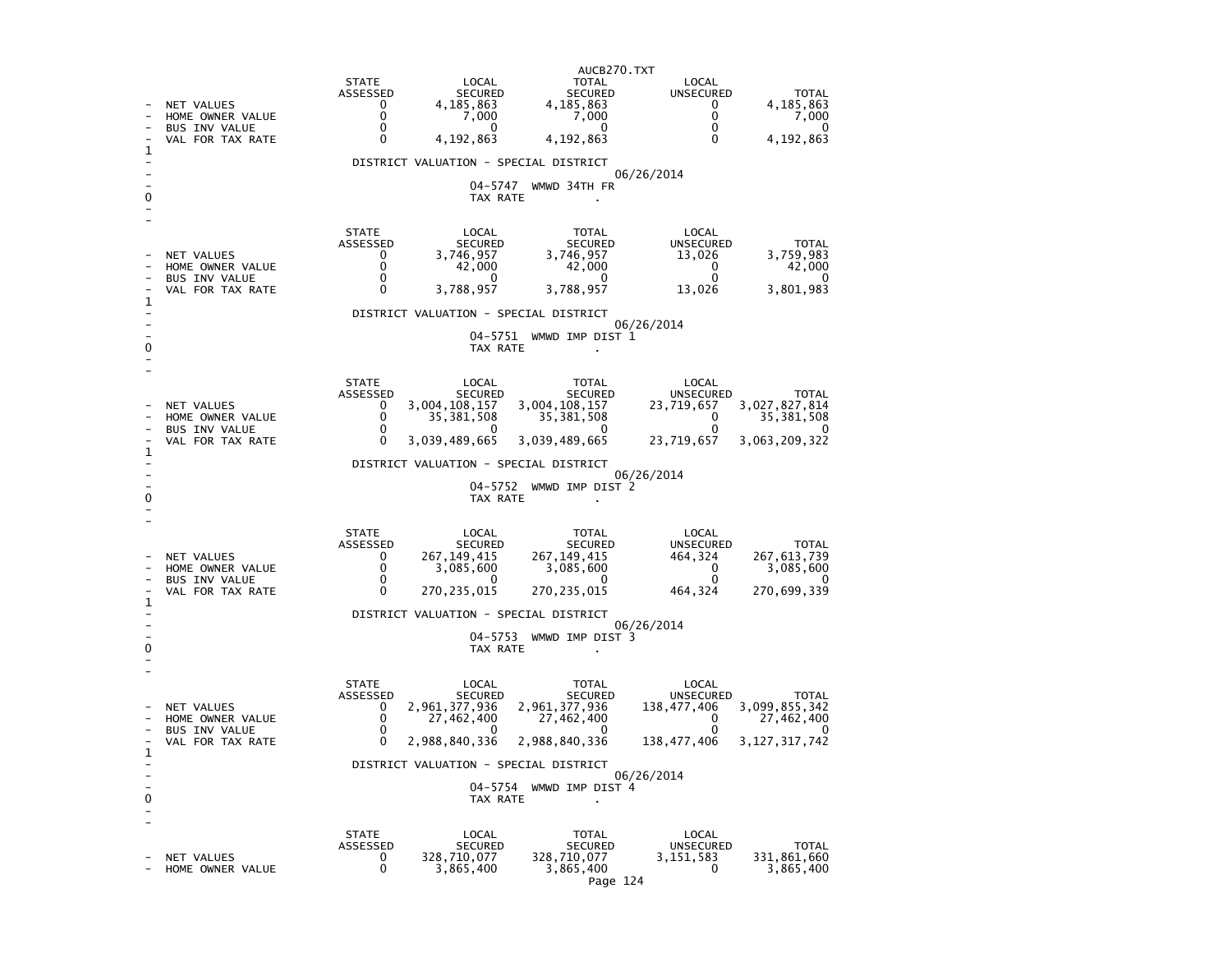| | STATE ASSESSED | LOCAL SECURED | TOTAL SECURED | LOCAL UNSECURED | TOTAL |
|---|---|---|---|---|---|
| NET VALUES | 0 | 4,185,863 | 4,185,863 | 0 | 4,185,863 |
| HOME OWNER VALUE | 0 | 7,000 | 7,000 | 0 | 7,000 |
| BUS INV VALUE | 0 | 0 | 0 | 0 | 0 |
| VAL FOR TAX RATE | 0 | 4,192,863 | 4,192,863 | 0 | 4,192,863 |

DISTRICT VALUATION - SPECIAL DISTRICT

06/26/2014

04-5747 WMWD 34TH FR

TAX RATE .

| | STATE ASSESSED | LOCAL SECURED | TOTAL SECURED | LOCAL UNSECURED | TOTAL |
|---|---|---|---|---|---|
| NET VALUES | 0 | 3,746,957 | 3,746,957 | 13,026 | 3,759,983 |
| HOME OWNER VALUE | 0 | 42,000 | 42,000 | 0 | 42,000 |
| BUS INV VALUE | 0 | 0 | 0 | 0 | 0 |
| VAL FOR TAX RATE | 0 | 3,788,957 | 3,788,957 | 13,026 | 3,801,983 |

DISTRICT VALUATION - SPECIAL DISTRICT

06/26/2014

04-5751 WMWD IMP DIST 1

TAX RATE .

| | STATE ASSESSED | LOCAL SECURED | TOTAL SECURED | LOCAL UNSECURED | TOTAL |
|---|---|---|---|---|---|
| NET VALUES | 0 | 3,004,108,157 | 3,004,108,157 | 23,719,657 | 3,027,827,814 |
| HOME OWNER VALUE | 0 | 35,381,508 | 35,381,508 | 0 | 35,381,508 |
| BUS INV VALUE | 0 | 0 | 0 | 0 | 0 |
| VAL FOR TAX RATE | 0 | 3,039,489,665 | 3,039,489,665 | 23,719,657 | 3,063,209,322 |

DISTRICT VALUATION - SPECIAL DISTRICT

06/26/2014

04-5752 WMWD IMP DIST 2

TAX RATE .

| | STATE ASSESSED | LOCAL SECURED | TOTAL SECURED | LOCAL UNSECURED | TOTAL |
|---|---|---|---|---|---|
| NET VALUES | 0 | 267,149,415 | 267,149,415 | 464,324 | 267,613,739 |
| HOME OWNER VALUE | 0 | 3,085,600 | 3,085,600 | 0 | 3,085,600 |
| BUS INV VALUE | 0 | 0 | 0 | 0 | 0 |
| VAL FOR TAX RATE | 0 | 270,235,015 | 270,235,015 | 464,324 | 270,699,339 |

DISTRICT VALUATION - SPECIAL DISTRICT

06/26/2014

04-5753 WMWD IMP DIST 3

TAX RATE .

| | STATE ASSESSED | LOCAL SECURED | TOTAL SECURED | LOCAL UNSECURED | TOTAL |
|---|---|---|---|---|---|
| NET VALUES | 0 | 2,961,377,936 | 2,961,377,936 | 138,477,406 | 3,099,855,342 |
| HOME OWNER VALUE | 0 | 27,462,400 | 27,462,400 | 0 | 27,462,400 |
| BUS INV VALUE | 0 | 0 | 0 | 0 | 0 |
| VAL FOR TAX RATE | 0 | 2,988,840,336 | 2,988,840,336 | 138,477,406 | 3,127,317,742 |

DISTRICT VALUATION - SPECIAL DISTRICT

06/26/2014

04-5754 WMWD IMP DIST 4

TAX RATE .

| | STATE ASSESSED | LOCAL SECURED | TOTAL SECURED | LOCAL UNSECURED | TOTAL |
|---|---|---|---|---|---|
| NET VALUES | 0 | 328,710,077 | 328,710,077 | 3,151,583 | 331,861,660 |
| HOME OWNER VALUE | 0 | 3,865,400 | 3,865,400 | 0 | 3,865,400 |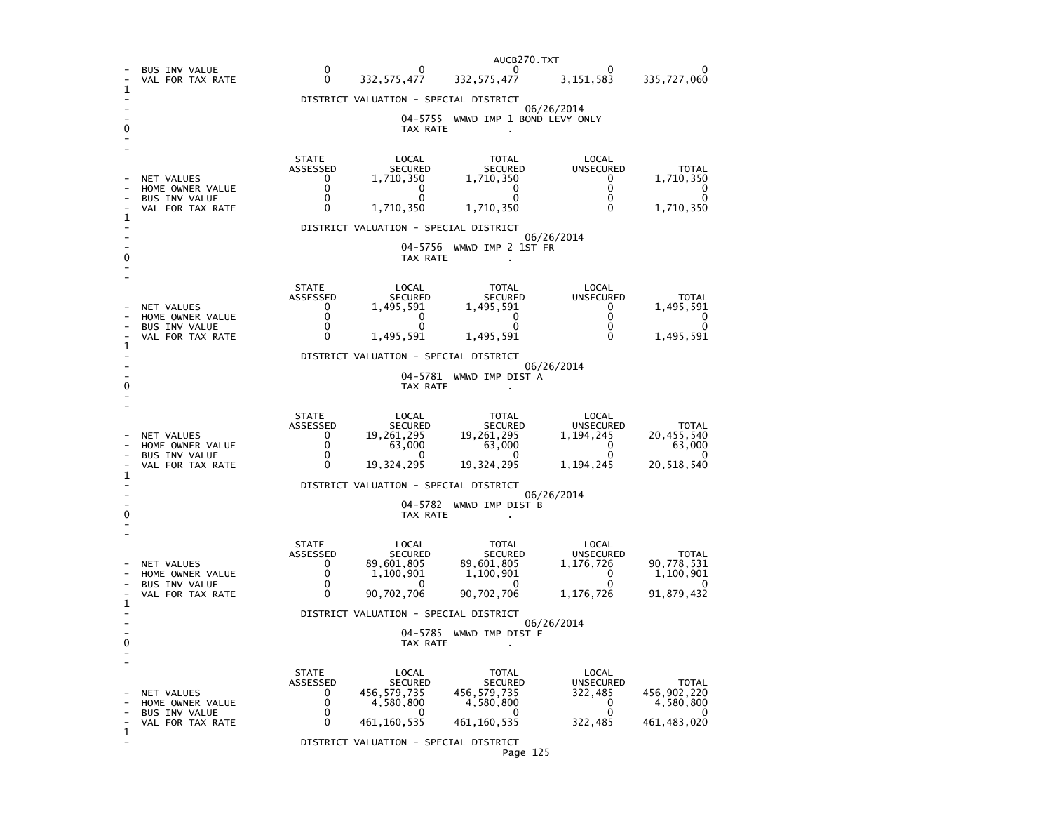| | | | | | |
|---|---|---|---|---|---|
| BUS INV VALUE | 0 | 0 | 0 | 0 | 0 |
| VAL FOR TAX RATE | 0 | 332,575,477 | 332,575,477 | 3,151,583 | 335,727,060 |

DISTRICT VALUATION - SPECIAL DISTRICT

06/26/2014

04-5755 WMWD IMP 1 BOND LEVY ONLY

TAX RATE .

| | STATE ASSESSED | LOCAL SECURED | TOTAL SECURED | LOCAL UNSECURED | TOTAL |
|---|---|---|---|---|---|
| NET VALUES | 0 | 1,710,350 | 1,710,350 | 0 | 1,710,350 |
| HOME OWNER VALUE | 0 | 0 | 0 | 0 | 0 |
| BUS INV VALUE | 0 | 0 | 0 | 0 | 0 |
| VAL FOR TAX RATE | 0 | 1,710,350 | 1,710,350 | 0 | 1,710,350 |

DISTRICT VALUATION - SPECIAL DISTRICT

06/26/2014

04-5756 WMWD IMP 2 1ST FR

TAX RATE .

| | STATE ASSESSED | LOCAL SECURED | TOTAL SECURED | LOCAL UNSECURED | TOTAL |
|---|---|---|---|---|---|
| NET VALUES | 0 | 1,495,591 | 1,495,591 | 0 | 1,495,591 |
| HOME OWNER VALUE | 0 | 0 | 0 | 0 | 0 |
| BUS INV VALUE | 0 | 0 | 0 | 0 | 0 |
| VAL FOR TAX RATE | 0 | 1,495,591 | 1,495,591 | 0 | 1,495,591 |

DISTRICT VALUATION - SPECIAL DISTRICT

06/26/2014

04-5781 WMWD IMP DIST A

TAX RATE .

| | STATE ASSESSED | LOCAL SECURED | TOTAL SECURED | LOCAL UNSECURED | TOTAL |
|---|---|---|---|---|---|
| NET VALUES | 0 | 19,261,295 | 19,261,295 | 1,194,245 | 20,455,540 |
| HOME OWNER VALUE | 0 | 63,000 | 63,000 | 0 | 63,000 |
| BUS INV VALUE | 0 | 0 | 0 | 0 | 0 |
| VAL FOR TAX RATE | 0 | 19,324,295 | 19,324,295 | 1,194,245 | 20,518,540 |

DISTRICT VALUATION - SPECIAL DISTRICT

06/26/2014

04-5782 WMWD IMP DIST B

TAX RATE .

| | STATE ASSESSED | LOCAL SECURED | TOTAL SECURED | LOCAL UNSECURED | TOTAL |
|---|---|---|---|---|---|
| NET VALUES | 0 | 89,601,805 | 89,601,805 | 1,176,726 | 90,778,531 |
| HOME OWNER VALUE | 0 | 1,100,901 | 1,100,901 | 0 | 1,100,901 |
| BUS INV VALUE | 0 | 0 | 0 | 0 | 0 |
| VAL FOR TAX RATE | 0 | 90,702,706 | 90,702,706 | 1,176,726 | 91,879,432 |

DISTRICT VALUATION - SPECIAL DISTRICT

06/26/2014

04-5785 WMWD IMP DIST F

TAX RATE .

| | STATE ASSESSED | LOCAL SECURED | TOTAL SECURED | LOCAL UNSECURED | TOTAL |
|---|---|---|---|---|---|
| NET VALUES | 0 | 456,579,735 | 456,579,735 | 322,485 | 456,902,220 |
| HOME OWNER VALUE | 0 | 4,580,800 | 4,580,800 | 0 | 4,580,800 |
| BUS INV VALUE | 0 | 0 | 0 | 0 | 0 |
| VAL FOR TAX RATE | 0 | 461,160,535 | 461,160,535 | 322,485 | 461,483,020 |

DISTRICT VALUATION - SPECIAL DISTRICT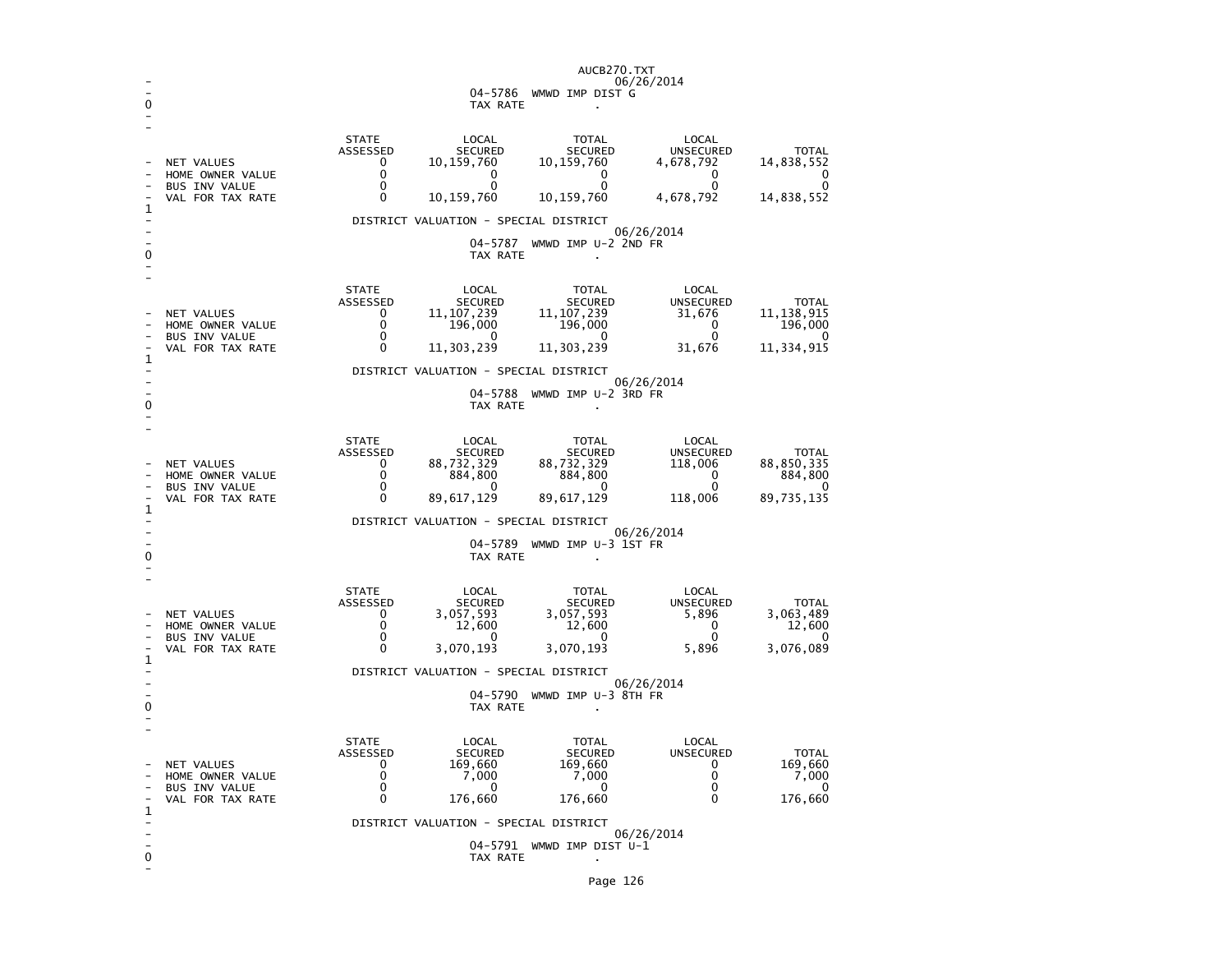AUCB270.TXT

06/26/2014

04-5786 WMWD IMP DIST G

TAX RATE .

| | STATE ASSESSED | LOCAL SECURED | TOTAL SECURED | LOCAL UNSECURED | TOTAL |
|---|---|---|---|---|---|
| NET VALUES | 0 | 10,159,760 | 10,159,760 | 4,678,792 | 14,838,552 |
| HOME OWNER VALUE | 0 | 0 | 0 | 0 | 0 |
| BUS INV VALUE | 0 | 0 | 0 | 0 | 0 |
| VAL FOR TAX RATE | 0 | 10,159,760 | 10,159,760 | 4,678,792 | 14,838,552 |

DISTRICT VALUATION - SPECIAL DISTRICT

06/26/2014

04-5787 WMWD IMP U-2 2ND FR

TAX RATE .

| | STATE ASSESSED | LOCAL SECURED | TOTAL SECURED | LOCAL UNSECURED | TOTAL |
|---|---|---|---|---|---|
| NET VALUES | 0 | 11,107,239 | 11,107,239 | 31,676 | 11,138,915 |
| HOME OWNER VALUE | 0 | 196,000 | 196,000 | 0 | 196,000 |
| BUS INV VALUE | 0 | 0 | 0 | 0 | 0 |
| VAL FOR TAX RATE | 0 | 11,303,239 | 11,303,239 | 31,676 | 11,334,915 |

DISTRICT VALUATION - SPECIAL DISTRICT

06/26/2014

04-5788 WMWD IMP U-2 3RD FR

TAX RATE .

| | STATE ASSESSED | LOCAL SECURED | TOTAL SECURED | LOCAL UNSECURED | TOTAL |
|---|---|---|---|---|---|
| NET VALUES | 0 | 88,732,329 | 88,732,329 | 118,006 | 88,850,335 |
| HOME OWNER VALUE | 0 | 884,800 | 884,800 | 0 | 884,800 |
| BUS INV VALUE | 0 | 0 | 0 | 0 | 0 |
| VAL FOR TAX RATE | 0 | 89,617,129 | 89,617,129 | 118,006 | 89,735,135 |

DISTRICT VALUATION - SPECIAL DISTRICT

06/26/2014

04-5789 WMWD IMP U-3 1ST FR

TAX RATE .

| | STATE ASSESSED | LOCAL SECURED | TOTAL SECURED | LOCAL UNSECURED | TOTAL |
|---|---|---|---|---|---|
| NET VALUES | 0 | 3,057,593 | 3,057,593 | 5,896 | 3,063,489 |
| HOME OWNER VALUE | 0 | 12,600 | 12,600 | 0 | 12,600 |
| BUS INV VALUE | 0 | 0 | 0 | 0 | 0 |
| VAL FOR TAX RATE | 0 | 3,070,193 | 3,070,193 | 5,896 | 3,076,089 |

DISTRICT VALUATION - SPECIAL DISTRICT

06/26/2014

04-5790 WMWD IMP U-3 8TH FR

TAX RATE .

| | STATE ASSESSED | LOCAL SECURED | TOTAL SECURED | LOCAL UNSECURED | TOTAL |
|---|---|---|---|---|---|
| NET VALUES | 0 | 169,660 | 169,660 | 0 | 169,660 |
| HOME OWNER VALUE | 0 | 7,000 | 7,000 | 0 | 7,000 |
| BUS INV VALUE | 0 | 0 | 0 | 0 | 0 |
| VAL FOR TAX RATE | 0 | 176,660 | 176,660 | 0 | 176,660 |

DISTRICT VALUATION - SPECIAL DISTRICT

06/26/2014

04-5791 WMWD IMP DIST U-1

TAX RATE .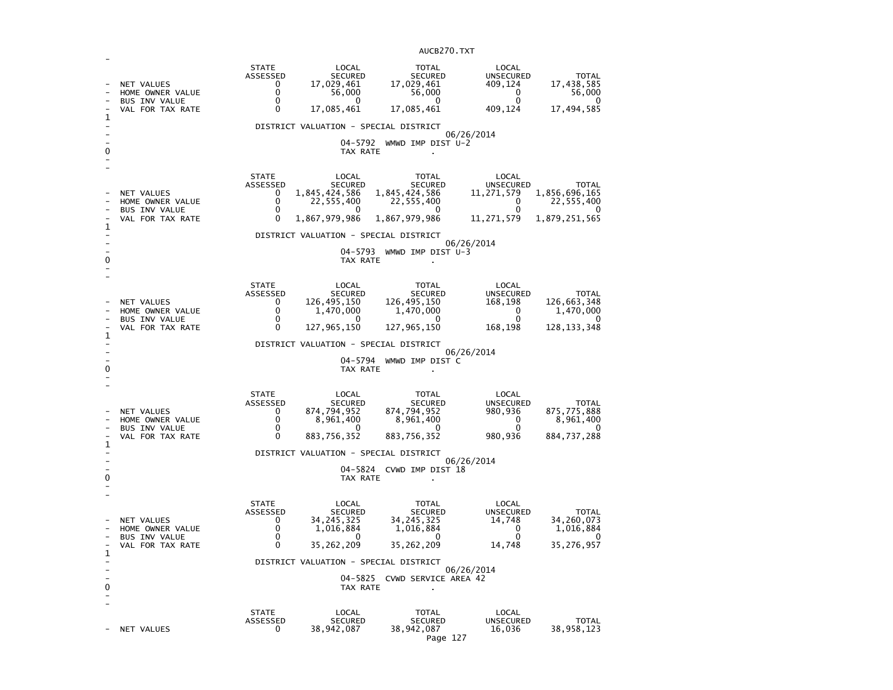| | STATE ASSESSED | LOCAL SECURED | TOTAL SECURED | LOCAL UNSECURED | TOTAL |
|---|---|---|---|---|---|
| NET VALUES | 0 | 17,029,461 | 17,029,461 | 409,124 | 17,438,585 |
| HOME OWNER VALUE | 0 | 56,000 | 56,000 | 0 | 56,000 |
| BUS INV VALUE | 0 | 0 | 0 | 0 | 0 |
| VAL FOR TAX RATE | 0 | 17,085,461 | 17,085,461 | 409,124 | 17,494,585 |

DISTRICT VALUATION - SPECIAL DISTRICT

06/26/2014

04-5792 WMWD IMP DIST U-2

TAX RATE .

| | STATE ASSESSED | LOCAL SECURED | TOTAL SECURED | LOCAL UNSECURED | TOTAL |
|---|---|---|---|---|---|
| NET VALUES | 0 | 1,845,424,586 | 1,845,424,586 | 11,271,579 | 1,856,696,165 |
| HOME OWNER VALUE | 0 | 22,555,400 | 22,555,400 | 0 | 22,555,400 |
| BUS INV VALUE | 0 | 0 | 0 | 0 | 0 |
| VAL FOR TAX RATE | 0 | 1,867,979,986 | 1,867,979,986 | 11,271,579 | 1,879,251,565 |

DISTRICT VALUATION - SPECIAL DISTRICT

06/26/2014

04-5793 WMWD IMP DIST U-3

TAX RATE .

| | STATE ASSESSED | LOCAL SECURED | TOTAL SECURED | LOCAL UNSECURED | TOTAL |
|---|---|---|---|---|---|
| NET VALUES | 0 | 126,495,150 | 126,495,150 | 168,198 | 126,663,348 |
| HOME OWNER VALUE | 0 | 1,470,000 | 1,470,000 | 0 | 1,470,000 |
| BUS INV VALUE | 0 | 0 | 0 | 0 | 0 |
| VAL FOR TAX RATE | 0 | 127,965,150 | 127,965,150 | 168,198 | 128,133,348 |

DISTRICT VALUATION - SPECIAL DISTRICT

06/26/2014

04-5794 WMWD IMP DIST C

TAX RATE .

| | STATE ASSESSED | LOCAL SECURED | TOTAL SECURED | LOCAL UNSECURED | TOTAL |
|---|---|---|---|---|---|
| NET VALUES | 0 | 874,794,952 | 874,794,952 | 980,936 | 875,775,888 |
| HOME OWNER VALUE | 0 | 8,961,400 | 8,961,400 | 0 | 8,961,400 |
| BUS INV VALUE | 0 | 0 | 0 | 0 | 0 |
| VAL FOR TAX RATE | 0 | 883,756,352 | 883,756,352 | 980,936 | 884,737,288 |

DISTRICT VALUATION - SPECIAL DISTRICT

06/26/2014

04-5824 CVWD IMP DIST 18

TAX RATE .

| | STATE ASSESSED | LOCAL SECURED | TOTAL SECURED | LOCAL UNSECURED | TOTAL |
|---|---|---|---|---|---|
| NET VALUES | 0 | 34,245,325 | 34,245,325 | 14,748 | 34,260,073 |
| HOME OWNER VALUE | 0 | 1,016,884 | 1,016,884 | 0 | 1,016,884 |
| BUS INV VALUE | 0 | 0 | 0 | 0 | 0 |
| VAL FOR TAX RATE | 0 | 35,262,209 | 35,262,209 | 14,748 | 35,276,957 |

DISTRICT VALUATION - SPECIAL DISTRICT

06/26/2014

04-5825 CVWD SERVICE AREA 42

TAX RATE .

| | STATE ASSESSED | LOCAL SECURED | TOTAL SECURED | LOCAL UNSECURED | TOTAL |
|---|---|---|---|---|---|
| NET VALUES | 0 | 38,942,087 | 38,942,087 | 16,036 | 38,958,123 |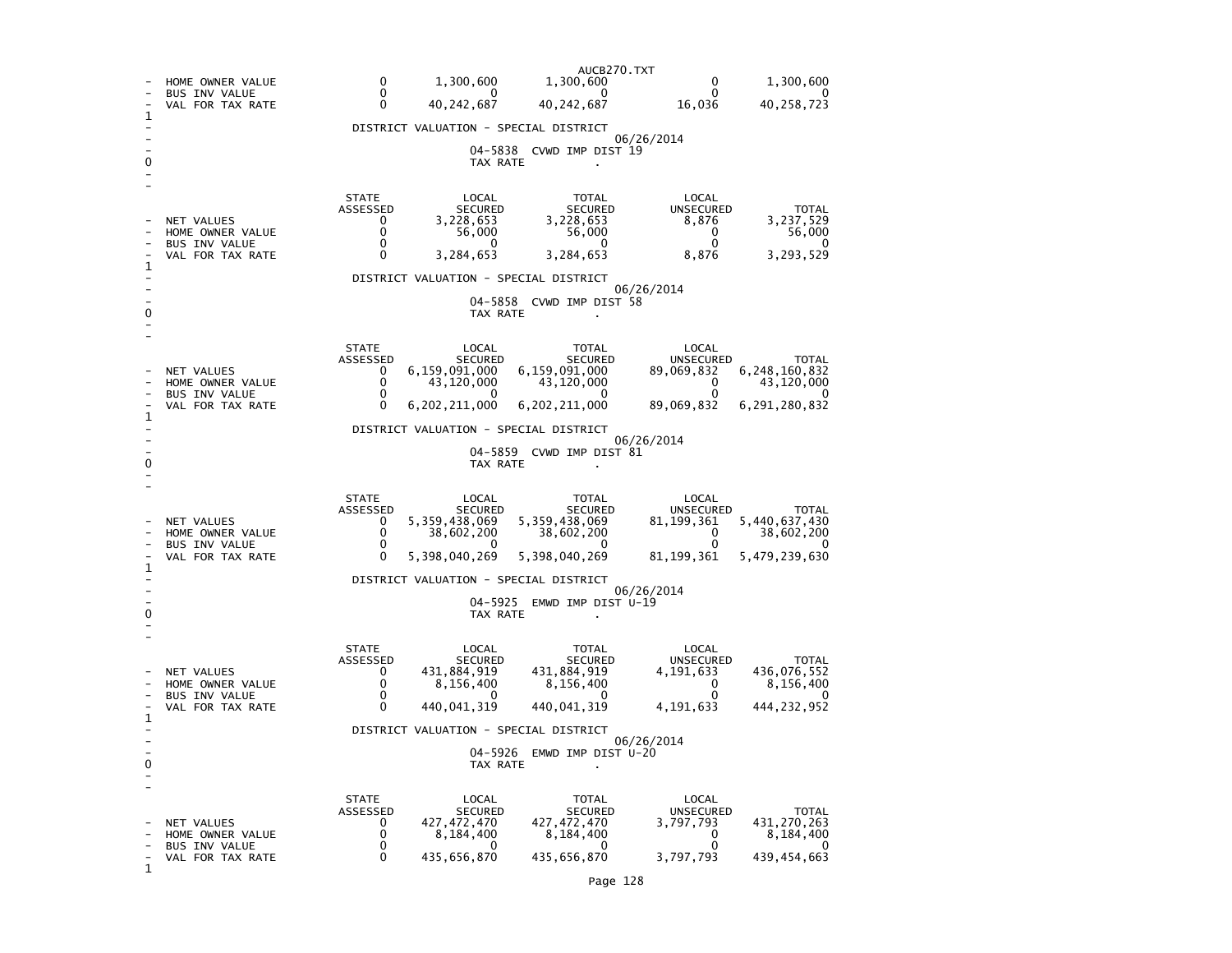| | STATE ASSESSED | LOCAL SECURED | TOTAL SECURED | LOCAL UNSECURED | TOTAL |
|---|---|---|---|---|---|
| HOME OWNER VALUE | 0 | 1,300,600 | 1,300,600 | 0 | 1,300,600 |
| BUS INV VALUE | 0 | 0 | 0 | 0 | 0 |
| VAL FOR TAX RATE | 0 | 40,242,687 | 40,242,687 | 16,036 | 40,258,723 |

DISTRICT VALUATION - SPECIAL DISTRICT

06/26/2014

04-5838 CVWD IMP DIST 19

TAX RATE .

| | STATE ASSESSED | LOCAL SECURED | TOTAL SECURED | LOCAL UNSECURED | TOTAL |
|---|---|---|---|---|---|
| NET VALUES | 0 | 3,228,653 | 3,228,653 | 8,876 | 3,237,529 |
| HOME OWNER VALUE | 0 | 56,000 | 56,000 | 0 | 56,000 |
| BUS INV VALUE | 0 | 0 | 0 | 0 | 0 |
| VAL FOR TAX RATE | 0 | 3,284,653 | 3,284,653 | 8,876 | 3,293,529 |

DISTRICT VALUATION - SPECIAL DISTRICT

06/26/2014

04-5858 CVWD IMP DIST 58

TAX RATE .

| | STATE ASSESSED | LOCAL SECURED | TOTAL SECURED | LOCAL UNSECURED | TOTAL |
|---|---|---|---|---|---|
| NET VALUES | 0 | 6,159,091,000 | 6,159,091,000 | 89,069,832 | 6,248,160,832 |
| HOME OWNER VALUE | 0 | 43,120,000 | 43,120,000 | 0 | 43,120,000 |
| BUS INV VALUE | 0 | 0 | 0 | 0 | 0 |
| VAL FOR TAX RATE | 0 | 6,202,211,000 | 6,202,211,000 | 89,069,832 | 6,291,280,832 |

DISTRICT VALUATION - SPECIAL DISTRICT

06/26/2014

04-5859 CVWD IMP DIST 81

TAX RATE .

| | STATE ASSESSED | LOCAL SECURED | TOTAL SECURED | LOCAL UNSECURED | TOTAL |
|---|---|---|---|---|---|
| NET VALUES | 0 | 5,359,438,069 | 5,359,438,069 | 81,199,361 | 5,440,637,430 |
| HOME OWNER VALUE | 0 | 38,602,200 | 38,602,200 | 0 | 38,602,200 |
| BUS INV VALUE | 0 | 0 | 0 | 0 | 0 |
| VAL FOR TAX RATE | 0 | 5,398,040,269 | 5,398,040,269 | 81,199,361 | 5,479,239,630 |

DISTRICT VALUATION - SPECIAL DISTRICT

06/26/2014

04-5925 EMWD IMP DIST U-19

TAX RATE .

| | STATE ASSESSED | LOCAL SECURED | TOTAL SECURED | LOCAL UNSECURED | TOTAL |
|---|---|---|---|---|---|
| NET VALUES | 0 | 431,884,919 | 431,884,919 | 4,191,633 | 436,076,552 |
| HOME OWNER VALUE | 0 | 8,156,400 | 8,156,400 | 0 | 8,156,400 |
| BUS INV VALUE | 0 | 0 | 0 | 0 | 0 |
| VAL FOR TAX RATE | 0 | 440,041,319 | 440,041,319 | 4,191,633 | 444,232,952 |

DISTRICT VALUATION - SPECIAL DISTRICT

06/26/2014

04-5926 EMWD IMP DIST U-20

TAX RATE .

| | STATE ASSESSED | LOCAL SECURED | TOTAL SECURED | LOCAL UNSECURED | TOTAL |
|---|---|---|---|---|---|
| NET VALUES | 0 | 427,472,470 | 427,472,470 | 3,797,793 | 431,270,263 |
| HOME OWNER VALUE | 0 | 8,184,400 | 8,184,400 | 0 | 8,184,400 |
| BUS INV VALUE | 0 | 0 | 0 | 0 | 0 |
| VAL FOR TAX RATE | 0 | 435,656,870 | 435,656,870 | 3,797,793 | 439,454,663 |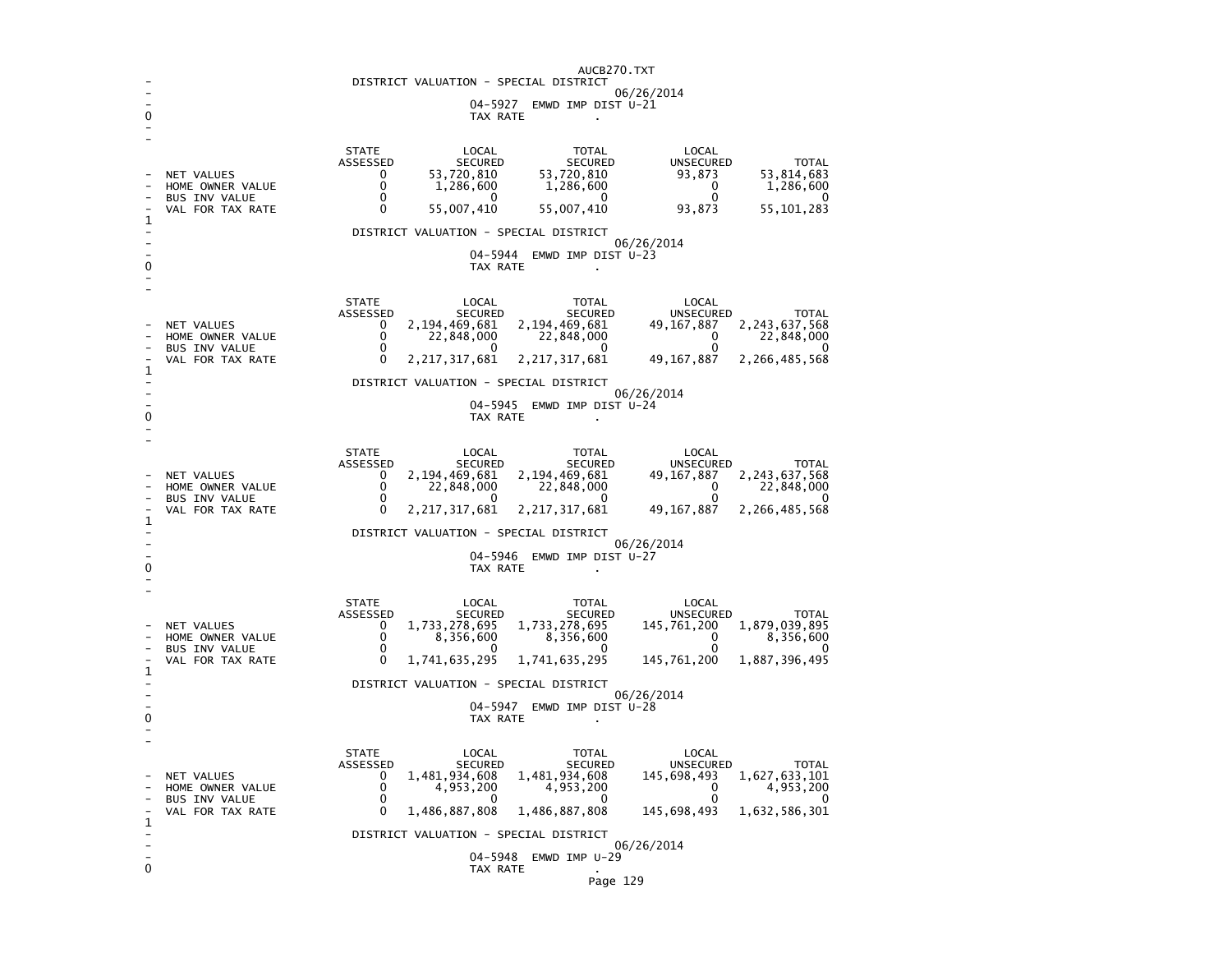AUCB270.TXT

DISTRICT VALUATION - SPECIAL DISTRICT

06/26/2014

04-5927 EMWD IMP DIST U-21

TAX RATE .

| | STATE ASSESSED | LOCAL SECURED | TOTAL SECURED | LOCAL UNSECURED | TOTAL |
|---|---|---|---|---|---|
| NET VALUES | 0 | 53,720,810 | 53,720,810 | 93,873 | 53,814,683 |
| HOME OWNER VALUE | 0 | 1,286,600 | 1,286,600 | 0 | 1,286,600 |
| BUS INV VALUE | 0 | 0 | 0 | 0 | 0 |
| VAL FOR TAX RATE | 0 | 55,007,410 | 55,007,410 | 93,873 | 55,101,283 |

DISTRICT VALUATION - SPECIAL DISTRICT

06/26/2014

04-5944 EMWD IMP DIST U-23

TAX RATE .

| | STATE ASSESSED | LOCAL SECURED | TOTAL SECURED | LOCAL UNSECURED | TOTAL |
|---|---|---|---|---|---|
| NET VALUES | 0 | 2,194,469,681 | 2,194,469,681 | 49,167,887 | 2,243,637,568 |
| HOME OWNER VALUE | 0 | 22,848,000 | 22,848,000 | 0 | 22,848,000 |
| BUS INV VALUE | 0 | 0 | 0 | 0 | 0 |
| VAL FOR TAX RATE | 0 | 2,217,317,681 | 2,217,317,681 | 49,167,887 | 2,266,485,568 |

DISTRICT VALUATION - SPECIAL DISTRICT

06/26/2014

04-5945 EMWD IMP DIST U-24

TAX RATE .

| | STATE ASSESSED | LOCAL SECURED | TOTAL SECURED | LOCAL UNSECURED | TOTAL |
|---|---|---|---|---|---|
| NET VALUES | 0 | 2,194,469,681 | 2,194,469,681 | 49,167,887 | 2,243,637,568 |
| HOME OWNER VALUE | 0 | 22,848,000 | 22,848,000 | 0 | 22,848,000 |
| BUS INV VALUE | 0 | 0 | 0 | 0 | 0 |
| VAL FOR TAX RATE | 0 | 2,217,317,681 | 2,217,317,681 | 49,167,887 | 2,266,485,568 |

DISTRICT VALUATION - SPECIAL DISTRICT

06/26/2014

04-5946 EMWD IMP DIST U-27

TAX RATE .

| | STATE ASSESSED | LOCAL SECURED | TOTAL SECURED | LOCAL UNSECURED | TOTAL |
|---|---|---|---|---|---|
| NET VALUES | 0 | 1,733,278,695 | 1,733,278,695 | 145,761,200 | 1,879,039,895 |
| HOME OWNER VALUE | 0 | 8,356,600 | 8,356,600 | 0 | 8,356,600 |
| BUS INV VALUE | 0 | 0 | 0 | 0 | 0 |
| VAL FOR TAX RATE | 0 | 1,741,635,295 | 1,741,635,295 | 145,761,200 | 1,887,396,495 |

DISTRICT VALUATION - SPECIAL DISTRICT

06/26/2014

04-5947 EMWD IMP DIST U-28

TAX RATE .

| | STATE ASSESSED | LOCAL SECURED | TOTAL SECURED | LOCAL UNSECURED | TOTAL |
|---|---|---|---|---|---|
| NET VALUES | 0 | 1,481,934,608 | 1,481,934,608 | 145,698,493 | 1,627,633,101 |
| HOME OWNER VALUE | 0 | 4,953,200 | 4,953,200 | 0 | 4,953,200 |
| BUS INV VALUE | 0 | 0 | 0 | 0 | 0 |
| VAL FOR TAX RATE | 0 | 1,486,887,808 | 1,486,887,808 | 145,698,493 | 1,632,586,301 |

DISTRICT VALUATION - SPECIAL DISTRICT

06/26/2014

04-5948 EMWD IMP U-29

TAX RATE .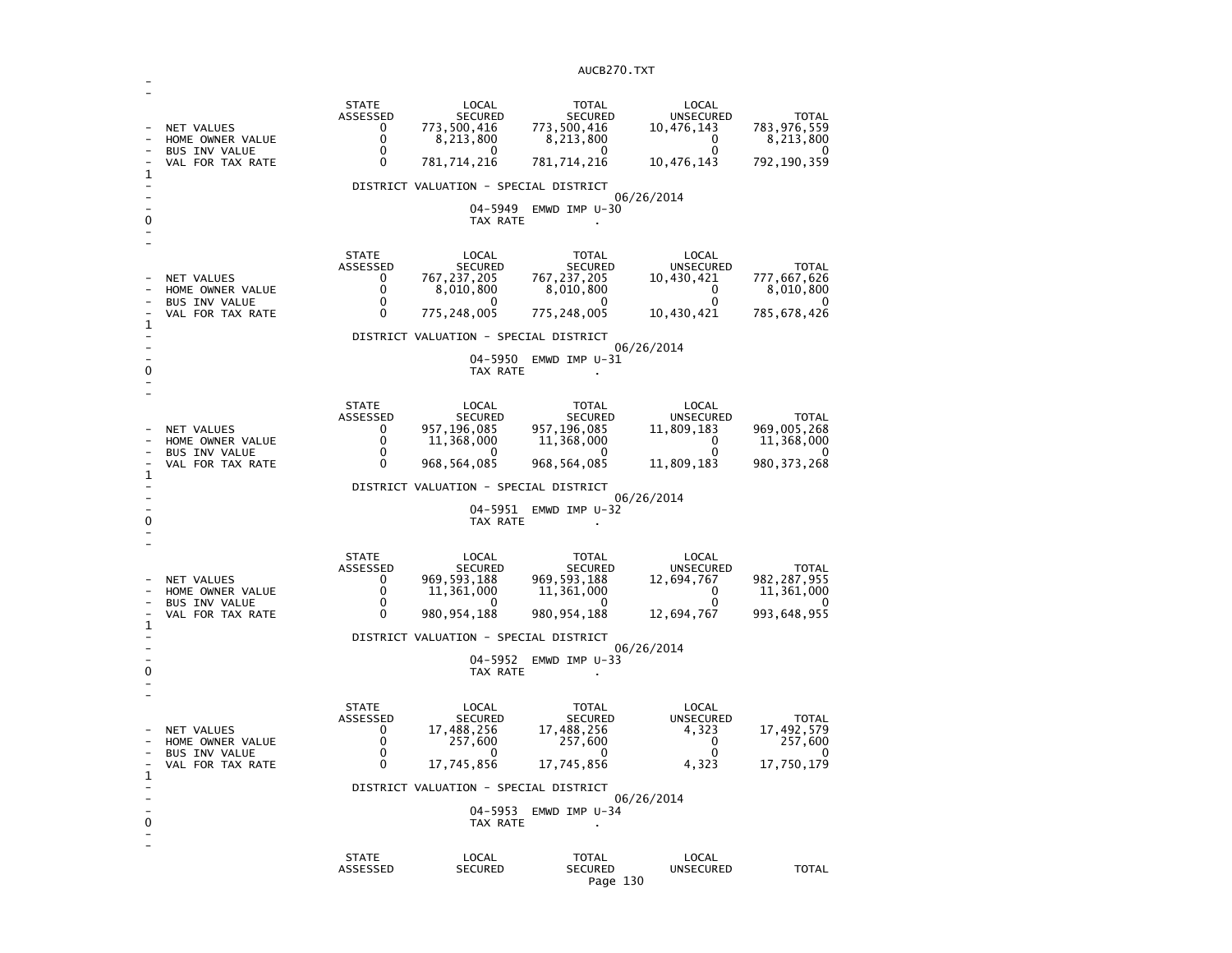| | STATE ASSESSED | LOCAL SECURED | TOTAL SECURED | LOCAL UNSECURED | TOTAL |
|---|---|---|---|---|---|
| NET VALUES | 0 | 773,500,416 | 773,500,416 | 10,476,143 | 783,976,559 |
| HOME OWNER VALUE | 0 | 8,213,800 | 8,213,800 | 0 | 8,213,800 |
| BUS INV VALUE | 0 | 0 | 0 | 0 | 0 |
| VAL FOR TAX RATE | 0 | 781,714,216 | 781,714,216 | 10,476,143 | 792,190,359 |

DISTRICT VALUATION - SPECIAL DISTRICT

06/26/2014

04-5949 EMWD IMP U-30

TAX RATE .

| | STATE ASSESSED | LOCAL SECURED | TOTAL SECURED | LOCAL UNSECURED | TOTAL |
|---|---|---|---|---|---|
| NET VALUES | 0 | 767,237,205 | 767,237,205 | 10,430,421 | 777,667,626 |
| HOME OWNER VALUE | 0 | 8,010,800 | 8,010,800 | 0 | 8,010,800 |
| BUS INV VALUE | 0 | 0 | 0 | 0 | 0 |
| VAL FOR TAX RATE | 0 | 775,248,005 | 775,248,005 | 10,430,421 | 785,678,426 |

DISTRICT VALUATION - SPECIAL DISTRICT

06/26/2014

04-5950 EMWD IMP U-31

TAX RATE .

| | STATE ASSESSED | LOCAL SECURED | TOTAL SECURED | LOCAL UNSECURED | TOTAL |
|---|---|---|---|---|---|
| NET VALUES | 0 | 957,196,085 | 957,196,085 | 11,809,183 | 969,005,268 |
| HOME OWNER VALUE | 0 | 11,368,000 | 11,368,000 | 0 | 11,368,000 |
| BUS INV VALUE | 0 | 0 | 0 | 0 | 0 |
| VAL FOR TAX RATE | 0 | 968,564,085 | 968,564,085 | 11,809,183 | 980,373,268 |

DISTRICT VALUATION - SPECIAL DISTRICT

06/26/2014

04-5951 EMWD IMP U-32

TAX RATE .

| | STATE ASSESSED | LOCAL SECURED | TOTAL SECURED | LOCAL UNSECURED | TOTAL |
|---|---|---|---|---|---|
| NET VALUES | 0 | 969,593,188 | 969,593,188 | 12,694,767 | 982,287,955 |
| HOME OWNER VALUE | 0 | 11,361,000 | 11,361,000 | 0 | 11,361,000 |
| BUS INV VALUE | 0 | 0 | 0 | 0 | 0 |
| VAL FOR TAX RATE | 0 | 980,954,188 | 980,954,188 | 12,694,767 | 993,648,955 |

DISTRICT VALUATION - SPECIAL DISTRICT

06/26/2014

04-5952 EMWD IMP U-33

TAX RATE .

| | STATE ASSESSED | LOCAL SECURED | TOTAL SECURED | LOCAL UNSECURED | TOTAL |
|---|---|---|---|---|---|
| NET VALUES | 0 | 17,488,256 | 17,488,256 | 4,323 | 17,492,579 |
| HOME OWNER VALUE | 0 | 257,600 | 257,600 | 0 | 257,600 |
| BUS INV VALUE | 0 | 0 | 0 | 0 | 0 |
| VAL FOR TAX RATE | 0 | 17,745,856 | 17,745,856 | 4,323 | 17,750,179 |

DISTRICT VALUATION - SPECIAL DISTRICT

06/26/2014

04-5953 EMWD IMP U-34

TAX RATE .

| STATE ASSESSED | LOCAL SECURED | TOTAL SECURED | LOCAL UNSECURED | TOTAL |
|---|---|---|---|---|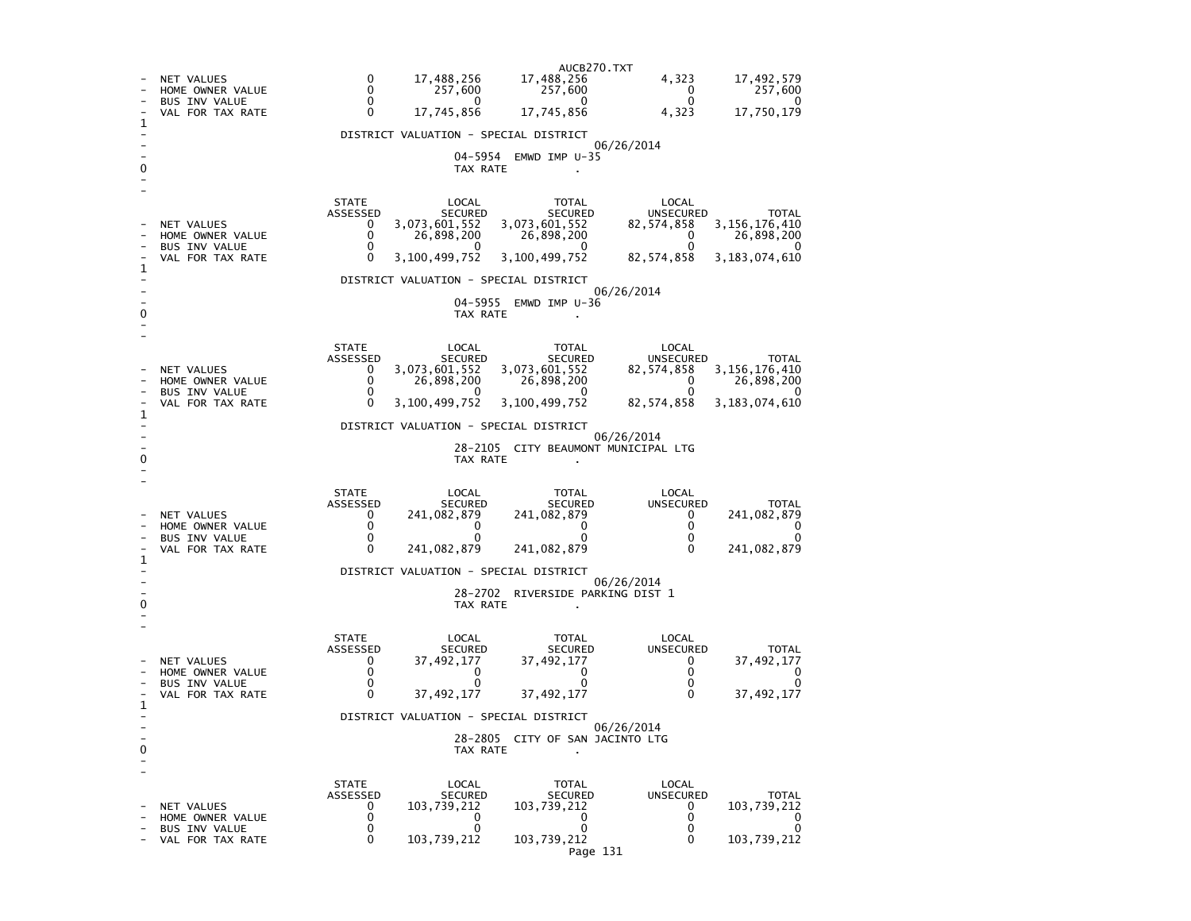| | STATE ASSESSED | LOCAL SECURED | TOTAL SECURED | LOCAL UNSECURED | TOTAL |
|---|---|---|---|---|---|
| NET VALUES | 0 | 17,488,256 | 17,488,256 | 4,323 | 17,492,579 |
| HOME OWNER VALUE | 0 | 257,600 | 257,600 | 0 | 257,600 |
| BUS INV VALUE | 0 | 0 | 0 | 0 | 0 |
| VAL FOR TAX RATE | 0 | 17,745,856 | 17,745,856 | 4,323 | 17,750,179 |

DISTRICT VALUATION - SPECIAL DISTRICT

06/26/2014

04-5954 EMWD IMP U-35

TAX RATE .

| | STATE ASSESSED | LOCAL SECURED | TOTAL SECURED | LOCAL UNSECURED | TOTAL |
|---|---|---|---|---|---|
| NET VALUES | 0 | 3,073,601,552 | 3,073,601,552 | 82,574,858 | 3,156,176,410 |
| HOME OWNER VALUE | 0 | 26,898,200 | 26,898,200 | 0 | 26,898,200 |
| BUS INV VALUE | 0 | 0 | 0 | 0 | 0 |
| VAL FOR TAX RATE | 0 | 3,100,499,752 | 3,100,499,752 | 82,574,858 | 3,183,074,610 |

DISTRICT VALUATION - SPECIAL DISTRICT

06/26/2014

04-5955 EMWD IMP U-36

TAX RATE .

| | STATE ASSESSED | LOCAL SECURED | TOTAL SECURED | LOCAL UNSECURED | TOTAL |
|---|---|---|---|---|---|
| NET VALUES | 0 | 3,073,601,552 | 3,073,601,552 | 82,574,858 | 3,156,176,410 |
| HOME OWNER VALUE | 0 | 26,898,200 | 26,898,200 | 0 | 26,898,200 |
| BUS INV VALUE | 0 | 0 | 0 | 0 | 0 |
| VAL FOR TAX RATE | 0 | 3,100,499,752 | 3,100,499,752 | 82,574,858 | 3,183,074,610 |

DISTRICT VALUATION - SPECIAL DISTRICT

06/26/2014

28-2105 CITY BEAUMONT MUNICIPAL LTG

TAX RATE .

| | STATE ASSESSED | LOCAL SECURED | TOTAL SECURED | LOCAL UNSECURED | TOTAL |
|---|---|---|---|---|---|
| NET VALUES | 0 | 241,082,879 | 241,082,879 | 0 | 241,082,879 |
| HOME OWNER VALUE | 0 | 0 | 0 | 0 | 0 |
| BUS INV VALUE | 0 | 0 | 0 | 0 | 0 |
| VAL FOR TAX RATE | 0 | 241,082,879 | 241,082,879 | 0 | 241,082,879 |

DISTRICT VALUATION - SPECIAL DISTRICT

06/26/2014

28-2702 RIVERSIDE PARKING DIST 1

TAX RATE .

| | STATE ASSESSED | LOCAL SECURED | TOTAL SECURED | LOCAL UNSECURED | TOTAL |
|---|---|---|---|---|---|
| NET VALUES | 0 | 37,492,177 | 37,492,177 | 0 | 37,492,177 |
| HOME OWNER VALUE | 0 | 0 | 0 | 0 | 0 |
| BUS INV VALUE | 0 | 0 | 0 | 0 | 0 |
| VAL FOR TAX RATE | 0 | 37,492,177 | 37,492,177 | 0 | 37,492,177 |

DISTRICT VALUATION - SPECIAL DISTRICT

06/26/2014

28-2805 CITY OF SAN JACINTO LTG

TAX RATE .

| | STATE ASSESSED | LOCAL SECURED | TOTAL SECURED | LOCAL UNSECURED | TOTAL |
|---|---|---|---|---|---|
| NET VALUES | 0 | 103,739,212 | 103,739,212 | 0 | 103,739,212 |
| HOME OWNER VALUE | 0 | 0 | 0 | 0 | 0 |
| BUS INV VALUE | 0 | 0 | 0 | 0 | 0 |
| VAL FOR TAX RATE | 0 | 103,739,212 | 103,739,212 | 0 | 103,739,212 |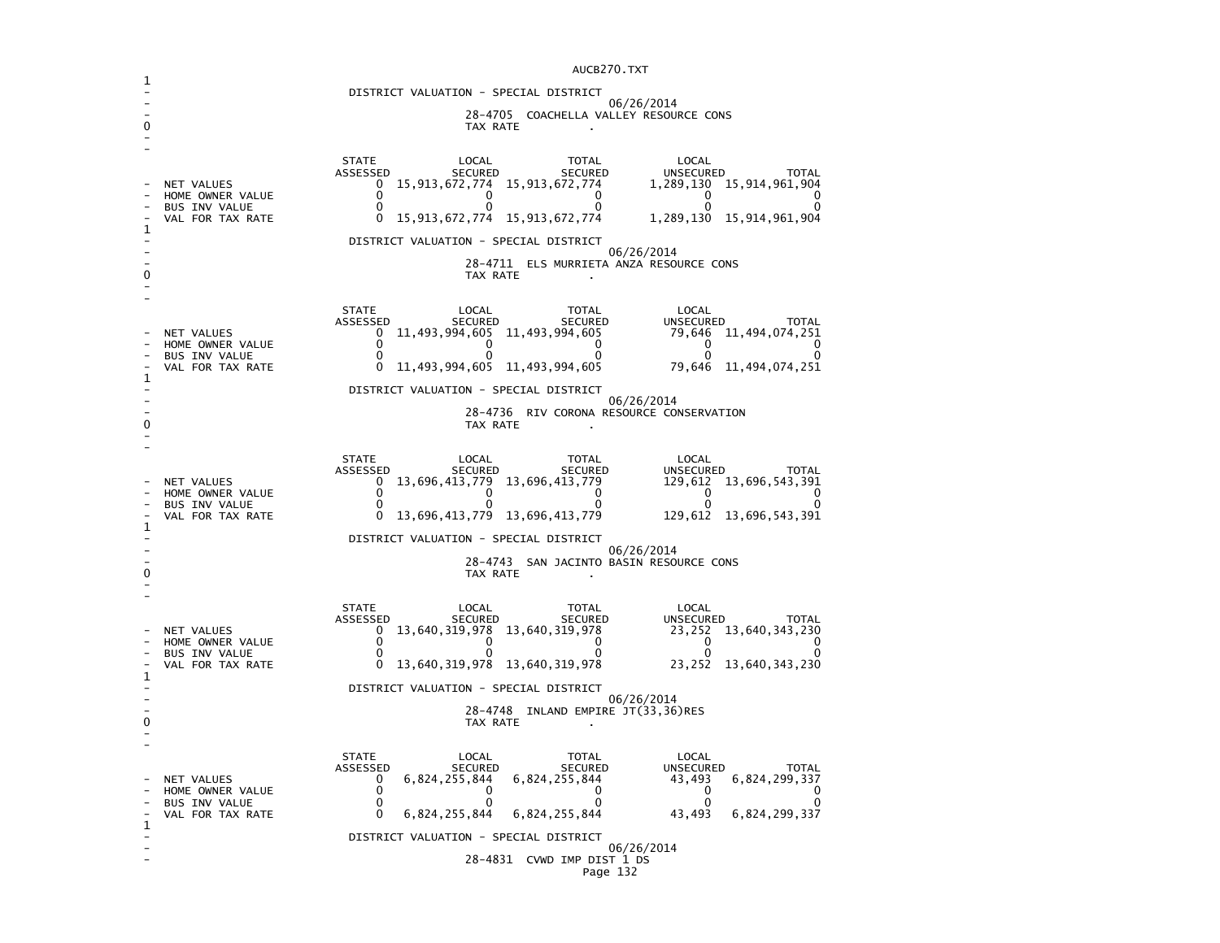DISTRICT VALUATION - SPECIAL DISTRICT

06/26/2014

28-4705 COACHELLA VALLEY RESOURCE CONS

TAX RATE .

| | STATE ASSESSED | LOCAL SECURED | TOTAL SECURED | LOCAL UNSECURED | TOTAL |
|---|---|---|---|---|---|
| NET VALUES | 0 | 15,913,672,774 | 15,913,672,774 | 1,289,130 | 15,914,961,904 |
| HOME OWNER VALUE | 0 | 0 | 0 | 0 | 0 |
| BUS INV VALUE | 0 | 0 | 0 | 0 | 0 |
| VAL FOR TAX RATE | 0 | 15,913,672,774 | 15,913,672,774 | 1,289,130 | 15,914,961,904 |

DISTRICT VALUATION - SPECIAL DISTRICT

06/26/2014

28-4711 ELS MURRIETA ANZA RESOURCE CONS

TAX RATE .

| | STATE ASSESSED | LOCAL SECURED | TOTAL SECURED | LOCAL UNSECURED | TOTAL |
|---|---|---|---|---|---|
| NET VALUES | 0 | 11,493,994,605 | 11,493,994,605 | 79,646 | 11,494,074,251 |
| HOME OWNER VALUE | 0 | 0 | 0 | 0 | 0 |
| BUS INV VALUE | 0 | 0 | 0 | 0 | 0 |
| VAL FOR TAX RATE | 0 | 11,493,994,605 | 11,493,994,605 | 79,646 | 11,494,074,251 |

DISTRICT VALUATION - SPECIAL DISTRICT

06/26/2014

28-4736 RIV CORONA RESOURCE CONSERVATION

TAX RATE .

| | STATE ASSESSED | LOCAL SECURED | TOTAL SECURED | LOCAL UNSECURED | TOTAL |
|---|---|---|---|---|---|
| NET VALUES | 0 | 13,696,413,779 | 13,696,413,779 | 129,612 | 13,696,543,391 |
| HOME OWNER VALUE | 0 | 0 | 0 | 0 | 0 |
| BUS INV VALUE | 0 | 0 | 0 | 0 | 0 |
| VAL FOR TAX RATE | 0 | 13,696,413,779 | 13,696,413,779 | 129,612 | 13,696,543,391 |

DISTRICT VALUATION - SPECIAL DISTRICT

06/26/2014

28-4743 SAN JACINTO BASIN RESOURCE CONS

TAX RATE .

| | STATE ASSESSED | LOCAL SECURED | TOTAL SECURED | LOCAL UNSECURED | TOTAL |
|---|---|---|---|---|---|
| NET VALUES | 0 | 13,640,319,978 | 13,640,319,978 | 23,252 | 13,640,343,230 |
| HOME OWNER VALUE | 0 | 0 | 0 | 0 | 0 |
| BUS INV VALUE | 0 | 0 | 0 | 0 | 0 |
| VAL FOR TAX RATE | 0 | 13,640,319,978 | 13,640,319,978 | 23,252 | 13,640,343,230 |

DISTRICT VALUATION - SPECIAL DISTRICT

06/26/2014

28-4748 INLAND EMPIRE JT(33,36)RES

TAX RATE .

| | STATE ASSESSED | LOCAL SECURED | TOTAL SECURED | LOCAL UNSECURED | TOTAL |
|---|---|---|---|---|---|
| NET VALUES | 0 | 6,824,255,844 | 6,824,255,844 | 43,493 | 6,824,299,337 |
| HOME OWNER VALUE | 0 | 0 | 0 | 0 | 0 |
| BUS INV VALUE | 0 | 0 | 0 | 0 | 0 |
| VAL FOR TAX RATE | 0 | 6,824,255,844 | 6,824,255,844 | 43,493 | 6,824,299,337 |

DISTRICT VALUATION - SPECIAL DISTRICT

06/26/2014

28-4831 CVWD IMP DIST 1 DS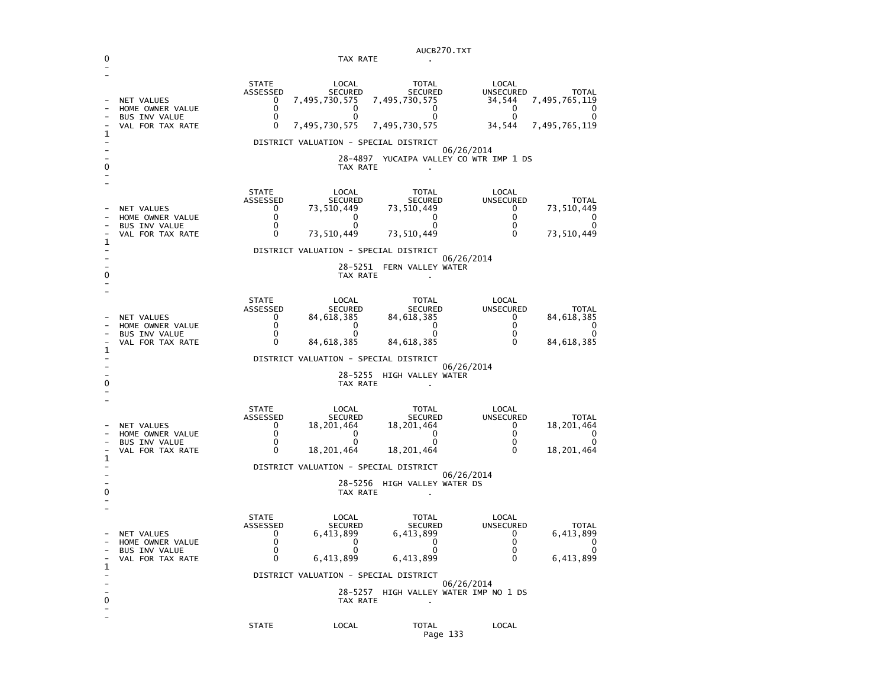TAX RATE .

| | STATE ASSESSED | LOCAL SECURED | TOTAL SECURED | LOCAL UNSECURED | TOTAL |
|---|---|---|---|---|---|
| NET VALUES | 0 | 7,495,730,575 | 7,495,730,575 | 34,544 | 7,495,765,119 |
| HOME OWNER VALUE | 0 | 0 | 0 | 0 | 0 |
| BUS INV VALUE | 0 | 0 | 0 | 0 | 0 |
| VAL FOR TAX RATE | 0 | 7,495,730,575 | 7,495,730,575 | 34,544 | 7,495,765,119 |

DISTRICT VALUATION - SPECIAL DISTRICT

06/26/2014

28-4897 YUCAIPA VALLEY CO WTR IMP 1 DS

TAX RATE .

| | STATE ASSESSED | LOCAL SECURED | TOTAL SECURED | LOCAL UNSECURED | TOTAL |
|---|---|---|---|---|---|
| NET VALUES | 0 | 73,510,449 | 73,510,449 | 0 | 73,510,449 |
| HOME OWNER VALUE | 0 | 0 | 0 | 0 | 0 |
| BUS INV VALUE | 0 | 0 | 0 | 0 | 0 |
| VAL FOR TAX RATE | 0 | 73,510,449 | 73,510,449 | 0 | 73,510,449 |

DISTRICT VALUATION - SPECIAL DISTRICT

06/26/2014

28-5251 FERN VALLEY WATER

TAX RATE .

| | STATE ASSESSED | LOCAL SECURED | TOTAL SECURED | LOCAL UNSECURED | TOTAL |
|---|---|---|---|---|---|
| NET VALUES | 0 | 84,618,385 | 84,618,385 | 0 | 84,618,385 |
| HOME OWNER VALUE | 0 | 0 | 0 | 0 | 0 |
| BUS INV VALUE | 0 | 0 | 0 | 0 | 0 |
| VAL FOR TAX RATE | 0 | 84,618,385 | 84,618,385 | 0 | 84,618,385 |

DISTRICT VALUATION - SPECIAL DISTRICT

06/26/2014

28-5255 HIGH VALLEY WATER

TAX RATE .

| | STATE ASSESSED | LOCAL SECURED | TOTAL SECURED | LOCAL UNSECURED | TOTAL |
|---|---|---|---|---|---|
| NET VALUES | 0 | 18,201,464 | 18,201,464 | 0 | 18,201,464 |
| HOME OWNER VALUE | 0 | 0 | 0 | 0 | 0 |
| BUS INV VALUE | 0 | 0 | 0 | 0 | 0 |
| VAL FOR TAX RATE | 0 | 18,201,464 | 18,201,464 | 0 | 18,201,464 |

DISTRICT VALUATION - SPECIAL DISTRICT

06/26/2014

28-5256 HIGH VALLEY WATER DS

TAX RATE .

| | STATE ASSESSED | LOCAL SECURED | TOTAL SECURED | LOCAL UNSECURED | TOTAL |
|---|---|---|---|---|---|
| NET VALUES | 0 | 6,413,899 | 6,413,899 | 0 | 6,413,899 |
| HOME OWNER VALUE | 0 | 0 | 0 | 0 | 0 |
| BUS INV VALUE | 0 | 0 | 0 | 0 | 0 |
| VAL FOR TAX RATE | 0 | 6,413,899 | 6,413,899 | 0 | 6,413,899 |

DISTRICT VALUATION - SPECIAL DISTRICT

06/26/2014

28-5257 HIGH VALLEY WATER IMP NO 1 DS

TAX RATE .

STATE LOCAL TOTAL LOCAL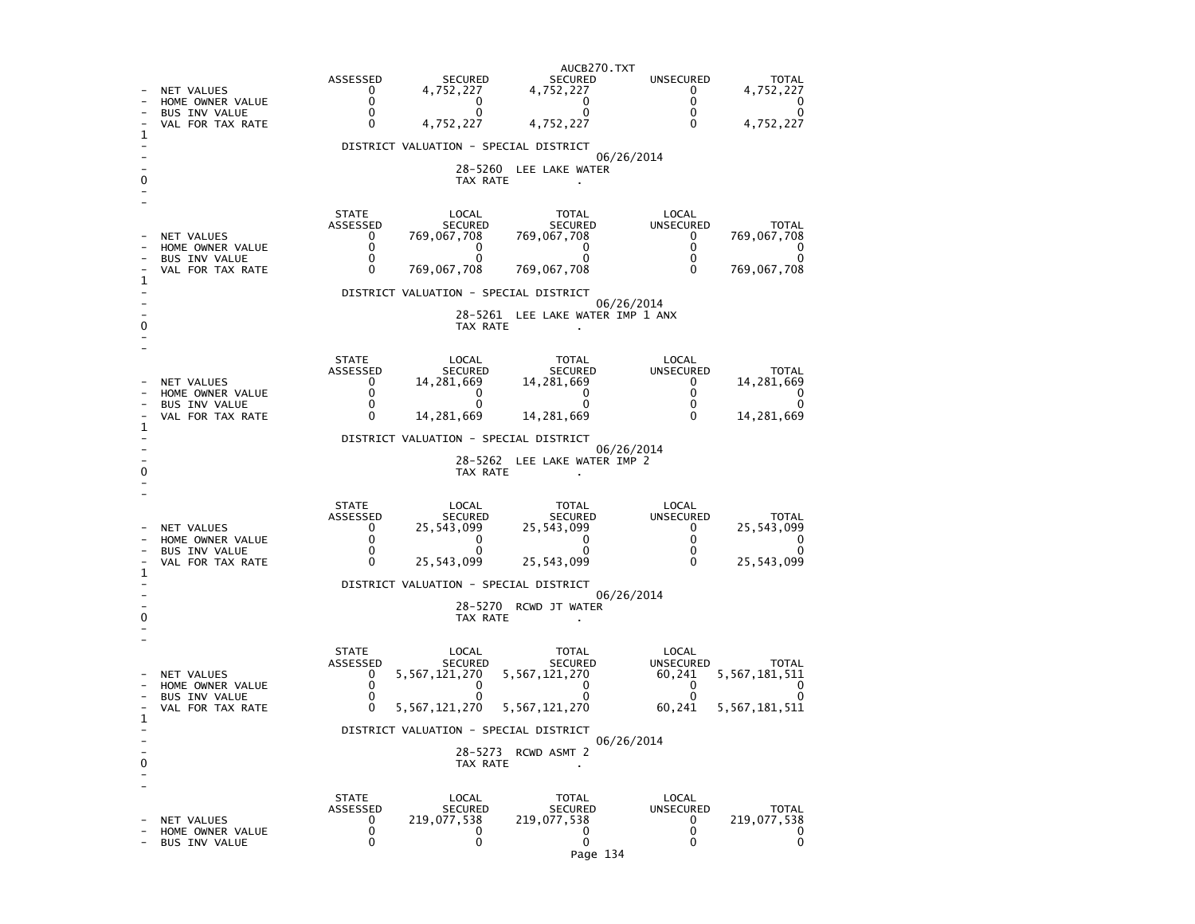| | ASSESSED | SECURED | SECURED | UNSECURED | TOTAL |
|---|---|---|---|---|---|
| NET VALUES | 0 | 4,752,227 | 4,752,227 | 0 | 4,752,227 |
| HOME OWNER VALUE | 0 | 0 | 0 | 0 | 0 |
| BUS INV VALUE | 0 | 0 | 0 | 0 | 0 |
| VAL FOR TAX RATE | 0 | 4,752,227 | 4,752,227 | 0 | 4,752,227 |

DISTRICT VALUATION - SPECIAL DISTRICT

06/26/2014

28-5260 LEE LAKE WATER

TAX RATE .

| | STATE ASSESSED | LOCAL SECURED | TOTAL SECURED | LOCAL UNSECURED | TOTAL |
|---|---|---|---|---|---|
| NET VALUES | 0 | 769,067,708 | 769,067,708 | 0 | 769,067,708 |
| HOME OWNER VALUE | 0 | 0 | 0 | 0 | 0 |
| BUS INV VALUE | 0 | 0 | 0 | 0 | 0 |
| VAL FOR TAX RATE | 0 | 769,067,708 | 769,067,708 | 0 | 769,067,708 |

DISTRICT VALUATION - SPECIAL DISTRICT

06/26/2014

28-5261 LEE LAKE WATER IMP 1 ANX

TAX RATE .

| | STATE ASSESSED | LOCAL SECURED | TOTAL SECURED | LOCAL UNSECURED | TOTAL |
|---|---|---|---|---|---|
| NET VALUES | 0 | 14,281,669 | 14,281,669 | 0 | 14,281,669 |
| HOME OWNER VALUE | 0 | 0 | 0 | 0 | 0 |
| BUS INV VALUE | 0 | 0 | 0 | 0 | 0 |
| VAL FOR TAX RATE | 0 | 14,281,669 | 14,281,669 | 0 | 14,281,669 |

DISTRICT VALUATION - SPECIAL DISTRICT

06/26/2014

28-5262 LEE LAKE WATER IMP 2

TAX RATE .

| | STATE ASSESSED | LOCAL SECURED | TOTAL SECURED | LOCAL UNSECURED | TOTAL |
|---|---|---|---|---|---|
| NET VALUES | 0 | 25,543,099 | 25,543,099 | 0 | 25,543,099 |
| HOME OWNER VALUE | 0 | 0 | 0 | 0 | 0 |
| BUS INV VALUE | 0 | 0 | 0 | 0 | 0 |
| VAL FOR TAX RATE | 0 | 25,543,099 | 25,543,099 | 0 | 25,543,099 |

DISTRICT VALUATION - SPECIAL DISTRICT

06/26/2014

28-5270 RCWD JT WATER

TAX RATE .

| | STATE ASSESSED | LOCAL SECURED | TOTAL SECURED | LOCAL UNSECURED | TOTAL |
|---|---|---|---|---|---|
| NET VALUES | 0 | 5,567,121,270 | 5,567,121,270 | 60,241 | 5,567,181,511 |
| HOME OWNER VALUE | 0 | 0 | 0 | 0 | 0 |
| BUS INV VALUE | 0 | 0 | 0 | 0 | 0 |
| VAL FOR TAX RATE | 0 | 5,567,121,270 | 5,567,121,270 | 60,241 | 5,567,181,511 |

DISTRICT VALUATION - SPECIAL DISTRICT

06/26/2014

28-5273 RCWD ASMT 2

TAX RATE .

| | STATE ASSESSED | LOCAL SECURED | TOTAL SECURED | LOCAL UNSECURED | TOTAL |
|---|---|---|---|---|---|
| NET VALUES | 0 | 219,077,538 | 219,077,538 | 0 | 219,077,538 |
| HOME OWNER VALUE | 0 | 0 | 0 | 0 | 0 |
| BUS INV VALUE | 0 | 0 | 0 | 0 | 0 |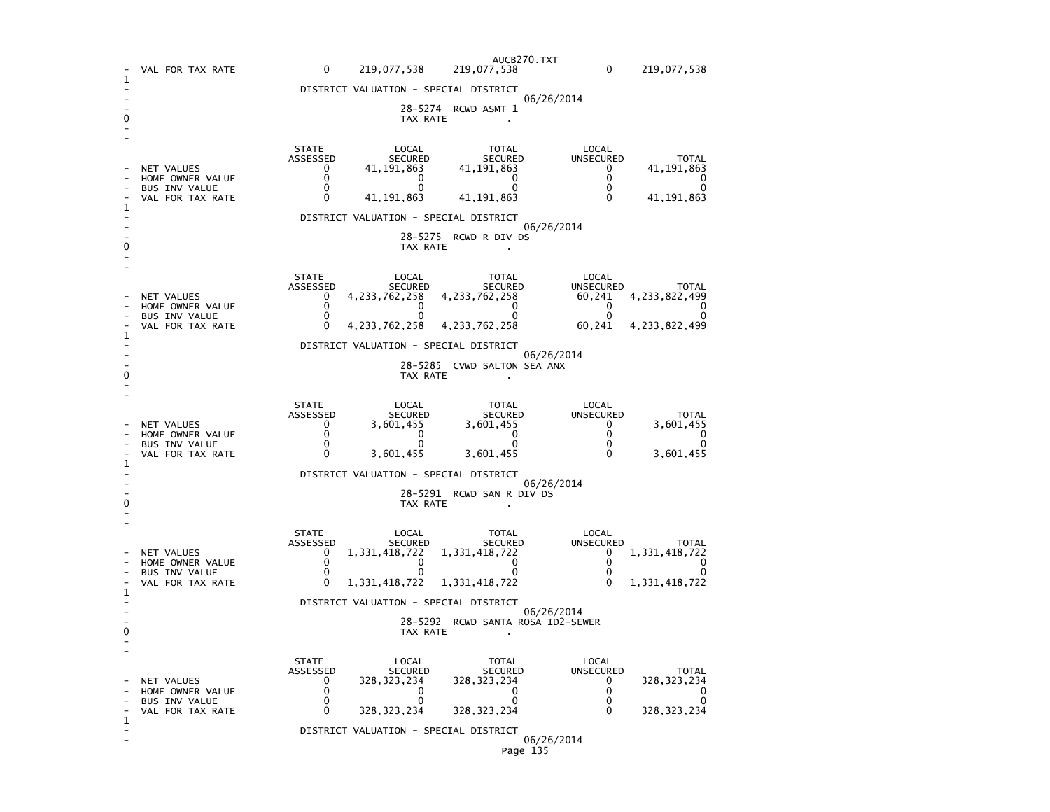| | STATE ASSESSED | LOCAL SECURED | TOTAL SECURED | LOCAL UNSECURED | TOTAL |
|---|---|---|---|---|---|
| VAL FOR TAX RATE | 0 | 219,077,538 | 219,077,538 | 0 | 219,077,538 |

DISTRICT VALUATION - SPECIAL DISTRICT

06/26/2014

28-5274 RCWD ASMT 1

TAX RATE .

| | STATE ASSESSED | LOCAL SECURED | TOTAL SECURED | LOCAL UNSECURED | TOTAL |
|---|---|---|---|---|---|
| NET VALUES | 0 | 41,191,863 | 41,191,863 | 0 | 41,191,863 |
| HOME OWNER VALUE | 0 | 0 | 0 | 0 | 0 |
| BUS INV VALUE | 0 | 0 | 0 | 0 | 0 |
| VAL FOR TAX RATE | 0 | 41,191,863 | 41,191,863 | 0 | 41,191,863 |

DISTRICT VALUATION - SPECIAL DISTRICT

06/26/2014

28-5275 RCWD R DIV DS

TAX RATE .

| | STATE ASSESSED | LOCAL SECURED | TOTAL SECURED | LOCAL UNSECURED | TOTAL |
|---|---|---|---|---|---|
| NET VALUES | 0 | 4,233,762,258 | 4,233,762,258 | 60,241 | 4,233,822,499 |
| HOME OWNER VALUE | 0 | 0 | 0 | 0 | 0 |
| BUS INV VALUE | 0 | 0 | 0 | 0 | 0 |
| VAL FOR TAX RATE | 0 | 4,233,762,258 | 4,233,762,258 | 60,241 | 4,233,822,499 |

DISTRICT VALUATION - SPECIAL DISTRICT

06/26/2014

28-5285 CVWD SALTON SEA ANX

TAX RATE .

| | STATE ASSESSED | LOCAL SECURED | TOTAL SECURED | LOCAL UNSECURED | TOTAL |
|---|---|---|---|---|---|
| NET VALUES | 0 | 3,601,455 | 3,601,455 | 0 | 3,601,455 |
| HOME OWNER VALUE | 0 | 0 | 0 | 0 | 0 |
| BUS INV VALUE | 0 | 0 | 0 | 0 | 0 |
| VAL FOR TAX RATE | 0 | 3,601,455 | 3,601,455 | 0 | 3,601,455 |

DISTRICT VALUATION - SPECIAL DISTRICT

06/26/2014

28-5291 RCWD SAN R DIV DS

TAX RATE .

| | STATE ASSESSED | LOCAL SECURED | TOTAL SECURED | LOCAL UNSECURED | TOTAL |
|---|---|---|---|---|---|
| NET VALUES | 0 | 1,331,418,722 | 1,331,418,722 | 0 | 1,331,418,722 |
| HOME OWNER VALUE | 0 | 0 | 0 | 0 | 0 |
| BUS INV VALUE | 0 | 0 | 0 | 0 | 0 |
| VAL FOR TAX RATE | 0 | 1,331,418,722 | 1,331,418,722 | 0 | 1,331,418,722 |

DISTRICT VALUATION - SPECIAL DISTRICT

06/26/2014

28-5292 RCWD SANTA ROSA ID2-SEWER

TAX RATE .

| | STATE ASSESSED | LOCAL SECURED | TOTAL SECURED | LOCAL UNSECURED | TOTAL |
|---|---|---|---|---|---|
| NET VALUES | 0 | 328,323,234 | 328,323,234 | 0 | 328,323,234 |
| HOME OWNER VALUE | 0 | 0 | 0 | 0 | 0 |
| BUS INV VALUE | 0 | 0 | 0 | 0 | 0 |
| VAL FOR TAX RATE | 0 | 328,323,234 | 328,323,234 | 0 | 328,323,234 |

DISTRICT VALUATION - SPECIAL DISTRICT

06/26/2014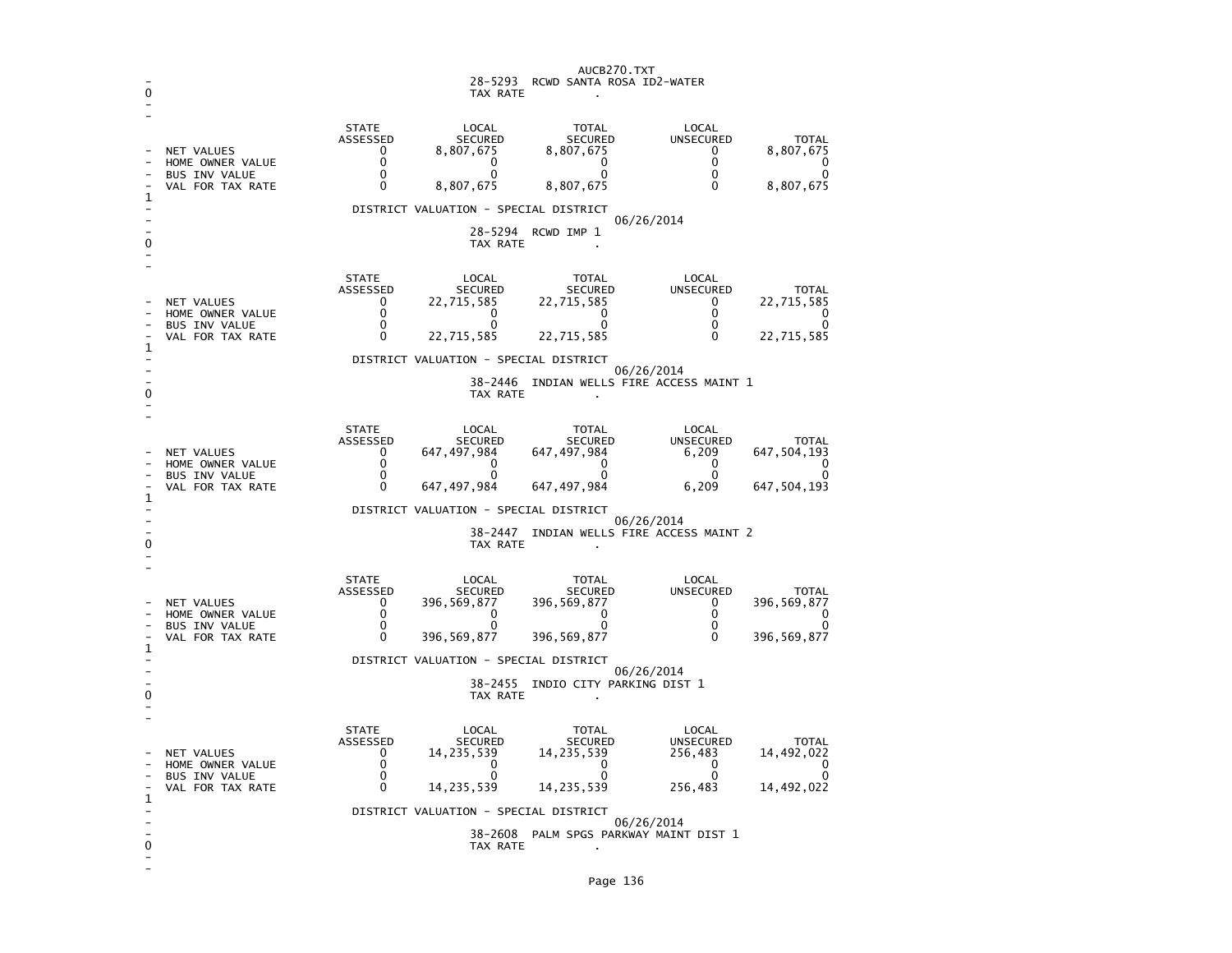28-5293 RCWD SANTA ROSA ID2-WATER

TAX RATE .

| | STATE ASSESSED | LOCAL SECURED | TOTAL SECURED | LOCAL UNSECURED | TOTAL |
|---|---|---|---|---|---|
| NET VALUES | 0 | 8,807,675 | 8,807,675 | 0 | 8,807,675 |
| HOME OWNER VALUE | 0 | 0 | 0 | 0 | 0 |
| BUS INV VALUE | 0 | 0 | 0 | 0 | 0 |
| VAL FOR TAX RATE | 0 | 8,807,675 | 8,807,675 | 0 | 8,807,675 |

DISTRICT VALUATION - SPECIAL DISTRICT

06/26/2014

28-5294 RCWD IMP 1

TAX RATE .

| | STATE ASSESSED | LOCAL SECURED | TOTAL SECURED | LOCAL UNSECURED | TOTAL |
|---|---|---|---|---|---|
| NET VALUES | 0 | 22,715,585 | 22,715,585 | 0 | 22,715,585 |
| HOME OWNER VALUE | 0 | 0 | 0 | 0 | 0 |
| BUS INV VALUE | 0 | 0 | 0 | 0 | 0 |
| VAL FOR TAX RATE | 0 | 22,715,585 | 22,715,585 | 0 | 22,715,585 |

DISTRICT VALUATION - SPECIAL DISTRICT

06/26/2014

38-2446 INDIAN WELLS FIRE ACCESS MAINT 1

TAX RATE .

| | STATE ASSESSED | LOCAL SECURED | TOTAL SECURED | LOCAL UNSECURED | TOTAL |
|---|---|---|---|---|---|
| NET VALUES | 0 | 647,497,984 | 647,497,984 | 6,209 | 647,504,193 |
| HOME OWNER VALUE | 0 | 0 | 0 | 0 | 0 |
| BUS INV VALUE | 0 | 0 | 0 | 0 | 0 |
| VAL FOR TAX RATE | 0 | 647,497,984 | 647,497,984 | 6,209 | 647,504,193 |

DISTRICT VALUATION - SPECIAL DISTRICT

06/26/2014

38-2447 INDIAN WELLS FIRE ACCESS MAINT 2

TAX RATE .

| | STATE ASSESSED | LOCAL SECURED | TOTAL SECURED | LOCAL UNSECURED | TOTAL |
|---|---|---|---|---|---|
| NET VALUES | 0 | 396,569,877 | 396,569,877 | 0 | 396,569,877 |
| HOME OWNER VALUE | 0 | 0 | 0 | 0 | 0 |
| BUS INV VALUE | 0 | 0 | 0 | 0 | 0 |
| VAL FOR TAX RATE | 0 | 396,569,877 | 396,569,877 | 0 | 396,569,877 |

DISTRICT VALUATION - SPECIAL DISTRICT

06/26/2014

38-2455 INDIO CITY PARKING DIST 1

TAX RATE .

| | STATE ASSESSED | LOCAL SECURED | TOTAL SECURED | LOCAL UNSECURED | TOTAL |
|---|---|---|---|---|---|
| NET VALUES | 0 | 14,235,539 | 14,235,539 | 256,483 | 14,492,022 |
| HOME OWNER VALUE | 0 | 0 | 0 | 0 | 0 |
| BUS INV VALUE | 0 | 0 | 0 | 0 | 0 |
| VAL FOR TAX RATE | 0 | 14,235,539 | 14,235,539 | 256,483 | 14,492,022 |

DISTRICT VALUATION - SPECIAL DISTRICT

06/26/2014

38-2608 PALM SPGS PARKWAY MAINT DIST 1

TAX RATE .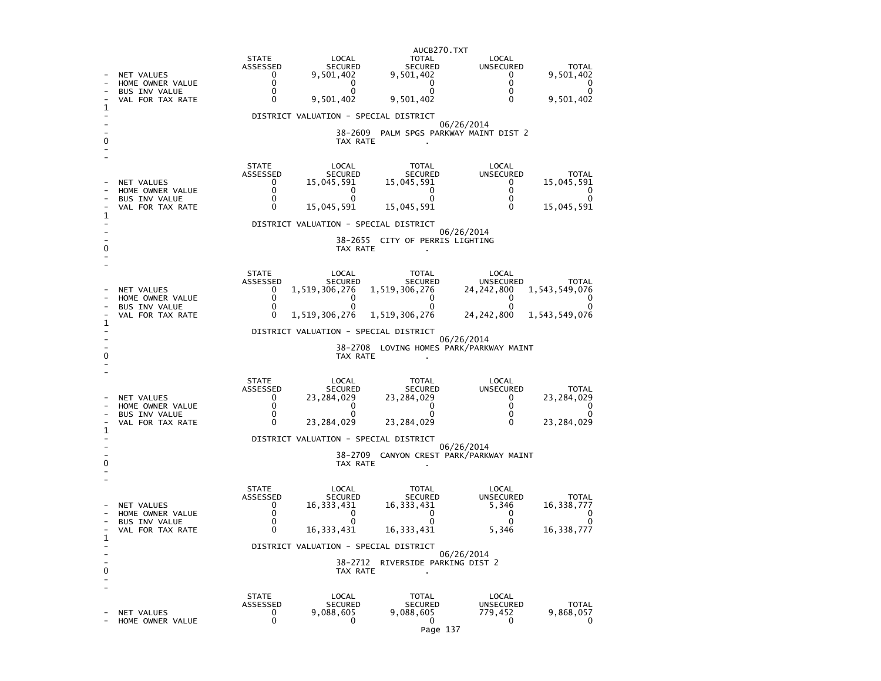| | STATE ASSESSED | LOCAL SECURED | TOTAL SECURED | LOCAL UNSECURED | TOTAL |
|---|---|---|---|---|---|
| NET VALUES | 0 | 9,501,402 | 9,501,402 | 0 | 9,501,402 |
| HOME OWNER VALUE | 0 | 0 | 0 | 0 | 0 |
| BUS INV VALUE | 0 | 0 | 0 | 0 | 0 |
| VAL FOR TAX RATE | 0 | 9,501,402 | 9,501,402 | 0 | 9,501,402 |

DISTRICT VALUATION - SPECIAL DISTRICT

06/26/2014

38-2609 PALM SPGS PARKWAY MAINT DIST 2

TAX RATE .

| | STATE ASSESSED | LOCAL SECURED | TOTAL SECURED | LOCAL UNSECURED | TOTAL |
|---|---|---|---|---|---|
| NET VALUES | 0 | 15,045,591 | 15,045,591 | 0 | 15,045,591 |
| HOME OWNER VALUE | 0 | 0 | 0 | 0 | 0 |
| BUS INV VALUE | 0 | 0 | 0 | 0 | 0 |
| VAL FOR TAX RATE | 0 | 15,045,591 | 15,045,591 | 0 | 15,045,591 |

DISTRICT VALUATION - SPECIAL DISTRICT

06/26/2014

38-2655 CITY OF PERRIS LIGHTING

TAX RATE .

| | STATE ASSESSED | LOCAL SECURED | TOTAL SECURED | LOCAL UNSECURED | TOTAL |
|---|---|---|---|---|---|
| NET VALUES | 0 | 1,519,306,276 | 1,519,306,276 | 24,242,800 | 1,543,549,076 |
| HOME OWNER VALUE | 0 | 0 | 0 | 0 | 0 |
| BUS INV VALUE | 0 | 0 | 0 | 0 | 0 |
| VAL FOR TAX RATE | 0 | 1,519,306,276 | 1,519,306,276 | 24,242,800 | 1,543,549,076 |

DISTRICT VALUATION - SPECIAL DISTRICT

06/26/2014

38-2708 LOVING HOMES PARK/PARKWAY MAINT

TAX RATE .

| | STATE ASSESSED | LOCAL SECURED | TOTAL SECURED | LOCAL UNSECURED | TOTAL |
|---|---|---|---|---|---|
| NET VALUES | 0 | 23,284,029 | 23,284,029 | 0 | 23,284,029 |
| HOME OWNER VALUE | 0 | 0 | 0 | 0 | 0 |
| BUS INV VALUE | 0 | 0 | 0 | 0 | 0 |
| VAL FOR TAX RATE | 0 | 23,284,029 | 23,284,029 | 0 | 23,284,029 |

DISTRICT VALUATION - SPECIAL DISTRICT

06/26/2014

38-2709 CANYON CREST PARK/PARKWAY MAINT

TAX RATE .

| | STATE ASSESSED | LOCAL SECURED | TOTAL SECURED | LOCAL UNSECURED | TOTAL |
|---|---|---|---|---|---|
| NET VALUES | 0 | 16,333,431 | 16,333,431 | 5,346 | 16,338,777 |
| HOME OWNER VALUE | 0 | 0 | 0 | 0 | 0 |
| BUS INV VALUE | 0 | 0 | 0 | 0 | 0 |
| VAL FOR TAX RATE | 0 | 16,333,431 | 16,333,431 | 5,346 | 16,338,777 |

DISTRICT VALUATION - SPECIAL DISTRICT

06/26/2014

38-2712 RIVERSIDE PARKING DIST 2

TAX RATE .

| | STATE ASSESSED | LOCAL SECURED | TOTAL SECURED | LOCAL UNSECURED | TOTAL |
|---|---|---|---|---|---|
| NET VALUES | 0 | 9,088,605 | 9,088,605 | 779,452 | 9,868,057 |
| HOME OWNER VALUE | 0 | 0 | 0 | 0 | 0 |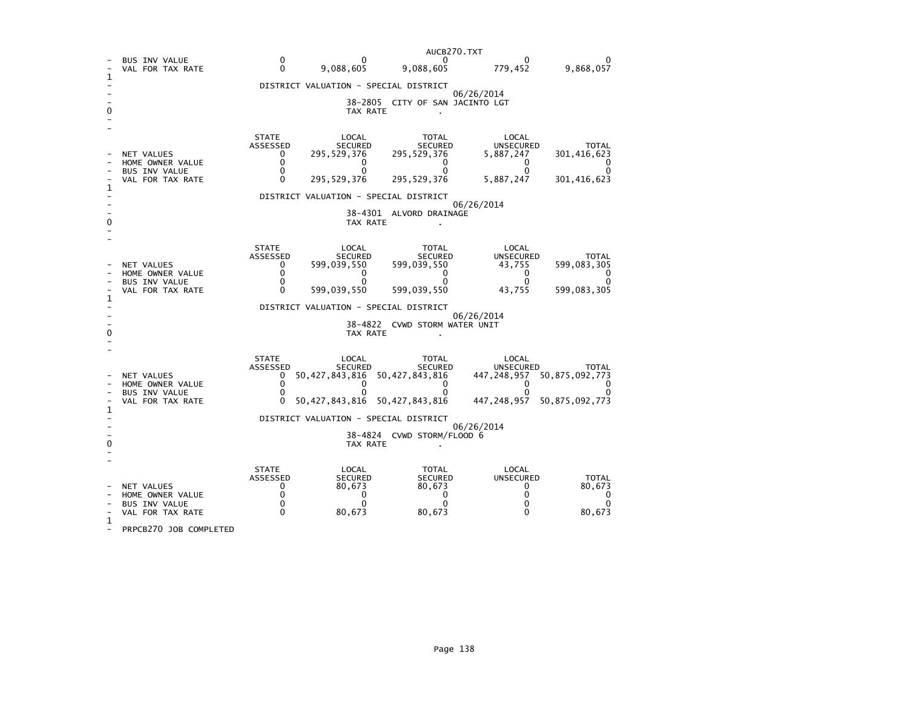AUCB270.TXT

| | | | | | |
|---|---|---|---|---|---|
| BUS INV VALUE | 0 | 0 | 0 | 0 | 0 |
| VAL FOR TAX RATE | 0 | 9,088,605 | 9,088,605 | 779,452 | 9,868,057 |

DISTRICT VALUATION - SPECIAL DISTRICT

06/26/2014

38-2805 CITY OF SAN JACINTO LGT

TAX RATE .

| | STATE ASSESSED | LOCAL SECURED | TOTAL SECURED | LOCAL UNSECURED | TOTAL |
|---|---|---|---|---|---|
| NET VALUES | 0 | 295,529,376 | 295,529,376 | 5,887,247 | 301,416,623 |
| HOME OWNER VALUE | 0 | 0 | 0 | 0 | 0 |
| BUS INV VALUE | 0 | 0 | 0 | 0 | 0 |
| VAL FOR TAX RATE | 0 | 295,529,376 | 295,529,376 | 5,887,247 | 301,416,623 |

DISTRICT VALUATION - SPECIAL DISTRICT

06/26/2014

38-4301 ALVORD DRAINAGE

TAX RATE .

| | STATE ASSESSED | LOCAL SECURED | TOTAL SECURED | LOCAL UNSECURED | TOTAL |
|---|---|---|---|---|---|
| NET VALUES | 0 | 599,039,550 | 599,039,550 | 43,755 | 599,083,305 |
| HOME OWNER VALUE | 0 | 0 | 0 | 0 | 0 |
| BUS INV VALUE | 0 | 0 | 0 | 0 | 0 |
| VAL FOR TAX RATE | 0 | 599,039,550 | 599,039,550 | 43,755 | 599,083,305 |

DISTRICT VALUATION - SPECIAL DISTRICT

06/26/2014

38-4822 CVWD STORM WATER UNIT

TAX RATE .

| | STATE ASSESSED | LOCAL SECURED | TOTAL SECURED | LOCAL UNSECURED | TOTAL |
|---|---|---|---|---|---|
| NET VALUES | 0 | 50,427,843,816 | 50,427,843,816 | 447,248,957 | 50,875,092,773 |
| HOME OWNER VALUE | 0 | 0 | 0 | 0 | 0 |
| BUS INV VALUE | 0 | 0 | 0 | 0 | 0 |
| VAL FOR TAX RATE | 0 | 50,427,843,816 | 50,427,843,816 | 447,248,957 | 50,875,092,773 |

DISTRICT VALUATION - SPECIAL DISTRICT

06/26/2014

38-4824 CVWD STORM/FLOOD 6

TAX RATE .

| | STATE ASSESSED | LOCAL SECURED | TOTAL SECURED | LOCAL UNSECURED | TOTAL |
|---|---|---|---|---|---|
| NET VALUES | 0 | 80,673 | 80,673 | 0 | 80,673 |
| HOME OWNER VALUE | 0 | 0 | 0 | 0 | 0 |
| BUS INV VALUE | 0 | 0 | 0 | 0 | 0 |
| VAL FOR TAX RATE | 0 | 80,673 | 80,673 | 0 | 80,673 |

PRPCB270 JOB COMPLETED